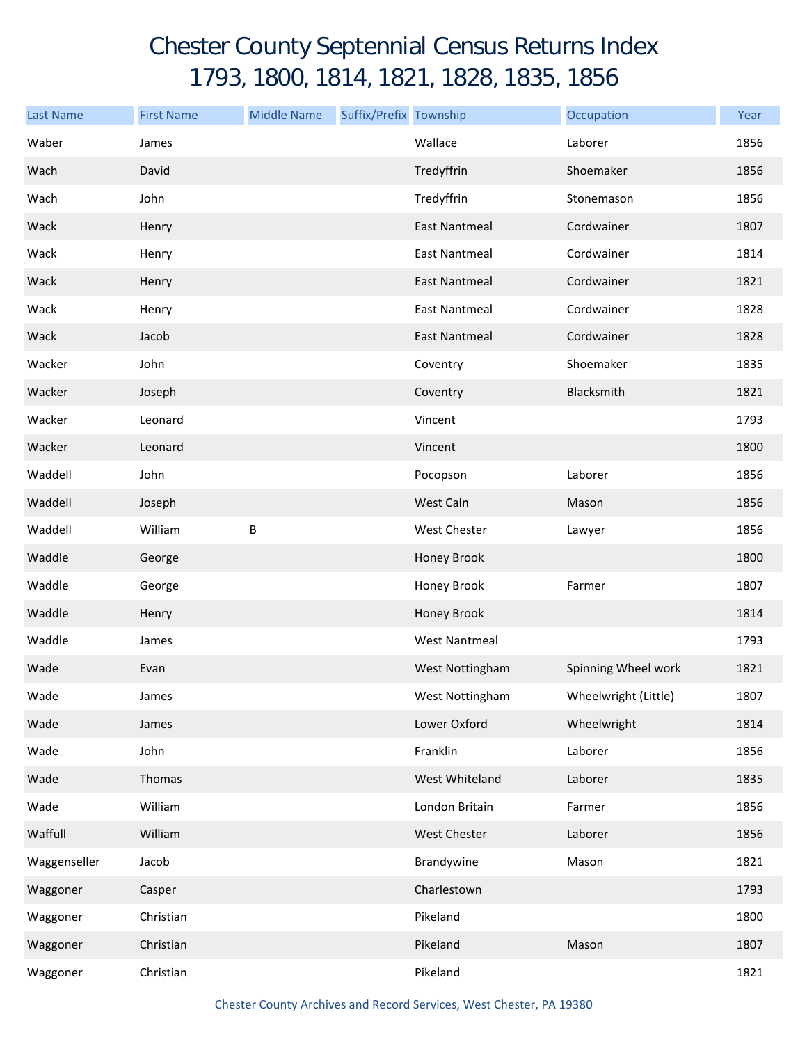# Chester County Septennial Census Returns Index
## 1793, 1800, 1814, 1821, 1828, 1835, 1856

| Last Name | First Name | Middle Name | Suffix/Prefix | Township | Occupation | Year |
|---|---|---|---|---|---|---|
| Waber | James | | | Wallace | Laborer | 1856 |
| Wach | David | | | Tredyffrin | Shoemaker | 1856 |
| Wach | John | | | Tredyffrin | Stonemason | 1856 |
| Wack | Henry | | | East Nantmeal | Cordwainer | 1807 |
| Wack | Henry | | | East Nantmeal | Cordwainer | 1814 |
| Wack | Henry | | | East Nantmeal | Cordwainer | 1821 |
| Wack | Henry | | | East Nantmeal | Cordwainer | 1828 |
| Wack | Jacob | | | East Nantmeal | Cordwainer | 1828 |
| Wacker | John | | | Coventry | Shoemaker | 1835 |
| Wacker | Joseph | | | Coventry | Blacksmith | 1821 |
| Wacker | Leonard | | | Vincent | | 1793 |
| Wacker | Leonard | | | Vincent | | 1800 |
| Waddell | John | | | Pocopson | Laborer | 1856 |
| Waddell | Joseph | | | West Caln | Mason | 1856 |
| Waddell | William | B | | West Chester | Lawyer | 1856 |
| Waddle | George | | | Honey Brook | | 1800 |
| Waddle | George | | | Honey Brook | Farmer | 1807 |
| Waddle | Henry | | | Honey Brook | | 1814 |
| Waddle | James | | | West Nantmeal | | 1793 |
| Wade | Evan | | | West Nottingham | Spinning Wheel work | 1821 |
| Wade | James | | | West Nottingham | Wheelwright (Little) | 1807 |
| Wade | James | | | Lower Oxford | Wheelwright | 1814 |
| Wade | John | | | Franklin | Laborer | 1856 |
| Wade | Thomas | | | West Whiteland | Laborer | 1835 |
| Wade | William | | | London Britain | Farmer | 1856 |
| Waffull | William | | | West Chester | Laborer | 1856 |
| Waggenseller | Jacob | | | Brandywine | Mason | 1821 |
| Waggoner | Casper | | | Charlestown | | 1793 |
| Waggoner | Christian | | | Pikeland | | 1800 |
| Waggoner | Christian | | | Pikeland | Mason | 1807 |
| Waggoner | Christian | | | Pikeland | | 1821 |

Chester County Archives and Record Services, West Chester, PA 19380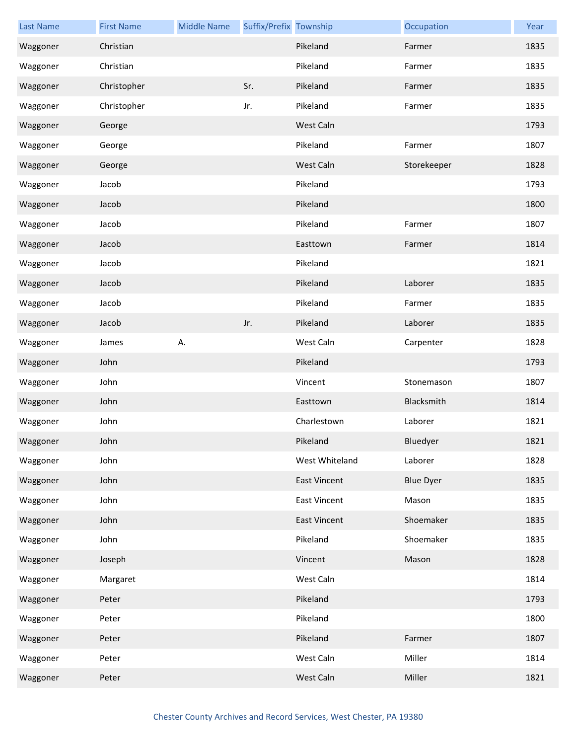| Last Name | First Name | Middle Name | Suffix/Prefix | Township | Occupation | Year |
|---|---|---|---|---|---|---|
| Waggoner | Christian | | | Pikeland | Farmer | 1835 |
| Waggoner | Christian | | | Pikeland | Farmer | 1835 |
| Waggoner | Christopher | | Sr. | Pikeland | Farmer | 1835 |
| Waggoner | Christopher | | Jr. | Pikeland | Farmer | 1835 |
| Waggoner | George | | | West Caln | | 1793 |
| Waggoner | George | | | Pikeland | Farmer | 1807 |
| Waggoner | George | | | West Caln | Storekeeper | 1828 |
| Waggoner | Jacob | | | Pikeland | | 1793 |
| Waggoner | Jacob | | | Pikeland | | 1800 |
| Waggoner | Jacob | | | Pikeland | Farmer | 1807 |
| Waggoner | Jacob | | | Easttown | Farmer | 1814 |
| Waggoner | Jacob | | | Pikeland | | 1821 |
| Waggoner | Jacob | | | Pikeland | Laborer | 1835 |
| Waggoner | Jacob | | | Pikeland | Farmer | 1835 |
| Waggoner | Jacob | | Jr. | Pikeland | Laborer | 1835 |
| Waggoner | James | A. | | West Caln | Carpenter | 1828 |
| Waggoner | John | | | Pikeland | | 1793 |
| Waggoner | John | | | Vincent | Stonemason | 1807 |
| Waggoner | John | | | Easttown | Blacksmith | 1814 |
| Waggoner | John | | | Charlestown | Laborer | 1821 |
| Waggoner | John | | | Pikeland | Bluedyer | 1821 |
| Waggoner | John | | | West Whiteland | Laborer | 1828 |
| Waggoner | John | | | East Vincent | Blue Dyer | 1835 |
| Waggoner | John | | | East Vincent | Mason | 1835 |
| Waggoner | John | | | East Vincent | Shoemaker | 1835 |
| Waggoner | John | | | Pikeland | Shoemaker | 1835 |
| Waggoner | Joseph | | | Vincent | Mason | 1828 |
| Waggoner | Margaret | | | West Caln | | 1814 |
| Waggoner | Peter | | | Pikeland | | 1793 |
| Waggoner | Peter | | | Pikeland | | 1800 |
| Waggoner | Peter | | | Pikeland | Farmer | 1807 |
| Waggoner | Peter | | | West Caln | Miller | 1814 |
| Waggoner | Peter | | | West Caln | Miller | 1821 |

Chester County Archives and Record Services, West Chester, PA 19380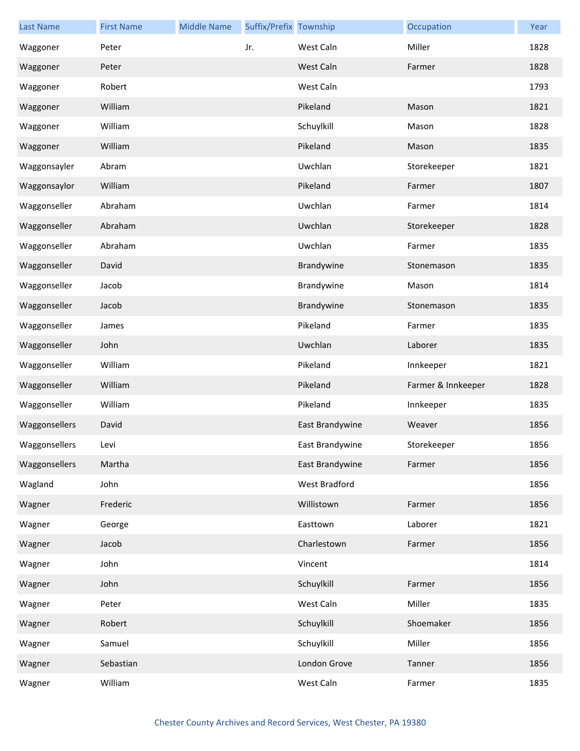| Last Name | First Name | Middle Name | Suffix/Prefix | Township | Occupation | Year |
|---|---|---|---|---|---|---|
| Waggoner | Peter | | Jr. | West Caln | Miller | 1828 |
| Waggoner | Peter | | | West Caln | Farmer | 1828 |
| Waggoner | Robert | | | West Caln | | 1793 |
| Waggoner | William | | | Pikeland | Mason | 1821 |
| Waggoner | William | | | Schuylkill | Mason | 1828 |
| Waggoner | William | | | Pikeland | Mason | 1835 |
| Waggonsayler | Abram | | | Uwchlan | Storekeeper | 1821 |
| Waggonsaylor | William | | | Pikeland | Farmer | 1807 |
| Waggonseller | Abraham | | | Uwchlan | Farmer | 1814 |
| Waggonseller | Abraham | | | Uwchlan | Storekeeper | 1828 |
| Waggonseller | Abraham | | | Uwchlan | Farmer | 1835 |
| Waggonseller | David | | | Brandywine | Stonemason | 1835 |
| Waggonseller | Jacob | | | Brandywine | Mason | 1814 |
| Waggonseller | Jacob | | | Brandywine | Stonemason | 1835 |
| Waggonseller | James | | | Pikeland | Farmer | 1835 |
| Waggonseller | John | | | Uwchlan | Laborer | 1835 |
| Waggonseller | William | | | Pikeland | Innkeeper | 1821 |
| Waggonseller | William | | | Pikeland | Farmer & Innkeeper | 1828 |
| Waggonseller | William | | | Pikeland | Innkeeper | 1835 |
| Waggonsellers | David | | | East Brandywine | Weaver | 1856 |
| Waggonsellers | Levi | | | East Brandywine | Storekeeper | 1856 |
| Waggonsellers | Martha | | | East Brandywine | Farmer | 1856 |
| Wagland | John | | | West Bradford | | 1856 |
| Wagner | Frederic | | | Willistown | Farmer | 1856 |
| Wagner | George | | | Easttown | Laborer | 1821 |
| Wagner | Jacob | | | Charlestown | Farmer | 1856 |
| Wagner | John | | | Vincent | | 1814 |
| Wagner | John | | | Schuylkill | Farmer | 1856 |
| Wagner | Peter | | | West Caln | Miller | 1835 |
| Wagner | Robert | | | Schuylkill | Shoemaker | 1856 |
| Wagner | Samuel | | | Schuylkill | Miller | 1856 |
| Wagner | Sebastian | | | London Grove | Tanner | 1856 |
| Wagner | William | | | West Caln | Farmer | 1835 |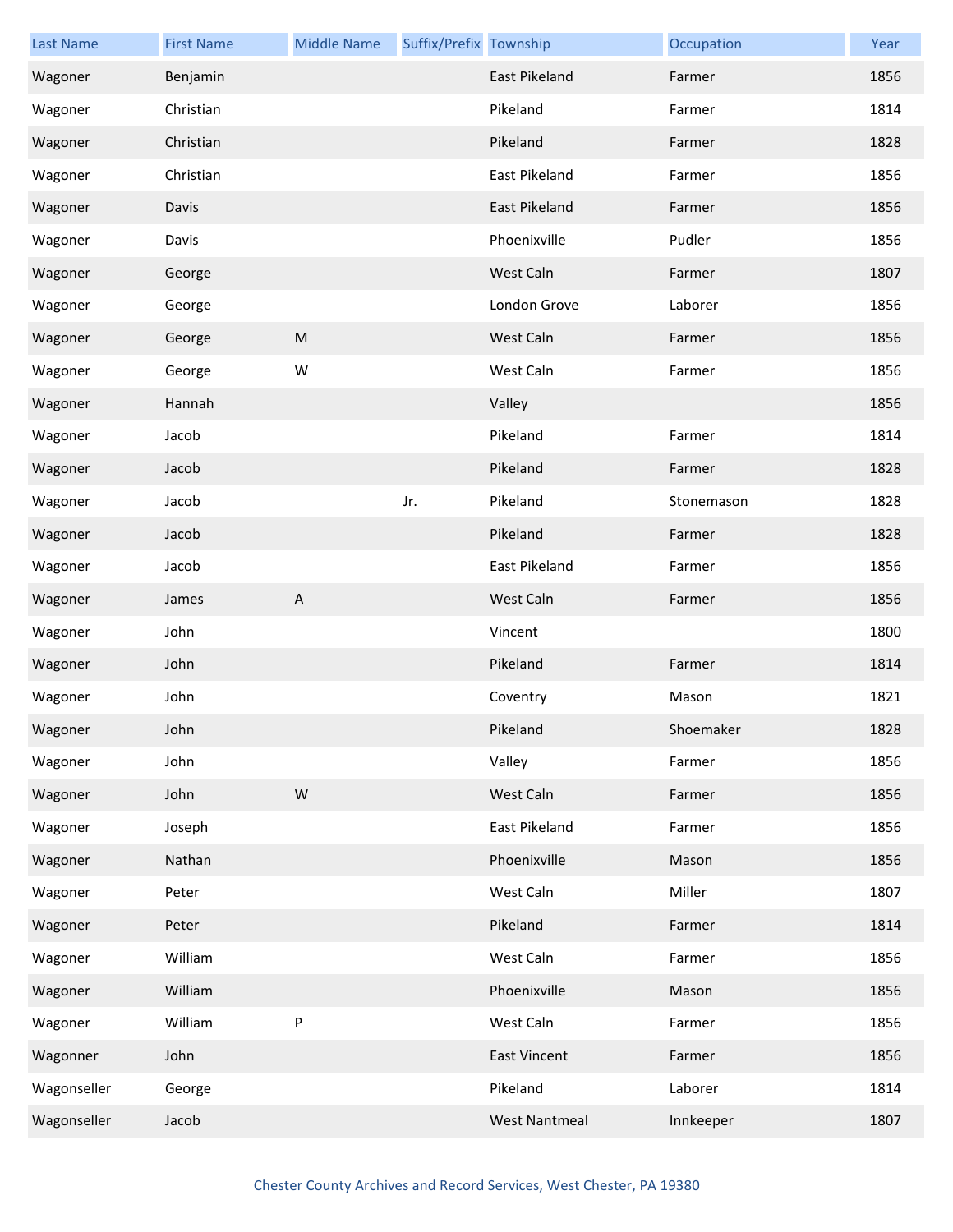| Last Name | First Name | Middle Name | Suffix/Prefix | Township | Occupation | Year |
| --- | --- | --- | --- | --- | --- | --- |
| Wagoner | Benjamin | | | East Pikeland | Farmer | 1856 |
| Wagoner | Christian | | | Pikeland | Farmer | 1814 |
| Wagoner | Christian | | | Pikeland | Farmer | 1828 |
| Wagoner | Christian | | | East Pikeland | Farmer | 1856 |
| Wagoner | Davis | | | East Pikeland | Farmer | 1856 |
| Wagoner | Davis | | | Phoenixville | Pudler | 1856 |
| Wagoner | George | | | West Caln | Farmer | 1807 |
| Wagoner | George | | | London Grove | Laborer | 1856 |
| Wagoner | George | M | | West Caln | Farmer | 1856 |
| Wagoner | George | W | | West Caln | Farmer | 1856 |
| Wagoner | Hannah | | | Valley | | 1856 |
| Wagoner | Jacob | | | Pikeland | Farmer | 1814 |
| Wagoner | Jacob | | | Pikeland | Farmer | 1828 |
| Wagoner | Jacob | | Jr. | Pikeland | Stonemason | 1828 |
| Wagoner | Jacob | | | Pikeland | Farmer | 1828 |
| Wagoner | Jacob | | | East Pikeland | Farmer | 1856 |
| Wagoner | James | A | | West Caln | Farmer | 1856 |
| Wagoner | John | | | Vincent | | 1800 |
| Wagoner | John | | | Pikeland | Farmer | 1814 |
| Wagoner | John | | | Coventry | Mason | 1821 |
| Wagoner | John | | | Pikeland | Shoemaker | 1828 |
| Wagoner | John | | | Valley | Farmer | 1856 |
| Wagoner | John | W | | West Caln | Farmer | 1856 |
| Wagoner | Joseph | | | East Pikeland | Farmer | 1856 |
| Wagoner | Nathan | | | Phoenixville | Mason | 1856 |
| Wagoner | Peter | | | West Caln | Miller | 1807 |
| Wagoner | Peter | | | Pikeland | Farmer | 1814 |
| Wagoner | William | | | West Caln | Farmer | 1856 |
| Wagoner | William | | | Phoenixville | Mason | 1856 |
| Wagoner | William | P | | West Caln | Farmer | 1856 |
| Wagonner | John | | | East Vincent | Farmer | 1856 |
| Wagonseller | George | | | Pikeland | Laborer | 1814 |
| Wagonseller | Jacob | | | West Nantmeal | Innkeeper | 1807 |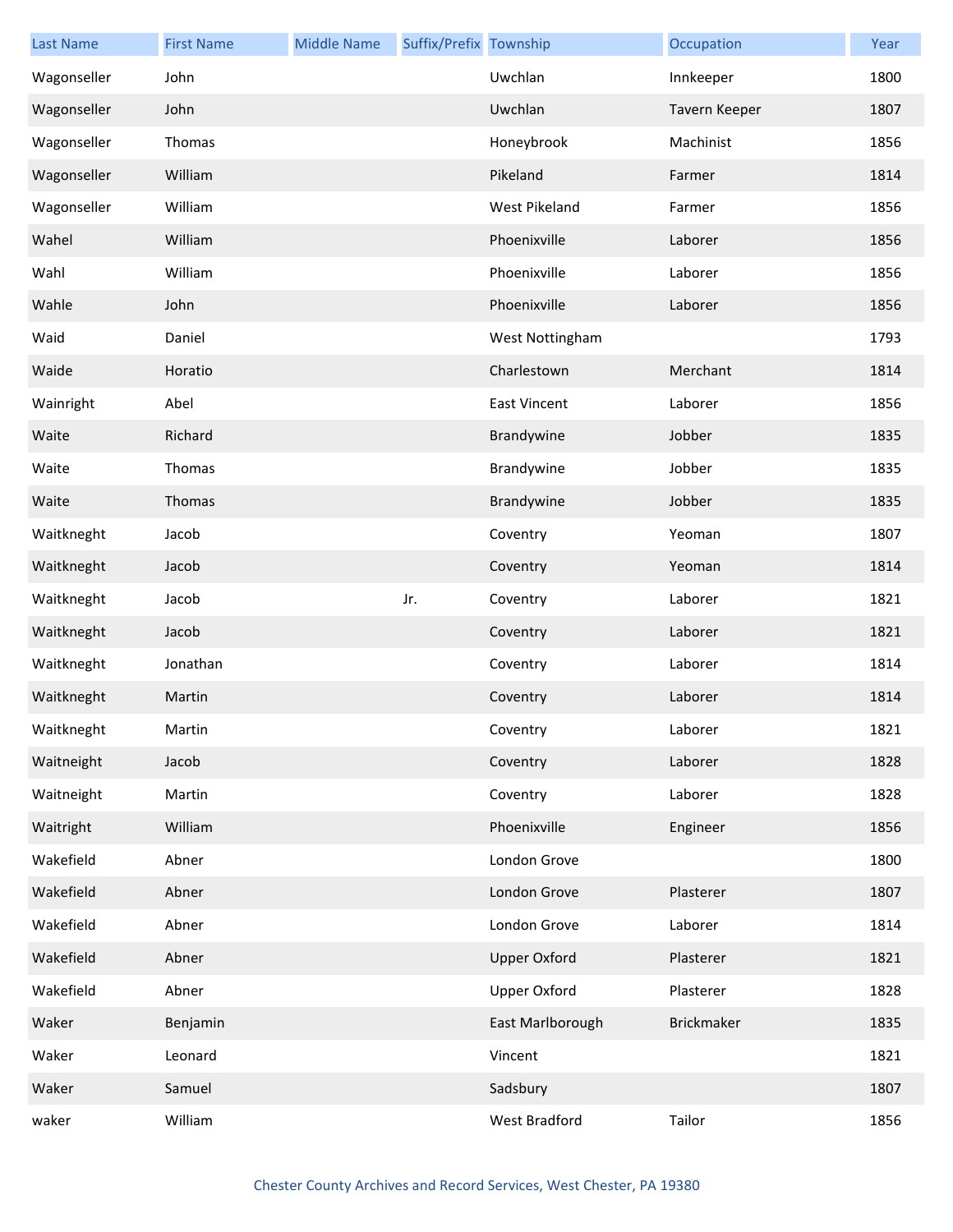| Last Name | First Name | Middle Name | Suffix/Prefix | Township | Occupation | Year |
| --- | --- | --- | --- | --- | --- | --- |
| Wagonseller | John | | | Uwchlan | Innkeeper | 1800 |
| Wagonseller | John | | | Uwchlan | Tavern Keeper | 1807 |
| Wagonseller | Thomas | | | Honeybrook | Machinist | 1856 |
| Wagonseller | William | | | Pikeland | Farmer | 1814 |
| Wagonseller | William | | | West Pikeland | Farmer | 1856 |
| Wahel | William | | | Phoenixville | Laborer | 1856 |
| Wahl | William | | | Phoenixville | Laborer | 1856 |
| Wahle | John | | | Phoenixville | Laborer | 1856 |
| Waid | Daniel | | | West Nottingham | | 1793 |
| Waide | Horatio | | | Charlestown | Merchant | 1814 |
| Wainright | Abel | | | East Vincent | Laborer | 1856 |
| Waite | Richard | | | Brandywine | Jobber | 1835 |
| Waite | Thomas | | | Brandywine | Jobber | 1835 |
| Waite | Thomas | | | Brandywine | Jobber | 1835 |
| Waitkneght | Jacob | | | Coventry | Yeoman | 1807 |
| Waitkneght | Jacob | | | Coventry | Yeoman | 1814 |
| Waitkneght | Jacob | | Jr. | Coventry | Laborer | 1821 |
| Waitkneght | Jacob | | | Coventry | Laborer | 1821 |
| Waitkneght | Jonathan | | | Coventry | Laborer | 1814 |
| Waitkneght | Martin | | | Coventry | Laborer | 1814 |
| Waitkneght | Martin | | | Coventry | Laborer | 1821 |
| Waitneight | Jacob | | | Coventry | Laborer | 1828 |
| Waitneight | Martin | | | Coventry | Laborer | 1828 |
| Waitright | William | | | Phoenixville | Engineer | 1856 |
| Wakefield | Abner | | | London Grove | | 1800 |
| Wakefield | Abner | | | London Grove | Plasterer | 1807 |
| Wakefield | Abner | | | London Grove | Laborer | 1814 |
| Wakefield | Abner | | | Upper Oxford | Plasterer | 1821 |
| Wakefield | Abner | | | Upper Oxford | Plasterer | 1828 |
| Waker | Benjamin | | | East Marlborough | Brickmaker | 1835 |
| Waker | Leonard | | | Vincent | | 1821 |
| Waker | Samuel | | | Sadsbury | | 1807 |
| waker | William | | | West Bradford | Tailor | 1856 |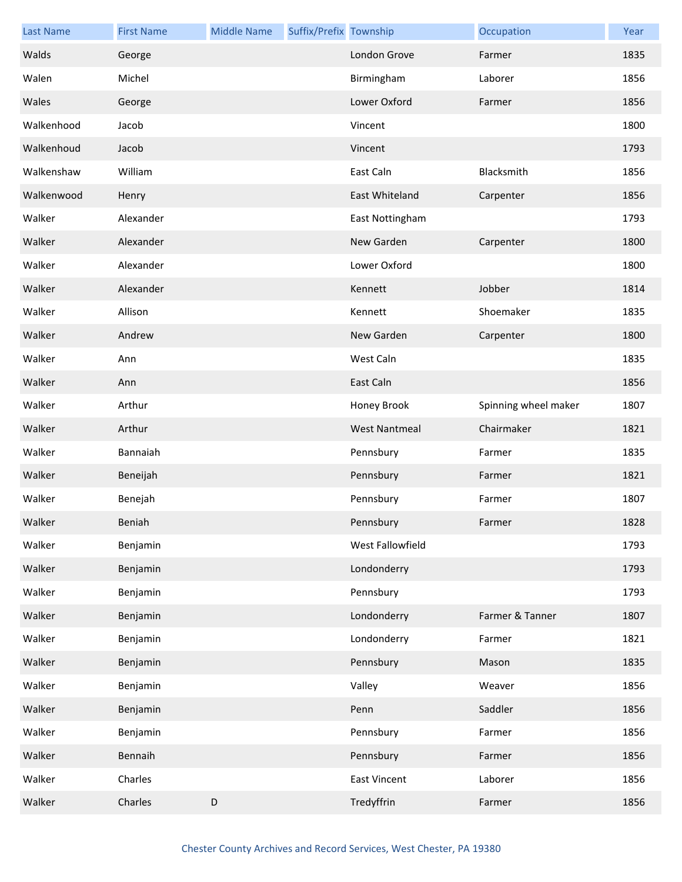| Last Name | First Name | Middle Name | Suffix/Prefix | Township | Occupation | Year |
| --- | --- | --- | --- | --- | --- | --- |
| Walds | George | | | London Grove | Farmer | 1835 |
| Walen | Michel | | | Birmingham | Laborer | 1856 |
| Wales | George | | | Lower Oxford | Farmer | 1856 |
| Walkenhood | Jacob | | | Vincent | | 1800 |
| Walkenhoud | Jacob | | | Vincent | | 1793 |
| Walkenshaw | William | | | East Caln | Blacksmith | 1856 |
| Walkenwood | Henry | | | East Whiteland | Carpenter | 1856 |
| Walker | Alexander | | | East Nottingham | | 1793 |
| Walker | Alexander | | | New Garden | Carpenter | 1800 |
| Walker | Alexander | | | Lower Oxford | | 1800 |
| Walker | Alexander | | | Kennett | Jobber | 1814 |
| Walker | Allison | | | Kennett | Shoemaker | 1835 |
| Walker | Andrew | | | New Garden | Carpenter | 1800 |
| Walker | Ann | | | West Caln | | 1835 |
| Walker | Ann | | | East Caln | | 1856 |
| Walker | Arthur | | | Honey Brook | Spinning wheel maker | 1807 |
| Walker | Arthur | | | West Nantmeal | Chairmaker | 1821 |
| Walker | Bannaiah | | | Pennsbury | Farmer | 1835 |
| Walker | Beneijah | | | Pennsbury | Farmer | 1821 |
| Walker | Benejah | | | Pennsbury | Farmer | 1807 |
| Walker | Beniah | | | Pennsbury | Farmer | 1828 |
| Walker | Benjamin | | | West Fallowfield | | 1793 |
| Walker | Benjamin | | | Londonderry | | 1793 |
| Walker | Benjamin | | | Pennsbury | | 1793 |
| Walker | Benjamin | | | Londonderry | Farmer & Tanner | 1807 |
| Walker | Benjamin | | | Londonderry | Farmer | 1821 |
| Walker | Benjamin | | | Pennsbury | Mason | 1835 |
| Walker | Benjamin | | | Valley | Weaver | 1856 |
| Walker | Benjamin | | | Penn | Saddler | 1856 |
| Walker | Benjamin | | | Pennsbury | Farmer | 1856 |
| Walker | Bennaih | | | Pennsbury | Farmer | 1856 |
| Walker | Charles | | | East Vincent | Laborer | 1856 |
| Walker | Charles | D | | Tredyffrin | Farmer | 1856 |

Chester County Archives and Record Services, West Chester, PA 19380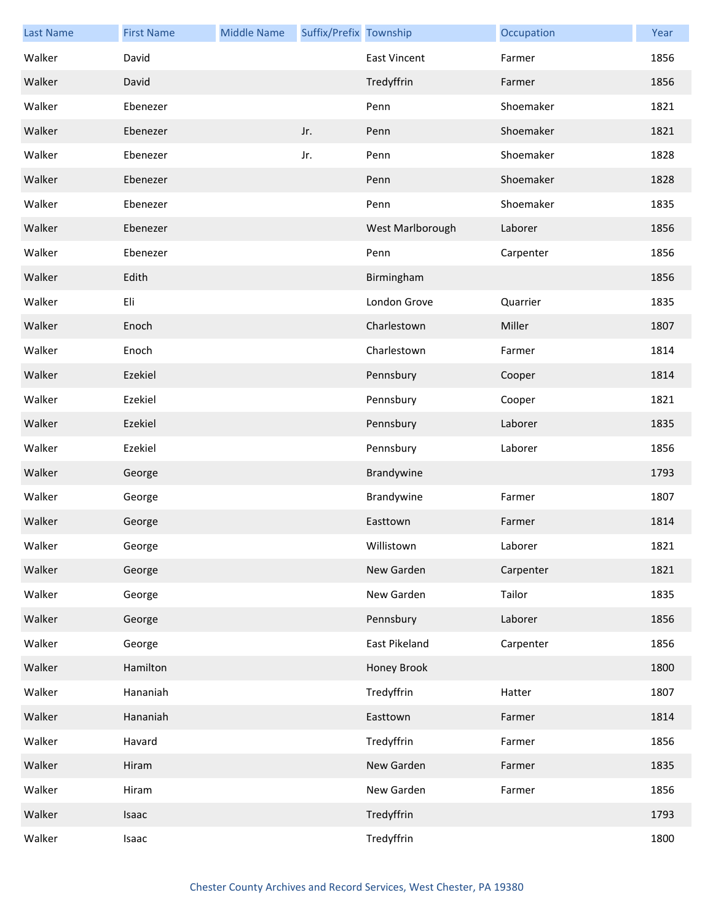| Last Name | First Name | Middle Name | Suffix/Prefix | Township | Occupation | Year |
|---|---|---|---|---|---|---|
| Walker | David | | | East Vincent | Farmer | 1856 |
| Walker | David | | | Tredyffrin | Farmer | 1856 |
| Walker | Ebenezer | | | Penn | Shoemaker | 1821 |
| Walker | Ebenezer | | Jr. | Penn | Shoemaker | 1821 |
| Walker | Ebenezer | | Jr. | Penn | Shoemaker | 1828 |
| Walker | Ebenezer | | | Penn | Shoemaker | 1828 |
| Walker | Ebenezer | | | Penn | Shoemaker | 1835 |
| Walker | Ebenezer | | | West Marlborough | Laborer | 1856 |
| Walker | Ebenezer | | | Penn | Carpenter | 1856 |
| Walker | Edith | | | Birmingham | | 1856 |
| Walker | Eli | | | London Grove | Quarrier | 1835 |
| Walker | Enoch | | | Charlestown | Miller | 1807 |
| Walker | Enoch | | | Charlestown | Farmer | 1814 |
| Walker | Ezekiel | | | Pennsbury | Cooper | 1814 |
| Walker | Ezekiel | | | Pennsbury | Cooper | 1821 |
| Walker | Ezekiel | | | Pennsbury | Laborer | 1835 |
| Walker | Ezekiel | | | Pennsbury | Laborer | 1856 |
| Walker | George | | | Brandywine | | 1793 |
| Walker | George | | | Brandywine | Farmer | 1807 |
| Walker | George | | | Easttown | Farmer | 1814 |
| Walker | George | | | Willistown | Laborer | 1821 |
| Walker | George | | | New Garden | Carpenter | 1821 |
| Walker | George | | | New Garden | Tailor | 1835 |
| Walker | George | | | Pennsbury | Laborer | 1856 |
| Walker | George | | | East Pikeland | Carpenter | 1856 |
| Walker | Hamilton | | | Honey Brook | | 1800 |
| Walker | Hananiah | | | Tredyffrin | Hatter | 1807 |
| Walker | Hananiah | | | Easttown | Farmer | 1814 |
| Walker | Havard | | | Tredyffrin | Farmer | 1856 |
| Walker | Hiram | | | New Garden | Farmer | 1835 |
| Walker | Hiram | | | New Garden | Farmer | 1856 |
| Walker | Isaac | | | Tredyffrin | | 1793 |
| Walker | Isaac | | | Tredyffrin | | 1800 |

Chester County Archives and Record Services, West Chester, PA 19380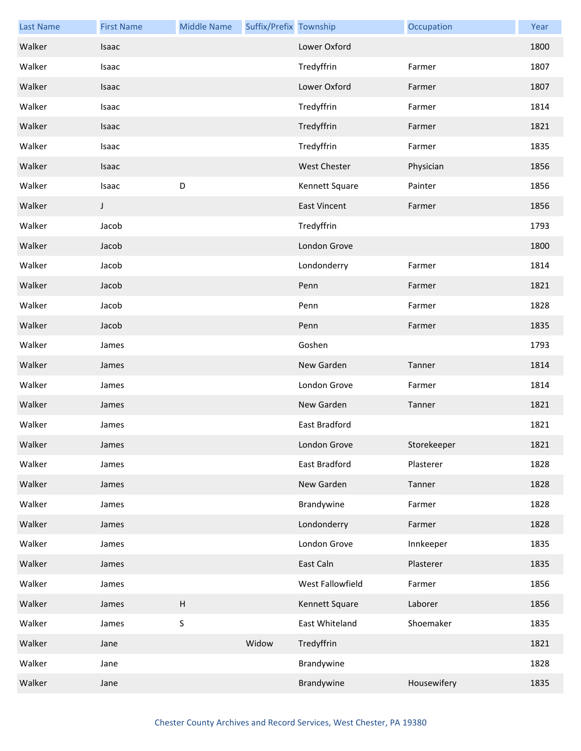| Last Name | First Name | Middle Name | Suffix/Prefix | Township | Occupation | Year |
|---|---|---|---|---|---|---|
| Walker | Isaac | | | Lower Oxford | | 1800 |
| Walker | Isaac | | | Tredyffrin | Farmer | 1807 |
| Walker | Isaac | | | Lower Oxford | Farmer | 1807 |
| Walker | Isaac | | | Tredyffrin | Farmer | 1814 |
| Walker | Isaac | | | Tredyffrin | Farmer | 1821 |
| Walker | Isaac | | | Tredyffrin | Farmer | 1835 |
| Walker | Isaac | | | West Chester | Physician | 1856 |
| Walker | Isaac | D | | Kennett Square | Painter | 1856 |
| Walker | J | | | East Vincent | Farmer | 1856 |
| Walker | Jacob | | | Tredyffrin | | 1793 |
| Walker | Jacob | | | London Grove | | 1800 |
| Walker | Jacob | | | Londonderry | Farmer | 1814 |
| Walker | Jacob | | | Penn | Farmer | 1821 |
| Walker | Jacob | | | Penn | Farmer | 1828 |
| Walker | Jacob | | | Penn | Farmer | 1835 |
| Walker | James | | | Goshen | | 1793 |
| Walker | James | | | New Garden | Tanner | 1814 |
| Walker | James | | | London Grove | Farmer | 1814 |
| Walker | James | | | New Garden | Tanner | 1821 |
| Walker | James | | | East Bradford | | 1821 |
| Walker | James | | | London Grove | Storekeeper | 1821 |
| Walker | James | | | East Bradford | Plasterer | 1828 |
| Walker | James | | | New Garden | Tanner | 1828 |
| Walker | James | | | Brandywine | Farmer | 1828 |
| Walker | James | | | Londonderry | Farmer | 1828 |
| Walker | James | | | London Grove | Innkeeper | 1835 |
| Walker | James | | | East Caln | Plasterer | 1835 |
| Walker | James | | | West Fallowfield | Farmer | 1856 |
| Walker | James | H | | Kennett Square | Laborer | 1856 |
| Walker | James | S | | East Whiteland | Shoemaker | 1835 |
| Walker | Jane | | Widow | Tredyffrin | | 1821 |
| Walker | Jane | | | Brandywine | | 1828 |
| Walker | Jane | | | Brandywine | Housewifery | 1835 |

Chester County Archives and Record Services, West Chester, PA 19380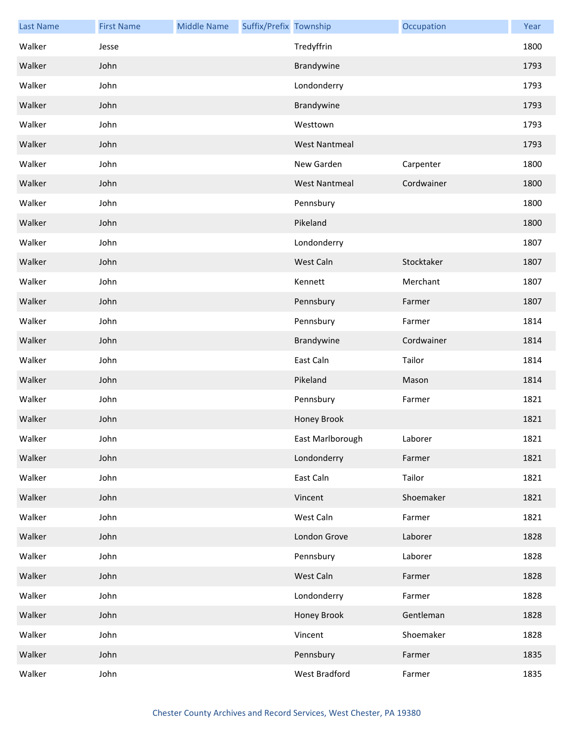| Last Name | First Name | Middle Name | Suffix/Prefix | Township | Occupation | Year |
| --- | --- | --- | --- | --- | --- | --- |
| Walker | Jesse | | | Tredyffrin | | 1800 |
| Walker | John | | | Brandywine | | 1793 |
| Walker | John | | | Londonderry | | 1793 |
| Walker | John | | | Brandywine | | 1793 |
| Walker | John | | | Westtown | | 1793 |
| Walker | John | | | West Nantmeal | | 1793 |
| Walker | John | | | New Garden | Carpenter | 1800 |
| Walker | John | | | West Nantmeal | Cordwainer | 1800 |
| Walker | John | | | Pennsbury | | 1800 |
| Walker | John | | | Pikeland | | 1800 |
| Walker | John | | | Londonderry | | 1807 |
| Walker | John | | | West Caln | Stocktaker | 1807 |
| Walker | John | | | Kennett | Merchant | 1807 |
| Walker | John | | | Pennsbury | Farmer | 1807 |
| Walker | John | | | Pennsbury | Farmer | 1814 |
| Walker | John | | | Brandywine | Cordwainer | 1814 |
| Walker | John | | | East Caln | Tailor | 1814 |
| Walker | John | | | Pikeland | Mason | 1814 |
| Walker | John | | | Pennsbury | Farmer | 1821 |
| Walker | John | | | Honey Brook | | 1821 |
| Walker | John | | | East Marlborough | Laborer | 1821 |
| Walker | John | | | Londonderry | Farmer | 1821 |
| Walker | John | | | East Caln | Tailor | 1821 |
| Walker | John | | | Vincent | Shoemaker | 1821 |
| Walker | John | | | West Caln | Farmer | 1821 |
| Walker | John | | | London Grove | Laborer | 1828 |
| Walker | John | | | Pennsbury | Laborer | 1828 |
| Walker | John | | | West Caln | Farmer | 1828 |
| Walker | John | | | Londonderry | Farmer | 1828 |
| Walker | John | | | Honey Brook | Gentleman | 1828 |
| Walker | John | | | Vincent | Shoemaker | 1828 |
| Walker | John | | | Pennsbury | Farmer | 1835 |
| Walker | John | | | West Bradford | Farmer | 1835 |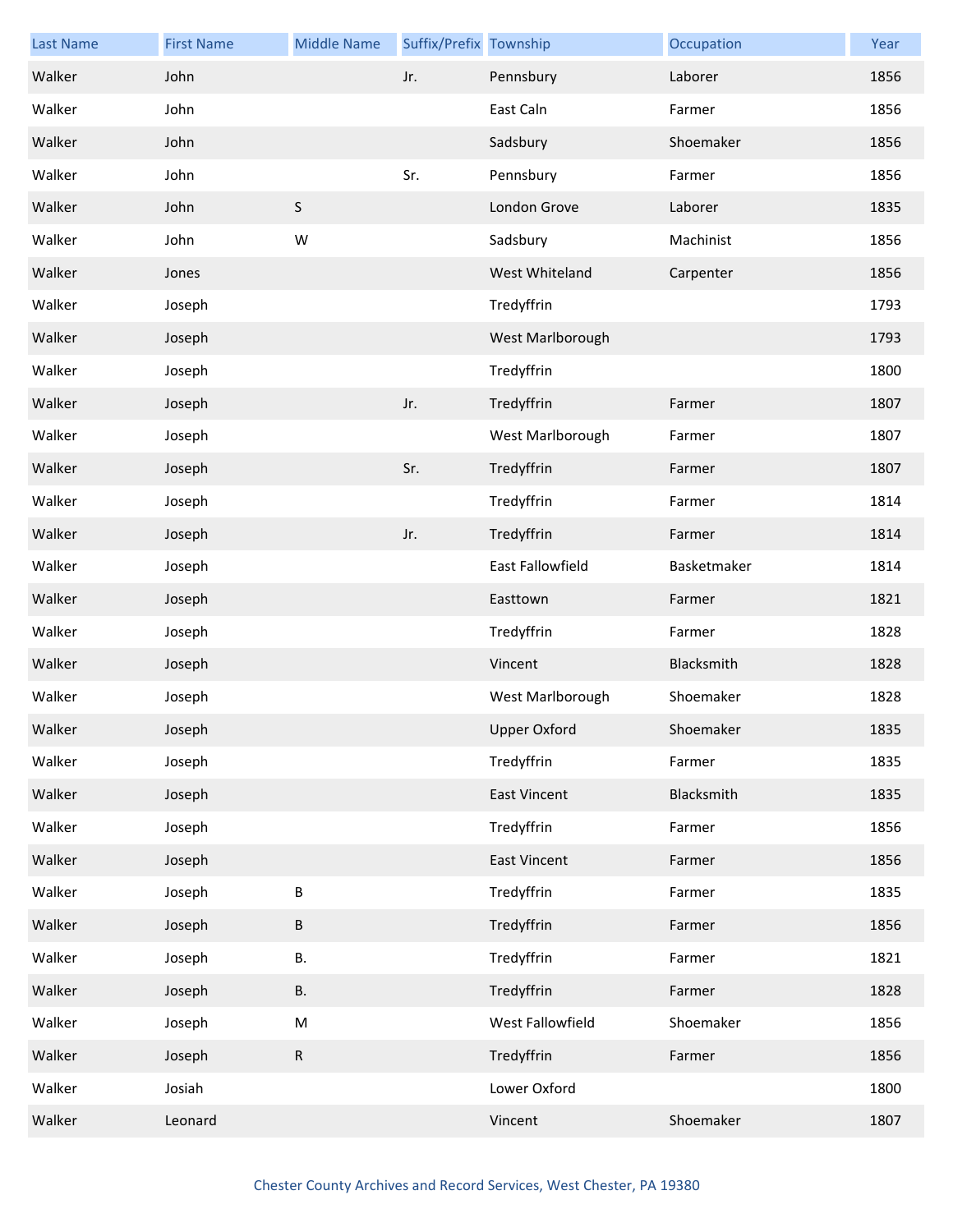| Last Name | First Name | Middle Name | Suffix/Prefix | Township | Occupation | Year |
|---|---|---|---|---|---|---|
| Walker | John | | Jr. | Pennsbury | Laborer | 1856 |
| Walker | John | | | East Caln | Farmer | 1856 |
| Walker | John | | | Sadsbury | Shoemaker | 1856 |
| Walker | John | | Sr. | Pennsbury | Farmer | 1856 |
| Walker | John | S | | London Grove | Laborer | 1835 |
| Walker | John | W | | Sadsbury | Machinist | 1856 |
| Walker | Jones | | | West Whiteland | Carpenter | 1856 |
| Walker | Joseph | | | Tredyffrin | | 1793 |
| Walker | Joseph | | | West Marlborough | | 1793 |
| Walker | Joseph | | | Tredyffrin | | 1800 |
| Walker | Joseph | | Jr. | Tredyffrin | Farmer | 1807 |
| Walker | Joseph | | | West Marlborough | Farmer | 1807 |
| Walker | Joseph | | Sr. | Tredyffrin | Farmer | 1807 |
| Walker | Joseph | | | Tredyffrin | Farmer | 1814 |
| Walker | Joseph | | Jr. | Tredyffrin | Farmer | 1814 |
| Walker | Joseph | | | East Fallowfield | Basketmaker | 1814 |
| Walker | Joseph | | | Easttown | Farmer | 1821 |
| Walker | Joseph | | | Tredyffrin | Farmer | 1828 |
| Walker | Joseph | | | Vincent | Blacksmith | 1828 |
| Walker | Joseph | | | West Marlborough | Shoemaker | 1828 |
| Walker | Joseph | | | Upper Oxford | Shoemaker | 1835 |
| Walker | Joseph | | | Tredyffrin | Farmer | 1835 |
| Walker | Joseph | | | East Vincent | Blacksmith | 1835 |
| Walker | Joseph | | | Tredyffrin | Farmer | 1856 |
| Walker | Joseph | | | East Vincent | Farmer | 1856 |
| Walker | Joseph | B | | Tredyffrin | Farmer | 1835 |
| Walker | Joseph | B | | Tredyffrin | Farmer | 1856 |
| Walker | Joseph | B. | | Tredyffrin | Farmer | 1821 |
| Walker | Joseph | B. | | Tredyffrin | Farmer | 1828 |
| Walker | Joseph | M | | West Fallowfield | Shoemaker | 1856 |
| Walker | Joseph | R | | Tredyffrin | Farmer | 1856 |
| Walker | Josiah | | | Lower Oxford | | 1800 |
| Walker | Leonard | | | Vincent | Shoemaker | 1807 |

Chester County Archives and Record Services, West Chester, PA 19380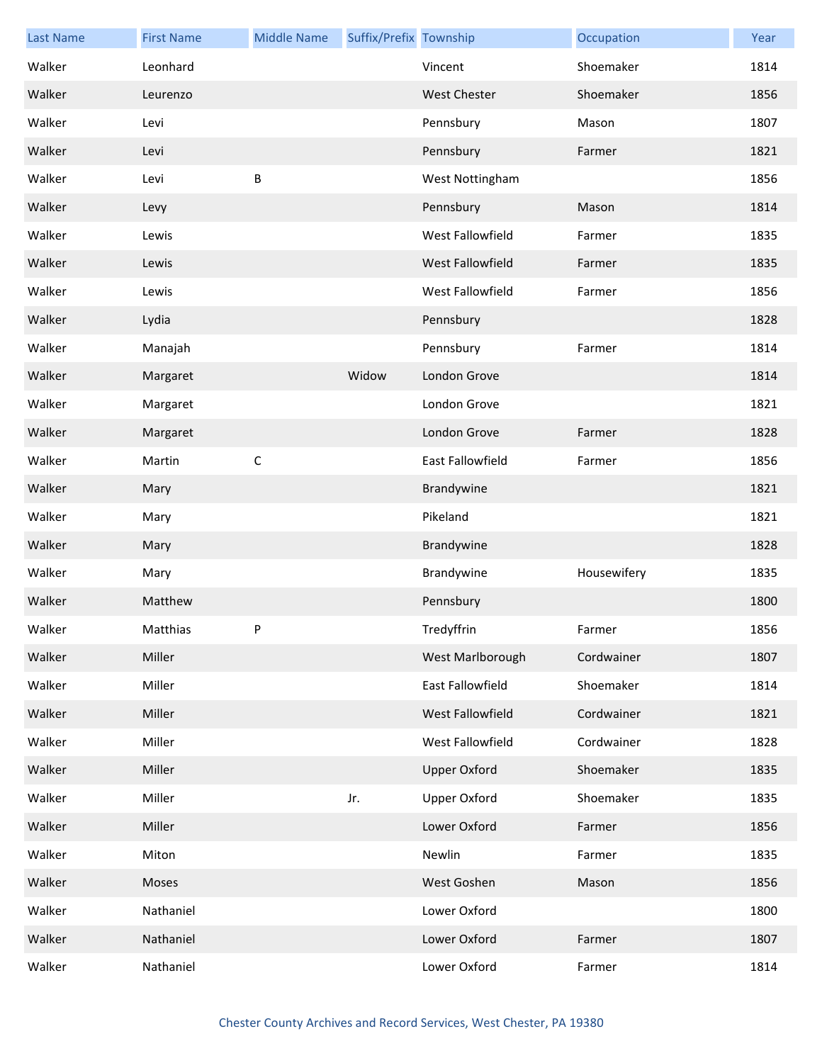| Last Name | First Name | Middle Name | Suffix/Prefix | Township | Occupation | Year |
|---|---|---|---|---|---|---|
| Walker | Leonhard | | | Vincent | Shoemaker | 1814 |
| Walker | Leurenzo | | | West Chester | Shoemaker | 1856 |
| Walker | Levi | | | Pennsbury | Mason | 1807 |
| Walker | Levi | | | Pennsbury | Farmer | 1821 |
| Walker | Levi | B | | West Nottingham | | 1856 |
| Walker | Levy | | | Pennsbury | Mason | 1814 |
| Walker | Lewis | | | West Fallowfield | Farmer | 1835 |
| Walker | Lewis | | | West Fallowfield | Farmer | 1835 |
| Walker | Lewis | | | West Fallowfield | Farmer | 1856 |
| Walker | Lydia | | | Pennsbury | | 1828 |
| Walker | Manajah | | | Pennsbury | Farmer | 1814 |
| Walker | Margaret | | Widow | London Grove | | 1814 |
| Walker | Margaret | | | London Grove | | 1821 |
| Walker | Margaret | | | London Grove | Farmer | 1828 |
| Walker | Martin | C | | East Fallowfield | Farmer | 1856 |
| Walker | Mary | | | Brandywine | | 1821 |
| Walker | Mary | | | Pikeland | | 1821 |
| Walker | Mary | | | Brandywine | | 1828 |
| Walker | Mary | | | Brandywine | Housewifery | 1835 |
| Walker | Matthew | | | Pennsbury | | 1800 |
| Walker | Matthias | P | | Tredyffrin | Farmer | 1856 |
| Walker | Miller | | | West Marlborough | Cordwainer | 1807 |
| Walker | Miller | | | East Fallowfield | Shoemaker | 1814 |
| Walker | Miller | | | West Fallowfield | Cordwainer | 1821 |
| Walker | Miller | | | West Fallowfield | Cordwainer | 1828 |
| Walker | Miller | | | Upper Oxford | Shoemaker | 1835 |
| Walker | Miller | | Jr. | Upper Oxford | Shoemaker | 1835 |
| Walker | Miller | | | Lower Oxford | Farmer | 1856 |
| Walker | Miton | | | Newlin | Farmer | 1835 |
| Walker | Moses | | | West Goshen | Mason | 1856 |
| Walker | Nathaniel | | | Lower Oxford | | 1800 |
| Walker | Nathaniel | | | Lower Oxford | Farmer | 1807 |
| Walker | Nathaniel | | | Lower Oxford | Farmer | 1814 |

Chester County Archives and Record Services, West Chester, PA 19380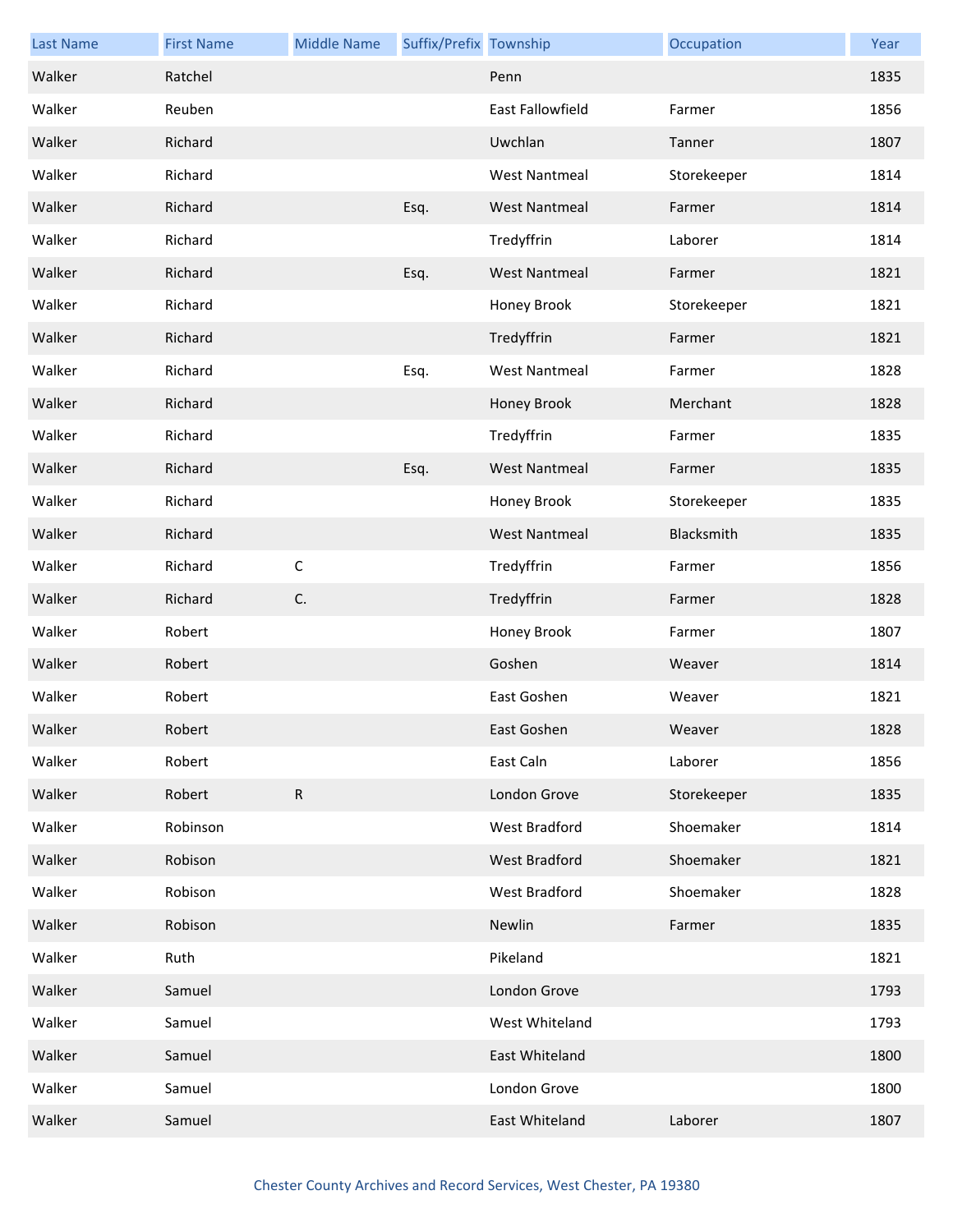| Last Name | First Name | Middle Name | Suffix/Prefix | Township | Occupation | Year |
| --- | --- | --- | --- | --- | --- | --- |
| Walker | Ratchel | | | Penn | | 1835 |
| Walker | Reuben | | | East Fallowfield | Farmer | 1856 |
| Walker | Richard | | | Uwchlan | Tanner | 1807 |
| Walker | Richard | | | West Nantmeal | Storekeeper | 1814 |
| Walker | Richard | | Esq. | West Nantmeal | Farmer | 1814 |
| Walker | Richard | | | Tredyffrin | Laborer | 1814 |
| Walker | Richard | | Esq. | West Nantmeal | Farmer | 1821 |
| Walker | Richard | | | Honey Brook | Storekeeper | 1821 |
| Walker | Richard | | | Tredyffrin | Farmer | 1821 |
| Walker | Richard | | Esq. | West Nantmeal | Farmer | 1828 |
| Walker | Richard | | | Honey Brook | Merchant | 1828 |
| Walker | Richard | | | Tredyffrin | Farmer | 1835 |
| Walker | Richard | | Esq. | West Nantmeal | Farmer | 1835 |
| Walker | Richard | | | Honey Brook | Storekeeper | 1835 |
| Walker | Richard | | | West Nantmeal | Blacksmith | 1835 |
| Walker | Richard | C | | Tredyffrin | Farmer | 1856 |
| Walker | Richard | C. | | Tredyffrin | Farmer | 1828 |
| Walker | Robert | | | Honey Brook | Farmer | 1807 |
| Walker | Robert | | | Goshen | Weaver | 1814 |
| Walker | Robert | | | East Goshen | Weaver | 1821 |
| Walker | Robert | | | East Goshen | Weaver | 1828 |
| Walker | Robert | | | East Caln | Laborer | 1856 |
| Walker | Robert | R | | London Grove | Storekeeper | 1835 |
| Walker | Robinson | | | West Bradford | Shoemaker | 1814 |
| Walker | Robison | | | West Bradford | Shoemaker | 1821 |
| Walker | Robison | | | West Bradford | Shoemaker | 1828 |
| Walker | Robison | | | Newlin | Farmer | 1835 |
| Walker | Ruth | | | Pikeland | | 1821 |
| Walker | Samuel | | | London Grove | | 1793 |
| Walker | Samuel | | | West Whiteland | | 1793 |
| Walker | Samuel | | | East Whiteland | | 1800 |
| Walker | Samuel | | | London Grove | | 1800 |
| Walker | Samuel | | | East Whiteland | Laborer | 1807 |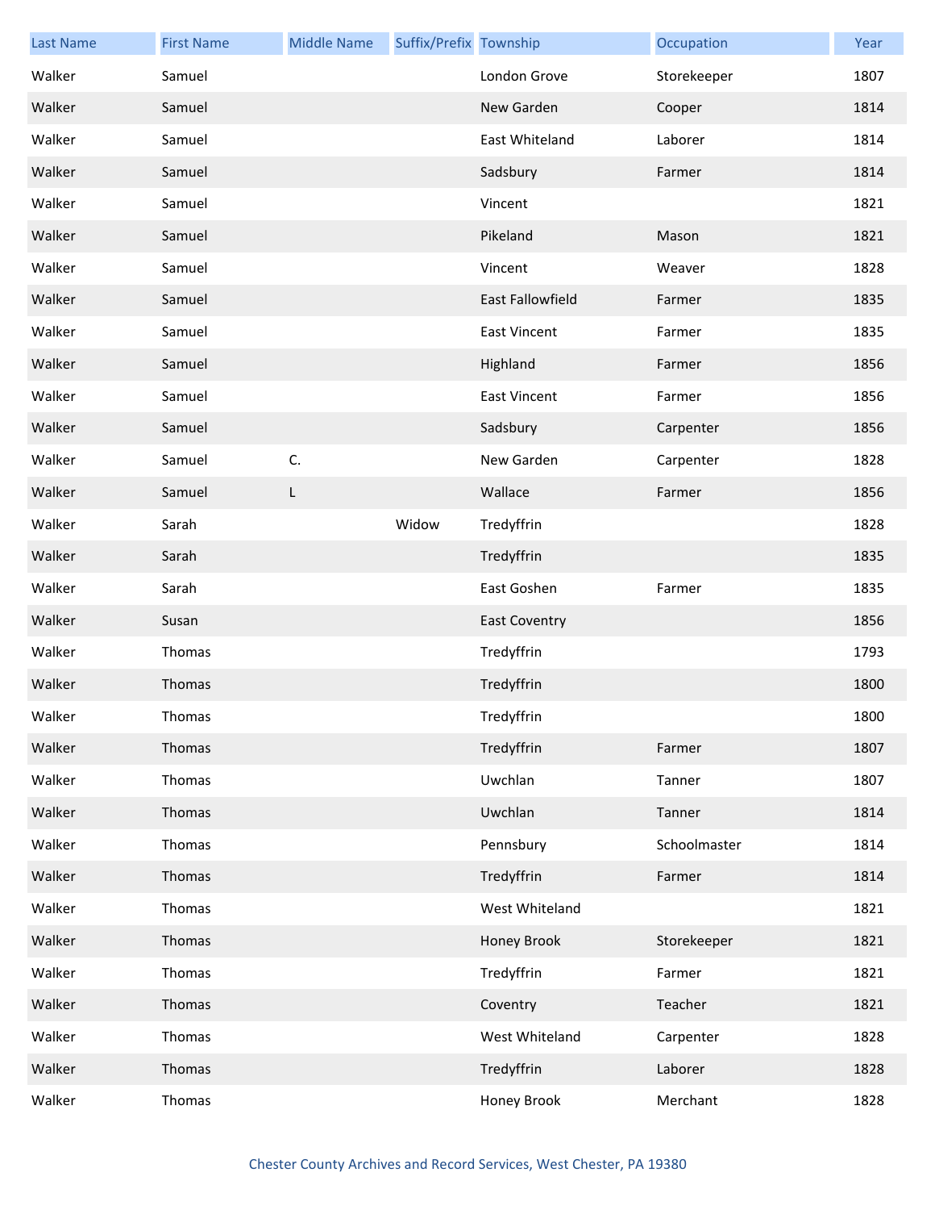| Last Name | First Name | Middle Name | Suffix/Prefix | Township | Occupation | Year |
| --- | --- | --- | --- | --- | --- | --- |
| Walker | Samuel | | | London Grove | Storekeeper | 1807 |
| Walker | Samuel | | | New Garden | Cooper | 1814 |
| Walker | Samuel | | | East Whiteland | Laborer | 1814 |
| Walker | Samuel | | | Sadsbury | Farmer | 1814 |
| Walker | Samuel | | | Vincent | | 1821 |
| Walker | Samuel | | | Pikeland | Mason | 1821 |
| Walker | Samuel | | | Vincent | Weaver | 1828 |
| Walker | Samuel | | | East Fallowfield | Farmer | 1835 |
| Walker | Samuel | | | East Vincent | Farmer | 1835 |
| Walker | Samuel | | | Highland | Farmer | 1856 |
| Walker | Samuel | | | East Vincent | Farmer | 1856 |
| Walker | Samuel | | | Sadsbury | Carpenter | 1856 |
| Walker | Samuel | C. | | New Garden | Carpenter | 1828 |
| Walker | Samuel | L | | Wallace | Farmer | 1856 |
| Walker | Sarah | | Widow | Tredyffrin | | 1828 |
| Walker | Sarah | | | Tredyffrin | | 1835 |
| Walker | Sarah | | | East Goshen | Farmer | 1835 |
| Walker | Susan | | | East Coventry | | 1856 |
| Walker | Thomas | | | Tredyffrin | | 1793 |
| Walker | Thomas | | | Tredyffrin | | 1800 |
| Walker | Thomas | | | Tredyffrin | | 1800 |
| Walker | Thomas | | | Tredyffrin | Farmer | 1807 |
| Walker | Thomas | | | Uwchlan | Tanner | 1807 |
| Walker | Thomas | | | Uwchlan | Tanner | 1814 |
| Walker | Thomas | | | Pennsbury | Schoolmaster | 1814 |
| Walker | Thomas | | | Tredyffrin | Farmer | 1814 |
| Walker | Thomas | | | West Whiteland | | 1821 |
| Walker | Thomas | | | Honey Brook | Storekeeper | 1821 |
| Walker | Thomas | | | Tredyffrin | Farmer | 1821 |
| Walker | Thomas | | | Coventry | Teacher | 1821 |
| Walker | Thomas | | | West Whiteland | Carpenter | 1828 |
| Walker | Thomas | | | Tredyffrin | Laborer | 1828 |
| Walker | Thomas | | | Honey Brook | Merchant | 1828 |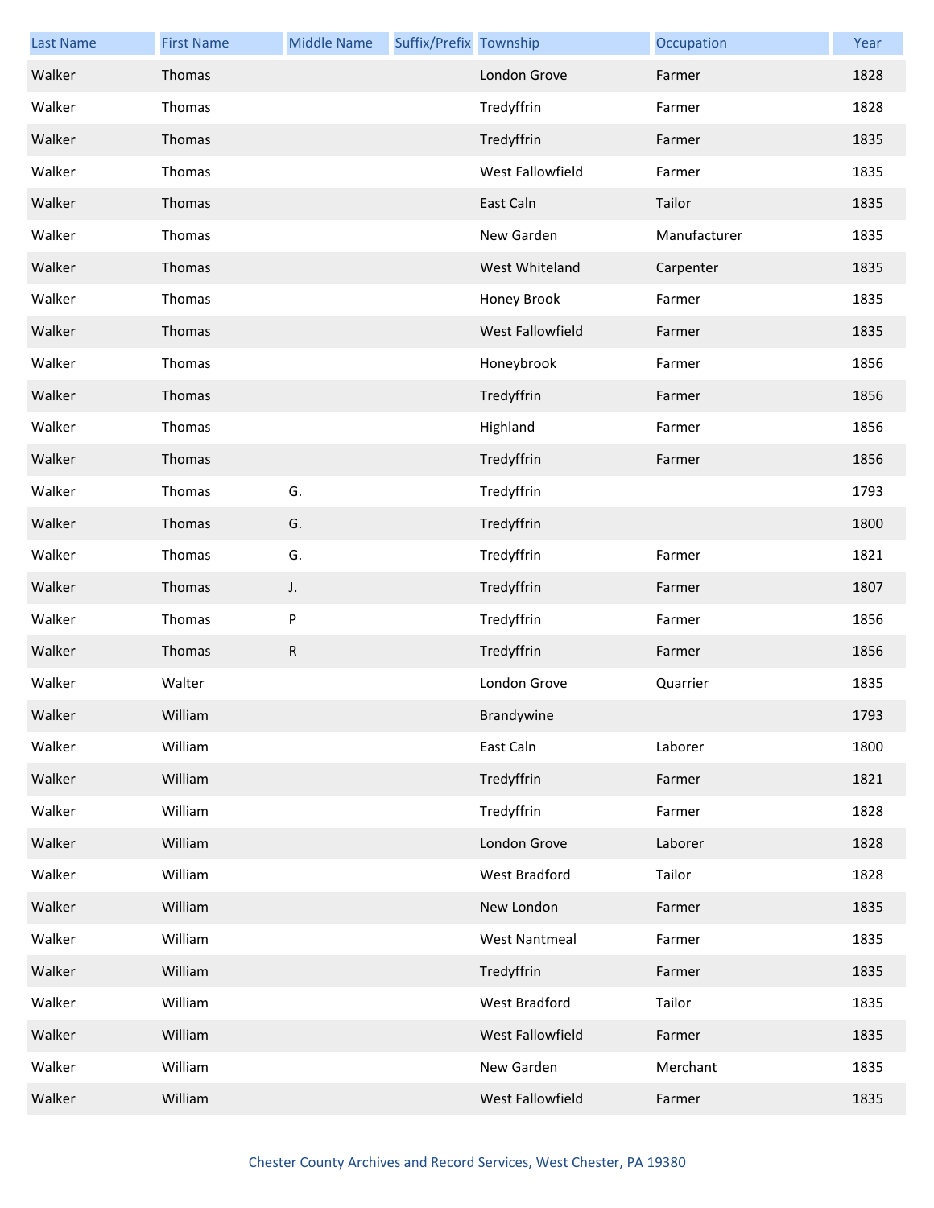| Last Name | First Name | Middle Name | Suffix/Prefix | Township | Occupation | Year |
|---|---|---|---|---|---|---|
| Walker | Thomas | | | London Grove | Farmer | 1828 |
| Walker | Thomas | | | Tredyffrin | Farmer | 1828 |
| Walker | Thomas | | | Tredyffrin | Farmer | 1835 |
| Walker | Thomas | | | West Fallowfield | Farmer | 1835 |
| Walker | Thomas | | | East Caln | Tailor | 1835 |
| Walker | Thomas | | | New Garden | Manufacturer | 1835 |
| Walker | Thomas | | | West Whiteland | Carpenter | 1835 |
| Walker | Thomas | | | Honey Brook | Farmer | 1835 |
| Walker | Thomas | | | West Fallowfield | Farmer | 1835 |
| Walker | Thomas | | | Honeybrook | Farmer | 1856 |
| Walker | Thomas | | | Tredyffrin | Farmer | 1856 |
| Walker | Thomas | | | Highland | Farmer | 1856 |
| Walker | Thomas | | | Tredyffrin | Farmer | 1856 |
| Walker | Thomas | G. | | Tredyffrin | | 1793 |
| Walker | Thomas | G. | | Tredyffrin | | 1800 |
| Walker | Thomas | G. | | Tredyffrin | Farmer | 1821 |
| Walker | Thomas | J. | | Tredyffrin | Farmer | 1807 |
| Walker | Thomas | P | | Tredyffrin | Farmer | 1856 |
| Walker | Thomas | R | | Tredyffrin | Farmer | 1856 |
| Walker | Walter | | | London Grove | Quarrier | 1835 |
| Walker | William | | | Brandywine | | 1793 |
| Walker | William | | | East Caln | Laborer | 1800 |
| Walker | William | | | Tredyffrin | Farmer | 1821 |
| Walker | William | | | Tredyffrin | Farmer | 1828 |
| Walker | William | | | London Grove | Laborer | 1828 |
| Walker | William | | | West Bradford | Tailor | 1828 |
| Walker | William | | | New London | Farmer | 1835 |
| Walker | William | | | West Nantmeal | Farmer | 1835 |
| Walker | William | | | Tredyffrin | Farmer | 1835 |
| Walker | William | | | West Bradford | Tailor | 1835 |
| Walker | William | | | West Fallowfield | Farmer | 1835 |
| Walker | William | | | New Garden | Merchant | 1835 |
| Walker | William | | | West Fallowfield | Farmer | 1835 |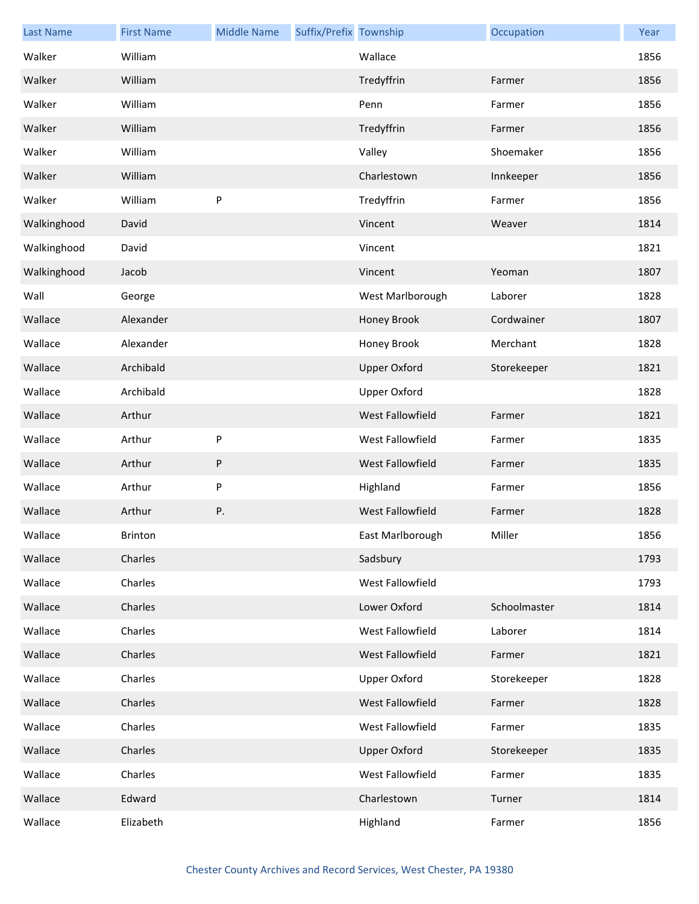| Last Name | First Name | Middle Name | Suffix/Prefix | Township | Occupation | Year |
|---|---|---|---|---|---|---|
| Walker | William | | | Wallace | | 1856 |
| Walker | William | | | Tredyffrin | Farmer | 1856 |
| Walker | William | | | Penn | Farmer | 1856 |
| Walker | William | | | Tredyffrin | Farmer | 1856 |
| Walker | William | | | Valley | Shoemaker | 1856 |
| Walker | William | | | Charlestown | Innkeeper | 1856 |
| Walker | William | P | | Tredyffrin | Farmer | 1856 |
| Walkinghood | David | | | Vincent | Weaver | 1814 |
| Walkinghood | David | | | Vincent | | 1821 |
| Walkinghood | Jacob | | | Vincent | Yeoman | 1807 |
| Wall | George | | | West Marlborough | Laborer | 1828 |
| Wallace | Alexander | | | Honey Brook | Cordwainer | 1807 |
| Wallace | Alexander | | | Honey Brook | Merchant | 1828 |
| Wallace | Archibald | | | Upper Oxford | Storekeeper | 1821 |
| Wallace | Archibald | | | Upper Oxford | | 1828 |
| Wallace | Arthur | | | West Fallowfield | Farmer | 1821 |
| Wallace | Arthur | P | | West Fallowfield | Farmer | 1835 |
| Wallace | Arthur | P | | West Fallowfield | Farmer | 1835 |
| Wallace | Arthur | P | | Highland | Farmer | 1856 |
| Wallace | Arthur | P. | | West Fallowfield | Farmer | 1828 |
| Wallace | Brinton | | | East Marlborough | Miller | 1856 |
| Wallace | Charles | | | Sadsbury | | 1793 |
| Wallace | Charles | | | West Fallowfield | | 1793 |
| Wallace | Charles | | | Lower Oxford | Schoolmaster | 1814 |
| Wallace | Charles | | | West Fallowfield | Laborer | 1814 |
| Wallace | Charles | | | West Fallowfield | Farmer | 1821 |
| Wallace | Charles | | | Upper Oxford | Storekeeper | 1828 |
| Wallace | Charles | | | West Fallowfield | Farmer | 1828 |
| Wallace | Charles | | | West Fallowfield | Farmer | 1835 |
| Wallace | Charles | | | Upper Oxford | Storekeeper | 1835 |
| Wallace | Charles | | | West Fallowfield | Farmer | 1835 |
| Wallace | Edward | | | Charlestown | Turner | 1814 |
| Wallace | Elizabeth | | | Highland | Farmer | 1856 |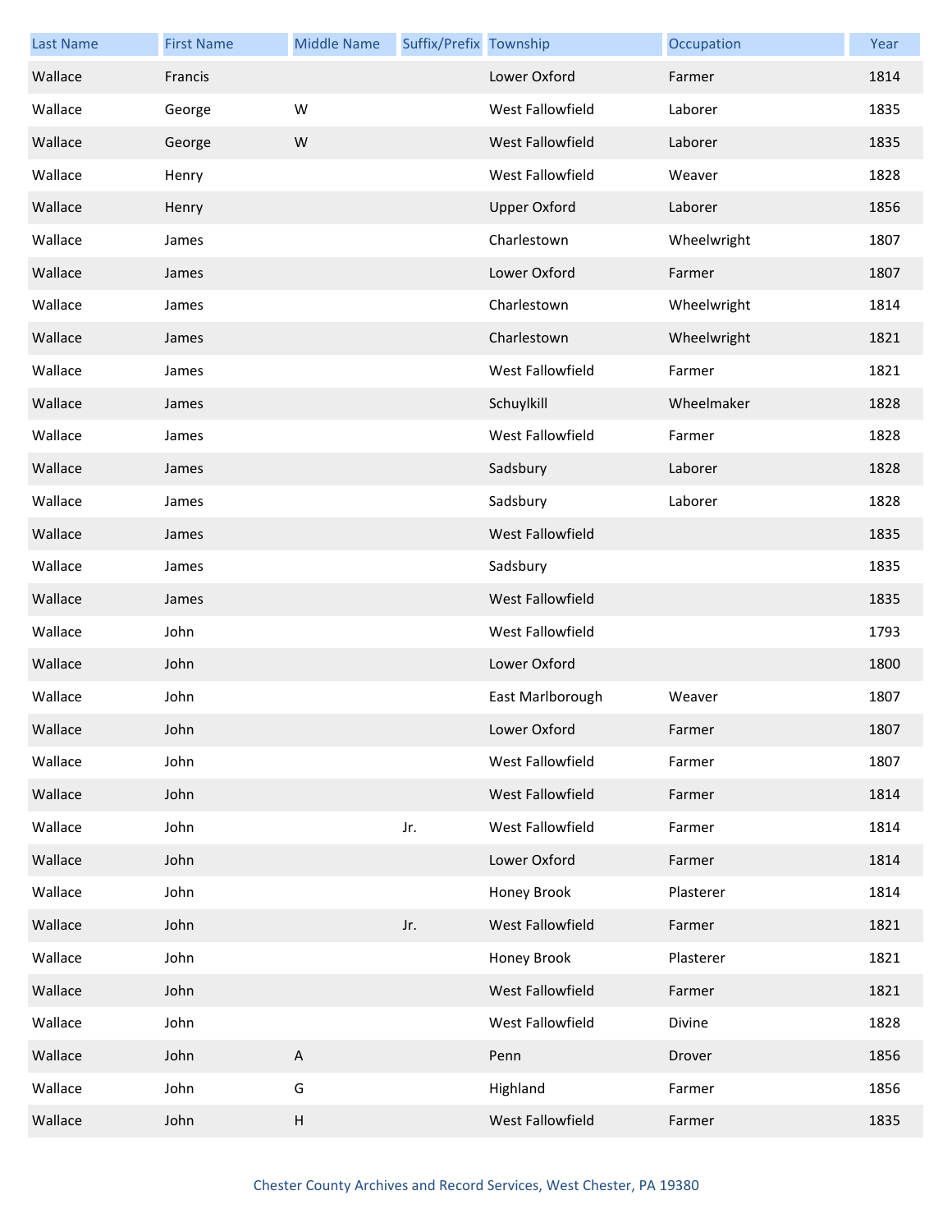| Last Name | First Name | Middle Name | Suffix/Prefix | Township | Occupation | Year |
|---|---|---|---|---|---|---|
| Wallace | Francis | | | Lower Oxford | Farmer | 1814 |
| Wallace | George | W | | West Fallowfield | Laborer | 1835 |
| Wallace | George | W | | West Fallowfield | Laborer | 1835 |
| Wallace | Henry | | | West Fallowfield | Weaver | 1828 |
| Wallace | Henry | | | Upper Oxford | Laborer | 1856 |
| Wallace | James | | | Charlestown | Wheelwright | 1807 |
| Wallace | James | | | Lower Oxford | Farmer | 1807 |
| Wallace | James | | | Charlestown | Wheelwright | 1814 |
| Wallace | James | | | Charlestown | Wheelwright | 1821 |
| Wallace | James | | | West Fallowfield | Farmer | 1821 |
| Wallace | James | | | Schuylkill | Wheelmaker | 1828 |
| Wallace | James | | | West Fallowfield | Farmer | 1828 |
| Wallace | James | | | Sadsbury | Laborer | 1828 |
| Wallace | James | | | Sadsbury | Laborer | 1828 |
| Wallace | James | | | West Fallowfield | | 1835 |
| Wallace | James | | | Sadsbury | | 1835 |
| Wallace | James | | | West Fallowfield | | 1835 |
| Wallace | John | | | West Fallowfield | | 1793 |
| Wallace | John | | | Lower Oxford | | 1800 |
| Wallace | John | | | East Marlborough | Weaver | 1807 |
| Wallace | John | | | Lower Oxford | Farmer | 1807 |
| Wallace | John | | | West Fallowfield | Farmer | 1807 |
| Wallace | John | | | West Fallowfield | Farmer | 1814 |
| Wallace | John | | Jr. | West Fallowfield | Farmer | 1814 |
| Wallace | John | | | Lower Oxford | Farmer | 1814 |
| Wallace | John | | | Honey Brook | Plasterer | 1814 |
| Wallace | John | | Jr. | West Fallowfield | Farmer | 1821 |
| Wallace | John | | | Honey Brook | Plasterer | 1821 |
| Wallace | John | | | West Fallowfield | Farmer | 1821 |
| Wallace | John | | | West Fallowfield | Divine | 1828 |
| Wallace | John | A | | Penn | Drover | 1856 |
| Wallace | John | G | | Highland | Farmer | 1856 |
| Wallace | John | H | | West Fallowfield | Farmer | 1835 |

Chester County Archives and Record Services, West Chester, PA 19380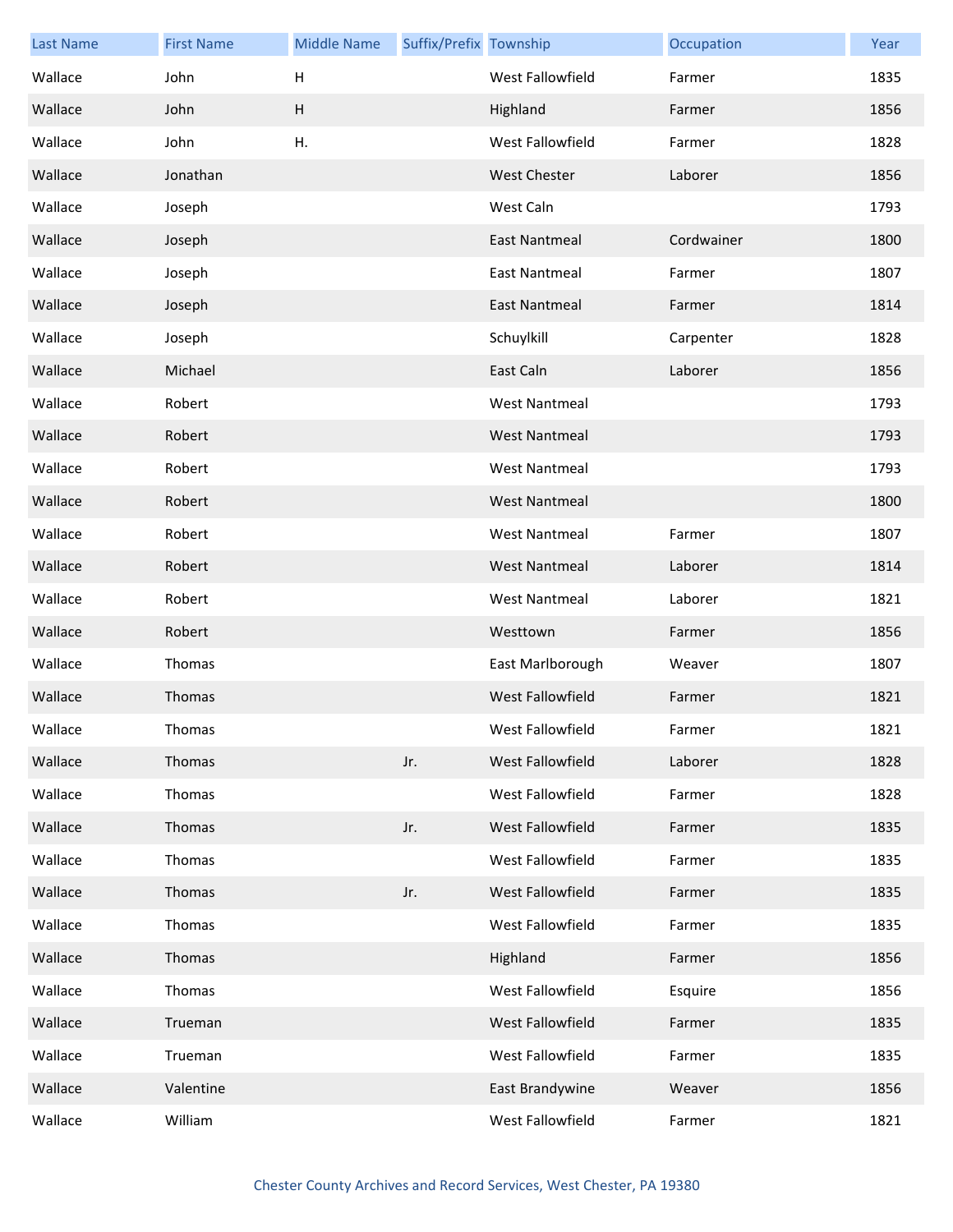| Last Name | First Name | Middle Name | Suffix/Prefix | Township | Occupation | Year |
|---|---|---|---|---|---|---|
| Wallace | John | H | | West Fallowfield | Farmer | 1835 |
| Wallace | John | H | | Highland | Farmer | 1856 |
| Wallace | John | H. | | West Fallowfield | Farmer | 1828 |
| Wallace | Jonathan | | | West Chester | Laborer | 1856 |
| Wallace | Joseph | | | West Caln | | 1793 |
| Wallace | Joseph | | | East Nantmeal | Cordwainer | 1800 |
| Wallace | Joseph | | | East Nantmeal | Farmer | 1807 |
| Wallace | Joseph | | | East Nantmeal | Farmer | 1814 |
| Wallace | Joseph | | | Schuylkill | Carpenter | 1828 |
| Wallace | Michael | | | East Caln | Laborer | 1856 |
| Wallace | Robert | | | West Nantmeal | | 1793 |
| Wallace | Robert | | | West Nantmeal | | 1793 |
| Wallace | Robert | | | West Nantmeal | | 1793 |
| Wallace | Robert | | | West Nantmeal | | 1800 |
| Wallace | Robert | | | West Nantmeal | Farmer | 1807 |
| Wallace | Robert | | | West Nantmeal | Laborer | 1814 |
| Wallace | Robert | | | West Nantmeal | Laborer | 1821 |
| Wallace | Robert | | | Westtown | Farmer | 1856 |
| Wallace | Thomas | | | East Marlborough | Weaver | 1807 |
| Wallace | Thomas | | | West Fallowfield | Farmer | 1821 |
| Wallace | Thomas | | | West Fallowfield | Farmer | 1821 |
| Wallace | Thomas | | Jr. | West Fallowfield | Laborer | 1828 |
| Wallace | Thomas | | | West Fallowfield | Farmer | 1828 |
| Wallace | Thomas | | Jr. | West Fallowfield | Farmer | 1835 |
| Wallace | Thomas | | | West Fallowfield | Farmer | 1835 |
| Wallace | Thomas | | Jr. | West Fallowfield | Farmer | 1835 |
| Wallace | Thomas | | | West Fallowfield | Farmer | 1835 |
| Wallace | Thomas | | | Highland | Farmer | 1856 |
| Wallace | Thomas | | | West Fallowfield | Esquire | 1856 |
| Wallace | Trueman | | | West Fallowfield | Farmer | 1835 |
| Wallace | Trueman | | | West Fallowfield | Farmer | 1835 |
| Wallace | Valentine | | | East Brandywine | Weaver | 1856 |
| Wallace | William | | | West Fallowfield | Farmer | 1821 |

Chester County Archives and Record Services, West Chester, PA 19380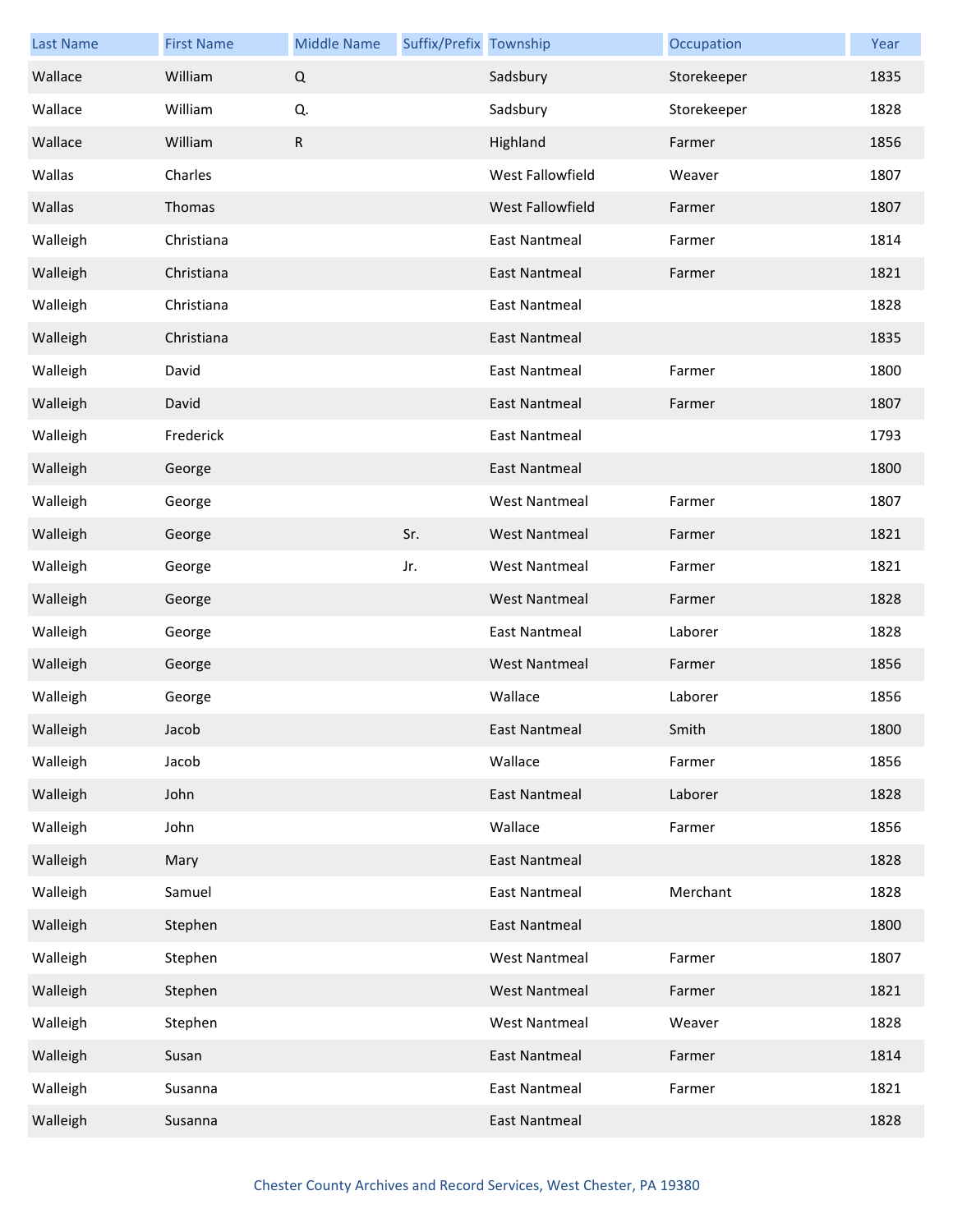| Last Name | First Name | Middle Name | Suffix/Prefix | Township | Occupation | Year |
|---|---|---|---|---|---|---|
| Wallace | William | Q | | Sadsbury | Storekeeper | 1835 |
| Wallace | William | Q. | | Sadsbury | Storekeeper | 1828 |
| Wallace | William | R | | Highland | Farmer | 1856 |
| Wallas | Charles | | | West Fallowfield | Weaver | 1807 |
| Wallas | Thomas | | | West Fallowfield | Farmer | 1807 |
| Walleigh | Christiana | | | East Nantmeal | Farmer | 1814 |
| Walleigh | Christiana | | | East Nantmeal | Farmer | 1821 |
| Walleigh | Christiana | | | East Nantmeal | | 1828 |
| Walleigh | Christiana | | | East Nantmeal | | 1835 |
| Walleigh | David | | | East Nantmeal | Farmer | 1800 |
| Walleigh | David | | | East Nantmeal | Farmer | 1807 |
| Walleigh | Frederick | | | East Nantmeal | | 1793 |
| Walleigh | George | | | East Nantmeal | | 1800 |
| Walleigh | George | | | West Nantmeal | Farmer | 1807 |
| Walleigh | George | | Sr. | West Nantmeal | Farmer | 1821 |
| Walleigh | George | | Jr. | West Nantmeal | Farmer | 1821 |
| Walleigh | George | | | West Nantmeal | Farmer | 1828 |
| Walleigh | George | | | East Nantmeal | Laborer | 1828 |
| Walleigh | George | | | West Nantmeal | Farmer | 1856 |
| Walleigh | George | | | Wallace | Laborer | 1856 |
| Walleigh | Jacob | | | East Nantmeal | Smith | 1800 |
| Walleigh | Jacob | | | Wallace | Farmer | 1856 |
| Walleigh | John | | | East Nantmeal | Laborer | 1828 |
| Walleigh | John | | | Wallace | Farmer | 1856 |
| Walleigh | Mary | | | East Nantmeal | | 1828 |
| Walleigh | Samuel | | | East Nantmeal | Merchant | 1828 |
| Walleigh | Stephen | | | East Nantmeal | | 1800 |
| Walleigh | Stephen | | | West Nantmeal | Farmer | 1807 |
| Walleigh | Stephen | | | West Nantmeal | Farmer | 1821 |
| Walleigh | Stephen | | | West Nantmeal | Weaver | 1828 |
| Walleigh | Susan | | | East Nantmeal | Farmer | 1814 |
| Walleigh | Susanna | | | East Nantmeal | Farmer | 1821 |
| Walleigh | Susanna | | | East Nantmeal | | 1828 |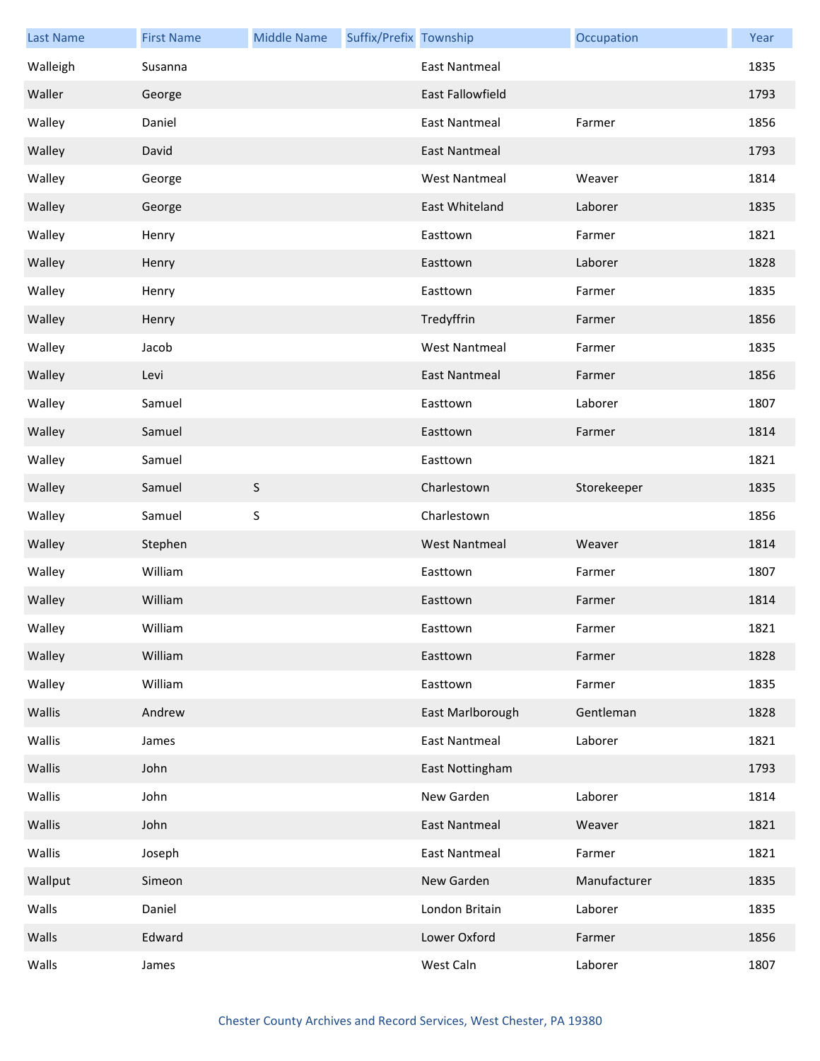| Last Name | First Name | Middle Name | Suffix/Prefix | Township | Occupation | Year |
|---|---|---|---|---|---|---|
| Walleigh | Susanna | | | East Nantmeal | | 1835 |
| Waller | George | | | East Fallowfield | | 1793 |
| Walley | Daniel | | | East Nantmeal | Farmer | 1856 |
| Walley | David | | | East Nantmeal | | 1793 |
| Walley | George | | | West Nantmeal | Weaver | 1814 |
| Walley | George | | | East Whiteland | Laborer | 1835 |
| Walley | Henry | | | Easttown | Farmer | 1821 |
| Walley | Henry | | | Easttown | Laborer | 1828 |
| Walley | Henry | | | Easttown | Farmer | 1835 |
| Walley | Henry | | | Tredyffrin | Farmer | 1856 |
| Walley | Jacob | | | West Nantmeal | Farmer | 1835 |
| Walley | Levi | | | East Nantmeal | Farmer | 1856 |
| Walley | Samuel | | | Easttown | Laborer | 1807 |
| Walley | Samuel | | | Easttown | Farmer | 1814 |
| Walley | Samuel | | | Easttown | | 1821 |
| Walley | Samuel | S | | Charlestown | Storekeeper | 1835 |
| Walley | Samuel | S | | Charlestown | | 1856 |
| Walley | Stephen | | | West Nantmeal | Weaver | 1814 |
| Walley | William | | | Easttown | Farmer | 1807 |
| Walley | William | | | Easttown | Farmer | 1814 |
| Walley | William | | | Easttown | Farmer | 1821 |
| Walley | William | | | Easttown | Farmer | 1828 |
| Walley | William | | | Easttown | Farmer | 1835 |
| Wallis | Andrew | | | East Marlborough | Gentleman | 1828 |
| Wallis | James | | | East Nantmeal | Laborer | 1821 |
| Wallis | John | | | East Nottingham | | 1793 |
| Wallis | John | | | New Garden | Laborer | 1814 |
| Wallis | John | | | East Nantmeal | Weaver | 1821 |
| Wallis | Joseph | | | East Nantmeal | Farmer | 1821 |
| Wallput | Simeon | | | New Garden | Manufacturer | 1835 |
| Walls | Daniel | | | London Britain | Laborer | 1835 |
| Walls | Edward | | | Lower Oxford | Farmer | 1856 |
| Walls | James | | | West Caln | Laborer | 1807 |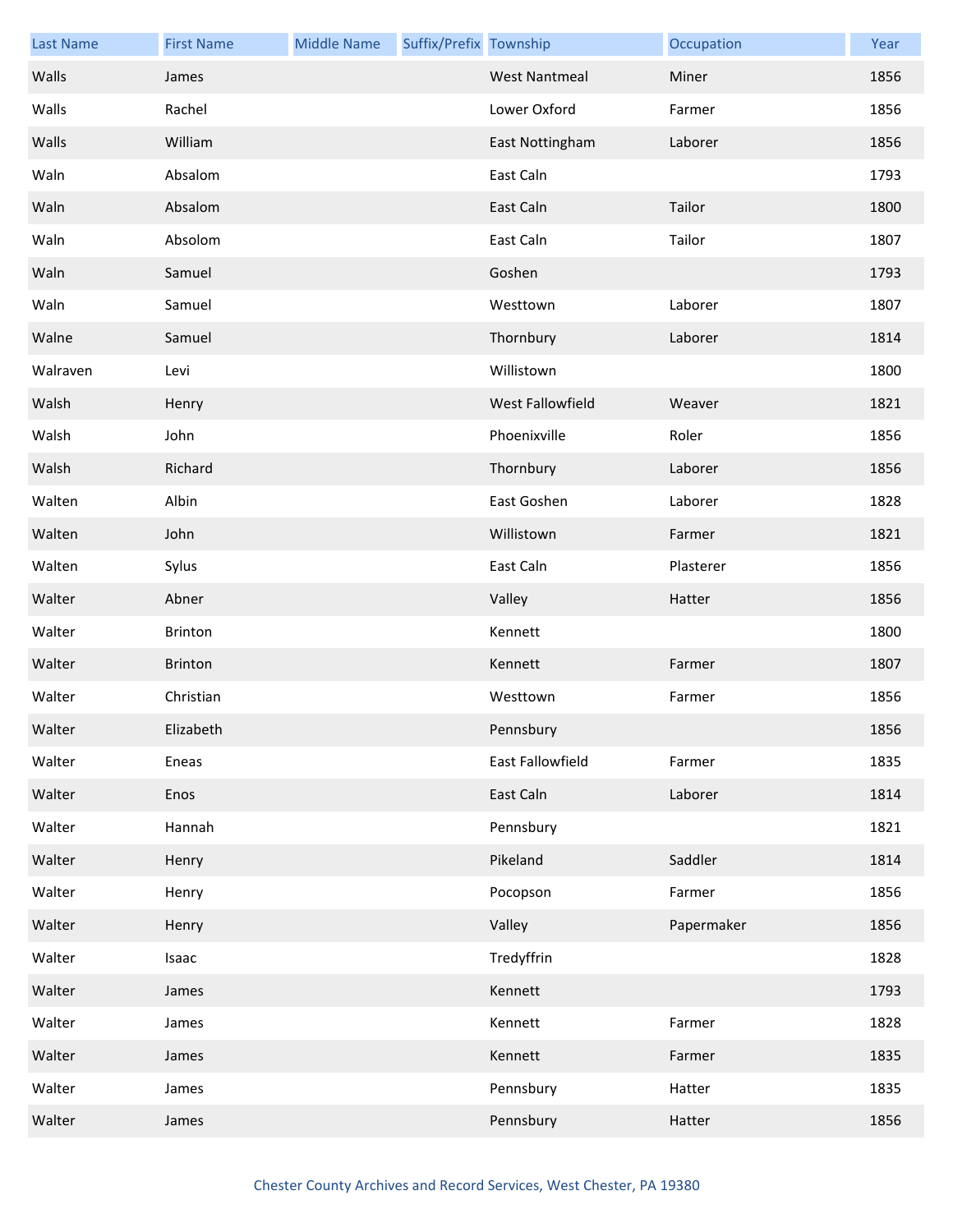| Last Name | First Name | Middle Name | Suffix/Prefix | Township | Occupation | Year |
|---|---|---|---|---|---|---|
| Walls | James | | | West Nantmeal | Miner | 1856 |
| Walls | Rachel | | | Lower Oxford | Farmer | 1856 |
| Walls | William | | | East Nottingham | Laborer | 1856 |
| Waln | Absalom | | | East Caln | | 1793 |
| Waln | Absalom | | | East Caln | Tailor | 1800 |
| Waln | Absolom | | | East Caln | Tailor | 1807 |
| Waln | Samuel | | | Goshen | | 1793 |
| Waln | Samuel | | | Westtown | Laborer | 1807 |
| Walne | Samuel | | | Thornbury | Laborer | 1814 |
| Walraven | Levi | | | Willistown | | 1800 |
| Walsh | Henry | | | West Fallowfield | Weaver | 1821 |
| Walsh | John | | | Phoenixville | Roler | 1856 |
| Walsh | Richard | | | Thornbury | Laborer | 1856 |
| Walten | Albin | | | East Goshen | Laborer | 1828 |
| Walten | John | | | Willistown | Farmer | 1821 |
| Walten | Sylus | | | East Caln | Plasterer | 1856 |
| Walter | Abner | | | Valley | Hatter | 1856 |
| Walter | Brinton | | | Kennett | | 1800 |
| Walter | Brinton | | | Kennett | Farmer | 1807 |
| Walter | Christian | | | Westtown | Farmer | 1856 |
| Walter | Elizabeth | | | Pennsbury | | 1856 |
| Walter | Eneas | | | East Fallowfield | Farmer | 1835 |
| Walter | Enos | | | East Caln | Laborer | 1814 |
| Walter | Hannah | | | Pennsbury | | 1821 |
| Walter | Henry | | | Pikeland | Saddler | 1814 |
| Walter | Henry | | | Pocopson | Farmer | 1856 |
| Walter | Henry | | | Valley | Papermaker | 1856 |
| Walter | Isaac | | | Tredyffrin | | 1828 |
| Walter | James | | | Kennett | | 1793 |
| Walter | James | | | Kennett | Farmer | 1828 |
| Walter | James | | | Kennett | Farmer | 1835 |
| Walter | James | | | Pennsbury | Hatter | 1835 |
| Walter | James | | | Pennsbury | Hatter | 1856 |

Chester County Archives and Record Services, West Chester, PA 19380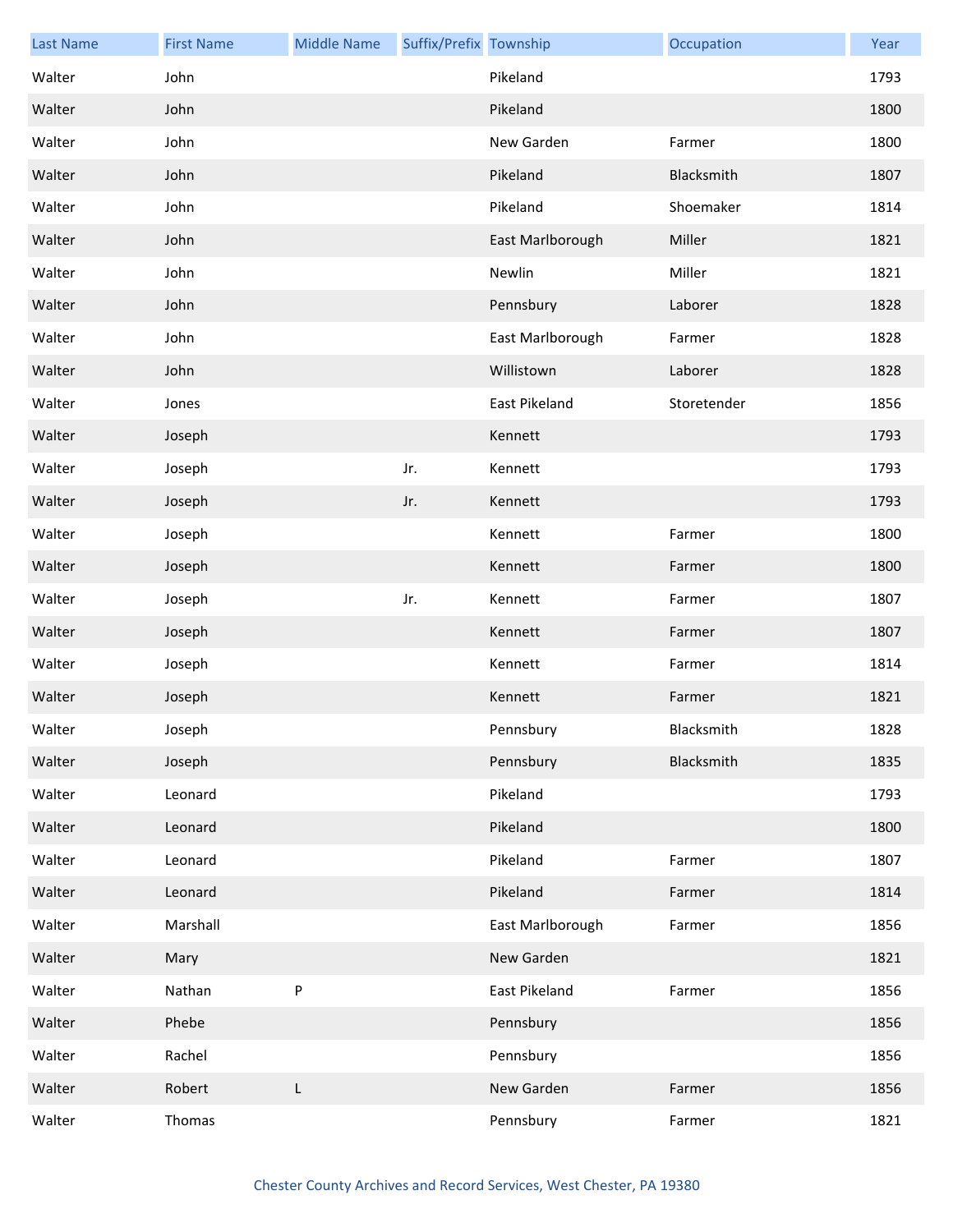| Last Name | First Name | Middle Name | Suffix/Prefix | Township | Occupation | Year |
|---|---|---|---|---|---|---|
| Walter | John | | | Pikeland | | 1793 |
| Walter | John | | | Pikeland | | 1800 |
| Walter | John | | | New Garden | Farmer | 1800 |
| Walter | John | | | Pikeland | Blacksmith | 1807 |
| Walter | John | | | Pikeland | Shoemaker | 1814 |
| Walter | John | | | East Marlborough | Miller | 1821 |
| Walter | John | | | Newlin | Miller | 1821 |
| Walter | John | | | Pennsbury | Laborer | 1828 |
| Walter | John | | | East Marlborough | Farmer | 1828 |
| Walter | John | | | Willistown | Laborer | 1828 |
| Walter | Jones | | | East Pikeland | Storetender | 1856 |
| Walter | Joseph | | | Kennett | | 1793 |
| Walter | Joseph | | Jr. | Kennett | | 1793 |
| Walter | Joseph | | Jr. | Kennett | | 1793 |
| Walter | Joseph | | | Kennett | Farmer | 1800 |
| Walter | Joseph | | | Kennett | Farmer | 1800 |
| Walter | Joseph | | Jr. | Kennett | Farmer | 1807 |
| Walter | Joseph | | | Kennett | Farmer | 1807 |
| Walter | Joseph | | | Kennett | Farmer | 1814 |
| Walter | Joseph | | | Kennett | Farmer | 1821 |
| Walter | Joseph | | | Pennsbury | Blacksmith | 1828 |
| Walter | Joseph | | | Pennsbury | Blacksmith | 1835 |
| Walter | Leonard | | | Pikeland | | 1793 |
| Walter | Leonard | | | Pikeland | | 1800 |
| Walter | Leonard | | | Pikeland | Farmer | 1807 |
| Walter | Leonard | | | Pikeland | Farmer | 1814 |
| Walter | Marshall | | | East Marlborough | Farmer | 1856 |
| Walter | Mary | | | New Garden | | 1821 |
| Walter | Nathan | P | | East Pikeland | Farmer | 1856 |
| Walter | Phebe | | | Pennsbury | | 1856 |
| Walter | Rachel | | | Pennsbury | | 1856 |
| Walter | Robert | L | | New Garden | Farmer | 1856 |
| Walter | Thomas | | | Pennsbury | Farmer | 1821 |

Chester County Archives and Record Services, West Chester, PA 19380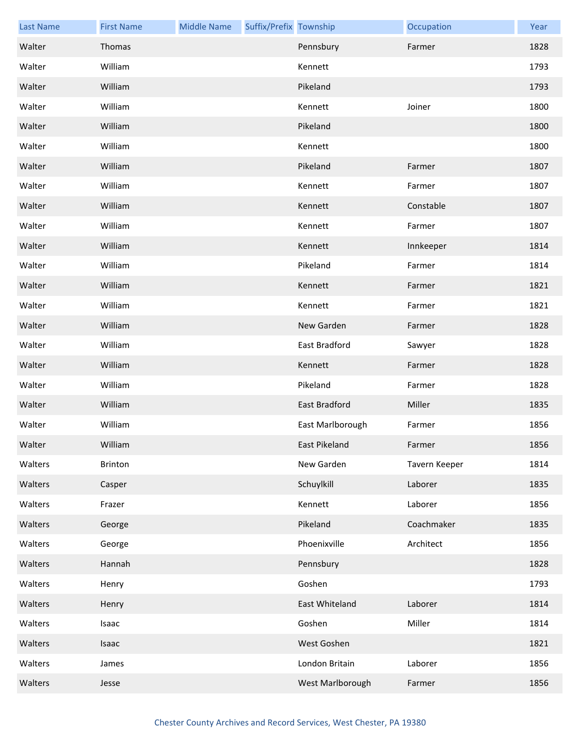| Last Name | First Name | Middle Name | Suffix/Prefix | Township | Occupation | Year |
| --- | --- | --- | --- | --- | --- | --- |
| Walter | Thomas | | | Pennsbury | Farmer | 1828 |
| Walter | William | | | Kennett | | 1793 |
| Walter | William | | | Pikeland | | 1793 |
| Walter | William | | | Kennett | Joiner | 1800 |
| Walter | William | | | Pikeland | | 1800 |
| Walter | William | | | Kennett | | 1800 |
| Walter | William | | | Pikeland | Farmer | 1807 |
| Walter | William | | | Kennett | Farmer | 1807 |
| Walter | William | | | Kennett | Constable | 1807 |
| Walter | William | | | Kennett | Farmer | 1807 |
| Walter | William | | | Kennett | Innkeeper | 1814 |
| Walter | William | | | Pikeland | Farmer | 1814 |
| Walter | William | | | Kennett | Farmer | 1821 |
| Walter | William | | | Kennett | Farmer | 1821 |
| Walter | William | | | New Garden | Farmer | 1828 |
| Walter | William | | | East Bradford | Sawyer | 1828 |
| Walter | William | | | Kennett | Farmer | 1828 |
| Walter | William | | | Pikeland | Farmer | 1828 |
| Walter | William | | | East Bradford | Miller | 1835 |
| Walter | William | | | East Marlborough | Farmer | 1856 |
| Walter | William | | | East Pikeland | Farmer | 1856 |
| Walters | Brinton | | | New Garden | Tavern Keeper | 1814 |
| Walters | Casper | | | Schuylkill | Laborer | 1835 |
| Walters | Frazer | | | Kennett | Laborer | 1856 |
| Walters | George | | | Pikeland | Coachmaker | 1835 |
| Walters | George | | | Phoenixville | Architect | 1856 |
| Walters | Hannah | | | Pennsbury | | 1828 |
| Walters | Henry | | | Goshen | | 1793 |
| Walters | Henry | | | East Whiteland | Laborer | 1814 |
| Walters | Isaac | | | Goshen | Miller | 1814 |
| Walters | Isaac | | | West Goshen | | 1821 |
| Walters | James | | | London Britain | Laborer | 1856 |
| Walters | Jesse | | | West Marlborough | Farmer | 1856 |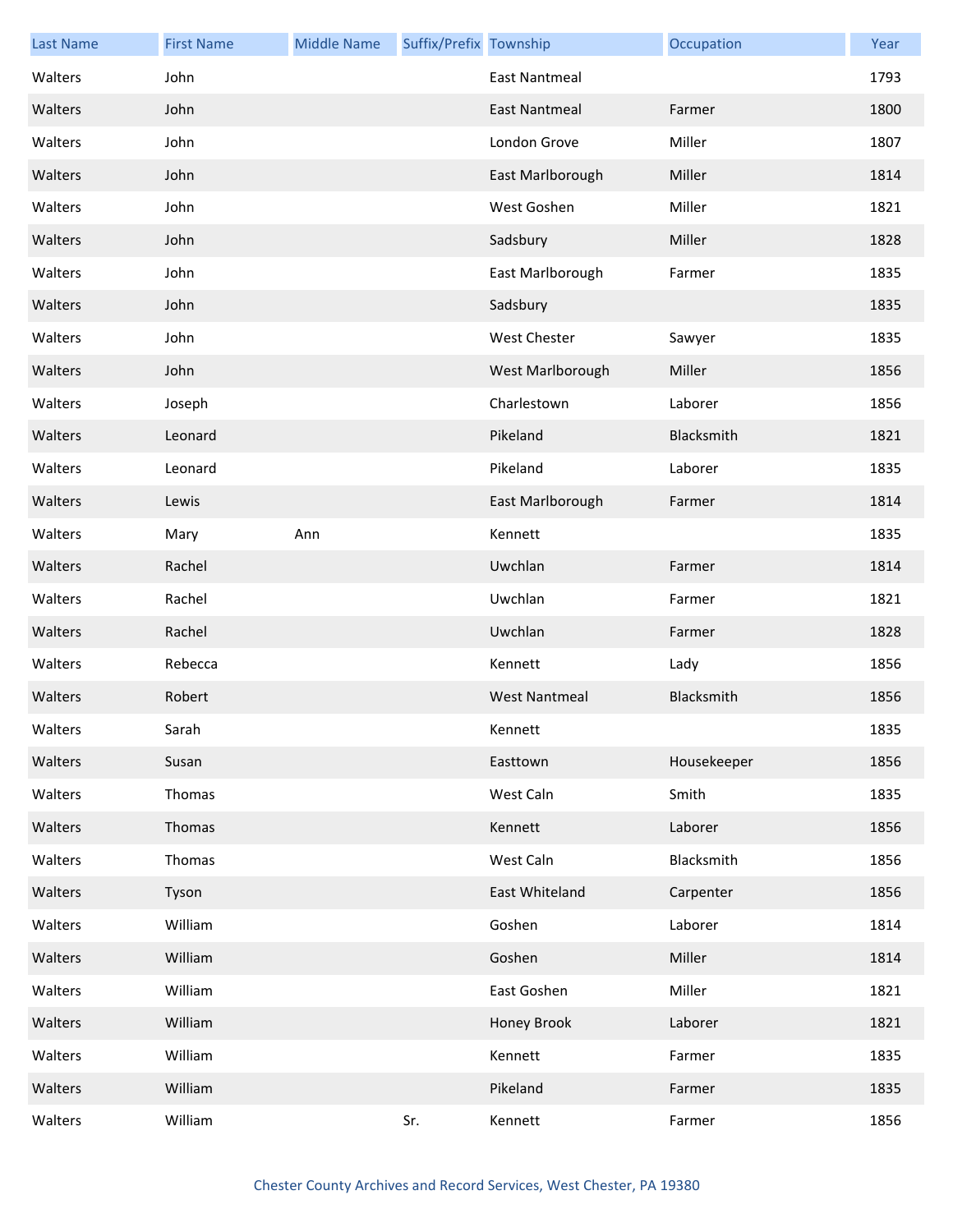| Last Name | First Name | Middle Name | Suffix/Prefix | Township | Occupation | Year |
| --- | --- | --- | --- | --- | --- | --- |
| Walters | John | | | East Nantmeal | | 1793 |
| Walters | John | | | East Nantmeal | Farmer | 1800 |
| Walters | John | | | London Grove | Miller | 1807 |
| Walters | John | | | East Marlborough | Miller | 1814 |
| Walters | John | | | West Goshen | Miller | 1821 |
| Walters | John | | | Sadsbury | Miller | 1828 |
| Walters | John | | | East Marlborough | Farmer | 1835 |
| Walters | John | | | Sadsbury | | 1835 |
| Walters | John | | | West Chester | Sawyer | 1835 |
| Walters | John | | | West Marlborough | Miller | 1856 |
| Walters | Joseph | | | Charlestown | Laborer | 1856 |
| Walters | Leonard | | | Pikeland | Blacksmith | 1821 |
| Walters | Leonard | | | Pikeland | Laborer | 1835 |
| Walters | Lewis | | | East Marlborough | Farmer | 1814 |
| Walters | Mary | Ann | | Kennett | | 1835 |
| Walters | Rachel | | | Uwchlan | Farmer | 1814 |
| Walters | Rachel | | | Uwchlan | Farmer | 1821 |
| Walters | Rachel | | | Uwchlan | Farmer | 1828 |
| Walters | Rebecca | | | Kennett | Lady | 1856 |
| Walters | Robert | | | West Nantmeal | Blacksmith | 1856 |
| Walters | Sarah | | | Kennett | | 1835 |
| Walters | Susan | | | Easttown | Housekeeper | 1856 |
| Walters | Thomas | | | West Caln | Smith | 1835 |
| Walters | Thomas | | | Kennett | Laborer | 1856 |
| Walters | Thomas | | | West Caln | Blacksmith | 1856 |
| Walters | Tyson | | | East Whiteland | Carpenter | 1856 |
| Walters | William | | | Goshen | Laborer | 1814 |
| Walters | William | | | Goshen | Miller | 1814 |
| Walters | William | | | East Goshen | Miller | 1821 |
| Walters | William | | | Honey Brook | Laborer | 1821 |
| Walters | William | | | Kennett | Farmer | 1835 |
| Walters | William | | | Pikeland | Farmer | 1835 |
| Walters | William | | Sr. | Kennett | Farmer | 1856 |

Chester County Archives and Record Services, West Chester, PA 19380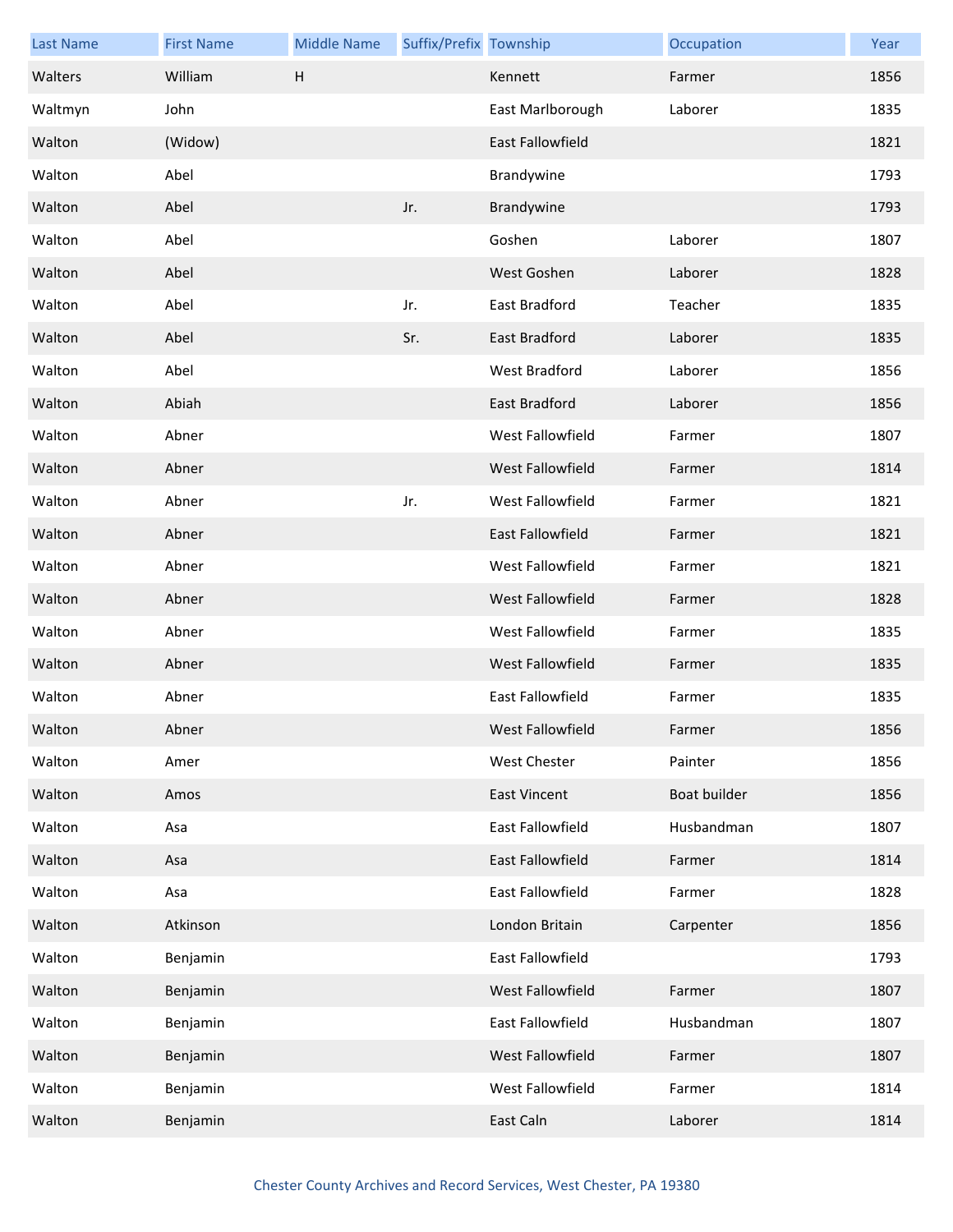| Last Name | First Name | Middle Name | Suffix/Prefix | Township | Occupation | Year |
|---|---|---|---|---|---|---|
| Walters | William | H |  | Kennett | Farmer | 1856 |
| Waltmyn | John |  |  | East Marlborough | Laborer | 1835 |
| Walton | (Widow) |  |  | East Fallowfield |  | 1821 |
| Walton | Abel |  |  | Brandywine |  | 1793 |
| Walton | Abel |  | Jr. | Brandywine |  | 1793 |
| Walton | Abel |  |  | Goshen | Laborer | 1807 |
| Walton | Abel |  |  | West Goshen | Laborer | 1828 |
| Walton | Abel |  | Jr. | East Bradford | Teacher | 1835 |
| Walton | Abel |  | Sr. | East Bradford | Laborer | 1835 |
| Walton | Abel |  |  | West Bradford | Laborer | 1856 |
| Walton | Abiah |  |  | East Bradford | Laborer | 1856 |
| Walton | Abner |  |  | West Fallowfield | Farmer | 1807 |
| Walton | Abner |  |  | West Fallowfield | Farmer | 1814 |
| Walton | Abner |  | Jr. | West Fallowfield | Farmer | 1821 |
| Walton | Abner |  |  | East Fallowfield | Farmer | 1821 |
| Walton | Abner |  |  | West Fallowfield | Farmer | 1821 |
| Walton | Abner |  |  | West Fallowfield | Farmer | 1828 |
| Walton | Abner |  |  | West Fallowfield | Farmer | 1835 |
| Walton | Abner |  |  | West Fallowfield | Farmer | 1835 |
| Walton | Abner |  |  | East Fallowfield | Farmer | 1835 |
| Walton | Abner |  |  | West Fallowfield | Farmer | 1856 |
| Walton | Amer |  |  | West Chester | Painter | 1856 |
| Walton | Amos |  |  | East Vincent | Boat builder | 1856 |
| Walton | Asa |  |  | East Fallowfield | Husbandman | 1807 |
| Walton | Asa |  |  | East Fallowfield | Farmer | 1814 |
| Walton | Asa |  |  | East Fallowfield | Farmer | 1828 |
| Walton | Atkinson |  |  | London Britain | Carpenter | 1856 |
| Walton | Benjamin |  |  | East Fallowfield |  | 1793 |
| Walton | Benjamin |  |  | West Fallowfield | Farmer | 1807 |
| Walton | Benjamin |  |  | East Fallowfield | Husbandman | 1807 |
| Walton | Benjamin |  |  | West Fallowfield | Farmer | 1807 |
| Walton | Benjamin |  |  | West Fallowfield | Farmer | 1814 |
| Walton | Benjamin |  |  | East Caln | Laborer | 1814 |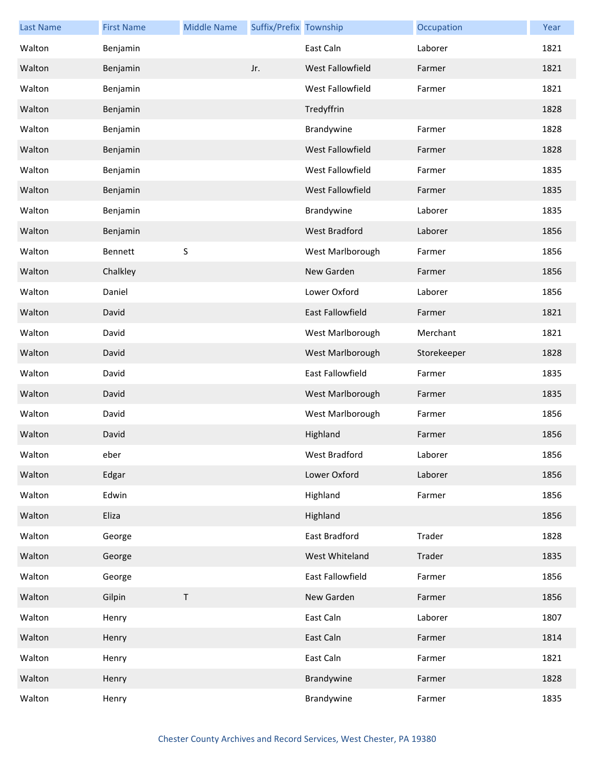| Last Name | First Name | Middle Name | Suffix/Prefix | Township | Occupation | Year |
|---|---|---|---|---|---|---|
| Walton | Benjamin | | | East Caln | Laborer | 1821 |
| Walton | Benjamin | | Jr. | West Fallowfield | Farmer | 1821 |
| Walton | Benjamin | | | West Fallowfield | Farmer | 1821 |
| Walton | Benjamin | | | Tredyffrin | | 1828 |
| Walton | Benjamin | | | Brandywine | Farmer | 1828 |
| Walton | Benjamin | | | West Fallowfield | Farmer | 1828 |
| Walton | Benjamin | | | West Fallowfield | Farmer | 1835 |
| Walton | Benjamin | | | West Fallowfield | Farmer | 1835 |
| Walton | Benjamin | | | Brandywine | Laborer | 1835 |
| Walton | Benjamin | | | West Bradford | Laborer | 1856 |
| Walton | Bennett | S | | West Marlborough | Farmer | 1856 |
| Walton | Chalkley | | | New Garden | Farmer | 1856 |
| Walton | Daniel | | | Lower Oxford | Laborer | 1856 |
| Walton | David | | | East Fallowfield | Farmer | 1821 |
| Walton | David | | | West Marlborough | Merchant | 1821 |
| Walton | David | | | West Marlborough | Storekeeper | 1828 |
| Walton | David | | | East Fallowfield | Farmer | 1835 |
| Walton | David | | | West Marlborough | Farmer | 1835 |
| Walton | David | | | West Marlborough | Farmer | 1856 |
| Walton | David | | | Highland | Farmer | 1856 |
| Walton | eber | | | West Bradford | Laborer | 1856 |
| Walton | Edgar | | | Lower Oxford | Laborer | 1856 |
| Walton | Edwin | | | Highland | Farmer | 1856 |
| Walton | Eliza | | | Highland | | 1856 |
| Walton | George | | | East Bradford | Trader | 1828 |
| Walton | George | | | West Whiteland | Trader | 1835 |
| Walton | George | | | East Fallowfield | Farmer | 1856 |
| Walton | Gilpin | T | | New Garden | Farmer | 1856 |
| Walton | Henry | | | East Caln | Laborer | 1807 |
| Walton | Henry | | | East Caln | Farmer | 1814 |
| Walton | Henry | | | East Caln | Farmer | 1821 |
| Walton | Henry | | | Brandywine | Farmer | 1828 |
| Walton | Henry | | | Brandywine | Farmer | 1835 |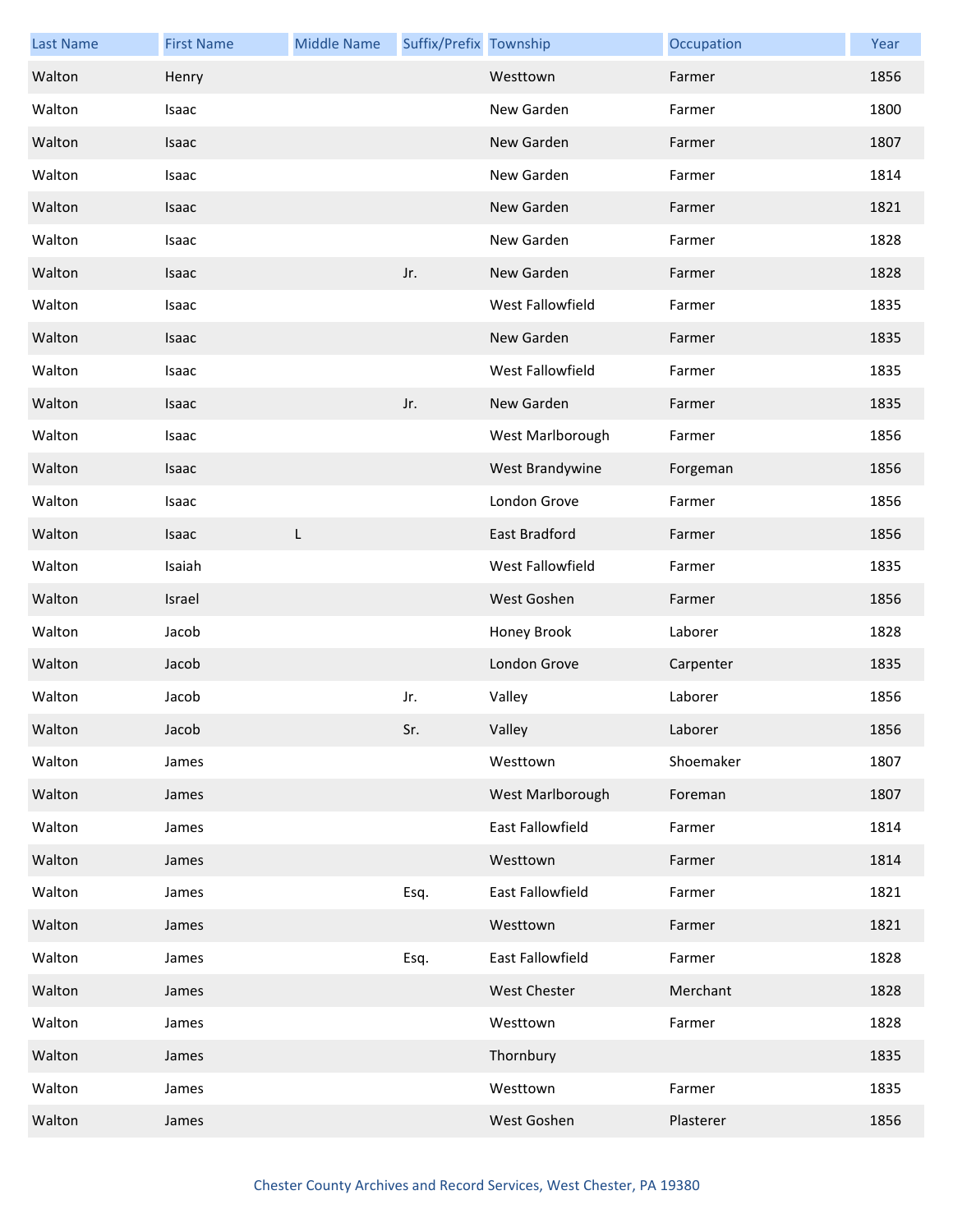| Last Name | First Name | Middle Name | Suffix/Prefix | Township | Occupation | Year |
|---|---|---|---|---|---|---|
| Walton | Henry | | | Westtown | Farmer | 1856 |
| Walton | Isaac | | | New Garden | Farmer | 1800 |
| Walton | Isaac | | | New Garden | Farmer | 1807 |
| Walton | Isaac | | | New Garden | Farmer | 1814 |
| Walton | Isaac | | | New Garden | Farmer | 1821 |
| Walton | Isaac | | | New Garden | Farmer | 1828 |
| Walton | Isaac | | Jr. | New Garden | Farmer | 1828 |
| Walton | Isaac | | | West Fallowfield | Farmer | 1835 |
| Walton | Isaac | | | New Garden | Farmer | 1835 |
| Walton | Isaac | | | West Fallowfield | Farmer | 1835 |
| Walton | Isaac | | Jr. | New Garden | Farmer | 1835 |
| Walton | Isaac | | | West Marlborough | Farmer | 1856 |
| Walton | Isaac | | | West Brandywine | Forgeman | 1856 |
| Walton | Isaac | | | London Grove | Farmer | 1856 |
| Walton | Isaac | L | | East Bradford | Farmer | 1856 |
| Walton | Isaiah | | | West Fallowfield | Farmer | 1835 |
| Walton | Israel | | | West Goshen | Farmer | 1856 |
| Walton | Jacob | | | Honey Brook | Laborer | 1828 |
| Walton | Jacob | | | London Grove | Carpenter | 1835 |
| Walton | Jacob | | Jr. | Valley | Laborer | 1856 |
| Walton | Jacob | | Sr. | Valley | Laborer | 1856 |
| Walton | James | | | Westtown | Shoemaker | 1807 |
| Walton | James | | | West Marlborough | Foreman | 1807 |
| Walton | James | | | East Fallowfield | Farmer | 1814 |
| Walton | James | | | Westtown | Farmer | 1814 |
| Walton | James | | Esq. | East Fallowfield | Farmer | 1821 |
| Walton | James | | | Westtown | Farmer | 1821 |
| Walton | James | | Esq. | East Fallowfield | Farmer | 1828 |
| Walton | James | | | West Chester | Merchant | 1828 |
| Walton | James | | | Westtown | Farmer | 1828 |
| Walton | James | | | Thornbury | | 1835 |
| Walton | James | | | Westtown | Farmer | 1835 |
| Walton | James | | | West Goshen | Plasterer | 1856 |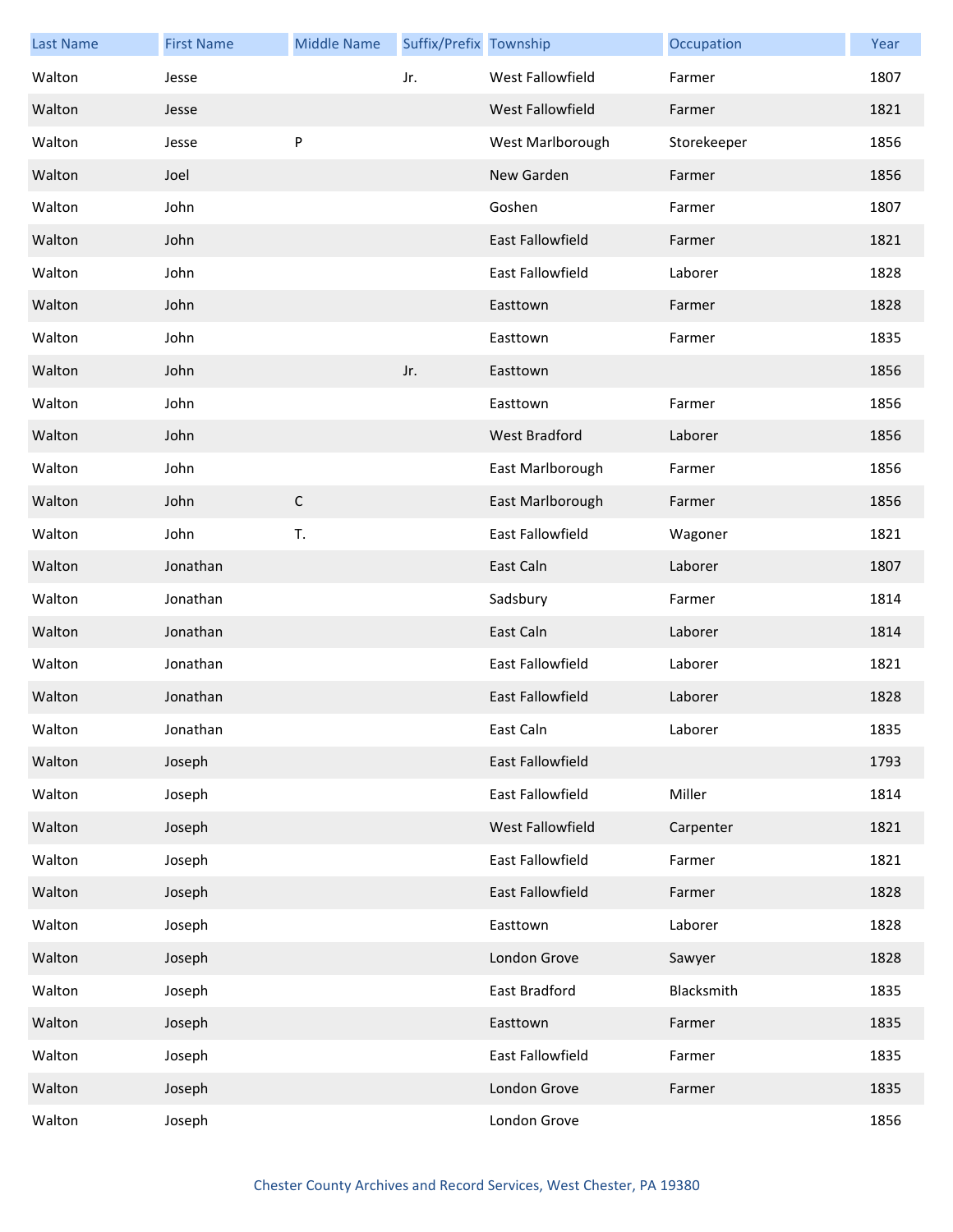| Last Name | First Name | Middle Name | Suffix/Prefix | Township | Occupation | Year |
|---|---|---|---|---|---|---|
| Walton | Jesse | | Jr. | West Fallowfield | Farmer | 1807 |
| Walton | Jesse | | | West Fallowfield | Farmer | 1821 |
| Walton | Jesse | P | | West Marlborough | Storekeeper | 1856 |
| Walton | Joel | | | New Garden | Farmer | 1856 |
| Walton | John | | | Goshen | Farmer | 1807 |
| Walton | John | | | East Fallowfield | Farmer | 1821 |
| Walton | John | | | East Fallowfield | Laborer | 1828 |
| Walton | John | | | Easttown | Farmer | 1828 |
| Walton | John | | | Easttown | Farmer | 1835 |
| Walton | John | | Jr. | Easttown | | 1856 |
| Walton | John | | | Easttown | Farmer | 1856 |
| Walton | John | | | West Bradford | Laborer | 1856 |
| Walton | John | | | East Marlborough | Farmer | 1856 |
| Walton | John | C | | East Marlborough | Farmer | 1856 |
| Walton | John | T. | | East Fallowfield | Wagoner | 1821 |
| Walton | Jonathan | | | East Caln | Laborer | 1807 |
| Walton | Jonathan | | | Sadsbury | Farmer | 1814 |
| Walton | Jonathan | | | East Caln | Laborer | 1814 |
| Walton | Jonathan | | | East Fallowfield | Laborer | 1821 |
| Walton | Jonathan | | | East Fallowfield | Laborer | 1828 |
| Walton | Jonathan | | | East Caln | Laborer | 1835 |
| Walton | Joseph | | | East Fallowfield | | 1793 |
| Walton | Joseph | | | East Fallowfield | Miller | 1814 |
| Walton | Joseph | | | West Fallowfield | Carpenter | 1821 |
| Walton | Joseph | | | East Fallowfield | Farmer | 1821 |
| Walton | Joseph | | | East Fallowfield | Farmer | 1828 |
| Walton | Joseph | | | Easttown | Laborer | 1828 |
| Walton | Joseph | | | London Grove | Sawyer | 1828 |
| Walton | Joseph | | | East Bradford | Blacksmith | 1835 |
| Walton | Joseph | | | Easttown | Farmer | 1835 |
| Walton | Joseph | | | East Fallowfield | Farmer | 1835 |
| Walton | Joseph | | | London Grove | Farmer | 1835 |
| Walton | Joseph | | | London Grove | | 1856 |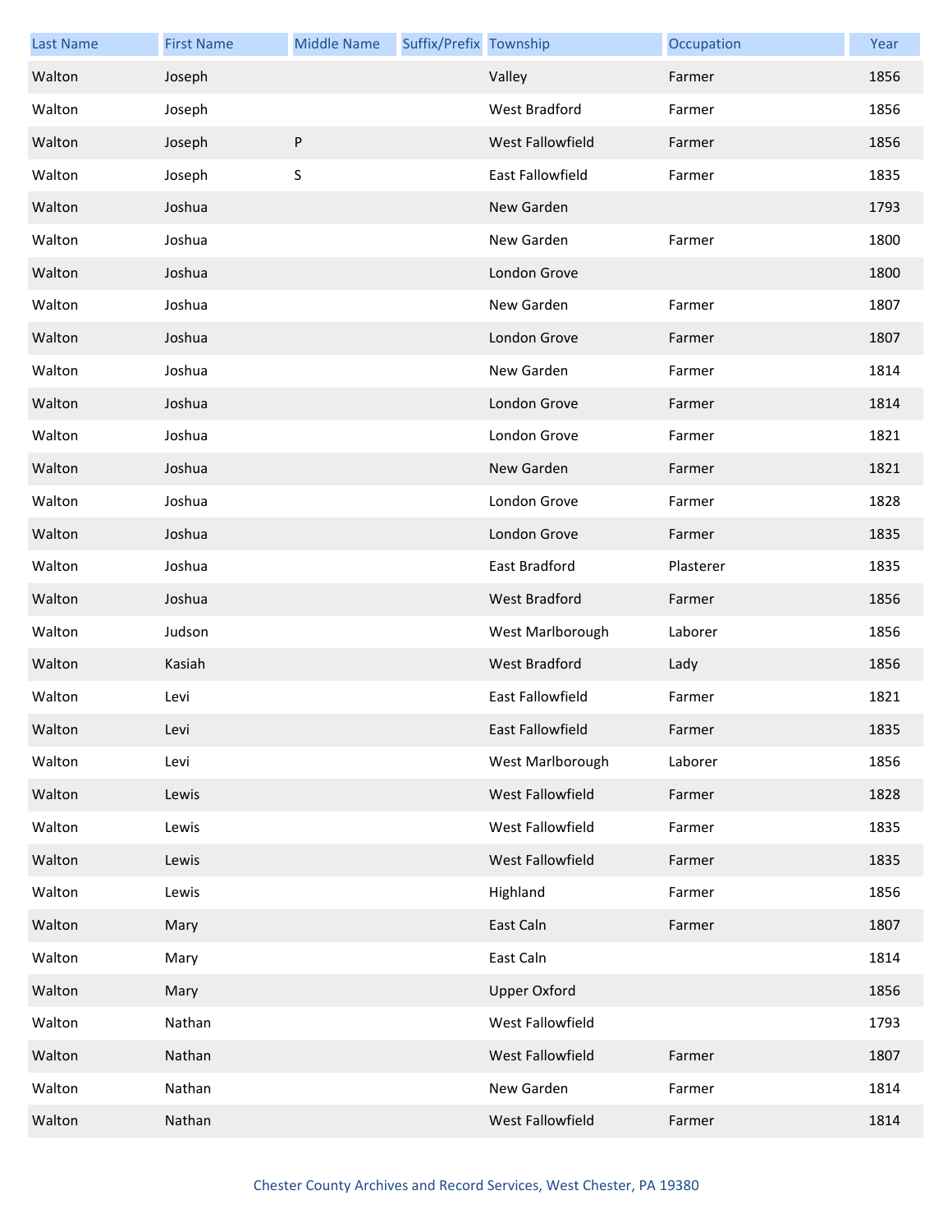| Last Name | First Name | Middle Name | Suffix/Prefix | Township | Occupation | Year |
|---|---|---|---|---|---|---|
| Walton | Joseph | | | Valley | Farmer | 1856 |
| Walton | Joseph | | | West Bradford | Farmer | 1856 |
| Walton | Joseph | P | | West Fallowfield | Farmer | 1856 |
| Walton | Joseph | S | | East Fallowfield | Farmer | 1835 |
| Walton | Joshua | | | New Garden | | 1793 |
| Walton | Joshua | | | New Garden | Farmer | 1800 |
| Walton | Joshua | | | London Grove | | 1800 |
| Walton | Joshua | | | New Garden | Farmer | 1807 |
| Walton | Joshua | | | London Grove | Farmer | 1807 |
| Walton | Joshua | | | New Garden | Farmer | 1814 |
| Walton | Joshua | | | London Grove | Farmer | 1814 |
| Walton | Joshua | | | London Grove | Farmer | 1821 |
| Walton | Joshua | | | New Garden | Farmer | 1821 |
| Walton | Joshua | | | London Grove | Farmer | 1828 |
| Walton | Joshua | | | London Grove | Farmer | 1835 |
| Walton | Joshua | | | East Bradford | Plasterer | 1835 |
| Walton | Joshua | | | West Bradford | Farmer | 1856 |
| Walton | Judson | | | West Marlborough | Laborer | 1856 |
| Walton | Kasiah | | | West Bradford | Lady | 1856 |
| Walton | Levi | | | East Fallowfield | Farmer | 1821 |
| Walton | Levi | | | East Fallowfield | Farmer | 1835 |
| Walton | Levi | | | West Marlborough | Laborer | 1856 |
| Walton | Lewis | | | West Fallowfield | Farmer | 1828 |
| Walton | Lewis | | | West Fallowfield | Farmer | 1835 |
| Walton | Lewis | | | West Fallowfield | Farmer | 1835 |
| Walton | Lewis | | | Highland | Farmer | 1856 |
| Walton | Mary | | | East Caln | Farmer | 1807 |
| Walton | Mary | | | East Caln | | 1814 |
| Walton | Mary | | | Upper Oxford | | 1856 |
| Walton | Nathan | | | West Fallowfield | | 1793 |
| Walton | Nathan | | | West Fallowfield | Farmer | 1807 |
| Walton | Nathan | | | New Garden | Farmer | 1814 |
| Walton | Nathan | | | West Fallowfield | Farmer | 1814 |

Chester County Archives and Record Services, West Chester, PA 19380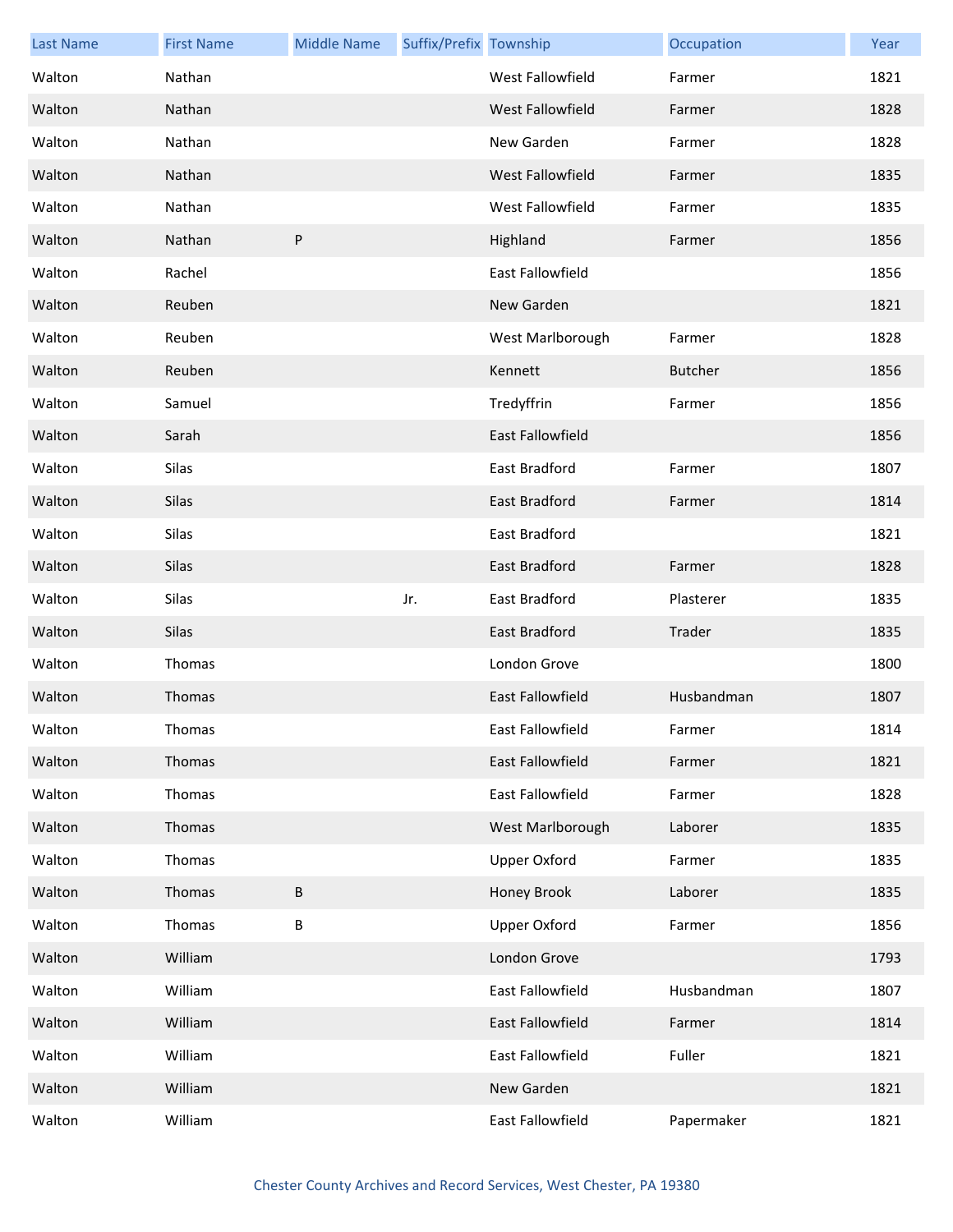| Last Name | First Name | Middle Name | Suffix/Prefix | Township | Occupation | Year |
|---|---|---|---|---|---|---|
| Walton | Nathan | | | West Fallowfield | Farmer | 1821 |
| Walton | Nathan | | | West Fallowfield | Farmer | 1828 |
| Walton | Nathan | | | New Garden | Farmer | 1828 |
| Walton | Nathan | | | West Fallowfield | Farmer | 1835 |
| Walton | Nathan | | | West Fallowfield | Farmer | 1835 |
| Walton | Nathan | P | | Highland | Farmer | 1856 |
| Walton | Rachel | | | East Fallowfield | | 1856 |
| Walton | Reuben | | | New Garden | | 1821 |
| Walton | Reuben | | | West Marlborough | Farmer | 1828 |
| Walton | Reuben | | | Kennett | Butcher | 1856 |
| Walton | Samuel | | | Tredyffrin | Farmer | 1856 |
| Walton | Sarah | | | East Fallowfield | | 1856 |
| Walton | Silas | | | East Bradford | Farmer | 1807 |
| Walton | Silas | | | East Bradford | Farmer | 1814 |
| Walton | Silas | | | East Bradford | | 1821 |
| Walton | Silas | | | East Bradford | Farmer | 1828 |
| Walton | Silas | | Jr. | East Bradford | Plasterer | 1835 |
| Walton | Silas | | | East Bradford | Trader | 1835 |
| Walton | Thomas | | | London Grove | | 1800 |
| Walton | Thomas | | | East Fallowfield | Husbandman | 1807 |
| Walton | Thomas | | | East Fallowfield | Farmer | 1814 |
| Walton | Thomas | | | East Fallowfield | Farmer | 1821 |
| Walton | Thomas | | | East Fallowfield | Farmer | 1828 |
| Walton | Thomas | | | West Marlborough | Laborer | 1835 |
| Walton | Thomas | | | Upper Oxford | Farmer | 1835 |
| Walton | Thomas | B | | Honey Brook | Laborer | 1835 |
| Walton | Thomas | B | | Upper Oxford | Farmer | 1856 |
| Walton | William | | | London Grove | | 1793 |
| Walton | William | | | East Fallowfield | Husbandman | 1807 |
| Walton | William | | | East Fallowfield | Farmer | 1814 |
| Walton | William | | | East Fallowfield | Fuller | 1821 |
| Walton | William | | | New Garden | | 1821 |
| Walton | William | | | East Fallowfield | Papermaker | 1821 |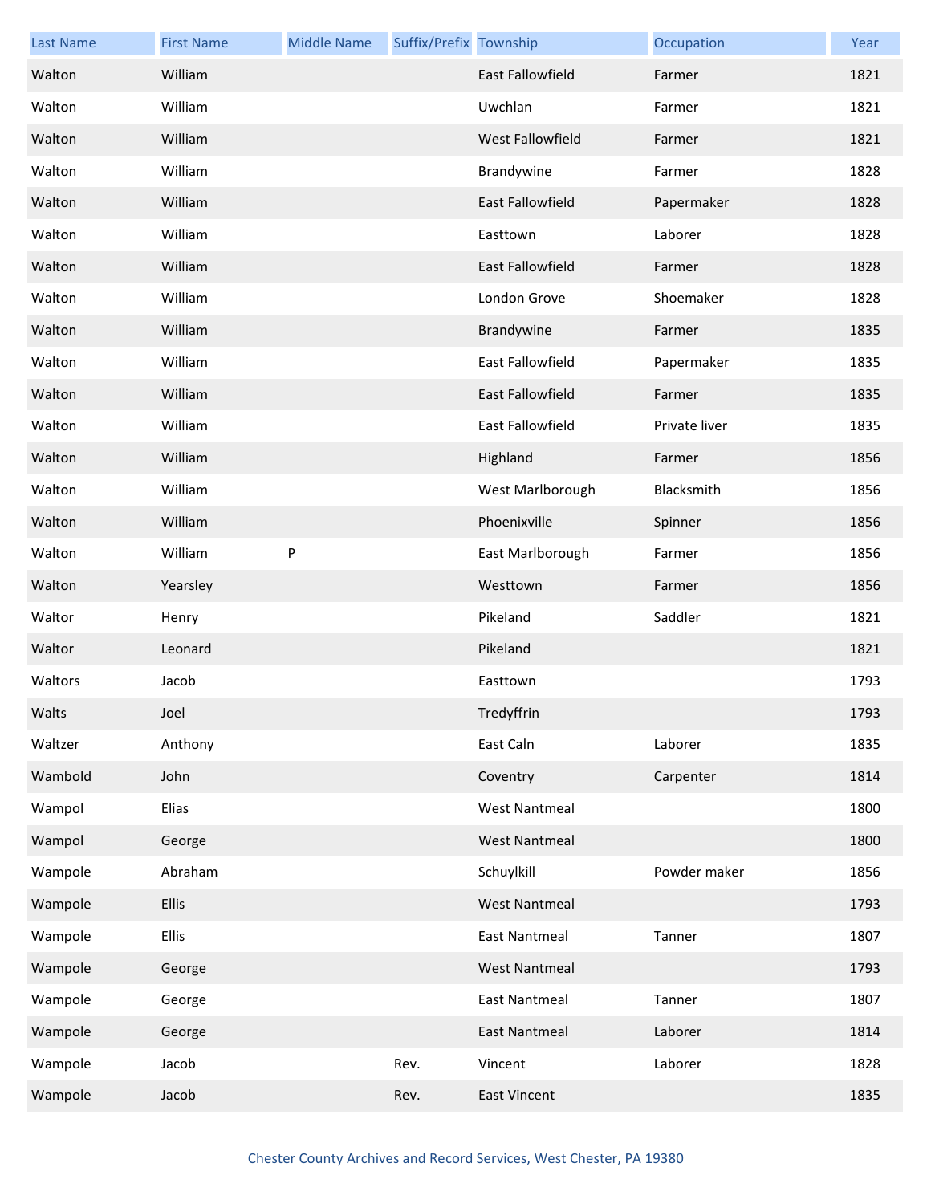| Last Name | First Name | Middle Name | Suffix/Prefix | Township | Occupation | Year |
|---|---|---|---|---|---|---|
| Walton | William | | | East Fallowfield | Farmer | 1821 |
| Walton | William | | | Uwchlan | Farmer | 1821 |
| Walton | William | | | West Fallowfield | Farmer | 1821 |
| Walton | William | | | Brandywine | Farmer | 1828 |
| Walton | William | | | East Fallowfield | Papermaker | 1828 |
| Walton | William | | | Easttown | Laborer | 1828 |
| Walton | William | | | East Fallowfield | Farmer | 1828 |
| Walton | William | | | London Grove | Shoemaker | 1828 |
| Walton | William | | | Brandywine | Farmer | 1835 |
| Walton | William | | | East Fallowfield | Papermaker | 1835 |
| Walton | William | | | East Fallowfield | Farmer | 1835 |
| Walton | William | | | East Fallowfield | Private liver | 1835 |
| Walton | William | | | Highland | Farmer | 1856 |
| Walton | William | | | West Marlborough | Blacksmith | 1856 |
| Walton | William | | | Phoenixville | Spinner | 1856 |
| Walton | William | P | | East Marlborough | Farmer | 1856 |
| Walton | Yearsley | | | Westtown | Farmer | 1856 |
| Waltor | Henry | | | Pikeland | Saddler | 1821 |
| Waltor | Leonard | | | Pikeland | | 1821 |
| Waltors | Jacob | | | Easttown | | 1793 |
| Walts | Joel | | | Tredyffrin | | 1793 |
| Waltzer | Anthony | | | East Caln | Laborer | 1835 |
| Wambold | John | | | Coventry | Carpenter | 1814 |
| Wampol | Elias | | | West Nantmeal | | 1800 |
| Wampol | George | | | West Nantmeal | | 1800 |
| Wampole | Abraham | | | Schuylkill | Powder maker | 1856 |
| Wampole | Ellis | | | West Nantmeal | | 1793 |
| Wampole | Ellis | | | East Nantmeal | Tanner | 1807 |
| Wampole | George | | | West Nantmeal | | 1793 |
| Wampole | George | | | East Nantmeal | Tanner | 1807 |
| Wampole | George | | | East Nantmeal | Laborer | 1814 |
| Wampole | Jacob | | Rev. | Vincent | Laborer | 1828 |
| Wampole | Jacob | | Rev. | East Vincent | | 1835 |

Chester County Archives and Record Services, West Chester, PA 19380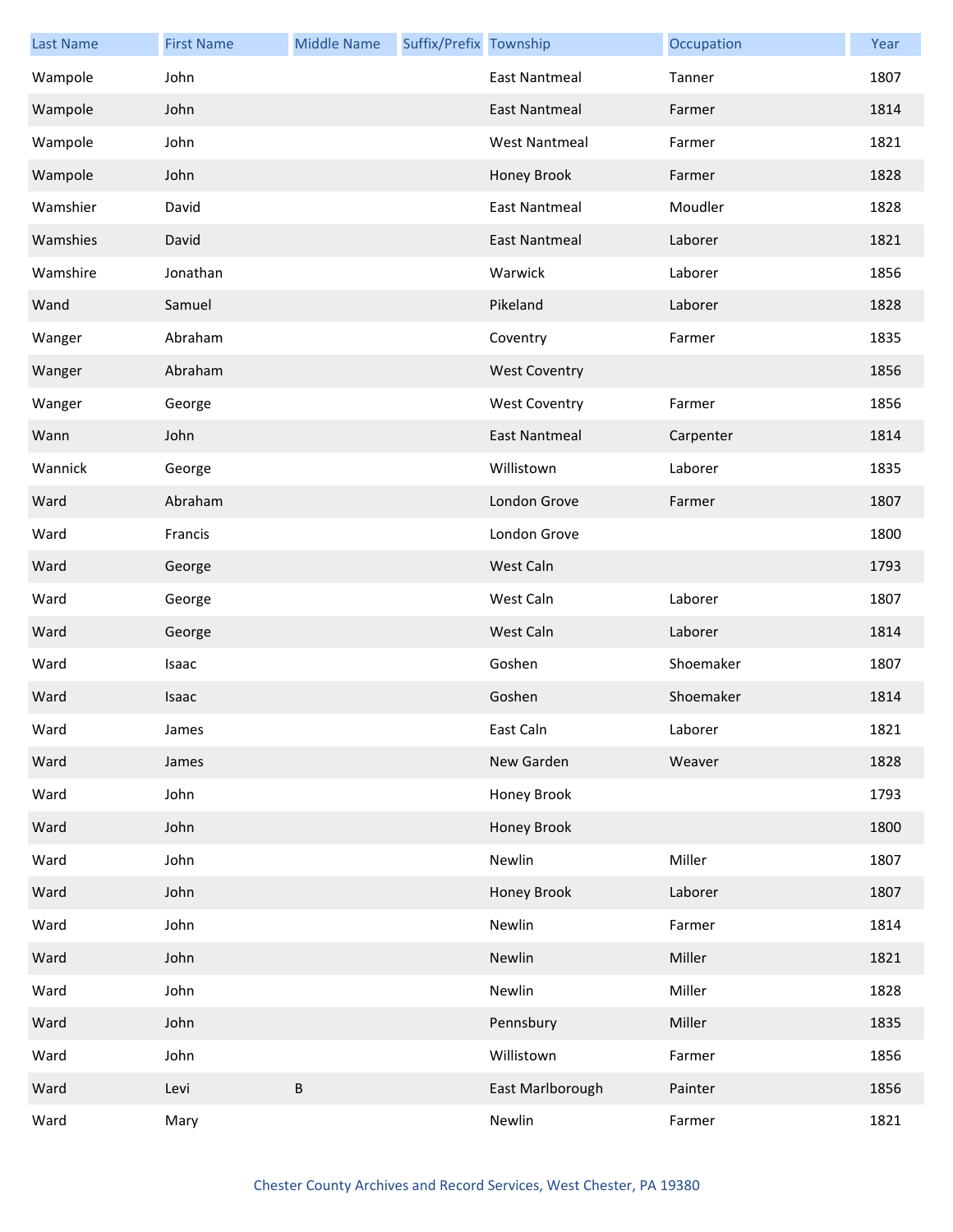| Last Name | First Name | Middle Name | Suffix/Prefix | Township | Occupation | Year |
| --- | --- | --- | --- | --- | --- | --- |
| Wampole | John | | | East Nantmeal | Tanner | 1807 |
| Wampole | John | | | East Nantmeal | Farmer | 1814 |
| Wampole | John | | | West Nantmeal | Farmer | 1821 |
| Wampole | John | | | Honey Brook | Farmer | 1828 |
| Wamshier | David | | | East Nantmeal | Moudler | 1828 |
| Wamshies | David | | | East Nantmeal | Laborer | 1821 |
| Wamshire | Jonathan | | | Warwick | Laborer | 1856 |
| Wand | Samuel | | | Pikeland | Laborer | 1828 |
| Wanger | Abraham | | | Coventry | Farmer | 1835 |
| Wanger | Abraham | | | West Coventry | | 1856 |
| Wanger | George | | | West Coventry | Farmer | 1856 |
| Wann | John | | | East Nantmeal | Carpenter | 1814 |
| Wannick | George | | | Willistown | Laborer | 1835 |
| Ward | Abraham | | | London Grove | Farmer | 1807 |
| Ward | Francis | | | London Grove | | 1800 |
| Ward | George | | | West Caln | | 1793 |
| Ward | George | | | West Caln | Laborer | 1807 |
| Ward | George | | | West Caln | Laborer | 1814 |
| Ward | Isaac | | | Goshen | Shoemaker | 1807 |
| Ward | Isaac | | | Goshen | Shoemaker | 1814 |
| Ward | James | | | East Caln | Laborer | 1821 |
| Ward | James | | | New Garden | Weaver | 1828 |
| Ward | John | | | Honey Brook | | 1793 |
| Ward | John | | | Honey Brook | | 1800 |
| Ward | John | | | Newlin | Miller | 1807 |
| Ward | John | | | Honey Brook | Laborer | 1807 |
| Ward | John | | | Newlin | Farmer | 1814 |
| Ward | John | | | Newlin | Miller | 1821 |
| Ward | John | | | Newlin | Miller | 1828 |
| Ward | John | | | Pennsbury | Miller | 1835 |
| Ward | John | | | Willistown | Farmer | 1856 |
| Ward | Levi | B | | East Marlborough | Painter | 1856 |
| Ward | Mary | | | Newlin | Farmer | 1821 |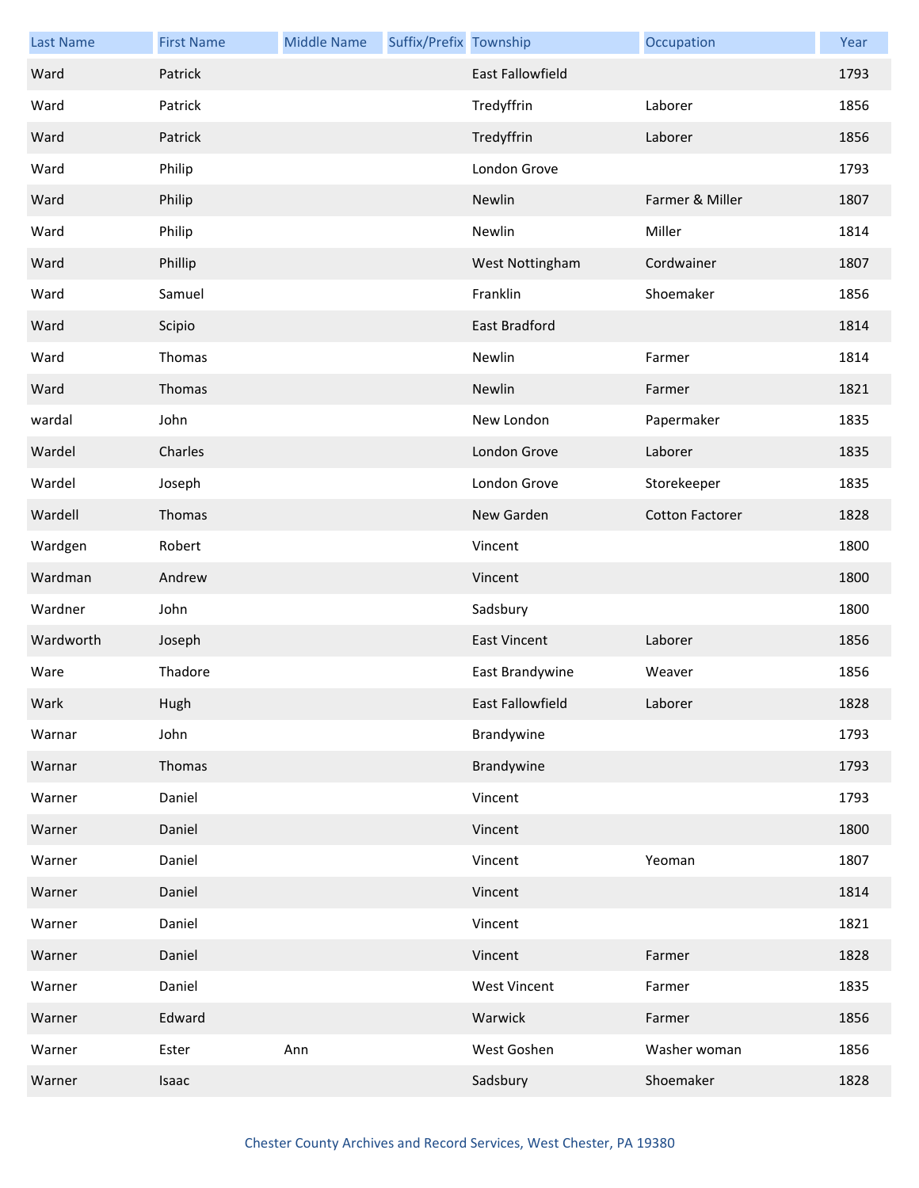| Last Name | First Name | Middle Name | Suffix/Prefix | Township | Occupation | Year |
|---|---|---|---|---|---|---|
| Ward | Patrick | | | East Fallowfield | | 1793 |
| Ward | Patrick | | | Tredyffrin | Laborer | 1856 |
| Ward | Patrick | | | Tredyffrin | Laborer | 1856 |
| Ward | Philip | | | London Grove | | 1793 |
| Ward | Philip | | | Newlin | Farmer & Miller | 1807 |
| Ward | Philip | | | Newlin | Miller | 1814 |
| Ward | Phillip | | | West Nottingham | Cordwainer | 1807 |
| Ward | Samuel | | | Franklin | Shoemaker | 1856 |
| Ward | Scipio | | | East Bradford | | 1814 |
| Ward | Thomas | | | Newlin | Farmer | 1814 |
| Ward | Thomas | | | Newlin | Farmer | 1821 |
| wardal | John | | | New London | Papermaker | 1835 |
| Wardel | Charles | | | London Grove | Laborer | 1835 |
| Wardel | Joseph | | | London Grove | Storekeeper | 1835 |
| Wardell | Thomas | | | New Garden | Cotton Factorer | 1828 |
| Wardgen | Robert | | | Vincent | | 1800 |
| Wardman | Andrew | | | Vincent | | 1800 |
| Wardner | John | | | Sadsbury | | 1800 |
| Wardworth | Joseph | | | East Vincent | Laborer | 1856 |
| Ware | Thadore | | | East Brandywine | Weaver | 1856 |
| Wark | Hugh | | | East Fallowfield | Laborer | 1828 |
| Warnar | John | | | Brandywine | | 1793 |
| Warnar | Thomas | | | Brandywine | | 1793 |
| Warner | Daniel | | | Vincent | | 1793 |
| Warner | Daniel | | | Vincent | | 1800 |
| Warner | Daniel | | | Vincent | Yeoman | 1807 |
| Warner | Daniel | | | Vincent | | 1814 |
| Warner | Daniel | | | Vincent | | 1821 |
| Warner | Daniel | | | Vincent | Farmer | 1828 |
| Warner | Daniel | | | West Vincent | Farmer | 1835 |
| Warner | Edward | | | Warwick | Farmer | 1856 |
| Warner | Ester | Ann | | West Goshen | Washer woman | 1856 |
| Warner | Isaac | | | Sadsbury | Shoemaker | 1828 |

Chester County Archives and Record Services, West Chester, PA 19380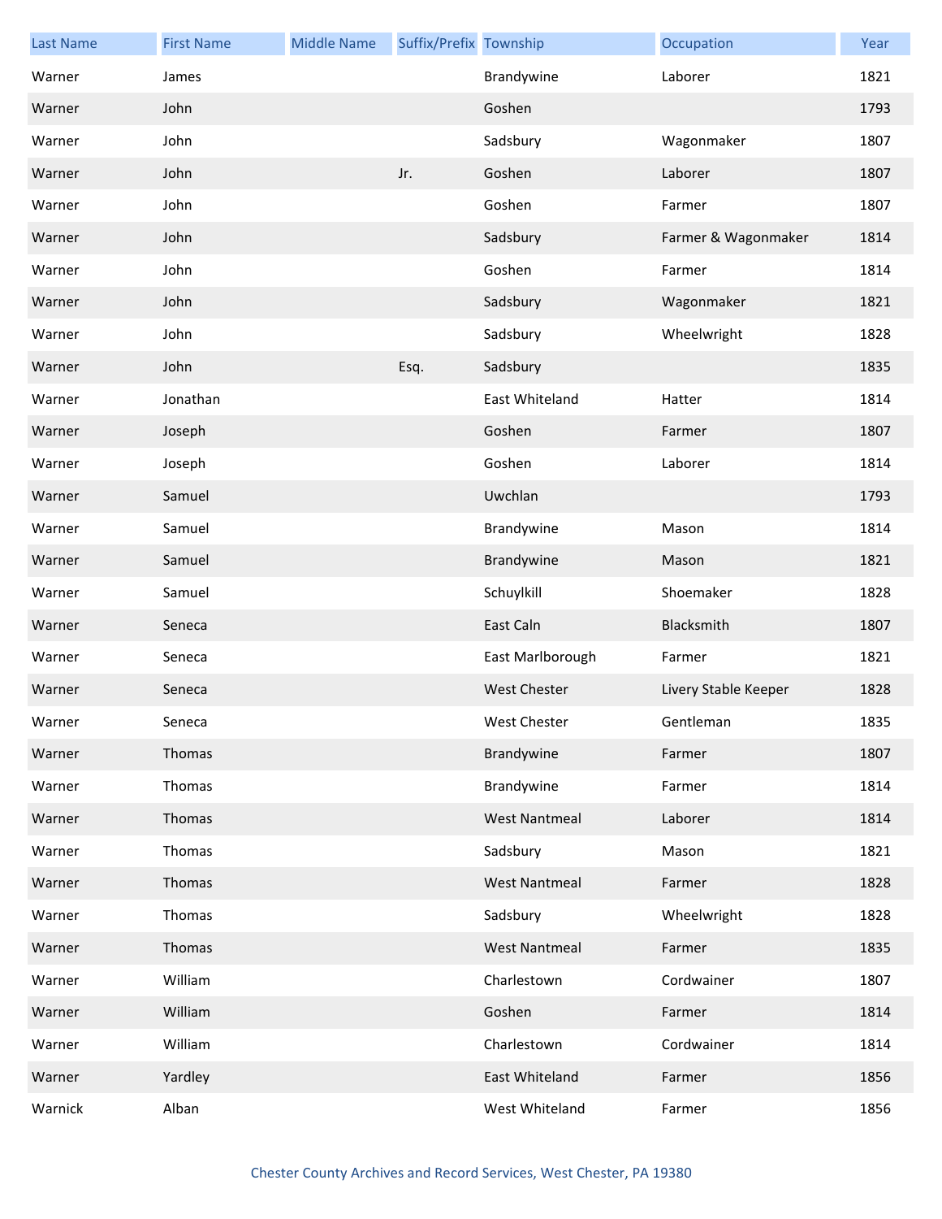| Last Name | First Name | Middle Name | Suffix/Prefix | Township | Occupation | Year |
| --- | --- | --- | --- | --- | --- | --- |
| Warner | James | | | Brandywine | Laborer | 1821 |
| Warner | John | | | Goshen | | 1793 |
| Warner | John | | | Sadsbury | Wagonmaker | 1807 |
| Warner | John | | Jr. | Goshen | Laborer | 1807 |
| Warner | John | | | Goshen | Farmer | 1807 |
| Warner | John | | | Sadsbury | Farmer & Wagonmaker | 1814 |
| Warner | John | | | Goshen | Farmer | 1814 |
| Warner | John | | | Sadsbury | Wagonmaker | 1821 |
| Warner | John | | | Sadsbury | Wheelwright | 1828 |
| Warner | John | | Esq. | Sadsbury | | 1835 |
| Warner | Jonathan | | | East Whiteland | Hatter | 1814 |
| Warner | Joseph | | | Goshen | Farmer | 1807 |
| Warner | Joseph | | | Goshen | Laborer | 1814 |
| Warner | Samuel | | | Uwchlan | | 1793 |
| Warner | Samuel | | | Brandywine | Mason | 1814 |
| Warner | Samuel | | | Brandywine | Mason | 1821 |
| Warner | Samuel | | | Schuylkill | Shoemaker | 1828 |
| Warner | Seneca | | | East Caln | Blacksmith | 1807 |
| Warner | Seneca | | | East Marlborough | Farmer | 1821 |
| Warner | Seneca | | | West Chester | Livery Stable Keeper | 1828 |
| Warner | Seneca | | | West Chester | Gentleman | 1835 |
| Warner | Thomas | | | Brandywine | Farmer | 1807 |
| Warner | Thomas | | | Brandywine | Farmer | 1814 |
| Warner | Thomas | | | West Nantmeal | Laborer | 1814 |
| Warner | Thomas | | | Sadsbury | Mason | 1821 |
| Warner | Thomas | | | West Nantmeal | Farmer | 1828 |
| Warner | Thomas | | | Sadsbury | Wheelwright | 1828 |
| Warner | Thomas | | | West Nantmeal | Farmer | 1835 |
| Warner | William | | | Charlestown | Cordwainer | 1807 |
| Warner | William | | | Goshen | Farmer | 1814 |
| Warner | William | | | Charlestown | Cordwainer | 1814 |
| Warner | Yardley | | | East Whiteland | Farmer | 1856 |
| Warnick | Alban | | | West Whiteland | Farmer | 1856 |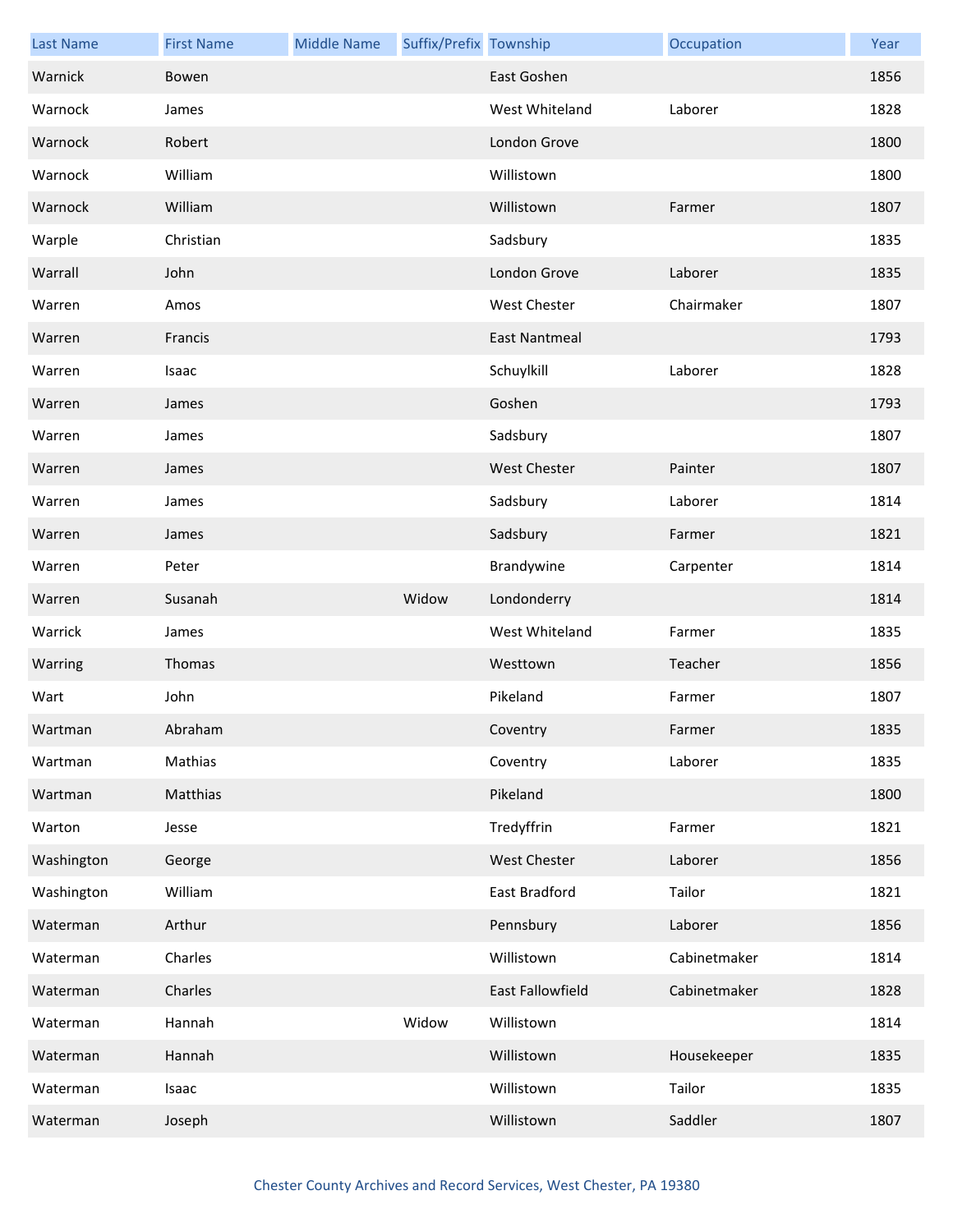| Last Name | First Name | Middle Name | Suffix/Prefix | Township | Occupation | Year |
| --- | --- | --- | --- | --- | --- | --- |
| Warnick | Bowen | | | East Goshen | | 1856 |
| Warnock | James | | | West Whiteland | Laborer | 1828 |
| Warnock | Robert | | | London Grove | | 1800 |
| Warnock | William | | | Willistown | | 1800 |
| Warnock | William | | | Willistown | Farmer | 1807 |
| Warple | Christian | | | Sadsbury | | 1835 |
| Warrall | John | | | London Grove | Laborer | 1835 |
| Warren | Amos | | | West Chester | Chairmaker | 1807 |
| Warren | Francis | | | East Nantmeal | | 1793 |
| Warren | Isaac | | | Schuylkill | Laborer | 1828 |
| Warren | James | | | Goshen | | 1793 |
| Warren | James | | | Sadsbury | | 1807 |
| Warren | James | | | West Chester | Painter | 1807 |
| Warren | James | | | Sadsbury | Laborer | 1814 |
| Warren | James | | | Sadsbury | Farmer | 1821 |
| Warren | Peter | | | Brandywine | Carpenter | 1814 |
| Warren | Susanah | | Widow | Londonderry | | 1814 |
| Warrick | James | | | West Whiteland | Farmer | 1835 |
| Warring | Thomas | | | Westtown | Teacher | 1856 |
| Wart | John | | | Pikeland | Farmer | 1807 |
| Wartman | Abraham | | | Coventry | Farmer | 1835 |
| Wartman | Mathias | | | Coventry | Laborer | 1835 |
| Wartman | Matthias | | | Pikeland | | 1800 |
| Warton | Jesse | | | Tredyffrin | Farmer | 1821 |
| Washington | George | | | West Chester | Laborer | 1856 |
| Washington | William | | | East Bradford | Tailor | 1821 |
| Waterman | Arthur | | | Pennsbury | Laborer | 1856 |
| Waterman | Charles | | | Willistown | Cabinetmaker | 1814 |
| Waterman | Charles | | | East Fallowfield | Cabinetmaker | 1828 |
| Waterman | Hannah | | Widow | Willistown | | 1814 |
| Waterman | Hannah | | | Willistown | Housekeeper | 1835 |
| Waterman | Isaac | | | Willistown | Tailor | 1835 |
| Waterman | Joseph | | | Willistown | Saddler | 1807 |

Chester County Archives and Record Services, West Chester, PA 19380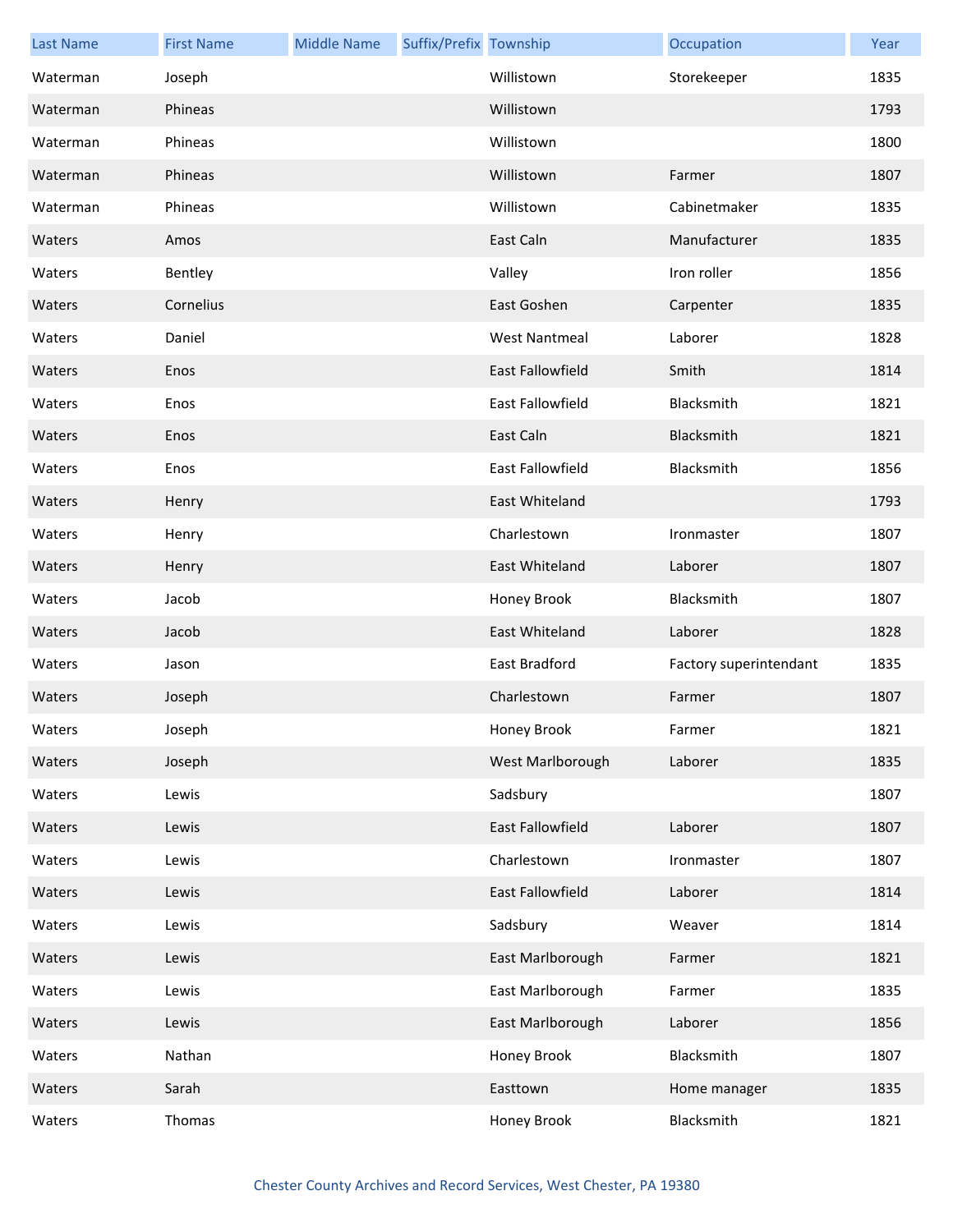| Last Name | First Name | Middle Name | Suffix/Prefix | Township | Occupation | Year |
|---|---|---|---|---|---|---|
| Waterman | Joseph | | | Willistown | Storekeeper | 1835 |
| Waterman | Phineas | | | Willistown | | 1793 |
| Waterman | Phineas | | | Willistown | | 1800 |
| Waterman | Phineas | | | Willistown | Farmer | 1807 |
| Waterman | Phineas | | | Willistown | Cabinetmaker | 1835 |
| Waters | Amos | | | East Caln | Manufacturer | 1835 |
| Waters | Bentley | | | Valley | Iron roller | 1856 |
| Waters | Cornelius | | | East Goshen | Carpenter | 1835 |
| Waters | Daniel | | | West Nantmeal | Laborer | 1828 |
| Waters | Enos | | | East Fallowfield | Smith | 1814 |
| Waters | Enos | | | East Fallowfield | Blacksmith | 1821 |
| Waters | Enos | | | East Caln | Blacksmith | 1821 |
| Waters | Enos | | | East Fallowfield | Blacksmith | 1856 |
| Waters | Henry | | | East Whiteland | | 1793 |
| Waters | Henry | | | Charlestown | Ironmaster | 1807 |
| Waters | Henry | | | East Whiteland | Laborer | 1807 |
| Waters | Jacob | | | Honey Brook | Blacksmith | 1807 |
| Waters | Jacob | | | East Whiteland | Laborer | 1828 |
| Waters | Jason | | | East Bradford | Factory superintendant | 1835 |
| Waters | Joseph | | | Charlestown | Farmer | 1807 |
| Waters | Joseph | | | Honey Brook | Farmer | 1821 |
| Waters | Joseph | | | West Marlborough | Laborer | 1835 |
| Waters | Lewis | | | Sadsbury | | 1807 |
| Waters | Lewis | | | East Fallowfield | Laborer | 1807 |
| Waters | Lewis | | | Charlestown | Ironmaster | 1807 |
| Waters | Lewis | | | East Fallowfield | Laborer | 1814 |
| Waters | Lewis | | | Sadsbury | Weaver | 1814 |
| Waters | Lewis | | | East Marlborough | Farmer | 1821 |
| Waters | Lewis | | | East Marlborough | Farmer | 1835 |
| Waters | Lewis | | | East Marlborough | Laborer | 1856 |
| Waters | Nathan | | | Honey Brook | Blacksmith | 1807 |
| Waters | Sarah | | | Easttown | Home manager | 1835 |
| Waters | Thomas | | | Honey Brook | Blacksmith | 1821 |

Chester County Archives and Record Services, West Chester, PA 19380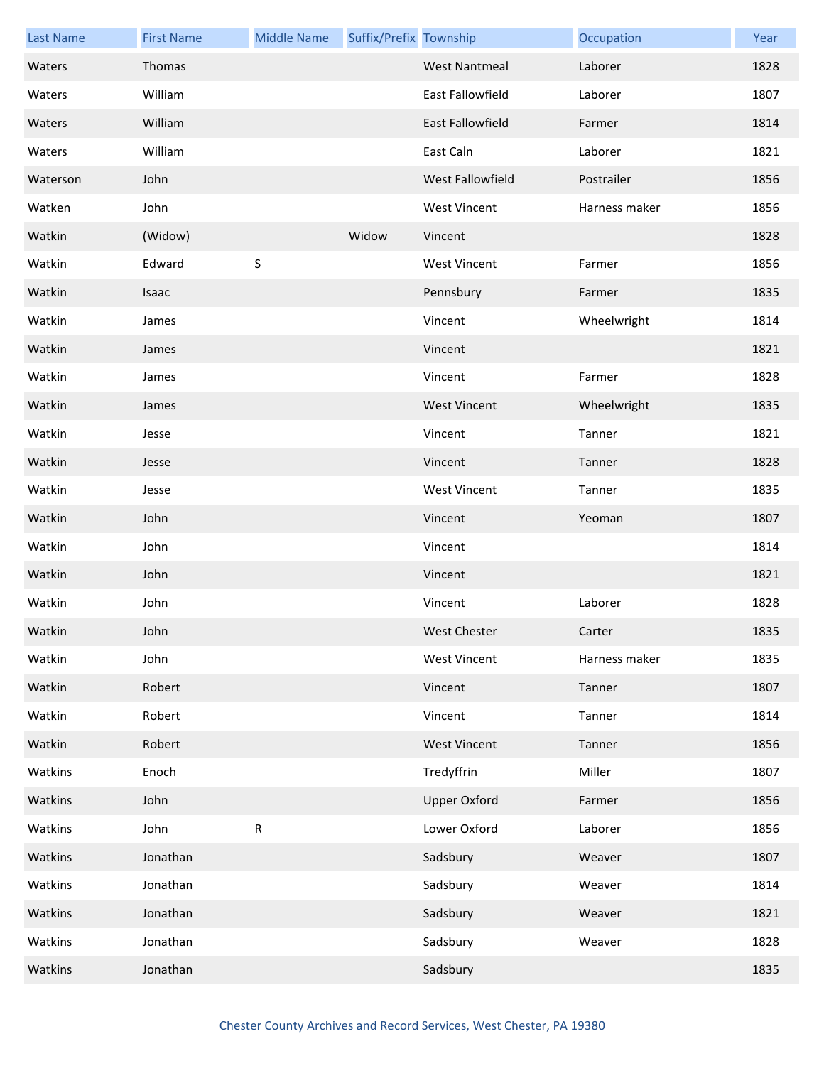| Last Name | First Name | Middle Name | Suffix/Prefix | Township | Occupation | Year |
|---|---|---|---|---|---|---|
| Waters | Thomas | | | West Nantmeal | Laborer | 1828 |
| Waters | William | | | East Fallowfield | Laborer | 1807 |
| Waters | William | | | East Fallowfield | Farmer | 1814 |
| Waters | William | | | East Caln | Laborer | 1821 |
| Waterson | John | | | West Fallowfield | Postrailer | 1856 |
| Watken | John | | | West Vincent | Harness maker | 1856 |
| Watkin | (Widow) | | Widow | Vincent | | 1828 |
| Watkin | Edward | S | | West Vincent | Farmer | 1856 |
| Watkin | Isaac | | | Pennsbury | Farmer | 1835 |
| Watkin | James | | | Vincent | Wheelwright | 1814 |
| Watkin | James | | | Vincent | | 1821 |
| Watkin | James | | | Vincent | Farmer | 1828 |
| Watkin | James | | | West Vincent | Wheelwright | 1835 |
| Watkin | Jesse | | | Vincent | Tanner | 1821 |
| Watkin | Jesse | | | Vincent | Tanner | 1828 |
| Watkin | Jesse | | | West Vincent | Tanner | 1835 |
| Watkin | John | | | Vincent | Yeoman | 1807 |
| Watkin | John | | | Vincent | | 1814 |
| Watkin | John | | | Vincent | | 1821 |
| Watkin | John | | | Vincent | Laborer | 1828 |
| Watkin | John | | | West Chester | Carter | 1835 |
| Watkin | John | | | West Vincent | Harness maker | 1835 |
| Watkin | Robert | | | Vincent | Tanner | 1807 |
| Watkin | Robert | | | Vincent | Tanner | 1814 |
| Watkin | Robert | | | West Vincent | Tanner | 1856 |
| Watkins | Enoch | | | Tredyffrin | Miller | 1807 |
| Watkins | John | | | Upper Oxford | Farmer | 1856 |
| Watkins | John | R | | Lower Oxford | Laborer | 1856 |
| Watkins | Jonathan | | | Sadsbury | Weaver | 1807 |
| Watkins | Jonathan | | | Sadsbury | Weaver | 1814 |
| Watkins | Jonathan | | | Sadsbury | Weaver | 1821 |
| Watkins | Jonathan | | | Sadsbury | Weaver | 1828 |
| Watkins | Jonathan | | | Sadsbury | | 1835 |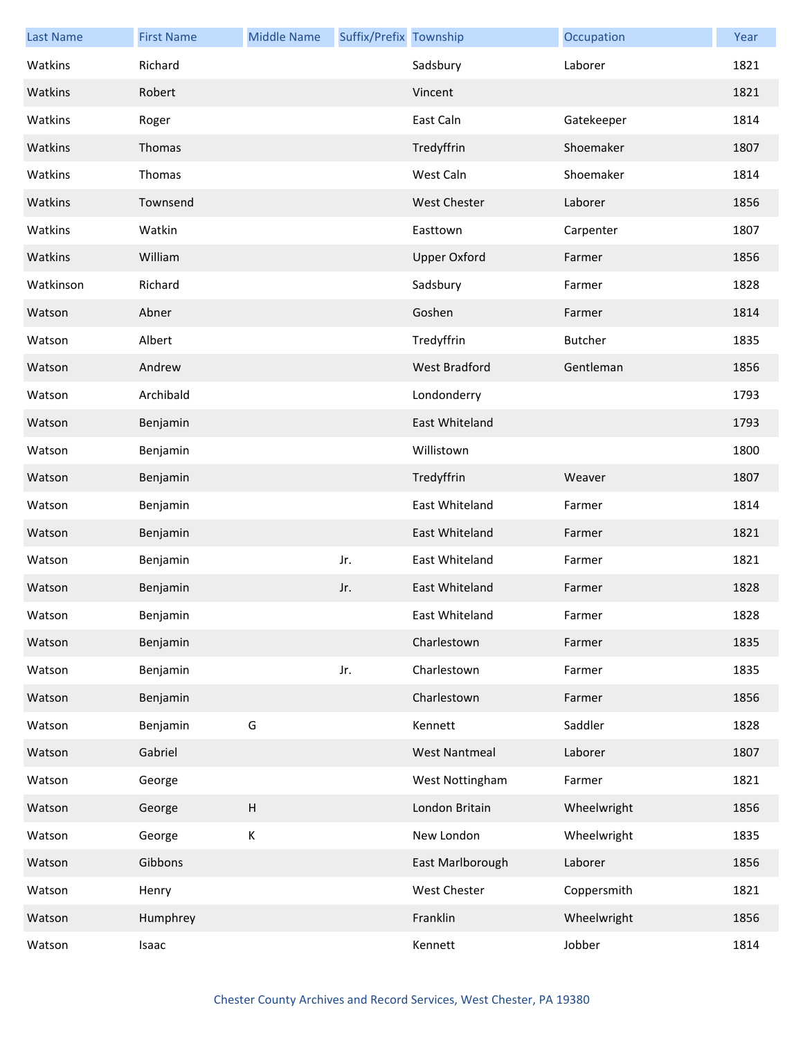| Last Name | First Name | Middle Name | Suffix/Prefix | Township | Occupation | Year |
|---|---|---|---|---|---|---|
| Watkins | Richard | | | Sadsbury | Laborer | 1821 |
| Watkins | Robert | | | Vincent | | 1821 |
| Watkins | Roger | | | East Caln | Gatekeeper | 1814 |
| Watkins | Thomas | | | Tredyffrin | Shoemaker | 1807 |
| Watkins | Thomas | | | West Caln | Shoemaker | 1814 |
| Watkins | Townsend | | | West Chester | Laborer | 1856 |
| Watkins | Watkin | | | Easttown | Carpenter | 1807 |
| Watkins | William | | | Upper Oxford | Farmer | 1856 |
| Watkinson | Richard | | | Sadsbury | Farmer | 1828 |
| Watson | Abner | | | Goshen | Farmer | 1814 |
| Watson | Albert | | | Tredyffrin | Butcher | 1835 |
| Watson | Andrew | | | West Bradford | Gentleman | 1856 |
| Watson | Archibald | | | Londonderry | | 1793 |
| Watson | Benjamin | | | East Whiteland | | 1793 |
| Watson | Benjamin | | | Willistown | | 1800 |
| Watson | Benjamin | | | Tredyffrin | Weaver | 1807 |
| Watson | Benjamin | | | East Whiteland | Farmer | 1814 |
| Watson | Benjamin | | | East Whiteland | Farmer | 1821 |
| Watson | Benjamin | | Jr. | East Whiteland | Farmer | 1821 |
| Watson | Benjamin | | Jr. | East Whiteland | Farmer | 1828 |
| Watson | Benjamin | | | East Whiteland | Farmer | 1828 |
| Watson | Benjamin | | | Charlestown | Farmer | 1835 |
| Watson | Benjamin | | Jr. | Charlestown | Farmer | 1835 |
| Watson | Benjamin | | | Charlestown | Farmer | 1856 |
| Watson | Benjamin | G | | Kennett | Saddler | 1828 |
| Watson | Gabriel | | | West Nantmeal | Laborer | 1807 |
| Watson | George | | | West Nottingham | Farmer | 1821 |
| Watson | George | H | | London Britain | Wheelwright | 1856 |
| Watson | George | K | | New London | Wheelwright | 1835 |
| Watson | Gibbons | | | East Marlborough | Laborer | 1856 |
| Watson | Henry | | | West Chester | Coppersmith | 1821 |
| Watson | Humphrey | | | Franklin | Wheelwright | 1856 |
| Watson | Isaac | | | Kennett | Jobber | 1814 |

Chester County Archives and Record Services, West Chester, PA 19380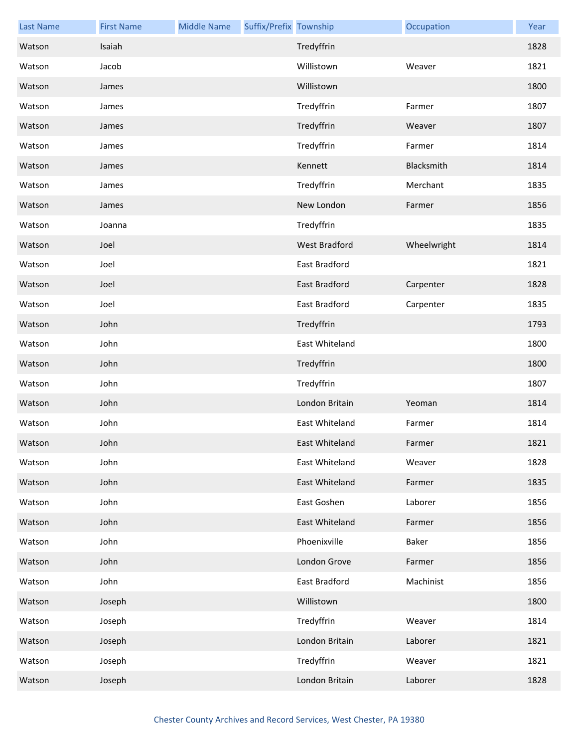| Last Name | First Name | Middle Name | Suffix/Prefix | Township | Occupation | Year |
|---|---|---|---|---|---|---|
| Watson | Isaiah | | | Tredyffrin | | 1828 |
| Watson | Jacob | | | Willistown | Weaver | 1821 |
| Watson | James | | | Willistown | | 1800 |
| Watson | James | | | Tredyffrin | Farmer | 1807 |
| Watson | James | | | Tredyffrin | Weaver | 1807 |
| Watson | James | | | Tredyffrin | Farmer | 1814 |
| Watson | James | | | Kennett | Blacksmith | 1814 |
| Watson | James | | | Tredyffrin | Merchant | 1835 |
| Watson | James | | | New London | Farmer | 1856 |
| Watson | Joanna | | | Tredyffrin | | 1835 |
| Watson | Joel | | | West Bradford | Wheelwright | 1814 |
| Watson | Joel | | | East Bradford | | 1821 |
| Watson | Joel | | | East Bradford | Carpenter | 1828 |
| Watson | Joel | | | East Bradford | Carpenter | 1835 |
| Watson | John | | | Tredyffrin | | 1793 |
| Watson | John | | | East Whiteland | | 1800 |
| Watson | John | | | Tredyffrin | | 1800 |
| Watson | John | | | Tredyffrin | | 1807 |
| Watson | John | | | London Britain | Yeoman | 1814 |
| Watson | John | | | East Whiteland | Farmer | 1814 |
| Watson | John | | | East Whiteland | Farmer | 1821 |
| Watson | John | | | East Whiteland | Weaver | 1828 |
| Watson | John | | | East Whiteland | Farmer | 1835 |
| Watson | John | | | East Goshen | Laborer | 1856 |
| Watson | John | | | East Whiteland | Farmer | 1856 |
| Watson | John | | | Phoenixville | Baker | 1856 |
| Watson | John | | | London Grove | Farmer | 1856 |
| Watson | John | | | East Bradford | Machinist | 1856 |
| Watson | Joseph | | | Willistown | | 1800 |
| Watson | Joseph | | | Tredyffrin | Weaver | 1814 |
| Watson | Joseph | | | London Britain | Laborer | 1821 |
| Watson | Joseph | | | Tredyffrin | Weaver | 1821 |
| Watson | Joseph | | | London Britain | Laborer | 1828 |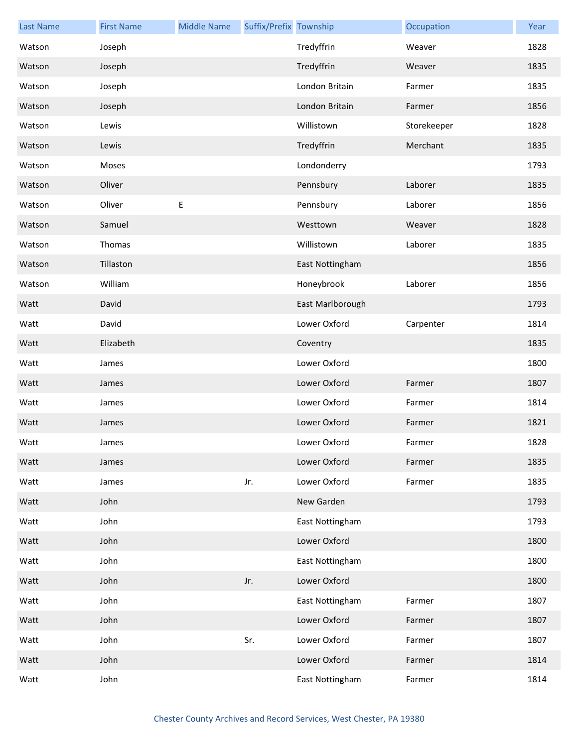| Last Name | First Name | Middle Name | Suffix/Prefix | Township | Occupation | Year |
| --- | --- | --- | --- | --- | --- | --- |
| Watson | Joseph | | | Tredyffrin | Weaver | 1828 |
| Watson | Joseph | | | Tredyffrin | Weaver | 1835 |
| Watson | Joseph | | | London Britain | Farmer | 1835 |
| Watson | Joseph | | | London Britain | Farmer | 1856 |
| Watson | Lewis | | | Willistown | Storekeeper | 1828 |
| Watson | Lewis | | | Tredyffrin | Merchant | 1835 |
| Watson | Moses | | | Londonderry | | 1793 |
| Watson | Oliver | | | Pennsbury | Laborer | 1835 |
| Watson | Oliver | E | | Pennsbury | Laborer | 1856 |
| Watson | Samuel | | | Westtown | Weaver | 1828 |
| Watson | Thomas | | | Willistown | Laborer | 1835 |
| Watson | Tillaston | | | East Nottingham | | 1856 |
| Watson | William | | | Honeybrook | Laborer | 1856 |
| Watt | David | | | East Marlborough | | 1793 |
| Watt | David | | | Lower Oxford | Carpenter | 1814 |
| Watt | Elizabeth | | | Coventry | | 1835 |
| Watt | James | | | Lower Oxford | | 1800 |
| Watt | James | | | Lower Oxford | Farmer | 1807 |
| Watt | James | | | Lower Oxford | Farmer | 1814 |
| Watt | James | | | Lower Oxford | Farmer | 1821 |
| Watt | James | | | Lower Oxford | Farmer | 1828 |
| Watt | James | | | Lower Oxford | Farmer | 1835 |
| Watt | James | | Jr. | Lower Oxford | Farmer | 1835 |
| Watt | John | | | New Garden | | 1793 |
| Watt | John | | | East Nottingham | | 1793 |
| Watt | John | | | Lower Oxford | | 1800 |
| Watt | John | | | East Nottingham | | 1800 |
| Watt | John | | Jr. | Lower Oxford | | 1800 |
| Watt | John | | | East Nottingham | Farmer | 1807 |
| Watt | John | | | Lower Oxford | Farmer | 1807 |
| Watt | John | | Sr. | Lower Oxford | Farmer | 1807 |
| Watt | John | | | Lower Oxford | Farmer | 1814 |
| Watt | John | | | East Nottingham | Farmer | 1814 |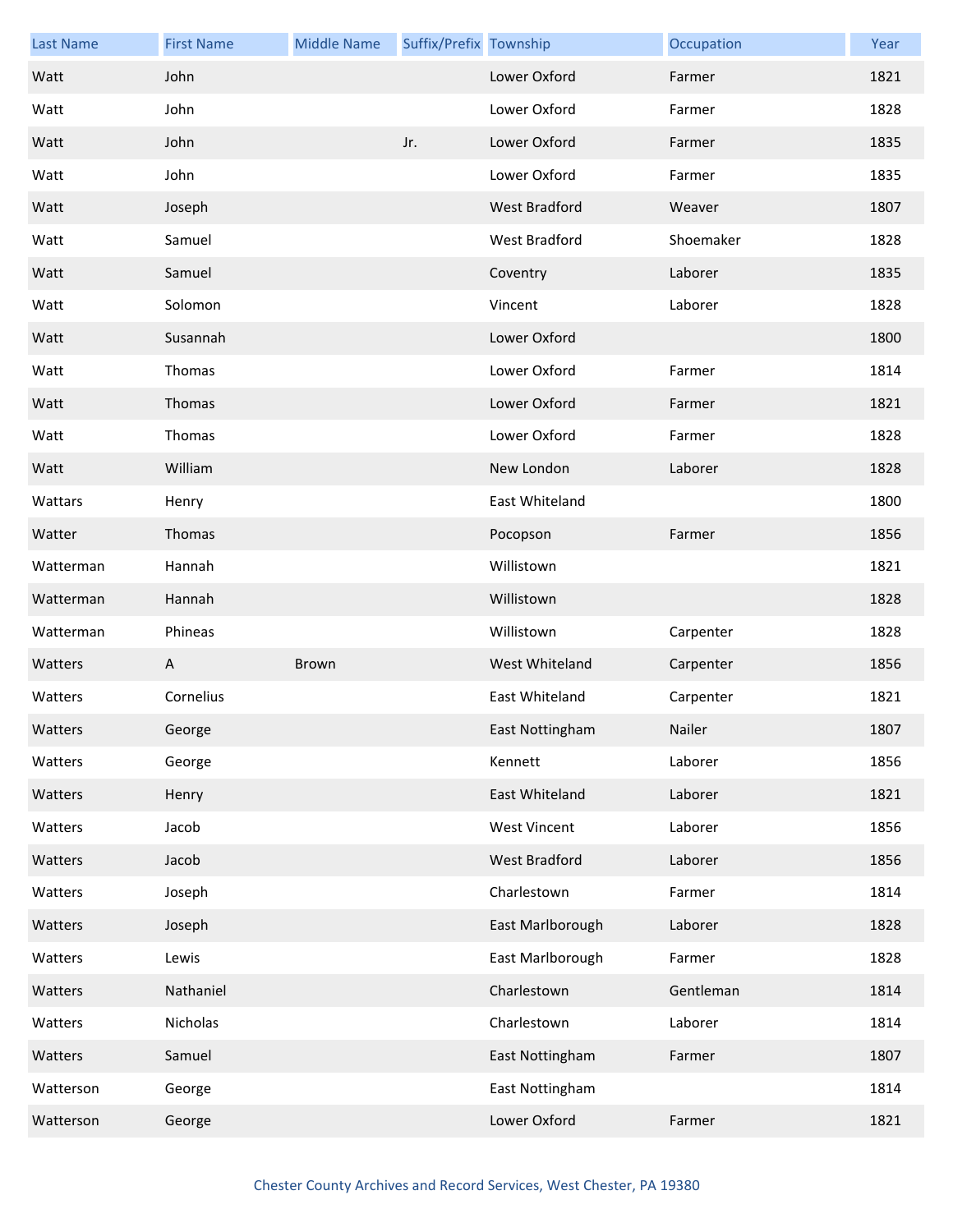| Last Name | First Name | Middle Name | Suffix/Prefix | Township | Occupation | Year |
|---|---|---|---|---|---|---|
| Watt | John | | | Lower Oxford | Farmer | 1821 |
| Watt | John | | | Lower Oxford | Farmer | 1828 |
| Watt | John | | Jr. | Lower Oxford | Farmer | 1835 |
| Watt | John | | | Lower Oxford | Farmer | 1835 |
| Watt | Joseph | | | West Bradford | Weaver | 1807 |
| Watt | Samuel | | | West Bradford | Shoemaker | 1828 |
| Watt | Samuel | | | Coventry | Laborer | 1835 |
| Watt | Solomon | | | Vincent | Laborer | 1828 |
| Watt | Susannah | | | Lower Oxford | | 1800 |
| Watt | Thomas | | | Lower Oxford | Farmer | 1814 |
| Watt | Thomas | | | Lower Oxford | Farmer | 1821 |
| Watt | Thomas | | | Lower Oxford | Farmer | 1828 |
| Watt | William | | | New London | Laborer | 1828 |
| Wattars | Henry | | | East Whiteland | | 1800 |
| Watter | Thomas | | | Pocopson | Farmer | 1856 |
| Watterman | Hannah | | | Willistown | | 1821 |
| Watterman | Hannah | | | Willistown | | 1828 |
| Watterman | Phineas | | | Willistown | Carpenter | 1828 |
| Watters | A | Brown | | West Whiteland | Carpenter | 1856 |
| Watters | Cornelius | | | East Whiteland | Carpenter | 1821 |
| Watters | George | | | East Nottingham | Nailer | 1807 |
| Watters | George | | | Kennett | Laborer | 1856 |
| Watters | Henry | | | East Whiteland | Laborer | 1821 |
| Watters | Jacob | | | West Vincent | Laborer | 1856 |
| Watters | Jacob | | | West Bradford | Laborer | 1856 |
| Watters | Joseph | | | Charlestown | Farmer | 1814 |
| Watters | Joseph | | | East Marlborough | Laborer | 1828 |
| Watters | Lewis | | | East Marlborough | Farmer | 1828 |
| Watters | Nathaniel | | | Charlestown | Gentleman | 1814 |
| Watters | Nicholas | | | Charlestown | Laborer | 1814 |
| Watters | Samuel | | | East Nottingham | Farmer | 1807 |
| Watterson | George | | | East Nottingham | | 1814 |
| Watterson | George | | | Lower Oxford | Farmer | 1821 |

Chester County Archives and Record Services, West Chester, PA 19380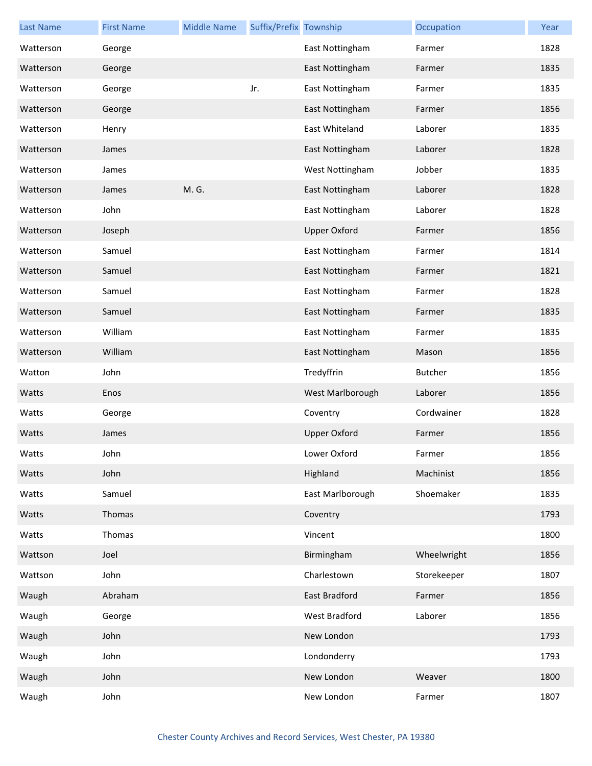| Last Name | First Name | Middle Name | Suffix/Prefix | Township | Occupation | Year |
|---|---|---|---|---|---|---|
| Watterson | George | | | East Nottingham | Farmer | 1828 |
| Watterson | George | | | East Nottingham | Farmer | 1835 |
| Watterson | George | | Jr. | East Nottingham | Farmer | 1835 |
| Watterson | George | | | East Nottingham | Farmer | 1856 |
| Watterson | Henry | | | East Whiteland | Laborer | 1835 |
| Watterson | James | | | East Nottingham | Laborer | 1828 |
| Watterson | James | | | West Nottingham | Jobber | 1835 |
| Watterson | James | M. G. | | East Nottingham | Laborer | 1828 |
| Watterson | John | | | East Nottingham | Laborer | 1828 |
| Watterson | Joseph | | | Upper Oxford | Farmer | 1856 |
| Watterson | Samuel | | | East Nottingham | Farmer | 1814 |
| Watterson | Samuel | | | East Nottingham | Farmer | 1821 |
| Watterson | Samuel | | | East Nottingham | Farmer | 1828 |
| Watterson | Samuel | | | East Nottingham | Farmer | 1835 |
| Watterson | William | | | East Nottingham | Farmer | 1835 |
| Watterson | William | | | East Nottingham | Mason | 1856 |
| Watton | John | | | Tredyffrin | Butcher | 1856 |
| Watts | Enos | | | West Marlborough | Laborer | 1856 |
| Watts | George | | | Coventry | Cordwainer | 1828 |
| Watts | James | | | Upper Oxford | Farmer | 1856 |
| Watts | John | | | Lower Oxford | Farmer | 1856 |
| Watts | John | | | Highland | Machinist | 1856 |
| Watts | Samuel | | | East Marlborough | Shoemaker | 1835 |
| Watts | Thomas | | | Coventry | | 1793 |
| Watts | Thomas | | | Vincent | | 1800 |
| Wattson | Joel | | | Birmingham | Wheelwright | 1856 |
| Wattson | John | | | Charlestown | Storekeeper | 1807 |
| Waugh | Abraham | | | East Bradford | Farmer | 1856 |
| Waugh | George | | | West Bradford | Laborer | 1856 |
| Waugh | John | | | New London | | 1793 |
| Waugh | John | | | Londonderry | | 1793 |
| Waugh | John | | | New London | Weaver | 1800 |
| Waugh | John | | | New London | Farmer | 1807 |

Chester County Archives and Record Services, West Chester, PA 19380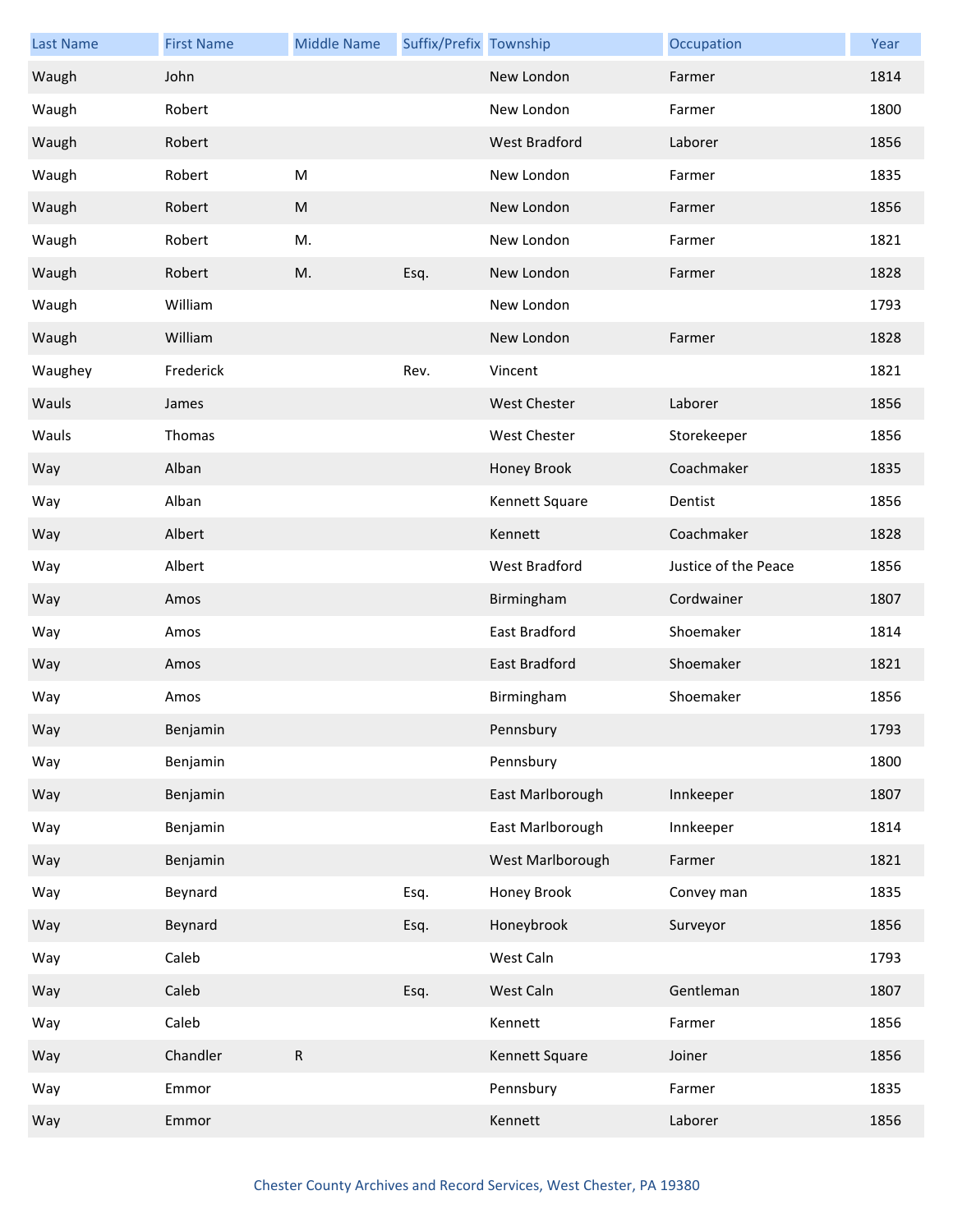| Last Name | First Name | Middle Name | Suffix/Prefix | Township | Occupation | Year |
|---|---|---|---|---|---|---|
| Waugh | John | | | New London | Farmer | 1814 |
| Waugh | Robert | | | New London | Farmer | 1800 |
| Waugh | Robert | | | West Bradford | Laborer | 1856 |
| Waugh | Robert | M | | New London | Farmer | 1835 |
| Waugh | Robert | M | | New London | Farmer | 1856 |
| Waugh | Robert | M. | | New London | Farmer | 1821 |
| Waugh | Robert | M. | Esq. | New London | Farmer | 1828 |
| Waugh | William | | | New London | | 1793 |
| Waugh | William | | | New London | Farmer | 1828 |
| Waughey | Frederick | | Rev. | Vincent | | 1821 |
| Wauls | James | | | West Chester | Laborer | 1856 |
| Wauls | Thomas | | | West Chester | Storekeeper | 1856 |
| Way | Alban | | | Honey Brook | Coachmaker | 1835 |
| Way | Alban | | | Kennett Square | Dentist | 1856 |
| Way | Albert | | | Kennett | Coachmaker | 1828 |
| Way | Albert | | | West Bradford | Justice of the Peace | 1856 |
| Way | Amos | | | Birmingham | Cordwainer | 1807 |
| Way | Amos | | | East Bradford | Shoemaker | 1814 |
| Way | Amos | | | East Bradford | Shoemaker | 1821 |
| Way | Amos | | | Birmingham | Shoemaker | 1856 |
| Way | Benjamin | | | Pennsbury | | 1793 |
| Way | Benjamin | | | Pennsbury | | 1800 |
| Way | Benjamin | | | East Marlborough | Innkeeper | 1807 |
| Way | Benjamin | | | East Marlborough | Innkeeper | 1814 |
| Way | Benjamin | | | West Marlborough | Farmer | 1821 |
| Way | Beynard | | Esq. | Honey Brook | Convey man | 1835 |
| Way | Beynard | | Esq. | Honeybrook | Surveyor | 1856 |
| Way | Caleb | | | West Caln | | 1793 |
| Way | Caleb | | Esq. | West Caln | Gentleman | 1807 |
| Way | Caleb | | | Kennett | Farmer | 1856 |
| Way | Chandler | R | | Kennett Square | Joiner | 1856 |
| Way | Emmor | | | Pennsbury | Farmer | 1835 |
| Way | Emmor | | | Kennett | Laborer | 1856 |

Chester County Archives and Record Services, West Chester, PA 19380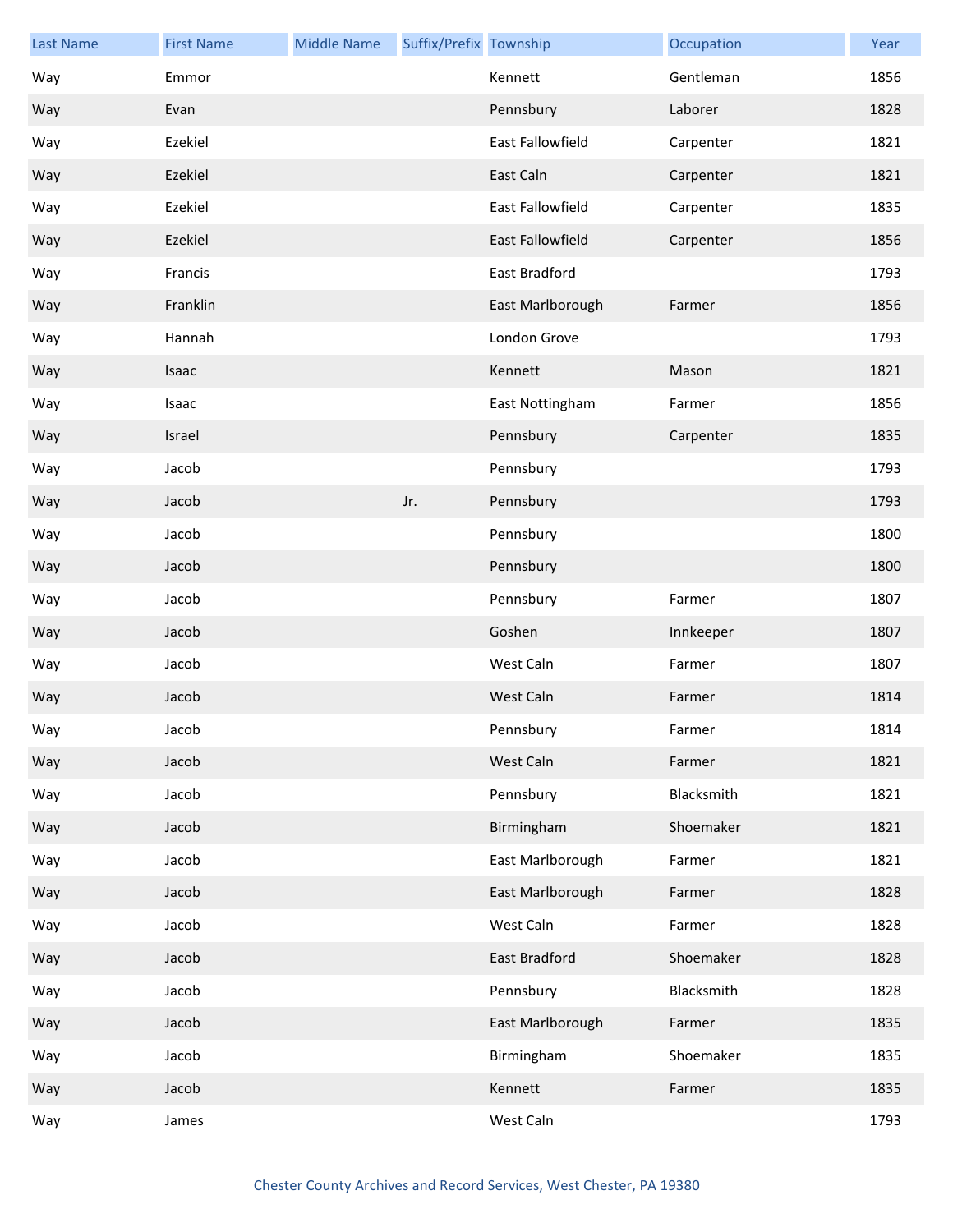| Last Name | First Name | Middle Name | Suffix/Prefix | Township | Occupation | Year |
|---|---|---|---|---|---|---|
| Way | Emmor | | | Kennett | Gentleman | 1856 |
| Way | Evan | | | Pennsbury | Laborer | 1828 |
| Way | Ezekiel | | | East Fallowfield | Carpenter | 1821 |
| Way | Ezekiel | | | East Caln | Carpenter | 1821 |
| Way | Ezekiel | | | East Fallowfield | Carpenter | 1835 |
| Way | Ezekiel | | | East Fallowfield | Carpenter | 1856 |
| Way | Francis | | | East Bradford | | 1793 |
| Way | Franklin | | | East Marlborough | Farmer | 1856 |
| Way | Hannah | | | London Grove | | 1793 |
| Way | Isaac | | | Kennett | Mason | 1821 |
| Way | Isaac | | | East Nottingham | Farmer | 1856 |
| Way | Israel | | | Pennsbury | Carpenter | 1835 |
| Way | Jacob | | | Pennsbury | | 1793 |
| Way | Jacob | | Jr. | Pennsbury | | 1793 |
| Way | Jacob | | | Pennsbury | | 1800 |
| Way | Jacob | | | Pennsbury | | 1800 |
| Way | Jacob | | | Pennsbury | Farmer | 1807 |
| Way | Jacob | | | Goshen | Innkeeper | 1807 |
| Way | Jacob | | | West Caln | Farmer | 1807 |
| Way | Jacob | | | West Caln | Farmer | 1814 |
| Way | Jacob | | | Pennsbury | Farmer | 1814 |
| Way | Jacob | | | West Caln | Farmer | 1821 |
| Way | Jacob | | | Pennsbury | Blacksmith | 1821 |
| Way | Jacob | | | Birmingham | Shoemaker | 1821 |
| Way | Jacob | | | East Marlborough | Farmer | 1821 |
| Way | Jacob | | | East Marlborough | Farmer | 1828 |
| Way | Jacob | | | West Caln | Farmer | 1828 |
| Way | Jacob | | | East Bradford | Shoemaker | 1828 |
| Way | Jacob | | | Pennsbury | Blacksmith | 1828 |
| Way | Jacob | | | East Marlborough | Farmer | 1835 |
| Way | Jacob | | | Birmingham | Shoemaker | 1835 |
| Way | Jacob | | | Kennett | Farmer | 1835 |
| Way | James | | | West Caln | | 1793 |

Chester County Archives and Record Services, West Chester, PA 19380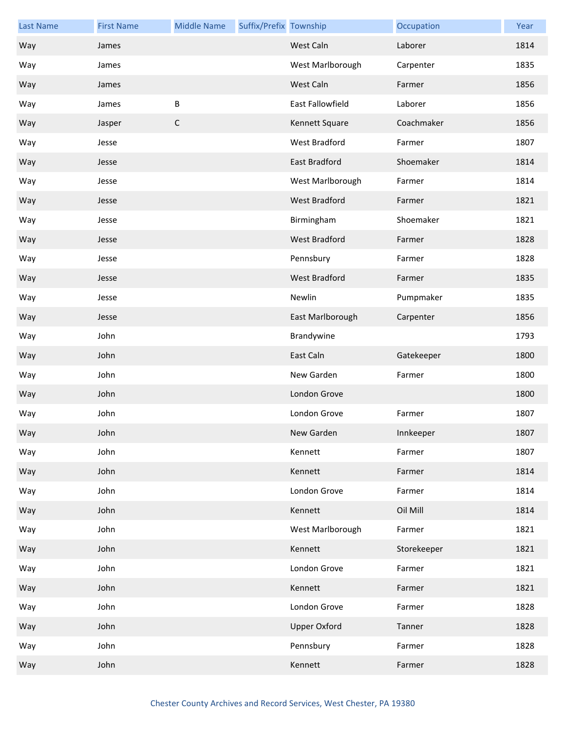| Last Name | First Name | Middle Name | Suffix/Prefix | Township | Occupation | Year |
| --- | --- | --- | --- | --- | --- | --- |
| Way | James | | | West Caln | Laborer | 1814 |
| Way | James | | | West Marlborough | Carpenter | 1835 |
| Way | James | | | West Caln | Farmer | 1856 |
| Way | James | B | | East Fallowfield | Laborer | 1856 |
| Way | Jasper | C | | Kennett Square | Coachmaker | 1856 |
| Way | Jesse | | | West Bradford | Farmer | 1807 |
| Way | Jesse | | | East Bradford | Shoemaker | 1814 |
| Way | Jesse | | | West Marlborough | Farmer | 1814 |
| Way | Jesse | | | West Bradford | Farmer | 1821 |
| Way | Jesse | | | Birmingham | Shoemaker | 1821 |
| Way | Jesse | | | West Bradford | Farmer | 1828 |
| Way | Jesse | | | Pennsbury | Farmer | 1828 |
| Way | Jesse | | | West Bradford | Farmer | 1835 |
| Way | Jesse | | | Newlin | Pumpmaker | 1835 |
| Way | Jesse | | | East Marlborough | Carpenter | 1856 |
| Way | John | | | Brandywine | | 1793 |
| Way | John | | | East Caln | Gatekeeper | 1800 |
| Way | John | | | New Garden | Farmer | 1800 |
| Way | John | | | London Grove | | 1800 |
| Way | John | | | London Grove | Farmer | 1807 |
| Way | John | | | New Garden | Innkeeper | 1807 |
| Way | John | | | Kennett | Farmer | 1807 |
| Way | John | | | Kennett | Farmer | 1814 |
| Way | John | | | London Grove | Farmer | 1814 |
| Way | John | | | Kennett | Oil Mill | 1814 |
| Way | John | | | West Marlborough | Farmer | 1821 |
| Way | John | | | Kennett | Storekeeper | 1821 |
| Way | John | | | London Grove | Farmer | 1821 |
| Way | John | | | Kennett | Farmer | 1821 |
| Way | John | | | London Grove | Farmer | 1828 |
| Way | John | | | Upper Oxford | Tanner | 1828 |
| Way | John | | | Pennsbury | Farmer | 1828 |
| Way | John | | | Kennett | Farmer | 1828 |

Chester County Archives and Record Services, West Chester, PA 19380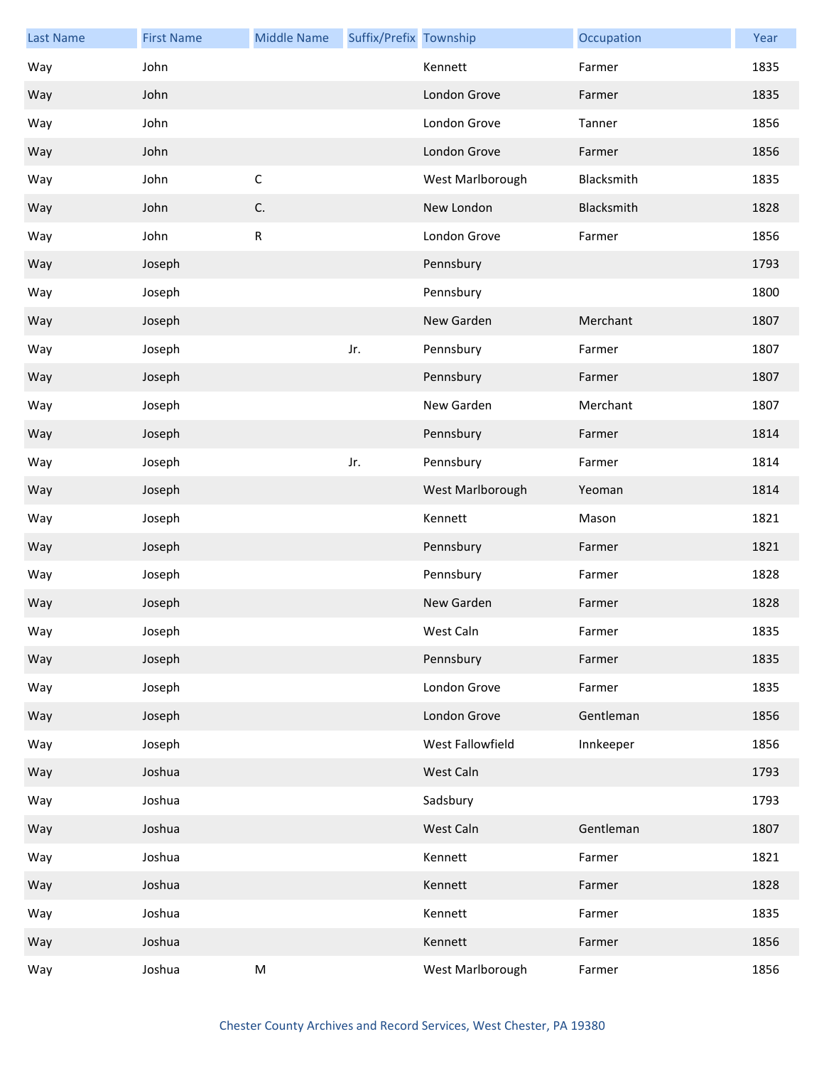| Last Name | First Name | Middle Name | Suffix/Prefix | Township | Occupation | Year |
|---|---|---|---|---|---|---|
| Way | John | | | Kennett | Farmer | 1835 |
| Way | John | | | London Grove | Farmer | 1835 |
| Way | John | | | London Grove | Tanner | 1856 |
| Way | John | | | London Grove | Farmer | 1856 |
| Way | John | C | | West Marlborough | Blacksmith | 1835 |
| Way | John | C. | | New London | Blacksmith | 1828 |
| Way | John | R | | London Grove | Farmer | 1856 |
| Way | Joseph | | | Pennsbury | | 1793 |
| Way | Joseph | | | Pennsbury | | 1800 |
| Way | Joseph | | | New Garden | Merchant | 1807 |
| Way | Joseph | | Jr. | Pennsbury | Farmer | 1807 |
| Way | Joseph | | | Pennsbury | Farmer | 1807 |
| Way | Joseph | | | New Garden | Merchant | 1807 |
| Way | Joseph | | | Pennsbury | Farmer | 1814 |
| Way | Joseph | | Jr. | Pennsbury | Farmer | 1814 |
| Way | Joseph | | | West Marlborough | Yeoman | 1814 |
| Way | Joseph | | | Kennett | Mason | 1821 |
| Way | Joseph | | | Pennsbury | Farmer | 1821 |
| Way | Joseph | | | Pennsbury | Farmer | 1828 |
| Way | Joseph | | | New Garden | Farmer | 1828 |
| Way | Joseph | | | West Caln | Farmer | 1835 |
| Way | Joseph | | | Pennsbury | Farmer | 1835 |
| Way | Joseph | | | London Grove | Farmer | 1835 |
| Way | Joseph | | | London Grove | Gentleman | 1856 |
| Way | Joseph | | | West Fallowfield | Innkeeper | 1856 |
| Way | Joshua | | | West Caln | | 1793 |
| Way | Joshua | | | Sadsbury | | 1793 |
| Way | Joshua | | | West Caln | Gentleman | 1807 |
| Way | Joshua | | | Kennett | Farmer | 1821 |
| Way | Joshua | | | Kennett | Farmer | 1828 |
| Way | Joshua | | | Kennett | Farmer | 1835 |
| Way | Joshua | | | Kennett | Farmer | 1856 |
| Way | Joshua | M | | West Marlborough | Farmer | 1856 |

Chester County Archives and Record Services, West Chester, PA 19380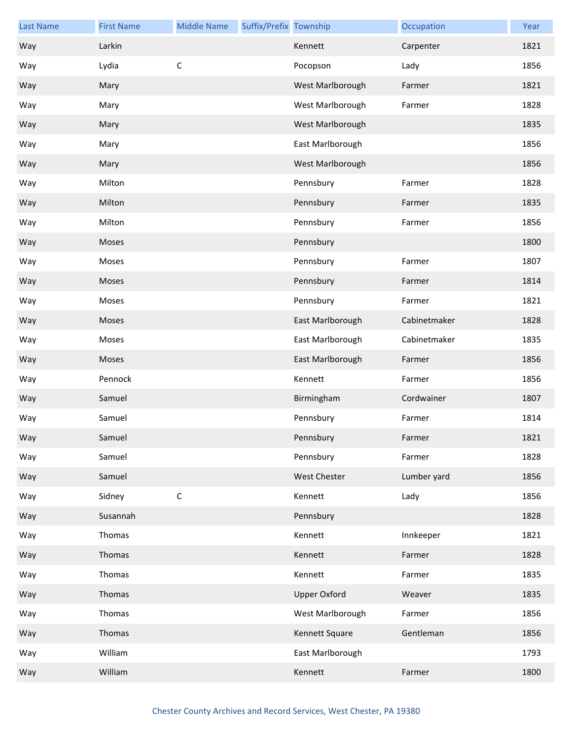| Last Name | First Name | Middle Name | Suffix/Prefix | Township | Occupation | Year |
|---|---|---|---|---|---|---|
| Way | Larkin | | | Kennett | Carpenter | 1821 |
| Way | Lydia | C | | Pocopson | Lady | 1856 |
| Way | Mary | | | West Marlborough | Farmer | 1821 |
| Way | Mary | | | West Marlborough | Farmer | 1828 |
| Way | Mary | | | West Marlborough | | 1835 |
| Way | Mary | | | East Marlborough | | 1856 |
| Way | Mary | | | West Marlborough | | 1856 |
| Way | Milton | | | Pennsbury | Farmer | 1828 |
| Way | Milton | | | Pennsbury | Farmer | 1835 |
| Way | Milton | | | Pennsbury | Farmer | 1856 |
| Way | Moses | | | Pennsbury | | 1800 |
| Way | Moses | | | Pennsbury | Farmer | 1807 |
| Way | Moses | | | Pennsbury | Farmer | 1814 |
| Way | Moses | | | Pennsbury | Farmer | 1821 |
| Way | Moses | | | East Marlborough | Cabinetmaker | 1828 |
| Way | Moses | | | East Marlborough | Cabinetmaker | 1835 |
| Way | Moses | | | East Marlborough | Farmer | 1856 |
| Way | Pennock | | | Kennett | Farmer | 1856 |
| Way | Samuel | | | Birmingham | Cordwainer | 1807 |
| Way | Samuel | | | Pennsbury | Farmer | 1814 |
| Way | Samuel | | | Pennsbury | Farmer | 1821 |
| Way | Samuel | | | Pennsbury | Farmer | 1828 |
| Way | Samuel | | | West Chester | Lumber yard | 1856 |
| Way | Sidney | C | | Kennett | Lady | 1856 |
| Way | Susannah | | | Pennsbury | | 1828 |
| Way | Thomas | | | Kennett | Innkeeper | 1821 |
| Way | Thomas | | | Kennett | Farmer | 1828 |
| Way | Thomas | | | Kennett | Farmer | 1835 |
| Way | Thomas | | | Upper Oxford | Weaver | 1835 |
| Way | Thomas | | | West Marlborough | Farmer | 1856 |
| Way | Thomas | | | Kennett Square | Gentleman | 1856 |
| Way | William | | | East Marlborough | | 1793 |
| Way | William | | | Kennett | Farmer | 1800 |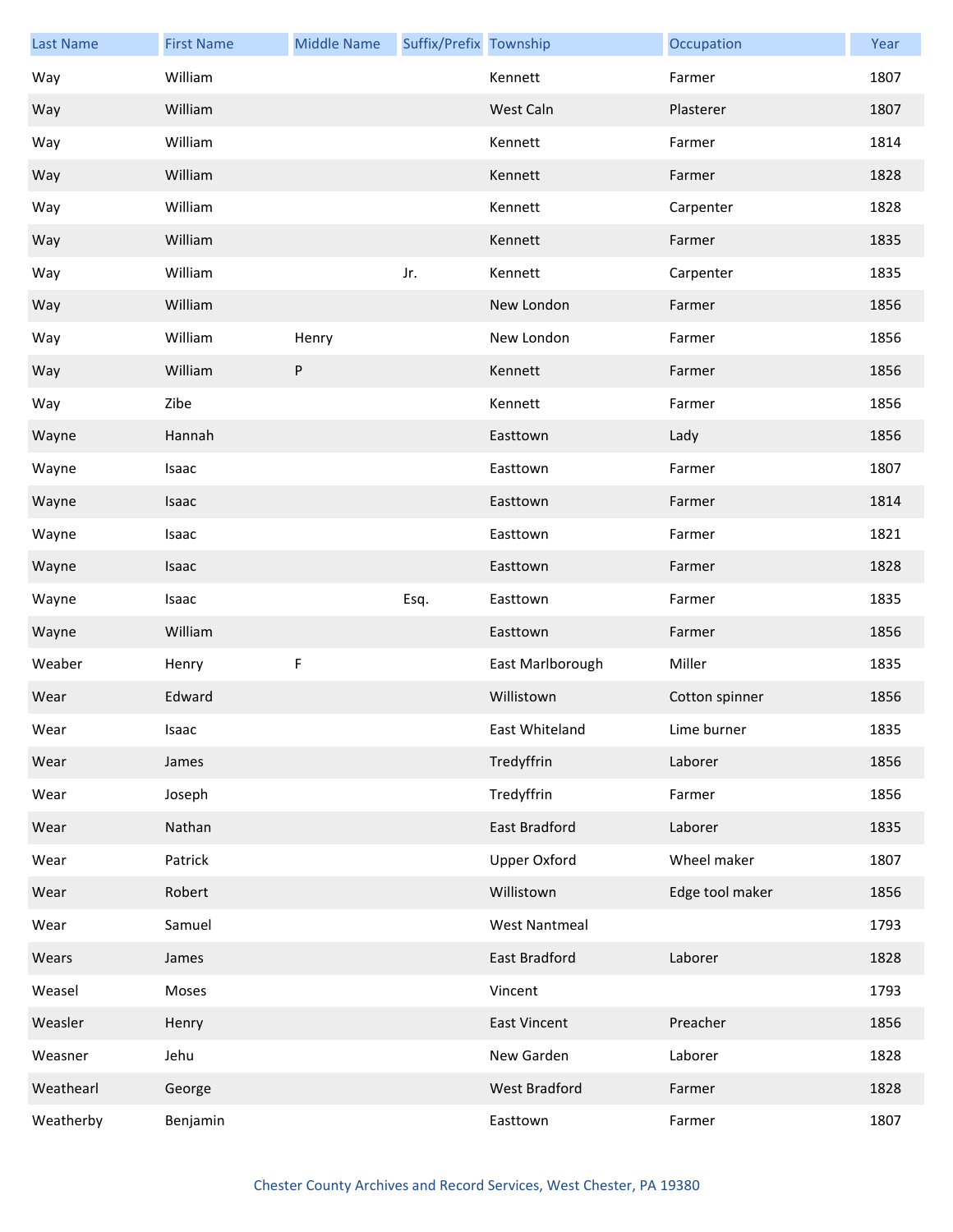| Last Name | First Name | Middle Name | Suffix/Prefix | Township | Occupation | Year |
| --- | --- | --- | --- | --- | --- | --- |
| Way | William | | | Kennett | Farmer | 1807 |
| Way | William | | | West Caln | Plasterer | 1807 |
| Way | William | | | Kennett | Farmer | 1814 |
| Way | William | | | Kennett | Farmer | 1828 |
| Way | William | | | Kennett | Carpenter | 1828 |
| Way | William | | | Kennett | Farmer | 1835 |
| Way | William | | Jr. | Kennett | Carpenter | 1835 |
| Way | William | | | New London | Farmer | 1856 |
| Way | William | Henry | | New London | Farmer | 1856 |
| Way | William | P | | Kennett | Farmer | 1856 |
| Way | Zibe | | | Kennett | Farmer | 1856 |
| Wayne | Hannah | | | Easttown | Lady | 1856 |
| Wayne | Isaac | | | Easttown | Farmer | 1807 |
| Wayne | Isaac | | | Easttown | Farmer | 1814 |
| Wayne | Isaac | | | Easttown | Farmer | 1821 |
| Wayne | Isaac | | | Easttown | Farmer | 1828 |
| Wayne | Isaac | | Esq. | Easttown | Farmer | 1835 |
| Wayne | William | | | Easttown | Farmer | 1856 |
| Weaber | Henry | F | | East Marlborough | Miller | 1835 |
| Wear | Edward | | | Willistown | Cotton spinner | 1856 |
| Wear | Isaac | | | East Whiteland | Lime burner | 1835 |
| Wear | James | | | Tredyffrin | Laborer | 1856 |
| Wear | Joseph | | | Tredyffrin | Farmer | 1856 |
| Wear | Nathan | | | East Bradford | Laborer | 1835 |
| Wear | Patrick | | | Upper Oxford | Wheel maker | 1807 |
| Wear | Robert | | | Willistown | Edge tool maker | 1856 |
| Wear | Samuel | | | West Nantmeal | | 1793 |
| Wears | James | | | East Bradford | Laborer | 1828 |
| Weasel | Moses | | | Vincent | | 1793 |
| Weasler | Henry | | | East Vincent | Preacher | 1856 |
| Weasner | Jehu | | | New Garden | Laborer | 1828 |
| Weathearl | George | | | West Bradford | Farmer | 1828 |
| Weatherby | Benjamin | | | Easttown | Farmer | 1807 |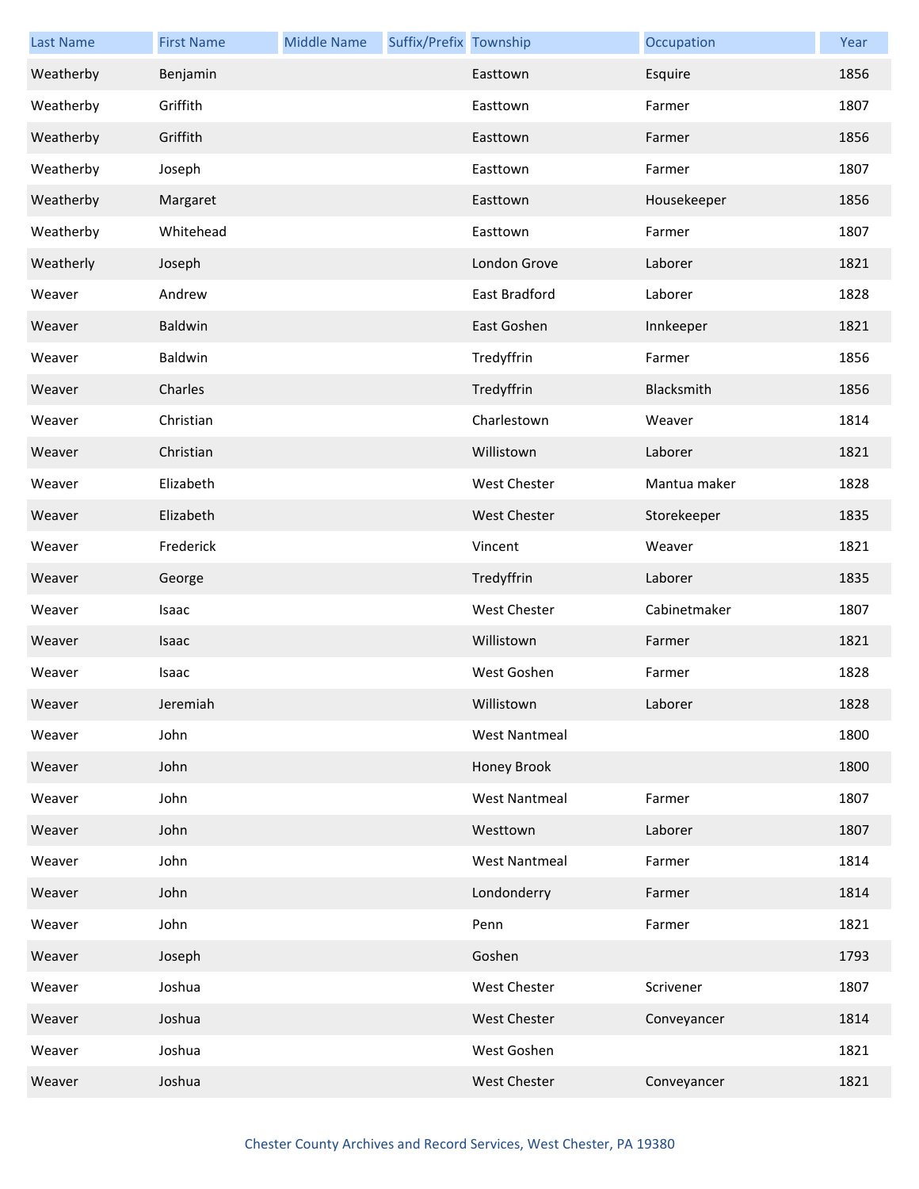| Last Name | First Name | Middle Name | Suffix/Prefix | Township | Occupation | Year |
|---|---|---|---|---|---|---|
| Weatherby | Benjamin | | | Easttown | Esquire | 1856 |
| Weatherby | Griffith | | | Easttown | Farmer | 1807 |
| Weatherby | Griffith | | | Easttown | Farmer | 1856 |
| Weatherby | Joseph | | | Easttown | Farmer | 1807 |
| Weatherby | Margaret | | | Easttown | Housekeeper | 1856 |
| Weatherby | Whitehead | | | Easttown | Farmer | 1807 |
| Weatherly | Joseph | | | London Grove | Laborer | 1821 |
| Weaver | Andrew | | | East Bradford | Laborer | 1828 |
| Weaver | Baldwin | | | East Goshen | Innkeeper | 1821 |
| Weaver | Baldwin | | | Tredyffrin | Farmer | 1856 |
| Weaver | Charles | | | Tredyffrin | Blacksmith | 1856 |
| Weaver | Christian | | | Charlestown | Weaver | 1814 |
| Weaver | Christian | | | Willistown | Laborer | 1821 |
| Weaver | Elizabeth | | | West Chester | Mantua maker | 1828 |
| Weaver | Elizabeth | | | West Chester | Storekeeper | 1835 |
| Weaver | Frederick | | | Vincent | Weaver | 1821 |
| Weaver | George | | | Tredyffrin | Laborer | 1835 |
| Weaver | Isaac | | | West Chester | Cabinetmaker | 1807 |
| Weaver | Isaac | | | Willistown | Farmer | 1821 |
| Weaver | Isaac | | | West Goshen | Farmer | 1828 |
| Weaver | Jeremiah | | | Willistown | Laborer | 1828 |
| Weaver | John | | | West Nantmeal | | 1800 |
| Weaver | John | | | Honey Brook | | 1800 |
| Weaver | John | | | West Nantmeal | Farmer | 1807 |
| Weaver | John | | | Westtown | Laborer | 1807 |
| Weaver | John | | | West Nantmeal | Farmer | 1814 |
| Weaver | John | | | Londonderry | Farmer | 1814 |
| Weaver | John | | | Penn | Farmer | 1821 |
| Weaver | Joseph | | | Goshen | | 1793 |
| Weaver | Joshua | | | West Chester | Scrivener | 1807 |
| Weaver | Joshua | | | West Chester | Conveyancer | 1814 |
| Weaver | Joshua | | | West Goshen | | 1821 |
| Weaver | Joshua | | | West Chester | Conveyancer | 1821 |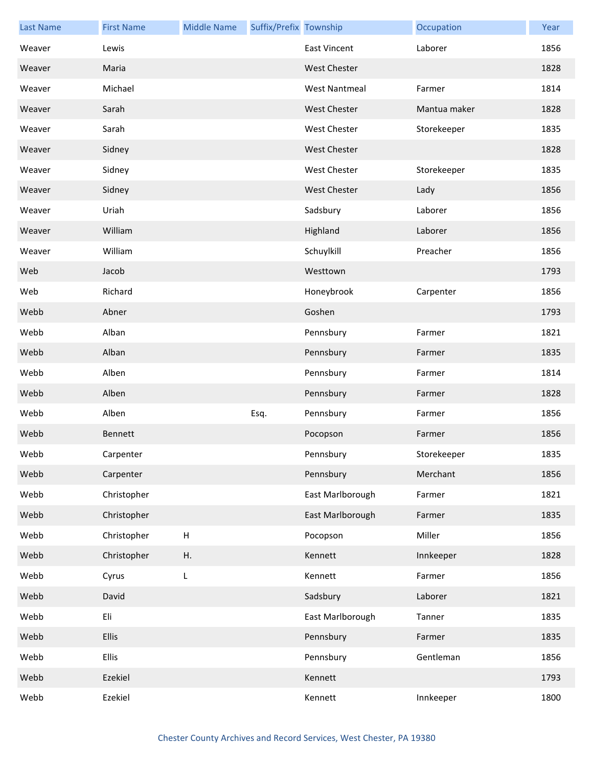| Last Name | First Name | Middle Name | Suffix/Prefix | Township | Occupation | Year |
| --- | --- | --- | --- | --- | --- | --- |
| Weaver | Lewis | | | East Vincent | Laborer | 1856 |
| Weaver | Maria | | | West Chester | | 1828 |
| Weaver | Michael | | | West Nantmeal | Farmer | 1814 |
| Weaver | Sarah | | | West Chester | Mantua maker | 1828 |
| Weaver | Sarah | | | West Chester | Storekeeper | 1835 |
| Weaver | Sidney | | | West Chester | | 1828 |
| Weaver | Sidney | | | West Chester | Storekeeper | 1835 |
| Weaver | Sidney | | | West Chester | Lady | 1856 |
| Weaver | Uriah | | | Sadsbury | Laborer | 1856 |
| Weaver | William | | | Highland | Laborer | 1856 |
| Weaver | William | | | Schuylkill | Preacher | 1856 |
| Web | Jacob | | | Westtown | | 1793 |
| Web | Richard | | | Honeybrook | Carpenter | 1856 |
| Webb | Abner | | | Goshen | | 1793 |
| Webb | Alban | | | Pennsbury | Farmer | 1821 |
| Webb | Alban | | | Pennsbury | Farmer | 1835 |
| Webb | Alben | | | Pennsbury | Farmer | 1814 |
| Webb | Alben | | | Pennsbury | Farmer | 1828 |
| Webb | Alben | | Esq. | Pennsbury | Farmer | 1856 |
| Webb | Bennett | | | Pocopson | Farmer | 1856 |
| Webb | Carpenter | | | Pennsbury | Storekeeper | 1835 |
| Webb | Carpenter | | | Pennsbury | Merchant | 1856 |
| Webb | Christopher | | | East Marlborough | Farmer | 1821 |
| Webb | Christopher | | | East Marlborough | Farmer | 1835 |
| Webb | Christopher | H | | Pocopson | Miller | 1856 |
| Webb | Christopher | H. | | Kennett | Innkeeper | 1828 |
| Webb | Cyrus | L | | Kennett | Farmer | 1856 |
| Webb | David | | | Sadsbury | Laborer | 1821 |
| Webb | Eli | | | East Marlborough | Tanner | 1835 |
| Webb | Ellis | | | Pennsbury | Farmer | 1835 |
| Webb | Ellis | | | Pennsbury | Gentleman | 1856 |
| Webb | Ezekiel | | | Kennett | | 1793 |
| Webb | Ezekiel | | | Kennett | Innkeeper | 1800 |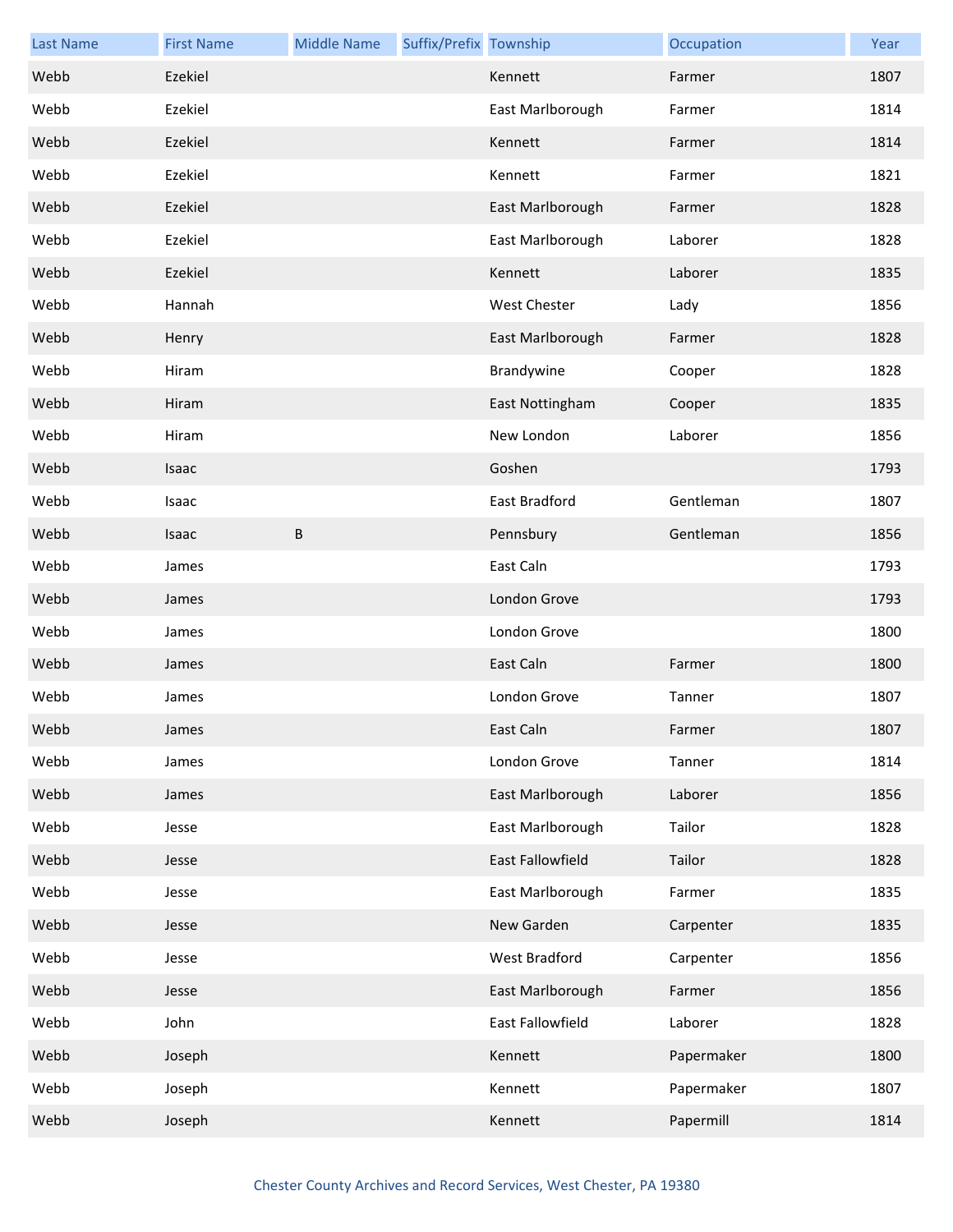| Last Name | First Name | Middle Name | Suffix/Prefix | Township | Occupation | Year |
|---|---|---|---|---|---|---|
| Webb | Ezekiel | | | Kennett | Farmer | 1807 |
| Webb | Ezekiel | | | East Marlborough | Farmer | 1814 |
| Webb | Ezekiel | | | Kennett | Farmer | 1814 |
| Webb | Ezekiel | | | Kennett | Farmer | 1821 |
| Webb | Ezekiel | | | East Marlborough | Farmer | 1828 |
| Webb | Ezekiel | | | East Marlborough | Laborer | 1828 |
| Webb | Ezekiel | | | Kennett | Laborer | 1835 |
| Webb | Hannah | | | West Chester | Lady | 1856 |
| Webb | Henry | | | East Marlborough | Farmer | 1828 |
| Webb | Hiram | | | Brandywine | Cooper | 1828 |
| Webb | Hiram | | | East Nottingham | Cooper | 1835 |
| Webb | Hiram | | | New London | Laborer | 1856 |
| Webb | Isaac | | | Goshen | | 1793 |
| Webb | Isaac | | | East Bradford | Gentleman | 1807 |
| Webb | Isaac | B | | Pennsbury | Gentleman | 1856 |
| Webb | James | | | East Caln | | 1793 |
| Webb | James | | | London Grove | | 1793 |
| Webb | James | | | London Grove | | 1800 |
| Webb | James | | | East Caln | Farmer | 1800 |
| Webb | James | | | London Grove | Tanner | 1807 |
| Webb | James | | | East Caln | Farmer | 1807 |
| Webb | James | | | London Grove | Tanner | 1814 |
| Webb | James | | | East Marlborough | Laborer | 1856 |
| Webb | Jesse | | | East Marlborough | Tailor | 1828 |
| Webb | Jesse | | | East Fallowfield | Tailor | 1828 |
| Webb | Jesse | | | East Marlborough | Farmer | 1835 |
| Webb | Jesse | | | New Garden | Carpenter | 1835 |
| Webb | Jesse | | | West Bradford | Carpenter | 1856 |
| Webb | Jesse | | | East Marlborough | Farmer | 1856 |
| Webb | John | | | East Fallowfield | Laborer | 1828 |
| Webb | Joseph | | | Kennett | Papermaker | 1800 |
| Webb | Joseph | | | Kennett | Papermaker | 1807 |
| Webb | Joseph | | | Kennett | Papermill | 1814 |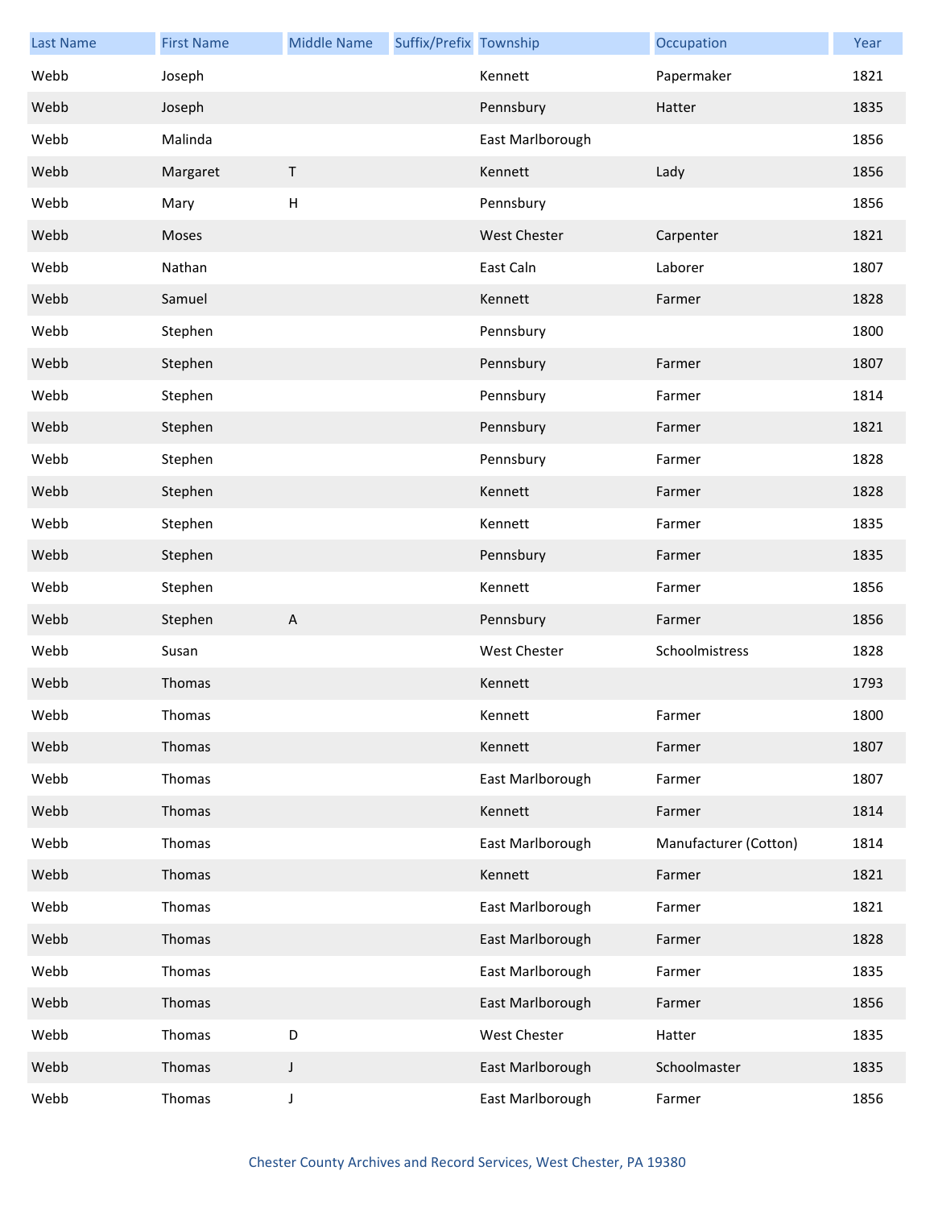| Last Name | First Name | Middle Name | Suffix/Prefix | Township | Occupation | Year |
| --- | --- | --- | --- | --- | --- | --- |
| Webb | Joseph | | | Kennett | Papermaker | 1821 |
| Webb | Joseph | | | Pennsbury | Hatter | 1835 |
| Webb | Malinda | | | East Marlborough | | 1856 |
| Webb | Margaret | T | | Kennett | Lady | 1856 |
| Webb | Mary | H | | Pennsbury | | 1856 |
| Webb | Moses | | | West Chester | Carpenter | 1821 |
| Webb | Nathan | | | East Caln | Laborer | 1807 |
| Webb | Samuel | | | Kennett | Farmer | 1828 |
| Webb | Stephen | | | Pennsbury | | 1800 |
| Webb | Stephen | | | Pennsbury | Farmer | 1807 |
| Webb | Stephen | | | Pennsbury | Farmer | 1814 |
| Webb | Stephen | | | Pennsbury | Farmer | 1821 |
| Webb | Stephen | | | Pennsbury | Farmer | 1828 |
| Webb | Stephen | | | Kennett | Farmer | 1828 |
| Webb | Stephen | | | Kennett | Farmer | 1835 |
| Webb | Stephen | | | Pennsbury | Farmer | 1835 |
| Webb | Stephen | | | Kennett | Farmer | 1856 |
| Webb | Stephen | A | | Pennsbury | Farmer | 1856 |
| Webb | Susan | | | West Chester | Schoolmistress | 1828 |
| Webb | Thomas | | | Kennett | | 1793 |
| Webb | Thomas | | | Kennett | Farmer | 1800 |
| Webb | Thomas | | | Kennett | Farmer | 1807 |
| Webb | Thomas | | | East Marlborough | Farmer | 1807 |
| Webb | Thomas | | | Kennett | Farmer | 1814 |
| Webb | Thomas | | | East Marlborough | Manufacturer (Cotton) | 1814 |
| Webb | Thomas | | | Kennett | Farmer | 1821 |
| Webb | Thomas | | | East Marlborough | Farmer | 1821 |
| Webb | Thomas | | | East Marlborough | Farmer | 1828 |
| Webb | Thomas | | | East Marlborough | Farmer | 1835 |
| Webb | Thomas | | | East Marlborough | Farmer | 1856 |
| Webb | Thomas | D | | West Chester | Hatter | 1835 |
| Webb | Thomas | J | | East Marlborough | Schoolmaster | 1835 |
| Webb | Thomas | J | | East Marlborough | Farmer | 1856 |

Chester County Archives and Record Services, West Chester, PA 19380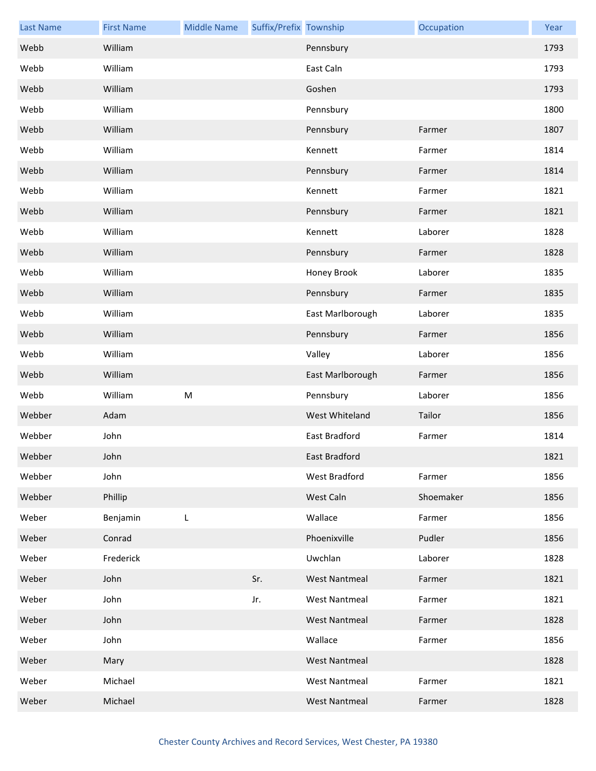| Last Name | First Name | Middle Name | Suffix/Prefix | Township | Occupation | Year |
| --- | --- | --- | --- | --- | --- | --- |
| Webb | William | | | Pennsbury | | 1793 |
| Webb | William | | | East Caln | | 1793 |
| Webb | William | | | Goshen | | 1793 |
| Webb | William | | | Pennsbury | | 1800 |
| Webb | William | | | Pennsbury | Farmer | 1807 |
| Webb | William | | | Kennett | Farmer | 1814 |
| Webb | William | | | Pennsbury | Farmer | 1814 |
| Webb | William | | | Kennett | Farmer | 1821 |
| Webb | William | | | Pennsbury | Farmer | 1821 |
| Webb | William | | | Kennett | Laborer | 1828 |
| Webb | William | | | Pennsbury | Farmer | 1828 |
| Webb | William | | | Honey Brook | Laborer | 1835 |
| Webb | William | | | Pennsbury | Farmer | 1835 |
| Webb | William | | | East Marlborough | Laborer | 1835 |
| Webb | William | | | Pennsbury | Farmer | 1856 |
| Webb | William | | | Valley | Laborer | 1856 |
| Webb | William | | | East Marlborough | Farmer | 1856 |
| Webb | William | M | | Pennsbury | Laborer | 1856 |
| Webber | Adam | | | West Whiteland | Tailor | 1856 |
| Webber | John | | | East Bradford | Farmer | 1814 |
| Webber | John | | | East Bradford | | 1821 |
| Webber | John | | | West Bradford | Farmer | 1856 |
| Webber | Phillip | | | West Caln | Shoemaker | 1856 |
| Weber | Benjamin | L | | Wallace | Farmer | 1856 |
| Weber | Conrad | | | Phoenixville | Pudler | 1856 |
| Weber | Frederick | | | Uwchlan | Laborer | 1828 |
| Weber | John | | Sr. | West Nantmeal | Farmer | 1821 |
| Weber | John | | Jr. | West Nantmeal | Farmer | 1821 |
| Weber | John | | | West Nantmeal | Farmer | 1828 |
| Weber | John | | | Wallace | Farmer | 1856 |
| Weber | Mary | | | West Nantmeal | | 1828 |
| Weber | Michael | | | West Nantmeal | Farmer | 1821 |
| Weber | Michael | | | West Nantmeal | Farmer | 1828 |

Chester County Archives and Record Services, West Chester, PA 19380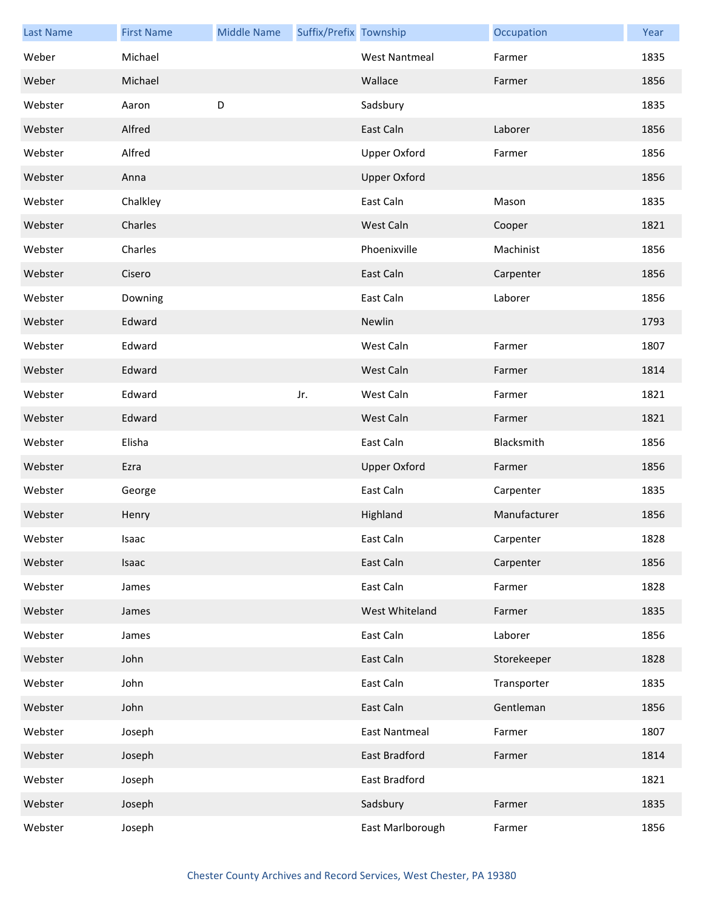| Last Name | First Name | Middle Name | Suffix/Prefix | Township | Occupation | Year |
|---|---|---|---|---|---|---|
| Weber | Michael | | | West Nantmeal | Farmer | 1835 |
| Weber | Michael | | | Wallace | Farmer | 1856 |
| Webster | Aaron | D | | Sadsbury | | 1835 |
| Webster | Alfred | | | East Caln | Laborer | 1856 |
| Webster | Alfred | | | Upper Oxford | Farmer | 1856 |
| Webster | Anna | | | Upper Oxford | | 1856 |
| Webster | Chalkley | | | East Caln | Mason | 1835 |
| Webster | Charles | | | West Caln | Cooper | 1821 |
| Webster | Charles | | | Phoenixville | Machinist | 1856 |
| Webster | Cisero | | | East Caln | Carpenter | 1856 |
| Webster | Downing | | | East Caln | Laborer | 1856 |
| Webster | Edward | | | Newlin | | 1793 |
| Webster | Edward | | | West Caln | Farmer | 1807 |
| Webster | Edward | | | West Caln | Farmer | 1814 |
| Webster | Edward | | Jr. | West Caln | Farmer | 1821 |
| Webster | Edward | | | West Caln | Farmer | 1821 |
| Webster | Elisha | | | East Caln | Blacksmith | 1856 |
| Webster | Ezra | | | Upper Oxford | Farmer | 1856 |
| Webster | George | | | East Caln | Carpenter | 1835 |
| Webster | Henry | | | Highland | Manufacturer | 1856 |
| Webster | Isaac | | | East Caln | Carpenter | 1828 |
| Webster | Isaac | | | East Caln | Carpenter | 1856 |
| Webster | James | | | East Caln | Farmer | 1828 |
| Webster | James | | | West Whiteland | Farmer | 1835 |
| Webster | James | | | East Caln | Laborer | 1856 |
| Webster | John | | | East Caln | Storekeeper | 1828 |
| Webster | John | | | East Caln | Transporter | 1835 |
| Webster | John | | | East Caln | Gentleman | 1856 |
| Webster | Joseph | | | East Nantmeal | Farmer | 1807 |
| Webster | Joseph | | | East Bradford | Farmer | 1814 |
| Webster | Joseph | | | East Bradford | | 1821 |
| Webster | Joseph | | | Sadsbury | Farmer | 1835 |
| Webster | Joseph | | | East Marlborough | Farmer | 1856 |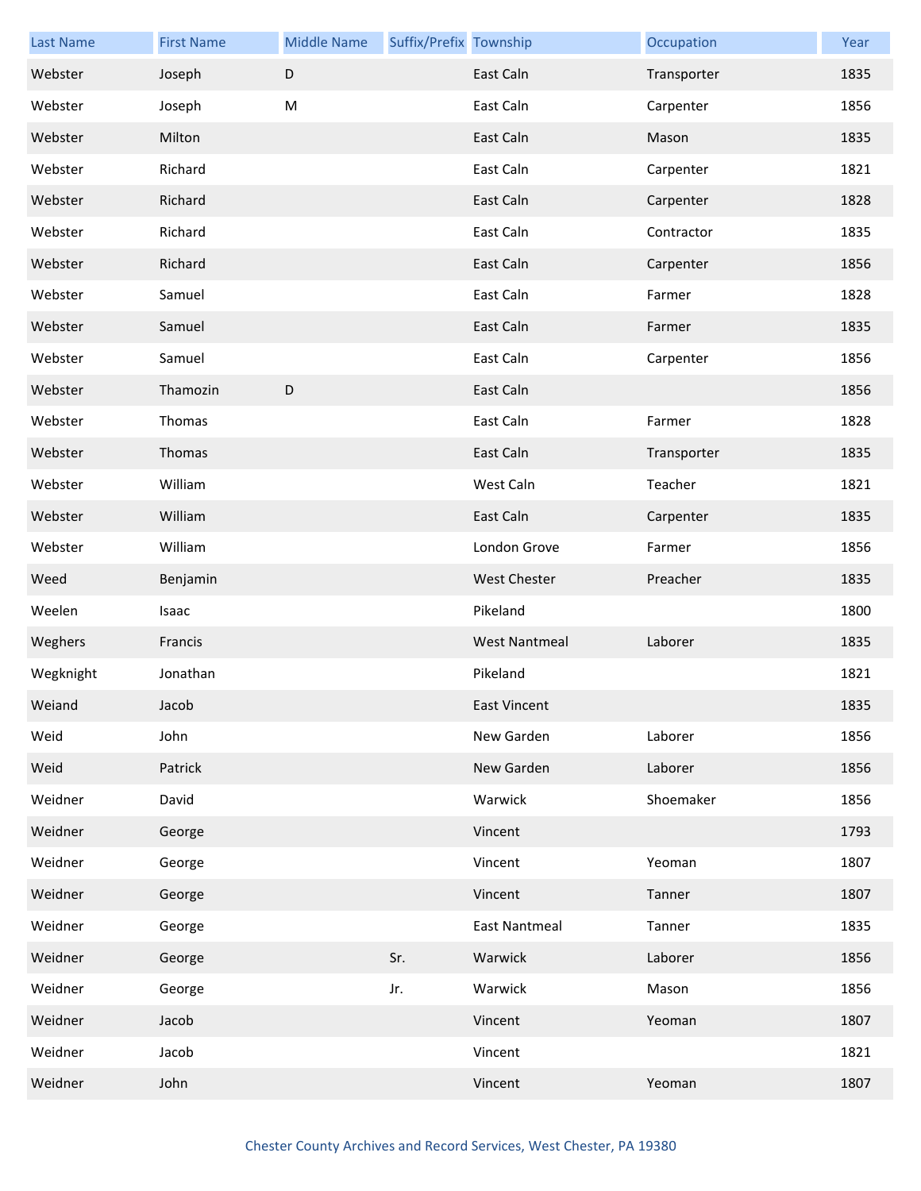| Last Name | First Name | Middle Name | Suffix/Prefix | Township | Occupation | Year |
|---|---|---|---|---|---|---|
| Webster | Joseph | D | | East Caln | Transporter | 1835 |
| Webster | Joseph | M | | East Caln | Carpenter | 1856 |
| Webster | Milton | | | East Caln | Mason | 1835 |
| Webster | Richard | | | East Caln | Carpenter | 1821 |
| Webster | Richard | | | East Caln | Carpenter | 1828 |
| Webster | Richard | | | East Caln | Contractor | 1835 |
| Webster | Richard | | | East Caln | Carpenter | 1856 |
| Webster | Samuel | | | East Caln | Farmer | 1828 |
| Webster | Samuel | | | East Caln | Farmer | 1835 |
| Webster | Samuel | | | East Caln | Carpenter | 1856 |
| Webster | Thamozin | D | | East Caln | | 1856 |
| Webster | Thomas | | | East Caln | Farmer | 1828 |
| Webster | Thomas | | | East Caln | Transporter | 1835 |
| Webster | William | | | West Caln | Teacher | 1821 |
| Webster | William | | | East Caln | Carpenter | 1835 |
| Webster | William | | | London Grove | Farmer | 1856 |
| Weed | Benjamin | | | West Chester | Preacher | 1835 |
| Weelen | Isaac | | | Pikeland | | 1800 |
| Weghers | Francis | | | West Nantmeal | Laborer | 1835 |
| Wegknight | Jonathan | | | Pikeland | | 1821 |
| Weiand | Jacob | | | East Vincent | | 1835 |
| Weid | John | | | New Garden | Laborer | 1856 |
| Weid | Patrick | | | New Garden | Laborer | 1856 |
| Weidner | David | | | Warwick | Shoemaker | 1856 |
| Weidner | George | | | Vincent | | 1793 |
| Weidner | George | | | Vincent | Yeoman | 1807 |
| Weidner | George | | | Vincent | Tanner | 1807 |
| Weidner | George | | | East Nantmeal | Tanner | 1835 |
| Weidner | George | | Sr. | Warwick | Laborer | 1856 |
| Weidner | George | | Jr. | Warwick | Mason | 1856 |
| Weidner | Jacob | | | Vincent | Yeoman | 1807 |
| Weidner | Jacob | | | Vincent | | 1821 |
| Weidner | John | | | Vincent | Yeoman | 1807 |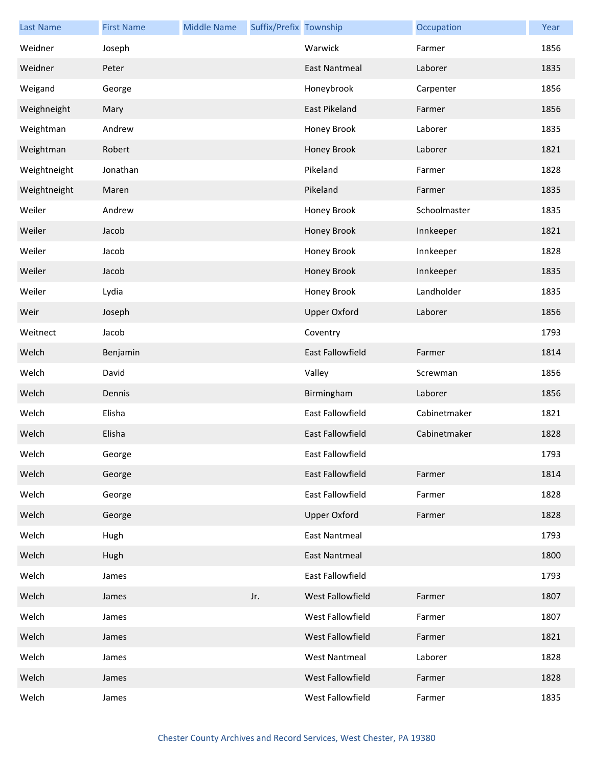| Last Name | First Name | Middle Name | Suffix/Prefix | Township | Occupation | Year |
|---|---|---|---|---|---|---|
| Weidner | Joseph | | | Warwick | Farmer | 1856 |
| Weidner | Peter | | | East Nantmeal | Laborer | 1835 |
| Weigand | George | | | Honeybrook | Carpenter | 1856 |
| Weighneight | Mary | | | East Pikeland | Farmer | 1856 |
| Weightman | Andrew | | | Honey Brook | Laborer | 1835 |
| Weightman | Robert | | | Honey Brook | Laborer | 1821 |
| Weightneight | Jonathan | | | Pikeland | Farmer | 1828 |
| Weightneight | Maren | | | Pikeland | Farmer | 1835 |
| Weiler | Andrew | | | Honey Brook | Schoolmaster | 1835 |
| Weiler | Jacob | | | Honey Brook | Innkeeper | 1821 |
| Weiler | Jacob | | | Honey Brook | Innkeeper | 1828 |
| Weiler | Jacob | | | Honey Brook | Innkeeper | 1835 |
| Weiler | Lydia | | | Honey Brook | Landholder | 1835 |
| Weir | Joseph | | | Upper Oxford | Laborer | 1856 |
| Weitnect | Jacob | | | Coventry | | 1793 |
| Welch | Benjamin | | | East Fallowfield | Farmer | 1814 |
| Welch | David | | | Valley | Screwman | 1856 |
| Welch | Dennis | | | Birmingham | Laborer | 1856 |
| Welch | Elisha | | | East Fallowfield | Cabinetmaker | 1821 |
| Welch | Elisha | | | East Fallowfield | Cabinetmaker | 1828 |
| Welch | George | | | East Fallowfield | | 1793 |
| Welch | George | | | East Fallowfield | Farmer | 1814 |
| Welch | George | | | East Fallowfield | Farmer | 1828 |
| Welch | George | | | Upper Oxford | Farmer | 1828 |
| Welch | Hugh | | | East Nantmeal | | 1793 |
| Welch | Hugh | | | East Nantmeal | | 1800 |
| Welch | James | | | East Fallowfield | | 1793 |
| Welch | James | | Jr. | West Fallowfield | Farmer | 1807 |
| Welch | James | | | West Fallowfield | Farmer | 1807 |
| Welch | James | | | West Fallowfield | Farmer | 1821 |
| Welch | James | | | West Nantmeal | Laborer | 1828 |
| Welch | James | | | West Fallowfield | Farmer | 1828 |
| Welch | James | | | West Fallowfield | Farmer | 1835 |

Chester County Archives and Record Services, West Chester, PA 19380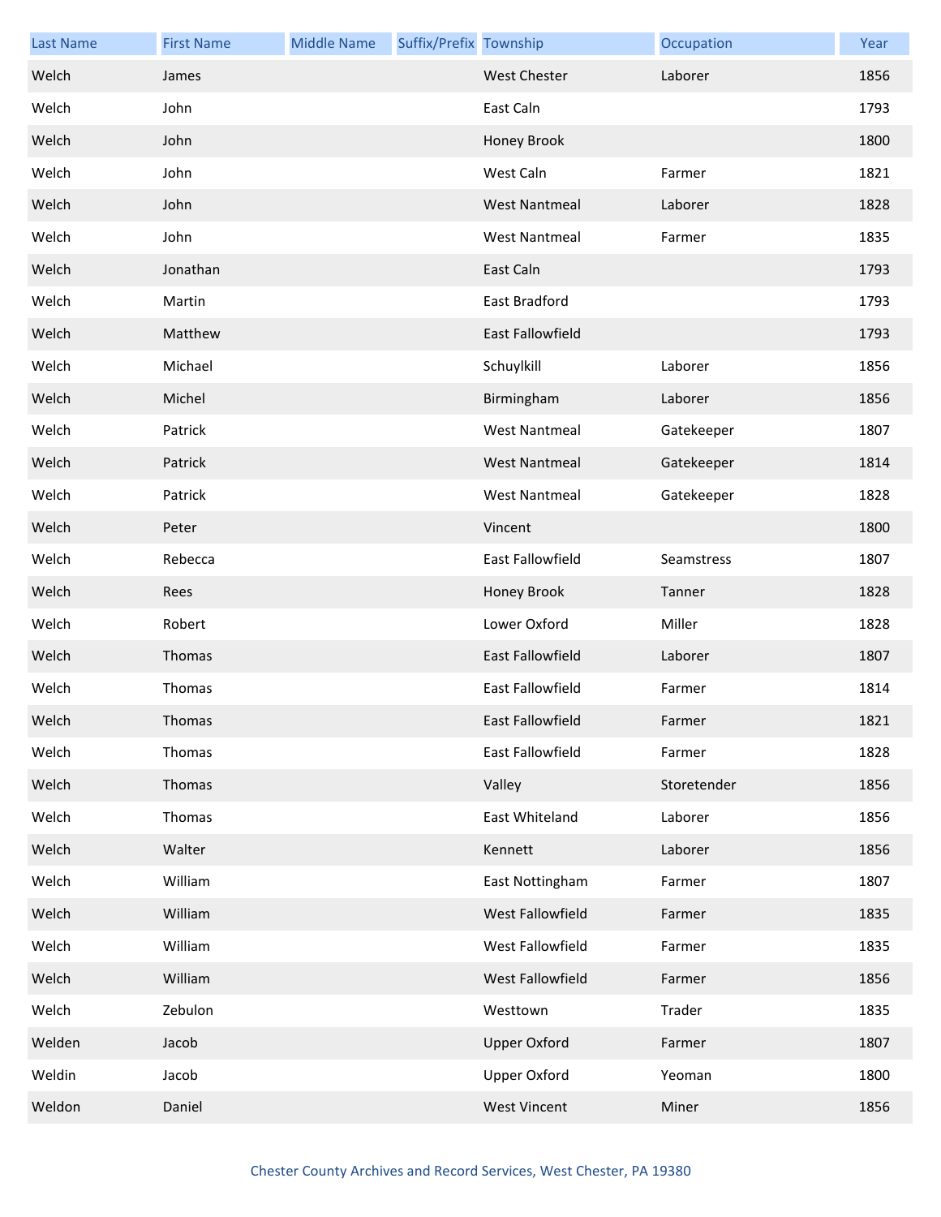| Last Name | First Name | Middle Name | Suffix/Prefix | Township | Occupation | Year |
|---|---|---|---|---|---|---|
| Welch | James | | | West Chester | Laborer | 1856 |
| Welch | John | | | East Caln | | 1793 |
| Welch | John | | | Honey Brook | | 1800 |
| Welch | John | | | West Caln | Farmer | 1821 |
| Welch | John | | | West Nantmeal | Laborer | 1828 |
| Welch | John | | | West Nantmeal | Farmer | 1835 |
| Welch | Jonathan | | | East Caln | | 1793 |
| Welch | Martin | | | East Bradford | | 1793 |
| Welch | Matthew | | | East Fallowfield | | 1793 |
| Welch | Michael | | | Schuylkill | Laborer | 1856 |
| Welch | Michel | | | Birmingham | Laborer | 1856 |
| Welch | Patrick | | | West Nantmeal | Gatekeeper | 1807 |
| Welch | Patrick | | | West Nantmeal | Gatekeeper | 1814 |
| Welch | Patrick | | | West Nantmeal | Gatekeeper | 1828 |
| Welch | Peter | | | Vincent | | 1800 |
| Welch | Rebecca | | | East Fallowfield | Seamstress | 1807 |
| Welch | Rees | | | Honey Brook | Tanner | 1828 |
| Welch | Robert | | | Lower Oxford | Miller | 1828 |
| Welch | Thomas | | | East Fallowfield | Laborer | 1807 |
| Welch | Thomas | | | East Fallowfield | Farmer | 1814 |
| Welch | Thomas | | | East Fallowfield | Farmer | 1821 |
| Welch | Thomas | | | East Fallowfield | Farmer | 1828 |
| Welch | Thomas | | | Valley | Storetender | 1856 |
| Welch | Thomas | | | East Whiteland | Laborer | 1856 |
| Welch | Walter | | | Kennett | Laborer | 1856 |
| Welch | William | | | East Nottingham | Farmer | 1807 |
| Welch | William | | | West Fallowfield | Farmer | 1835 |
| Welch | William | | | West Fallowfield | Farmer | 1835 |
| Welch | William | | | West Fallowfield | Farmer | 1856 |
| Welch | Zebulon | | | Westtown | Trader | 1835 |
| Welden | Jacob | | | Upper Oxford | Farmer | 1807 |
| Weldin | Jacob | | | Upper Oxford | Yeoman | 1800 |
| Weldon | Daniel | | | West Vincent | Miner | 1856 |

Chester County Archives and Record Services, West Chester, PA 19380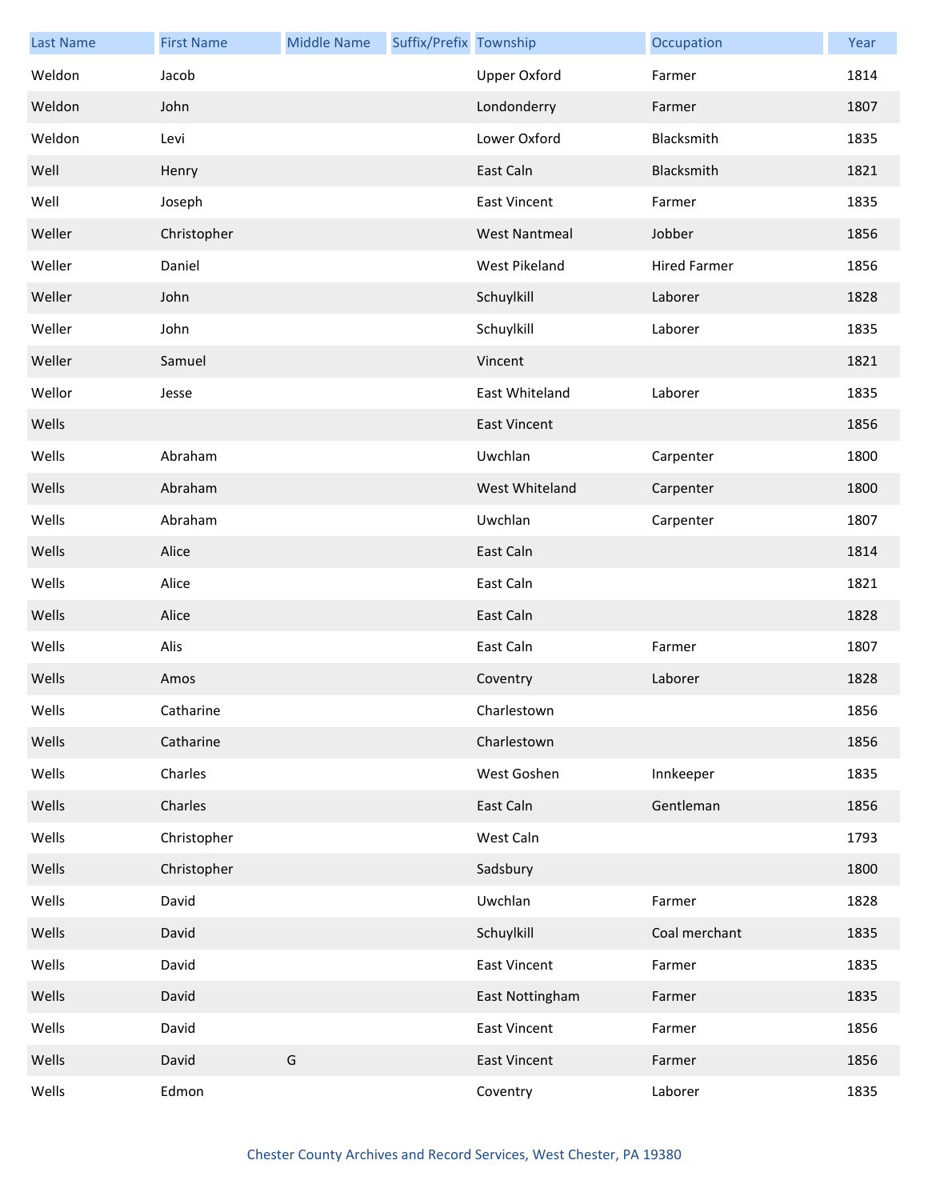| Last Name | First Name | Middle Name | Suffix/Prefix | Township | Occupation | Year |
|---|---|---|---|---|---|---|
| Weldon | Jacob | | | Upper Oxford | Farmer | 1814 |
| Weldon | John | | | Londonderry | Farmer | 1807 |
| Weldon | Levi | | | Lower Oxford | Blacksmith | 1835 |
| Well | Henry | | | East Caln | Blacksmith | 1821 |
| Well | Joseph | | | East Vincent | Farmer | 1835 |
| Weller | Christopher | | | West Nantmeal | Jobber | 1856 |
| Weller | Daniel | | | West Pikeland | Hired Farmer | 1856 |
| Weller | John | | | Schuylkill | Laborer | 1828 |
| Weller | John | | | Schuylkill | Laborer | 1835 |
| Weller | Samuel | | | Vincent | | 1821 |
| Wellor | Jesse | | | East Whiteland | Laborer | 1835 |
| Wells | | | | East Vincent | | 1856 |
| Wells | Abraham | | | Uwchlan | Carpenter | 1800 |
| Wells | Abraham | | | West Whiteland | Carpenter | 1800 |
| Wells | Abraham | | | Uwchlan | Carpenter | 1807 |
| Wells | Alice | | | East Caln | | 1814 |
| Wells | Alice | | | East Caln | | 1821 |
| Wells | Alice | | | East Caln | | 1828 |
| Wells | Alis | | | East Caln | Farmer | 1807 |
| Wells | Amos | | | Coventry | Laborer | 1828 |
| Wells | Catharine | | | Charlestown | | 1856 |
| Wells | Catharine | | | Charlestown | | 1856 |
| Wells | Charles | | | West Goshen | Innkeeper | 1835 |
| Wells | Charles | | | East Caln | Gentleman | 1856 |
| Wells | Christopher | | | West Caln | | 1793 |
| Wells | Christopher | | | Sadsbury | | 1800 |
| Wells | David | | | Uwchlan | Farmer | 1828 |
| Wells | David | | | Schuylkill | Coal merchant | 1835 |
| Wells | David | | | East Vincent | Farmer | 1835 |
| Wells | David | | | East Nottingham | Farmer | 1835 |
| Wells | David | | | East Vincent | Farmer | 1856 |
| Wells | David | G | | East Vincent | Farmer | 1856 |
| Wells | Edmon | | | Coventry | Laborer | 1835 |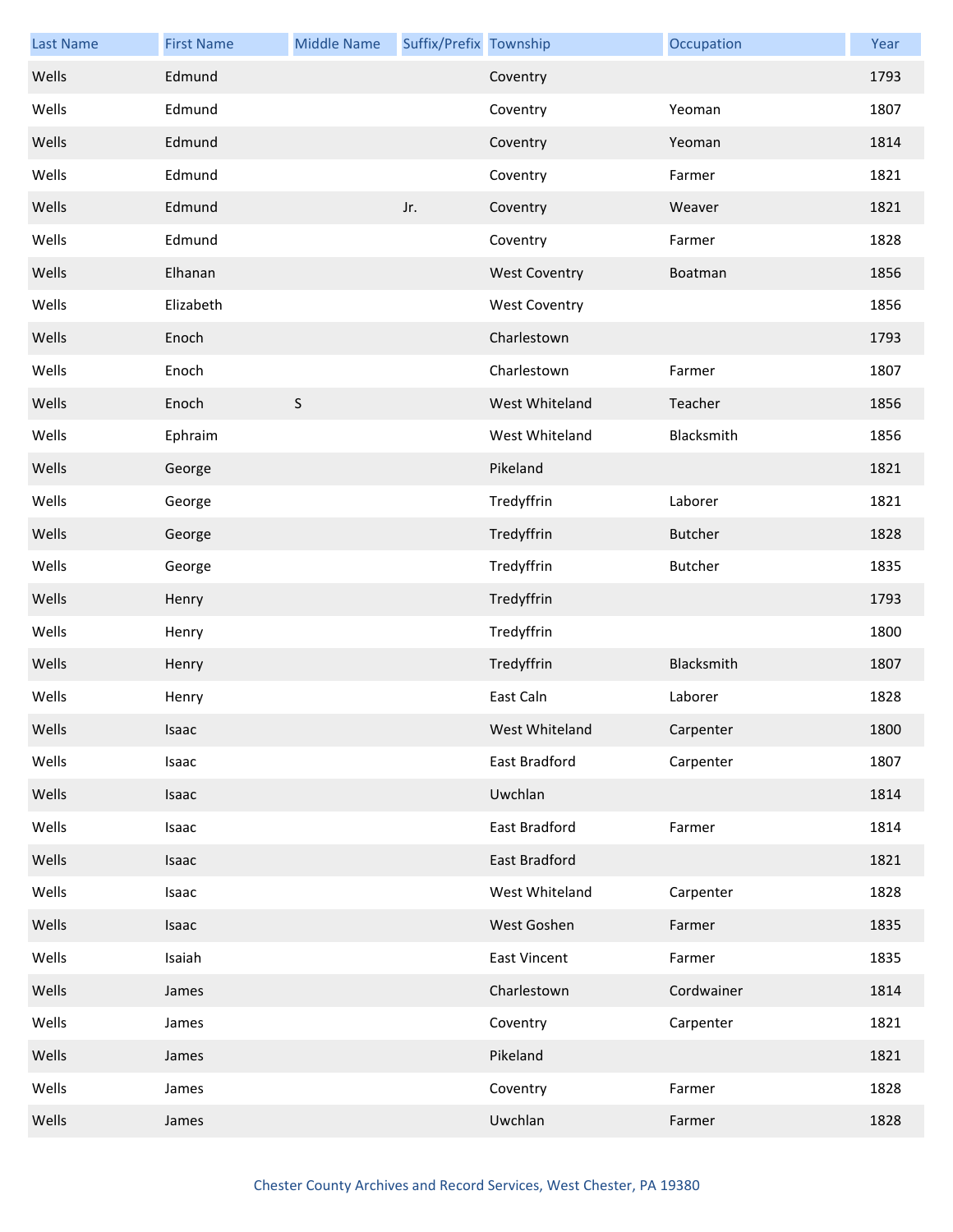| Last Name | First Name | Middle Name | Suffix/Prefix | Township | Occupation | Year |
| --- | --- | --- | --- | --- | --- | --- |
| Wells | Edmund | | | Coventry | | 1793 |
| Wells | Edmund | | | Coventry | Yeoman | 1807 |
| Wells | Edmund | | | Coventry | Yeoman | 1814 |
| Wells | Edmund | | | Coventry | Farmer | 1821 |
| Wells | Edmund | | Jr. | Coventry | Weaver | 1821 |
| Wells | Edmund | | | Coventry | Farmer | 1828 |
| Wells | Elhanan | | | West Coventry | Boatman | 1856 |
| Wells | Elizabeth | | | West Coventry | | 1856 |
| Wells | Enoch | | | Charlestown | | 1793 |
| Wells | Enoch | | | Charlestown | Farmer | 1807 |
| Wells | Enoch | S | | West Whiteland | Teacher | 1856 |
| Wells | Ephraim | | | West Whiteland | Blacksmith | 1856 |
| Wells | George | | | Pikeland | | 1821 |
| Wells | George | | | Tredyffrin | Laborer | 1821 |
| Wells | George | | | Tredyffrin | Butcher | 1828 |
| Wells | George | | | Tredyffrin | Butcher | 1835 |
| Wells | Henry | | | Tredyffrin | | 1793 |
| Wells | Henry | | | Tredyffrin | | 1800 |
| Wells | Henry | | | Tredyffrin | Blacksmith | 1807 |
| Wells | Henry | | | East Caln | Laborer | 1828 |
| Wells | Isaac | | | West Whiteland | Carpenter | 1800 |
| Wells | Isaac | | | East Bradford | Carpenter | 1807 |
| Wells | Isaac | | | Uwchlan | | 1814 |
| Wells | Isaac | | | East Bradford | Farmer | 1814 |
| Wells | Isaac | | | East Bradford | | 1821 |
| Wells | Isaac | | | West Whiteland | Carpenter | 1828 |
| Wells | Isaac | | | West Goshen | Farmer | 1835 |
| Wells | Isaiah | | | East Vincent | Farmer | 1835 |
| Wells | James | | | Charlestown | Cordwainer | 1814 |
| Wells | James | | | Coventry | Carpenter | 1821 |
| Wells | James | | | Pikeland | | 1821 |
| Wells | James | | | Coventry | Farmer | 1828 |
| Wells | James | | | Uwchlan | Farmer | 1828 |

Chester County Archives and Record Services, West Chester, PA 19380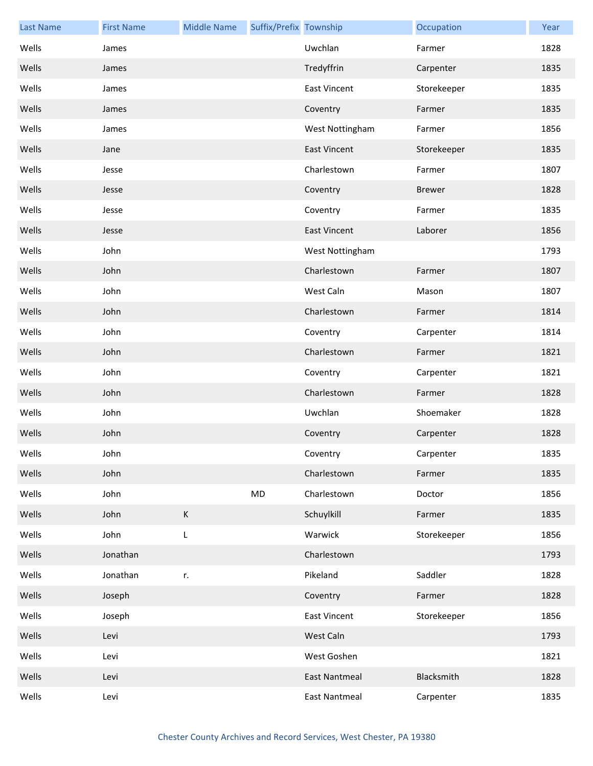| Last Name | First Name | Middle Name | Suffix/Prefix | Township | Occupation | Year |
|---|---|---|---|---|---|---|
| Wells | James | | | Uwchlan | Farmer | 1828 |
| Wells | James | | | Tredyffrin | Carpenter | 1835 |
| Wells | James | | | East Vincent | Storekeeper | 1835 |
| Wells | James | | | Coventry | Farmer | 1835 |
| Wells | James | | | West Nottingham | Farmer | 1856 |
| Wells | Jane | | | East Vincent | Storekeeper | 1835 |
| Wells | Jesse | | | Charlestown | Farmer | 1807 |
| Wells | Jesse | | | Coventry | Brewer | 1828 |
| Wells | Jesse | | | Coventry | Farmer | 1835 |
| Wells | Jesse | | | East Vincent | Laborer | 1856 |
| Wells | John | | | West Nottingham | | 1793 |
| Wells | John | | | Charlestown | Farmer | 1807 |
| Wells | John | | | West Caln | Mason | 1807 |
| Wells | John | | | Charlestown | Farmer | 1814 |
| Wells | John | | | Coventry | Carpenter | 1814 |
| Wells | John | | | Charlestown | Farmer | 1821 |
| Wells | John | | | Coventry | Carpenter | 1821 |
| Wells | John | | | Charlestown | Farmer | 1828 |
| Wells | John | | | Uwchlan | Shoemaker | 1828 |
| Wells | John | | | Coventry | Carpenter | 1828 |
| Wells | John | | | Coventry | Carpenter | 1835 |
| Wells | John | | | Charlestown | Farmer | 1835 |
| Wells | John | | MD | Charlestown | Doctor | 1856 |
| Wells | John | K | | Schuylkill | Farmer | 1835 |
| Wells | John | L | | Warwick | Storekeeper | 1856 |
| Wells | Jonathan | | | Charlestown | | 1793 |
| Wells | Jonathan | r. | | Pikeland | Saddler | 1828 |
| Wells | Joseph | | | Coventry | Farmer | 1828 |
| Wells | Joseph | | | East Vincent | Storekeeper | 1856 |
| Wells | Levi | | | West Caln | | 1793 |
| Wells | Levi | | | West Goshen | | 1821 |
| Wells | Levi | | | East Nantmeal | Blacksmith | 1828 |
| Wells | Levi | | | East Nantmeal | Carpenter | 1835 |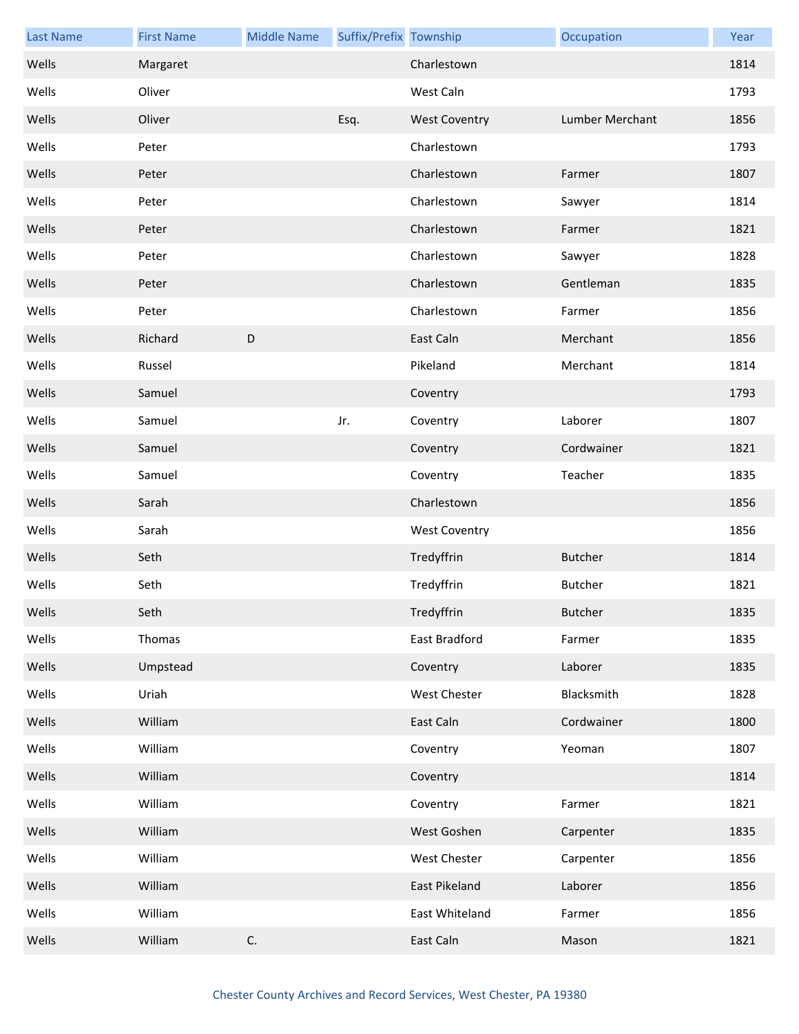| Last Name | First Name | Middle Name | Suffix/Prefix | Township | Occupation | Year |
|---|---|---|---|---|---|---|
| Wells | Margaret | | | Charlestown | | 1814 |
| Wells | Oliver | | | West Caln | | 1793 |
| Wells | Oliver | | Esq. | West Coventry | Lumber Merchant | 1856 |
| Wells | Peter | | | Charlestown | | 1793 |
| Wells | Peter | | | Charlestown | Farmer | 1807 |
| Wells | Peter | | | Charlestown | Sawyer | 1814 |
| Wells | Peter | | | Charlestown | Farmer | 1821 |
| Wells | Peter | | | Charlestown | Sawyer | 1828 |
| Wells | Peter | | | Charlestown | Gentleman | 1835 |
| Wells | Peter | | | Charlestown | Farmer | 1856 |
| Wells | Richard | D | | East Caln | Merchant | 1856 |
| Wells | Russel | | | Pikeland | Merchant | 1814 |
| Wells | Samuel | | | Coventry | | 1793 |
| Wells | Samuel | | Jr. | Coventry | Laborer | 1807 |
| Wells | Samuel | | | Coventry | Cordwainer | 1821 |
| Wells | Samuel | | | Coventry | Teacher | 1835 |
| Wells | Sarah | | | Charlestown | | 1856 |
| Wells | Sarah | | | West Coventry | | 1856 |
| Wells | Seth | | | Tredyffrin | Butcher | 1814 |
| Wells | Seth | | | Tredyffrin | Butcher | 1821 |
| Wells | Seth | | | Tredyffrin | Butcher | 1835 |
| Wells | Thomas | | | East Bradford | Farmer | 1835 |
| Wells | Umpstead | | | Coventry | Laborer | 1835 |
| Wells | Uriah | | | West Chester | Blacksmith | 1828 |
| Wells | William | | | East Caln | Cordwainer | 1800 |
| Wells | William | | | Coventry | Yeoman | 1807 |
| Wells | William | | | Coventry | | 1814 |
| Wells | William | | | Coventry | Farmer | 1821 |
| Wells | William | | | West Goshen | Carpenter | 1835 |
| Wells | William | | | West Chester | Carpenter | 1856 |
| Wells | William | | | East Pikeland | Laborer | 1856 |
| Wells | William | | | East Whiteland | Farmer | 1856 |
| Wells | William | C. | | East Caln | Mason | 1821 |

Chester County Archives and Record Services, West Chester, PA 19380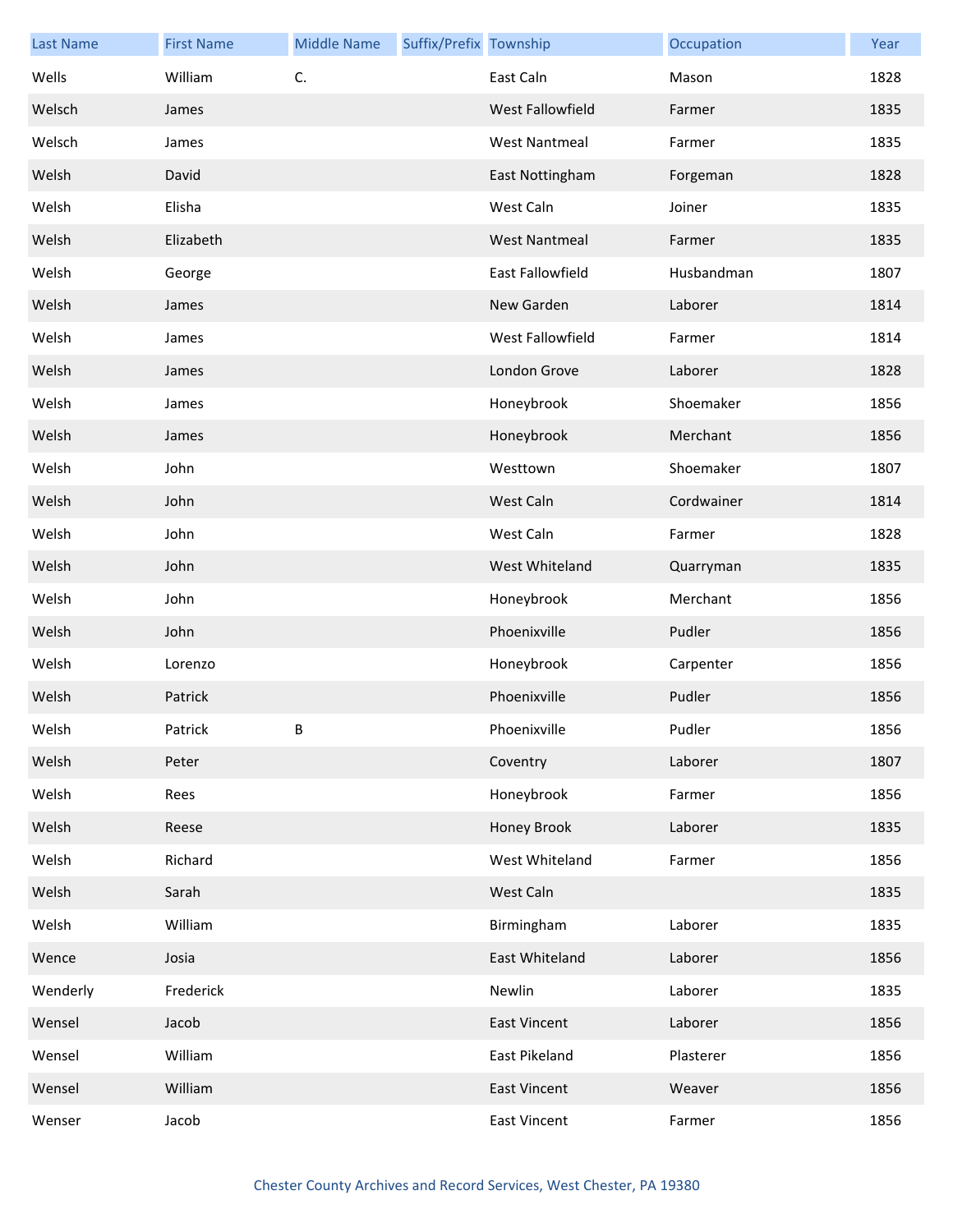| Last Name | First Name | Middle Name | Suffix/Prefix | Township | Occupation | Year |
| --- | --- | --- | --- | --- | --- | --- |
| Wells | William | C. | | East Caln | Mason | 1828 |
| Welsch | James | | | West Fallowfield | Farmer | 1835 |
| Welsch | James | | | West Nantmeal | Farmer | 1835 |
| Welsh | David | | | East Nottingham | Forgeman | 1828 |
| Welsh | Elisha | | | West Caln | Joiner | 1835 |
| Welsh | Elizabeth | | | West Nantmeal | Farmer | 1835 |
| Welsh | George | | | East Fallowfield | Husbandman | 1807 |
| Welsh | James | | | New Garden | Laborer | 1814 |
| Welsh | James | | | West Fallowfield | Farmer | 1814 |
| Welsh | James | | | London Grove | Laborer | 1828 |
| Welsh | James | | | Honeybrook | Shoemaker | 1856 |
| Welsh | James | | | Honeybrook | Merchant | 1856 |
| Welsh | John | | | Westtown | Shoemaker | 1807 |
| Welsh | John | | | West Caln | Cordwainer | 1814 |
| Welsh | John | | | West Caln | Farmer | 1828 |
| Welsh | John | | | West Whiteland | Quarryman | 1835 |
| Welsh | John | | | Honeybrook | Merchant | 1856 |
| Welsh | John | | | Phoenixville | Pudler | 1856 |
| Welsh | Lorenzo | | | Honeybrook | Carpenter | 1856 |
| Welsh | Patrick | | | Phoenixville | Pudler | 1856 |
| Welsh | Patrick | B | | Phoenixville | Pudler | 1856 |
| Welsh | Peter | | | Coventry | Laborer | 1807 |
| Welsh | Rees | | | Honeybrook | Farmer | 1856 |
| Welsh | Reese | | | Honey Brook | Laborer | 1835 |
| Welsh | Richard | | | West Whiteland | Farmer | 1856 |
| Welsh | Sarah | | | West Caln | | 1835 |
| Welsh | William | | | Birmingham | Laborer | 1835 |
| Wence | Josia | | | East Whiteland | Laborer | 1856 |
| Wenderly | Frederick | | | Newlin | Laborer | 1835 |
| Wensel | Jacob | | | East Vincent | Laborer | 1856 |
| Wensel | William | | | East Pikeland | Plasterer | 1856 |
| Wensel | William | | | East Vincent | Weaver | 1856 |
| Wenser | Jacob | | | East Vincent | Farmer | 1856 |

Chester County Archives and Record Services, West Chester, PA 19380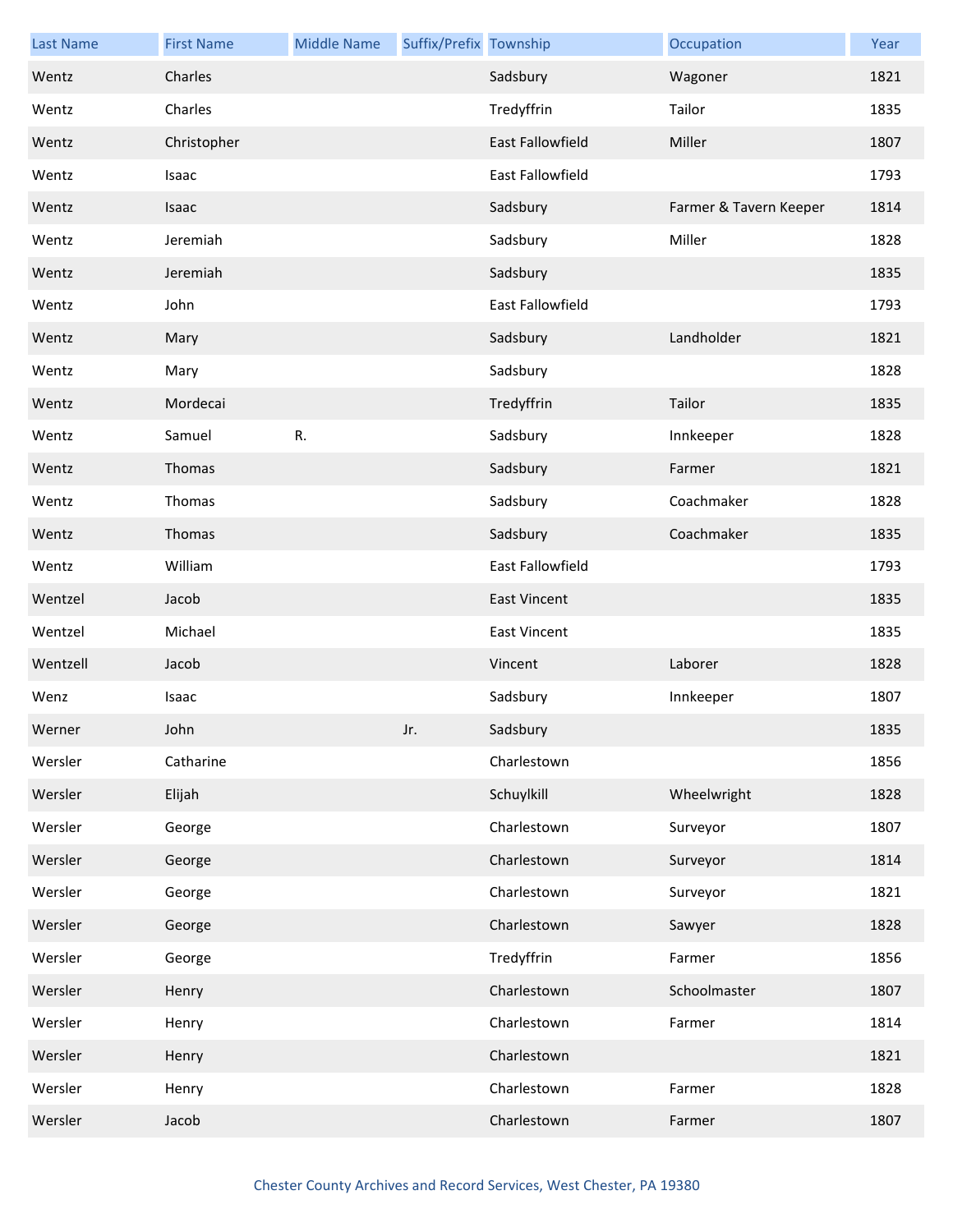| Last Name | First Name | Middle Name | Suffix/Prefix | Township | Occupation | Year |
| --- | --- | --- | --- | --- | --- | --- |
| Wentz | Charles | | | Sadsbury | Wagoner | 1821 |
| Wentz | Charles | | | Tredyffrin | Tailor | 1835 |
| Wentz | Christopher | | | East Fallowfield | Miller | 1807 |
| Wentz | Isaac | | | East Fallowfield | | 1793 |
| Wentz | Isaac | | | Sadsbury | Farmer & Tavern Keeper | 1814 |
| Wentz | Jeremiah | | | Sadsbury | Miller | 1828 |
| Wentz | Jeremiah | | | Sadsbury | | 1835 |
| Wentz | John | | | East Fallowfield | | 1793 |
| Wentz | Mary | | | Sadsbury | Landholder | 1821 |
| Wentz | Mary | | | Sadsbury | | 1828 |
| Wentz | Mordecai | | | Tredyffrin | Tailor | 1835 |
| Wentz | Samuel | R. | | Sadsbury | Innkeeper | 1828 |
| Wentz | Thomas | | | Sadsbury | Farmer | 1821 |
| Wentz | Thomas | | | Sadsbury | Coachmaker | 1828 |
| Wentz | Thomas | | | Sadsbury | Coachmaker | 1835 |
| Wentz | William | | | East Fallowfield | | 1793 |
| Wentzel | Jacob | | | East Vincent | | 1835 |
| Wentzel | Michael | | | East Vincent | | 1835 |
| Wentzell | Jacob | | | Vincent | Laborer | 1828 |
| Wenz | Isaac | | | Sadsbury | Innkeeper | 1807 |
| Werner | John | | Jr. | Sadsbury | | 1835 |
| Wersler | Catharine | | | Charlestown | | 1856 |
| Wersler | Elijah | | | Schuylkill | Wheelwright | 1828 |
| Wersler | George | | | Charlestown | Surveyor | 1807 |
| Wersler | George | | | Charlestown | Surveyor | 1814 |
| Wersler | George | | | Charlestown | Surveyor | 1821 |
| Wersler | George | | | Charlestown | Sawyer | 1828 |
| Wersler | George | | | Tredyffrin | Farmer | 1856 |
| Wersler | Henry | | | Charlestown | Schoolmaster | 1807 |
| Wersler | Henry | | | Charlestown | Farmer | 1814 |
| Wersler | Henry | | | Charlestown | | 1821 |
| Wersler | Henry | | | Charlestown | Farmer | 1828 |
| Wersler | Jacob | | | Charlestown | Farmer | 1807 |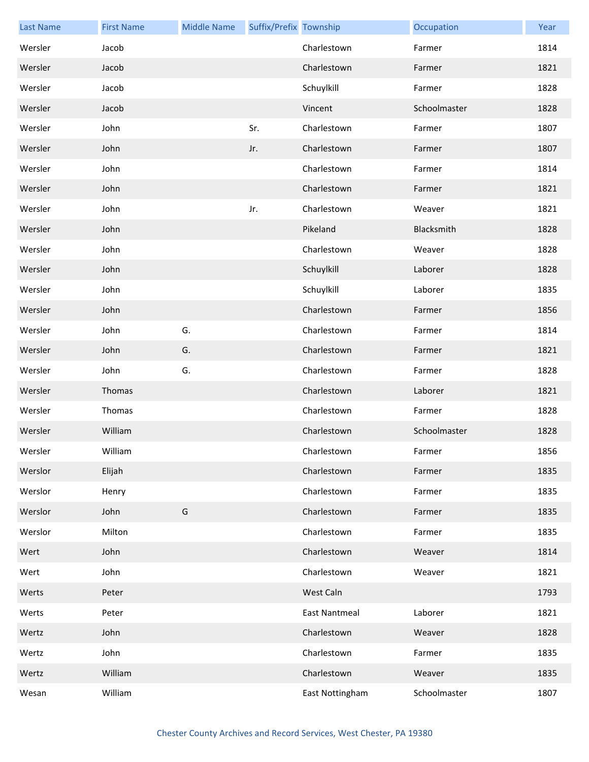| Last Name | First Name | Middle Name | Suffix/Prefix | Township | Occupation | Year |
|---|---|---|---|---|---|---|
| Wersler | Jacob | | | Charlestown | Farmer | 1814 |
| Wersler | Jacob | | | Charlestown | Farmer | 1821 |
| Wersler | Jacob | | | Schuylkill | Farmer | 1828 |
| Wersler | Jacob | | | Vincent | Schoolmaster | 1828 |
| Wersler | John | | Sr. | Charlestown | Farmer | 1807 |
| Wersler | John | | Jr. | Charlestown | Farmer | 1807 |
| Wersler | John | | | Charlestown | Farmer | 1814 |
| Wersler | John | | | Charlestown | Farmer | 1821 |
| Wersler | John | | Jr. | Charlestown | Weaver | 1821 |
| Wersler | John | | | Pikeland | Blacksmith | 1828 |
| Wersler | John | | | Charlestown | Weaver | 1828 |
| Wersler | John | | | Schuylkill | Laborer | 1828 |
| Wersler | John | | | Schuylkill | Laborer | 1835 |
| Wersler | John | | | Charlestown | Farmer | 1856 |
| Wersler | John | G. | | Charlestown | Farmer | 1814 |
| Wersler | John | G. | | Charlestown | Farmer | 1821 |
| Wersler | John | G. | | Charlestown | Farmer | 1828 |
| Wersler | Thomas | | | Charlestown | Laborer | 1821 |
| Wersler | Thomas | | | Charlestown | Farmer | 1828 |
| Wersler | William | | | Charlestown | Schoolmaster | 1828 |
| Wersler | William | | | Charlestown | Farmer | 1856 |
| Werslor | Elijah | | | Charlestown | Farmer | 1835 |
| Werslor | Henry | | | Charlestown | Farmer | 1835 |
| Werslor | John | G | | Charlestown | Farmer | 1835 |
| Werslor | Milton | | | Charlestown | Farmer | 1835 |
| Wert | John | | | Charlestown | Weaver | 1814 |
| Wert | John | | | Charlestown | Weaver | 1821 |
| Werts | Peter | | | West Caln | | 1793 |
| Werts | Peter | | | East Nantmeal | Laborer | 1821 |
| Wertz | John | | | Charlestown | Weaver | 1828 |
| Wertz | John | | | Charlestown | Farmer | 1835 |
| Wertz | William | | | Charlestown | Weaver | 1835 |
| Wesan | William | | | East Nottingham | Schoolmaster | 1807 |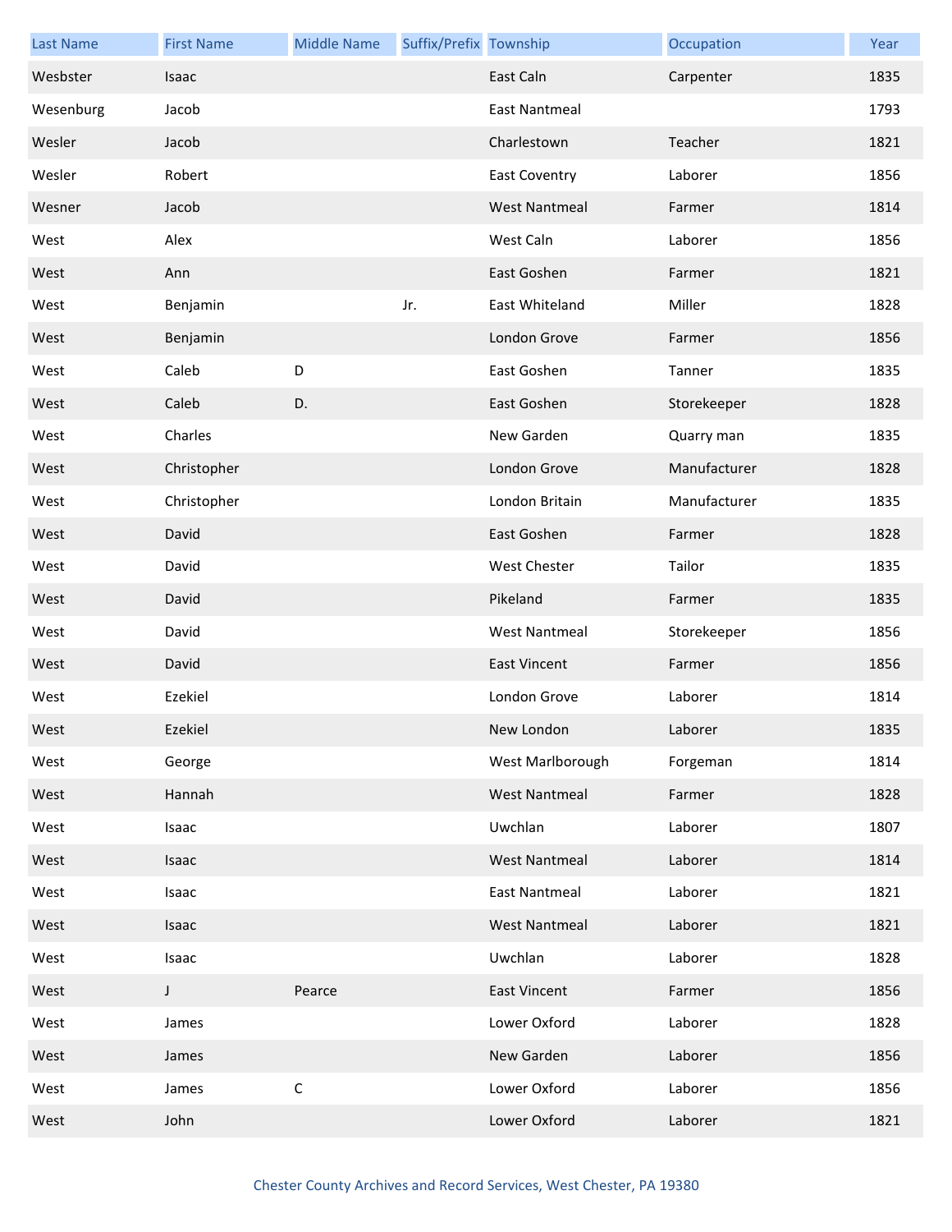| Last Name | First Name | Middle Name | Suffix/Prefix | Township | Occupation | Year |
| --- | --- | --- | --- | --- | --- | --- |
| Wesbster | Isaac | | | East Caln | Carpenter | 1835 |
| Wesenburg | Jacob | | | East Nantmeal | | 1793 |
| Wesler | Jacob | | | Charlestown | Teacher | 1821 |
| Wesler | Robert | | | East Coventry | Laborer | 1856 |
| Wesner | Jacob | | | West Nantmeal | Farmer | 1814 |
| West | Alex | | | West Caln | Laborer | 1856 |
| West | Ann | | | East Goshen | Farmer | 1821 |
| West | Benjamin | | Jr. | East Whiteland | Miller | 1828 |
| West | Benjamin | | | London Grove | Farmer | 1856 |
| West | Caleb | D | | East Goshen | Tanner | 1835 |
| West | Caleb | D. | | East Goshen | Storekeeper | 1828 |
| West | Charles | | | New Garden | Quarry man | 1835 |
| West | Christopher | | | London Grove | Manufacturer | 1828 |
| West | Christopher | | | London Britain | Manufacturer | 1835 |
| West | David | | | East Goshen | Farmer | 1828 |
| West | David | | | West Chester | Tailor | 1835 |
| West | David | | | Pikeland | Farmer | 1835 |
| West | David | | | West Nantmeal | Storekeeper | 1856 |
| West | David | | | East Vincent | Farmer | 1856 |
| West | Ezekiel | | | London Grove | Laborer | 1814 |
| West | Ezekiel | | | New London | Laborer | 1835 |
| West | George | | | West Marlborough | Forgeman | 1814 |
| West | Hannah | | | West Nantmeal | Farmer | 1828 |
| West | Isaac | | | Uwchlan | Laborer | 1807 |
| West | Isaac | | | West Nantmeal | Laborer | 1814 |
| West | Isaac | | | East Nantmeal | Laborer | 1821 |
| West | Isaac | | | West Nantmeal | Laborer | 1821 |
| West | Isaac | | | Uwchlan | Laborer | 1828 |
| West | J | Pearce | | East Vincent | Farmer | 1856 |
| West | James | | | Lower Oxford | Laborer | 1828 |
| West | James | | | New Garden | Laborer | 1856 |
| West | James | C | | Lower Oxford | Laborer | 1856 |
| West | John | | | Lower Oxford | Laborer | 1821 |

Chester County Archives and Record Services, West Chester, PA 19380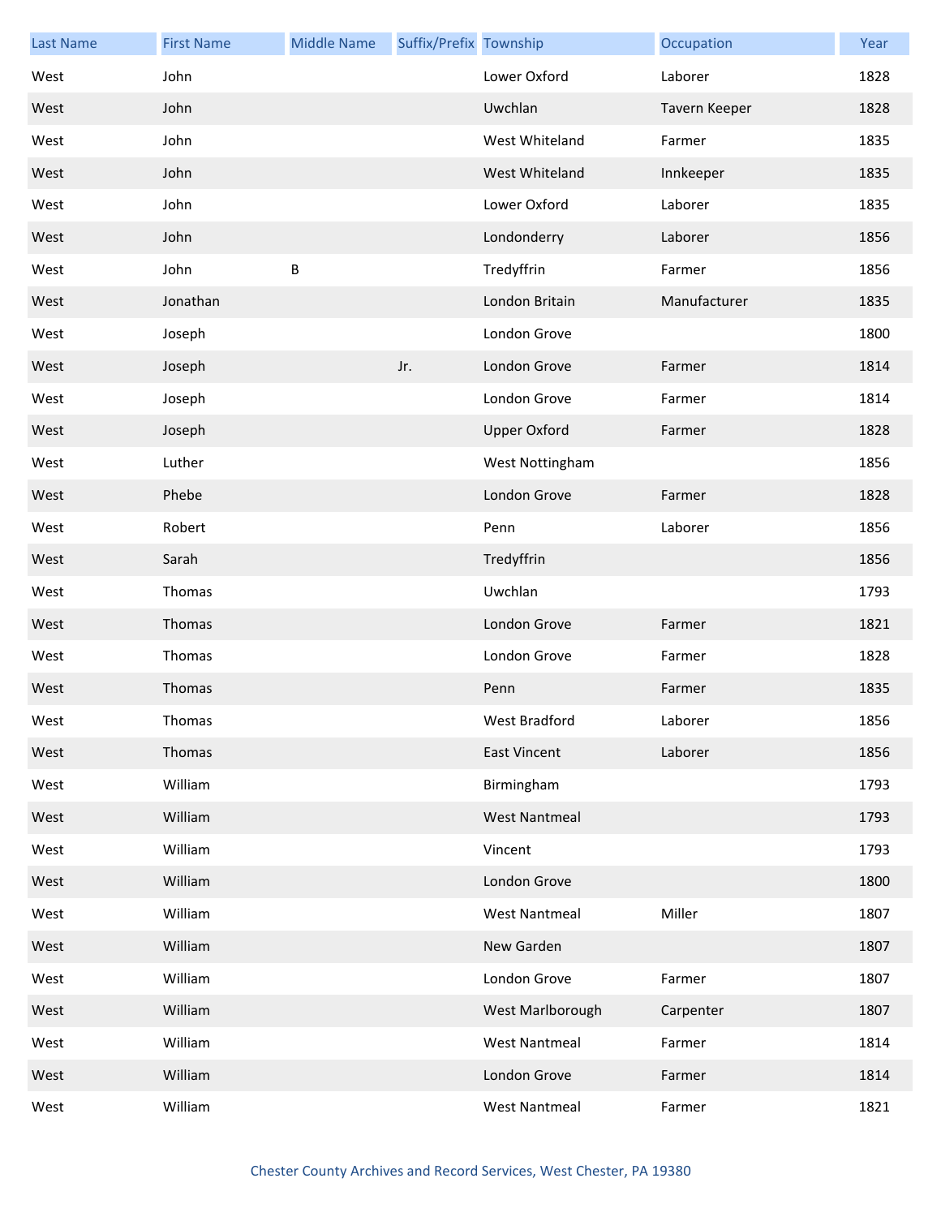| Last Name | First Name | Middle Name | Suffix/Prefix | Township | Occupation | Year |
| --- | --- | --- | --- | --- | --- | --- |
| West | John | | | Lower Oxford | Laborer | 1828 |
| West | John | | | Uwchlan | Tavern Keeper | 1828 |
| West | John | | | West Whiteland | Farmer | 1835 |
| West | John | | | West Whiteland | Innkeeper | 1835 |
| West | John | | | Lower Oxford | Laborer | 1835 |
| West | John | | | Londonderry | Laborer | 1856 |
| West | John | B | | Tredyffrin | Farmer | 1856 |
| West | Jonathan | | | London Britain | Manufacturer | 1835 |
| West | Joseph | | | London Grove | | 1800 |
| West | Joseph | | Jr. | London Grove | Farmer | 1814 |
| West | Joseph | | | London Grove | Farmer | 1814 |
| West | Joseph | | | Upper Oxford | Farmer | 1828 |
| West | Luther | | | West Nottingham | | 1856 |
| West | Phebe | | | London Grove | Farmer | 1828 |
| West | Robert | | | Penn | Laborer | 1856 |
| West | Sarah | | | Tredyffrin | | 1856 |
| West | Thomas | | | Uwchlan | | 1793 |
| West | Thomas | | | London Grove | Farmer | 1821 |
| West | Thomas | | | London Grove | Farmer | 1828 |
| West | Thomas | | | Penn | Farmer | 1835 |
| West | Thomas | | | West Bradford | Laborer | 1856 |
| West | Thomas | | | East Vincent | Laborer | 1856 |
| West | William | | | Birmingham | | 1793 |
| West | William | | | West Nantmeal | | 1793 |
| West | William | | | Vincent | | 1793 |
| West | William | | | London Grove | | 1800 |
| West | William | | | West Nantmeal | Miller | 1807 |
| West | William | | | New Garden | | 1807 |
| West | William | | | London Grove | Farmer | 1807 |
| West | William | | | West Marlborough | Carpenter | 1807 |
| West | William | | | West Nantmeal | Farmer | 1814 |
| West | William | | | London Grove | Farmer | 1814 |
| West | William | | | West Nantmeal | Farmer | 1821 |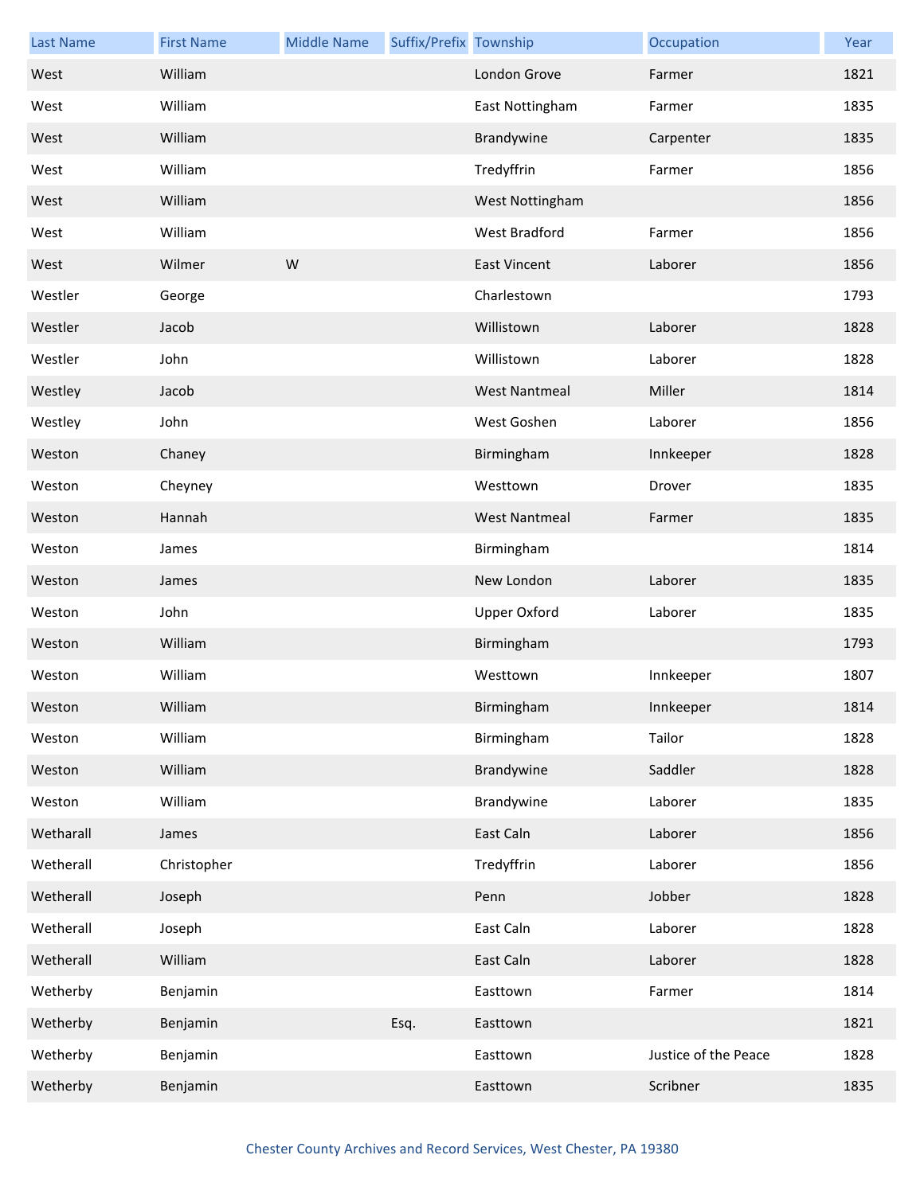| Last Name | First Name | Middle Name | Suffix/Prefix | Township | Occupation | Year |
|---|---|---|---|---|---|---|
| West | William | | | London Grove | Farmer | 1821 |
| West | William | | | East Nottingham | Farmer | 1835 |
| West | William | | | Brandywine | Carpenter | 1835 |
| West | William | | | Tredyffrin | Farmer | 1856 |
| West | William | | | West Nottingham | | 1856 |
| West | William | | | West Bradford | Farmer | 1856 |
| West | Wilmer | W | | East Vincent | Laborer | 1856 |
| Westler | George | | | Charlestown | | 1793 |
| Westler | Jacob | | | Willistown | Laborer | 1828 |
| Westler | John | | | Willistown | Laborer | 1828 |
| Westley | Jacob | | | West Nantmeal | Miller | 1814 |
| Westley | John | | | West Goshen | Laborer | 1856 |
| Weston | Chaney | | | Birmingham | Innkeeper | 1828 |
| Weston | Cheyney | | | Westtown | Drover | 1835 |
| Weston | Hannah | | | West Nantmeal | Farmer | 1835 |
| Weston | James | | | Birmingham | | 1814 |
| Weston | James | | | New London | Laborer | 1835 |
| Weston | John | | | Upper Oxford | Laborer | 1835 |
| Weston | William | | | Birmingham | | 1793 |
| Weston | William | | | Westtown | Innkeeper | 1807 |
| Weston | William | | | Birmingham | Innkeeper | 1814 |
| Weston | William | | | Birmingham | Tailor | 1828 |
| Weston | William | | | Brandywine | Saddler | 1828 |
| Weston | William | | | Brandywine | Laborer | 1835 |
| Wetharall | James | | | East Caln | Laborer | 1856 |
| Wetherall | Christopher | | | Tredyffrin | Laborer | 1856 |
| Wetherall | Joseph | | | Penn | Jobber | 1828 |
| Wetherall | Joseph | | | East Caln | Laborer | 1828 |
| Wetherall | William | | | East Caln | Laborer | 1828 |
| Wetherby | Benjamin | | | Easttown | Farmer | 1814 |
| Wetherby | Benjamin | | Esq. | Easttown | | 1821 |
| Wetherby | Benjamin | | | Easttown | Justice of the Peace | 1828 |
| Wetherby | Benjamin | | | Easttown | Scribner | 1835 |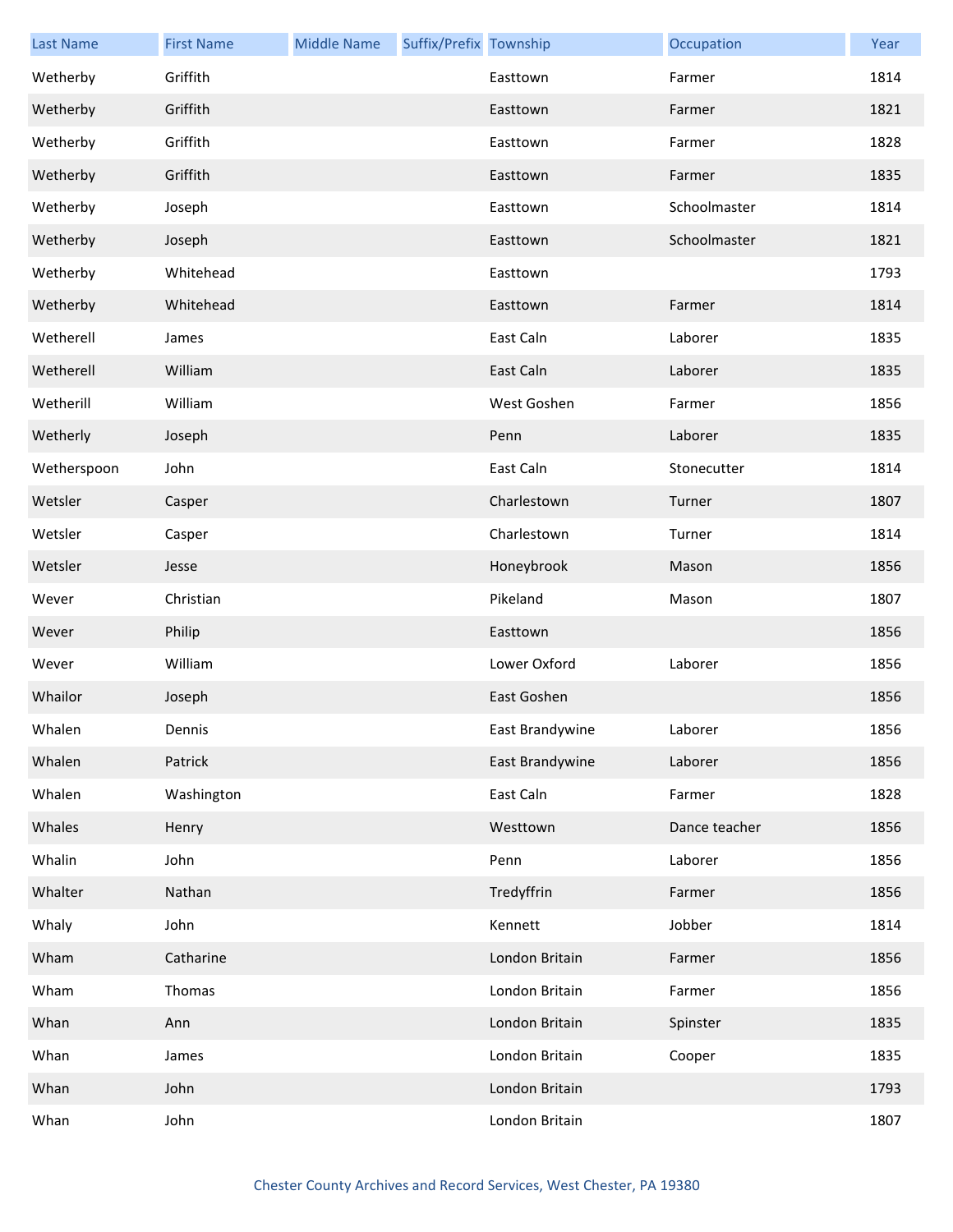| Last Name | First Name | Middle Name | Suffix/Prefix | Township | Occupation | Year |
|---|---|---|---|---|---|---|
| Wetherby | Griffith | | | Easttown | Farmer | 1814 |
| Wetherby | Griffith | | | Easttown | Farmer | 1821 |
| Wetherby | Griffith | | | Easttown | Farmer | 1828 |
| Wetherby | Griffith | | | Easttown | Farmer | 1835 |
| Wetherby | Joseph | | | Easttown | Schoolmaster | 1814 |
| Wetherby | Joseph | | | Easttown | Schoolmaster | 1821 |
| Wetherby | Whitehead | | | Easttown | | 1793 |
| Wetherby | Whitehead | | | Easttown | Farmer | 1814 |
| Wetherell | James | | | East Caln | Laborer | 1835 |
| Wetherell | William | | | East Caln | Laborer | 1835 |
| Wetherill | William | | | West Goshen | Farmer | 1856 |
| Wetherly | Joseph | | | Penn | Laborer | 1835 |
| Wetherspoon | John | | | East Caln | Stonecutter | 1814 |
| Wetsler | Casper | | | Charlestown | Turner | 1807 |
| Wetsler | Casper | | | Charlestown | Turner | 1814 |
| Wetsler | Jesse | | | Honeybrook | Mason | 1856 |
| Wever | Christian | | | Pikeland | Mason | 1807 |
| Wever | Philip | | | Easttown | | 1856 |
| Wever | William | | | Lower Oxford | Laborer | 1856 |
| Whailor | Joseph | | | East Goshen | | 1856 |
| Whalen | Dennis | | | East Brandywine | Laborer | 1856 |
| Whalen | Patrick | | | East Brandywine | Laborer | 1856 |
| Whalen | Washington | | | East Caln | Farmer | 1828 |
| Whales | Henry | | | Westtown | Dance teacher | 1856 |
| Whalin | John | | | Penn | Laborer | 1856 |
| Whalter | Nathan | | | Tredyffrin | Farmer | 1856 |
| Whaly | John | | | Kennett | Jobber | 1814 |
| Wham | Catharine | | | London Britain | Farmer | 1856 |
| Wham | Thomas | | | London Britain | Farmer | 1856 |
| Whan | Ann | | | London Britain | Spinster | 1835 |
| Whan | James | | | London Britain | Cooper | 1835 |
| Whan | John | | | London Britain | | 1793 |
| Whan | John | | | London Britain | | 1807 |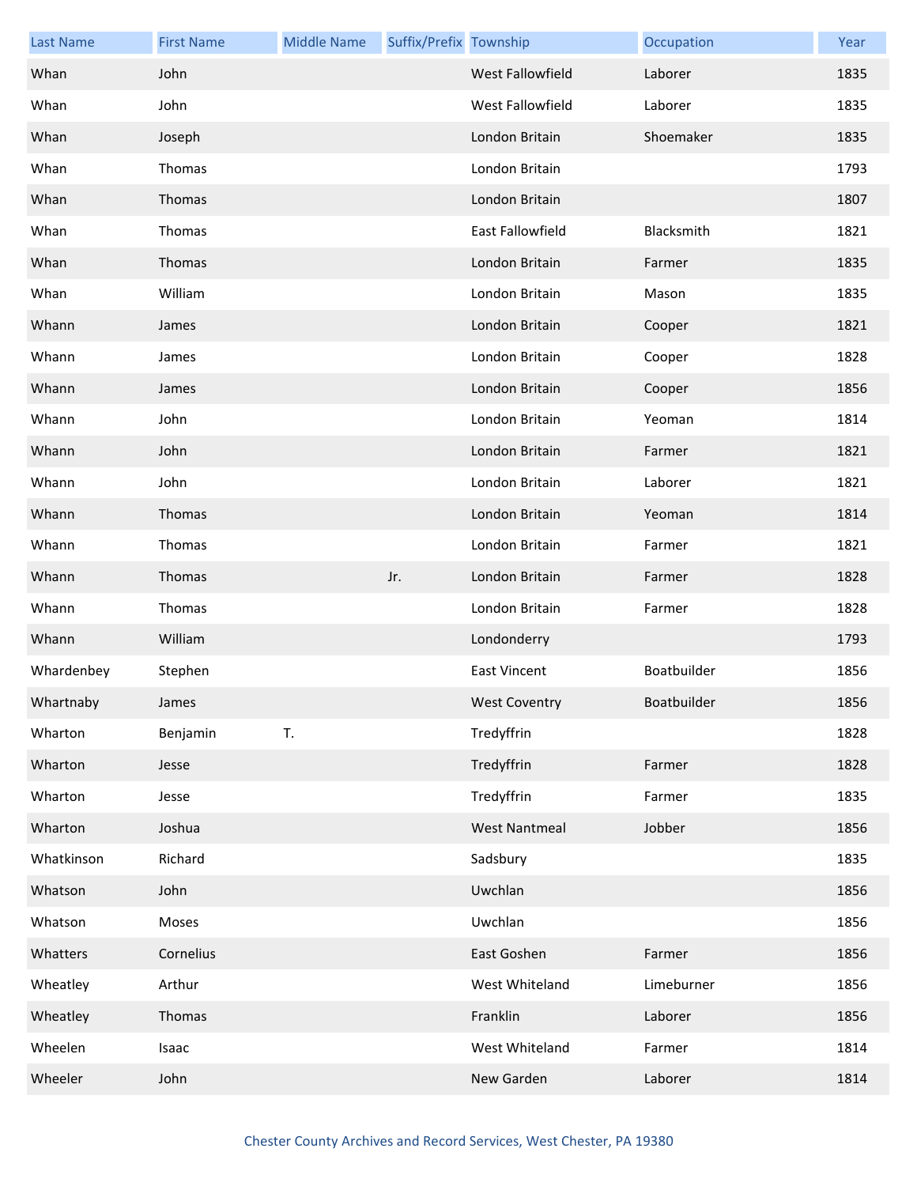| Last Name | First Name | Middle Name | Suffix/Prefix | Township | Occupation | Year |
|---|---|---|---|---|---|---|
| Whan | John | | | West Fallowfield | Laborer | 1835 |
| Whan | John | | | West Fallowfield | Laborer | 1835 |
| Whan | Joseph | | | London Britain | Shoemaker | 1835 |
| Whan | Thomas | | | London Britain | | 1793 |
| Whan | Thomas | | | London Britain | | 1807 |
| Whan | Thomas | | | East Fallowfield | Blacksmith | 1821 |
| Whan | Thomas | | | London Britain | Farmer | 1835 |
| Whan | William | | | London Britain | Mason | 1835 |
| Whann | James | | | London Britain | Cooper | 1821 |
| Whann | James | | | London Britain | Cooper | 1828 |
| Whann | James | | | London Britain | Cooper | 1856 |
| Whann | John | | | London Britain | Yeoman | 1814 |
| Whann | John | | | London Britain | Farmer | 1821 |
| Whann | John | | | London Britain | Laborer | 1821 |
| Whann | Thomas | | | London Britain | Yeoman | 1814 |
| Whann | Thomas | | | London Britain | Farmer | 1821 |
| Whann | Thomas | | Jr. | London Britain | Farmer | 1828 |
| Whann | Thomas | | | London Britain | Farmer | 1828 |
| Whann | William | | | Londonderry | | 1793 |
| Whardenbey | Stephen | | | East Vincent | Boatbuilder | 1856 |
| Whartnaby | James | | | West Coventry | Boatbuilder | 1856 |
| Wharton | Benjamin | T. | | Tredyffrin | | 1828 |
| Wharton | Jesse | | | Tredyffrin | Farmer | 1828 |
| Wharton | Jesse | | | Tredyffrin | Farmer | 1835 |
| Wharton | Joshua | | | West Nantmeal | Jobber | 1856 |
| Whatkinson | Richard | | | Sadsbury | | 1835 |
| Whatson | John | | | Uwchlan | | 1856 |
| Whatson | Moses | | | Uwchlan | | 1856 |
| Whatters | Cornelius | | | East Goshen | Farmer | 1856 |
| Wheatley | Arthur | | | West Whiteland | Limeburner | 1856 |
| Wheatley | Thomas | | | Franklin | Laborer | 1856 |
| Wheelen | Isaac | | | West Whiteland | Farmer | 1814 |
| Wheeler | John | | | New Garden | Laborer | 1814 |

Chester County Archives and Record Services, West Chester, PA 19380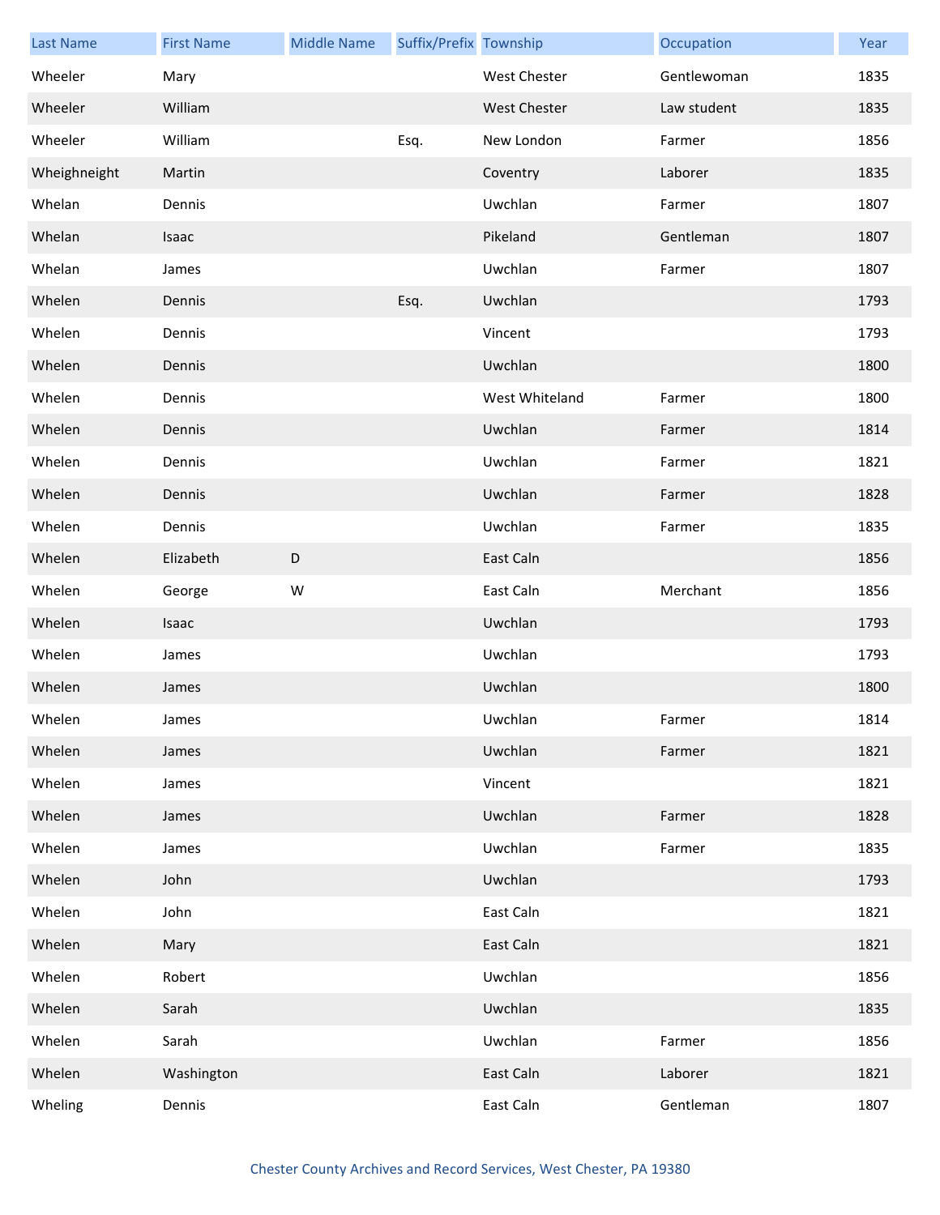| Last Name | First Name | Middle Name | Suffix/Prefix | Township | Occupation | Year |
| --- | --- | --- | --- | --- | --- | --- |
| Wheeler | Mary | | | West Chester | Gentlewoman | 1835 |
| Wheeler | William | | | West Chester | Law student | 1835 |
| Wheeler | William | | Esq. | New London | Farmer | 1856 |
| Wheighneight | Martin | | | Coventry | Laborer | 1835 |
| Whelan | Dennis | | | Uwchlan | Farmer | 1807 |
| Whelan | Isaac | | | Pikeland | Gentleman | 1807 |
| Whelan | James | | | Uwchlan | Farmer | 1807 |
| Whelen | Dennis | | Esq. | Uwchlan | | 1793 |
| Whelen | Dennis | | | Vincent | | 1793 |
| Whelen | Dennis | | | Uwchlan | | 1800 |
| Whelen | Dennis | | | West Whiteland | Farmer | 1800 |
| Whelen | Dennis | | | Uwchlan | Farmer | 1814 |
| Whelen | Dennis | | | Uwchlan | Farmer | 1821 |
| Whelen | Dennis | | | Uwchlan | Farmer | 1828 |
| Whelen | Dennis | | | Uwchlan | Farmer | 1835 |
| Whelen | Elizabeth | D | | East Caln | | 1856 |
| Whelen | George | W | | East Caln | Merchant | 1856 |
| Whelen | Isaac | | | Uwchlan | | 1793 |
| Whelen | James | | | Uwchlan | | 1793 |
| Whelen | James | | | Uwchlan | | 1800 |
| Whelen | James | | | Uwchlan | Farmer | 1814 |
| Whelen | James | | | Uwchlan | Farmer | 1821 |
| Whelen | James | | | Vincent | | 1821 |
| Whelen | James | | | Uwchlan | Farmer | 1828 |
| Whelen | James | | | Uwchlan | Farmer | 1835 |
| Whelen | John | | | Uwchlan | | 1793 |
| Whelen | John | | | East Caln | | 1821 |
| Whelen | Mary | | | East Caln | | 1821 |
| Whelen | Robert | | | Uwchlan | | 1856 |
| Whelen | Sarah | | | Uwchlan | | 1835 |
| Whelen | Sarah | | | Uwchlan | Farmer | 1856 |
| Whelen | Washington | | | East Caln | Laborer | 1821 |
| Wheling | Dennis | | | East Caln | Gentleman | 1807 |

Chester County Archives and Record Services, West Chester, PA 19380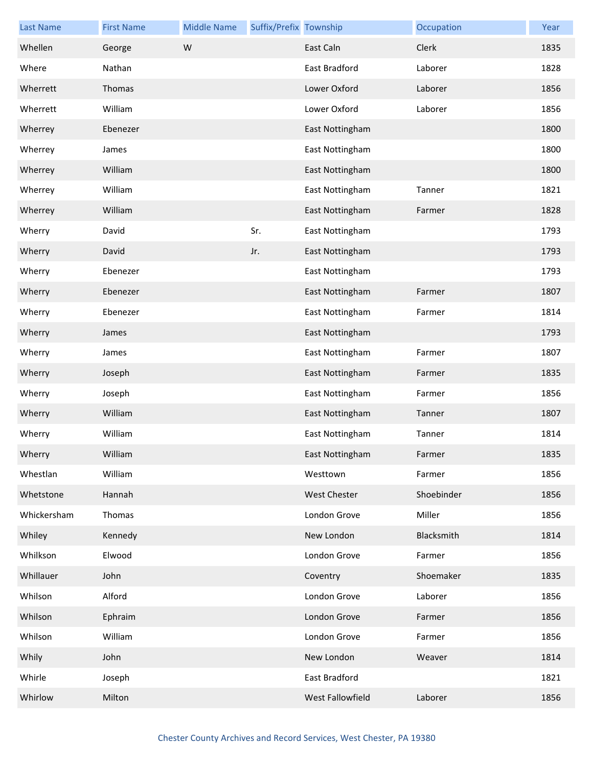| Last Name | First Name | Middle Name | Suffix/Prefix | Township | Occupation | Year |
|---|---|---|---|---|---|---|
| Whellen | George | W | | East Caln | Clerk | 1835 |
| Where | Nathan | | | East Bradford | Laborer | 1828 |
| Wherrett | Thomas | | | Lower Oxford | Laborer | 1856 |
| Wherrett | William | | | Lower Oxford | Laborer | 1856 |
| Wherrey | Ebenezer | | | East Nottingham | | 1800 |
| Wherrey | James | | | East Nottingham | | 1800 |
| Wherrey | William | | | East Nottingham | | 1800 |
| Wherrey | William | | | East Nottingham | Tanner | 1821 |
| Wherrey | William | | | East Nottingham | Farmer | 1828 |
| Wherry | David | | Sr. | East Nottingham | | 1793 |
| Wherry | David | | Jr. | East Nottingham | | 1793 |
| Wherry | Ebenezer | | | East Nottingham | | 1793 |
| Wherry | Ebenezer | | | East Nottingham | Farmer | 1807 |
| Wherry | Ebenezer | | | East Nottingham | Farmer | 1814 |
| Wherry | James | | | East Nottingham | | 1793 |
| Wherry | James | | | East Nottingham | Farmer | 1807 |
| Wherry | Joseph | | | East Nottingham | Farmer | 1835 |
| Wherry | Joseph | | | East Nottingham | Farmer | 1856 |
| Wherry | William | | | East Nottingham | Tanner | 1807 |
| Wherry | William | | | East Nottingham | Tanner | 1814 |
| Wherry | William | | | East Nottingham | Farmer | 1835 |
| Whestlan | William | | | Westtown | Farmer | 1856 |
| Whetstone | Hannah | | | West Chester | Shoebinder | 1856 |
| Whickersham | Thomas | | | London Grove | Miller | 1856 |
| Whiley | Kennedy | | | New London | Blacksmith | 1814 |
| Whilkson | Elwood | | | London Grove | Farmer | 1856 |
| Whillauer | John | | | Coventry | Shoemaker | 1835 |
| Whilson | Alford | | | London Grove | Laborer | 1856 |
| Whilson | Ephraim | | | London Grove | Farmer | 1856 |
| Whilson | William | | | London Grove | Farmer | 1856 |
| Whily | John | | | New London | Weaver | 1814 |
| Whirle | Joseph | | | East Bradford | | 1821 |
| Whirlow | Milton | | | West Fallowfield | Laborer | 1856 |

Chester County Archives and Record Services, West Chester, PA 19380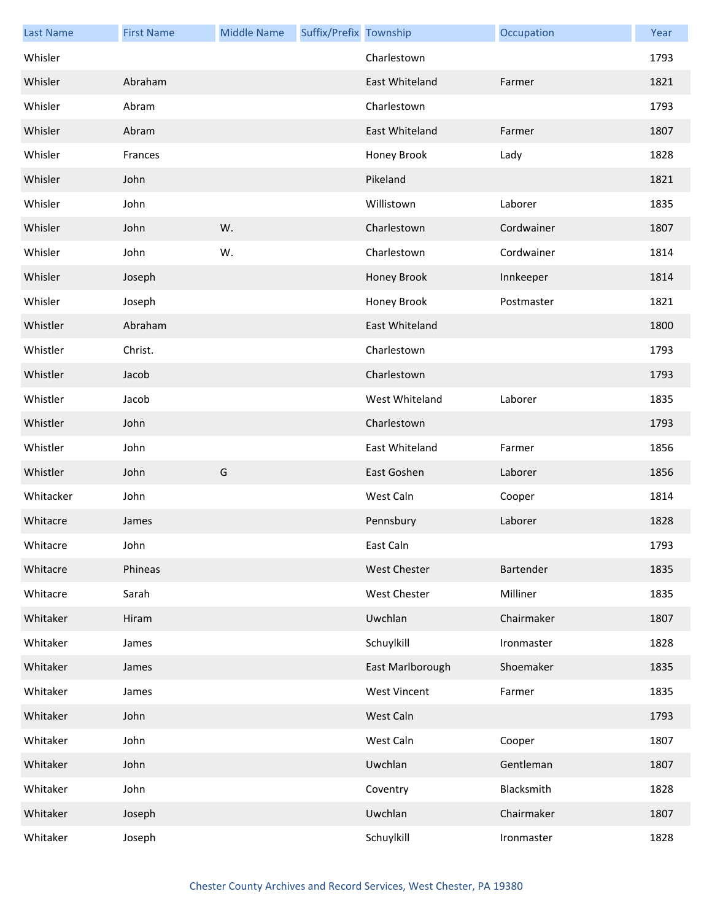| Last Name | First Name | Middle Name | Suffix/Prefix | Township | Occupation | Year |
|---|---|---|---|---|---|---|
| Whisler | | | | Charlestown | | 1793 |
| Whisler | Abraham | | | East Whiteland | Farmer | 1821 |
| Whisler | Abram | | | Charlestown | | 1793 |
| Whisler | Abram | | | East Whiteland | Farmer | 1807 |
| Whisler | Frances | | | Honey Brook | Lady | 1828 |
| Whisler | John | | | Pikeland | | 1821 |
| Whisler | John | | | Willistown | Laborer | 1835 |
| Whisler | John | W. | | Charlestown | Cordwainer | 1807 |
| Whisler | John | W. | | Charlestown | Cordwainer | 1814 |
| Whisler | Joseph | | | Honey Brook | Innkeeper | 1814 |
| Whisler | Joseph | | | Honey Brook | Postmaster | 1821 |
| Whistler | Abraham | | | East Whiteland | | 1800 |
| Whistler | Christ. | | | Charlestown | | 1793 |
| Whistler | Jacob | | | Charlestown | | 1793 |
| Whistler | Jacob | | | West Whiteland | Laborer | 1835 |
| Whistler | John | | | Charlestown | | 1793 |
| Whistler | John | | | East Whiteland | Farmer | 1856 |
| Whistler | John | G | | East Goshen | Laborer | 1856 |
| Whitacker | John | | | West Caln | Cooper | 1814 |
| Whitacre | James | | | Pennsbury | Laborer | 1828 |
| Whitacre | John | | | East Caln | | 1793 |
| Whitacre | Phineas | | | West Chester | Bartender | 1835 |
| Whitacre | Sarah | | | West Chester | Milliner | 1835 |
| Whitaker | Hiram | | | Uwchlan | Chairmaker | 1807 |
| Whitaker | James | | | Schuylkill | Ironmaster | 1828 |
| Whitaker | James | | | East Marlborough | Shoemaker | 1835 |
| Whitaker | James | | | West Vincent | Farmer | 1835 |
| Whitaker | John | | | West Caln | | 1793 |
| Whitaker | John | | | West Caln | Cooper | 1807 |
| Whitaker | John | | | Uwchlan | Gentleman | 1807 |
| Whitaker | John | | | Coventry | Blacksmith | 1828 |
| Whitaker | Joseph | | | Uwchlan | Chairmaker | 1807 |
| Whitaker | Joseph | | | Schuylkill | Ironmaster | 1828 |

Chester County Archives and Record Services, West Chester, PA 19380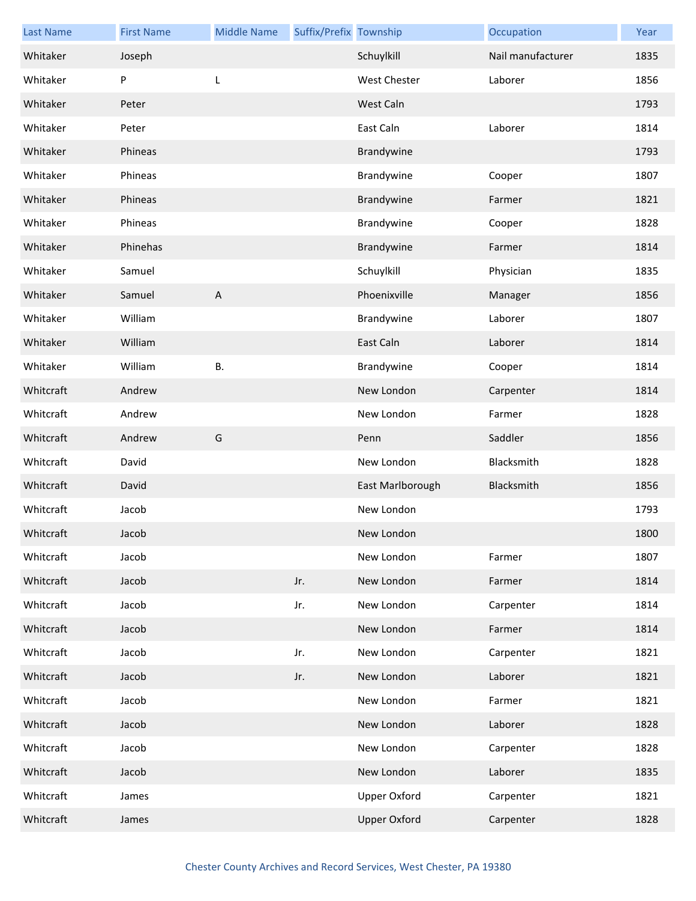| Last Name | First Name | Middle Name | Suffix/Prefix | Township | Occupation | Year |
| --- | --- | --- | --- | --- | --- | --- |
| Whitaker | Joseph | | | Schuylkill | Nail manufacturer | 1835 |
| Whitaker | P | L | | West Chester | Laborer | 1856 |
| Whitaker | Peter | | | West Caln | | 1793 |
| Whitaker | Peter | | | East Caln | Laborer | 1814 |
| Whitaker | Phineas | | | Brandywine | | 1793 |
| Whitaker | Phineas | | | Brandywine | Cooper | 1807 |
| Whitaker | Phineas | | | Brandywine | Farmer | 1821 |
| Whitaker | Phineas | | | Brandywine | Cooper | 1828 |
| Whitaker | Phinehas | | | Brandywine | Farmer | 1814 |
| Whitaker | Samuel | | | Schuylkill | Physician | 1835 |
| Whitaker | Samuel | A | | Phoenixville | Manager | 1856 |
| Whitaker | William | | | Brandywine | Laborer | 1807 |
| Whitaker | William | | | East Caln | Laborer | 1814 |
| Whitaker | William | B. | | Brandywine | Cooper | 1814 |
| Whitcraft | Andrew | | | New London | Carpenter | 1814 |
| Whitcraft | Andrew | | | New London | Farmer | 1828 |
| Whitcraft | Andrew | G | | Penn | Saddler | 1856 |
| Whitcraft | David | | | New London | Blacksmith | 1828 |
| Whitcraft | David | | | East Marlborough | Blacksmith | 1856 |
| Whitcraft | Jacob | | | New London | | 1793 |
| Whitcraft | Jacob | | | New London | | 1800 |
| Whitcraft | Jacob | | | New London | Farmer | 1807 |
| Whitcraft | Jacob | | Jr. | New London | Farmer | 1814 |
| Whitcraft | Jacob | | Jr. | New London | Carpenter | 1814 |
| Whitcraft | Jacob | | | New London | Farmer | 1814 |
| Whitcraft | Jacob | | Jr. | New London | Carpenter | 1821 |
| Whitcraft | Jacob | | Jr. | New London | Laborer | 1821 |
| Whitcraft | Jacob | | | New London | Farmer | 1821 |
| Whitcraft | Jacob | | | New London | Laborer | 1828 |
| Whitcraft | Jacob | | | New London | Carpenter | 1828 |
| Whitcraft | Jacob | | | New London | Laborer | 1835 |
| Whitcraft | James | | | Upper Oxford | Carpenter | 1821 |
| Whitcraft | James | | | Upper Oxford | Carpenter | 1828 |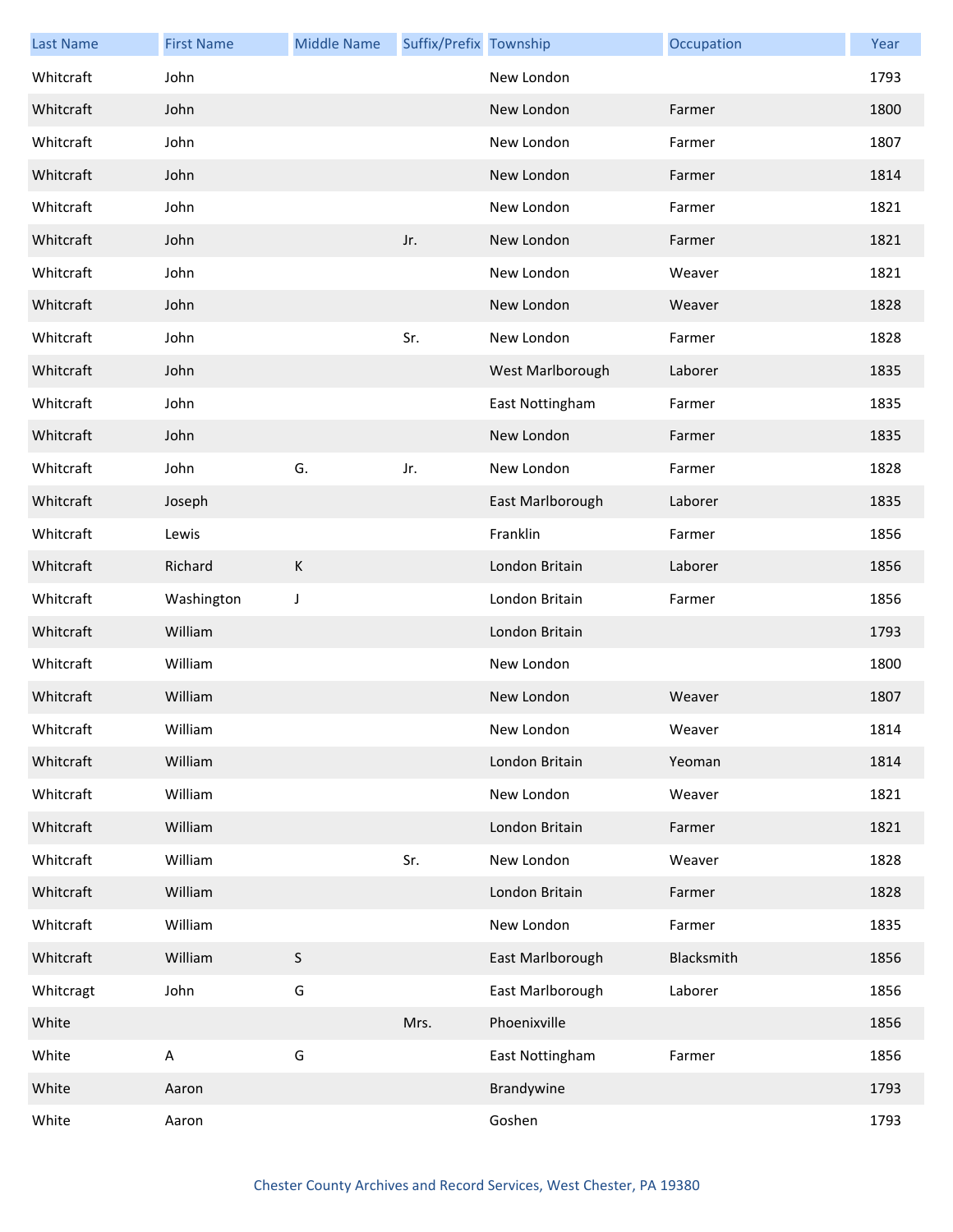| Last Name | First Name | Middle Name | Suffix/Prefix | Township | Occupation | Year |
|---|---|---|---|---|---|---|
| Whitcraft | John | | | New London | | 1793 |
| Whitcraft | John | | | New London | Farmer | 1800 |
| Whitcraft | John | | | New London | Farmer | 1807 |
| Whitcraft | John | | | New London | Farmer | 1814 |
| Whitcraft | John | | | New London | Farmer | 1821 |
| Whitcraft | John | | Jr. | New London | Farmer | 1821 |
| Whitcraft | John | | | New London | Weaver | 1821 |
| Whitcraft | John | | | New London | Weaver | 1828 |
| Whitcraft | John | | Sr. | New London | Farmer | 1828 |
| Whitcraft | John | | | West Marlborough | Laborer | 1835 |
| Whitcraft | John | | | East Nottingham | Farmer | 1835 |
| Whitcraft | John | | | New London | Farmer | 1835 |
| Whitcraft | John | G. | Jr. | New London | Farmer | 1828 |
| Whitcraft | Joseph | | | East Marlborough | Laborer | 1835 |
| Whitcraft | Lewis | | | Franklin | Farmer | 1856 |
| Whitcraft | Richard | K | | London Britain | Laborer | 1856 |
| Whitcraft | Washington | J | | London Britain | Farmer | 1856 |
| Whitcraft | William | | | London Britain | | 1793 |
| Whitcraft | William | | | New London | | 1800 |
| Whitcraft | William | | | New London | Weaver | 1807 |
| Whitcraft | William | | | New London | Weaver | 1814 |
| Whitcraft | William | | | London Britain | Yeoman | 1814 |
| Whitcraft | William | | | New London | Weaver | 1821 |
| Whitcraft | William | | | London Britain | Farmer | 1821 |
| Whitcraft | William | | Sr. | New London | Weaver | 1828 |
| Whitcraft | William | | | London Britain | Farmer | 1828 |
| Whitcraft | William | | | New London | Farmer | 1835 |
| Whitcraft | William | S | | East Marlborough | Blacksmith | 1856 |
| Whitcragt | John | G | | East Marlborough | Laborer | 1856 |
| White | | | Mrs. | Phoenixville | | 1856 |
| White | A | G | | East Nottingham | Farmer | 1856 |
| White | Aaron | | | Brandywine | | 1793 |
| White | Aaron | | | Goshen | | 1793 |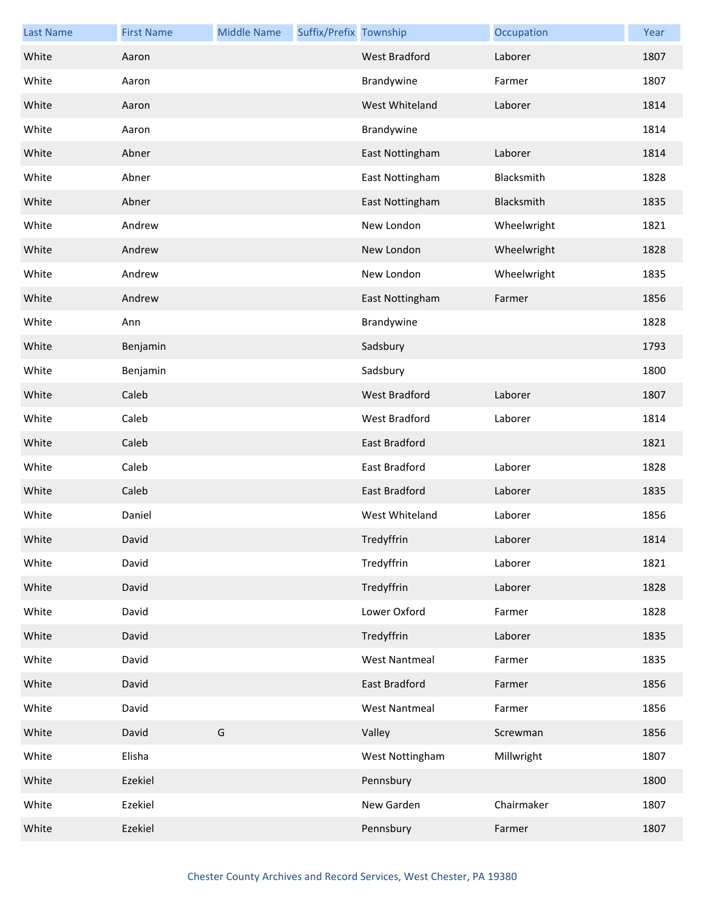| Last Name | First Name | Middle Name | Suffix/Prefix | Township | Occupation | Year |
|---|---|---|---|---|---|---|
| White | Aaron | | | West Bradford | Laborer | 1807 |
| White | Aaron | | | Brandywine | Farmer | 1807 |
| White | Aaron | | | West Whiteland | Laborer | 1814 |
| White | Aaron | | | Brandywine | | 1814 |
| White | Abner | | | East Nottingham | Laborer | 1814 |
| White | Abner | | | East Nottingham | Blacksmith | 1828 |
| White | Abner | | | East Nottingham | Blacksmith | 1835 |
| White | Andrew | | | New London | Wheelwright | 1821 |
| White | Andrew | | | New London | Wheelwright | 1828 |
| White | Andrew | | | New London | Wheelwright | 1835 |
| White | Andrew | | | East Nottingham | Farmer | 1856 |
| White | Ann | | | Brandywine | | 1828 |
| White | Benjamin | | | Sadsbury | | 1793 |
| White | Benjamin | | | Sadsbury | | 1800 |
| White | Caleb | | | West Bradford | Laborer | 1807 |
| White | Caleb | | | West Bradford | Laborer | 1814 |
| White | Caleb | | | East Bradford | | 1821 |
| White | Caleb | | | East Bradford | Laborer | 1828 |
| White | Caleb | | | East Bradford | Laborer | 1835 |
| White | Daniel | | | West Whiteland | Laborer | 1856 |
| White | David | | | Tredyffrin | Laborer | 1814 |
| White | David | | | Tredyffrin | Laborer | 1821 |
| White | David | | | Tredyffrin | Laborer | 1828 |
| White | David | | | Lower Oxford | Farmer | 1828 |
| White | David | | | Tredyffrin | Laborer | 1835 |
| White | David | | | West Nantmeal | Farmer | 1835 |
| White | David | | | East Bradford | Farmer | 1856 |
| White | David | | | West Nantmeal | Farmer | 1856 |
| White | David | G | | Valley | Screwman | 1856 |
| White | Elisha | | | West Nottingham | Millwright | 1807 |
| White | Ezekiel | | | Pennsbury | | 1800 |
| White | Ezekiel | | | New Garden | Chairmaker | 1807 |
| White | Ezekiel | | | Pennsbury | Farmer | 1807 |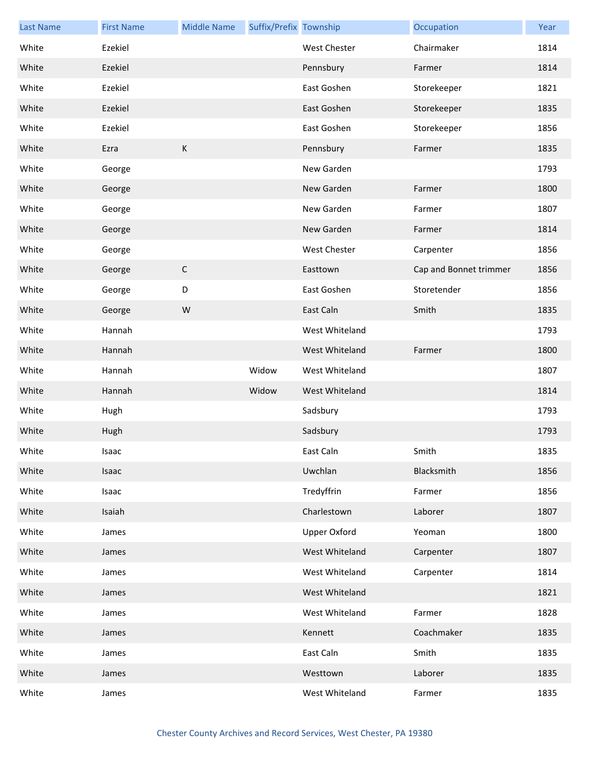| Last Name | First Name | Middle Name | Suffix/Prefix | Township | Occupation | Year |
|---|---|---|---|---|---|---|
| White | Ezekiel | | | West Chester | Chairmaker | 1814 |
| White | Ezekiel | | | Pennsbury | Farmer | 1814 |
| White | Ezekiel | | | East Goshen | Storekeeper | 1821 |
| White | Ezekiel | | | East Goshen | Storekeeper | 1835 |
| White | Ezekiel | | | East Goshen | Storekeeper | 1856 |
| White | Ezra | K | | Pennsbury | Farmer | 1835 |
| White | George | | | New Garden | | 1793 |
| White | George | | | New Garden | Farmer | 1800 |
| White | George | | | New Garden | Farmer | 1807 |
| White | George | | | New Garden | Farmer | 1814 |
| White | George | | | West Chester | Carpenter | 1856 |
| White | George | C | | Easttown | Cap and Bonnet trimmer | 1856 |
| White | George | D | | East Goshen | Storetender | 1856 |
| White | George | W | | East Caln | Smith | 1835 |
| White | Hannah | | | West Whiteland | | 1793 |
| White | Hannah | | | West Whiteland | Farmer | 1800 |
| White | Hannah | | Widow | West Whiteland | | 1807 |
| White | Hannah | | Widow | West Whiteland | | 1814 |
| White | Hugh | | | Sadsbury | | 1793 |
| White | Hugh | | | Sadsbury | | 1793 |
| White | Isaac | | | East Caln | Smith | 1835 |
| White | Isaac | | | Uwchlan | Blacksmith | 1856 |
| White | Isaac | | | Tredyffrin | Farmer | 1856 |
| White | Isaiah | | | Charlestown | Laborer | 1807 |
| White | James | | | Upper Oxford | Yeoman | 1800 |
| White | James | | | West Whiteland | Carpenter | 1807 |
| White | James | | | West Whiteland | Carpenter | 1814 |
| White | James | | | West Whiteland | | 1821 |
| White | James | | | West Whiteland | Farmer | 1828 |
| White | James | | | Kennett | Coachmaker | 1835 |
| White | James | | | East Caln | Smith | 1835 |
| White | James | | | Westtown | Laborer | 1835 |
| White | James | | | West Whiteland | Farmer | 1835 |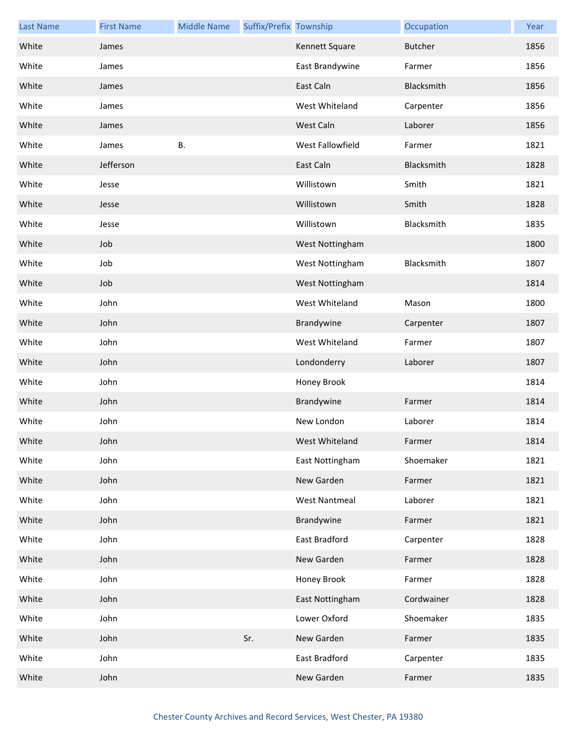| Last Name | First Name | Middle Name | Suffix/Prefix | Township | Occupation | Year |
|---|---|---|---|---|---|---|
| White | James | | | Kennett Square | Butcher | 1856 |
| White | James | | | East Brandywine | Farmer | 1856 |
| White | James | | | East Caln | Blacksmith | 1856 |
| White | James | | | West Whiteland | Carpenter | 1856 |
| White | James | | | West Caln | Laborer | 1856 |
| White | James | B. | | West Fallowfield | Farmer | 1821 |
| White | Jefferson | | | East Caln | Blacksmith | 1828 |
| White | Jesse | | | Willistown | Smith | 1821 |
| White | Jesse | | | Willistown | Smith | 1828 |
| White | Jesse | | | Willistown | Blacksmith | 1835 |
| White | Job | | | West Nottingham | | 1800 |
| White | Job | | | West Nottingham | Blacksmith | 1807 |
| White | Job | | | West Nottingham | | 1814 |
| White | John | | | West Whiteland | Mason | 1800 |
| White | John | | | Brandywine | Carpenter | 1807 |
| White | John | | | West Whiteland | Farmer | 1807 |
| White | John | | | Londonderry | Laborer | 1807 |
| White | John | | | Honey Brook | | 1814 |
| White | John | | | Brandywine | Farmer | 1814 |
| White | John | | | New London | Laborer | 1814 |
| White | John | | | West Whiteland | Farmer | 1814 |
| White | John | | | East Nottingham | Shoemaker | 1821 |
| White | John | | | New Garden | Farmer | 1821 |
| White | John | | | West Nantmeal | Laborer | 1821 |
| White | John | | | Brandywine | Farmer | 1821 |
| White | John | | | East Bradford | Carpenter | 1828 |
| White | John | | | New Garden | Farmer | 1828 |
| White | John | | | Honey Brook | Farmer | 1828 |
| White | John | | | East Nottingham | Cordwainer | 1828 |
| White | John | | | Lower Oxford | Shoemaker | 1835 |
| White | John | | Sr. | New Garden | Farmer | 1835 |
| White | John | | | East Bradford | Carpenter | 1835 |
| White | John | | | New Garden | Farmer | 1835 |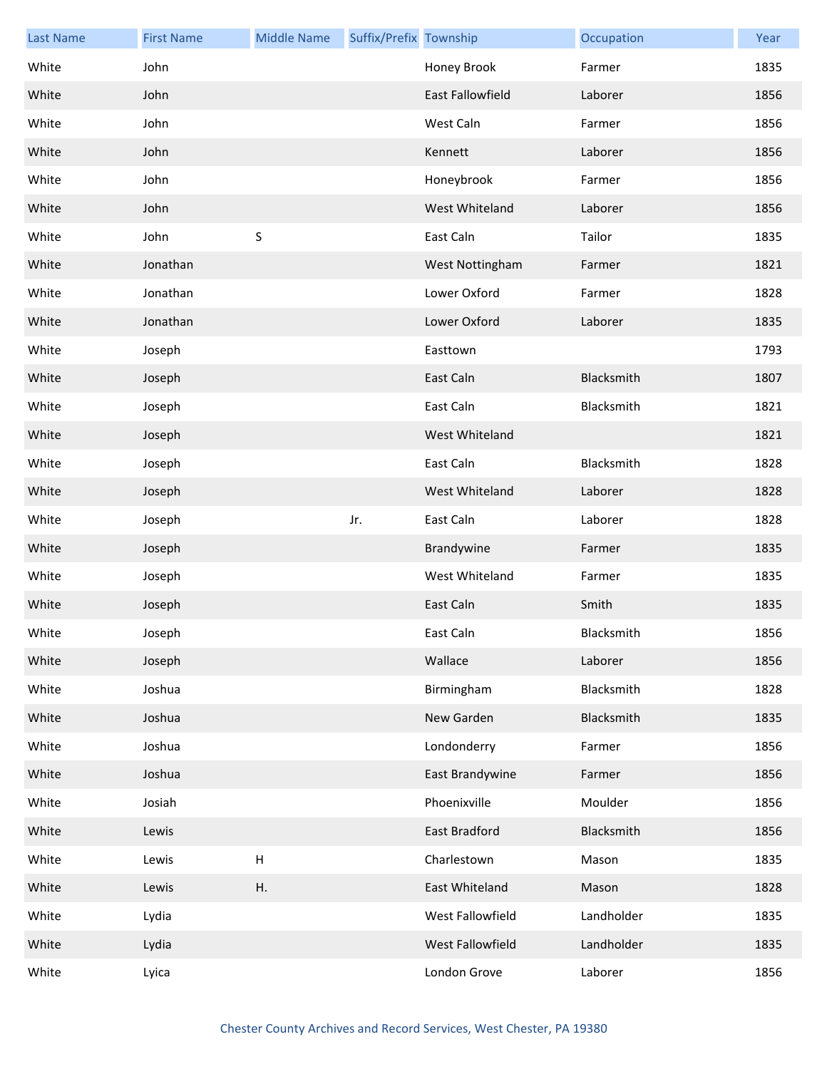| Last Name | First Name | Middle Name | Suffix/Prefix | Township | Occupation | Year |
|---|---|---|---|---|---|---|
| White | John | | | Honey Brook | Farmer | 1835 |
| White | John | | | East Fallowfield | Laborer | 1856 |
| White | John | | | West Caln | Farmer | 1856 |
| White | John | | | Kennett | Laborer | 1856 |
| White | John | | | Honeybrook | Farmer | 1856 |
| White | John | | | West Whiteland | Laborer | 1856 |
| White | John | S | | East Caln | Tailor | 1835 |
| White | Jonathan | | | West Nottingham | Farmer | 1821 |
| White | Jonathan | | | Lower Oxford | Farmer | 1828 |
| White | Jonathan | | | Lower Oxford | Laborer | 1835 |
| White | Joseph | | | Easttown | | 1793 |
| White | Joseph | | | East Caln | Blacksmith | 1807 |
| White | Joseph | | | East Caln | Blacksmith | 1821 |
| White | Joseph | | | West Whiteland | | 1821 |
| White | Joseph | | | East Caln | Blacksmith | 1828 |
| White | Joseph | | | West Whiteland | Laborer | 1828 |
| White | Joseph | | Jr. | East Caln | Laborer | 1828 |
| White | Joseph | | | Brandywine | Farmer | 1835 |
| White | Joseph | | | West Whiteland | Farmer | 1835 |
| White | Joseph | | | East Caln | Smith | 1835 |
| White | Joseph | | | East Caln | Blacksmith | 1856 |
| White | Joseph | | | Wallace | Laborer | 1856 |
| White | Joshua | | | Birmingham | Blacksmith | 1828 |
| White | Joshua | | | New Garden | Blacksmith | 1835 |
| White | Joshua | | | Londonderry | Farmer | 1856 |
| White | Joshua | | | East Brandywine | Farmer | 1856 |
| White | Josiah | | | Phoenixville | Moulder | 1856 |
| White | Lewis | | | East Bradford | Blacksmith | 1856 |
| White | Lewis | H | | Charlestown | Mason | 1835 |
| White | Lewis | H. | | East Whiteland | Mason | 1828 |
| White | Lydia | | | West Fallowfield | Landholder | 1835 |
| White | Lydia | | | West Fallowfield | Landholder | 1835 |
| White | Lyica | | | London Grove | Laborer | 1856 |

Chester County Archives and Record Services, West Chester, PA 19380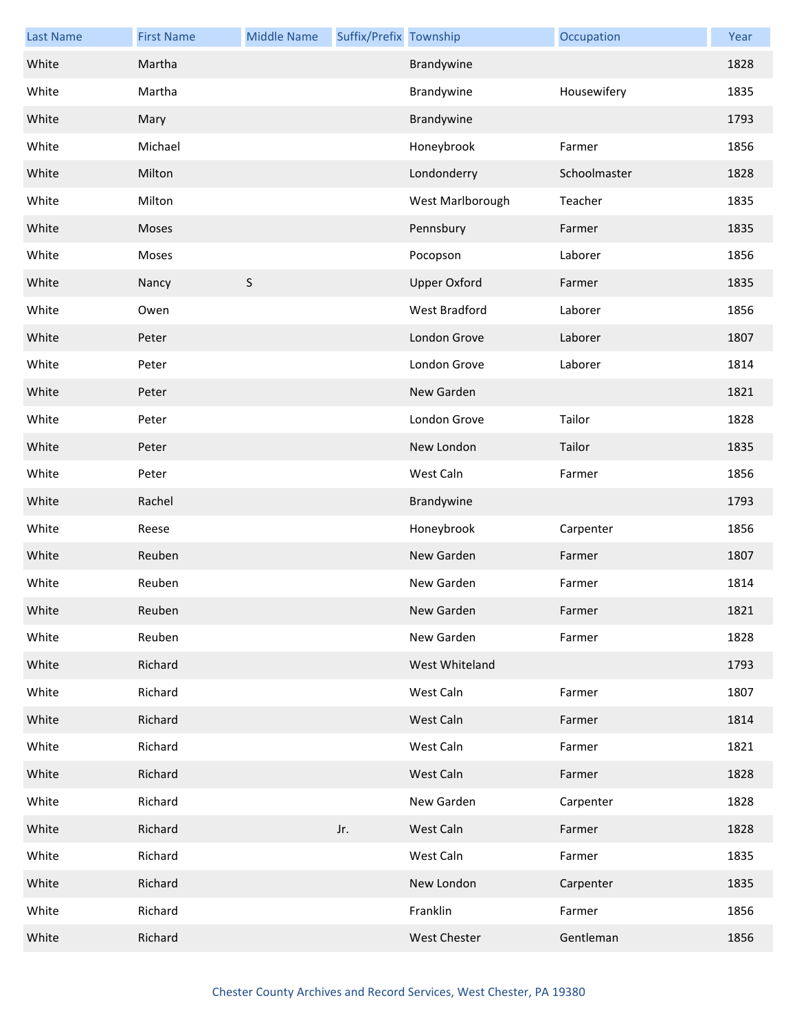| Last Name | First Name | Middle Name | Suffix/Prefix | Township | Occupation | Year |
|---|---|---|---|---|---|---|
| White | Martha | | | Brandywine | | 1828 |
| White | Martha | | | Brandywine | Housewifery | 1835 |
| White | Mary | | | Brandywine | | 1793 |
| White | Michael | | | Honeybrook | Farmer | 1856 |
| White | Milton | | | Londonderry | Schoolmaster | 1828 |
| White | Milton | | | West Marlborough | Teacher | 1835 |
| White | Moses | | | Pennsbury | Farmer | 1835 |
| White | Moses | | | Pocopson | Laborer | 1856 |
| White | Nancy | S | | Upper Oxford | Farmer | 1835 |
| White | Owen | | | West Bradford | Laborer | 1856 |
| White | Peter | | | London Grove | Laborer | 1807 |
| White | Peter | | | London Grove | Laborer | 1814 |
| White | Peter | | | New Garden | | 1821 |
| White | Peter | | | London Grove | Tailor | 1828 |
| White | Peter | | | New London | Tailor | 1835 |
| White | Peter | | | West Caln | Farmer | 1856 |
| White | Rachel | | | Brandywine | | 1793 |
| White | Reese | | | Honeybrook | Carpenter | 1856 |
| White | Reuben | | | New Garden | Farmer | 1807 |
| White | Reuben | | | New Garden | Farmer | 1814 |
| White | Reuben | | | New Garden | Farmer | 1821 |
| White | Reuben | | | New Garden | Farmer | 1828 |
| White | Richard | | | West Whiteland | | 1793 |
| White | Richard | | | West Caln | Farmer | 1807 |
| White | Richard | | | West Caln | Farmer | 1814 |
| White | Richard | | | West Caln | Farmer | 1821 |
| White | Richard | | | West Caln | Farmer | 1828 |
| White | Richard | | | New Garden | Carpenter | 1828 |
| White | Richard | | Jr. | West Caln | Farmer | 1828 |
| White | Richard | | | West Caln | Farmer | 1835 |
| White | Richard | | | New London | Carpenter | 1835 |
| White | Richard | | | Franklin | Farmer | 1856 |
| White | Richard | | | West Chester | Gentleman | 1856 |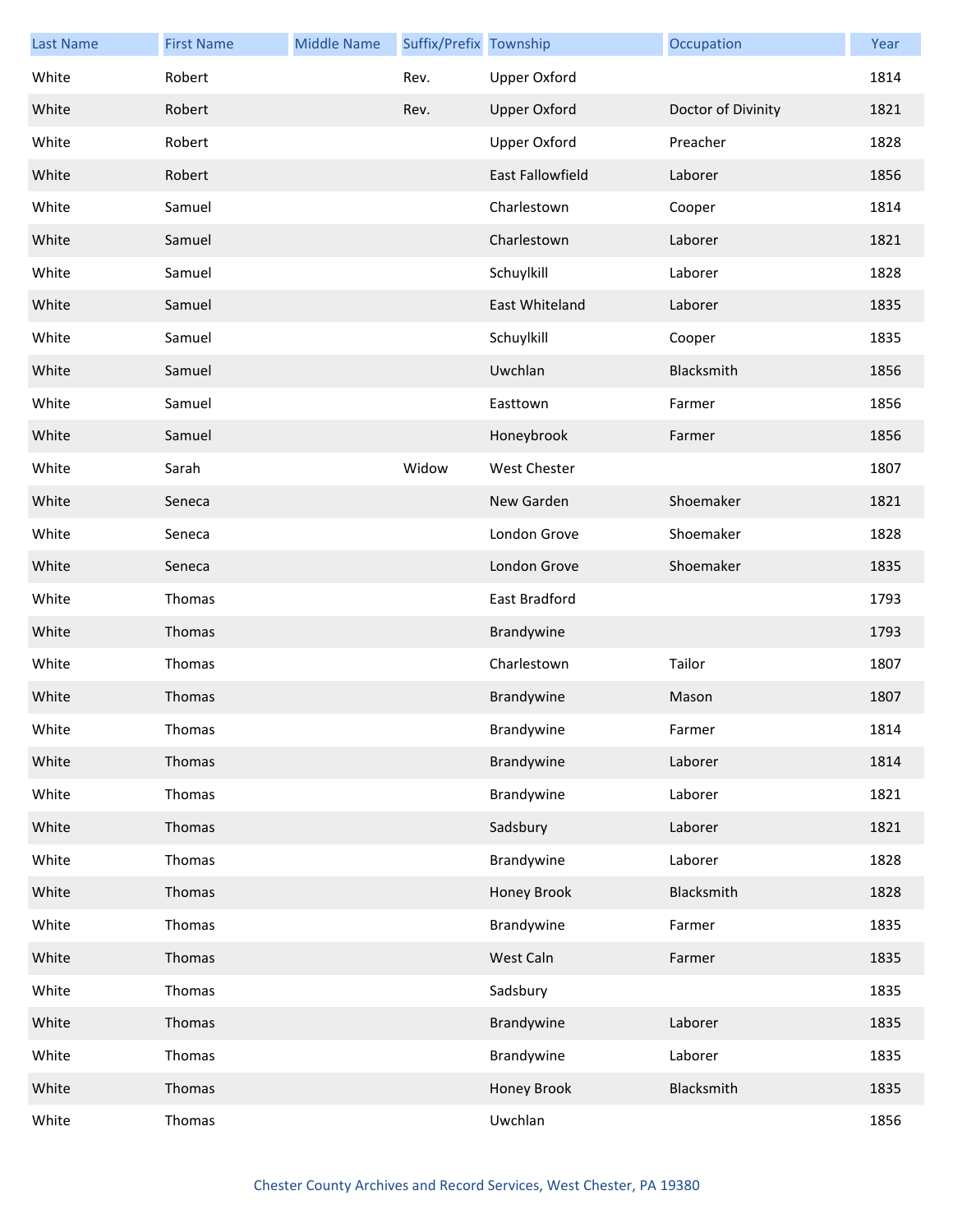| Last Name | First Name | Middle Name | Suffix/Prefix | Township | Occupation | Year |
|---|---|---|---|---|---|---|
| White | Robert | | Rev. | Upper Oxford | | 1814 |
| White | Robert | | Rev. | Upper Oxford | Doctor of Divinity | 1821 |
| White | Robert | | | Upper Oxford | Preacher | 1828 |
| White | Robert | | | East Fallowfield | Laborer | 1856 |
| White | Samuel | | | Charlestown | Cooper | 1814 |
| White | Samuel | | | Charlestown | Laborer | 1821 |
| White | Samuel | | | Schuylkill | Laborer | 1828 |
| White | Samuel | | | East Whiteland | Laborer | 1835 |
| White | Samuel | | | Schuylkill | Cooper | 1835 |
| White | Samuel | | | Uwchlan | Blacksmith | 1856 |
| White | Samuel | | | Easttown | Farmer | 1856 |
| White | Samuel | | | Honeybrook | Farmer | 1856 |
| White | Sarah | | Widow | West Chester | | 1807 |
| White | Seneca | | | New Garden | Shoemaker | 1821 |
| White | Seneca | | | London Grove | Shoemaker | 1828 |
| White | Seneca | | | London Grove | Shoemaker | 1835 |
| White | Thomas | | | East Bradford | | 1793 |
| White | Thomas | | | Brandywine | | 1793 |
| White | Thomas | | | Charlestown | Tailor | 1807 |
| White | Thomas | | | Brandywine | Mason | 1807 |
| White | Thomas | | | Brandywine | Farmer | 1814 |
| White | Thomas | | | Brandywine | Laborer | 1814 |
| White | Thomas | | | Brandywine | Laborer | 1821 |
| White | Thomas | | | Sadsbury | Laborer | 1821 |
| White | Thomas | | | Brandywine | Laborer | 1828 |
| White | Thomas | | | Honey Brook | Blacksmith | 1828 |
| White | Thomas | | | Brandywine | Farmer | 1835 |
| White | Thomas | | | West Caln | Farmer | 1835 |
| White | Thomas | | | Sadsbury | | 1835 |
| White | Thomas | | | Brandywine | Laborer | 1835 |
| White | Thomas | | | Brandywine | Laborer | 1835 |
| White | Thomas | | | Honey Brook | Blacksmith | 1835 |
| White | Thomas | | | Uwchlan | | 1856 |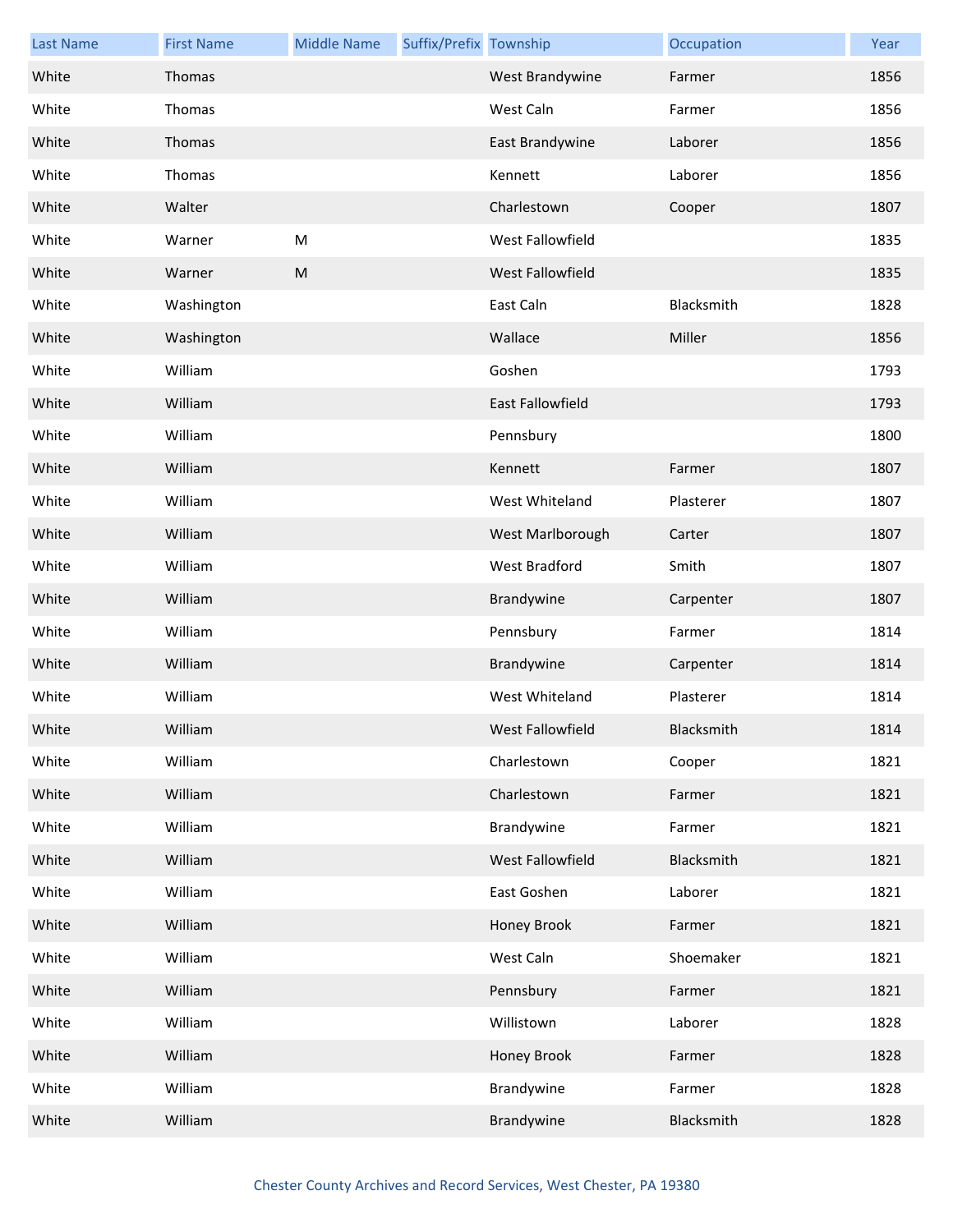| Last Name | First Name | Middle Name | Suffix/Prefix | Township | Occupation | Year |
| --- | --- | --- | --- | --- | --- | --- |
| White | Thomas | | | West Brandywine | Farmer | 1856 |
| White | Thomas | | | West Caln | Farmer | 1856 |
| White | Thomas | | | East Brandywine | Laborer | 1856 |
| White | Thomas | | | Kennett | Laborer | 1856 |
| White | Walter | | | Charlestown | Cooper | 1807 |
| White | Warner | M | | West Fallowfield | | 1835 |
| White | Warner | M | | West Fallowfield | | 1835 |
| White | Washington | | | East Caln | Blacksmith | 1828 |
| White | Washington | | | Wallace | Miller | 1856 |
| White | William | | | Goshen | | 1793 |
| White | William | | | East Fallowfield | | 1793 |
| White | William | | | Pennsbury | | 1800 |
| White | William | | | Kennett | Farmer | 1807 |
| White | William | | | West Whiteland | Plasterer | 1807 |
| White | William | | | West Marlborough | Carter | 1807 |
| White | William | | | West Bradford | Smith | 1807 |
| White | William | | | Brandywine | Carpenter | 1807 |
| White | William | | | Pennsbury | Farmer | 1814 |
| White | William | | | Brandywine | Carpenter | 1814 |
| White | William | | | West Whiteland | Plasterer | 1814 |
| White | William | | | West Fallowfield | Blacksmith | 1814 |
| White | William | | | Charlestown | Cooper | 1821 |
| White | William | | | Charlestown | Farmer | 1821 |
| White | William | | | Brandywine | Farmer | 1821 |
| White | William | | | West Fallowfield | Blacksmith | 1821 |
| White | William | | | East Goshen | Laborer | 1821 |
| White | William | | | Honey Brook | Farmer | 1821 |
| White | William | | | West Caln | Shoemaker | 1821 |
| White | William | | | Pennsbury | Farmer | 1821 |
| White | William | | | Willistown | Laborer | 1828 |
| White | William | | | Honey Brook | Farmer | 1828 |
| White | William | | | Brandywine | Farmer | 1828 |
| White | William | | | Brandywine | Blacksmith | 1828 |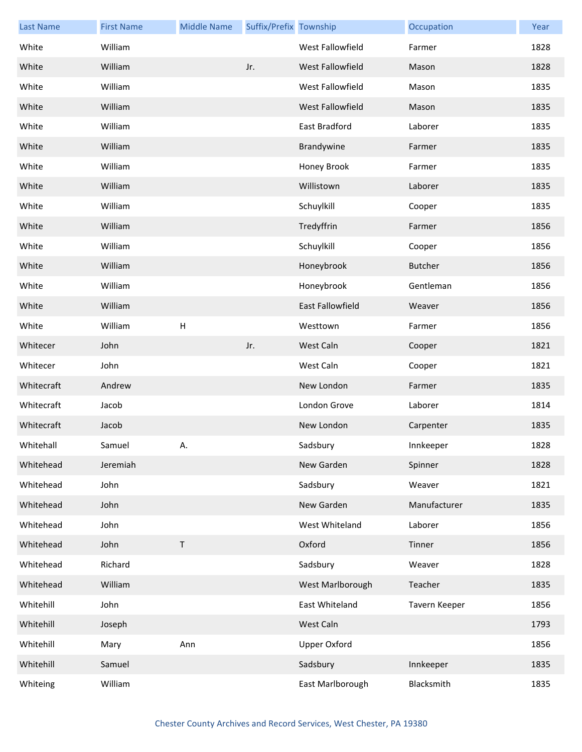| Last Name | First Name | Middle Name | Suffix/Prefix | Township | Occupation | Year |
| --- | --- | --- | --- | --- | --- | --- |
| White | William | | | West Fallowfield | Farmer | 1828 |
| White | William | | Jr. | West Fallowfield | Mason | 1828 |
| White | William | | | West Fallowfield | Mason | 1835 |
| White | William | | | West Fallowfield | Mason | 1835 |
| White | William | | | East Bradford | Laborer | 1835 |
| White | William | | | Brandywine | Farmer | 1835 |
| White | William | | | Honey Brook | Farmer | 1835 |
| White | William | | | Willistown | Laborer | 1835 |
| White | William | | | Schuylkill | Cooper | 1835 |
| White | William | | | Tredyffrin | Farmer | 1856 |
| White | William | | | Schuylkill | Cooper | 1856 |
| White | William | | | Honeybrook | Butcher | 1856 |
| White | William | | | Honeybrook | Gentleman | 1856 |
| White | William | | | East Fallowfield | Weaver | 1856 |
| White | William | H | | Westtown | Farmer | 1856 |
| Whitecer | John | | Jr. | West Caln | Cooper | 1821 |
| Whitecer | John | | | West Caln | Cooper | 1821 |
| Whitecraft | Andrew | | | New London | Farmer | 1835 |
| Whitecraft | Jacob | | | London Grove | Laborer | 1814 |
| Whitecraft | Jacob | | | New London | Carpenter | 1835 |
| Whitehall | Samuel | A. | | Sadsbury | Innkeeper | 1828 |
| Whitehead | Jeremiah | | | New Garden | Spinner | 1828 |
| Whitehead | John | | | Sadsbury | Weaver | 1821 |
| Whitehead | John | | | New Garden | Manufacturer | 1835 |
| Whitehead | John | | | West Whiteland | Laborer | 1856 |
| Whitehead | John | T | | Oxford | Tinner | 1856 |
| Whitehead | Richard | | | Sadsbury | Weaver | 1828 |
| Whitehead | William | | | West Marlborough | Teacher | 1835 |
| Whitehill | John | | | East Whiteland | Tavern Keeper | 1856 |
| Whitehill | Joseph | | | West Caln | | 1793 |
| Whitehill | Mary | Ann | | Upper Oxford | | 1856 |
| Whitehill | Samuel | | | Sadsbury | Innkeeper | 1835 |
| Whiteing | William | | | East Marlborough | Blacksmith | 1835 |

Chester County Archives and Record Services, West Chester, PA 19380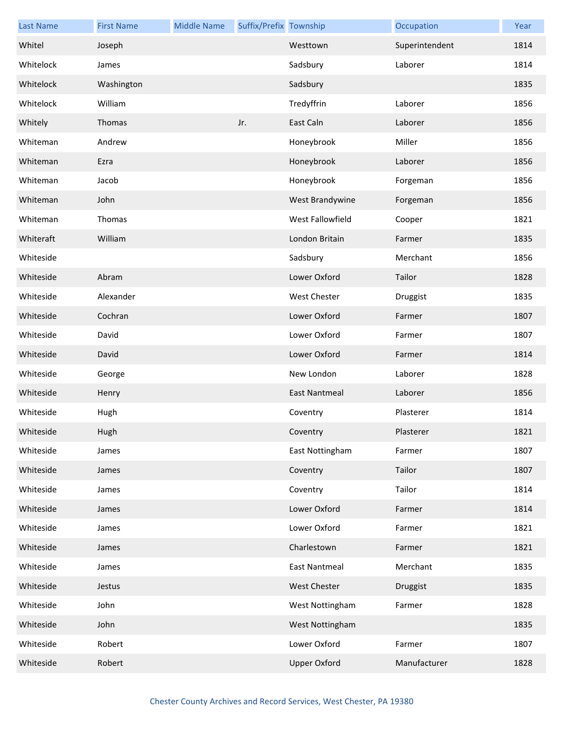| Last Name | First Name | Middle Name | Suffix/Prefix | Township | Occupation | Year |
|---|---|---|---|---|---|---|
| Whitel | Joseph | | | Westtown | Superintendent | 1814 |
| Whitelock | James | | | Sadsbury | Laborer | 1814 |
| Whitelock | Washington | | | Sadsbury | | 1835 |
| Whitelock | William | | | Tredyffrin | Laborer | 1856 |
| Whitely | Thomas | | Jr. | East Caln | Laborer | 1856 |
| Whiteman | Andrew | | | Honeybrook | Miller | 1856 |
| Whiteman | Ezra | | | Honeybrook | Laborer | 1856 |
| Whiteman | Jacob | | | Honeybrook | Forgeman | 1856 |
| Whiteman | John | | | West Brandywine | Forgeman | 1856 |
| Whiteman | Thomas | | | West Fallowfield | Cooper | 1821 |
| Whiteraft | William | | | London Britain | Farmer | 1835 |
| Whiteside | | | | Sadsbury | Merchant | 1856 |
| Whiteside | Abram | | | Lower Oxford | Tailor | 1828 |
| Whiteside | Alexander | | | West Chester | Druggist | 1835 |
| Whiteside | Cochran | | | Lower Oxford | Farmer | 1807 |
| Whiteside | David | | | Lower Oxford | Farmer | 1807 |
| Whiteside | David | | | Lower Oxford | Farmer | 1814 |
| Whiteside | George | | | New London | Laborer | 1828 |
| Whiteside | Henry | | | East Nantmeal | Laborer | 1856 |
| Whiteside | Hugh | | | Coventry | Plasterer | 1814 |
| Whiteside | Hugh | | | Coventry | Plasterer | 1821 |
| Whiteside | James | | | East Nottingham | Farmer | 1807 |
| Whiteside | James | | | Coventry | Tailor | 1807 |
| Whiteside | James | | | Coventry | Tailor | 1814 |
| Whiteside | James | | | Lower Oxford | Farmer | 1814 |
| Whiteside | James | | | Lower Oxford | Farmer | 1821 |
| Whiteside | James | | | Charlestown | Farmer | 1821 |
| Whiteside | James | | | East Nantmeal | Merchant | 1835 |
| Whiteside | Jestus | | | West Chester | Druggist | 1835 |
| Whiteside | John | | | West Nottingham | Farmer | 1828 |
| Whiteside | John | | | West Nottingham | | 1835 |
| Whiteside | Robert | | | Lower Oxford | Farmer | 1807 |
| Whiteside | Robert | | | Upper Oxford | Manufacturer | 1828 |

Chester County Archives and Record Services, West Chester, PA 19380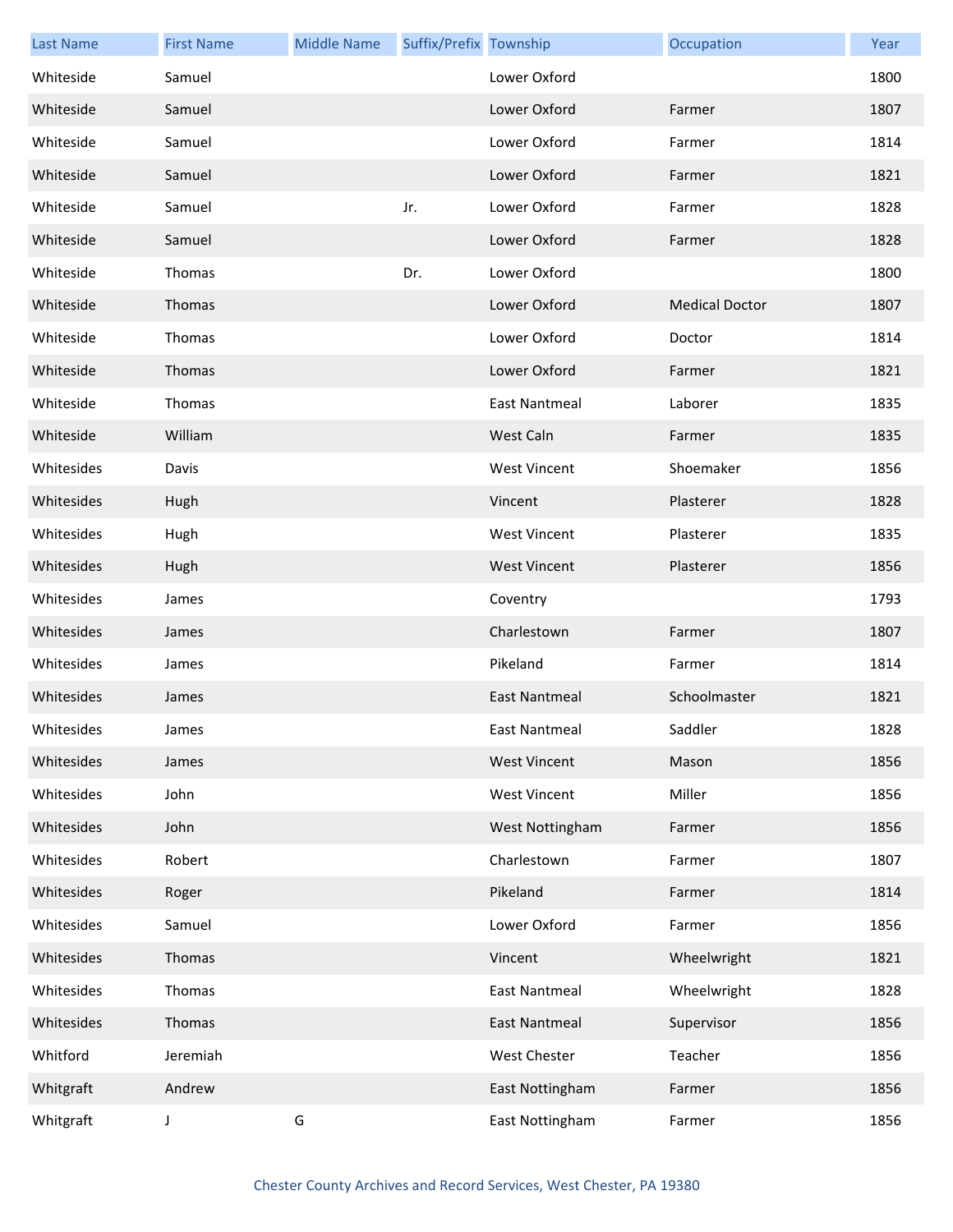| Last Name | First Name | Middle Name | Suffix/Prefix | Township | Occupation | Year |
|---|---|---|---|---|---|---|
| Whiteside | Samuel | | | Lower Oxford | | 1800 |
| Whiteside | Samuel | | | Lower Oxford | Farmer | 1807 |
| Whiteside | Samuel | | | Lower Oxford | Farmer | 1814 |
| Whiteside | Samuel | | | Lower Oxford | Farmer | 1821 |
| Whiteside | Samuel | | Jr. | Lower Oxford | Farmer | 1828 |
| Whiteside | Samuel | | | Lower Oxford | Farmer | 1828 |
| Whiteside | Thomas | | Dr. | Lower Oxford | | 1800 |
| Whiteside | Thomas | | | Lower Oxford | Medical Doctor | 1807 |
| Whiteside | Thomas | | | Lower Oxford | Doctor | 1814 |
| Whiteside | Thomas | | | Lower Oxford | Farmer | 1821 |
| Whiteside | Thomas | | | East Nantmeal | Laborer | 1835 |
| Whiteside | William | | | West Caln | Farmer | 1835 |
| Whitesides | Davis | | | West Vincent | Shoemaker | 1856 |
| Whitesides | Hugh | | | Vincent | Plasterer | 1828 |
| Whitesides | Hugh | | | West Vincent | Plasterer | 1835 |
| Whitesides | Hugh | | | West Vincent | Plasterer | 1856 |
| Whitesides | James | | | Coventry | | 1793 |
| Whitesides | James | | | Charlestown | Farmer | 1807 |
| Whitesides | James | | | Pikeland | Farmer | 1814 |
| Whitesides | James | | | East Nantmeal | Schoolmaster | 1821 |
| Whitesides | James | | | East Nantmeal | Saddler | 1828 |
| Whitesides | James | | | West Vincent | Mason | 1856 |
| Whitesides | John | | | West Vincent | Miller | 1856 |
| Whitesides | John | | | West Nottingham | Farmer | 1856 |
| Whitesides | Robert | | | Charlestown | Farmer | 1807 |
| Whitesides | Roger | | | Pikeland | Farmer | 1814 |
| Whitesides | Samuel | | | Lower Oxford | Farmer | 1856 |
| Whitesides | Thomas | | | Vincent | Wheelwright | 1821 |
| Whitesides | Thomas | | | East Nantmeal | Wheelwright | 1828 |
| Whitesides | Thomas | | | East Nantmeal | Supervisor | 1856 |
| Whitford | Jeremiah | | | West Chester | Teacher | 1856 |
| Whitgraft | Andrew | | | East Nottingham | Farmer | 1856 |
| Whitgraft | J | G | | East Nottingham | Farmer | 1856 |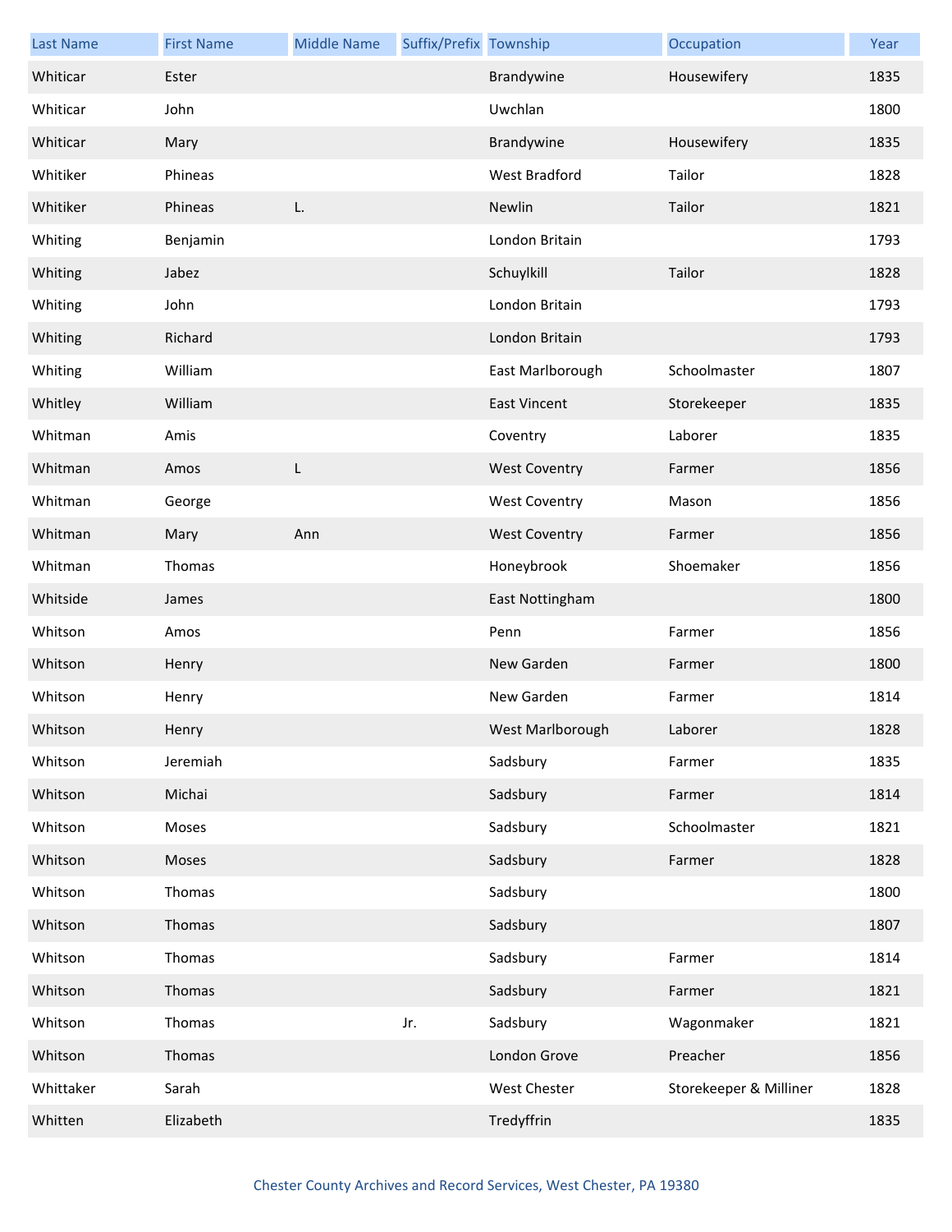| Last Name | First Name | Middle Name | Suffix/Prefix | Township | Occupation | Year |
|---|---|---|---|---|---|---|
| Whiticar | Ester | | | Brandywine | Housewifery | 1835 |
| Whiticar | John | | | Uwchlan | | 1800 |
| Whiticar | Mary | | | Brandywine | Housewifery | 1835 |
| Whitiker | Phineas | | | West Bradford | Tailor | 1828 |
| Whitiker | Phineas | L. | | Newlin | Tailor | 1821 |
| Whiting | Benjamin | | | London Britain | | 1793 |
| Whiting | Jabez | | | Schuylkill | Tailor | 1828 |
| Whiting | John | | | London Britain | | 1793 |
| Whiting | Richard | | | London Britain | | 1793 |
| Whiting | William | | | East Marlborough | Schoolmaster | 1807 |
| Whitley | William | | | East Vincent | Storekeeper | 1835 |
| Whitman | Amis | | | Coventry | Laborer | 1835 |
| Whitman | Amos | L | | West Coventry | Farmer | 1856 |
| Whitman | George | | | West Coventry | Mason | 1856 |
| Whitman | Mary | Ann | | West Coventry | Farmer | 1856 |
| Whitman | Thomas | | | Honeybrook | Shoemaker | 1856 |
| Whitside | James | | | East Nottingham | | 1800 |
| Whitson | Amos | | | Penn | Farmer | 1856 |
| Whitson | Henry | | | New Garden | Farmer | 1800 |
| Whitson | Henry | | | New Garden | Farmer | 1814 |
| Whitson | Henry | | | West Marlborough | Laborer | 1828 |
| Whitson | Jeremiah | | | Sadsbury | Farmer | 1835 |
| Whitson | Michai | | | Sadsbury | Farmer | 1814 |
| Whitson | Moses | | | Sadsbury | Schoolmaster | 1821 |
| Whitson | Moses | | | Sadsbury | Farmer | 1828 |
| Whitson | Thomas | | | Sadsbury | | 1800 |
| Whitson | Thomas | | | Sadsbury | | 1807 |
| Whitson | Thomas | | | Sadsbury | Farmer | 1814 |
| Whitson | Thomas | | | Sadsbury | Farmer | 1821 |
| Whitson | Thomas | | Jr. | Sadsbury | Wagonmaker | 1821 |
| Whitson | Thomas | | | London Grove | Preacher | 1856 |
| Whittaker | Sarah | | | West Chester | Storekeeper & Milliner | 1828 |
| Whitten | Elizabeth | | | Tredyffrin | | 1835 |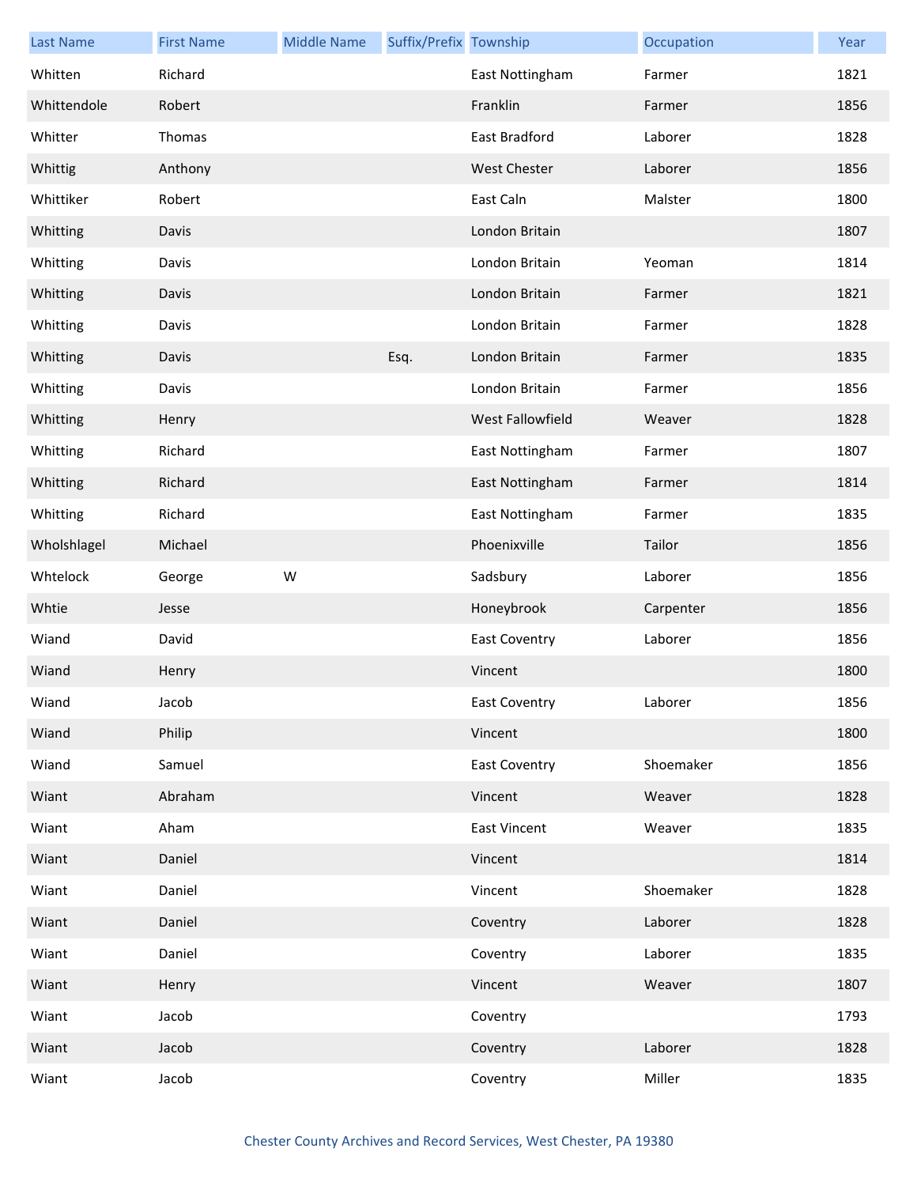| Last Name | First Name | Middle Name | Suffix/Prefix | Township | Occupation | Year |
|---|---|---|---|---|---|---|
| Whitten | Richard | | | East Nottingham | Farmer | 1821 |
| Whittendole | Robert | | | Franklin | Farmer | 1856 |
| Whitter | Thomas | | | East Bradford | Laborer | 1828 |
| Whittig | Anthony | | | West Chester | Laborer | 1856 |
| Whittiker | Robert | | | East Caln | Malster | 1800 |
| Whitting | Davis | | | London Britain | | 1807 |
| Whitting | Davis | | | London Britain | Yeoman | 1814 |
| Whitting | Davis | | | London Britain | Farmer | 1821 |
| Whitting | Davis | | | London Britain | Farmer | 1828 |
| Whitting | Davis | | Esq. | London Britain | Farmer | 1835 |
| Whitting | Davis | | | London Britain | Farmer | 1856 |
| Whitting | Henry | | | West Fallowfield | Weaver | 1828 |
| Whitting | Richard | | | East Nottingham | Farmer | 1807 |
| Whitting | Richard | | | East Nottingham | Farmer | 1814 |
| Whitting | Richard | | | East Nottingham | Farmer | 1835 |
| Wholshlagel | Michael | | | Phoenixville | Tailor | 1856 |
| Whtelock | George | W | | Sadsbury | Laborer | 1856 |
| Whtie | Jesse | | | Honeybrook | Carpenter | 1856 |
| Wiand | David | | | East Coventry | Laborer | 1856 |
| Wiand | Henry | | | Vincent | | 1800 |
| Wiand | Jacob | | | East Coventry | Laborer | 1856 |
| Wiand | Philip | | | Vincent | | 1800 |
| Wiand | Samuel | | | East Coventry | Shoemaker | 1856 |
| Wiant | Abraham | | | Vincent | Weaver | 1828 |
| Wiant | Aham | | | East Vincent | Weaver | 1835 |
| Wiant | Daniel | | | Vincent | | 1814 |
| Wiant | Daniel | | | Vincent | Shoemaker | 1828 |
| Wiant | Daniel | | | Coventry | Laborer | 1828 |
| Wiant | Daniel | | | Coventry | Laborer | 1835 |
| Wiant | Henry | | | Vincent | Weaver | 1807 |
| Wiant | Jacob | | | Coventry | | 1793 |
| Wiant | Jacob | | | Coventry | Laborer | 1828 |
| Wiant | Jacob | | | Coventry | Miller | 1835 |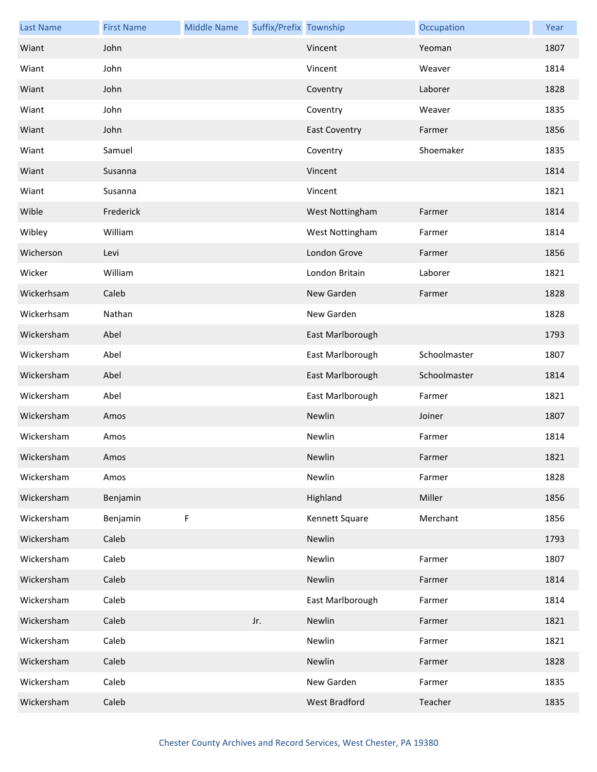| Last Name | First Name | Middle Name | Suffix/Prefix | Township | Occupation | Year |
|---|---|---|---|---|---|---|
| Wiant | John | | | Vincent | Yeoman | 1807 |
| Wiant | John | | | Vincent | Weaver | 1814 |
| Wiant | John | | | Coventry | Laborer | 1828 |
| Wiant | John | | | Coventry | Weaver | 1835 |
| Wiant | John | | | East Coventry | Farmer | 1856 |
| Wiant | Samuel | | | Coventry | Shoemaker | 1835 |
| Wiant | Susanna | | | Vincent | | 1814 |
| Wiant | Susanna | | | Vincent | | 1821 |
| Wible | Frederick | | | West Nottingham | Farmer | 1814 |
| Wibley | William | | | West Nottingham | Farmer | 1814 |
| Wicherson | Levi | | | London Grove | Farmer | 1856 |
| Wicker | William | | | London Britain | Laborer | 1821 |
| Wickerhsam | Caleb | | | New Garden | Farmer | 1828 |
| Wickerhsam | Nathan | | | New Garden | | 1828 |
| Wickersham | Abel | | | East Marlborough | | 1793 |
| Wickersham | Abel | | | East Marlborough | Schoolmaster | 1807 |
| Wickersham | Abel | | | East Marlborough | Schoolmaster | 1814 |
| Wickersham | Abel | | | East Marlborough | Farmer | 1821 |
| Wickersham | Amos | | | Newlin | Joiner | 1807 |
| Wickersham | Amos | | | Newlin | Farmer | 1814 |
| Wickersham | Amos | | | Newlin | Farmer | 1821 |
| Wickersham | Amos | | | Newlin | Farmer | 1828 |
| Wickersham | Benjamin | | | Highland | Miller | 1856 |
| Wickersham | Benjamin | F | | Kennett Square | Merchant | 1856 |
| Wickersham | Caleb | | | Newlin | | 1793 |
| Wickersham | Caleb | | | Newlin | Farmer | 1807 |
| Wickersham | Caleb | | | Newlin | Farmer | 1814 |
| Wickersham | Caleb | | | East Marlborough | Farmer | 1814 |
| Wickersham | Caleb | | Jr. | Newlin | Farmer | 1821 |
| Wickersham | Caleb | | | Newlin | Farmer | 1821 |
| Wickersham | Caleb | | | Newlin | Farmer | 1828 |
| Wickersham | Caleb | | | New Garden | Farmer | 1835 |
| Wickersham | Caleb | | | West Bradford | Teacher | 1835 |

Chester County Archives and Record Services, West Chester, PA 19380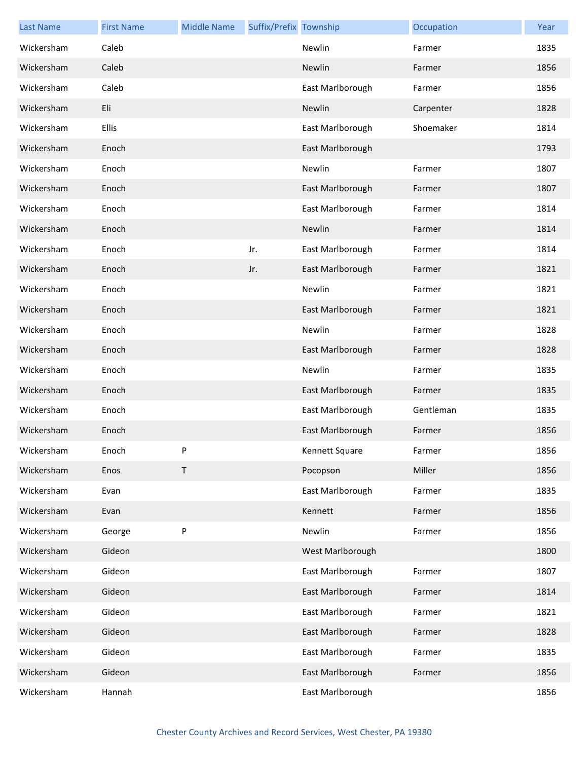| Last Name | First Name | Middle Name | Suffix/Prefix | Township | Occupation | Year |
| --- | --- | --- | --- | --- | --- | --- |
| Wickersham | Caleb | | | Newlin | Farmer | 1835 |
| Wickersham | Caleb | | | Newlin | Farmer | 1856 |
| Wickersham | Caleb | | | East Marlborough | Farmer | 1856 |
| Wickersham | Eli | | | Newlin | Carpenter | 1828 |
| Wickersham | Ellis | | | East Marlborough | Shoemaker | 1814 |
| Wickersham | Enoch | | | East Marlborough | | 1793 |
| Wickersham | Enoch | | | Newlin | Farmer | 1807 |
| Wickersham | Enoch | | | East Marlborough | Farmer | 1807 |
| Wickersham | Enoch | | | East Marlborough | Farmer | 1814 |
| Wickersham | Enoch | | | Newlin | Farmer | 1814 |
| Wickersham | Enoch | | Jr. | East Marlborough | Farmer | 1814 |
| Wickersham | Enoch | | Jr. | East Marlborough | Farmer | 1821 |
| Wickersham | Enoch | | | Newlin | Farmer | 1821 |
| Wickersham | Enoch | | | East Marlborough | Farmer | 1821 |
| Wickersham | Enoch | | | Newlin | Farmer | 1828 |
| Wickersham | Enoch | | | East Marlborough | Farmer | 1828 |
| Wickersham | Enoch | | | Newlin | Farmer | 1835 |
| Wickersham | Enoch | | | East Marlborough | Farmer | 1835 |
| Wickersham | Enoch | | | East Marlborough | Gentleman | 1835 |
| Wickersham | Enoch | | | East Marlborough | Farmer | 1856 |
| Wickersham | Enoch | P | | Kennett Square | Farmer | 1856 |
| Wickersham | Enos | T | | Pocopson | Miller | 1856 |
| Wickersham | Evan | | | East Marlborough | Farmer | 1835 |
| Wickersham | Evan | | | Kennett | Farmer | 1856 |
| Wickersham | George | P | | Newlin | Farmer | 1856 |
| Wickersham | Gideon | | | West Marlborough | | 1800 |
| Wickersham | Gideon | | | East Marlborough | Farmer | 1807 |
| Wickersham | Gideon | | | East Marlborough | Farmer | 1814 |
| Wickersham | Gideon | | | East Marlborough | Farmer | 1821 |
| Wickersham | Gideon | | | East Marlborough | Farmer | 1828 |
| Wickersham | Gideon | | | East Marlborough | Farmer | 1835 |
| Wickersham | Gideon | | | East Marlborough | Farmer | 1856 |
| Wickersham | Hannah | | | East Marlborough | | 1856 |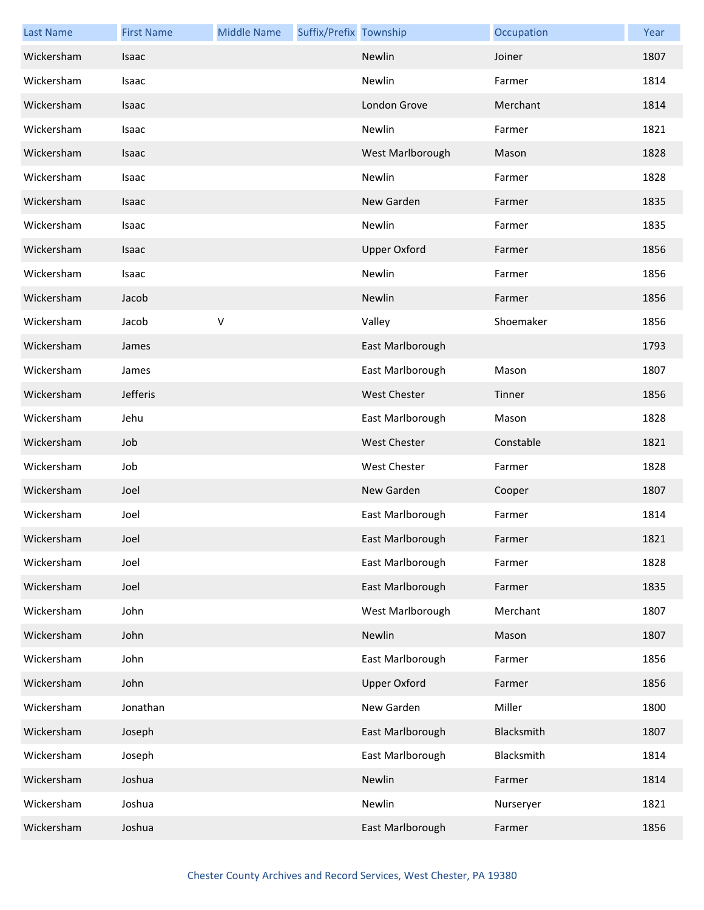| Last Name | First Name | Middle Name | Suffix/Prefix | Township | Occupation | Year |
| --- | --- | --- | --- | --- | --- | --- |
| Wickersham | Isaac | | | Newlin | Joiner | 1807 |
| Wickersham | Isaac | | | Newlin | Farmer | 1814 |
| Wickersham | Isaac | | | London Grove | Merchant | 1814 |
| Wickersham | Isaac | | | Newlin | Farmer | 1821 |
| Wickersham | Isaac | | | West Marlborough | Mason | 1828 |
| Wickersham | Isaac | | | Newlin | Farmer | 1828 |
| Wickersham | Isaac | | | New Garden | Farmer | 1835 |
| Wickersham | Isaac | | | Newlin | Farmer | 1835 |
| Wickersham | Isaac | | | Upper Oxford | Farmer | 1856 |
| Wickersham | Isaac | | | Newlin | Farmer | 1856 |
| Wickersham | Jacob | | | Newlin | Farmer | 1856 |
| Wickersham | Jacob | V | | Valley | Shoemaker | 1856 |
| Wickersham | James | | | East Marlborough | | 1793 |
| Wickersham | James | | | East Marlborough | Mason | 1807 |
| Wickersham | Jefferis | | | West Chester | Tinner | 1856 |
| Wickersham | Jehu | | | East Marlborough | Mason | 1828 |
| Wickersham | Job | | | West Chester | Constable | 1821 |
| Wickersham | Job | | | West Chester | Farmer | 1828 |
| Wickersham | Joel | | | New Garden | Cooper | 1807 |
| Wickersham | Joel | | | East Marlborough | Farmer | 1814 |
| Wickersham | Joel | | | East Marlborough | Farmer | 1821 |
| Wickersham | Joel | | | East Marlborough | Farmer | 1828 |
| Wickersham | Joel | | | East Marlborough | Farmer | 1835 |
| Wickersham | John | | | West Marlborough | Merchant | 1807 |
| Wickersham | John | | | Newlin | Mason | 1807 |
| Wickersham | John | | | East Marlborough | Farmer | 1856 |
| Wickersham | John | | | Upper Oxford | Farmer | 1856 |
| Wickersham | Jonathan | | | New Garden | Miller | 1800 |
| Wickersham | Joseph | | | East Marlborough | Blacksmith | 1807 |
| Wickersham | Joseph | | | East Marlborough | Blacksmith | 1814 |
| Wickersham | Joshua | | | Newlin | Farmer | 1814 |
| Wickersham | Joshua | | | Newlin | Nurseryer | 1821 |
| Wickersham | Joshua | | | East Marlborough | Farmer | 1856 |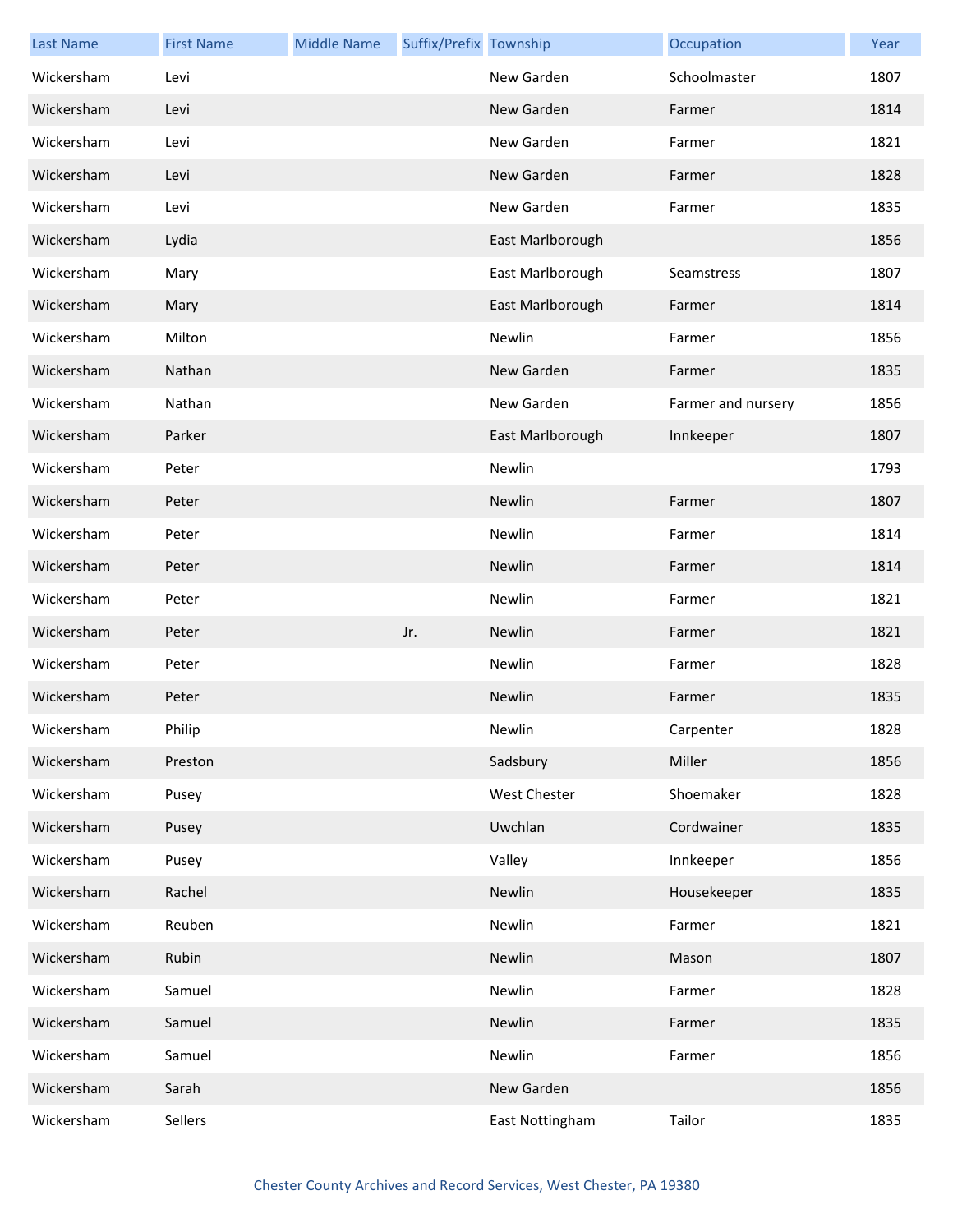| Last Name | First Name | Middle Name | Suffix/Prefix | Township | Occupation | Year |
|---|---|---|---|---|---|---|
| Wickersham | Levi | | | New Garden | Schoolmaster | 1807 |
| Wickersham | Levi | | | New Garden | Farmer | 1814 |
| Wickersham | Levi | | | New Garden | Farmer | 1821 |
| Wickersham | Levi | | | New Garden | Farmer | 1828 |
| Wickersham | Levi | | | New Garden | Farmer | 1835 |
| Wickersham | Lydia | | | East Marlborough | | 1856 |
| Wickersham | Mary | | | East Marlborough | Seamstress | 1807 |
| Wickersham | Mary | | | East Marlborough | Farmer | 1814 |
| Wickersham | Milton | | | Newlin | Farmer | 1856 |
| Wickersham | Nathan | | | New Garden | Farmer | 1835 |
| Wickersham | Nathan | | | New Garden | Farmer and nursery | 1856 |
| Wickersham | Parker | | | East Marlborough | Innkeeper | 1807 |
| Wickersham | Peter | | | Newlin | | 1793 |
| Wickersham | Peter | | | Newlin | Farmer | 1807 |
| Wickersham | Peter | | | Newlin | Farmer | 1814 |
| Wickersham | Peter | | | Newlin | Farmer | 1814 |
| Wickersham | Peter | | | Newlin | Farmer | 1821 |
| Wickersham | Peter | | Jr. | Newlin | Farmer | 1821 |
| Wickersham | Peter | | | Newlin | Farmer | 1828 |
| Wickersham | Peter | | | Newlin | Farmer | 1835 |
| Wickersham | Philip | | | Newlin | Carpenter | 1828 |
| Wickersham | Preston | | | Sadsbury | Miller | 1856 |
| Wickersham | Pusey | | | West Chester | Shoemaker | 1828 |
| Wickersham | Pusey | | | Uwchlan | Cordwainer | 1835 |
| Wickersham | Pusey | | | Valley | Innkeeper | 1856 |
| Wickersham | Rachel | | | Newlin | Housekeeper | 1835 |
| Wickersham | Reuben | | | Newlin | Farmer | 1821 |
| Wickersham | Rubin | | | Newlin | Mason | 1807 |
| Wickersham | Samuel | | | Newlin | Farmer | 1828 |
| Wickersham | Samuel | | | Newlin | Farmer | 1835 |
| Wickersham | Samuel | | | Newlin | Farmer | 1856 |
| Wickersham | Sarah | | | New Garden | | 1856 |
| Wickersham | Sellers | | | East Nottingham | Tailor | 1835 |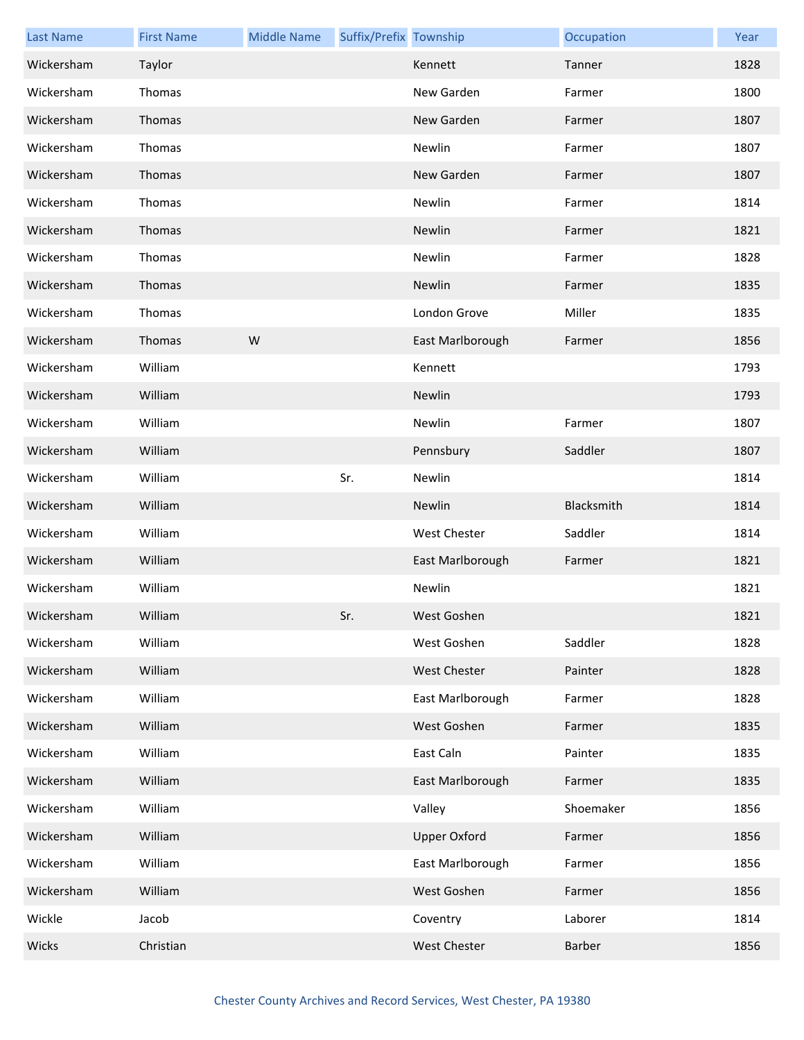| Last Name | First Name | Middle Name | Suffix/Prefix | Township | Occupation | Year |
|---|---|---|---|---|---|---|
| Wickersham | Taylor | | | Kennett | Tanner | 1828 |
| Wickersham | Thomas | | | New Garden | Farmer | 1800 |
| Wickersham | Thomas | | | New Garden | Farmer | 1807 |
| Wickersham | Thomas | | | Newlin | Farmer | 1807 |
| Wickersham | Thomas | | | New Garden | Farmer | 1807 |
| Wickersham | Thomas | | | Newlin | Farmer | 1814 |
| Wickersham | Thomas | | | Newlin | Farmer | 1821 |
| Wickersham | Thomas | | | Newlin | Farmer | 1828 |
| Wickersham | Thomas | | | Newlin | Farmer | 1835 |
| Wickersham | Thomas | | | London Grove | Miller | 1835 |
| Wickersham | Thomas | W | | East Marlborough | Farmer | 1856 |
| Wickersham | William | | | Kennett | | 1793 |
| Wickersham | William | | | Newlin | | 1793 |
| Wickersham | William | | | Newlin | Farmer | 1807 |
| Wickersham | William | | | Pennsbury | Saddler | 1807 |
| Wickersham | William | | Sr. | Newlin | | 1814 |
| Wickersham | William | | | Newlin | Blacksmith | 1814 |
| Wickersham | William | | | West Chester | Saddler | 1814 |
| Wickersham | William | | | East Marlborough | Farmer | 1821 |
| Wickersham | William | | | Newlin | | 1821 |
| Wickersham | William | | Sr. | West Goshen | | 1821 |
| Wickersham | William | | | West Goshen | Saddler | 1828 |
| Wickersham | William | | | West Chester | Painter | 1828 |
| Wickersham | William | | | East Marlborough | Farmer | 1828 |
| Wickersham | William | | | West Goshen | Farmer | 1835 |
| Wickersham | William | | | East Caln | Painter | 1835 |
| Wickersham | William | | | East Marlborough | Farmer | 1835 |
| Wickersham | William | | | Valley | Shoemaker | 1856 |
| Wickersham | William | | | Upper Oxford | Farmer | 1856 |
| Wickersham | William | | | East Marlborough | Farmer | 1856 |
| Wickersham | William | | | West Goshen | Farmer | 1856 |
| Wickle | Jacob | | | Coventry | Laborer | 1814 |
| Wicks | Christian | | | West Chester | Barber | 1856 |

Chester County Archives and Record Services, West Chester, PA 19380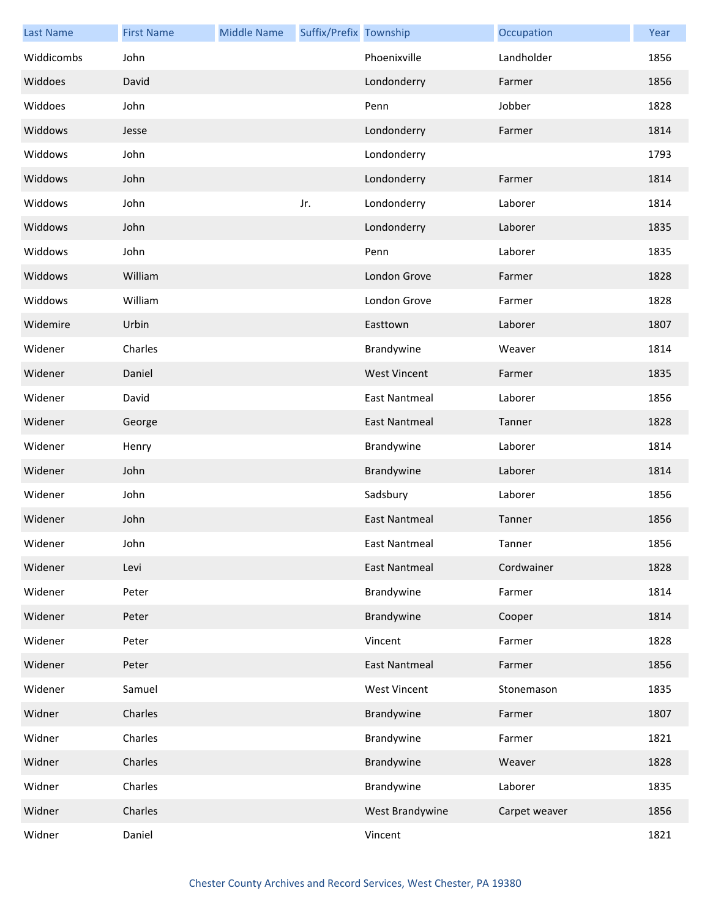| Last Name | First Name | Middle Name | Suffix/Prefix | Township | Occupation | Year |
|---|---|---|---|---|---|---|
| Widdicombs | John | | | Phoenixville | Landholder | 1856 |
| Widdoes | David | | | Londonderry | Farmer | 1856 |
| Widdoes | John | | | Penn | Jobber | 1828 |
| Widdows | Jesse | | | Londonderry | Farmer | 1814 |
| Widdows | John | | | Londonderry | | 1793 |
| Widdows | John | | | Londonderry | Farmer | 1814 |
| Widdows | John | | Jr. | Londonderry | Laborer | 1814 |
| Widdows | John | | | Londonderry | Laborer | 1835 |
| Widdows | John | | | Penn | Laborer | 1835 |
| Widdows | William | | | London Grove | Farmer | 1828 |
| Widdows | William | | | London Grove | Farmer | 1828 |
| Widemire | Urbin | | | Easttown | Laborer | 1807 |
| Widener | Charles | | | Brandywine | Weaver | 1814 |
| Widener | Daniel | | | West Vincent | Farmer | 1835 |
| Widener | David | | | East Nantmeal | Laborer | 1856 |
| Widener | George | | | East Nantmeal | Tanner | 1828 |
| Widener | Henry | | | Brandywine | Laborer | 1814 |
| Widener | John | | | Brandywine | Laborer | 1814 |
| Widener | John | | | Sadsbury | Laborer | 1856 |
| Widener | John | | | East Nantmeal | Tanner | 1856 |
| Widener | John | | | East Nantmeal | Tanner | 1856 |
| Widener | Levi | | | East Nantmeal | Cordwainer | 1828 |
| Widener | Peter | | | Brandywine | Farmer | 1814 |
| Widener | Peter | | | Brandywine | Cooper | 1814 |
| Widener | Peter | | | Vincent | Farmer | 1828 |
| Widener | Peter | | | East Nantmeal | Farmer | 1856 |
| Widener | Samuel | | | West Vincent | Stonemason | 1835 |
| Widner | Charles | | | Brandywine | Farmer | 1807 |
| Widner | Charles | | | Brandywine | Farmer | 1821 |
| Widner | Charles | | | Brandywine | Weaver | 1828 |
| Widner | Charles | | | Brandywine | Laborer | 1835 |
| Widner | Charles | | | West Brandywine | Carpet weaver | 1856 |
| Widner | Daniel | | | Vincent | | 1821 |

Chester County Archives and Record Services, West Chester, PA 19380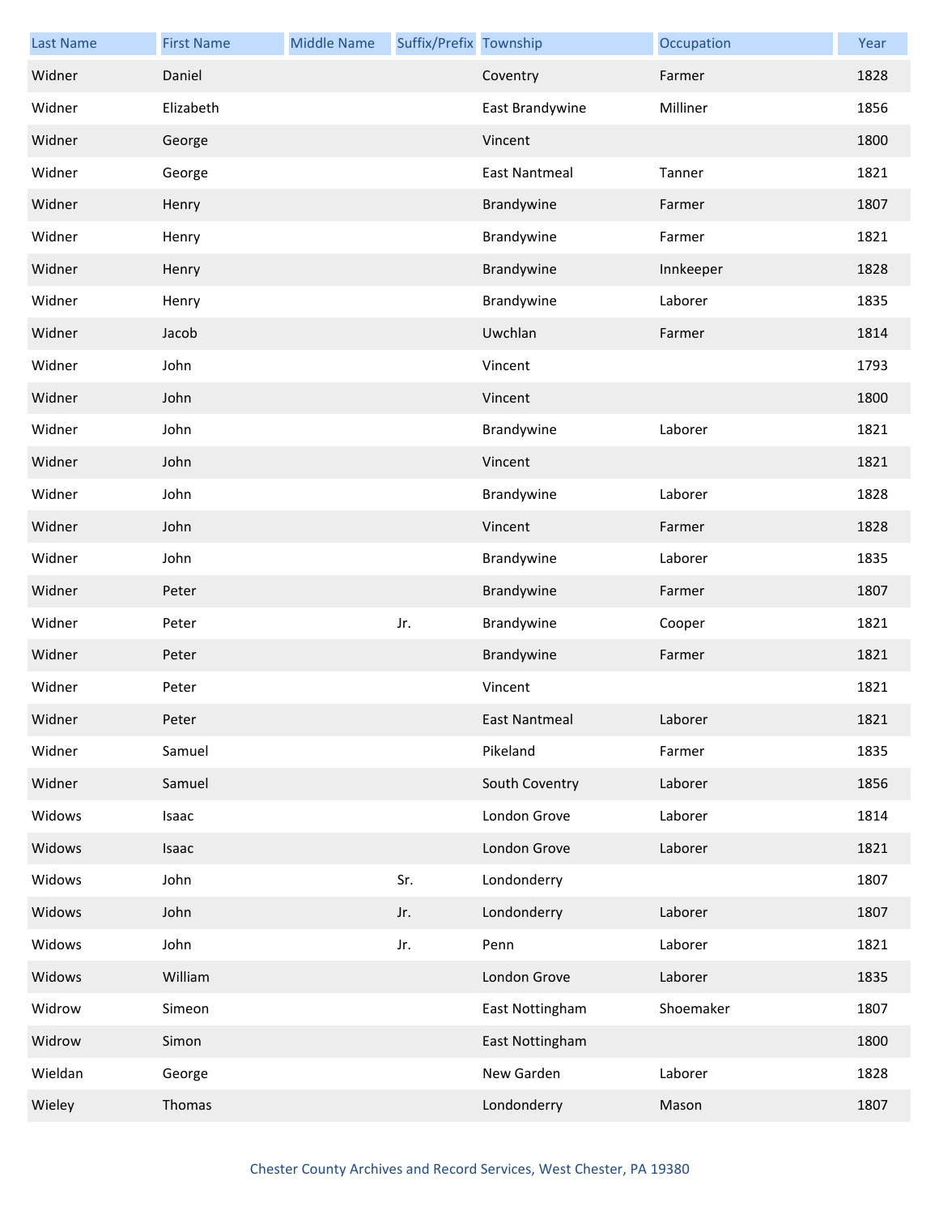| Last Name | First Name | Middle Name | Suffix/Prefix | Township | Occupation | Year |
|---|---|---|---|---|---|---|
| Widner | Daniel | | | Coventry | Farmer | 1828 |
| Widner | Elizabeth | | | East Brandywine | Milliner | 1856 |
| Widner | George | | | Vincent | | 1800 |
| Widner | George | | | East Nantmeal | Tanner | 1821 |
| Widner | Henry | | | Brandywine | Farmer | 1807 |
| Widner | Henry | | | Brandywine | Farmer | 1821 |
| Widner | Henry | | | Brandywine | Innkeeper | 1828 |
| Widner | Henry | | | Brandywine | Laborer | 1835 |
| Widner | Jacob | | | Uwchlan | Farmer | 1814 |
| Widner | John | | | Vincent | | 1793 |
| Widner | John | | | Vincent | | 1800 |
| Widner | John | | | Brandywine | Laborer | 1821 |
| Widner | John | | | Vincent | | 1821 |
| Widner | John | | | Brandywine | Laborer | 1828 |
| Widner | John | | | Vincent | Farmer | 1828 |
| Widner | John | | | Brandywine | Laborer | 1835 |
| Widner | Peter | | | Brandywine | Farmer | 1807 |
| Widner | Peter | | Jr. | Brandywine | Cooper | 1821 |
| Widner | Peter | | | Brandywine | Farmer | 1821 |
| Widner | Peter | | | Vincent | | 1821 |
| Widner | Peter | | | East Nantmeal | Laborer | 1821 |
| Widner | Samuel | | | Pikeland | Farmer | 1835 |
| Widner | Samuel | | | South Coventry | Laborer | 1856 |
| Widows | Isaac | | | London Grove | Laborer | 1814 |
| Widows | Isaac | | | London Grove | Laborer | 1821 |
| Widows | John | | Sr. | Londonderry | | 1807 |
| Widows | John | | Jr. | Londonderry | Laborer | 1807 |
| Widows | John | | Jr. | Penn | Laborer | 1821 |
| Widows | William | | | London Grove | Laborer | 1835 |
| Widrow | Simeon | | | East Nottingham | Shoemaker | 1807 |
| Widrow | Simon | | | East Nottingham | | 1800 |
| Wieldan | George | | | New Garden | Laborer | 1828 |
| Wieley | Thomas | | | Londonderry | Mason | 1807 |

Chester County Archives and Record Services, West Chester, PA 19380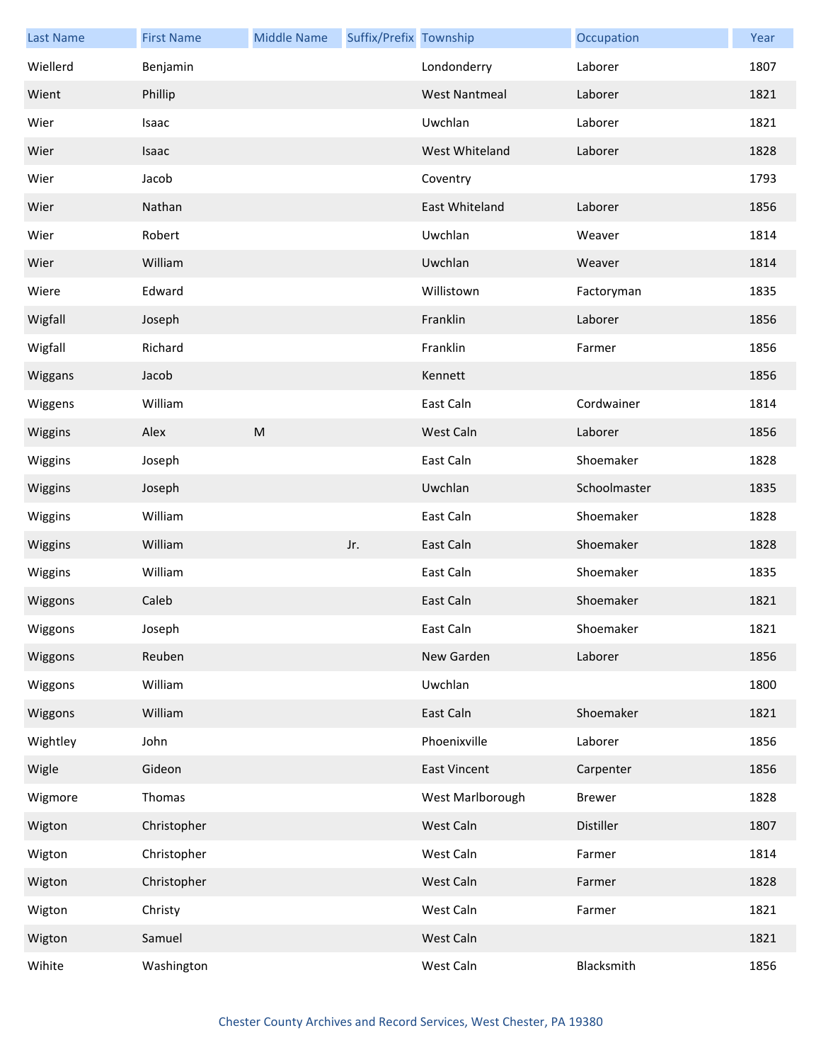| Last Name | First Name | Middle Name | Suffix/Prefix | Township | Occupation | Year |
|---|---|---|---|---|---|---|
| Wiellerd | Benjamin | | | Londonderry | Laborer | 1807 |
| Wient | Phillip | | | West Nantmeal | Laborer | 1821 |
| Wier | Isaac | | | Uwchlan | Laborer | 1821 |
| Wier | Isaac | | | West Whiteland | Laborer | 1828 |
| Wier | Jacob | | | Coventry | | 1793 |
| Wier | Nathan | | | East Whiteland | Laborer | 1856 |
| Wier | Robert | | | Uwchlan | Weaver | 1814 |
| Wier | William | | | Uwchlan | Weaver | 1814 |
| Wiere | Edward | | | Willistown | Factoryman | 1835 |
| Wigfall | Joseph | | | Franklin | Laborer | 1856 |
| Wigfall | Richard | | | Franklin | Farmer | 1856 |
| Wiggans | Jacob | | | Kennett | | 1856 |
| Wiggens | William | | | East Caln | Cordwainer | 1814 |
| Wiggins | Alex | M | | West Caln | Laborer | 1856 |
| Wiggins | Joseph | | | East Caln | Shoemaker | 1828 |
| Wiggins | Joseph | | | Uwchlan | Schoolmaster | 1835 |
| Wiggins | William | | | East Caln | Shoemaker | 1828 |
| Wiggins | William | | Jr. | East Caln | Shoemaker | 1828 |
| Wiggins | William | | | East Caln | Shoemaker | 1835 |
| Wiggons | Caleb | | | East Caln | Shoemaker | 1821 |
| Wiggons | Joseph | | | East Caln | Shoemaker | 1821 |
| Wiggons | Reuben | | | New Garden | Laborer | 1856 |
| Wiggons | William | | | Uwchlan | | 1800 |
| Wiggons | William | | | East Caln | Shoemaker | 1821 |
| Wightley | John | | | Phoenixville | Laborer | 1856 |
| Wigle | Gideon | | | East Vincent | Carpenter | 1856 |
| Wigmore | Thomas | | | West Marlborough | Brewer | 1828 |
| Wigton | Christopher | | | West Caln | Distiller | 1807 |
| Wigton | Christopher | | | West Caln | Farmer | 1814 |
| Wigton | Christopher | | | West Caln | Farmer | 1828 |
| Wigton | Christy | | | West Caln | Farmer | 1821 |
| Wigton | Samuel | | | West Caln | | 1821 |
| Wihite | Washington | | | West Caln | Blacksmith | 1856 |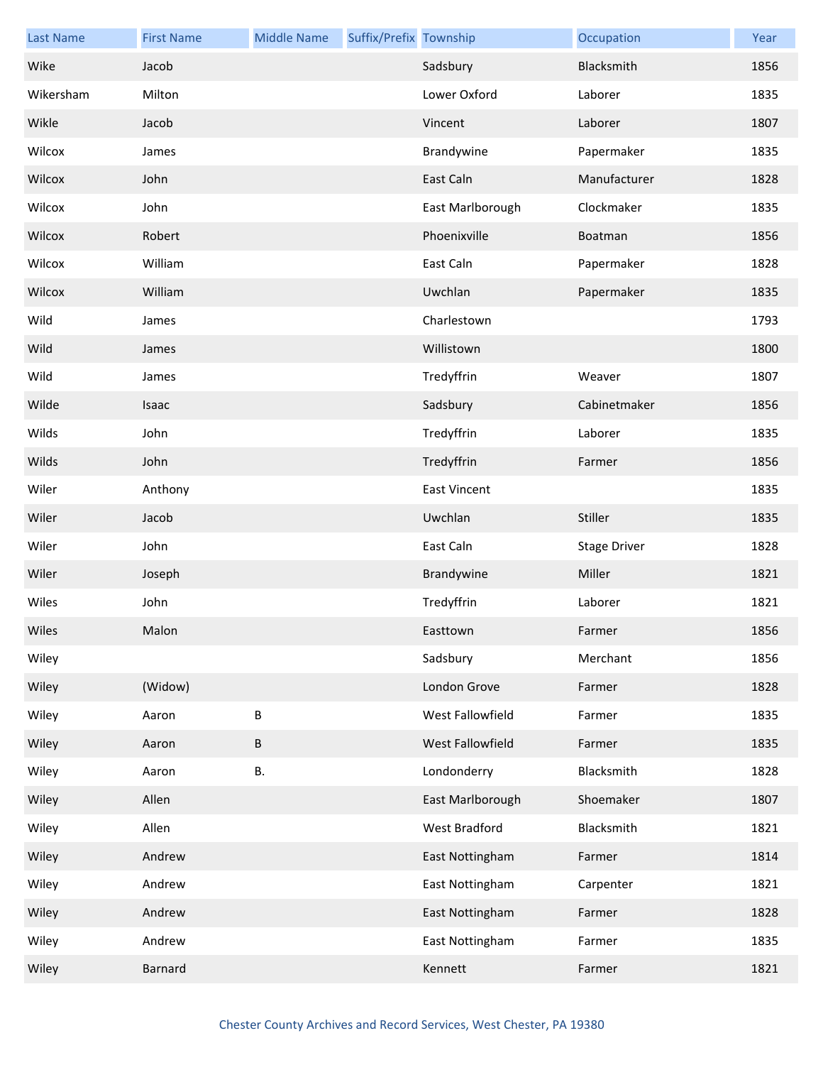| Last Name | First Name | Middle Name | Suffix/Prefix | Township | Occupation | Year |
|---|---|---|---|---|---|---|
| Wike | Jacob | | | Sadsbury | Blacksmith | 1856 |
| Wikersham | Milton | | | Lower Oxford | Laborer | 1835 |
| Wikle | Jacob | | | Vincent | Laborer | 1807 |
| Wilcox | James | | | Brandywine | Papermaker | 1835 |
| Wilcox | John | | | East Caln | Manufacturer | 1828 |
| Wilcox | John | | | East Marlborough | Clockmaker | 1835 |
| Wilcox | Robert | | | Phoenixville | Boatman | 1856 |
| Wilcox | William | | | East Caln | Papermaker | 1828 |
| Wilcox | William | | | Uwchlan | Papermaker | 1835 |
| Wild | James | | | Charlestown | | 1793 |
| Wild | James | | | Willistown | | 1800 |
| Wild | James | | | Tredyffrin | Weaver | 1807 |
| Wilde | Isaac | | | Sadsbury | Cabinetmaker | 1856 |
| Wilds | John | | | Tredyffrin | Laborer | 1835 |
| Wilds | John | | | Tredyffrin | Farmer | 1856 |
| Wiler | Anthony | | | East Vincent | | 1835 |
| Wiler | Jacob | | | Uwchlan | Stiller | 1835 |
| Wiler | John | | | East Caln | Stage Driver | 1828 |
| Wiler | Joseph | | | Brandywine | Miller | 1821 |
| Wiles | John | | | Tredyffrin | Laborer | 1821 |
| Wiles | Malon | | | Easttown | Farmer | 1856 |
| Wiley | | | | Sadsbury | Merchant | 1856 |
| Wiley | (Widow) | | | London Grove | Farmer | 1828 |
| Wiley | Aaron | B | | West Fallowfield | Farmer | 1835 |
| Wiley | Aaron | B | | West Fallowfield | Farmer | 1835 |
| Wiley | Aaron | B. | | Londonderry | Blacksmith | 1828 |
| Wiley | Allen | | | East Marlborough | Shoemaker | 1807 |
| Wiley | Allen | | | West Bradford | Blacksmith | 1821 |
| Wiley | Andrew | | | East Nottingham | Farmer | 1814 |
| Wiley | Andrew | | | East Nottingham | Carpenter | 1821 |
| Wiley | Andrew | | | East Nottingham | Farmer | 1828 |
| Wiley | Andrew | | | East Nottingham | Farmer | 1835 |
| Wiley | Barnard | | | Kennett | Farmer | 1821 |

Chester County Archives and Record Services, West Chester, PA 19380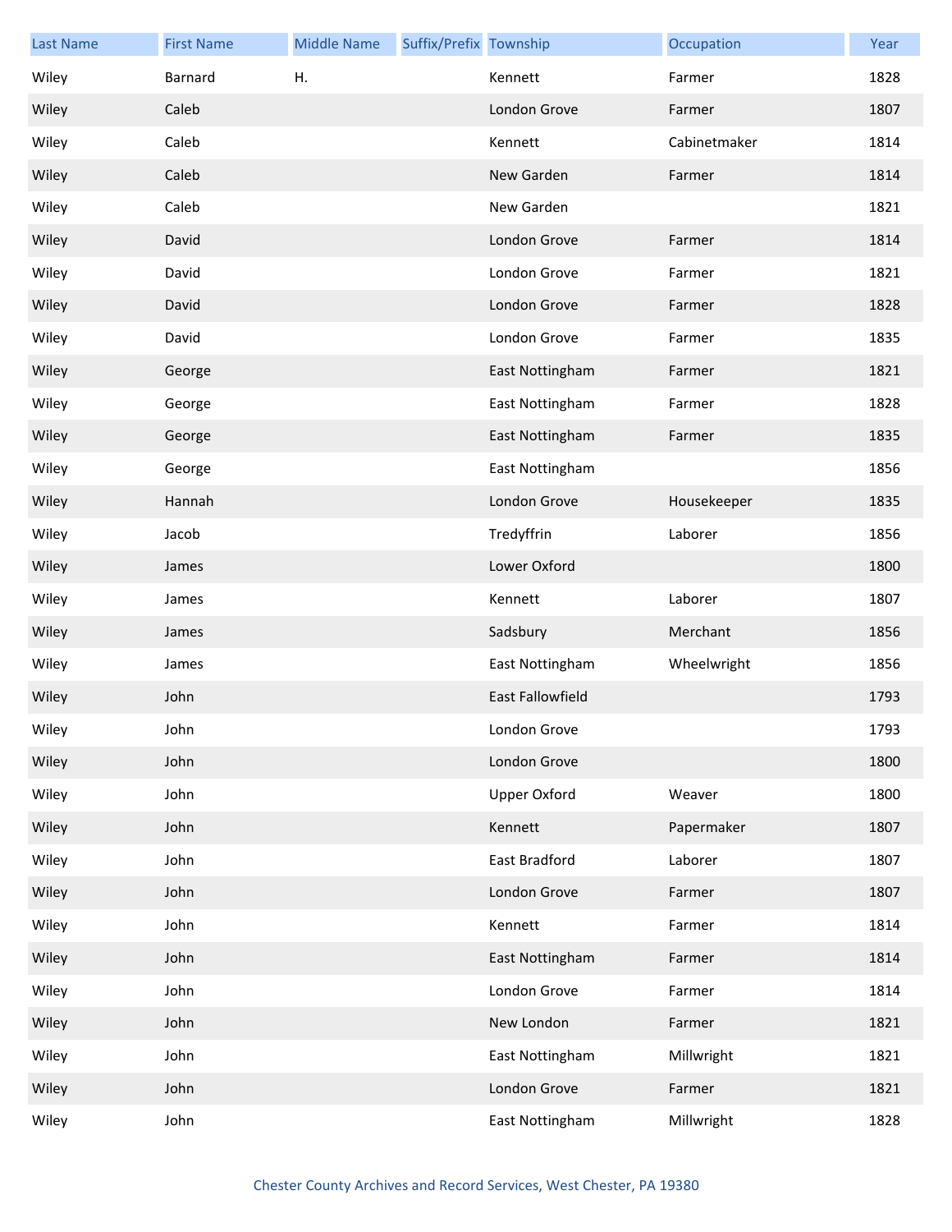| Last Name | First Name | Middle Name | Suffix/Prefix | Township | Occupation | Year |
|---|---|---|---|---|---|---|
| Wiley | Barnard | H. | | Kennett | Farmer | 1828 |
| Wiley | Caleb | | | London Grove | Farmer | 1807 |
| Wiley | Caleb | | | Kennett | Cabinetmaker | 1814 |
| Wiley | Caleb | | | New Garden | Farmer | 1814 |
| Wiley | Caleb | | | New Garden | | 1821 |
| Wiley | David | | | London Grove | Farmer | 1814 |
| Wiley | David | | | London Grove | Farmer | 1821 |
| Wiley | David | | | London Grove | Farmer | 1828 |
| Wiley | David | | | London Grove | Farmer | 1835 |
| Wiley | George | | | East Nottingham | Farmer | 1821 |
| Wiley | George | | | East Nottingham | Farmer | 1828 |
| Wiley | George | | | East Nottingham | Farmer | 1835 |
| Wiley | George | | | East Nottingham | | 1856 |
| Wiley | Hannah | | | London Grove | Housekeeper | 1835 |
| Wiley | Jacob | | | Tredyffrin | Laborer | 1856 |
| Wiley | James | | | Lower Oxford | | 1800 |
| Wiley | James | | | Kennett | Laborer | 1807 |
| Wiley | James | | | Sadsbury | Merchant | 1856 |
| Wiley | James | | | East Nottingham | Wheelwright | 1856 |
| Wiley | John | | | East Fallowfield | | 1793 |
| Wiley | John | | | London Grove | | 1793 |
| Wiley | John | | | London Grove | | 1800 |
| Wiley | John | | | Upper Oxford | Weaver | 1800 |
| Wiley | John | | | Kennett | Papermaker | 1807 |
| Wiley | John | | | East Bradford | Laborer | 1807 |
| Wiley | John | | | London Grove | Farmer | 1807 |
| Wiley | John | | | Kennett | Farmer | 1814 |
| Wiley | John | | | East Nottingham | Farmer | 1814 |
| Wiley | John | | | London Grove | Farmer | 1814 |
| Wiley | John | | | New London | Farmer | 1821 |
| Wiley | John | | | East Nottingham | Millwright | 1821 |
| Wiley | John | | | London Grove | Farmer | 1821 |
| Wiley | John | | | East Nottingham | Millwright | 1828 |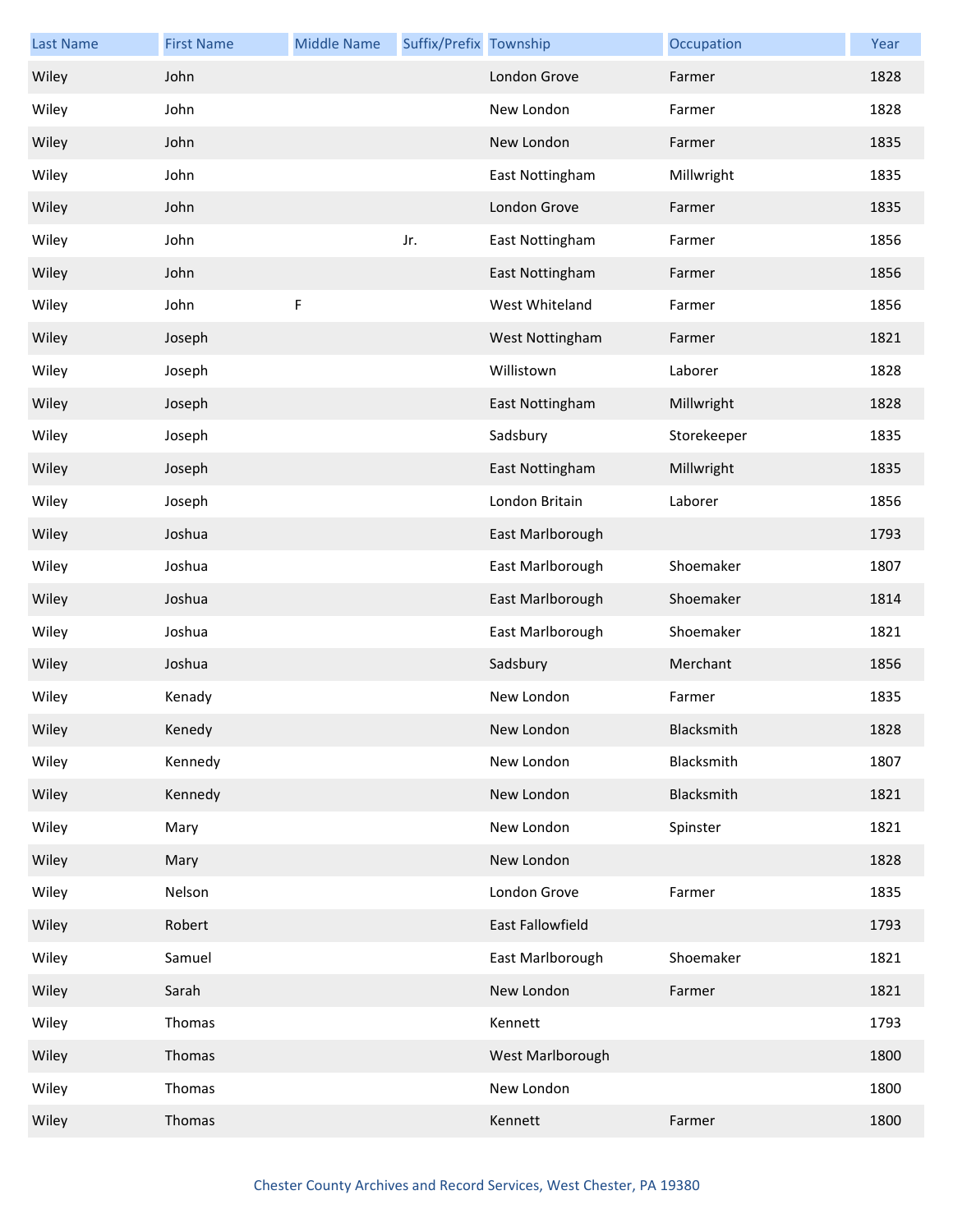| Last Name | First Name | Middle Name | Suffix/Prefix | Township | Occupation | Year |
|---|---|---|---|---|---|---|
| Wiley | John | | | London Grove | Farmer | 1828 |
| Wiley | John | | | New London | Farmer | 1828 |
| Wiley | John | | | New London | Farmer | 1835 |
| Wiley | John | | | East Nottingham | Millwright | 1835 |
| Wiley | John | | | London Grove | Farmer | 1835 |
| Wiley | John | | Jr. | East Nottingham | Farmer | 1856 |
| Wiley | John | | | East Nottingham | Farmer | 1856 |
| Wiley | John | F | | West Whiteland | Farmer | 1856 |
| Wiley | Joseph | | | West Nottingham | Farmer | 1821 |
| Wiley | Joseph | | | Willistown | Laborer | 1828 |
| Wiley | Joseph | | | East Nottingham | Millwright | 1828 |
| Wiley | Joseph | | | Sadsbury | Storekeeper | 1835 |
| Wiley | Joseph | | | East Nottingham | Millwright | 1835 |
| Wiley | Joseph | | | London Britain | Laborer | 1856 |
| Wiley | Joshua | | | East Marlborough | | 1793 |
| Wiley | Joshua | | | East Marlborough | Shoemaker | 1807 |
| Wiley | Joshua | | | East Marlborough | Shoemaker | 1814 |
| Wiley | Joshua | | | East Marlborough | Shoemaker | 1821 |
| Wiley | Joshua | | | Sadsbury | Merchant | 1856 |
| Wiley | Kenady | | | New London | Farmer | 1835 |
| Wiley | Kenedy | | | New London | Blacksmith | 1828 |
| Wiley | Kennedy | | | New London | Blacksmith | 1807 |
| Wiley | Kennedy | | | New London | Blacksmith | 1821 |
| Wiley | Mary | | | New London | Spinster | 1821 |
| Wiley | Mary | | | New London | | 1828 |
| Wiley | Nelson | | | London Grove | Farmer | 1835 |
| Wiley | Robert | | | East Fallowfield | | 1793 |
| Wiley | Samuel | | | East Marlborough | Shoemaker | 1821 |
| Wiley | Sarah | | | New London | Farmer | 1821 |
| Wiley | Thomas | | | Kennett | | 1793 |
| Wiley | Thomas | | | West Marlborough | | 1800 |
| Wiley | Thomas | | | New London | | 1800 |
| Wiley | Thomas | | | Kennett | Farmer | 1800 |

Chester County Archives and Record Services, West Chester, PA 19380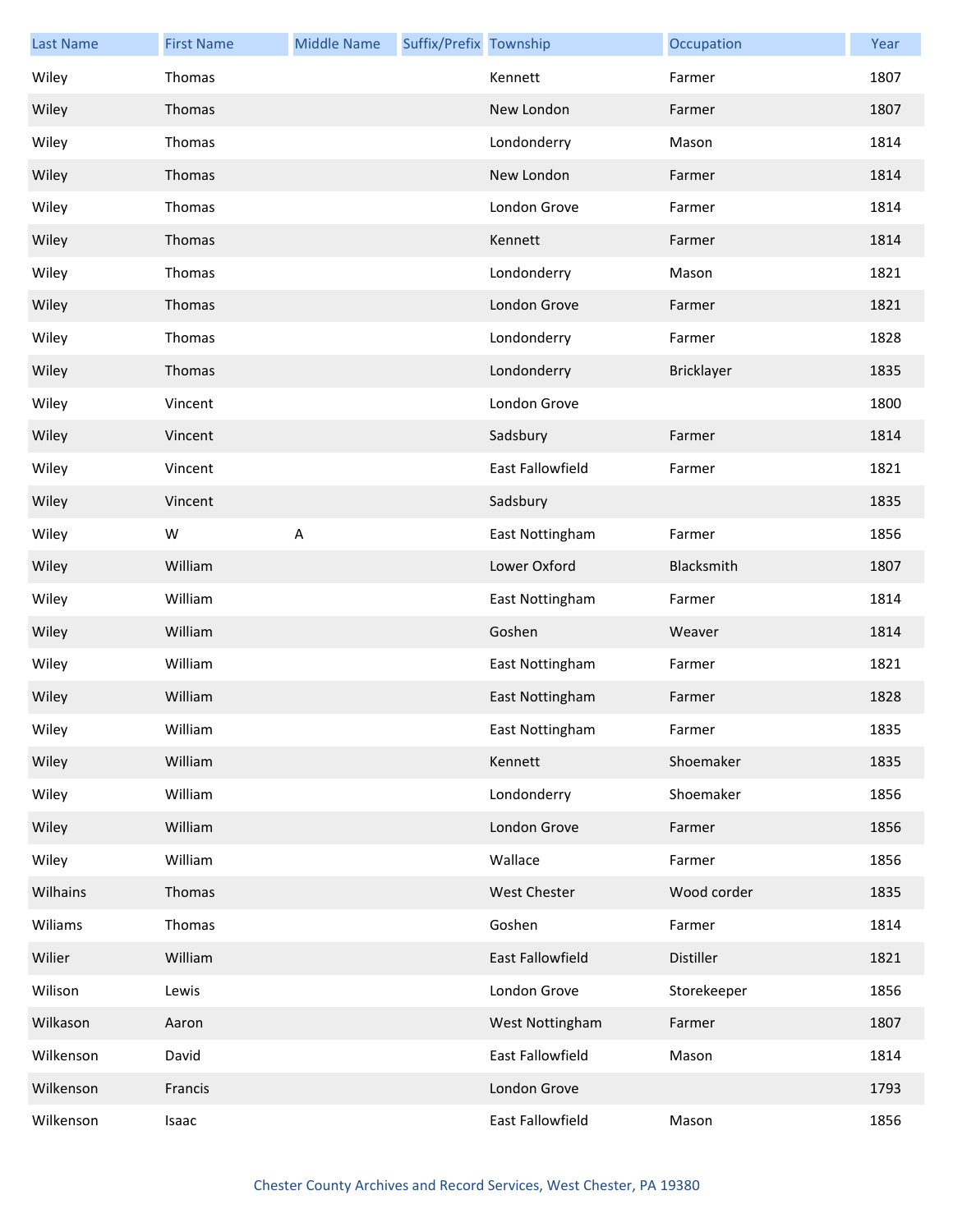| Last Name | First Name | Middle Name | Suffix/Prefix | Township | Occupation | Year |
|---|---|---|---|---|---|---|
| Wiley | Thomas | | | Kennett | Farmer | 1807 |
| Wiley | Thomas | | | New London | Farmer | 1807 |
| Wiley | Thomas | | | Londonderry | Mason | 1814 |
| Wiley | Thomas | | | New London | Farmer | 1814 |
| Wiley | Thomas | | | London Grove | Farmer | 1814 |
| Wiley | Thomas | | | Kennett | Farmer | 1814 |
| Wiley | Thomas | | | Londonderry | Mason | 1821 |
| Wiley | Thomas | | | London Grove | Farmer | 1821 |
| Wiley | Thomas | | | Londonderry | Farmer | 1828 |
| Wiley | Thomas | | | Londonderry | Bricklayer | 1835 |
| Wiley | Vincent | | | London Grove | | 1800 |
| Wiley | Vincent | | | Sadsbury | Farmer | 1814 |
| Wiley | Vincent | | | East Fallowfield | Farmer | 1821 |
| Wiley | Vincent | | | Sadsbury | | 1835 |
| Wiley | W | A | | East Nottingham | Farmer | 1856 |
| Wiley | William | | | Lower Oxford | Blacksmith | 1807 |
| Wiley | William | | | East Nottingham | Farmer | 1814 |
| Wiley | William | | | Goshen | Weaver | 1814 |
| Wiley | William | | | East Nottingham | Farmer | 1821 |
| Wiley | William | | | East Nottingham | Farmer | 1828 |
| Wiley | William | | | East Nottingham | Farmer | 1835 |
| Wiley | William | | | Kennett | Shoemaker | 1835 |
| Wiley | William | | | Londonderry | Shoemaker | 1856 |
| Wiley | William | | | London Grove | Farmer | 1856 |
| Wiley | William | | | Wallace | Farmer | 1856 |
| Wilhains | Thomas | | | West Chester | Wood corder | 1835 |
| Wiliams | Thomas | | | Goshen | Farmer | 1814 |
| Wilier | William | | | East Fallowfield | Distiller | 1821 |
| Wilison | Lewis | | | London Grove | Storekeeper | 1856 |
| Wilkason | Aaron | | | West Nottingham | Farmer | 1807 |
| Wilkenson | David | | | East Fallowfield | Mason | 1814 |
| Wilkenson | Francis | | | London Grove | | 1793 |
| Wilkenson | Isaac | | | East Fallowfield | Mason | 1856 |

Chester County Archives and Record Services, West Chester, PA 19380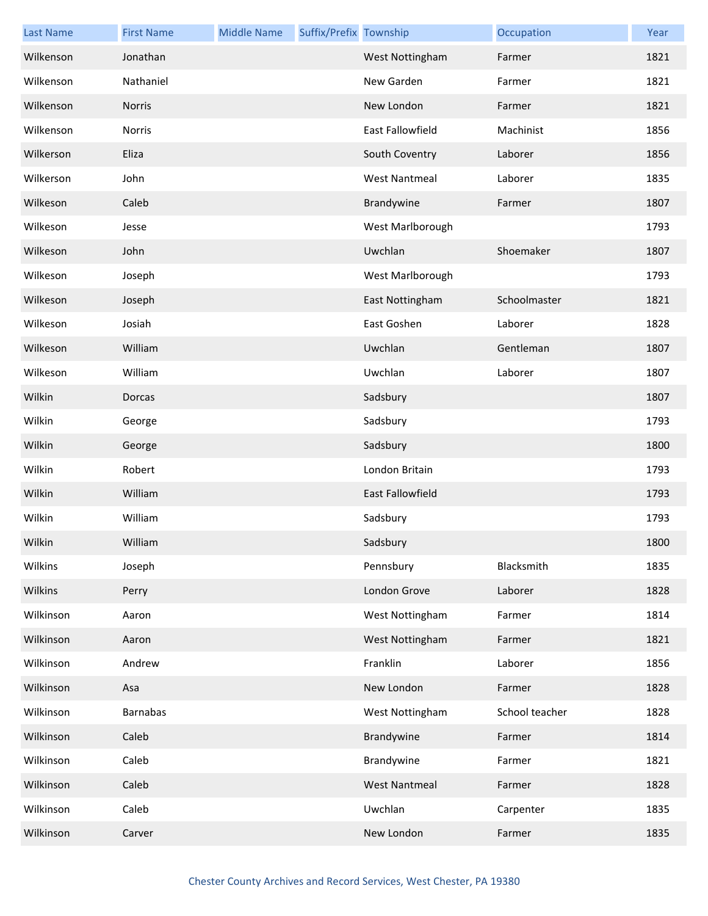| Last Name | First Name | Middle Name | Suffix/Prefix | Township | Occupation | Year |
| --- | --- | --- | --- | --- | --- | --- |
| Wilkenson | Jonathan | | | West Nottingham | Farmer | 1821 |
| Wilkenson | Nathaniel | | | New Garden | Farmer | 1821 |
| Wilkenson | Norris | | | New London | Farmer | 1821 |
| Wilkenson | Norris | | | East Fallowfield | Machinist | 1856 |
| Wilkerson | Eliza | | | South Coventry | Laborer | 1856 |
| Wilkerson | John | | | West Nantmeal | Laborer | 1835 |
| Wilkeson | Caleb | | | Brandywine | Farmer | 1807 |
| Wilkeson | Jesse | | | West Marlborough | | 1793 |
| Wilkeson | John | | | Uwchlan | Shoemaker | 1807 |
| Wilkeson | Joseph | | | West Marlborough | | 1793 |
| Wilkeson | Joseph | | | East Nottingham | Schoolmaster | 1821 |
| Wilkeson | Josiah | | | East Goshen | Laborer | 1828 |
| Wilkeson | William | | | Uwchlan | Gentleman | 1807 |
| Wilkeson | William | | | Uwchlan | Laborer | 1807 |
| Wilkin | Dorcas | | | Sadsbury | | 1807 |
| Wilkin | George | | | Sadsbury | | 1793 |
| Wilkin | George | | | Sadsbury | | 1800 |
| Wilkin | Robert | | | London Britain | | 1793 |
| Wilkin | William | | | East Fallowfield | | 1793 |
| Wilkin | William | | | Sadsbury | | 1793 |
| Wilkin | William | | | Sadsbury | | 1800 |
| Wilkins | Joseph | | | Pennsbury | Blacksmith | 1835 |
| Wilkins | Perry | | | London Grove | Laborer | 1828 |
| Wilkinson | Aaron | | | West Nottingham | Farmer | 1814 |
| Wilkinson | Aaron | | | West Nottingham | Farmer | 1821 |
| Wilkinson | Andrew | | | Franklin | Laborer | 1856 |
| Wilkinson | Asa | | | New London | Farmer | 1828 |
| Wilkinson | Barnabas | | | West Nottingham | School teacher | 1828 |
| Wilkinson | Caleb | | | Brandywine | Farmer | 1814 |
| Wilkinson | Caleb | | | Brandywine | Farmer | 1821 |
| Wilkinson | Caleb | | | West Nantmeal | Farmer | 1828 |
| Wilkinson | Caleb | | | Uwchlan | Carpenter | 1835 |
| Wilkinson | Carver | | | New London | Farmer | 1835 |

Chester County Archives and Record Services, West Chester, PA 19380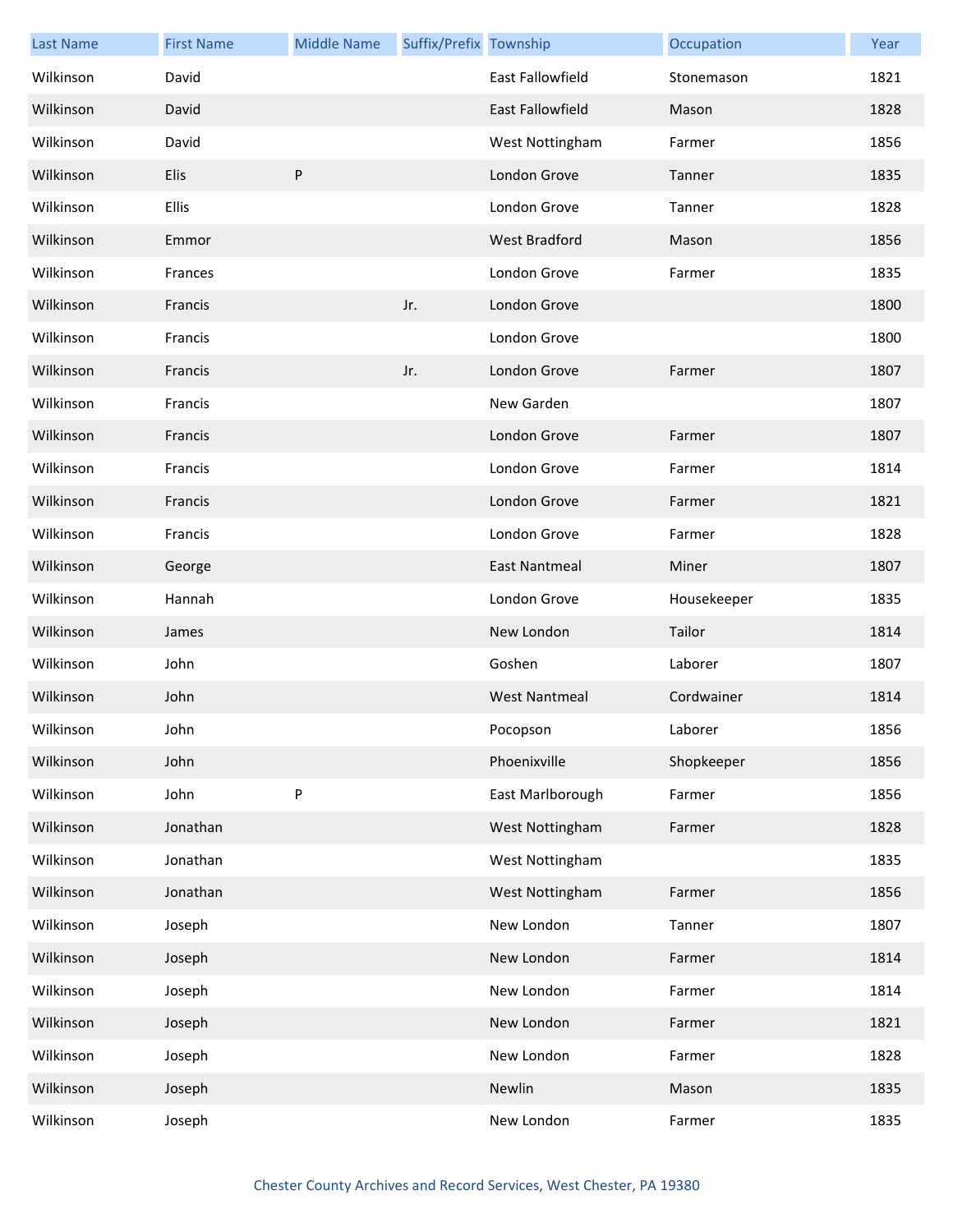| Last Name | First Name | Middle Name | Suffix/Prefix | Township | Occupation | Year |
|---|---|---|---|---|---|---|
| Wilkinson | David | | | East Fallowfield | Stonemason | 1821 |
| Wilkinson | David | | | East Fallowfield | Mason | 1828 |
| Wilkinson | David | | | West Nottingham | Farmer | 1856 |
| Wilkinson | Elis | P | | London Grove | Tanner | 1835 |
| Wilkinson | Ellis | | | London Grove | Tanner | 1828 |
| Wilkinson | Emmor | | | West Bradford | Mason | 1856 |
| Wilkinson | Frances | | | London Grove | Farmer | 1835 |
| Wilkinson | Francis | | Jr. | London Grove | | 1800 |
| Wilkinson | Francis | | | London Grove | | 1800 |
| Wilkinson | Francis | | Jr. | London Grove | Farmer | 1807 |
| Wilkinson | Francis | | | New Garden | | 1807 |
| Wilkinson | Francis | | | London Grove | Farmer | 1807 |
| Wilkinson | Francis | | | London Grove | Farmer | 1814 |
| Wilkinson | Francis | | | London Grove | Farmer | 1821 |
| Wilkinson | Francis | | | London Grove | Farmer | 1828 |
| Wilkinson | George | | | East Nantmeal | Miner | 1807 |
| Wilkinson | Hannah | | | London Grove | Housekeeper | 1835 |
| Wilkinson | James | | | New London | Tailor | 1814 |
| Wilkinson | John | | | Goshen | Laborer | 1807 |
| Wilkinson | John | | | West Nantmeal | Cordwainer | 1814 |
| Wilkinson | John | | | Pocopson | Laborer | 1856 |
| Wilkinson | John | | | Phoenixville | Shopkeeper | 1856 |
| Wilkinson | John | P | | East Marlborough | Farmer | 1856 |
| Wilkinson | Jonathan | | | West Nottingham | Farmer | 1828 |
| Wilkinson | Jonathan | | | West Nottingham | | 1835 |
| Wilkinson | Jonathan | | | West Nottingham | Farmer | 1856 |
| Wilkinson | Joseph | | | New London | Tanner | 1807 |
| Wilkinson | Joseph | | | New London | Farmer | 1814 |
| Wilkinson | Joseph | | | New London | Farmer | 1814 |
| Wilkinson | Joseph | | | New London | Farmer | 1821 |
| Wilkinson | Joseph | | | New London | Farmer | 1828 |
| Wilkinson | Joseph | | | Newlin | Mason | 1835 |
| Wilkinson | Joseph | | | New London | Farmer | 1835 |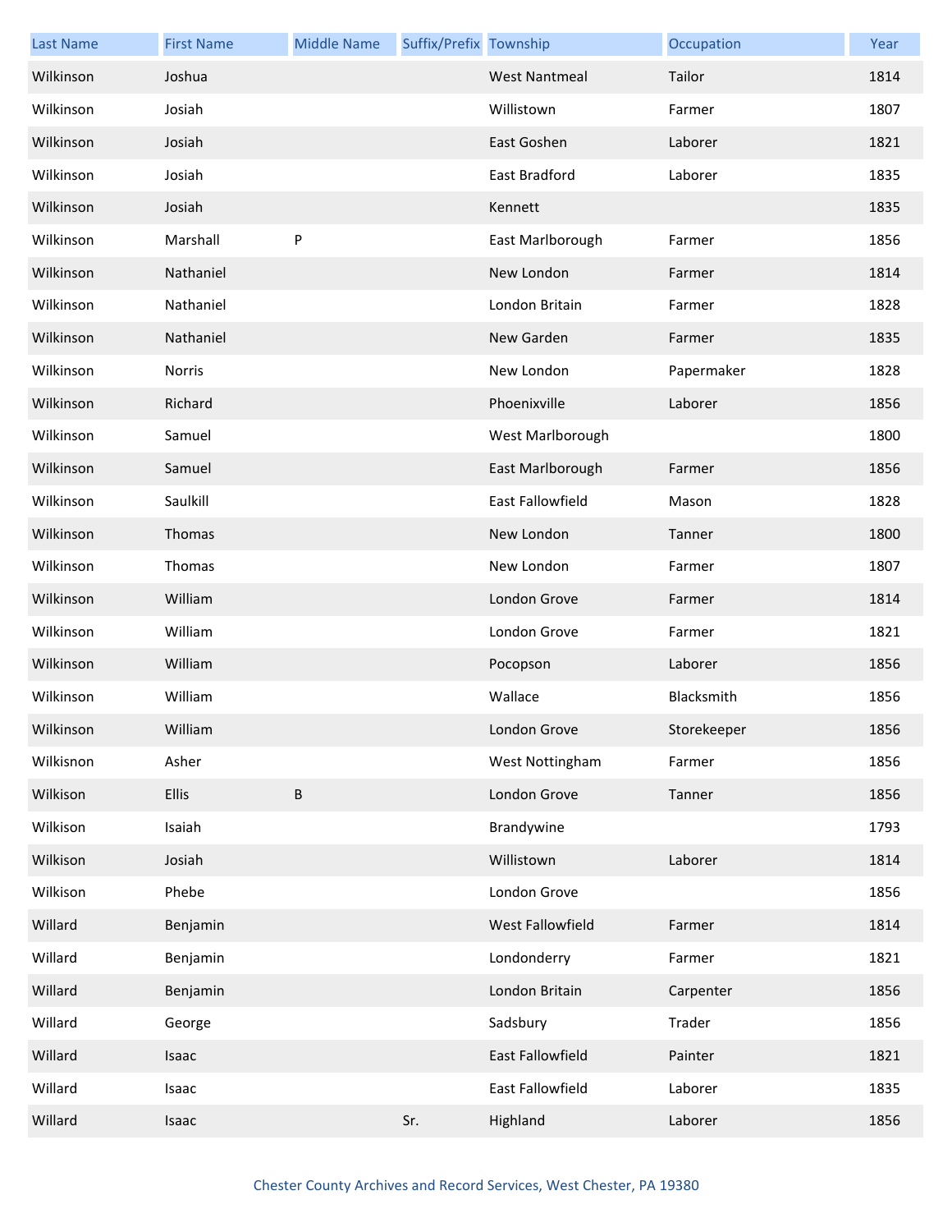| Last Name | First Name | Middle Name | Suffix/Prefix | Township | Occupation | Year |
|---|---|---|---|---|---|---|
| Wilkinson | Joshua | | | West Nantmeal | Tailor | 1814 |
| Wilkinson | Josiah | | | Willistown | Farmer | 1807 |
| Wilkinson | Josiah | | | East Goshen | Laborer | 1821 |
| Wilkinson | Josiah | | | East Bradford | Laborer | 1835 |
| Wilkinson | Josiah | | | Kennett | | 1835 |
| Wilkinson | Marshall | P | | East Marlborough | Farmer | 1856 |
| Wilkinson | Nathaniel | | | New London | Farmer | 1814 |
| Wilkinson | Nathaniel | | | London Britain | Farmer | 1828 |
| Wilkinson | Nathaniel | | | New Garden | Farmer | 1835 |
| Wilkinson | Norris | | | New London | Papermaker | 1828 |
| Wilkinson | Richard | | | Phoenixville | Laborer | 1856 |
| Wilkinson | Samuel | | | West Marlborough | | 1800 |
| Wilkinson | Samuel | | | East Marlborough | Farmer | 1856 |
| Wilkinson | Saulkill | | | East Fallowfield | Mason | 1828 |
| Wilkinson | Thomas | | | New London | Tanner | 1800 |
| Wilkinson | Thomas | | | New London | Farmer | 1807 |
| Wilkinson | William | | | London Grove | Farmer | 1814 |
| Wilkinson | William | | | London Grove | Farmer | 1821 |
| Wilkinson | William | | | Pocopson | Laborer | 1856 |
| Wilkinson | William | | | Wallace | Blacksmith | 1856 |
| Wilkinson | William | | | London Grove | Storekeeper | 1856 |
| Wilkisnon | Asher | | | West Nottingham | Farmer | 1856 |
| Wilkison | Ellis | B | | London Grove | Tanner | 1856 |
| Wilkison | Isaiah | | | Brandywine | | 1793 |
| Wilkison | Josiah | | | Willistown | Laborer | 1814 |
| Wilkison | Phebe | | | London Grove | | 1856 |
| Willard | Benjamin | | | West Fallowfield | Farmer | 1814 |
| Willard | Benjamin | | | Londonderry | Farmer | 1821 |
| Willard | Benjamin | | | London Britain | Carpenter | 1856 |
| Willard | George | | | Sadsbury | Trader | 1856 |
| Willard | Isaac | | | East Fallowfield | Painter | 1821 |
| Willard | Isaac | | | East Fallowfield | Laborer | 1835 |
| Willard | Isaac | | Sr. | Highland | Laborer | 1856 |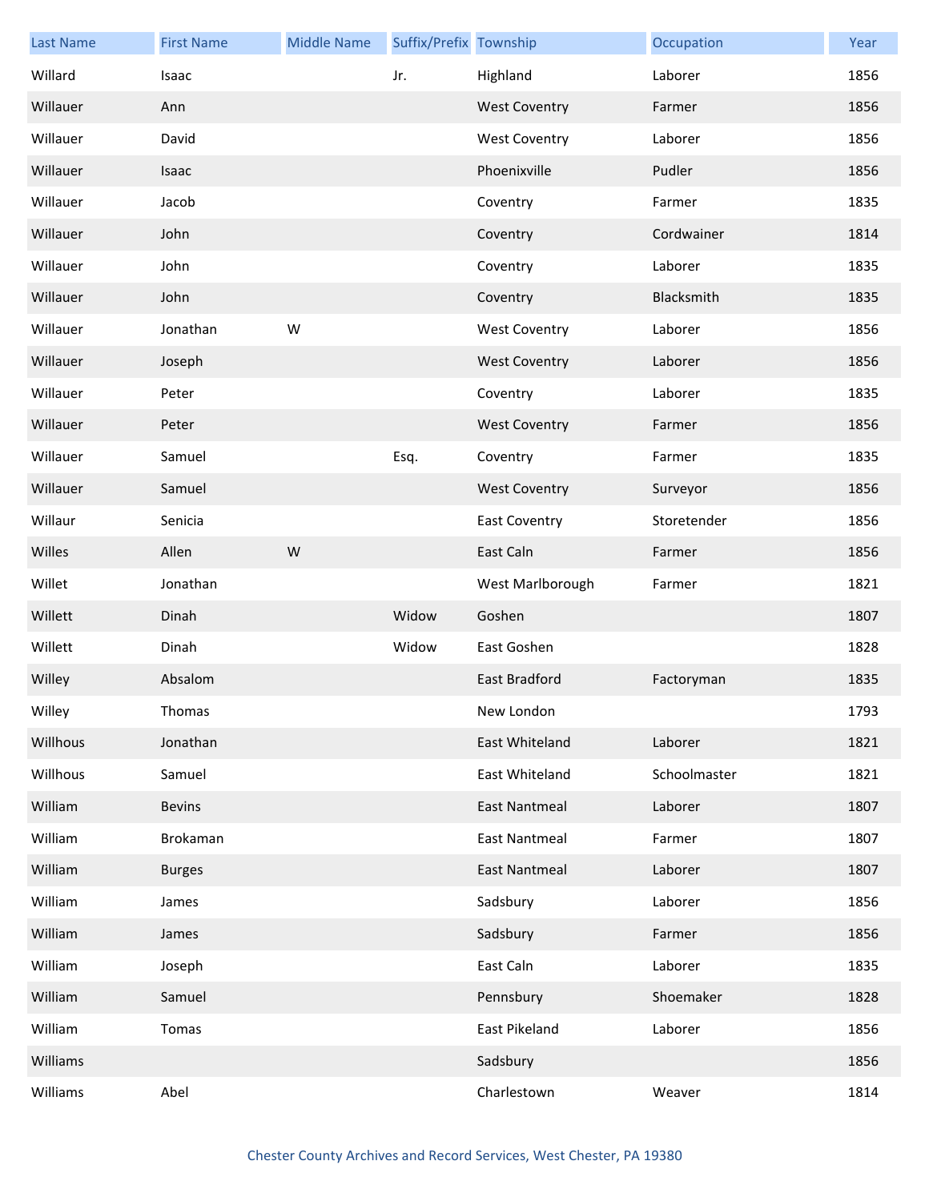| Last Name | First Name | Middle Name | Suffix/Prefix | Township | Occupation | Year |
|---|---|---|---|---|---|---|
| Willard | Isaac | | Jr. | Highland | Laborer | 1856 |
| Willauer | Ann | | | West Coventry | Farmer | 1856 |
| Willauer | David | | | West Coventry | Laborer | 1856 |
| Willauer | Isaac | | | Phoenixville | Pudler | 1856 |
| Willauer | Jacob | | | Coventry | Farmer | 1835 |
| Willauer | John | | | Coventry | Cordwainer | 1814 |
| Willauer | John | | | Coventry | Laborer | 1835 |
| Willauer | John | | | Coventry | Blacksmith | 1835 |
| Willauer | Jonathan | W | | West Coventry | Laborer | 1856 |
| Willauer | Joseph | | | West Coventry | Laborer | 1856 |
| Willauer | Peter | | | Coventry | Laborer | 1835 |
| Willauer | Peter | | | West Coventry | Farmer | 1856 |
| Willauer | Samuel | | Esq. | Coventry | Farmer | 1835 |
| Willauer | Samuel | | | West Coventry | Surveyor | 1856 |
| Willaur | Senicia | | | East Coventry | Storetender | 1856 |
| Willes | Allen | W | | East Caln | Farmer | 1856 |
| Willet | Jonathan | | | West Marlborough | Farmer | 1821 |
| Willett | Dinah | | Widow | Goshen | | 1807 |
| Willett | Dinah | | Widow | East Goshen | | 1828 |
| Willey | Absalom | | | East Bradford | Factoryman | 1835 |
| Willey | Thomas | | | New London | | 1793 |
| Willhous | Jonathan | | | East Whiteland | Laborer | 1821 |
| Willhous | Samuel | | | East Whiteland | Schoolmaster | 1821 |
| William | Bevins | | | East Nantmeal | Laborer | 1807 |
| William | Brokaman | | | East Nantmeal | Farmer | 1807 |
| William | Burges | | | East Nantmeal | Laborer | 1807 |
| William | James | | | Sadsbury | Laborer | 1856 |
| William | James | | | Sadsbury | Farmer | 1856 |
| William | Joseph | | | East Caln | Laborer | 1835 |
| William | Samuel | | | Pennsbury | Shoemaker | 1828 |
| William | Tomas | | | East Pikeland | Laborer | 1856 |
| Williams | | | | Sadsbury | | 1856 |
| Williams | Abel | | | Charlestown | Weaver | 1814 |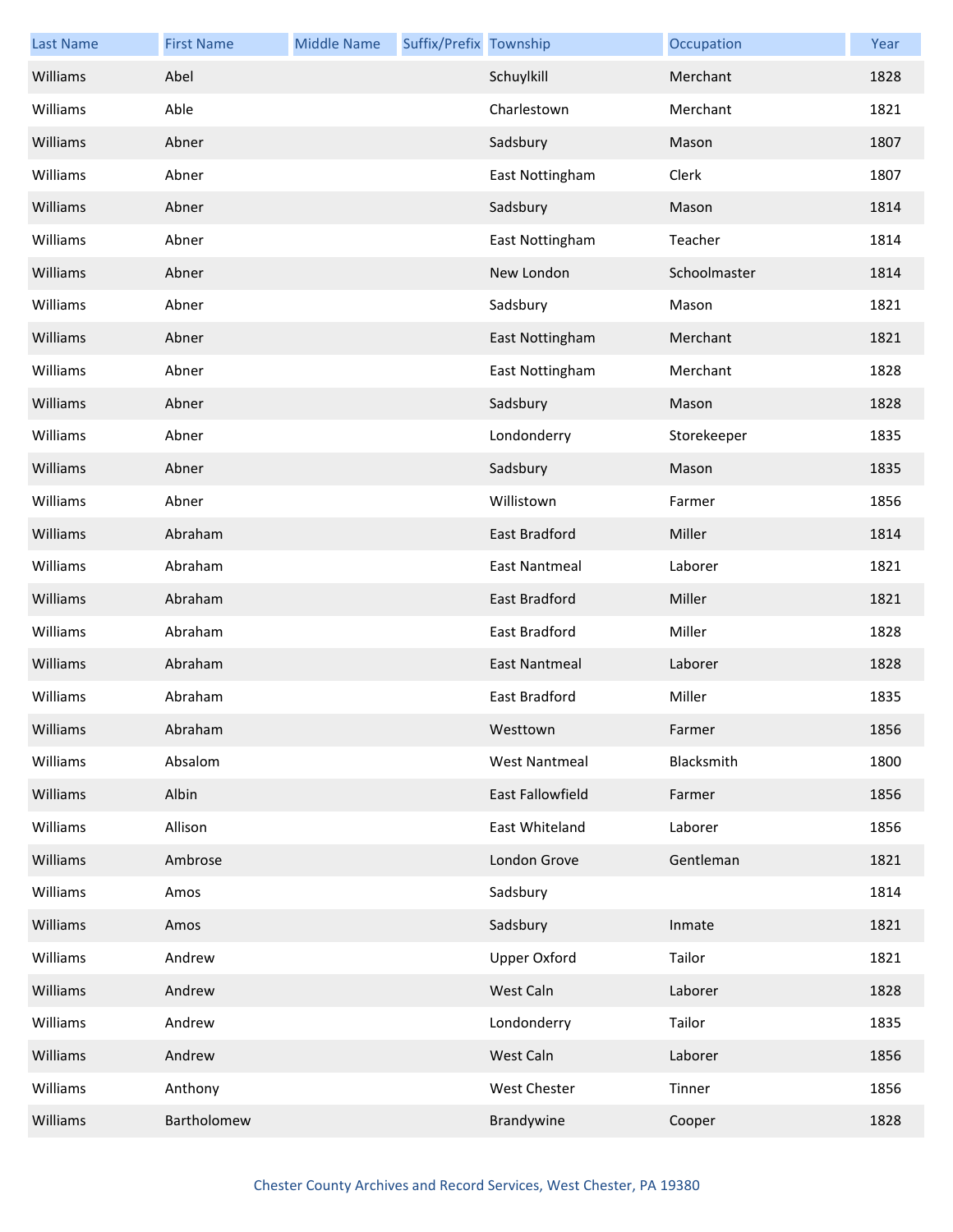| Last Name | First Name | Middle Name | Suffix/Prefix | Township | Occupation | Year |
|---|---|---|---|---|---|---|
| Williams | Abel | | | Schuylkill | Merchant | 1828 |
| Williams | Able | | | Charlestown | Merchant | 1821 |
| Williams | Abner | | | Sadsbury | Mason | 1807 |
| Williams | Abner | | | East Nottingham | Clerk | 1807 |
| Williams | Abner | | | Sadsbury | Mason | 1814 |
| Williams | Abner | | | East Nottingham | Teacher | 1814 |
| Williams | Abner | | | New London | Schoolmaster | 1814 |
| Williams | Abner | | | Sadsbury | Mason | 1821 |
| Williams | Abner | | | East Nottingham | Merchant | 1821 |
| Williams | Abner | | | East Nottingham | Merchant | 1828 |
| Williams | Abner | | | Sadsbury | Mason | 1828 |
| Williams | Abner | | | Londonderry | Storekeeper | 1835 |
| Williams | Abner | | | Sadsbury | Mason | 1835 |
| Williams | Abner | | | Willistown | Farmer | 1856 |
| Williams | Abraham | | | East Bradford | Miller | 1814 |
| Williams | Abraham | | | East Nantmeal | Laborer | 1821 |
| Williams | Abraham | | | East Bradford | Miller | 1821 |
| Williams | Abraham | | | East Bradford | Miller | 1828 |
| Williams | Abraham | | | East Nantmeal | Laborer | 1828 |
| Williams | Abraham | | | East Bradford | Miller | 1835 |
| Williams | Abraham | | | Westtown | Farmer | 1856 |
| Williams | Absalom | | | West Nantmeal | Blacksmith | 1800 |
| Williams | Albin | | | East Fallowfield | Farmer | 1856 |
| Williams | Allison | | | East Whiteland | Laborer | 1856 |
| Williams | Ambrose | | | London Grove | Gentleman | 1821 |
| Williams | Amos | | | Sadsbury | | 1814 |
| Williams | Amos | | | Sadsbury | Inmate | 1821 |
| Williams | Andrew | | | Upper Oxford | Tailor | 1821 |
| Williams | Andrew | | | West Caln | Laborer | 1828 |
| Williams | Andrew | | | Londonderry | Tailor | 1835 |
| Williams | Andrew | | | West Caln | Laborer | 1856 |
| Williams | Anthony | | | West Chester | Tinner | 1856 |
| Williams | Bartholomew | | | Brandywine | Cooper | 1828 |

Chester County Archives and Record Services, West Chester, PA 19380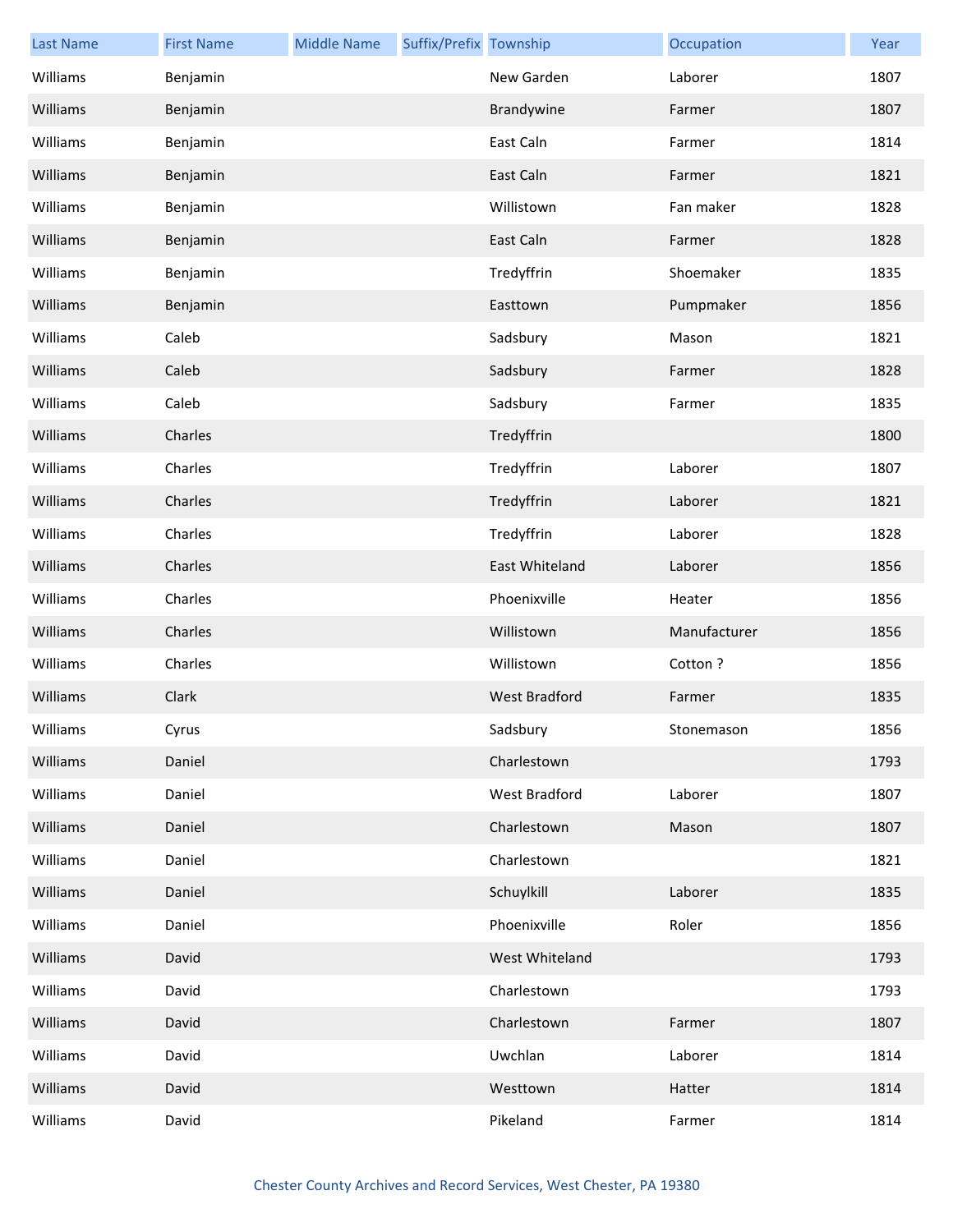| Last Name | First Name | Middle Name | Suffix/Prefix | Township | Occupation | Year |
|---|---|---|---|---|---|---|
| Williams | Benjamin | | | New Garden | Laborer | 1807 |
| Williams | Benjamin | | | Brandywine | Farmer | 1807 |
| Williams | Benjamin | | | East Caln | Farmer | 1814 |
| Williams | Benjamin | | | East Caln | Farmer | 1821 |
| Williams | Benjamin | | | Willistown | Fan maker | 1828 |
| Williams | Benjamin | | | East Caln | Farmer | 1828 |
| Williams | Benjamin | | | Tredyffrin | Shoemaker | 1835 |
| Williams | Benjamin | | | Easttown | Pumpmaker | 1856 |
| Williams | Caleb | | | Sadsbury | Mason | 1821 |
| Williams | Caleb | | | Sadsbury | Farmer | 1828 |
| Williams | Caleb | | | Sadsbury | Farmer | 1835 |
| Williams | Charles | | | Tredyffrin | | 1800 |
| Williams | Charles | | | Tredyffrin | Laborer | 1807 |
| Williams | Charles | | | Tredyffrin | Laborer | 1821 |
| Williams | Charles | | | Tredyffrin | Laborer | 1828 |
| Williams | Charles | | | East Whiteland | Laborer | 1856 |
| Williams | Charles | | | Phoenixville | Heater | 1856 |
| Williams | Charles | | | Willistown | Manufacturer | 1856 |
| Williams | Charles | | | Willistown | Cotton ? | 1856 |
| Williams | Clark | | | West Bradford | Farmer | 1835 |
| Williams | Cyrus | | | Sadsbury | Stonemason | 1856 |
| Williams | Daniel | | | Charlestown | | 1793 |
| Williams | Daniel | | | West Bradford | Laborer | 1807 |
| Williams | Daniel | | | Charlestown | Mason | 1807 |
| Williams | Daniel | | | Charlestown | | 1821 |
| Williams | Daniel | | | Schuylkill | Laborer | 1835 |
| Williams | Daniel | | | Phoenixville | Roler | 1856 |
| Williams | David | | | West Whiteland | | 1793 |
| Williams | David | | | Charlestown | | 1793 |
| Williams | David | | | Charlestown | Farmer | 1807 |
| Williams | David | | | Uwchlan | Laborer | 1814 |
| Williams | David | | | Westtown | Hatter | 1814 |
| Williams | David | | | Pikeland | Farmer | 1814 |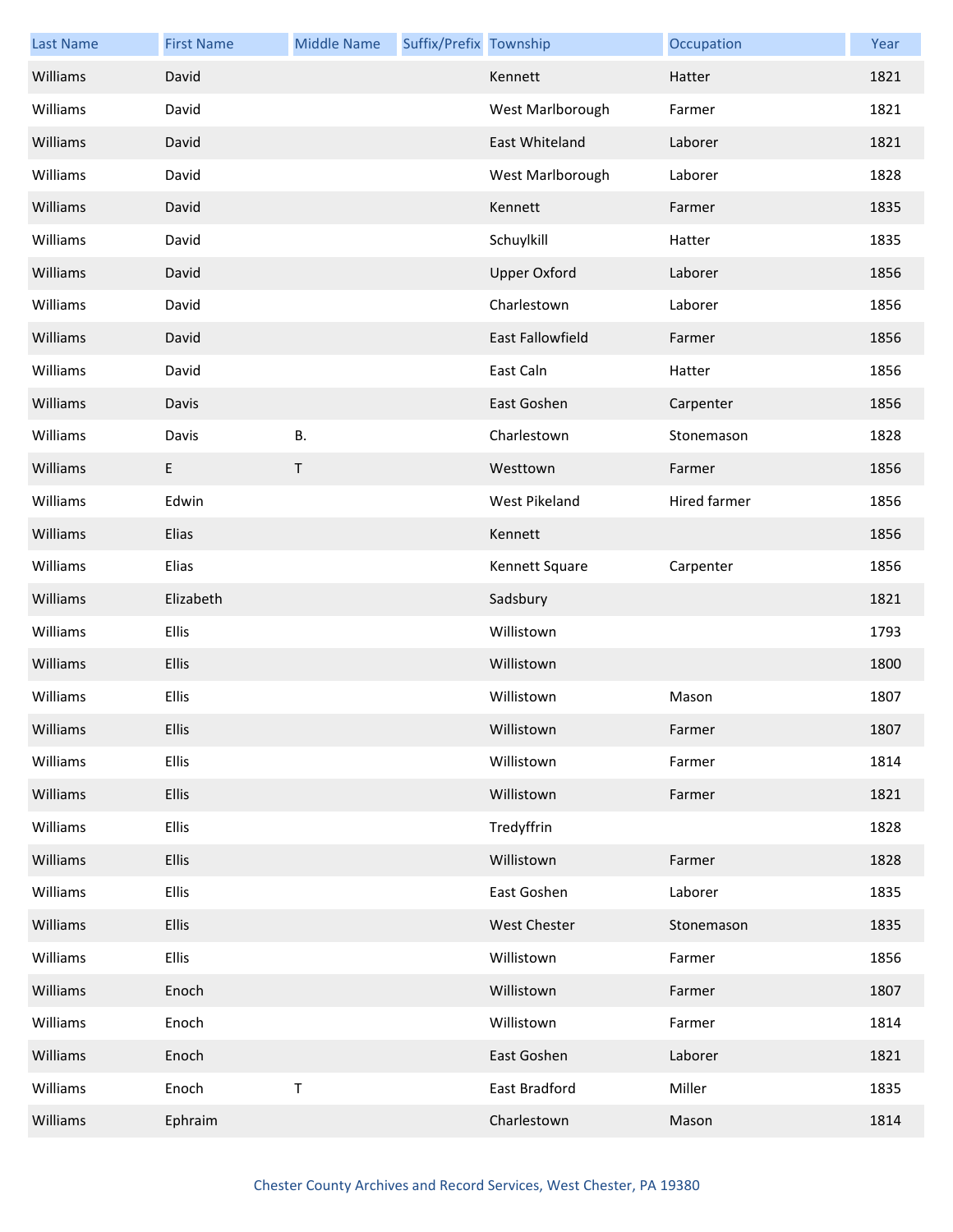| Last Name | First Name | Middle Name | Suffix/Prefix | Township | Occupation | Year |
| --- | --- | --- | --- | --- | --- | --- |
| Williams | David | | | Kennett | Hatter | 1821 |
| Williams | David | | | West Marlborough | Farmer | 1821 |
| Williams | David | | | East Whiteland | Laborer | 1821 |
| Williams | David | | | West Marlborough | Laborer | 1828 |
| Williams | David | | | Kennett | Farmer | 1835 |
| Williams | David | | | Schuylkill | Hatter | 1835 |
| Williams | David | | | Upper Oxford | Laborer | 1856 |
| Williams | David | | | Charlestown | Laborer | 1856 |
| Williams | David | | | East Fallowfield | Farmer | 1856 |
| Williams | David | | | East Caln | Hatter | 1856 |
| Williams | Davis | | | East Goshen | Carpenter | 1856 |
| Williams | Davis | B. | | Charlestown | Stonemason | 1828 |
| Williams | E | T | | Westtown | Farmer | 1856 |
| Williams | Edwin | | | West Pikeland | Hired farmer | 1856 |
| Williams | Elias | | | Kennett | | 1856 |
| Williams | Elias | | | Kennett Square | Carpenter | 1856 |
| Williams | Elizabeth | | | Sadsbury | | 1821 |
| Williams | Ellis | | | Willistown | | 1793 |
| Williams | Ellis | | | Willistown | | 1800 |
| Williams | Ellis | | | Willistown | Mason | 1807 |
| Williams | Ellis | | | Willistown | Farmer | 1807 |
| Williams | Ellis | | | Willistown | Farmer | 1814 |
| Williams | Ellis | | | Willistown | Farmer | 1821 |
| Williams | Ellis | | | Tredyffrin | | 1828 |
| Williams | Ellis | | | Willistown | Farmer | 1828 |
| Williams | Ellis | | | East Goshen | Laborer | 1835 |
| Williams | Ellis | | | West Chester | Stonemason | 1835 |
| Williams | Ellis | | | Willistown | Farmer | 1856 |
| Williams | Enoch | | | Willistown | Farmer | 1807 |
| Williams | Enoch | | | Willistown | Farmer | 1814 |
| Williams | Enoch | | | East Goshen | Laborer | 1821 |
| Williams | Enoch | T | | East Bradford | Miller | 1835 |
| Williams | Ephraim | | | Charlestown | Mason | 1814 |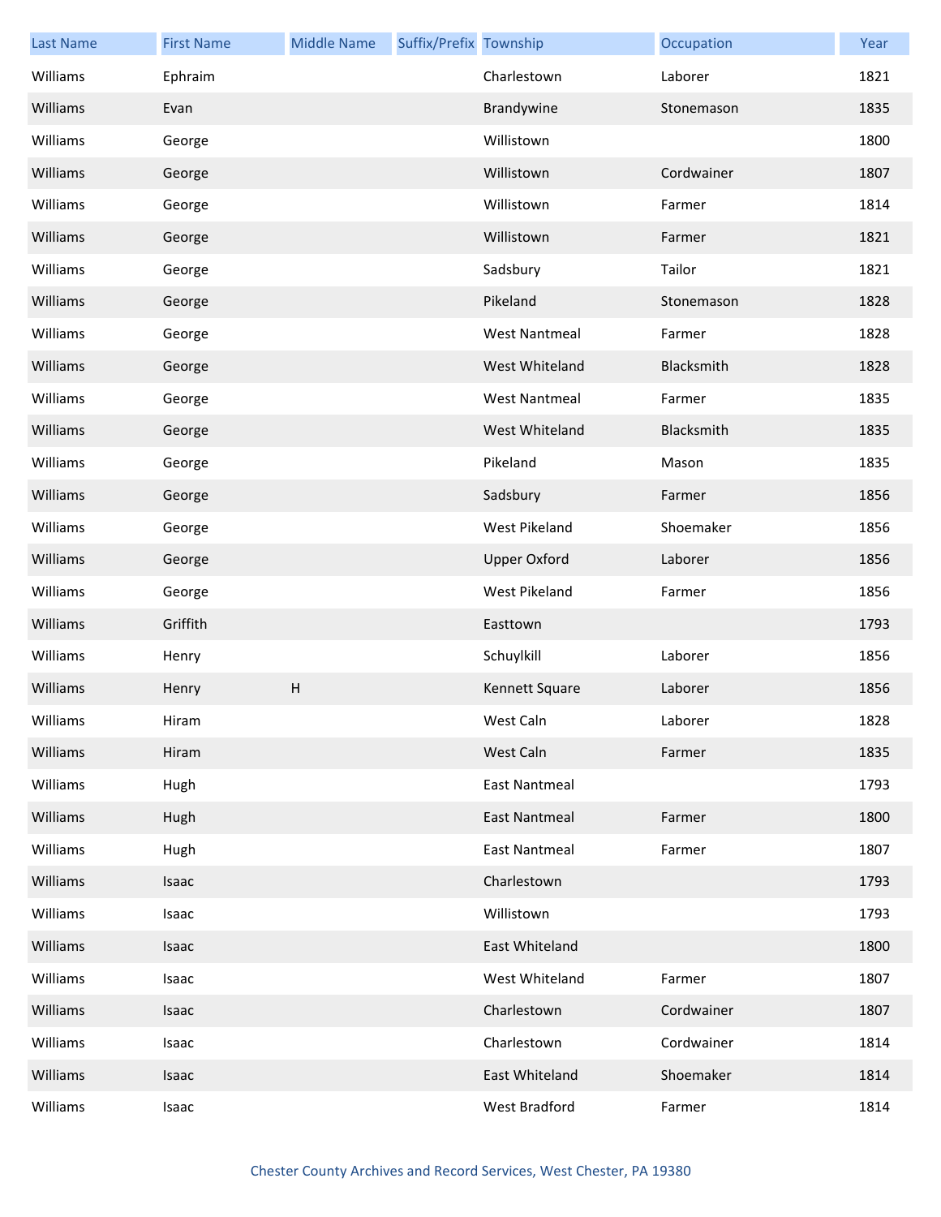| Last Name | First Name | Middle Name | Suffix/Prefix | Township | Occupation | Year |
|---|---|---|---|---|---|---|
| Williams | Ephraim | | | Charlestown | Laborer | 1821 |
| Williams | Evan | | | Brandywine | Stonemason | 1835 |
| Williams | George | | | Willistown | | 1800 |
| Williams | George | | | Willistown | Cordwainer | 1807 |
| Williams | George | | | Willistown | Farmer | 1814 |
| Williams | George | | | Willistown | Farmer | 1821 |
| Williams | George | | | Sadsbury | Tailor | 1821 |
| Williams | George | | | Pikeland | Stonemason | 1828 |
| Williams | George | | | West Nantmeal | Farmer | 1828 |
| Williams | George | | | West Whiteland | Blacksmith | 1828 |
| Williams | George | | | West Nantmeal | Farmer | 1835 |
| Williams | George | | | West Whiteland | Blacksmith | 1835 |
| Williams | George | | | Pikeland | Mason | 1835 |
| Williams | George | | | Sadsbury | Farmer | 1856 |
| Williams | George | | | West Pikeland | Shoemaker | 1856 |
| Williams | George | | | Upper Oxford | Laborer | 1856 |
| Williams | George | | | West Pikeland | Farmer | 1856 |
| Williams | Griffith | | | Easttown | | 1793 |
| Williams | Henry | | | Schuylkill | Laborer | 1856 |
| Williams | Henry | H | | Kennett Square | Laborer | 1856 |
| Williams | Hiram | | | West Caln | Laborer | 1828 |
| Williams | Hiram | | | West Caln | Farmer | 1835 |
| Williams | Hugh | | | East Nantmeal | | 1793 |
| Williams | Hugh | | | East Nantmeal | Farmer | 1800 |
| Williams | Hugh | | | East Nantmeal | Farmer | 1807 |
| Williams | Isaac | | | Charlestown | | 1793 |
| Williams | Isaac | | | Willistown | | 1793 |
| Williams | Isaac | | | East Whiteland | | 1800 |
| Williams | Isaac | | | West Whiteland | Farmer | 1807 |
| Williams | Isaac | | | Charlestown | Cordwainer | 1807 |
| Williams | Isaac | | | Charlestown | Cordwainer | 1814 |
| Williams | Isaac | | | East Whiteland | Shoemaker | 1814 |
| Williams | Isaac | | | West Bradford | Farmer | 1814 |

Chester County Archives and Record Services, West Chester, PA 19380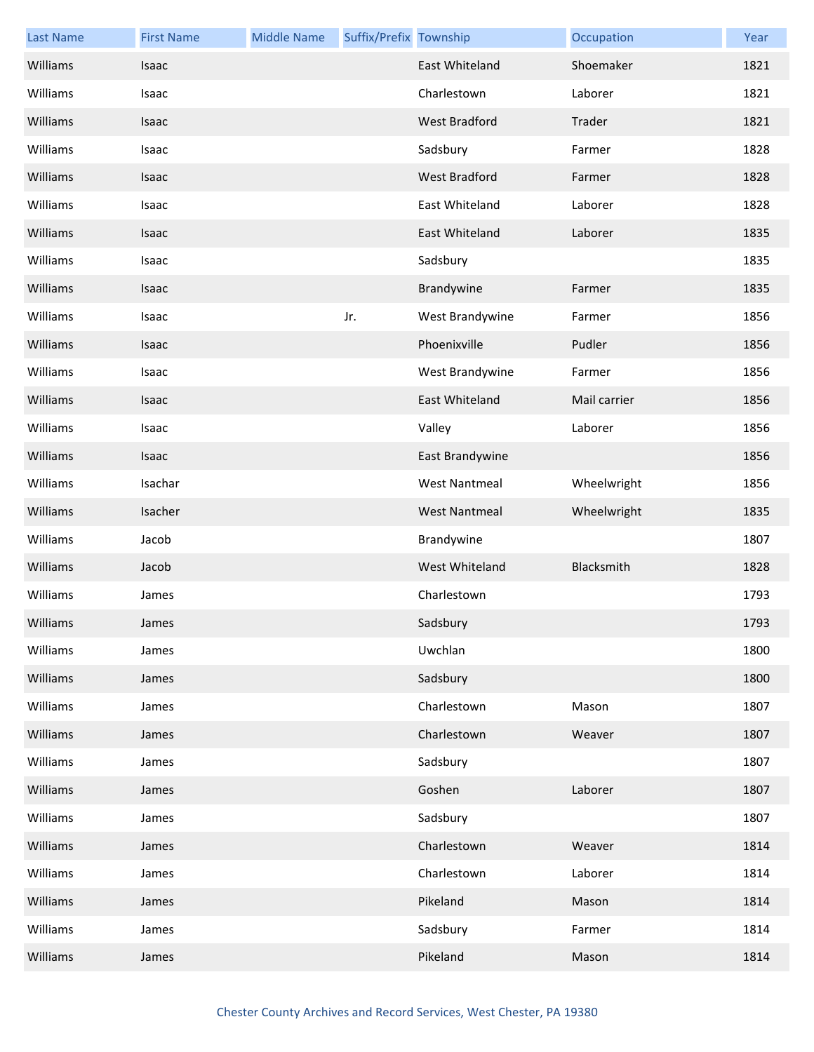| Last Name | First Name | Middle Name | Suffix/Prefix | Township | Occupation | Year |
|---|---|---|---|---|---|---|
| Williams | Isaac | | | East Whiteland | Shoemaker | 1821 |
| Williams | Isaac | | | Charlestown | Laborer | 1821 |
| Williams | Isaac | | | West Bradford | Trader | 1821 |
| Williams | Isaac | | | Sadsbury | Farmer | 1828 |
| Williams | Isaac | | | West Bradford | Farmer | 1828 |
| Williams | Isaac | | | East Whiteland | Laborer | 1828 |
| Williams | Isaac | | | East Whiteland | Laborer | 1835 |
| Williams | Isaac | | | Sadsbury | | 1835 |
| Williams | Isaac | | | Brandywine | Farmer | 1835 |
| Williams | Isaac | | Jr. | West Brandywine | Farmer | 1856 |
| Williams | Isaac | | | Phoenixville | Pudler | 1856 |
| Williams | Isaac | | | West Brandywine | Farmer | 1856 |
| Williams | Isaac | | | East Whiteland | Mail carrier | 1856 |
| Williams | Isaac | | | Valley | Laborer | 1856 |
| Williams | Isaac | | | East Brandywine | | 1856 |
| Williams | Isachar | | | West Nantmeal | Wheelwright | 1856 |
| Williams | Isacher | | | West Nantmeal | Wheelwright | 1835 |
| Williams | Jacob | | | Brandywine | | 1807 |
| Williams | Jacob | | | West Whiteland | Blacksmith | 1828 |
| Williams | James | | | Charlestown | | 1793 |
| Williams | James | | | Sadsbury | | 1793 |
| Williams | James | | | Uwchlan | | 1800 |
| Williams | James | | | Sadsbury | | 1800 |
| Williams | James | | | Charlestown | Mason | 1807 |
| Williams | James | | | Charlestown | Weaver | 1807 |
| Williams | James | | | Sadsbury | | 1807 |
| Williams | James | | | Goshen | Laborer | 1807 |
| Williams | James | | | Sadsbury | | 1807 |
| Williams | James | | | Charlestown | Weaver | 1814 |
| Williams | James | | | Charlestown | Laborer | 1814 |
| Williams | James | | | Pikeland | Mason | 1814 |
| Williams | James | | | Sadsbury | Farmer | 1814 |
| Williams | James | | | Pikeland | Mason | 1814 |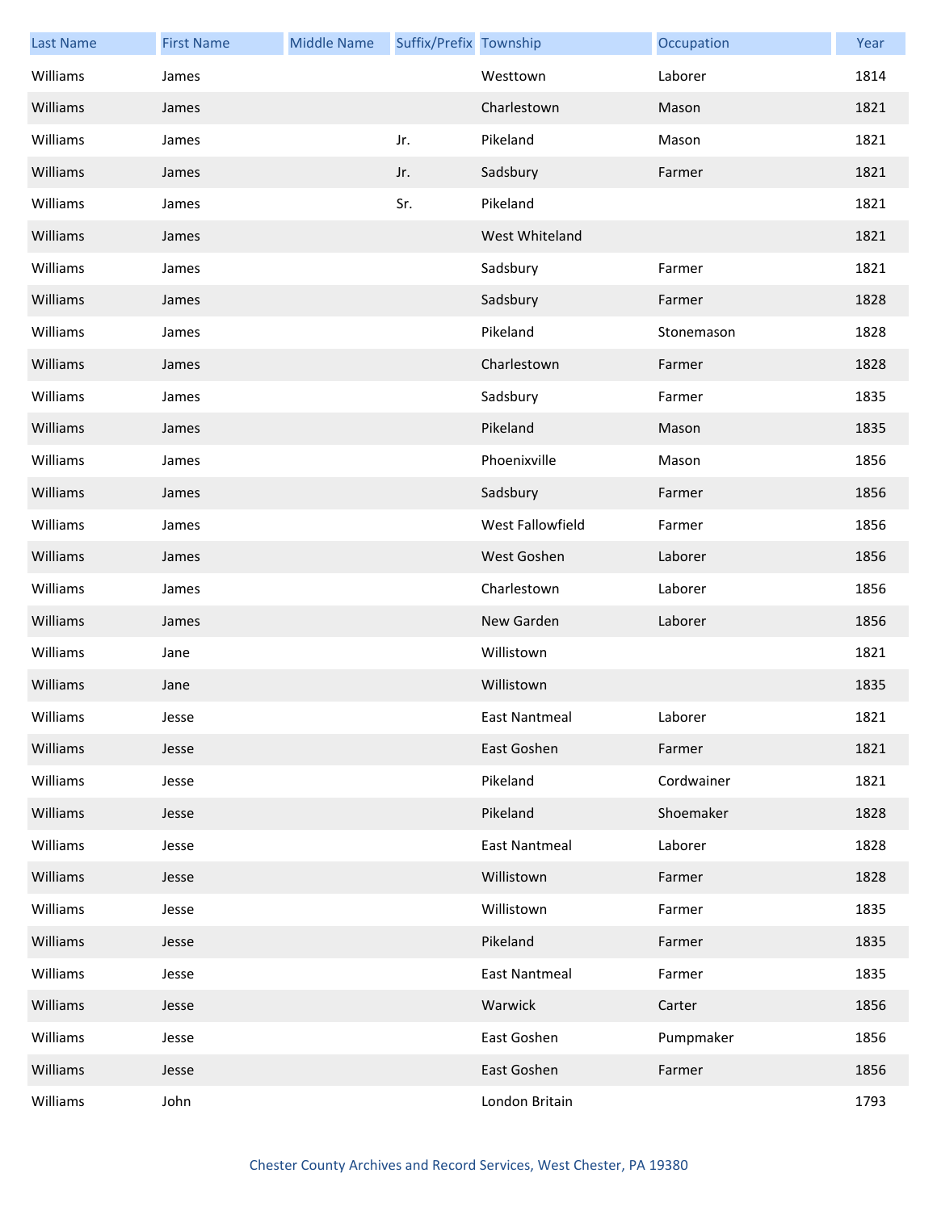| Last Name | First Name | Middle Name | Suffix/Prefix | Township | Occupation | Year |
|---|---|---|---|---|---|---|
| Williams | James | | | Westtown | Laborer | 1814 |
| Williams | James | | | Charlestown | Mason | 1821 |
| Williams | James | | Jr. | Pikeland | Mason | 1821 |
| Williams | James | | Jr. | Sadsbury | Farmer | 1821 |
| Williams | James | | Sr. | Pikeland | | 1821 |
| Williams | James | | | West Whiteland | | 1821 |
| Williams | James | | | Sadsbury | Farmer | 1821 |
| Williams | James | | | Sadsbury | Farmer | 1828 |
| Williams | James | | | Pikeland | Stonemason | 1828 |
| Williams | James | | | Charlestown | Farmer | 1828 |
| Williams | James | | | Sadsbury | Farmer | 1835 |
| Williams | James | | | Pikeland | Mason | 1835 |
| Williams | James | | | Phoenixville | Mason | 1856 |
| Williams | James | | | Sadsbury | Farmer | 1856 |
| Williams | James | | | West Fallowfield | Farmer | 1856 |
| Williams | James | | | West Goshen | Laborer | 1856 |
| Williams | James | | | Charlestown | Laborer | 1856 |
| Williams | James | | | New Garden | Laborer | 1856 |
| Williams | Jane | | | Willistown | | 1821 |
| Williams | Jane | | | Willistown | | 1835 |
| Williams | Jesse | | | East Nantmeal | Laborer | 1821 |
| Williams | Jesse | | | East Goshen | Farmer | 1821 |
| Williams | Jesse | | | Pikeland | Cordwainer | 1821 |
| Williams | Jesse | | | Pikeland | Shoemaker | 1828 |
| Williams | Jesse | | | East Nantmeal | Laborer | 1828 |
| Williams | Jesse | | | Willistown | Farmer | 1828 |
| Williams | Jesse | | | Willistown | Farmer | 1835 |
| Williams | Jesse | | | Pikeland | Farmer | 1835 |
| Williams | Jesse | | | East Nantmeal | Farmer | 1835 |
| Williams | Jesse | | | Warwick | Carter | 1856 |
| Williams | Jesse | | | East Goshen | Pumpmaker | 1856 |
| Williams | Jesse | | | East Goshen | Farmer | 1856 |
| Williams | John | | | London Britain | | 1793 |

Chester County Archives and Record Services, West Chester, PA 19380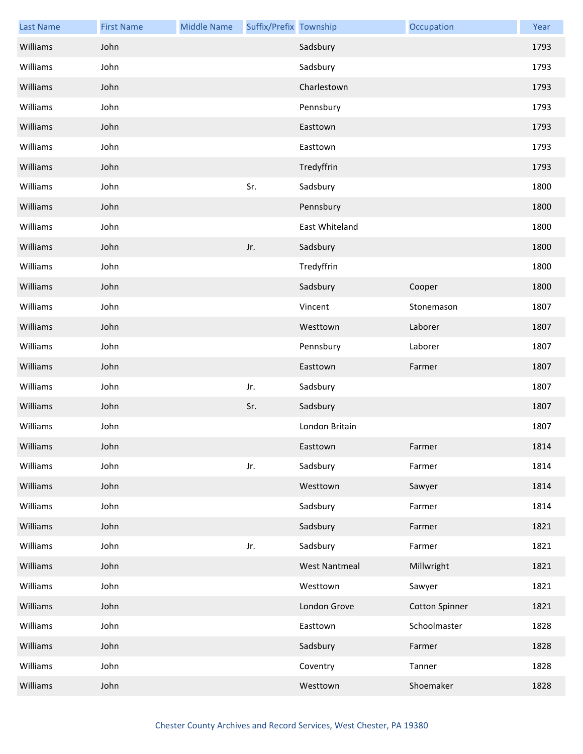| Last Name | First Name | Middle Name | Suffix/Prefix | Township | Occupation | Year |
|---|---|---|---|---|---|---|
| Williams | John | | | Sadsbury | | 1793 |
| Williams | John | | | Sadsbury | | 1793 |
| Williams | John | | | Charlestown | | 1793 |
| Williams | John | | | Pennsbury | | 1793 |
| Williams | John | | | Easttown | | 1793 |
| Williams | John | | | Easttown | | 1793 |
| Williams | John | | | Tredyffrin | | 1793 |
| Williams | John | | Sr. | Sadsbury | | 1800 |
| Williams | John | | | Pennsbury | | 1800 |
| Williams | John | | | East Whiteland | | 1800 |
| Williams | John | | Jr. | Sadsbury | | 1800 |
| Williams | John | | | Tredyffrin | | 1800 |
| Williams | John | | | Sadsbury | Cooper | 1800 |
| Williams | John | | | Vincent | Stonemason | 1807 |
| Williams | John | | | Westtown | Laborer | 1807 |
| Williams | John | | | Pennsbury | Laborer | 1807 |
| Williams | John | | | Easttown | Farmer | 1807 |
| Williams | John | | Jr. | Sadsbury | | 1807 |
| Williams | John | | Sr. | Sadsbury | | 1807 |
| Williams | John | | | London Britain | | 1807 |
| Williams | John | | | Easttown | Farmer | 1814 |
| Williams | John | | Jr. | Sadsbury | Farmer | 1814 |
| Williams | John | | | Westtown | Sawyer | 1814 |
| Williams | John | | | Sadsbury | Farmer | 1814 |
| Williams | John | | | Sadsbury | Farmer | 1821 |
| Williams | John | | Jr. | Sadsbury | Farmer | 1821 |
| Williams | John | | | West Nantmeal | Millwright | 1821 |
| Williams | John | | | Westtown | Sawyer | 1821 |
| Williams | John | | | London Grove | Cotton Spinner | 1821 |
| Williams | John | | | Easttown | Schoolmaster | 1828 |
| Williams | John | | | Sadsbury | Farmer | 1828 |
| Williams | John | | | Coventry | Tanner | 1828 |
| Williams | John | | | Westtown | Shoemaker | 1828 |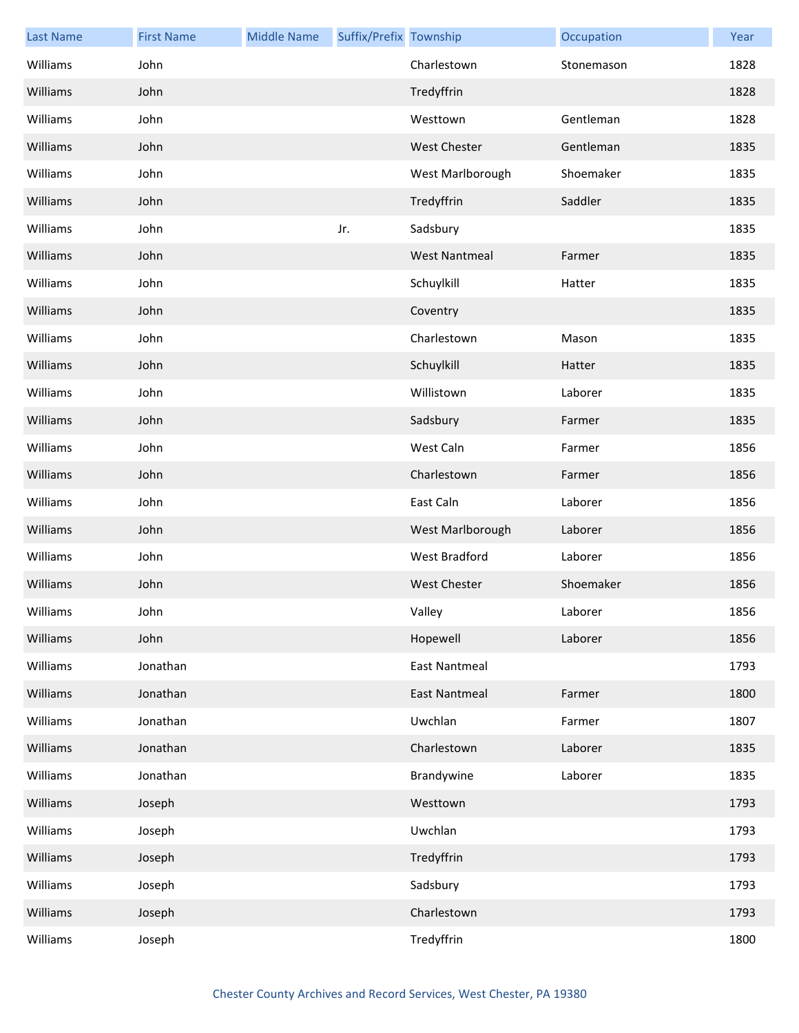| Last Name | First Name | Middle Name | Suffix/Prefix | Township | Occupation | Year |
|---|---|---|---|---|---|---|
| Williams | John | | | Charlestown | Stonemason | 1828 |
| Williams | John | | | Tredyffrin | | 1828 |
| Williams | John | | | Westtown | Gentleman | 1828 |
| Williams | John | | | West Chester | Gentleman | 1835 |
| Williams | John | | | West Marlborough | Shoemaker | 1835 |
| Williams | John | | | Tredyffrin | Saddler | 1835 |
| Williams | John | | Jr. | Sadsbury | | 1835 |
| Williams | John | | | West Nantmeal | Farmer | 1835 |
| Williams | John | | | Schuylkill | Hatter | 1835 |
| Williams | John | | | Coventry | | 1835 |
| Williams | John | | | Charlestown | Mason | 1835 |
| Williams | John | | | Schuylkill | Hatter | 1835 |
| Williams | John | | | Willistown | Laborer | 1835 |
| Williams | John | | | Sadsbury | Farmer | 1835 |
| Williams | John | | | West Caln | Farmer | 1856 |
| Williams | John | | | Charlestown | Farmer | 1856 |
| Williams | John | | | East Caln | Laborer | 1856 |
| Williams | John | | | West Marlborough | Laborer | 1856 |
| Williams | John | | | West Bradford | Laborer | 1856 |
| Williams | John | | | West Chester | Shoemaker | 1856 |
| Williams | John | | | Valley | Laborer | 1856 |
| Williams | John | | | Hopewell | Laborer | 1856 |
| Williams | Jonathan | | | East Nantmeal | | 1793 |
| Williams | Jonathan | | | East Nantmeal | Farmer | 1800 |
| Williams | Jonathan | | | Uwchlan | Farmer | 1807 |
| Williams | Jonathan | | | Charlestown | Laborer | 1835 |
| Williams | Jonathan | | | Brandywine | Laborer | 1835 |
| Williams | Joseph | | | Westtown | | 1793 |
| Williams | Joseph | | | Uwchlan | | 1793 |
| Williams | Joseph | | | Tredyffrin | | 1793 |
| Williams | Joseph | | | Sadsbury | | 1793 |
| Williams | Joseph | | | Charlestown | | 1793 |
| Williams | Joseph | | | Tredyffrin | | 1800 |

Chester County Archives and Record Services, West Chester, PA 19380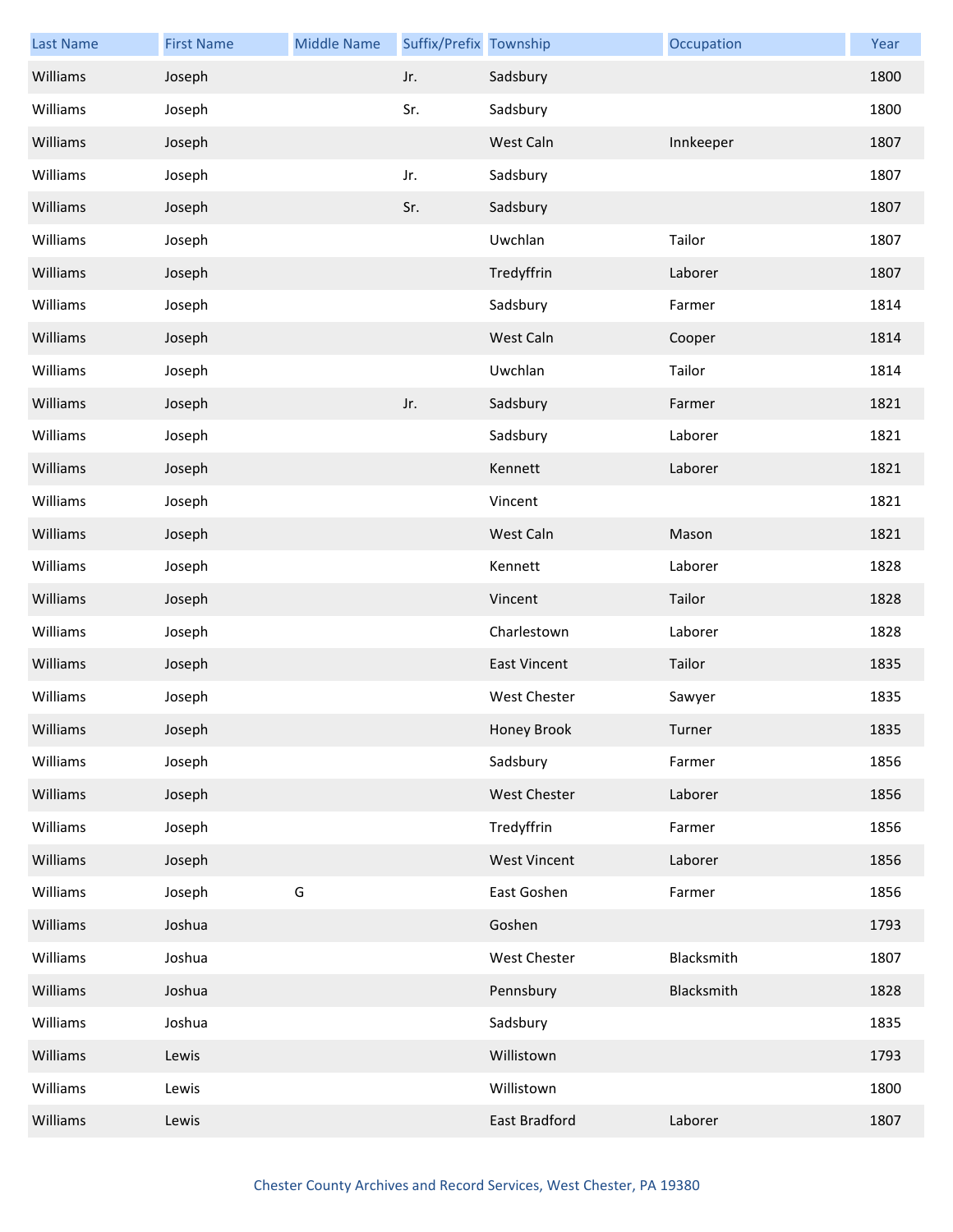| Last Name | First Name | Middle Name | Suffix/Prefix | Township | Occupation | Year |
|---|---|---|---|---|---|---|
| Williams | Joseph | | Jr. | Sadsbury | | 1800 |
| Williams | Joseph | | Sr. | Sadsbury | | 1800 |
| Williams | Joseph | | | West Caln | Innkeeper | 1807 |
| Williams | Joseph | | Jr. | Sadsbury | | 1807 |
| Williams | Joseph | | Sr. | Sadsbury | | 1807 |
| Williams | Joseph | | | Uwchlan | Tailor | 1807 |
| Williams | Joseph | | | Tredyffrin | Laborer | 1807 |
| Williams | Joseph | | | Sadsbury | Farmer | 1814 |
| Williams | Joseph | | | West Caln | Cooper | 1814 |
| Williams | Joseph | | | Uwchlan | Tailor | 1814 |
| Williams | Joseph | | Jr. | Sadsbury | Farmer | 1821 |
| Williams | Joseph | | | Sadsbury | Laborer | 1821 |
| Williams | Joseph | | | Kennett | Laborer | 1821 |
| Williams | Joseph | | | Vincent | | 1821 |
| Williams | Joseph | | | West Caln | Mason | 1821 |
| Williams | Joseph | | | Kennett | Laborer | 1828 |
| Williams | Joseph | | | Vincent | Tailor | 1828 |
| Williams | Joseph | | | Charlestown | Laborer | 1828 |
| Williams | Joseph | | | East Vincent | Tailor | 1835 |
| Williams | Joseph | | | West Chester | Sawyer | 1835 |
| Williams | Joseph | | | Honey Brook | Turner | 1835 |
| Williams | Joseph | | | Sadsbury | Farmer | 1856 |
| Williams | Joseph | | | West Chester | Laborer | 1856 |
| Williams | Joseph | | | Tredyffrin | Farmer | 1856 |
| Williams | Joseph | | | West Vincent | Laborer | 1856 |
| Williams | Joseph | G | | East Goshen | Farmer | 1856 |
| Williams | Joshua | | | Goshen | | 1793 |
| Williams | Joshua | | | West Chester | Blacksmith | 1807 |
| Williams | Joshua | | | Pennsbury | Blacksmith | 1828 |
| Williams | Joshua | | | Sadsbury | | 1835 |
| Williams | Lewis | | | Willistown | | 1793 |
| Williams | Lewis | | | Willistown | | 1800 |
| Williams | Lewis | | | East Bradford | Laborer | 1807 |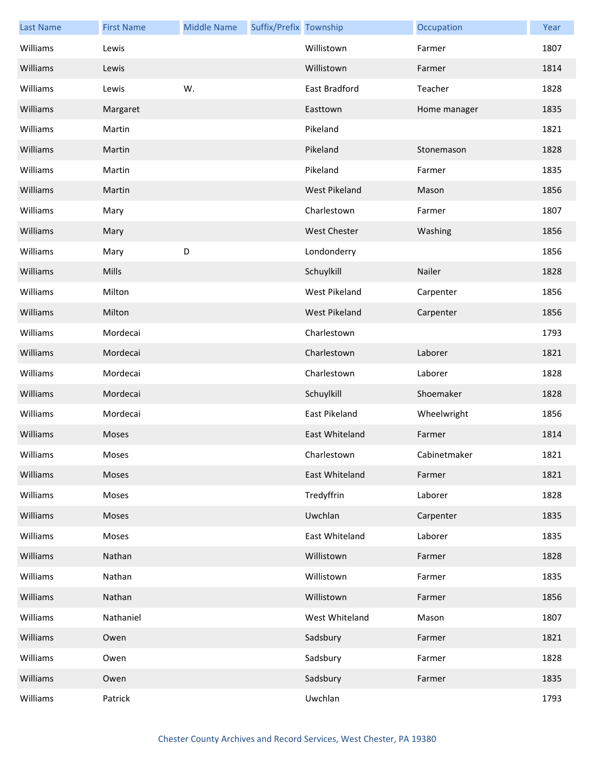| Last Name | First Name | Middle Name | Suffix/Prefix | Township | Occupation | Year |
|---|---|---|---|---|---|---|
| Williams | Lewis | | | Willistown | Farmer | 1807 |
| Williams | Lewis | | | Willistown | Farmer | 1814 |
| Williams | Lewis | W. | | East Bradford | Teacher | 1828 |
| Williams | Margaret | | | Easttown | Home manager | 1835 |
| Williams | Martin | | | Pikeland | | 1821 |
| Williams | Martin | | | Pikeland | Stonemason | 1828 |
| Williams | Martin | | | Pikeland | Farmer | 1835 |
| Williams | Martin | | | West Pikeland | Mason | 1856 |
| Williams | Mary | | | Charlestown | Farmer | 1807 |
| Williams | Mary | | | West Chester | Washing | 1856 |
| Williams | Mary | D | | Londonderry | | 1856 |
| Williams | Mills | | | Schuylkill | Nailer | 1828 |
| Williams | Milton | | | West Pikeland | Carpenter | 1856 |
| Williams | Milton | | | West Pikeland | Carpenter | 1856 |
| Williams | Mordecai | | | Charlestown | | 1793 |
| Williams | Mordecai | | | Charlestown | Laborer | 1821 |
| Williams | Mordecai | | | Charlestown | Laborer | 1828 |
| Williams | Mordecai | | | Schuylkill | Shoemaker | 1828 |
| Williams | Mordecai | | | East Pikeland | Wheelwright | 1856 |
| Williams | Moses | | | East Whiteland | Farmer | 1814 |
| Williams | Moses | | | Charlestown | Cabinetmaker | 1821 |
| Williams | Moses | | | East Whiteland | Farmer | 1821 |
| Williams | Moses | | | Tredyffrin | Laborer | 1828 |
| Williams | Moses | | | Uwchlan | Carpenter | 1835 |
| Williams | Moses | | | East Whiteland | Laborer | 1835 |
| Williams | Nathan | | | Willistown | Farmer | 1828 |
| Williams | Nathan | | | Willistown | Farmer | 1835 |
| Williams | Nathan | | | Willistown | Farmer | 1856 |
| Williams | Nathaniel | | | West Whiteland | Mason | 1807 |
| Williams | Owen | | | Sadsbury | Farmer | 1821 |
| Williams | Owen | | | Sadsbury | Farmer | 1828 |
| Williams | Owen | | | Sadsbury | Farmer | 1835 |
| Williams | Patrick | | | Uwchlan | | 1793 |

Chester County Archives and Record Services, West Chester, PA 19380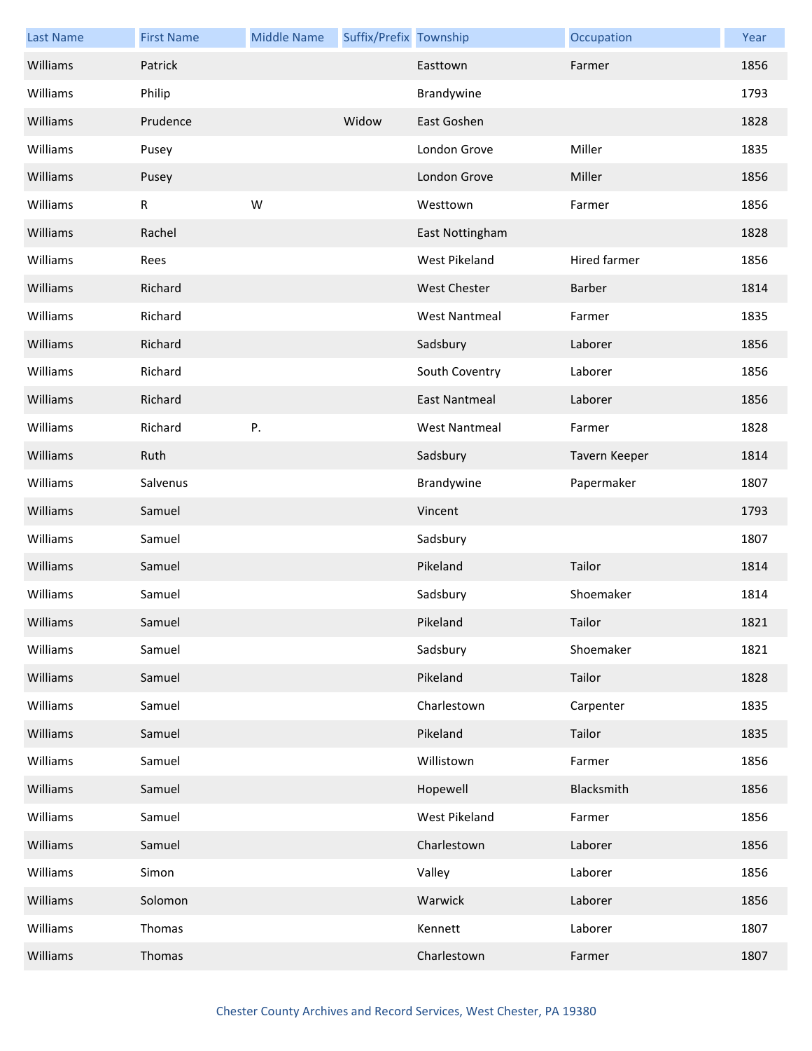| Last Name | First Name | Middle Name | Suffix/Prefix | Township | Occupation | Year |
|---|---|---|---|---|---|---|
| Williams | Patrick | | | Easttown | Farmer | 1856 |
| Williams | Philip | | | Brandywine | | 1793 |
| Williams | Prudence | | Widow | East Goshen | | 1828 |
| Williams | Pusey | | | London Grove | Miller | 1835 |
| Williams | Pusey | | | London Grove | Miller | 1856 |
| Williams | R | W | | Westtown | Farmer | 1856 |
| Williams | Rachel | | | East Nottingham | | 1828 |
| Williams | Rees | | | West Pikeland | Hired farmer | 1856 |
| Williams | Richard | | | West Chester | Barber | 1814 |
| Williams | Richard | | | West Nantmeal | Farmer | 1835 |
| Williams | Richard | | | Sadsbury | Laborer | 1856 |
| Williams | Richard | | | South Coventry | Laborer | 1856 |
| Williams | Richard | | | East Nantmeal | Laborer | 1856 |
| Williams | Richard | P. | | West Nantmeal | Farmer | 1828 |
| Williams | Ruth | | | Sadsbury | Tavern Keeper | 1814 |
| Williams | Salvenus | | | Brandywine | Papermaker | 1807 |
| Williams | Samuel | | | Vincent | | 1793 |
| Williams | Samuel | | | Sadsbury | | 1807 |
| Williams | Samuel | | | Pikeland | Tailor | 1814 |
| Williams | Samuel | | | Sadsbury | Shoemaker | 1814 |
| Williams | Samuel | | | Pikeland | Tailor | 1821 |
| Williams | Samuel | | | Sadsbury | Shoemaker | 1821 |
| Williams | Samuel | | | Pikeland | Tailor | 1828 |
| Williams | Samuel | | | Charlestown | Carpenter | 1835 |
| Williams | Samuel | | | Pikeland | Tailor | 1835 |
| Williams | Samuel | | | Willistown | Farmer | 1856 |
| Williams | Samuel | | | Hopewell | Blacksmith | 1856 |
| Williams | Samuel | | | West Pikeland | Farmer | 1856 |
| Williams | Samuel | | | Charlestown | Laborer | 1856 |
| Williams | Simon | | | Valley | Laborer | 1856 |
| Williams | Solomon | | | Warwick | Laborer | 1856 |
| Williams | Thomas | | | Kennett | Laborer | 1807 |
| Williams | Thomas | | | Charlestown | Farmer | 1807 |

Chester County Archives and Record Services, West Chester, PA 19380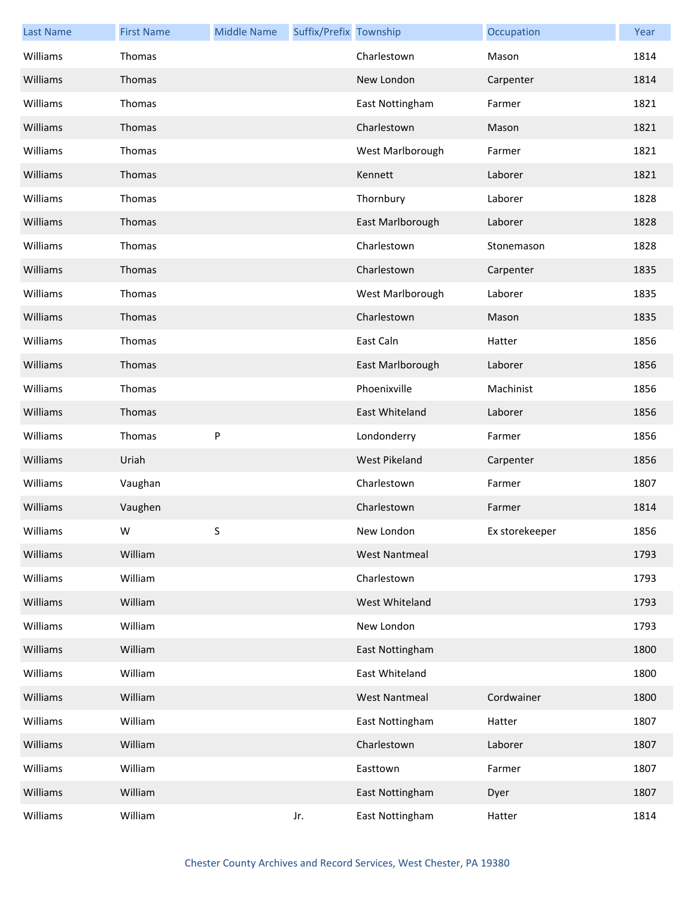| Last Name | First Name | Middle Name | Suffix/Prefix | Township | Occupation | Year |
|---|---|---|---|---|---|---|
| Williams | Thomas | | | Charlestown | Mason | 1814 |
| Williams | Thomas | | | New London | Carpenter | 1814 |
| Williams | Thomas | | | East Nottingham | Farmer | 1821 |
| Williams | Thomas | | | Charlestown | Mason | 1821 |
| Williams | Thomas | | | West Marlborough | Farmer | 1821 |
| Williams | Thomas | | | Kennett | Laborer | 1821 |
| Williams | Thomas | | | Thornbury | Laborer | 1828 |
| Williams | Thomas | | | East Marlborough | Laborer | 1828 |
| Williams | Thomas | | | Charlestown | Stonemason | 1828 |
| Williams | Thomas | | | Charlestown | Carpenter | 1835 |
| Williams | Thomas | | | West Marlborough | Laborer | 1835 |
| Williams | Thomas | | | Charlestown | Mason | 1835 |
| Williams | Thomas | | | East Caln | Hatter | 1856 |
| Williams | Thomas | | | East Marlborough | Laborer | 1856 |
| Williams | Thomas | | | Phoenixville | Machinist | 1856 |
| Williams | Thomas | | | East Whiteland | Laborer | 1856 |
| Williams | Thomas | P | | Londonderry | Farmer | 1856 |
| Williams | Uriah | | | West Pikeland | Carpenter | 1856 |
| Williams | Vaughan | | | Charlestown | Farmer | 1807 |
| Williams | Vaughen | | | Charlestown | Farmer | 1814 |
| Williams | W | S | | New London | Ex storekeeper | 1856 |
| Williams | William | | | West Nantmeal | | 1793 |
| Williams | William | | | Charlestown | | 1793 |
| Williams | William | | | West Whiteland | | 1793 |
| Williams | William | | | New London | | 1793 |
| Williams | William | | | East Nottingham | | 1800 |
| Williams | William | | | East Whiteland | | 1800 |
| Williams | William | | | West Nantmeal | Cordwainer | 1800 |
| Williams | William | | | East Nottingham | Hatter | 1807 |
| Williams | William | | | Charlestown | Laborer | 1807 |
| Williams | William | | | Easttown | Farmer | 1807 |
| Williams | William | | | East Nottingham | Dyer | 1807 |
| Williams | William | | Jr. | East Nottingham | Hatter | 1814 |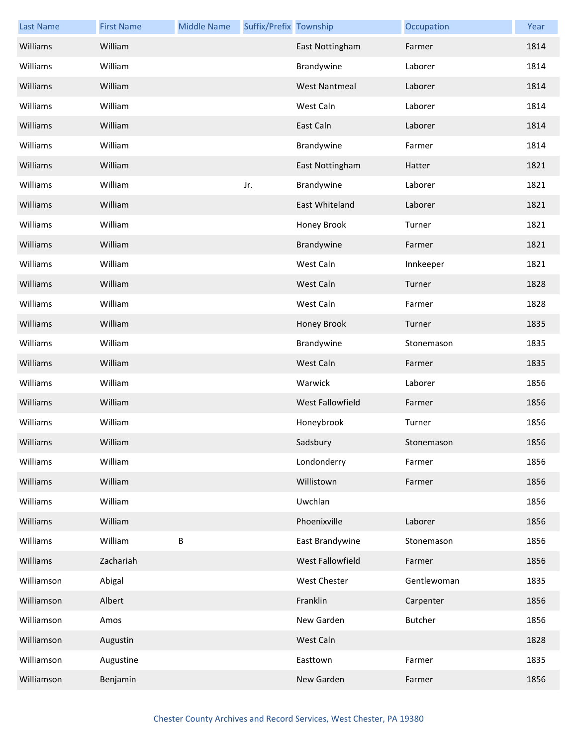| Last Name | First Name | Middle Name | Suffix/Prefix | Township | Occupation | Year |
| --- | --- | --- | --- | --- | --- | --- |
| Williams | William | | | East Nottingham | Farmer | 1814 |
| Williams | William | | | Brandywine | Laborer | 1814 |
| Williams | William | | | West Nantmeal | Laborer | 1814 |
| Williams | William | | | West Caln | Laborer | 1814 |
| Williams | William | | | East Caln | Laborer | 1814 |
| Williams | William | | | Brandywine | Farmer | 1814 |
| Williams | William | | | East Nottingham | Hatter | 1821 |
| Williams | William | | Jr. | Brandywine | Laborer | 1821 |
| Williams | William | | | East Whiteland | Laborer | 1821 |
| Williams | William | | | Honey Brook | Turner | 1821 |
| Williams | William | | | Brandywine | Farmer | 1821 |
| Williams | William | | | West Caln | Innkeeper | 1821 |
| Williams | William | | | West Caln | Turner | 1828 |
| Williams | William | | | West Caln | Farmer | 1828 |
| Williams | William | | | Honey Brook | Turner | 1835 |
| Williams | William | | | Brandywine | Stonemason | 1835 |
| Williams | William | | | West Caln | Farmer | 1835 |
| Williams | William | | | Warwick | Laborer | 1856 |
| Williams | William | | | West Fallowfield | Farmer | 1856 |
| Williams | William | | | Honeybrook | Turner | 1856 |
| Williams | William | | | Sadsbury | Stonemason | 1856 |
| Williams | William | | | Londonderry | Farmer | 1856 |
| Williams | William | | | Willistown | Farmer | 1856 |
| Williams | William | | | Uwchlan | | 1856 |
| Williams | William | | | Phoenixville | Laborer | 1856 |
| Williams | William | B | | East Brandywine | Stonemason | 1856 |
| Williams | Zachariah | | | West Fallowfield | Farmer | 1856 |
| Williamson | Abigal | | | West Chester | Gentlewoman | 1835 |
| Williamson | Albert | | | Franklin | Carpenter | 1856 |
| Williamson | Amos | | | New Garden | Butcher | 1856 |
| Williamson | Augustin | | | West Caln | | 1828 |
| Williamson | Augustine | | | Easttown | Farmer | 1835 |
| Williamson | Benjamin | | | New Garden | Farmer | 1856 |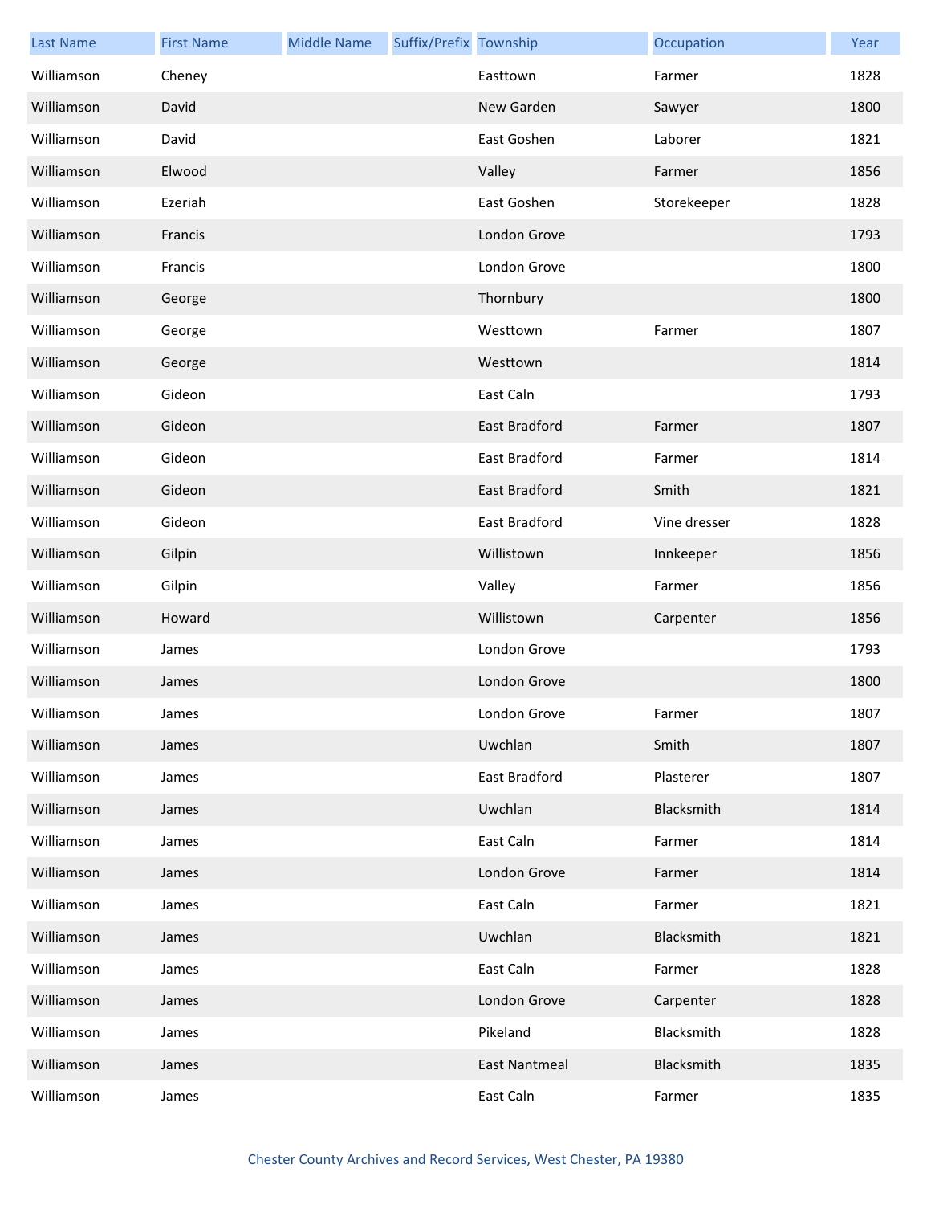| Last Name | First Name | Middle Name | Suffix/Prefix | Township | Occupation | Year |
|---|---|---|---|---|---|---|
| Williamson | Cheney | | | Easttown | Farmer | 1828 |
| Williamson | David | | | New Garden | Sawyer | 1800 |
| Williamson | David | | | East Goshen | Laborer | 1821 |
| Williamson | Elwood | | | Valley | Farmer | 1856 |
| Williamson | Ezeriah | | | East Goshen | Storekeeper | 1828 |
| Williamson | Francis | | | London Grove | | 1793 |
| Williamson | Francis | | | London Grove | | 1800 |
| Williamson | George | | | Thornbury | | 1800 |
| Williamson | George | | | Westtown | Farmer | 1807 |
| Williamson | George | | | Westtown | | 1814 |
| Williamson | Gideon | | | East Caln | | 1793 |
| Williamson | Gideon | | | East Bradford | Farmer | 1807 |
| Williamson | Gideon | | | East Bradford | Farmer | 1814 |
| Williamson | Gideon | | | East Bradford | Smith | 1821 |
| Williamson | Gideon | | | East Bradford | Vine dresser | 1828 |
| Williamson | Gilpin | | | Willistown | Innkeeper | 1856 |
| Williamson | Gilpin | | | Valley | Farmer | 1856 |
| Williamson | Howard | | | Willistown | Carpenter | 1856 |
| Williamson | James | | | London Grove | | 1793 |
| Williamson | James | | | London Grove | | 1800 |
| Williamson | James | | | London Grove | Farmer | 1807 |
| Williamson | James | | | Uwchlan | Smith | 1807 |
| Williamson | James | | | East Bradford | Plasterer | 1807 |
| Williamson | James | | | Uwchlan | Blacksmith | 1814 |
| Williamson | James | | | East Caln | Farmer | 1814 |
| Williamson | James | | | London Grove | Farmer | 1814 |
| Williamson | James | | | East Caln | Farmer | 1821 |
| Williamson | James | | | Uwchlan | Blacksmith | 1821 |
| Williamson | James | | | East Caln | Farmer | 1828 |
| Williamson | James | | | London Grove | Carpenter | 1828 |
| Williamson | James | | | Pikeland | Blacksmith | 1828 |
| Williamson | James | | | East Nantmeal | Blacksmith | 1835 |
| Williamson | James | | | East Caln | Farmer | 1835 |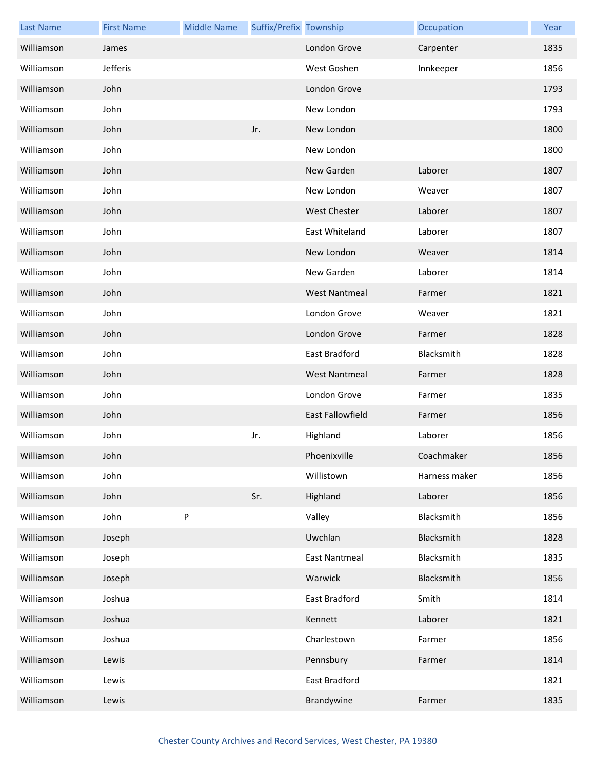| Last Name | First Name | Middle Name | Suffix/Prefix | Township | Occupation | Year |
| --- | --- | --- | --- | --- | --- | --- |
| Williamson | James | | | London Grove | Carpenter | 1835 |
| Williamson | Jefferis | | | West Goshen | Innkeeper | 1856 |
| Williamson | John | | | London Grove | | 1793 |
| Williamson | John | | | New London | | 1793 |
| Williamson | John | | Jr. | New London | | 1800 |
| Williamson | John | | | New London | | 1800 |
| Williamson | John | | | New Garden | Laborer | 1807 |
| Williamson | John | | | New London | Weaver | 1807 |
| Williamson | John | | | West Chester | Laborer | 1807 |
| Williamson | John | | | East Whiteland | Laborer | 1807 |
| Williamson | John | | | New London | Weaver | 1814 |
| Williamson | John | | | New Garden | Laborer | 1814 |
| Williamson | John | | | West Nantmeal | Farmer | 1821 |
| Williamson | John | | | London Grove | Weaver | 1821 |
| Williamson | John | | | London Grove | Farmer | 1828 |
| Williamson | John | | | East Bradford | Blacksmith | 1828 |
| Williamson | John | | | West Nantmeal | Farmer | 1828 |
| Williamson | John | | | London Grove | Farmer | 1835 |
| Williamson | John | | | East Fallowfield | Farmer | 1856 |
| Williamson | John | | Jr. | Highland | Laborer | 1856 |
| Williamson | John | | | Phoenixville | Coachmaker | 1856 |
| Williamson | John | | | Willistown | Harness maker | 1856 |
| Williamson | John | | Sr. | Highland | Laborer | 1856 |
| Williamson | John | P | | Valley | Blacksmith | 1856 |
| Williamson | Joseph | | | Uwchlan | Blacksmith | 1828 |
| Williamson | Joseph | | | East Nantmeal | Blacksmith | 1835 |
| Williamson | Joseph | | | Warwick | Blacksmith | 1856 |
| Williamson | Joshua | | | East Bradford | Smith | 1814 |
| Williamson | Joshua | | | Kennett | Laborer | 1821 |
| Williamson | Joshua | | | Charlestown | Farmer | 1856 |
| Williamson | Lewis | | | Pennsbury | Farmer | 1814 |
| Williamson | Lewis | | | East Bradford | | 1821 |
| Williamson | Lewis | | | Brandywine | Farmer | 1835 |

Chester County Archives and Record Services, West Chester, PA 19380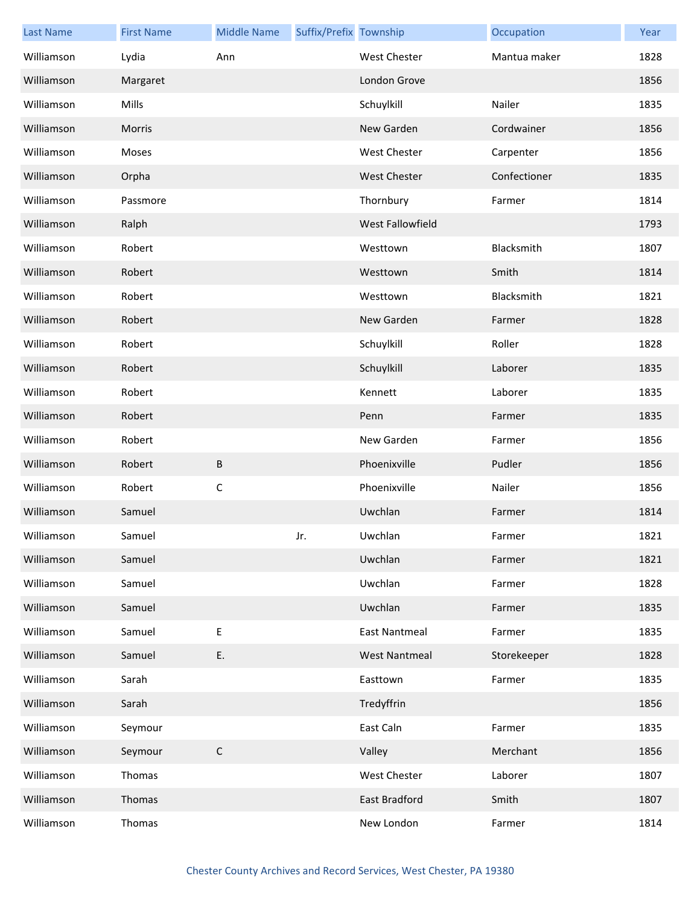| Last Name | First Name | Middle Name | Suffix/Prefix | Township | Occupation | Year |
|---|---|---|---|---|---|---|
| Williamson | Lydia | Ann | | West Chester | Mantua maker | 1828 |
| Williamson | Margaret | | | London Grove | | 1856 |
| Williamson | Mills | | | Schuylkill | Nailer | 1835 |
| Williamson | Morris | | | New Garden | Cordwainer | 1856 |
| Williamson | Moses | | | West Chester | Carpenter | 1856 |
| Williamson | Orpha | | | West Chester | Confectioner | 1835 |
| Williamson | Passmore | | | Thornbury | Farmer | 1814 |
| Williamson | Ralph | | | West Fallowfield | | 1793 |
| Williamson | Robert | | | Westtown | Blacksmith | 1807 |
| Williamson | Robert | | | Westtown | Smith | 1814 |
| Williamson | Robert | | | Westtown | Blacksmith | 1821 |
| Williamson | Robert | | | New Garden | Farmer | 1828 |
| Williamson | Robert | | | Schuylkill | Roller | 1828 |
| Williamson | Robert | | | Schuylkill | Laborer | 1835 |
| Williamson | Robert | | | Kennett | Laborer | 1835 |
| Williamson | Robert | | | Penn | Farmer | 1835 |
| Williamson | Robert | | | New Garden | Farmer | 1856 |
| Williamson | Robert | B | | Phoenixville | Pudler | 1856 |
| Williamson | Robert | C | | Phoenixville | Nailer | 1856 |
| Williamson | Samuel | | | Uwchlan | Farmer | 1814 |
| Williamson | Samuel | | Jr. | Uwchlan | Farmer | 1821 |
| Williamson | Samuel | | | Uwchlan | Farmer | 1821 |
| Williamson | Samuel | | | Uwchlan | Farmer | 1828 |
| Williamson | Samuel | | | Uwchlan | Farmer | 1835 |
| Williamson | Samuel | E | | East Nantmeal | Farmer | 1835 |
| Williamson | Samuel | E. | | West Nantmeal | Storekeeper | 1828 |
| Williamson | Sarah | | | Easttown | Farmer | 1835 |
| Williamson | Sarah | | | Tredyffrin | | 1856 |
| Williamson | Seymour | | | East Caln | Farmer | 1835 |
| Williamson | Seymour | C | | Valley | Merchant | 1856 |
| Williamson | Thomas | | | West Chester | Laborer | 1807 |
| Williamson | Thomas | | | East Bradford | Smith | 1807 |
| Williamson | Thomas | | | New London | Farmer | 1814 |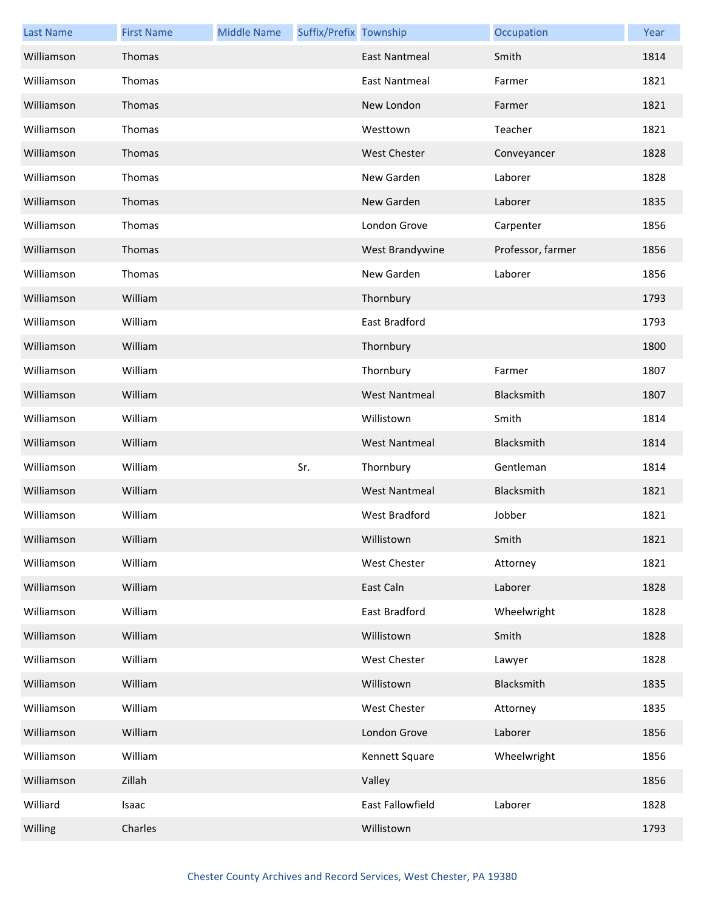| Last Name | First Name | Middle Name | Suffix/Prefix | Township | Occupation | Year |
|---|---|---|---|---|---|---|
| Williamson | Thomas | | | East Nantmeal | Smith | 1814 |
| Williamson | Thomas | | | East Nantmeal | Farmer | 1821 |
| Williamson | Thomas | | | New London | Farmer | 1821 |
| Williamson | Thomas | | | Westtown | Teacher | 1821 |
| Williamson | Thomas | | | West Chester | Conveyancer | 1828 |
| Williamson | Thomas | | | New Garden | Laborer | 1828 |
| Williamson | Thomas | | | New Garden | Laborer | 1835 |
| Williamson | Thomas | | | London Grove | Carpenter | 1856 |
| Williamson | Thomas | | | West Brandywine | Professor, farmer | 1856 |
| Williamson | Thomas | | | New Garden | Laborer | 1856 |
| Williamson | William | | | Thornbury | | 1793 |
| Williamson | William | | | East Bradford | | 1793 |
| Williamson | William | | | Thornbury | | 1800 |
| Williamson | William | | | Thornbury | Farmer | 1807 |
| Williamson | William | | | West Nantmeal | Blacksmith | 1807 |
| Williamson | William | | | Willistown | Smith | 1814 |
| Williamson | William | | | West Nantmeal | Blacksmith | 1814 |
| Williamson | William | | Sr. | Thornbury | Gentleman | 1814 |
| Williamson | William | | | West Nantmeal | Blacksmith | 1821 |
| Williamson | William | | | West Bradford | Jobber | 1821 |
| Williamson | William | | | Willistown | Smith | 1821 |
| Williamson | William | | | West Chester | Attorney | 1821 |
| Williamson | William | | | East Caln | Laborer | 1828 |
| Williamson | William | | | East Bradford | Wheelwright | 1828 |
| Williamson | William | | | Willistown | Smith | 1828 |
| Williamson | William | | | West Chester | Lawyer | 1828 |
| Williamson | William | | | Willistown | Blacksmith | 1835 |
| Williamson | William | | | West Chester | Attorney | 1835 |
| Williamson | William | | | London Grove | Laborer | 1856 |
| Williamson | William | | | Kennett Square | Wheelwright | 1856 |
| Williamson | Zillah | | | Valley | | 1856 |
| Williard | Isaac | | | East Fallowfield | Laborer | 1828 |
| Willing | Charles | | | Willistown | | 1793 |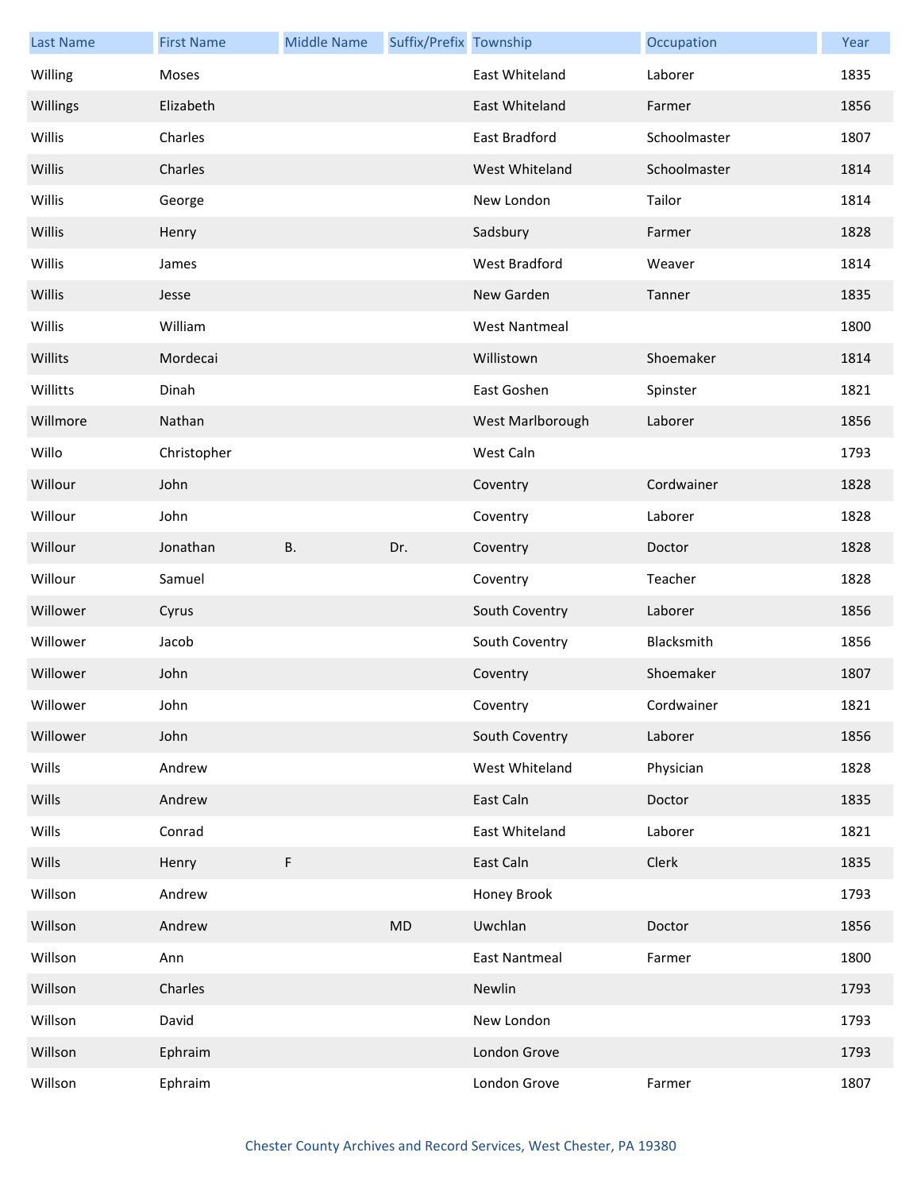| Last Name | First Name | Middle Name | Suffix/Prefix | Township | Occupation | Year |
|---|---|---|---|---|---|---|
| Willing | Moses | | | East Whiteland | Laborer | 1835 |
| Willings | Elizabeth | | | East Whiteland | Farmer | 1856 |
| Willis | Charles | | | East Bradford | Schoolmaster | 1807 |
| Willis | Charles | | | West Whiteland | Schoolmaster | 1814 |
| Willis | George | | | New London | Tailor | 1814 |
| Willis | Henry | | | Sadsbury | Farmer | 1828 |
| Willis | James | | | West Bradford | Weaver | 1814 |
| Willis | Jesse | | | New Garden | Tanner | 1835 |
| Willis | William | | | West Nantmeal | | 1800 |
| Willits | Mordecai | | | Willistown | Shoemaker | 1814 |
| Willitts | Dinah | | | East Goshen | Spinster | 1821 |
| Willmore | Nathan | | | West Marlborough | Laborer | 1856 |
| Willo | Christopher | | | West Caln | | 1793 |
| Willour | John | | | Coventry | Cordwainer | 1828 |
| Willour | John | | | Coventry | Laborer | 1828 |
| Willour | Jonathan | B. | Dr. | Coventry | Doctor | 1828 |
| Willour | Samuel | | | Coventry | Teacher | 1828 |
| Willower | Cyrus | | | South Coventry | Laborer | 1856 |
| Willower | Jacob | | | South Coventry | Blacksmith | 1856 |
| Willower | John | | | Coventry | Shoemaker | 1807 |
| Willower | John | | | Coventry | Cordwainer | 1821 |
| Willower | John | | | South Coventry | Laborer | 1856 |
| Wills | Andrew | | | West Whiteland | Physician | 1828 |
| Wills | Andrew | | | East Caln | Doctor | 1835 |
| Wills | Conrad | | | East Whiteland | Laborer | 1821 |
| Wills | Henry | F | | East Caln | Clerk | 1835 |
| Willson | Andrew | | | Honey Brook | | 1793 |
| Willson | Andrew | | MD | Uwchlan | Doctor | 1856 |
| Willson | Ann | | | East Nantmeal | Farmer | 1800 |
| Willson | Charles | | | Newlin | | 1793 |
| Willson | David | | | New London | | 1793 |
| Willson | Ephraim | | | London Grove | | 1793 |
| Willson | Ephraim | | | London Grove | Farmer | 1807 |

Chester County Archives and Record Services, West Chester, PA 19380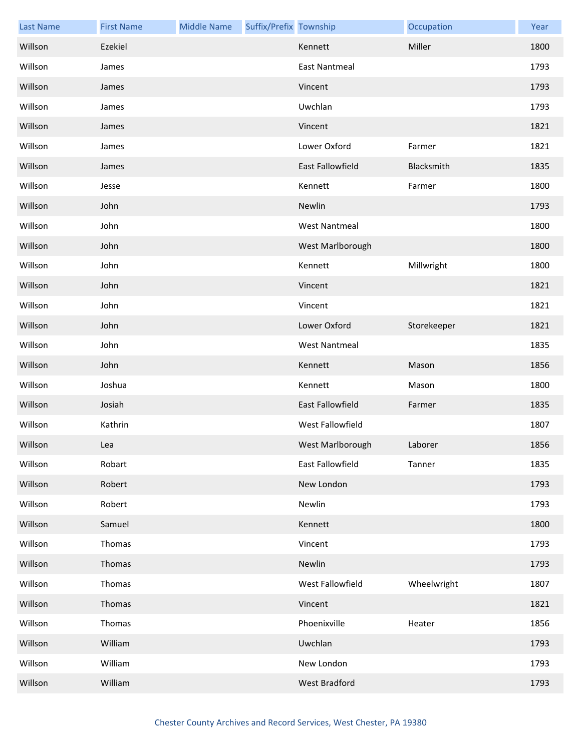| Last Name | First Name | Middle Name | Suffix/Prefix | Township | Occupation | Year |
| --- | --- | --- | --- | --- | --- | --- |
| Willson | Ezekiel | | | Kennett | Miller | 1800 |
| Willson | James | | | East Nantmeal | | 1793 |
| Willson | James | | | Vincent | | 1793 |
| Willson | James | | | Uwchlan | | 1793 |
| Willson | James | | | Vincent | | 1821 |
| Willson | James | | | Lower Oxford | Farmer | 1821 |
| Willson | James | | | East Fallowfield | Blacksmith | 1835 |
| Willson | Jesse | | | Kennett | Farmer | 1800 |
| Willson | John | | | Newlin | | 1793 |
| Willson | John | | | West Nantmeal | | 1800 |
| Willson | John | | | West Marlborough | | 1800 |
| Willson | John | | | Kennett | Millwright | 1800 |
| Willson | John | | | Vincent | | 1821 |
| Willson | John | | | Vincent | | 1821 |
| Willson | John | | | Lower Oxford | Storekeeper | 1821 |
| Willson | John | | | West Nantmeal | | 1835 |
| Willson | John | | | Kennett | Mason | 1856 |
| Willson | Joshua | | | Kennett | Mason | 1800 |
| Willson | Josiah | | | East Fallowfield | Farmer | 1835 |
| Willson | Kathrin | | | West Fallowfield | | 1807 |
| Willson | Lea | | | West Marlborough | Laborer | 1856 |
| Willson | Robart | | | East Fallowfield | Tanner | 1835 |
| Willson | Robert | | | New London | | 1793 |
| Willson | Robert | | | Newlin | | 1793 |
| Willson | Samuel | | | Kennett | | 1800 |
| Willson | Thomas | | | Vincent | | 1793 |
| Willson | Thomas | | | Newlin | | 1793 |
| Willson | Thomas | | | West Fallowfield | Wheelwright | 1807 |
| Willson | Thomas | | | Vincent | | 1821 |
| Willson | Thomas | | | Phoenixville | Heater | 1856 |
| Willson | William | | | Uwchlan | | 1793 |
| Willson | William | | | New London | | 1793 |
| Willson | William | | | West Bradford | | 1793 |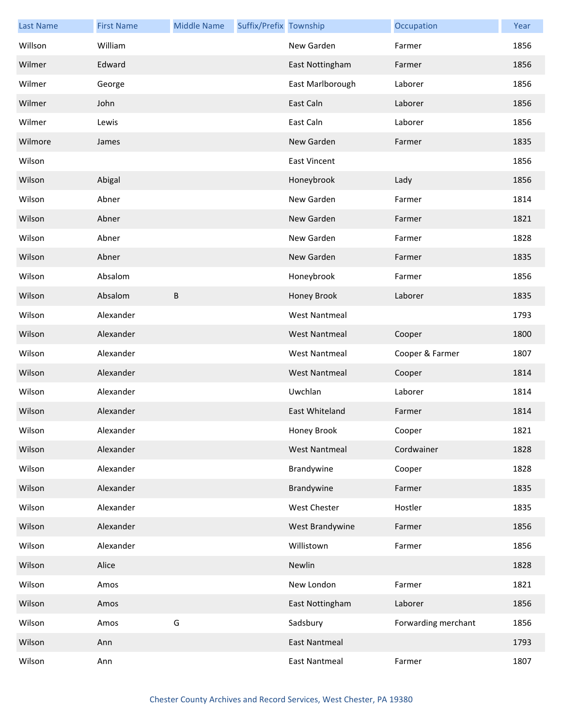| Last Name | First Name | Middle Name | Suffix/Prefix | Township | Occupation | Year |
| --- | --- | --- | --- | --- | --- | --- |
| Willson | William | | | New Garden | Farmer | 1856 |
| Wilmer | Edward | | | East Nottingham | Farmer | 1856 |
| Wilmer | George | | | East Marlborough | Laborer | 1856 |
| Wilmer | John | | | East Caln | Laborer | 1856 |
| Wilmer | Lewis | | | East Caln | Laborer | 1856 |
| Wilmore | James | | | New Garden | Farmer | 1835 |
| Wilson | | | | East Vincent | | 1856 |
| Wilson | Abigal | | | Honeybrook | Lady | 1856 |
| Wilson | Abner | | | New Garden | Farmer | 1814 |
| Wilson | Abner | | | New Garden | Farmer | 1821 |
| Wilson | Abner | | | New Garden | Farmer | 1828 |
| Wilson | Abner | | | New Garden | Farmer | 1835 |
| Wilson | Absalom | | | Honeybrook | Farmer | 1856 |
| Wilson | Absalom | B | | Honey Brook | Laborer | 1835 |
| Wilson | Alexander | | | West Nantmeal | | 1793 |
| Wilson | Alexander | | | West Nantmeal | Cooper | 1800 |
| Wilson | Alexander | | | West Nantmeal | Cooper & Farmer | 1807 |
| Wilson | Alexander | | | West Nantmeal | Cooper | 1814 |
| Wilson | Alexander | | | Uwchlan | Laborer | 1814 |
| Wilson | Alexander | | | East Whiteland | Farmer | 1814 |
| Wilson | Alexander | | | Honey Brook | Cooper | 1821 |
| Wilson | Alexander | | | West Nantmeal | Cordwainer | 1828 |
| Wilson | Alexander | | | Brandywine | Cooper | 1828 |
| Wilson | Alexander | | | Brandywine | Farmer | 1835 |
| Wilson | Alexander | | | West Chester | Hostler | 1835 |
| Wilson | Alexander | | | West Brandywine | Farmer | 1856 |
| Wilson | Alexander | | | Willistown | Farmer | 1856 |
| Wilson | Alice | | | Newlin | | 1828 |
| Wilson | Amos | | | New London | Farmer | 1821 |
| Wilson | Amos | | | East Nottingham | Laborer | 1856 |
| Wilson | Amos | G | | Sadsbury | Forwarding merchant | 1856 |
| Wilson | Ann | | | East Nantmeal | | 1793 |
| Wilson | Ann | | | East Nantmeal | Farmer | 1807 |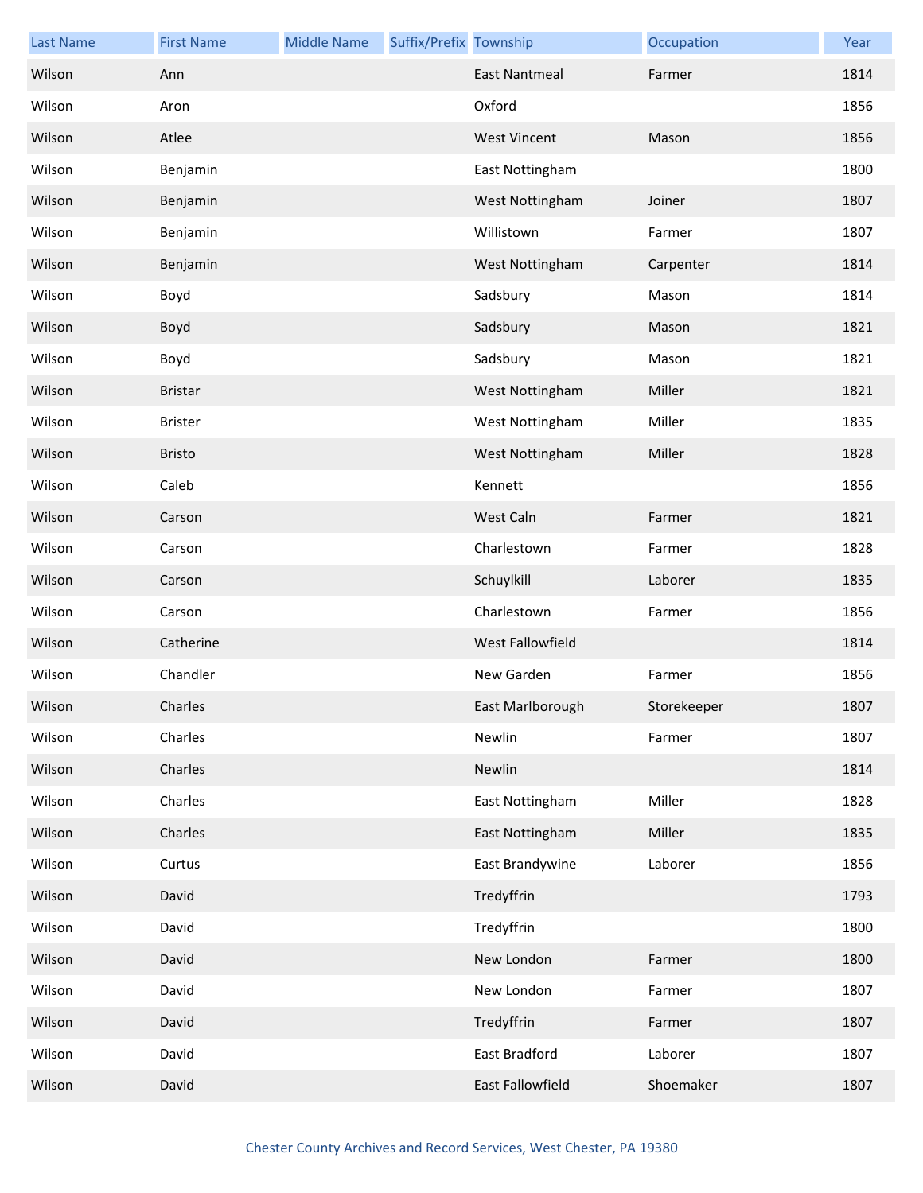| Last Name | First Name | Middle Name | Suffix/Prefix | Township | Occupation | Year |
|---|---|---|---|---|---|---|
| Wilson | Ann | | | East Nantmeal | Farmer | 1814 |
| Wilson | Aron | | | Oxford | | 1856 |
| Wilson | Atlee | | | West Vincent | Mason | 1856 |
| Wilson | Benjamin | | | East Nottingham | | 1800 |
| Wilson | Benjamin | | | West Nottingham | Joiner | 1807 |
| Wilson | Benjamin | | | Willistown | Farmer | 1807 |
| Wilson | Benjamin | | | West Nottingham | Carpenter | 1814 |
| Wilson | Boyd | | | Sadsbury | Mason | 1814 |
| Wilson | Boyd | | | Sadsbury | Mason | 1821 |
| Wilson | Boyd | | | Sadsbury | Mason | 1821 |
| Wilson | Bristar | | | West Nottingham | Miller | 1821 |
| Wilson | Brister | | | West Nottingham | Miller | 1835 |
| Wilson | Bristo | | | West Nottingham | Miller | 1828 |
| Wilson | Caleb | | | Kennett | | 1856 |
| Wilson | Carson | | | West Caln | Farmer | 1821 |
| Wilson | Carson | | | Charlestown | Farmer | 1828 |
| Wilson | Carson | | | Schuylkill | Laborer | 1835 |
| Wilson | Carson | | | Charlestown | Farmer | 1856 |
| Wilson | Catherine | | | West Fallowfield | | 1814 |
| Wilson | Chandler | | | New Garden | Farmer | 1856 |
| Wilson | Charles | | | East Marlborough | Storekeeper | 1807 |
| Wilson | Charles | | | Newlin | Farmer | 1807 |
| Wilson | Charles | | | Newlin | | 1814 |
| Wilson | Charles | | | East Nottingham | Miller | 1828 |
| Wilson | Charles | | | East Nottingham | Miller | 1835 |
| Wilson | Curtus | | | East Brandywine | Laborer | 1856 |
| Wilson | David | | | Tredyffrin | | 1793 |
| Wilson | David | | | Tredyffrin | | 1800 |
| Wilson | David | | | New London | Farmer | 1800 |
| Wilson | David | | | New London | Farmer | 1807 |
| Wilson | David | | | Tredyffrin | Farmer | 1807 |
| Wilson | David | | | East Bradford | Laborer | 1807 |
| Wilson | David | | | East Fallowfield | Shoemaker | 1807 |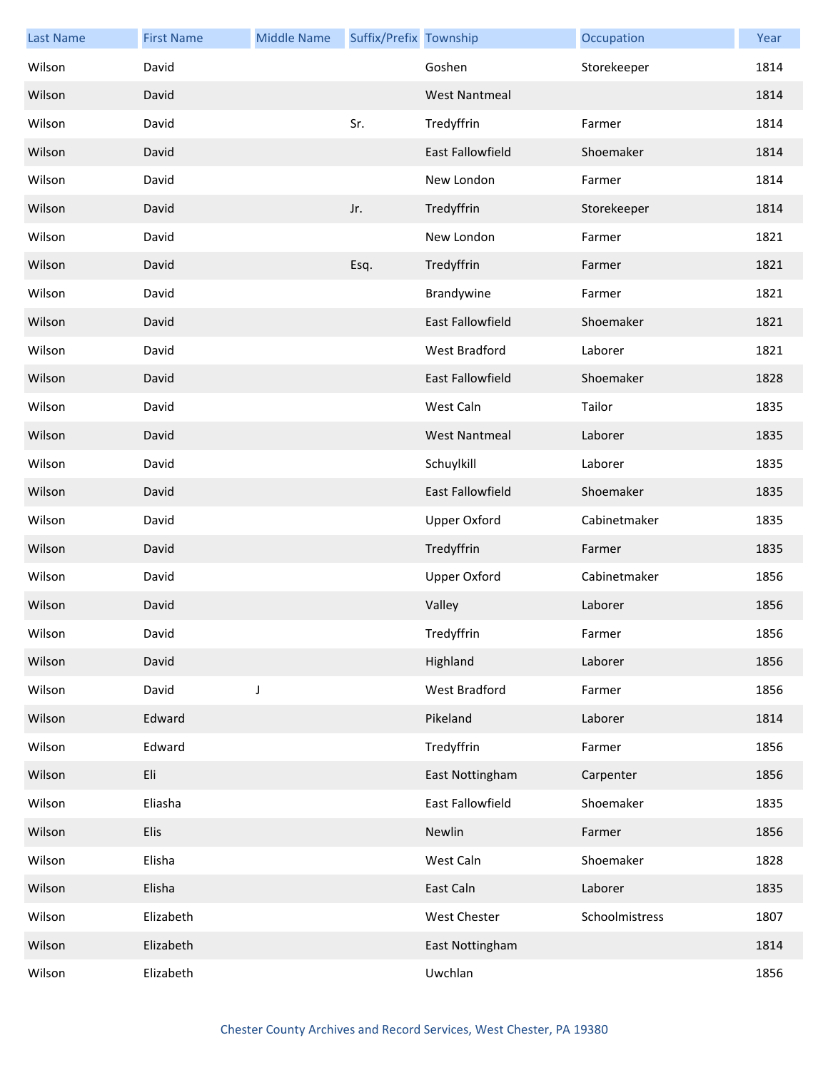| Last Name | First Name | Middle Name | Suffix/Prefix | Township | Occupation | Year |
| --- | --- | --- | --- | --- | --- | --- |
| Wilson | David | | | Goshen | Storekeeper | 1814 |
| Wilson | David | | | West Nantmeal | | 1814 |
| Wilson | David | | Sr. | Tredyffrin | Farmer | 1814 |
| Wilson | David | | | East Fallowfield | Shoemaker | 1814 |
| Wilson | David | | | New London | Farmer | 1814 |
| Wilson | David | | Jr. | Tredyffrin | Storekeeper | 1814 |
| Wilson | David | | | New London | Farmer | 1821 |
| Wilson | David | | Esq. | Tredyffrin | Farmer | 1821 |
| Wilson | David | | | Brandywine | Farmer | 1821 |
| Wilson | David | | | East Fallowfield | Shoemaker | 1821 |
| Wilson | David | | | West Bradford | Laborer | 1821 |
| Wilson | David | | | East Fallowfield | Shoemaker | 1828 |
| Wilson | David | | | West Caln | Tailor | 1835 |
| Wilson | David | | | West Nantmeal | Laborer | 1835 |
| Wilson | David | | | Schuylkill | Laborer | 1835 |
| Wilson | David | | | East Fallowfield | Shoemaker | 1835 |
| Wilson | David | | | Upper Oxford | Cabinetmaker | 1835 |
| Wilson | David | | | Tredyffrin | Farmer | 1835 |
| Wilson | David | | | Upper Oxford | Cabinetmaker | 1856 |
| Wilson | David | | | Valley | Laborer | 1856 |
| Wilson | David | | | Tredyffrin | Farmer | 1856 |
| Wilson | David | | | Highland | Laborer | 1856 |
| Wilson | David | J | | West Bradford | Farmer | 1856 |
| Wilson | Edward | | | Pikeland | Laborer | 1814 |
| Wilson | Edward | | | Tredyffrin | Farmer | 1856 |
| Wilson | Eli | | | East Nottingham | Carpenter | 1856 |
| Wilson | Eliasha | | | East Fallowfield | Shoemaker | 1835 |
| Wilson | Elis | | | Newlin | Farmer | 1856 |
| Wilson | Elisha | | | West Caln | Shoemaker | 1828 |
| Wilson | Elisha | | | East Caln | Laborer | 1835 |
| Wilson | Elizabeth | | | West Chester | Schoolmistress | 1807 |
| Wilson | Elizabeth | | | East Nottingham | | 1814 |
| Wilson | Elizabeth | | | Uwchlan | | 1856 |

Chester County Archives and Record Services, West Chester, PA 19380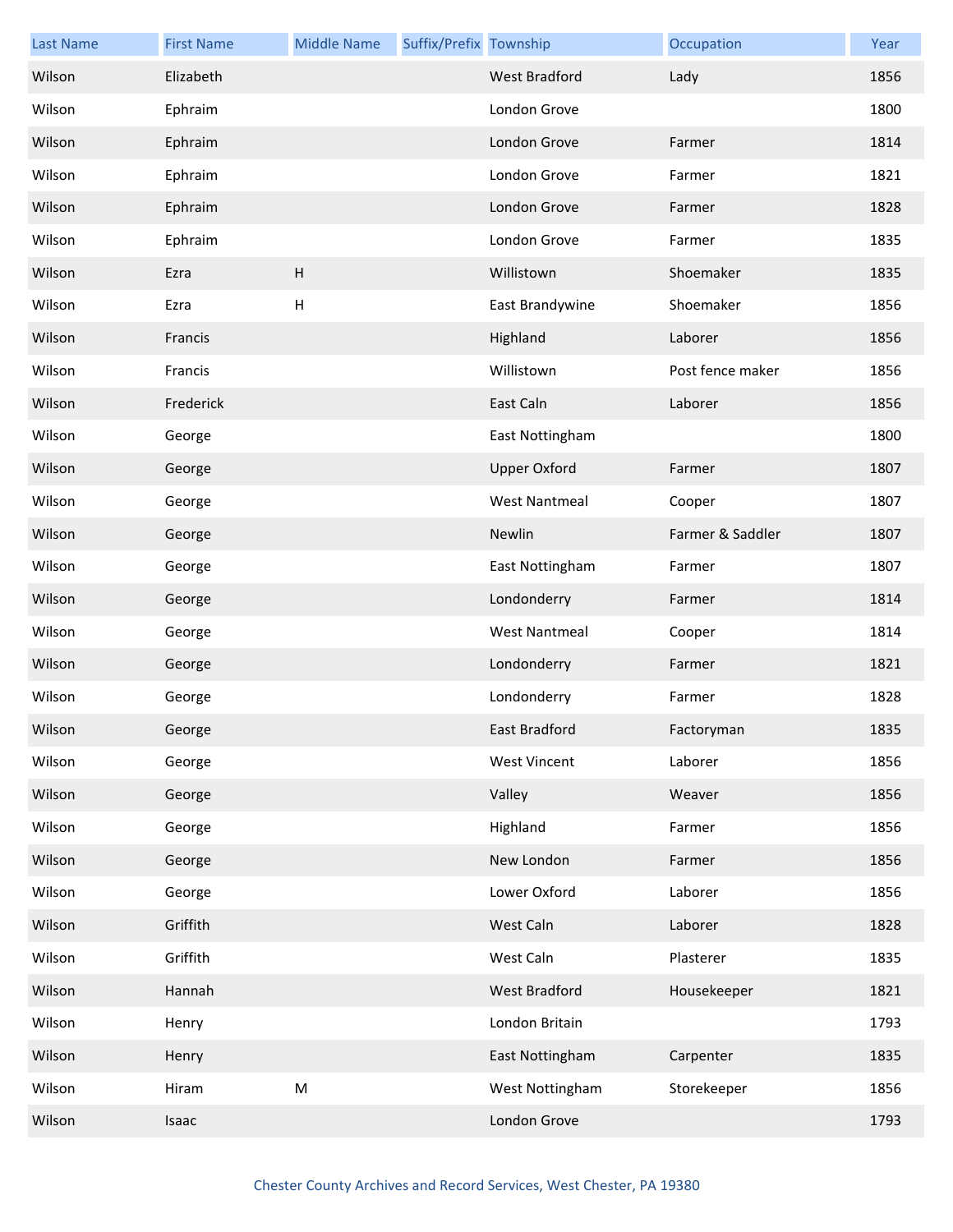| Last Name | First Name | Middle Name | Suffix/Prefix | Township | Occupation | Year |
|---|---|---|---|---|---|---|
| Wilson | Elizabeth | | | West Bradford | Lady | 1856 |
| Wilson | Ephraim | | | London Grove | | 1800 |
| Wilson | Ephraim | | | London Grove | Farmer | 1814 |
| Wilson | Ephraim | | | London Grove | Farmer | 1821 |
| Wilson | Ephraim | | | London Grove | Farmer | 1828 |
| Wilson | Ephraim | | | London Grove | Farmer | 1835 |
| Wilson | Ezra | H | | Willistown | Shoemaker | 1835 |
| Wilson | Ezra | H | | East Brandywine | Shoemaker | 1856 |
| Wilson | Francis | | | Highland | Laborer | 1856 |
| Wilson | Francis | | | Willistown | Post fence maker | 1856 |
| Wilson | Frederick | | | East Caln | Laborer | 1856 |
| Wilson | George | | | East Nottingham | | 1800 |
| Wilson | George | | | Upper Oxford | Farmer | 1807 |
| Wilson | George | | | West Nantmeal | Cooper | 1807 |
| Wilson | George | | | Newlin | Farmer & Saddler | 1807 |
| Wilson | George | | | East Nottingham | Farmer | 1807 |
| Wilson | George | | | Londonderry | Farmer | 1814 |
| Wilson | George | | | West Nantmeal | Cooper | 1814 |
| Wilson | George | | | Londonderry | Farmer | 1821 |
| Wilson | George | | | Londonderry | Farmer | 1828 |
| Wilson | George | | | East Bradford | Factoryman | 1835 |
| Wilson | George | | | West Vincent | Laborer | 1856 |
| Wilson | George | | | Valley | Weaver | 1856 |
| Wilson | George | | | Highland | Farmer | 1856 |
| Wilson | George | | | New London | Farmer | 1856 |
| Wilson | George | | | Lower Oxford | Laborer | 1856 |
| Wilson | Griffith | | | West Caln | Laborer | 1828 |
| Wilson | Griffith | | | West Caln | Plasterer | 1835 |
| Wilson | Hannah | | | West Bradford | Housekeeper | 1821 |
| Wilson | Henry | | | London Britain | | 1793 |
| Wilson | Henry | | | East Nottingham | Carpenter | 1835 |
| Wilson | Hiram | M | | West Nottingham | Storekeeper | 1856 |
| Wilson | Isaac | | | London Grove | | 1793 |

Chester County Archives and Record Services, West Chester, PA 19380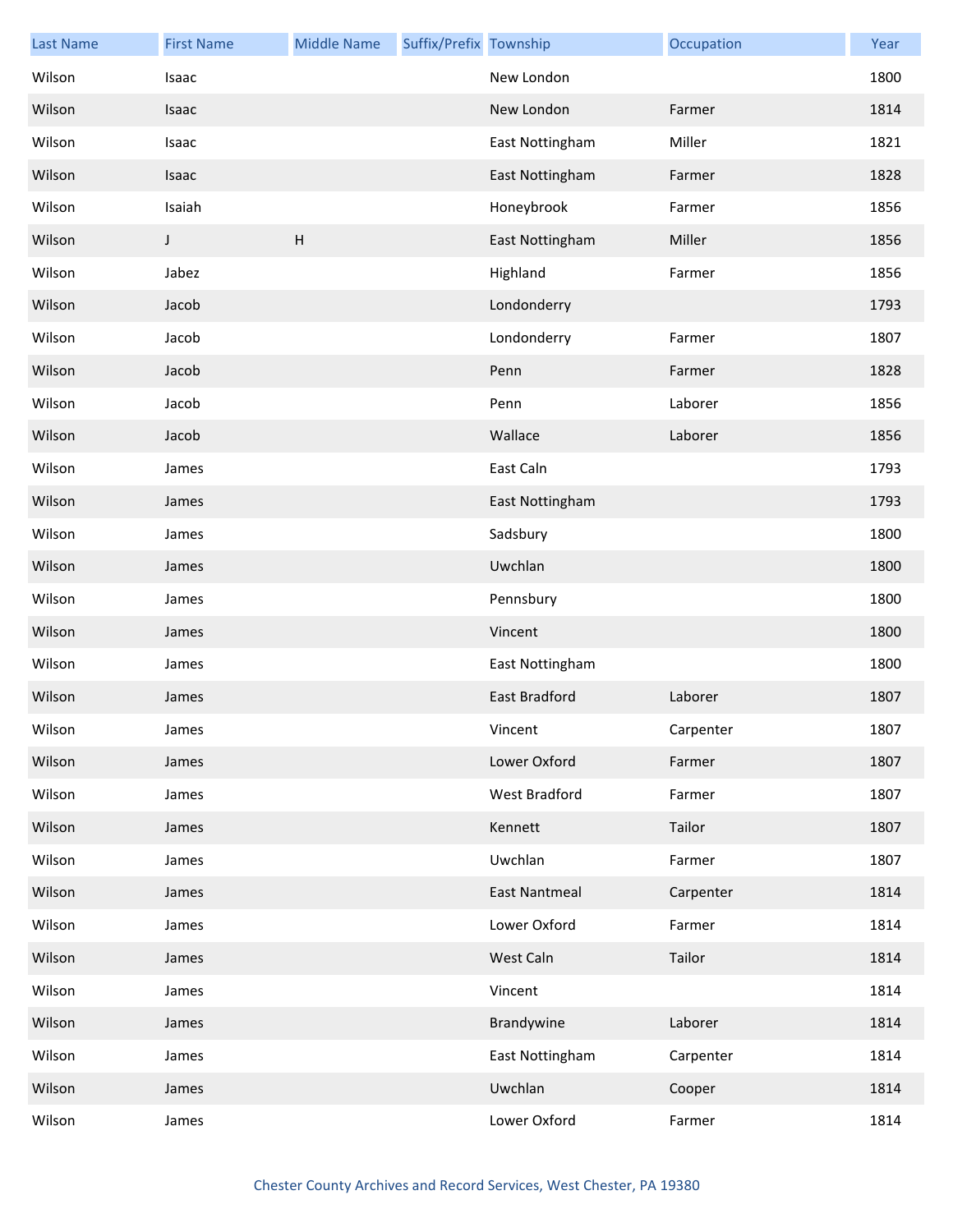| Last Name | First Name | Middle Name | Suffix/Prefix | Township | Occupation | Year |
| --- | --- | --- | --- | --- | --- | --- |
| Wilson | Isaac | | | New London | | 1800 |
| Wilson | Isaac | | | New London | Farmer | 1814 |
| Wilson | Isaac | | | East Nottingham | Miller | 1821 |
| Wilson | Isaac | | | East Nottingham | Farmer | 1828 |
| Wilson | Isaiah | | | Honeybrook | Farmer | 1856 |
| Wilson | J | H | | East Nottingham | Miller | 1856 |
| Wilson | Jabez | | | Highland | Farmer | 1856 |
| Wilson | Jacob | | | Londonderry | | 1793 |
| Wilson | Jacob | | | Londonderry | Farmer | 1807 |
| Wilson | Jacob | | | Penn | Farmer | 1828 |
| Wilson | Jacob | | | Penn | Laborer | 1856 |
| Wilson | Jacob | | | Wallace | Laborer | 1856 |
| Wilson | James | | | East Caln | | 1793 |
| Wilson | James | | | East Nottingham | | 1793 |
| Wilson | James | | | Sadsbury | | 1800 |
| Wilson | James | | | Uwchlan | | 1800 |
| Wilson | James | | | Pennsbury | | 1800 |
| Wilson | James | | | Vincent | | 1800 |
| Wilson | James | | | East Nottingham | | 1800 |
| Wilson | James | | | East Bradford | Laborer | 1807 |
| Wilson | James | | | Vincent | Carpenter | 1807 |
| Wilson | James | | | Lower Oxford | Farmer | 1807 |
| Wilson | James | | | West Bradford | Farmer | 1807 |
| Wilson | James | | | Kennett | Tailor | 1807 |
| Wilson | James | | | Uwchlan | Farmer | 1807 |
| Wilson | James | | | East Nantmeal | Carpenter | 1814 |
| Wilson | James | | | Lower Oxford | Farmer | 1814 |
| Wilson | James | | | West Caln | Tailor | 1814 |
| Wilson | James | | | Vincent | | 1814 |
| Wilson | James | | | Brandywine | Laborer | 1814 |
| Wilson | James | | | East Nottingham | Carpenter | 1814 |
| Wilson | James | | | Uwchlan | Cooper | 1814 |
| Wilson | James | | | Lower Oxford | Farmer | 1814 |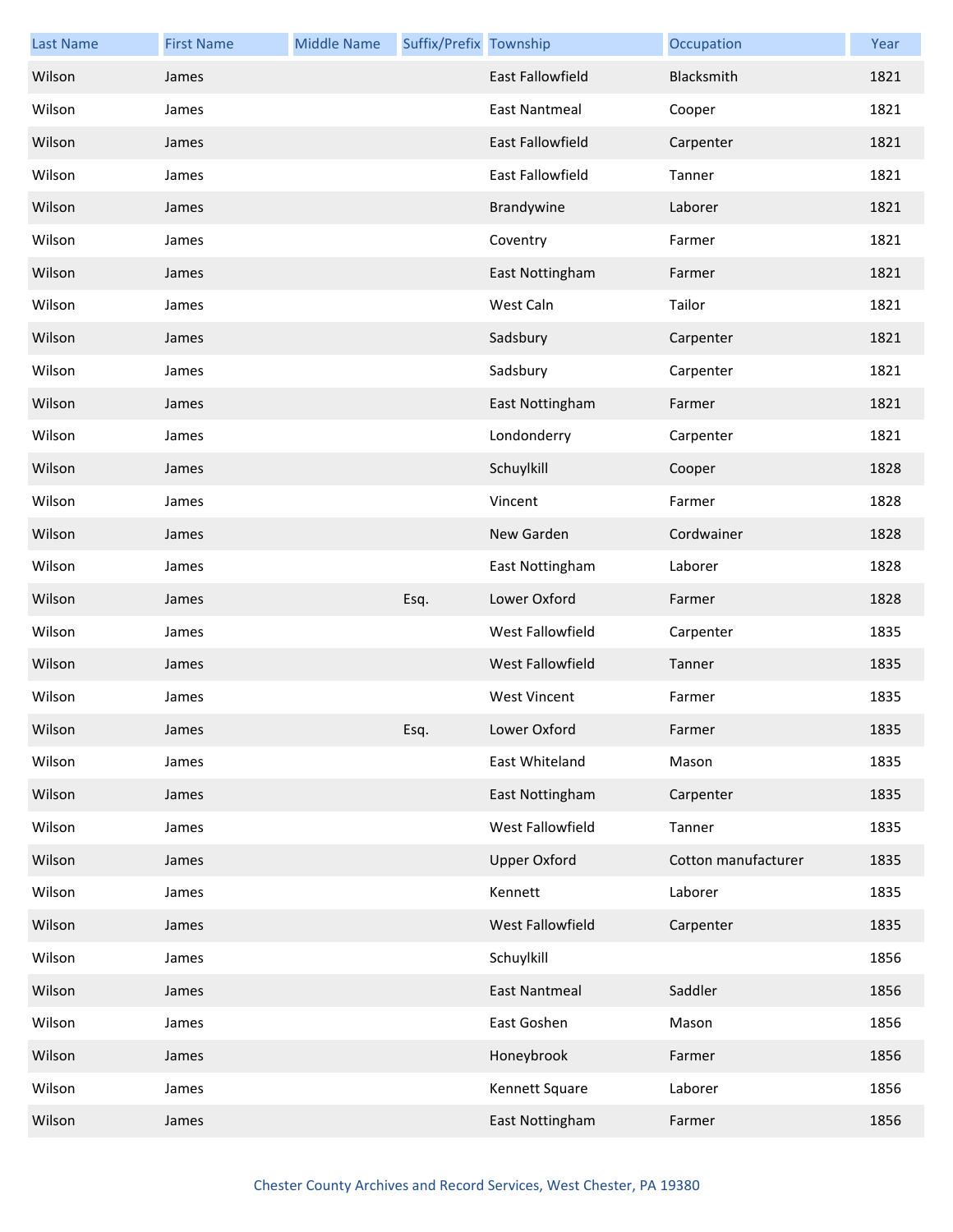| Last Name | First Name | Middle Name | Suffix/Prefix | Township | Occupation | Year |
|---|---|---|---|---|---|---|
| Wilson | James | | | East Fallowfield | Blacksmith | 1821 |
| Wilson | James | | | East Nantmeal | Cooper | 1821 |
| Wilson | James | | | East Fallowfield | Carpenter | 1821 |
| Wilson | James | | | East Fallowfield | Tanner | 1821 |
| Wilson | James | | | Brandywine | Laborer | 1821 |
| Wilson | James | | | Coventry | Farmer | 1821 |
| Wilson | James | | | East Nottingham | Farmer | 1821 |
| Wilson | James | | | West Caln | Tailor | 1821 |
| Wilson | James | | | Sadsbury | Carpenter | 1821 |
| Wilson | James | | | Sadsbury | Carpenter | 1821 |
| Wilson | James | | | East Nottingham | Farmer | 1821 |
| Wilson | James | | | Londonderry | Carpenter | 1821 |
| Wilson | James | | | Schuylkill | Cooper | 1828 |
| Wilson | James | | | Vincent | Farmer | 1828 |
| Wilson | James | | | New Garden | Cordwainer | 1828 |
| Wilson | James | | | East Nottingham | Laborer | 1828 |
| Wilson | James | | Esq. | Lower Oxford | Farmer | 1828 |
| Wilson | James | | | West Fallowfield | Carpenter | 1835 |
| Wilson | James | | | West Fallowfield | Tanner | 1835 |
| Wilson | James | | | West Vincent | Farmer | 1835 |
| Wilson | James | | Esq. | Lower Oxford | Farmer | 1835 |
| Wilson | James | | | East Whiteland | Mason | 1835 |
| Wilson | James | | | East Nottingham | Carpenter | 1835 |
| Wilson | James | | | West Fallowfield | Tanner | 1835 |
| Wilson | James | | | Upper Oxford | Cotton manufacturer | 1835 |
| Wilson | James | | | Kennett | Laborer | 1835 |
| Wilson | James | | | West Fallowfield | Carpenter | 1835 |
| Wilson | James | | | Schuylkill | | 1856 |
| Wilson | James | | | East Nantmeal | Saddler | 1856 |
| Wilson | James | | | East Goshen | Mason | 1856 |
| Wilson | James | | | Honeybrook | Farmer | 1856 |
| Wilson | James | | | Kennett Square | Laborer | 1856 |
| Wilson | James | | | East Nottingham | Farmer | 1856 |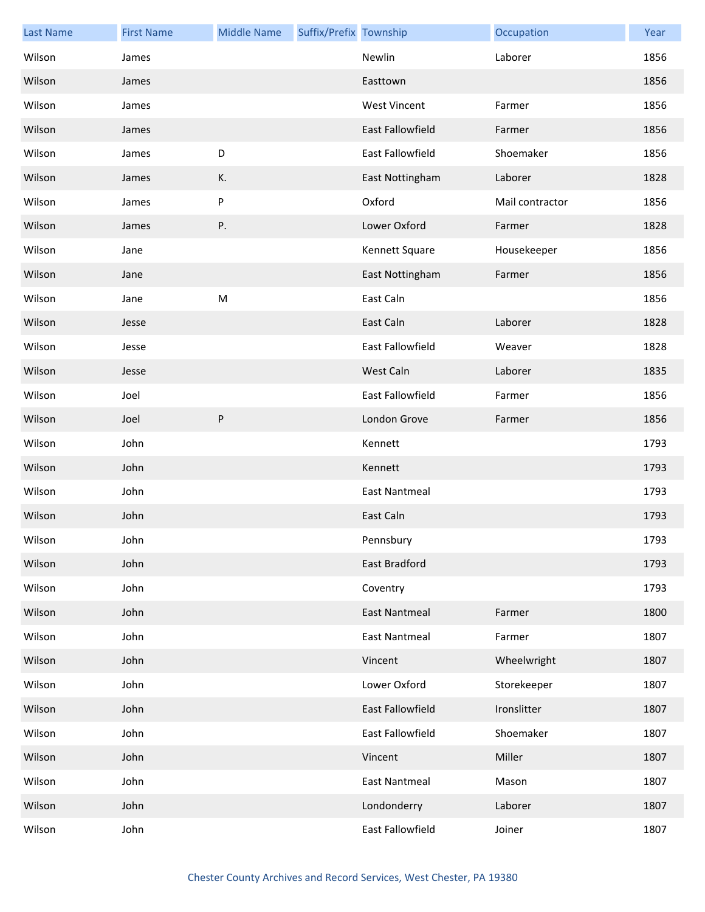| Last Name | First Name | Middle Name | Suffix/Prefix | Township | Occupation | Year |
|---|---|---|---|---|---|---|
| Wilson | James | | | Newlin | Laborer | 1856 |
| Wilson | James | | | Easttown | | 1856 |
| Wilson | James | | | West Vincent | Farmer | 1856 |
| Wilson | James | | | East Fallowfield | Farmer | 1856 |
| Wilson | James | D | | East Fallowfield | Shoemaker | 1856 |
| Wilson | James | K. | | East Nottingham | Laborer | 1828 |
| Wilson | James | P | | Oxford | Mail contractor | 1856 |
| Wilson | James | P. | | Lower Oxford | Farmer | 1828 |
| Wilson | Jane | | | Kennett Square | Housekeeper | 1856 |
| Wilson | Jane | | | East Nottingham | Farmer | 1856 |
| Wilson | Jane | M | | East Caln | | 1856 |
| Wilson | Jesse | | | East Caln | Laborer | 1828 |
| Wilson | Jesse | | | East Fallowfield | Weaver | 1828 |
| Wilson | Jesse | | | West Caln | Laborer | 1835 |
| Wilson | Joel | | | East Fallowfield | Farmer | 1856 |
| Wilson | Joel | P | | London Grove | Farmer | 1856 |
| Wilson | John | | | Kennett | | 1793 |
| Wilson | John | | | Kennett | | 1793 |
| Wilson | John | | | East Nantmeal | | 1793 |
| Wilson | John | | | East Caln | | 1793 |
| Wilson | John | | | Pennsbury | | 1793 |
| Wilson | John | | | East Bradford | | 1793 |
| Wilson | John | | | Coventry | | 1793 |
| Wilson | John | | | East Nantmeal | Farmer | 1800 |
| Wilson | John | | | East Nantmeal | Farmer | 1807 |
| Wilson | John | | | Vincent | Wheelwright | 1807 |
| Wilson | John | | | Lower Oxford | Storekeeper | 1807 |
| Wilson | John | | | East Fallowfield | Ironslitter | 1807 |
| Wilson | John | | | East Fallowfield | Shoemaker | 1807 |
| Wilson | John | | | Vincent | Miller | 1807 |
| Wilson | John | | | East Nantmeal | Mason | 1807 |
| Wilson | John | | | Londonderry | Laborer | 1807 |
| Wilson | John | | | East Fallowfield | Joiner | 1807 |

Chester County Archives and Record Services, West Chester, PA 19380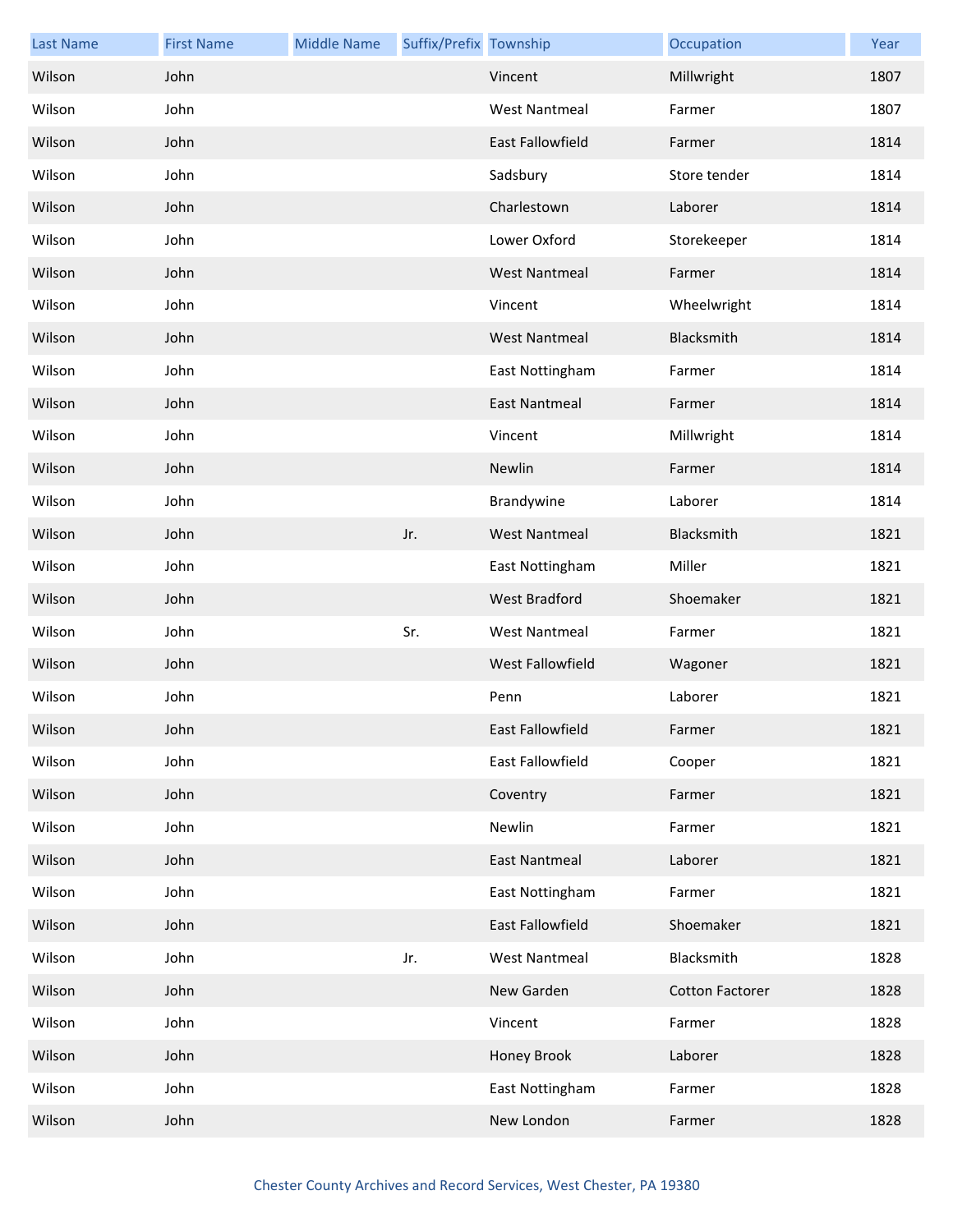| Last Name | First Name | Middle Name | Suffix/Prefix | Township | Occupation | Year |
|---|---|---|---|---|---|---|
| Wilson | John | | | Vincent | Millwright | 1807 |
| Wilson | John | | | West Nantmeal | Farmer | 1807 |
| Wilson | John | | | East Fallowfield | Farmer | 1814 |
| Wilson | John | | | Sadsbury | Store tender | 1814 |
| Wilson | John | | | Charlestown | Laborer | 1814 |
| Wilson | John | | | Lower Oxford | Storekeeper | 1814 |
| Wilson | John | | | West Nantmeal | Farmer | 1814 |
| Wilson | John | | | Vincent | Wheelwright | 1814 |
| Wilson | John | | | West Nantmeal | Blacksmith | 1814 |
| Wilson | John | | | East Nottingham | Farmer | 1814 |
| Wilson | John | | | East Nantmeal | Farmer | 1814 |
| Wilson | John | | | Vincent | Millwright | 1814 |
| Wilson | John | | | Newlin | Farmer | 1814 |
| Wilson | John | | | Brandywine | Laborer | 1814 |
| Wilson | John | | Jr. | West Nantmeal | Blacksmith | 1821 |
| Wilson | John | | | East Nottingham | Miller | 1821 |
| Wilson | John | | | West Bradford | Shoemaker | 1821 |
| Wilson | John | | Sr. | West Nantmeal | Farmer | 1821 |
| Wilson | John | | | West Fallowfield | Wagoner | 1821 |
| Wilson | John | | | Penn | Laborer | 1821 |
| Wilson | John | | | East Fallowfield | Farmer | 1821 |
| Wilson | John | | | East Fallowfield | Cooper | 1821 |
| Wilson | John | | | Coventry | Farmer | 1821 |
| Wilson | John | | | Newlin | Farmer | 1821 |
| Wilson | John | | | East Nantmeal | Laborer | 1821 |
| Wilson | John | | | East Nottingham | Farmer | 1821 |
| Wilson | John | | | East Fallowfield | Shoemaker | 1821 |
| Wilson | John | | Jr. | West Nantmeal | Blacksmith | 1828 |
| Wilson | John | | | New Garden | Cotton Factorer | 1828 |
| Wilson | John | | | Vincent | Farmer | 1828 |
| Wilson | John | | | Honey Brook | Laborer | 1828 |
| Wilson | John | | | East Nottingham | Farmer | 1828 |
| Wilson | John | | | New London | Farmer | 1828 |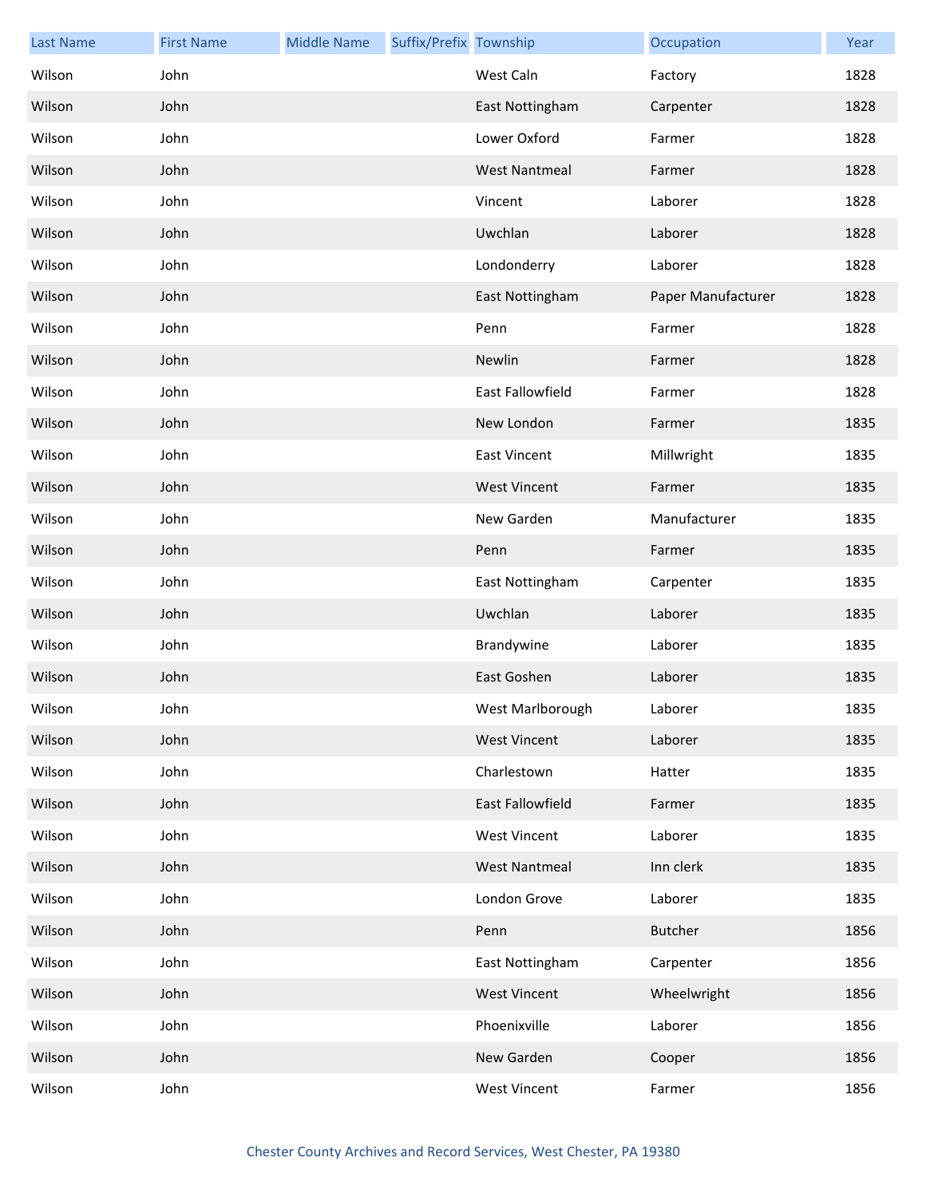| Last Name | First Name | Middle Name | Suffix/Prefix | Township | Occupation | Year |
| --- | --- | --- | --- | --- | --- | --- |
| Wilson | John | | | West Caln | Factory | 1828 |
| Wilson | John | | | East Nottingham | Carpenter | 1828 |
| Wilson | John | | | Lower Oxford | Farmer | 1828 |
| Wilson | John | | | West Nantmeal | Farmer | 1828 |
| Wilson | John | | | Vincent | Laborer | 1828 |
| Wilson | John | | | Uwchlan | Laborer | 1828 |
| Wilson | John | | | Londonderry | Laborer | 1828 |
| Wilson | John | | | East Nottingham | Paper Manufacturer | 1828 |
| Wilson | John | | | Penn | Farmer | 1828 |
| Wilson | John | | | Newlin | Farmer | 1828 |
| Wilson | John | | | East Fallowfield | Farmer | 1828 |
| Wilson | John | | | New London | Farmer | 1835 |
| Wilson | John | | | East Vincent | Millwright | 1835 |
| Wilson | John | | | West Vincent | Farmer | 1835 |
| Wilson | John | | | New Garden | Manufacturer | 1835 |
| Wilson | John | | | Penn | Farmer | 1835 |
| Wilson | John | | | East Nottingham | Carpenter | 1835 |
| Wilson | John | | | Uwchlan | Laborer | 1835 |
| Wilson | John | | | Brandywine | Laborer | 1835 |
| Wilson | John | | | East Goshen | Laborer | 1835 |
| Wilson | John | | | West Marlborough | Laborer | 1835 |
| Wilson | John | | | West Vincent | Laborer | 1835 |
| Wilson | John | | | Charlestown | Hatter | 1835 |
| Wilson | John | | | East Fallowfield | Farmer | 1835 |
| Wilson | John | | | West Vincent | Laborer | 1835 |
| Wilson | John | | | West Nantmeal | Inn clerk | 1835 |
| Wilson | John | | | London Grove | Laborer | 1835 |
| Wilson | John | | | Penn | Butcher | 1856 |
| Wilson | John | | | East Nottingham | Carpenter | 1856 |
| Wilson | John | | | West Vincent | Wheelwright | 1856 |
| Wilson | John | | | Phoenixville | Laborer | 1856 |
| Wilson | John | | | New Garden | Cooper | 1856 |
| Wilson | John | | | West Vincent | Farmer | 1856 |

Chester County Archives and Record Services, West Chester, PA 19380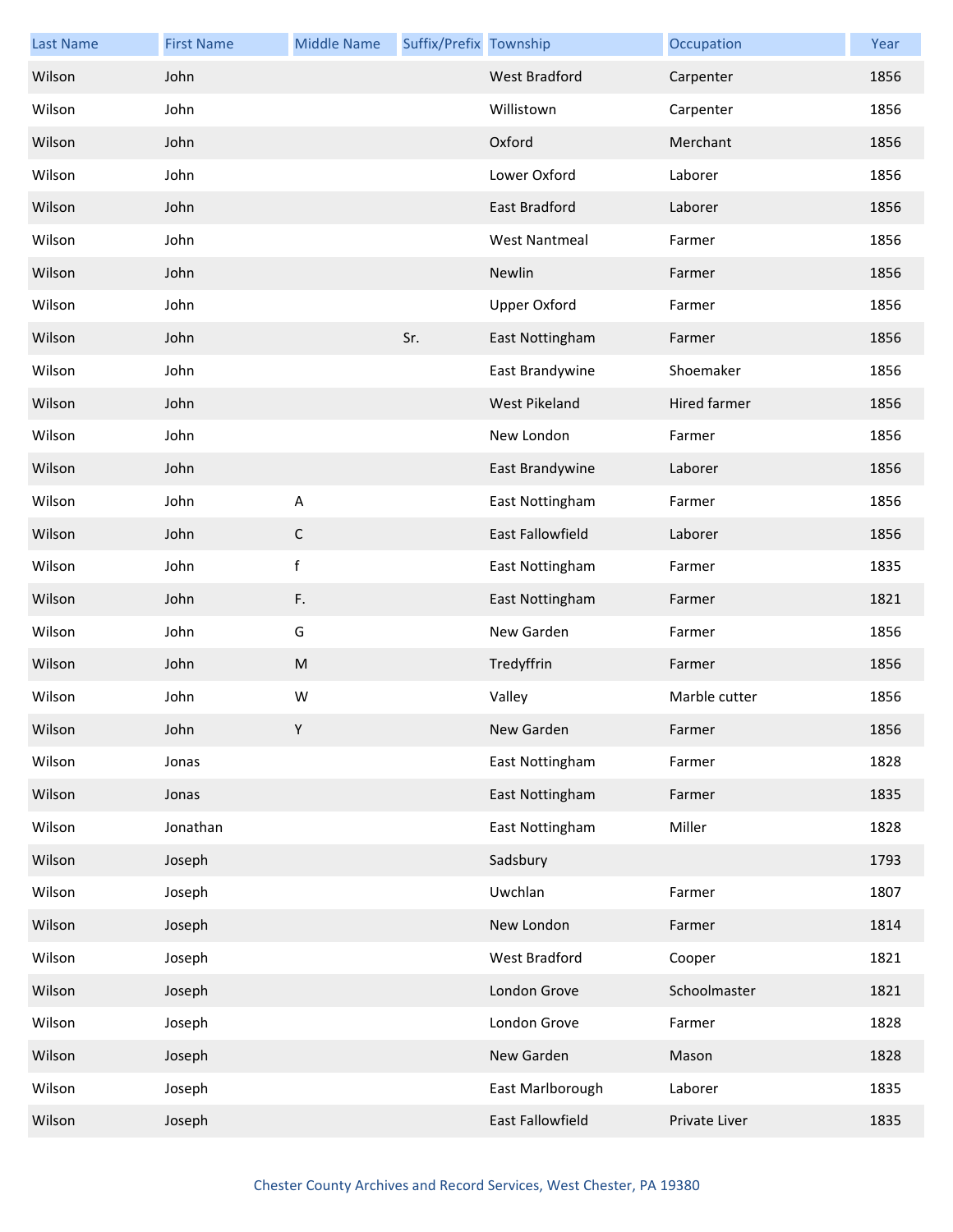| Last Name | First Name | Middle Name | Suffix/Prefix | Township | Occupation | Year |
|---|---|---|---|---|---|---|
| Wilson | John | | | West Bradford | Carpenter | 1856 |
| Wilson | John | | | Willistown | Carpenter | 1856 |
| Wilson | John | | | Oxford | Merchant | 1856 |
| Wilson | John | | | Lower Oxford | Laborer | 1856 |
| Wilson | John | | | East Bradford | Laborer | 1856 |
| Wilson | John | | | West Nantmeal | Farmer | 1856 |
| Wilson | John | | | Newlin | Farmer | 1856 |
| Wilson | John | | | Upper Oxford | Farmer | 1856 |
| Wilson | John | | Sr. | East Nottingham | Farmer | 1856 |
| Wilson | John | | | East Brandywine | Shoemaker | 1856 |
| Wilson | John | | | West Pikeland | Hired farmer | 1856 |
| Wilson | John | | | New London | Farmer | 1856 |
| Wilson | John | | | East Brandywine | Laborer | 1856 |
| Wilson | John | A | | East Nottingham | Farmer | 1856 |
| Wilson | John | C | | East Fallowfield | Laborer | 1856 |
| Wilson | John | f | | East Nottingham | Farmer | 1835 |
| Wilson | John | F. | | East Nottingham | Farmer | 1821 |
| Wilson | John | G | | New Garden | Farmer | 1856 |
| Wilson | John | M | | Tredyffrin | Farmer | 1856 |
| Wilson | John | W | | Valley | Marble cutter | 1856 |
| Wilson | John | Y | | New Garden | Farmer | 1856 |
| Wilson | Jonas | | | East Nottingham | Farmer | 1828 |
| Wilson | Jonas | | | East Nottingham | Farmer | 1835 |
| Wilson | Jonathan | | | East Nottingham | Miller | 1828 |
| Wilson | Joseph | | | Sadsbury | | 1793 |
| Wilson | Joseph | | | Uwchlan | Farmer | 1807 |
| Wilson | Joseph | | | New London | Farmer | 1814 |
| Wilson | Joseph | | | West Bradford | Cooper | 1821 |
| Wilson | Joseph | | | London Grove | Schoolmaster | 1821 |
| Wilson | Joseph | | | London Grove | Farmer | 1828 |
| Wilson | Joseph | | | New Garden | Mason | 1828 |
| Wilson | Joseph | | | East Marlborough | Laborer | 1835 |
| Wilson | Joseph | | | East Fallowfield | Private Liver | 1835 |

Chester County Archives and Record Services, West Chester, PA 19380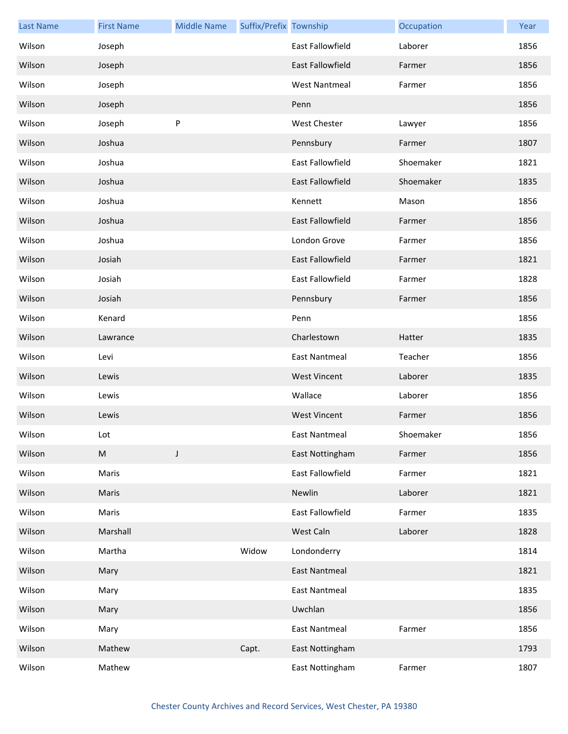| Last Name | First Name | Middle Name | Suffix/Prefix | Township | Occupation | Year |
| --- | --- | --- | --- | --- | --- | --- |
| Wilson | Joseph | | | East Fallowfield | Laborer | 1856 |
| Wilson | Joseph | | | East Fallowfield | Farmer | 1856 |
| Wilson | Joseph | | | West Nantmeal | Farmer | 1856 |
| Wilson | Joseph | | | Penn | | 1856 |
| Wilson | Joseph | P | | West Chester | Lawyer | 1856 |
| Wilson | Joshua | | | Pennsbury | Farmer | 1807 |
| Wilson | Joshua | | | East Fallowfield | Shoemaker | 1821 |
| Wilson | Joshua | | | East Fallowfield | Shoemaker | 1835 |
| Wilson | Joshua | | | Kennett | Mason | 1856 |
| Wilson | Joshua | | | East Fallowfield | Farmer | 1856 |
| Wilson | Joshua | | | London Grove | Farmer | 1856 |
| Wilson | Josiah | | | East Fallowfield | Farmer | 1821 |
| Wilson | Josiah | | | East Fallowfield | Farmer | 1828 |
| Wilson | Josiah | | | Pennsbury | Farmer | 1856 |
| Wilson | Kenard | | | Penn | | 1856 |
| Wilson | Lawrance | | | Charlestown | Hatter | 1835 |
| Wilson | Levi | | | East Nantmeal | Teacher | 1856 |
| Wilson | Lewis | | | West Vincent | Laborer | 1835 |
| Wilson | Lewis | | | Wallace | Laborer | 1856 |
| Wilson | Lewis | | | West Vincent | Farmer | 1856 |
| Wilson | Lot | | | East Nantmeal | Shoemaker | 1856 |
| Wilson | M | J | | East Nottingham | Farmer | 1856 |
| Wilson | Maris | | | East Fallowfield | Farmer | 1821 |
| Wilson | Maris | | | Newlin | Laborer | 1821 |
| Wilson | Maris | | | East Fallowfield | Farmer | 1835 |
| Wilson | Marshall | | | West Caln | Laborer | 1828 |
| Wilson | Martha | | Widow | Londonderry | | 1814 |
| Wilson | Mary | | | East Nantmeal | | 1821 |
| Wilson | Mary | | | East Nantmeal | | 1835 |
| Wilson | Mary | | | Uwchlan | | 1856 |
| Wilson | Mary | | | East Nantmeal | Farmer | 1856 |
| Wilson | Mathew | | Capt. | East Nottingham | | 1793 |
| Wilson | Mathew | | | East Nottingham | Farmer | 1807 |

Chester County Archives and Record Services, West Chester, PA 19380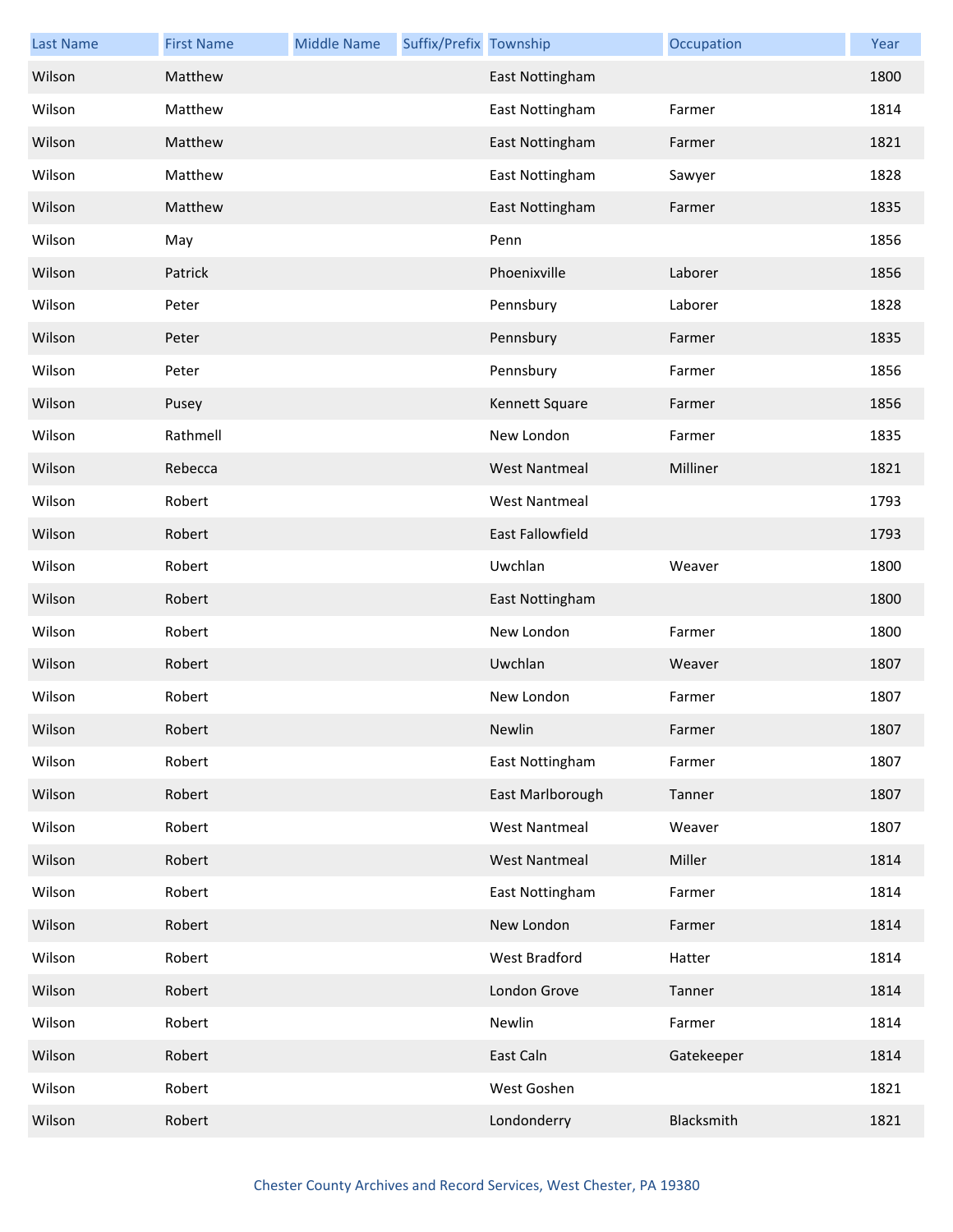| Last Name | First Name | Middle Name | Suffix/Prefix | Township | Occupation | Year |
|---|---|---|---|---|---|---|
| Wilson | Matthew | | | East Nottingham | | 1800 |
| Wilson | Matthew | | | East Nottingham | Farmer | 1814 |
| Wilson | Matthew | | | East Nottingham | Farmer | 1821 |
| Wilson | Matthew | | | East Nottingham | Sawyer | 1828 |
| Wilson | Matthew | | | East Nottingham | Farmer | 1835 |
| Wilson | May | | | Penn | | 1856 |
| Wilson | Patrick | | | Phoenixville | Laborer | 1856 |
| Wilson | Peter | | | Pennsbury | Laborer | 1828 |
| Wilson | Peter | | | Pennsbury | Farmer | 1835 |
| Wilson | Peter | | | Pennsbury | Farmer | 1856 |
| Wilson | Pusey | | | Kennett Square | Farmer | 1856 |
| Wilson | Rathmell | | | New London | Farmer | 1835 |
| Wilson | Rebecca | | | West Nantmeal | Milliner | 1821 |
| Wilson | Robert | | | West Nantmeal | | 1793 |
| Wilson | Robert | | | East Fallowfield | | 1793 |
| Wilson | Robert | | | Uwchlan | Weaver | 1800 |
| Wilson | Robert | | | East Nottingham | | 1800 |
| Wilson | Robert | | | New London | Farmer | 1800 |
| Wilson | Robert | | | Uwchlan | Weaver | 1807 |
| Wilson | Robert | | | New London | Farmer | 1807 |
| Wilson | Robert | | | Newlin | Farmer | 1807 |
| Wilson | Robert | | | East Nottingham | Farmer | 1807 |
| Wilson | Robert | | | East Marlborough | Tanner | 1807 |
| Wilson | Robert | | | West Nantmeal | Weaver | 1807 |
| Wilson | Robert | | | West Nantmeal | Miller | 1814 |
| Wilson | Robert | | | East Nottingham | Farmer | 1814 |
| Wilson | Robert | | | New London | Farmer | 1814 |
| Wilson | Robert | | | West Bradford | Hatter | 1814 |
| Wilson | Robert | | | London Grove | Tanner | 1814 |
| Wilson | Robert | | | Newlin | Farmer | 1814 |
| Wilson | Robert | | | East Caln | Gatekeeper | 1814 |
| Wilson | Robert | | | West Goshen | | 1821 |
| Wilson | Robert | | | Londonderry | Blacksmith | 1821 |

Chester County Archives and Record Services, West Chester, PA 19380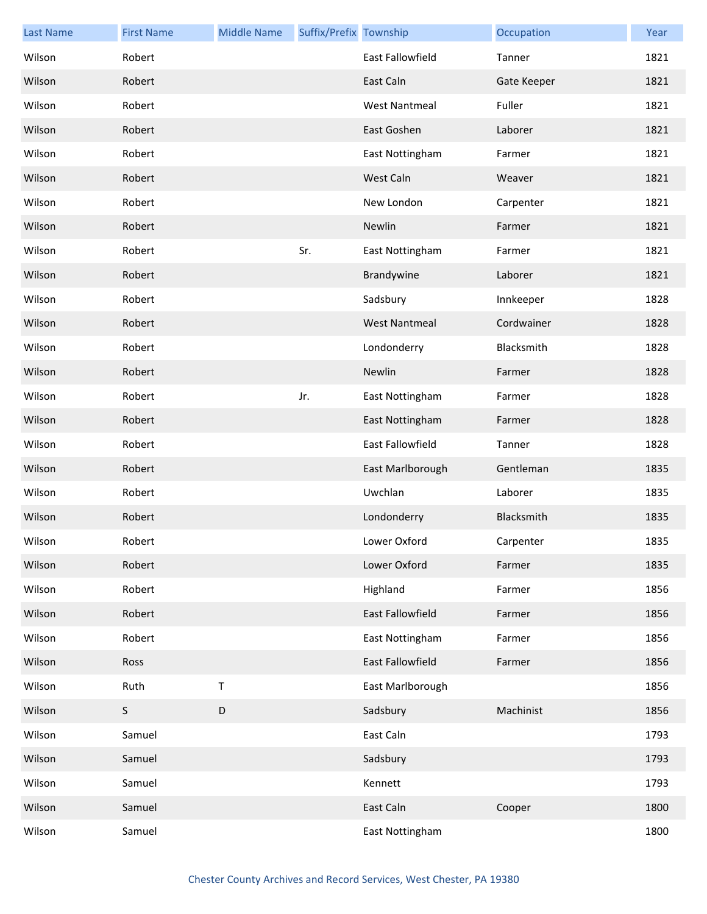| Last Name | First Name | Middle Name | Suffix/Prefix | Township | Occupation | Year |
|---|---|---|---|---|---|---|
| Wilson | Robert | | | East Fallowfield | Tanner | 1821 |
| Wilson | Robert | | | East Caln | Gate Keeper | 1821 |
| Wilson | Robert | | | West Nantmeal | Fuller | 1821 |
| Wilson | Robert | | | East Goshen | Laborer | 1821 |
| Wilson | Robert | | | East Nottingham | Farmer | 1821 |
| Wilson | Robert | | | West Caln | Weaver | 1821 |
| Wilson | Robert | | | New London | Carpenter | 1821 |
| Wilson | Robert | | | Newlin | Farmer | 1821 |
| Wilson | Robert | | Sr. | East Nottingham | Farmer | 1821 |
| Wilson | Robert | | | Brandywine | Laborer | 1821 |
| Wilson | Robert | | | Sadsbury | Innkeeper | 1828 |
| Wilson | Robert | | | West Nantmeal | Cordwainer | 1828 |
| Wilson | Robert | | | Londonderry | Blacksmith | 1828 |
| Wilson | Robert | | | Newlin | Farmer | 1828 |
| Wilson | Robert | | Jr. | East Nottingham | Farmer | 1828 |
| Wilson | Robert | | | East Nottingham | Farmer | 1828 |
| Wilson | Robert | | | East Fallowfield | Tanner | 1828 |
| Wilson | Robert | | | East Marlborough | Gentleman | 1835 |
| Wilson | Robert | | | Uwchlan | Laborer | 1835 |
| Wilson | Robert | | | Londonderry | Blacksmith | 1835 |
| Wilson | Robert | | | Lower Oxford | Carpenter | 1835 |
| Wilson | Robert | | | Lower Oxford | Farmer | 1835 |
| Wilson | Robert | | | Highland | Farmer | 1856 |
| Wilson | Robert | | | East Fallowfield | Farmer | 1856 |
| Wilson | Robert | | | East Nottingham | Farmer | 1856 |
| Wilson | Ross | | | East Fallowfield | Farmer | 1856 |
| Wilson | Ruth | T | | East Marlborough | | 1856 |
| Wilson | S | D | | Sadsbury | Machinist | 1856 |
| Wilson | Samuel | | | East Caln | | 1793 |
| Wilson | Samuel | | | Sadsbury | | 1793 |
| Wilson | Samuel | | | Kennett | | 1793 |
| Wilson | Samuel | | | East Caln | Cooper | 1800 |
| Wilson | Samuel | | | East Nottingham | | 1800 |

Chester County Archives and Record Services, West Chester, PA 19380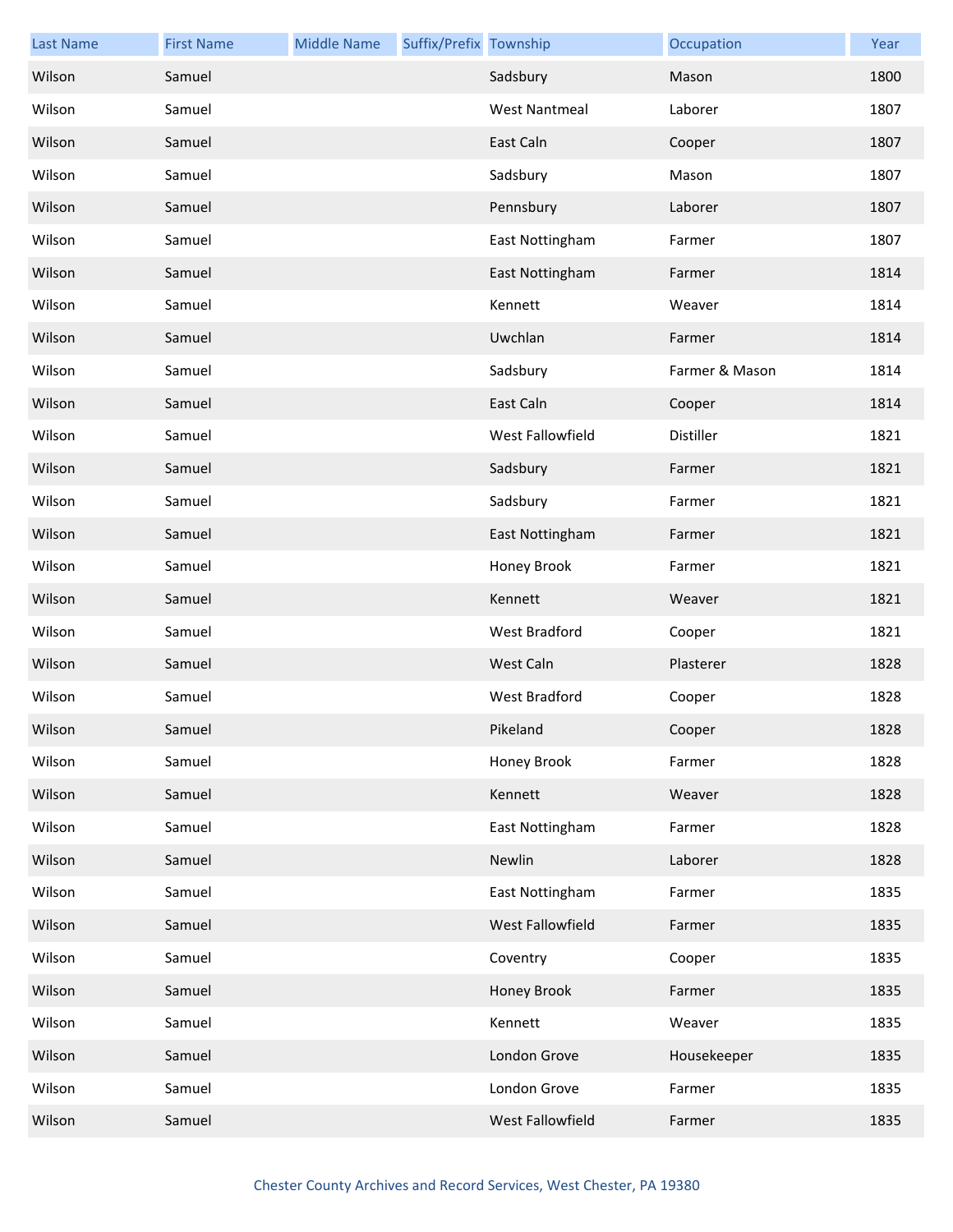| Last Name | First Name | Middle Name | Suffix/Prefix | Township | Occupation | Year |
|---|---|---|---|---|---|---|
| Wilson | Samuel | | | Sadsbury | Mason | 1800 |
| Wilson | Samuel | | | West Nantmeal | Laborer | 1807 |
| Wilson | Samuel | | | East Caln | Cooper | 1807 |
| Wilson | Samuel | | | Sadsbury | Mason | 1807 |
| Wilson | Samuel | | | Pennsbury | Laborer | 1807 |
| Wilson | Samuel | | | East Nottingham | Farmer | 1807 |
| Wilson | Samuel | | | East Nottingham | Farmer | 1814 |
| Wilson | Samuel | | | Kennett | Weaver | 1814 |
| Wilson | Samuel | | | Uwchlan | Farmer | 1814 |
| Wilson | Samuel | | | Sadsbury | Farmer & Mason | 1814 |
| Wilson | Samuel | | | East Caln | Cooper | 1814 |
| Wilson | Samuel | | | West Fallowfield | Distiller | 1821 |
| Wilson | Samuel | | | Sadsbury | Farmer | 1821 |
| Wilson | Samuel | | | Sadsbury | Farmer | 1821 |
| Wilson | Samuel | | | East Nottingham | Farmer | 1821 |
| Wilson | Samuel | | | Honey Brook | Farmer | 1821 |
| Wilson | Samuel | | | Kennett | Weaver | 1821 |
| Wilson | Samuel | | | West Bradford | Cooper | 1821 |
| Wilson | Samuel | | | West Caln | Plasterer | 1828 |
| Wilson | Samuel | | | West Bradford | Cooper | 1828 |
| Wilson | Samuel | | | Pikeland | Cooper | 1828 |
| Wilson | Samuel | | | Honey Brook | Farmer | 1828 |
| Wilson | Samuel | | | Kennett | Weaver | 1828 |
| Wilson | Samuel | | | East Nottingham | Farmer | 1828 |
| Wilson | Samuel | | | Newlin | Laborer | 1828 |
| Wilson | Samuel | | | East Nottingham | Farmer | 1835 |
| Wilson | Samuel | | | West Fallowfield | Farmer | 1835 |
| Wilson | Samuel | | | Coventry | Cooper | 1835 |
| Wilson | Samuel | | | Honey Brook | Farmer | 1835 |
| Wilson | Samuel | | | Kennett | Weaver | 1835 |
| Wilson | Samuel | | | London Grove | Housekeeper | 1835 |
| Wilson | Samuel | | | London Grove | Farmer | 1835 |
| Wilson | Samuel | | | West Fallowfield | Farmer | 1835 |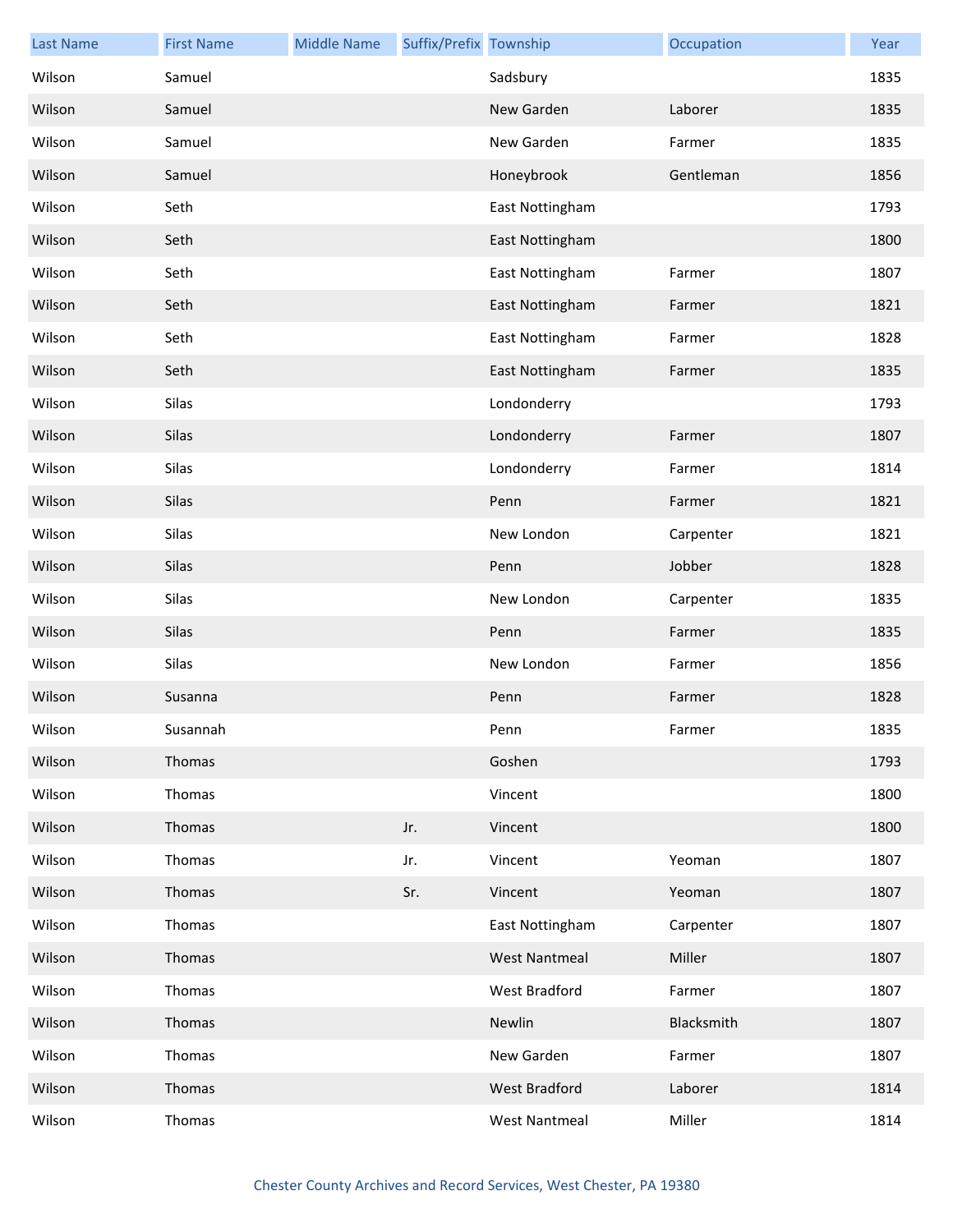| Last Name | First Name | Middle Name | Suffix/Prefix | Township | Occupation | Year |
|---|---|---|---|---|---|---|
| Wilson | Samuel | | | Sadsbury | | 1835 |
| Wilson | Samuel | | | New Garden | Laborer | 1835 |
| Wilson | Samuel | | | New Garden | Farmer | 1835 |
| Wilson | Samuel | | | Honeybrook | Gentleman | 1856 |
| Wilson | Seth | | | East Nottingham | | 1793 |
| Wilson | Seth | | | East Nottingham | | 1800 |
| Wilson | Seth | | | East Nottingham | Farmer | 1807 |
| Wilson | Seth | | | East Nottingham | Farmer | 1821 |
| Wilson | Seth | | | East Nottingham | Farmer | 1828 |
| Wilson | Seth | | | East Nottingham | Farmer | 1835 |
| Wilson | Silas | | | Londonderry | | 1793 |
| Wilson | Silas | | | Londonderry | Farmer | 1807 |
| Wilson | Silas | | | Londonderry | Farmer | 1814 |
| Wilson | Silas | | | Penn | Farmer | 1821 |
| Wilson | Silas | | | New London | Carpenter | 1821 |
| Wilson | Silas | | | Penn | Jobber | 1828 |
| Wilson | Silas | | | New London | Carpenter | 1835 |
| Wilson | Silas | | | Penn | Farmer | 1835 |
| Wilson | Silas | | | New London | Farmer | 1856 |
| Wilson | Susanna | | | Penn | Farmer | 1828 |
| Wilson | Susannah | | | Penn | Farmer | 1835 |
| Wilson | Thomas | | | Goshen | | 1793 |
| Wilson | Thomas | | | Vincent | | 1800 |
| Wilson | Thomas | | Jr. | Vincent | | 1800 |
| Wilson | Thomas | | Jr. | Vincent | Yeoman | 1807 |
| Wilson | Thomas | | Sr. | Vincent | Yeoman | 1807 |
| Wilson | Thomas | | | East Nottingham | Carpenter | 1807 |
| Wilson | Thomas | | | West Nantmeal | Miller | 1807 |
| Wilson | Thomas | | | West Bradford | Farmer | 1807 |
| Wilson | Thomas | | | Newlin | Blacksmith | 1807 |
| Wilson | Thomas | | | New Garden | Farmer | 1807 |
| Wilson | Thomas | | | West Bradford | Laborer | 1814 |
| Wilson | Thomas | | | West Nantmeal | Miller | 1814 |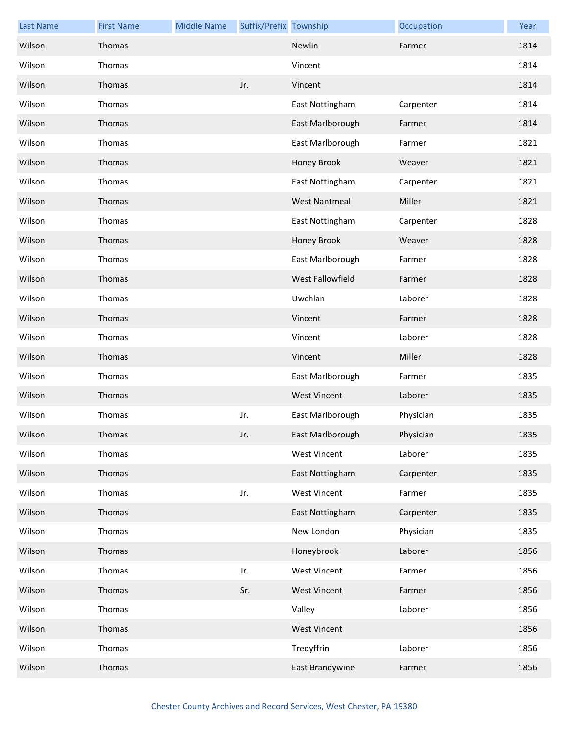| Last Name | First Name | Middle Name | Suffix/Prefix | Township | Occupation | Year |
|---|---|---|---|---|---|---|
| Wilson | Thomas | | | Newlin | Farmer | 1814 |
| Wilson | Thomas | | | Vincent | | 1814 |
| Wilson | Thomas | | Jr. | Vincent | | 1814 |
| Wilson | Thomas | | | East Nottingham | Carpenter | 1814 |
| Wilson | Thomas | | | East Marlborough | Farmer | 1814 |
| Wilson | Thomas | | | East Marlborough | Farmer | 1821 |
| Wilson | Thomas | | | Honey Brook | Weaver | 1821 |
| Wilson | Thomas | | | East Nottingham | Carpenter | 1821 |
| Wilson | Thomas | | | West Nantmeal | Miller | 1821 |
| Wilson | Thomas | | | East Nottingham | Carpenter | 1828 |
| Wilson | Thomas | | | Honey Brook | Weaver | 1828 |
| Wilson | Thomas | | | East Marlborough | Farmer | 1828 |
| Wilson | Thomas | | | West Fallowfield | Farmer | 1828 |
| Wilson | Thomas | | | Uwchlan | Laborer | 1828 |
| Wilson | Thomas | | | Vincent | Farmer | 1828 |
| Wilson | Thomas | | | Vincent | Laborer | 1828 |
| Wilson | Thomas | | | Vincent | Miller | 1828 |
| Wilson | Thomas | | | East Marlborough | Farmer | 1835 |
| Wilson | Thomas | | | West Vincent | Laborer | 1835 |
| Wilson | Thomas | | Jr. | East Marlborough | Physician | 1835 |
| Wilson | Thomas | | Jr. | East Marlborough | Physician | 1835 |
| Wilson | Thomas | | | West Vincent | Laborer | 1835 |
| Wilson | Thomas | | | East Nottingham | Carpenter | 1835 |
| Wilson | Thomas | | Jr. | West Vincent | Farmer | 1835 |
| Wilson | Thomas | | | East Nottingham | Carpenter | 1835 |
| Wilson | Thomas | | | New London | Physician | 1835 |
| Wilson | Thomas | | | Honeybrook | Laborer | 1856 |
| Wilson | Thomas | | Jr. | West Vincent | Farmer | 1856 |
| Wilson | Thomas | | Sr. | West Vincent | Farmer | 1856 |
| Wilson | Thomas | | | Valley | Laborer | 1856 |
| Wilson | Thomas | | | West Vincent | | 1856 |
| Wilson | Thomas | | | Tredyffrin | Laborer | 1856 |
| Wilson | Thomas | | | East Brandywine | Farmer | 1856 |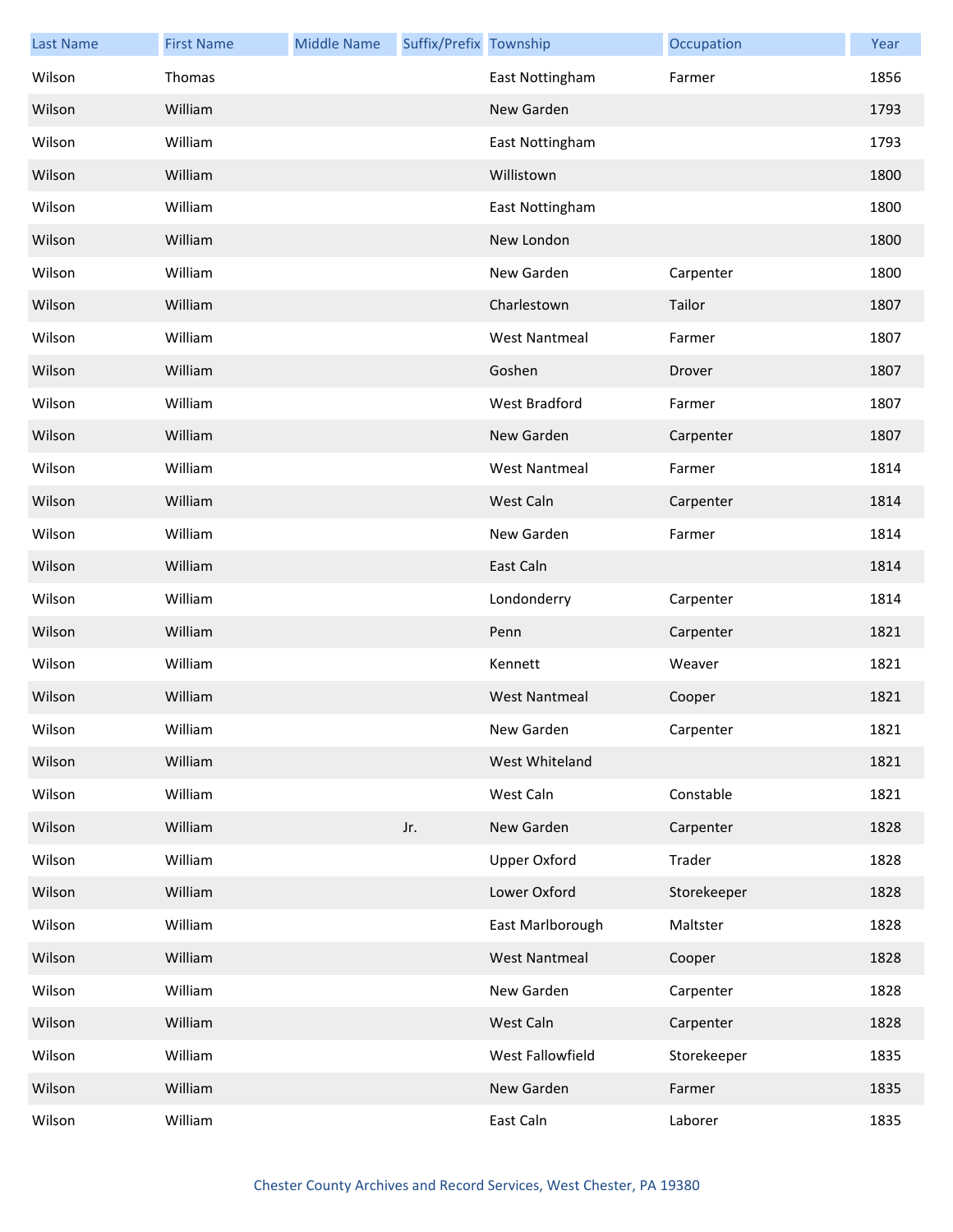| Last Name | First Name | Middle Name | Suffix/Prefix | Township | Occupation | Year |
|---|---|---|---|---|---|---|
| Wilson | Thomas | | | East Nottingham | Farmer | 1856 |
| Wilson | William | | | New Garden | | 1793 |
| Wilson | William | | | East Nottingham | | 1793 |
| Wilson | William | | | Willistown | | 1800 |
| Wilson | William | | | East Nottingham | | 1800 |
| Wilson | William | | | New London | | 1800 |
| Wilson | William | | | New Garden | Carpenter | 1800 |
| Wilson | William | | | Charlestown | Tailor | 1807 |
| Wilson | William | | | West Nantmeal | Farmer | 1807 |
| Wilson | William | | | Goshen | Drover | 1807 |
| Wilson | William | | | West Bradford | Farmer | 1807 |
| Wilson | William | | | New Garden | Carpenter | 1807 |
| Wilson | William | | | West Nantmeal | Farmer | 1814 |
| Wilson | William | | | West Caln | Carpenter | 1814 |
| Wilson | William | | | New Garden | Farmer | 1814 |
| Wilson | William | | | East Caln | | 1814 |
| Wilson | William | | | Londonderry | Carpenter | 1814 |
| Wilson | William | | | Penn | Carpenter | 1821 |
| Wilson | William | | | Kennett | Weaver | 1821 |
| Wilson | William | | | West Nantmeal | Cooper | 1821 |
| Wilson | William | | | New Garden | Carpenter | 1821 |
| Wilson | William | | | West Whiteland | | 1821 |
| Wilson | William | | | West Caln | Constable | 1821 |
| Wilson | William | | Jr. | New Garden | Carpenter | 1828 |
| Wilson | William | | | Upper Oxford | Trader | 1828 |
| Wilson | William | | | Lower Oxford | Storekeeper | 1828 |
| Wilson | William | | | East Marlborough | Maltster | 1828 |
| Wilson | William | | | West Nantmeal | Cooper | 1828 |
| Wilson | William | | | New Garden | Carpenter | 1828 |
| Wilson | William | | | West Caln | Carpenter | 1828 |
| Wilson | William | | | West Fallowfield | Storekeeper | 1835 |
| Wilson | William | | | New Garden | Farmer | 1835 |
| Wilson | William | | | East Caln | Laborer | 1835 |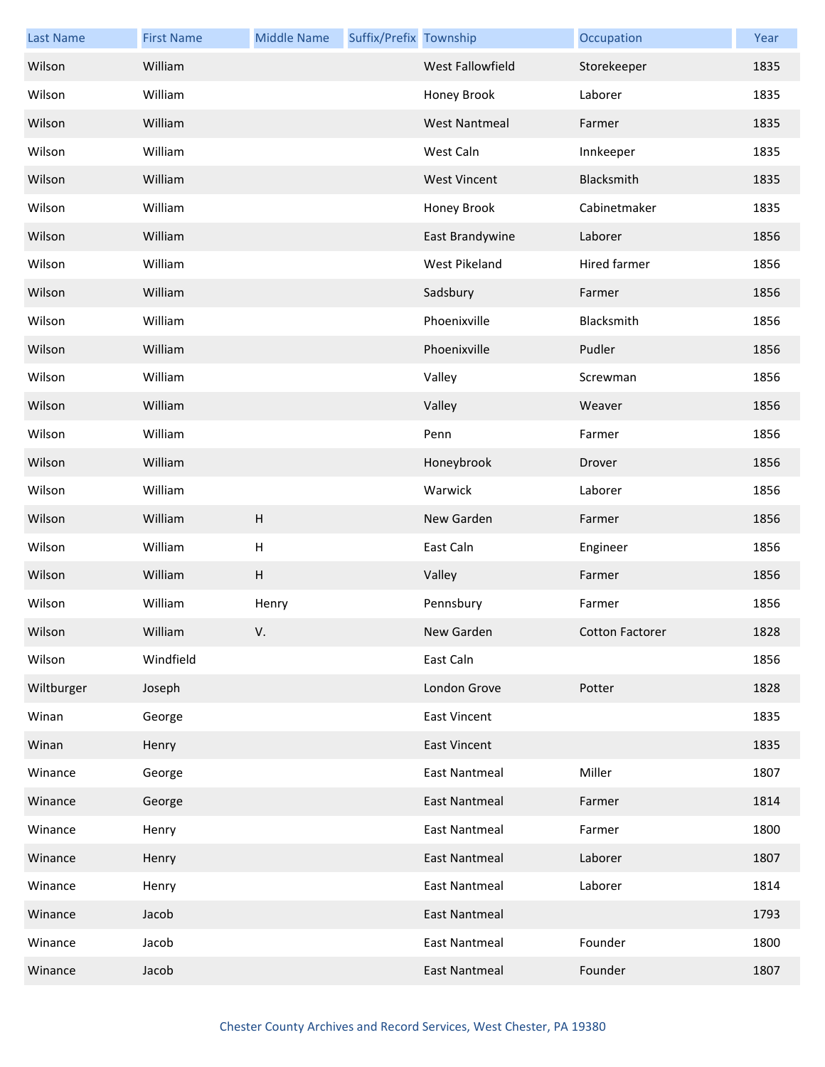| Last Name | First Name | Middle Name | Suffix/Prefix | Township | Occupation | Year |
|---|---|---|---|---|---|---|
| Wilson | William | | | West Fallowfield | Storekeeper | 1835 |
| Wilson | William | | | Honey Brook | Laborer | 1835 |
| Wilson | William | | | West Nantmeal | Farmer | 1835 |
| Wilson | William | | | West Caln | Innkeeper | 1835 |
| Wilson | William | | | West Vincent | Blacksmith | 1835 |
| Wilson | William | | | Honey Brook | Cabinetmaker | 1835 |
| Wilson | William | | | East Brandywine | Laborer | 1856 |
| Wilson | William | | | West Pikeland | Hired farmer | 1856 |
| Wilson | William | | | Sadsbury | Farmer | 1856 |
| Wilson | William | | | Phoenixville | Blacksmith | 1856 |
| Wilson | William | | | Phoenixville | Pudler | 1856 |
| Wilson | William | | | Valley | Screwman | 1856 |
| Wilson | William | | | Valley | Weaver | 1856 |
| Wilson | William | | | Penn | Farmer | 1856 |
| Wilson | William | | | Honeybrook | Drover | 1856 |
| Wilson | William | | | Warwick | Laborer | 1856 |
| Wilson | William | H | | New Garden | Farmer | 1856 |
| Wilson | William | H | | East Caln | Engineer | 1856 |
| Wilson | William | H | | Valley | Farmer | 1856 |
| Wilson | William | Henry | | Pennsbury | Farmer | 1856 |
| Wilson | William | V. | | New Garden | Cotton Factorer | 1828 |
| Wilson | Windfield | | | East Caln | | 1856 |
| Wiltburger | Joseph | | | London Grove | Potter | 1828 |
| Winan | George | | | East Vincent | | 1835 |
| Winan | Henry | | | East Vincent | | 1835 |
| Winance | George | | | East Nantmeal | Miller | 1807 |
| Winance | George | | | East Nantmeal | Farmer | 1814 |
| Winance | Henry | | | East Nantmeal | Farmer | 1800 |
| Winance | Henry | | | East Nantmeal | Laborer | 1807 |
| Winance | Henry | | | East Nantmeal | Laborer | 1814 |
| Winance | Jacob | | | East Nantmeal | | 1793 |
| Winance | Jacob | | | East Nantmeal | Founder | 1800 |
| Winance | Jacob | | | East Nantmeal | Founder | 1807 |

Chester County Archives and Record Services, West Chester, PA 19380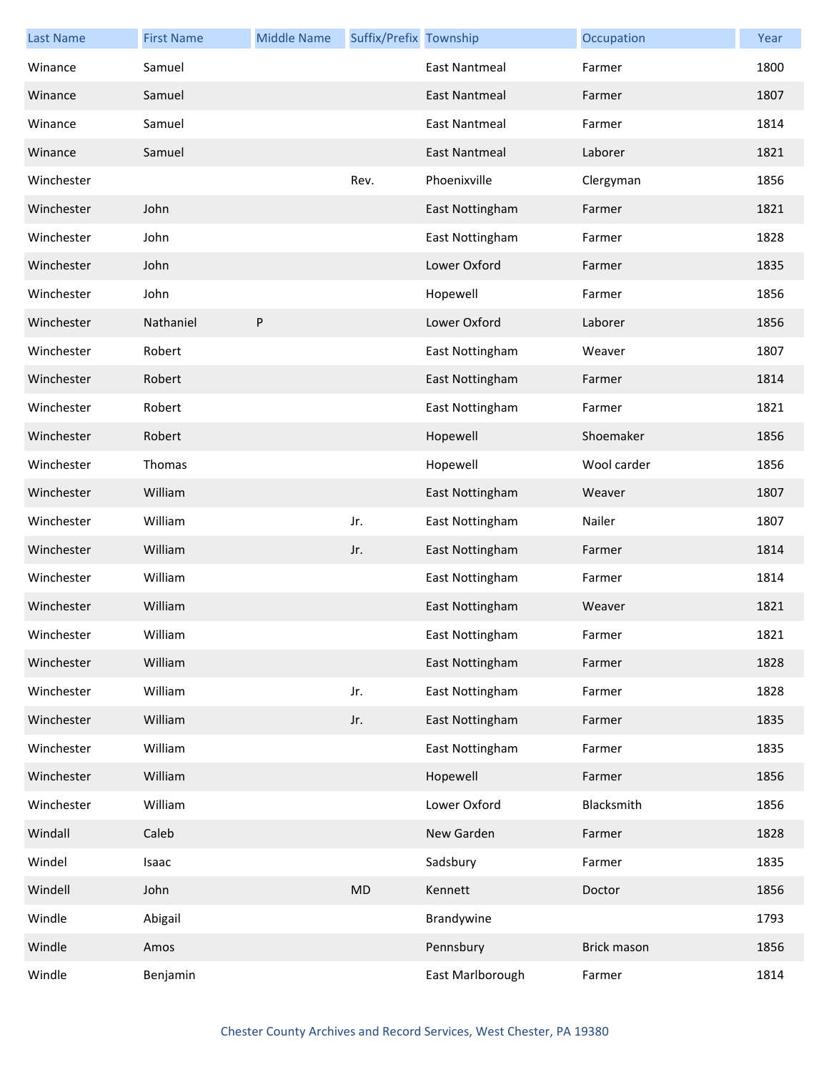| Last Name | First Name | Middle Name | Suffix/Prefix | Township | Occupation | Year |
|---|---|---|---|---|---|---|
| Winance | Samuel | | | East Nantmeal | Farmer | 1800 |
| Winance | Samuel | | | East Nantmeal | Farmer | 1807 |
| Winance | Samuel | | | East Nantmeal | Farmer | 1814 |
| Winance | Samuel | | | East Nantmeal | Laborer | 1821 |
| Winchester | | | Rev. | Phoenixville | Clergyman | 1856 |
| Winchester | John | | | East Nottingham | Farmer | 1821 |
| Winchester | John | | | East Nottingham | Farmer | 1828 |
| Winchester | John | | | Lower Oxford | Farmer | 1835 |
| Winchester | John | | | Hopewell | Farmer | 1856 |
| Winchester | Nathaniel | P | | Lower Oxford | Laborer | 1856 |
| Winchester | Robert | | | East Nottingham | Weaver | 1807 |
| Winchester | Robert | | | East Nottingham | Farmer | 1814 |
| Winchester | Robert | | | East Nottingham | Farmer | 1821 |
| Winchester | Robert | | | Hopewell | Shoemaker | 1856 |
| Winchester | Thomas | | | Hopewell | Wool carder | 1856 |
| Winchester | William | | | East Nottingham | Weaver | 1807 |
| Winchester | William | | Jr. | East Nottingham | Nailer | 1807 |
| Winchester | William | | Jr. | East Nottingham | Farmer | 1814 |
| Winchester | William | | | East Nottingham | Farmer | 1814 |
| Winchester | William | | | East Nottingham | Weaver | 1821 |
| Winchester | William | | | East Nottingham | Farmer | 1821 |
| Winchester | William | | | East Nottingham | Farmer | 1828 |
| Winchester | William | | Jr. | East Nottingham | Farmer | 1828 |
| Winchester | William | | Jr. | East Nottingham | Farmer | 1835 |
| Winchester | William | | | East Nottingham | Farmer | 1835 |
| Winchester | William | | | Hopewell | Farmer | 1856 |
| Winchester | William | | | Lower Oxford | Blacksmith | 1856 |
| Windall | Caleb | | | New Garden | Farmer | 1828 |
| Windel | Isaac | | | Sadsbury | Farmer | 1835 |
| Windell | John | | MD | Kennett | Doctor | 1856 |
| Windle | Abigail | | | Brandywine | | 1793 |
| Windle | Amos | | | Pennsbury | Brick mason | 1856 |
| Windle | Benjamin | | | East Marlborough | Farmer | 1814 |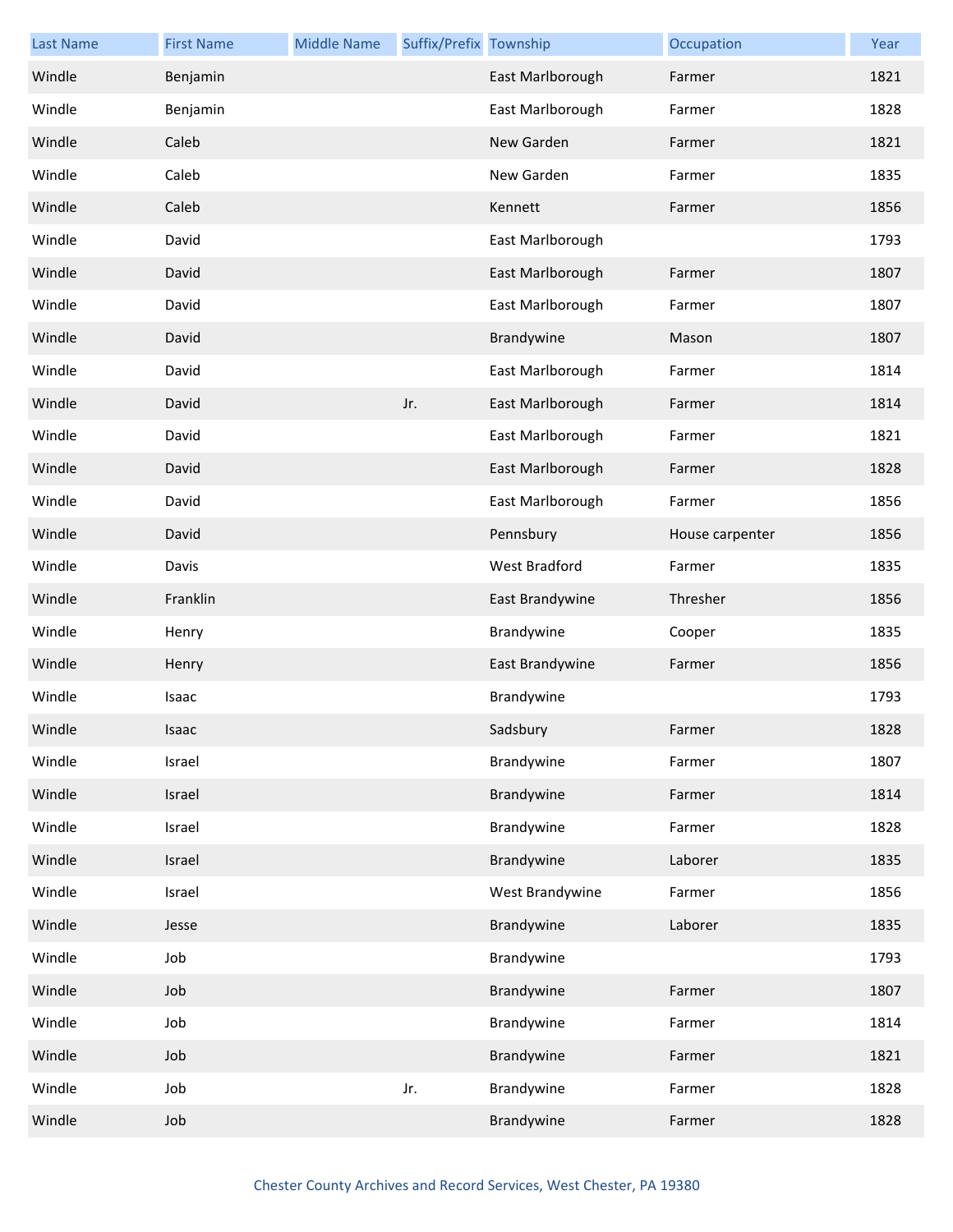| Last Name | First Name | Middle Name | Suffix/Prefix | Township | Occupation | Year |
| --- | --- | --- | --- | --- | --- | --- |
| Windle | Benjamin | | | East Marlborough | Farmer | 1821 |
| Windle | Benjamin | | | East Marlborough | Farmer | 1828 |
| Windle | Caleb | | | New Garden | Farmer | 1821 |
| Windle | Caleb | | | New Garden | Farmer | 1835 |
| Windle | Caleb | | | Kennett | Farmer | 1856 |
| Windle | David | | | East Marlborough | | 1793 |
| Windle | David | | | East Marlborough | Farmer | 1807 |
| Windle | David | | | East Marlborough | Farmer | 1807 |
| Windle | David | | | Brandywine | Mason | 1807 |
| Windle | David | | | East Marlborough | Farmer | 1814 |
| Windle | David | | Jr. | East Marlborough | Farmer | 1814 |
| Windle | David | | | East Marlborough | Farmer | 1821 |
| Windle | David | | | East Marlborough | Farmer | 1828 |
| Windle | David | | | East Marlborough | Farmer | 1856 |
| Windle | David | | | Pennsbury | House carpenter | 1856 |
| Windle | Davis | | | West Bradford | Farmer | 1835 |
| Windle | Franklin | | | East Brandywine | Thresher | 1856 |
| Windle | Henry | | | Brandywine | Cooper | 1835 |
| Windle | Henry | | | East Brandywine | Farmer | 1856 |
| Windle | Isaac | | | Brandywine | | 1793 |
| Windle | Isaac | | | Sadsbury | Farmer | 1828 |
| Windle | Israel | | | Brandywine | Farmer | 1807 |
| Windle | Israel | | | Brandywine | Farmer | 1814 |
| Windle | Israel | | | Brandywine | Farmer | 1828 |
| Windle | Israel | | | Brandywine | Laborer | 1835 |
| Windle | Israel | | | West Brandywine | Farmer | 1856 |
| Windle | Jesse | | | Brandywine | Laborer | 1835 |
| Windle | Job | | | Brandywine | | 1793 |
| Windle | Job | | | Brandywine | Farmer | 1807 |
| Windle | Job | | | Brandywine | Farmer | 1814 |
| Windle | Job | | | Brandywine | Farmer | 1821 |
| Windle | Job | | Jr. | Brandywine | Farmer | 1828 |
| Windle | Job | | | Brandywine | Farmer | 1828 |

Chester County Archives and Record Services, West Chester, PA 19380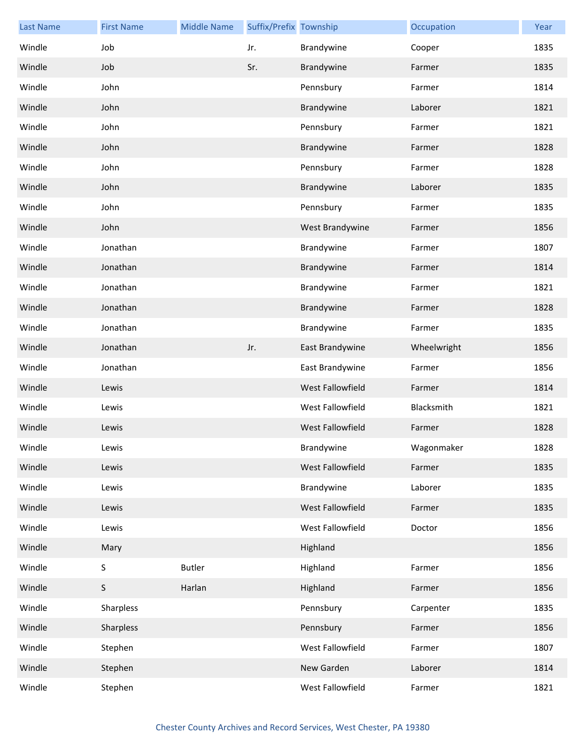| Last Name | First Name | Middle Name | Suffix/Prefix | Township | Occupation | Year |
|---|---|---|---|---|---|---|
| Windle | Job | | Jr. | Brandywine | Cooper | 1835 |
| Windle | Job | | Sr. | Brandywine | Farmer | 1835 |
| Windle | John | | | Pennsbury | Farmer | 1814 |
| Windle | John | | | Brandywine | Laborer | 1821 |
| Windle | John | | | Pennsbury | Farmer | 1821 |
| Windle | John | | | Brandywine | Farmer | 1828 |
| Windle | John | | | Pennsbury | Farmer | 1828 |
| Windle | John | | | Brandywine | Laborer | 1835 |
| Windle | John | | | Pennsbury | Farmer | 1835 |
| Windle | John | | | West Brandywine | Farmer | 1856 |
| Windle | Jonathan | | | Brandywine | Farmer | 1807 |
| Windle | Jonathan | | | Brandywine | Farmer | 1814 |
| Windle | Jonathan | | | Brandywine | Farmer | 1821 |
| Windle | Jonathan | | | Brandywine | Farmer | 1828 |
| Windle | Jonathan | | | Brandywine | Farmer | 1835 |
| Windle | Jonathan | | Jr. | East Brandywine | Wheelwright | 1856 |
| Windle | Jonathan | | | East Brandywine | Farmer | 1856 |
| Windle | Lewis | | | West Fallowfield | Farmer | 1814 |
| Windle | Lewis | | | West Fallowfield | Blacksmith | 1821 |
| Windle | Lewis | | | West Fallowfield | Farmer | 1828 |
| Windle | Lewis | | | Brandywine | Wagonmaker | 1828 |
| Windle | Lewis | | | West Fallowfield | Farmer | 1835 |
| Windle | Lewis | | | Brandywine | Laborer | 1835 |
| Windle | Lewis | | | West Fallowfield | Farmer | 1835 |
| Windle | Lewis | | | West Fallowfield | Doctor | 1856 |
| Windle | Mary | | | Highland | | 1856 |
| Windle | S | Butler | | Highland | Farmer | 1856 |
| Windle | S | Harlan | | Highland | Farmer | 1856 |
| Windle | Sharpless | | | Pennsbury | Carpenter | 1835 |
| Windle | Sharpless | | | Pennsbury | Farmer | 1856 |
| Windle | Stephen | | | West Fallowfield | Farmer | 1807 |
| Windle | Stephen | | | New Garden | Laborer | 1814 |
| Windle | Stephen | | | West Fallowfield | Farmer | 1821 |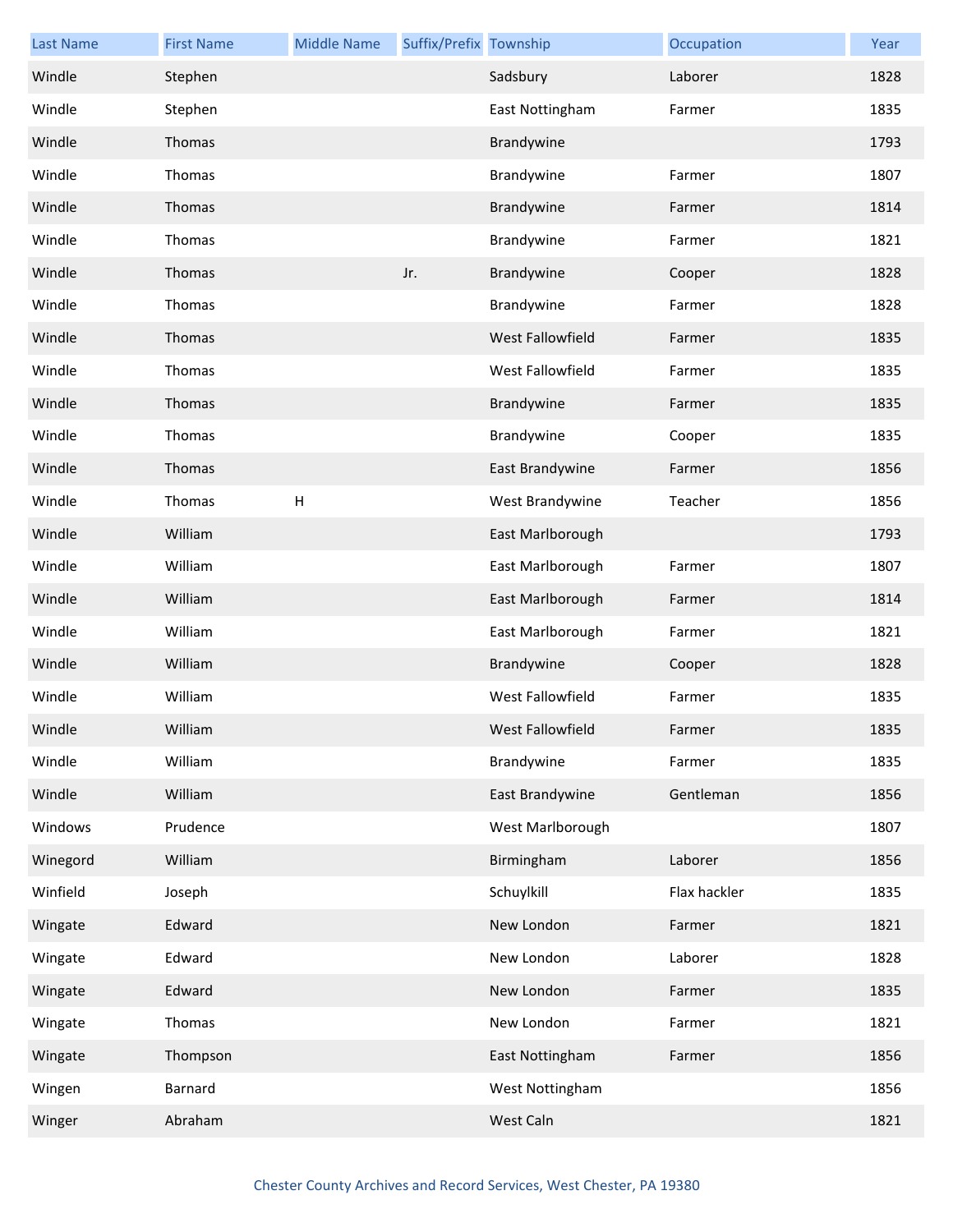| Last Name | First Name | Middle Name | Suffix/Prefix | Township | Occupation | Year |
|---|---|---|---|---|---|---|
| Windle | Stephen | | | Sadsbury | Laborer | 1828 |
| Windle | Stephen | | | East Nottingham | Farmer | 1835 |
| Windle | Thomas | | | Brandywine | | 1793 |
| Windle | Thomas | | | Brandywine | Farmer | 1807 |
| Windle | Thomas | | | Brandywine | Farmer | 1814 |
| Windle | Thomas | | | Brandywine | Farmer | 1821 |
| Windle | Thomas | | Jr. | Brandywine | Cooper | 1828 |
| Windle | Thomas | | | Brandywine | Farmer | 1828 |
| Windle | Thomas | | | West Fallowfield | Farmer | 1835 |
| Windle | Thomas | | | West Fallowfield | Farmer | 1835 |
| Windle | Thomas | | | Brandywine | Farmer | 1835 |
| Windle | Thomas | | | Brandywine | Cooper | 1835 |
| Windle | Thomas | | | East Brandywine | Farmer | 1856 |
| Windle | Thomas | H | | West Brandywine | Teacher | 1856 |
| Windle | William | | | East Marlborough | | 1793 |
| Windle | William | | | East Marlborough | Farmer | 1807 |
| Windle | William | | | East Marlborough | Farmer | 1814 |
| Windle | William | | | East Marlborough | Farmer | 1821 |
| Windle | William | | | Brandywine | Cooper | 1828 |
| Windle | William | | | West Fallowfield | Farmer | 1835 |
| Windle | William | | | West Fallowfield | Farmer | 1835 |
| Windle | William | | | Brandywine | Farmer | 1835 |
| Windle | William | | | East Brandywine | Gentleman | 1856 |
| Windows | Prudence | | | West Marlborough | | 1807 |
| Winegord | William | | | Birmingham | Laborer | 1856 |
| Winfield | Joseph | | | Schuylkill | Flax hackler | 1835 |
| Wingate | Edward | | | New London | Farmer | 1821 |
| Wingate | Edward | | | New London | Laborer | 1828 |
| Wingate | Edward | | | New London | Farmer | 1835 |
| Wingate | Thomas | | | New London | Farmer | 1821 |
| Wingate | Thompson | | | East Nottingham | Farmer | 1856 |
| Wingen | Barnard | | | West Nottingham | | 1856 |
| Winger | Abraham | | | West Caln | | 1821 |

Chester County Archives and Record Services, West Chester, PA 19380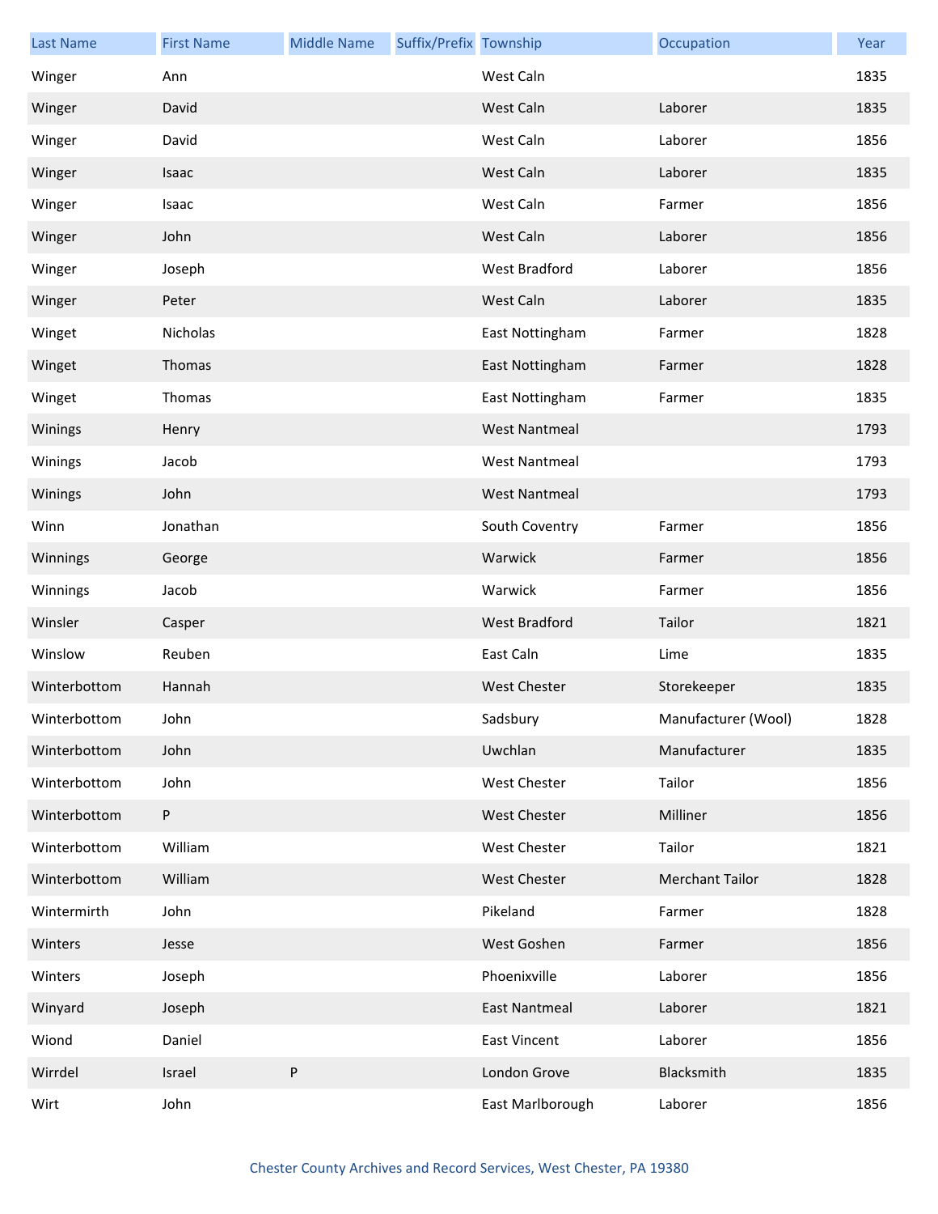| Last Name | First Name | Middle Name | Suffix/Prefix | Township | Occupation | Year |
|---|---|---|---|---|---|---|
| Winger | Ann | | | West Caln | | 1835 |
| Winger | David | | | West Caln | Laborer | 1835 |
| Winger | David | | | West Caln | Laborer | 1856 |
| Winger | Isaac | | | West Caln | Laborer | 1835 |
| Winger | Isaac | | | West Caln | Farmer | 1856 |
| Winger | John | | | West Caln | Laborer | 1856 |
| Winger | Joseph | | | West Bradford | Laborer | 1856 |
| Winger | Peter | | | West Caln | Laborer | 1835 |
| Winget | Nicholas | | | East Nottingham | Farmer | 1828 |
| Winget | Thomas | | | East Nottingham | Farmer | 1828 |
| Winget | Thomas | | | East Nottingham | Farmer | 1835 |
| Winings | Henry | | | West Nantmeal | | 1793 |
| Winings | Jacob | | | West Nantmeal | | 1793 |
| Winings | John | | | West Nantmeal | | 1793 |
| Winn | Jonathan | | | South Coventry | Farmer | 1856 |
| Winnings | George | | | Warwick | Farmer | 1856 |
| Winnings | Jacob | | | Warwick | Farmer | 1856 |
| Winsler | Casper | | | West Bradford | Tailor | 1821 |
| Winslow | Reuben | | | East Caln | Lime | 1835 |
| Winterbottom | Hannah | | | West Chester | Storekeeper | 1835 |
| Winterbottom | John | | | Sadsbury | Manufacturer (Wool) | 1828 |
| Winterbottom | John | | | Uwchlan | Manufacturer | 1835 |
| Winterbottom | John | | | West Chester | Tailor | 1856 |
| Winterbottom | P | | | West Chester | Milliner | 1856 |
| Winterbottom | William | | | West Chester | Tailor | 1821 |
| Winterbottom | William | | | West Chester | Merchant Tailor | 1828 |
| Wintermirth | John | | | Pikeland | Farmer | 1828 |
| Winters | Jesse | | | West Goshen | Farmer | 1856 |
| Winters | Joseph | | | Phoenixville | Laborer | 1856 |
| Winyard | Joseph | | | East Nantmeal | Laborer | 1821 |
| Wiond | Daniel | | | East Vincent | Laborer | 1856 |
| Wirrdel | Israel | P | | London Grove | Blacksmith | 1835 |
| Wirt | John | | | East Marlborough | Laborer | 1856 |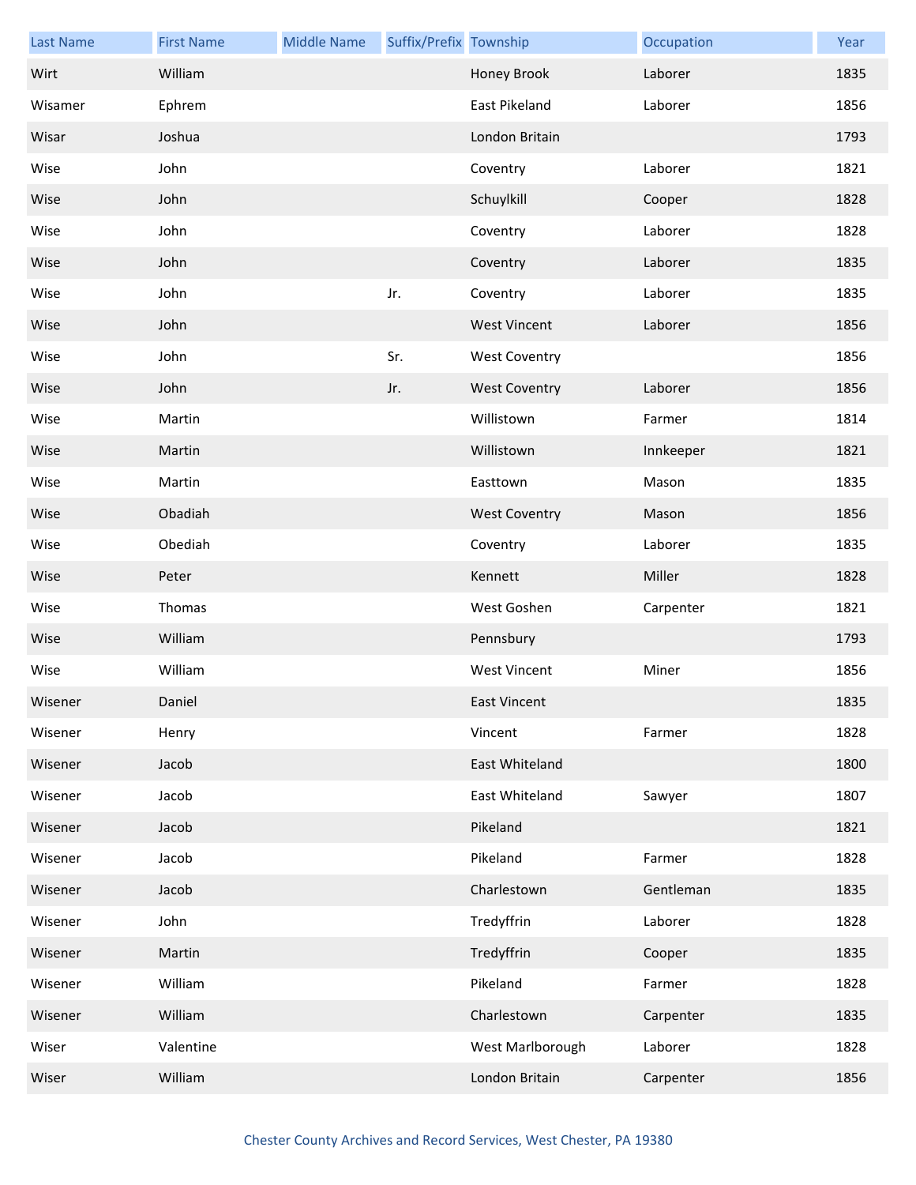| Last Name | First Name | Middle Name | Suffix/Prefix | Township | Occupation | Year |
| --- | --- | --- | --- | --- | --- | --- |
| Wirt | William | | | Honey Brook | Laborer | 1835 |
| Wisamer | Ephrem | | | East Pikeland | Laborer | 1856 |
| Wisar | Joshua | | | London Britain | | 1793 |
| Wise | John | | | Coventry | Laborer | 1821 |
| Wise | John | | | Schuylkill | Cooper | 1828 |
| Wise | John | | | Coventry | Laborer | 1828 |
| Wise | John | | | Coventry | Laborer | 1835 |
| Wise | John | | Jr. | Coventry | Laborer | 1835 |
| Wise | John | | | West Vincent | Laborer | 1856 |
| Wise | John | | Sr. | West Coventry | | 1856 |
| Wise | John | | Jr. | West Coventry | Laborer | 1856 |
| Wise | Martin | | | Willistown | Farmer | 1814 |
| Wise | Martin | | | Willistown | Innkeeper | 1821 |
| Wise | Martin | | | Easttown | Mason | 1835 |
| Wise | Obadiah | | | West Coventry | Mason | 1856 |
| Wise | Obediah | | | Coventry | Laborer | 1835 |
| Wise | Peter | | | Kennett | Miller | 1828 |
| Wise | Thomas | | | West Goshen | Carpenter | 1821 |
| Wise | William | | | Pennsbury | | 1793 |
| Wise | William | | | West Vincent | Miner | 1856 |
| Wisener | Daniel | | | East Vincent | | 1835 |
| Wisener | Henry | | | Vincent | Farmer | 1828 |
| Wisener | Jacob | | | East Whiteland | | 1800 |
| Wisener | Jacob | | | East Whiteland | Sawyer | 1807 |
| Wisener | Jacob | | | Pikeland | | 1821 |
| Wisener | Jacob | | | Pikeland | Farmer | 1828 |
| Wisener | Jacob | | | Charlestown | Gentleman | 1835 |
| Wisener | John | | | Tredyffrin | Laborer | 1828 |
| Wisener | Martin | | | Tredyffrin | Cooper | 1835 |
| Wisener | William | | | Pikeland | Farmer | 1828 |
| Wisener | William | | | Charlestown | Carpenter | 1835 |
| Wiser | Valentine | | | West Marlborough | Laborer | 1828 |
| Wiser | William | | | London Britain | Carpenter | 1856 |

Chester County Archives and Record Services, West Chester, PA 19380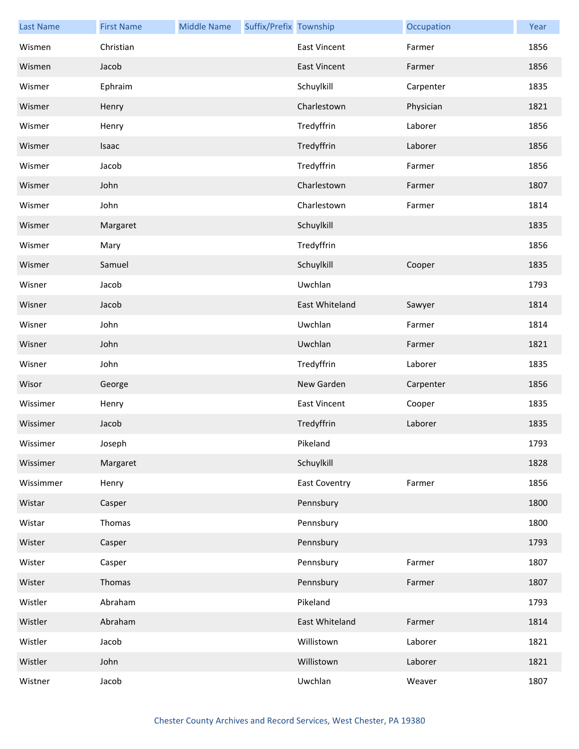| Last Name | First Name | Middle Name | Suffix/Prefix | Township | Occupation | Year |
|---|---|---|---|---|---|---|
| Wismen | Christian | | | East Vincent | Farmer | 1856 |
| Wismen | Jacob | | | East Vincent | Farmer | 1856 |
| Wismer | Ephraim | | | Schuylkill | Carpenter | 1835 |
| Wismer | Henry | | | Charlestown | Physician | 1821 |
| Wismer | Henry | | | Tredyffrin | Laborer | 1856 |
| Wismer | Isaac | | | Tredyffrin | Laborer | 1856 |
| Wismer | Jacob | | | Tredyffrin | Farmer | 1856 |
| Wismer | John | | | Charlestown | Farmer | 1807 |
| Wismer | John | | | Charlestown | Farmer | 1814 |
| Wismer | Margaret | | | Schuylkill | | 1835 |
| Wismer | Mary | | | Tredyffrin | | 1856 |
| Wismer | Samuel | | | Schuylkill | Cooper | 1835 |
| Wisner | Jacob | | | Uwchlan | | 1793 |
| Wisner | Jacob | | | East Whiteland | Sawyer | 1814 |
| Wisner | John | | | Uwchlan | Farmer | 1814 |
| Wisner | John | | | Uwchlan | Farmer | 1821 |
| Wisner | John | | | Tredyffrin | Laborer | 1835 |
| Wisor | George | | | New Garden | Carpenter | 1856 |
| Wissimer | Henry | | | East Vincent | Cooper | 1835 |
| Wissimer | Jacob | | | Tredyffrin | Laborer | 1835 |
| Wissimer | Joseph | | | Pikeland | | 1793 |
| Wissimer | Margaret | | | Schuylkill | | 1828 |
| Wissimmer | Henry | | | East Coventry | Farmer | 1856 |
| Wistar | Casper | | | Pennsbury | | 1800 |
| Wistar | Thomas | | | Pennsbury | | 1800 |
| Wister | Casper | | | Pennsbury | | 1793 |
| Wister | Casper | | | Pennsbury | Farmer | 1807 |
| Wister | Thomas | | | Pennsbury | Farmer | 1807 |
| Wistler | Abraham | | | Pikeland | | 1793 |
| Wistler | Abraham | | | East Whiteland | Farmer | 1814 |
| Wistler | Jacob | | | Willistown | Laborer | 1821 |
| Wistler | John | | | Willistown | Laborer | 1821 |
| Wistner | Jacob | | | Uwchlan | Weaver | 1807 |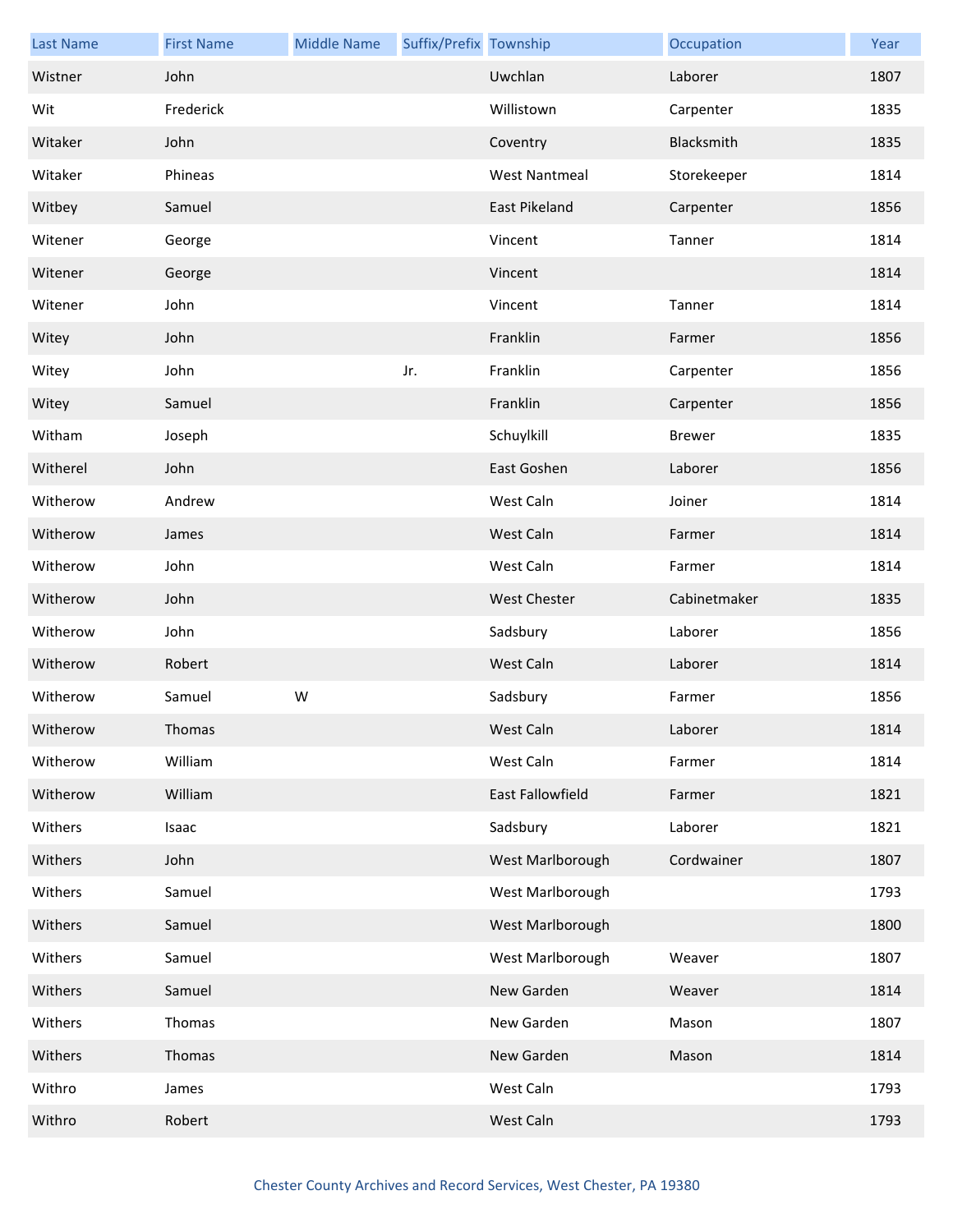| Last Name | First Name | Middle Name | Suffix/Prefix | Township | Occupation | Year |
|---|---|---|---|---|---|---|
| Wistner | John | | | Uwchlan | Laborer | 1807 |
| Wit | Frederick | | | Willistown | Carpenter | 1835 |
| Witaker | John | | | Coventry | Blacksmith | 1835 |
| Witaker | Phineas | | | West Nantmeal | Storekeeper | 1814 |
| Witbey | Samuel | | | East Pikeland | Carpenter | 1856 |
| Witener | George | | | Vincent | Tanner | 1814 |
| Witener | George | | | Vincent | | 1814 |
| Witener | John | | | Vincent | Tanner | 1814 |
| Witey | John | | | Franklin | Farmer | 1856 |
| Witey | John | | Jr. | Franklin | Carpenter | 1856 |
| Witey | Samuel | | | Franklin | Carpenter | 1856 |
| Witham | Joseph | | | Schuylkill | Brewer | 1835 |
| Witherel | John | | | East Goshen | Laborer | 1856 |
| Witherow | Andrew | | | West Caln | Joiner | 1814 |
| Witherow | James | | | West Caln | Farmer | 1814 |
| Witherow | John | | | West Caln | Farmer | 1814 |
| Witherow | John | | | West Chester | Cabinetmaker | 1835 |
| Witherow | John | | | Sadsbury | Laborer | 1856 |
| Witherow | Robert | | | West Caln | Laborer | 1814 |
| Witherow | Samuel | W | | Sadsbury | Farmer | 1856 |
| Witherow | Thomas | | | West Caln | Laborer | 1814 |
| Witherow | William | | | West Caln | Farmer | 1814 |
| Witherow | William | | | East Fallowfield | Farmer | 1821 |
| Withers | Isaac | | | Sadsbury | Laborer | 1821 |
| Withers | John | | | West Marlborough | Cordwainer | 1807 |
| Withers | Samuel | | | West Marlborough | | 1793 |
| Withers | Samuel | | | West Marlborough | | 1800 |
| Withers | Samuel | | | West Marlborough | Weaver | 1807 |
| Withers | Samuel | | | New Garden | Weaver | 1814 |
| Withers | Thomas | | | New Garden | Mason | 1807 |
| Withers | Thomas | | | New Garden | Mason | 1814 |
| Withro | James | | | West Caln | | 1793 |
| Withro | Robert | | | West Caln | | 1793 |

Chester County Archives and Record Services, West Chester, PA 19380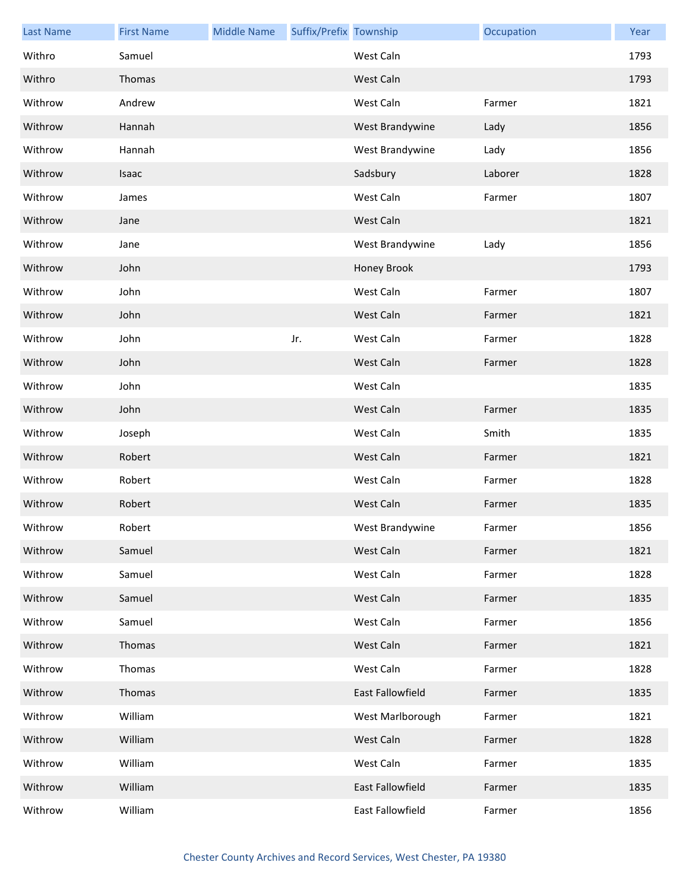| Last Name | First Name | Middle Name | Suffix/Prefix | Township | Occupation | Year |
|---|---|---|---|---|---|---|
| Withro | Samuel | | | West Caln | | 1793 |
| Withro | Thomas | | | West Caln | | 1793 |
| Withrow | Andrew | | | West Caln | Farmer | 1821 |
| Withrow | Hannah | | | West Brandywine | Lady | 1856 |
| Withrow | Hannah | | | West Brandywine | Lady | 1856 |
| Withrow | Isaac | | | Sadsbury | Laborer | 1828 |
| Withrow | James | | | West Caln | Farmer | 1807 |
| Withrow | Jane | | | West Caln | | 1821 |
| Withrow | Jane | | | West Brandywine | Lady | 1856 |
| Withrow | John | | | Honey Brook | | 1793 |
| Withrow | John | | | West Caln | Farmer | 1807 |
| Withrow | John | | | West Caln | Farmer | 1821 |
| Withrow | John | | Jr. | West Caln | Farmer | 1828 |
| Withrow | John | | | West Caln | Farmer | 1828 |
| Withrow | John | | | West Caln | | 1835 |
| Withrow | John | | | West Caln | Farmer | 1835 |
| Withrow | Joseph | | | West Caln | Smith | 1835 |
| Withrow | Robert | | | West Caln | Farmer | 1821 |
| Withrow | Robert | | | West Caln | Farmer | 1828 |
| Withrow | Robert | | | West Caln | Farmer | 1835 |
| Withrow | Robert | | | West Brandywine | Farmer | 1856 |
| Withrow | Samuel | | | West Caln | Farmer | 1821 |
| Withrow | Samuel | | | West Caln | Farmer | 1828 |
| Withrow | Samuel | | | West Caln | Farmer | 1835 |
| Withrow | Samuel | | | West Caln | Farmer | 1856 |
| Withrow | Thomas | | | West Caln | Farmer | 1821 |
| Withrow | Thomas | | | West Caln | Farmer | 1828 |
| Withrow | Thomas | | | East Fallowfield | Farmer | 1835 |
| Withrow | William | | | West Marlborough | Farmer | 1821 |
| Withrow | William | | | West Caln | Farmer | 1828 |
| Withrow | William | | | West Caln | Farmer | 1835 |
| Withrow | William | | | East Fallowfield | Farmer | 1835 |
| Withrow | William | | | East Fallowfield | Farmer | 1856 |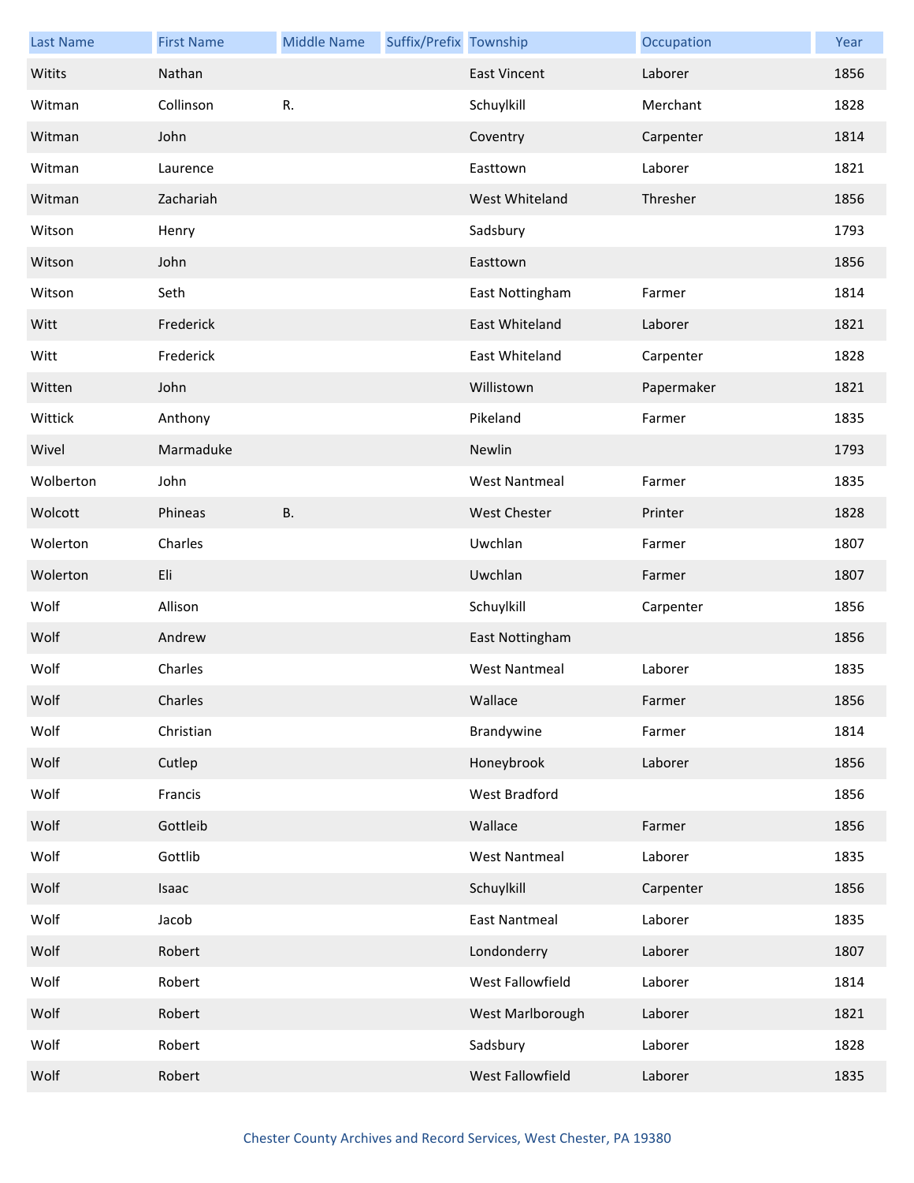| Last Name | First Name | Middle Name | Suffix/Prefix | Township | Occupation | Year |
|---|---|---|---|---|---|---|
| Witits | Nathan | | | East Vincent | Laborer | 1856 |
| Witman | Collinson | R. | | Schuylkill | Merchant | 1828 |
| Witman | John | | | Coventry | Carpenter | 1814 |
| Witman | Laurence | | | Easttown | Laborer | 1821 |
| Witman | Zachariah | | | West Whiteland | Thresher | 1856 |
| Witson | Henry | | | Sadsbury | | 1793 |
| Witson | John | | | Easttown | | 1856 |
| Witson | Seth | | | East Nottingham | Farmer | 1814 |
| Witt | Frederick | | | East Whiteland | Laborer | 1821 |
| Witt | Frederick | | | East Whiteland | Carpenter | 1828 |
| Witten | John | | | Willistown | Papermaker | 1821 |
| Wittick | Anthony | | | Pikeland | Farmer | 1835 |
| Wivel | Marmaduke | | | Newlin | | 1793 |
| Wolberton | John | | | West Nantmeal | Farmer | 1835 |
| Wolcott | Phineas | B. | | West Chester | Printer | 1828 |
| Wolerton | Charles | | | Uwchlan | Farmer | 1807 |
| Wolerton | Eli | | | Uwchlan | Farmer | 1807 |
| Wolf | Allison | | | Schuylkill | Carpenter | 1856 |
| Wolf | Andrew | | | East Nottingham | | 1856 |
| Wolf | Charles | | | West Nantmeal | Laborer | 1835 |
| Wolf | Charles | | | Wallace | Farmer | 1856 |
| Wolf | Christian | | | Brandywine | Farmer | 1814 |
| Wolf | Cutlep | | | Honeybrook | Laborer | 1856 |
| Wolf | Francis | | | West Bradford | | 1856 |
| Wolf | Gottleib | | | Wallace | Farmer | 1856 |
| Wolf | Gottlib | | | West Nantmeal | Laborer | 1835 |
| Wolf | Isaac | | | Schuylkill | Carpenter | 1856 |
| Wolf | Jacob | | | East Nantmeal | Laborer | 1835 |
| Wolf | Robert | | | Londonderry | Laborer | 1807 |
| Wolf | Robert | | | West Fallowfield | Laborer | 1814 |
| Wolf | Robert | | | West Marlborough | Laborer | 1821 |
| Wolf | Robert | | | Sadsbury | Laborer | 1828 |
| Wolf | Robert | | | West Fallowfield | Laborer | 1835 |

Chester County Archives and Record Services, West Chester, PA 19380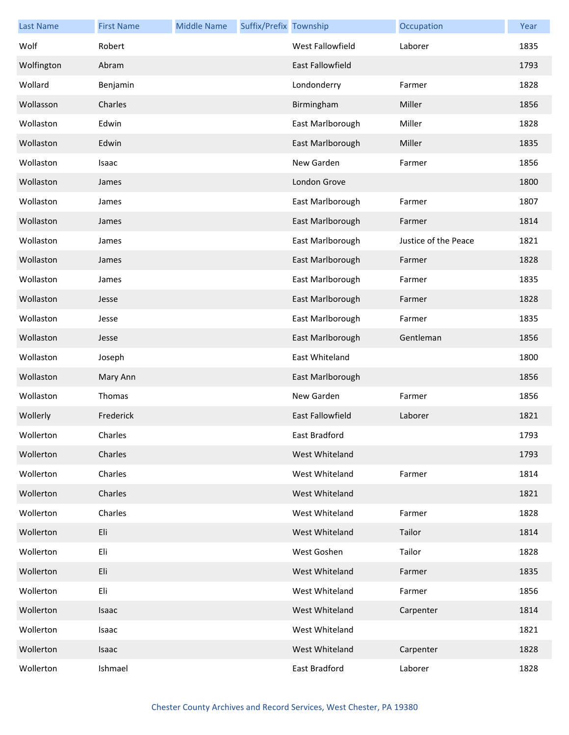| Last Name | First Name | Middle Name | Suffix/Prefix | Township | Occupation | Year |
|---|---|---|---|---|---|---|
| Wolf | Robert | | | West Fallowfield | Laborer | 1835 |
| Wolfington | Abram | | | East Fallowfield | | 1793 |
| Wollard | Benjamin | | | Londonderry | Farmer | 1828 |
| Wollasson | Charles | | | Birmingham | Miller | 1856 |
| Wollaston | Edwin | | | East Marlborough | Miller | 1828 |
| Wollaston | Edwin | | | East Marlborough | Miller | 1835 |
| Wollaston | Isaac | | | New Garden | Farmer | 1856 |
| Wollaston | James | | | London Grove | | 1800 |
| Wollaston | James | | | East Marlborough | Farmer | 1807 |
| Wollaston | James | | | East Marlborough | Farmer | 1814 |
| Wollaston | James | | | East Marlborough | Justice of the Peace | 1821 |
| Wollaston | James | | | East Marlborough | Farmer | 1828 |
| Wollaston | James | | | East Marlborough | Farmer | 1835 |
| Wollaston | Jesse | | | East Marlborough | Farmer | 1828 |
| Wollaston | Jesse | | | East Marlborough | Farmer | 1835 |
| Wollaston | Jesse | | | East Marlborough | Gentleman | 1856 |
| Wollaston | Joseph | | | East Whiteland | | 1800 |
| Wollaston | Mary Ann | | | East Marlborough | | 1856 |
| Wollaston | Thomas | | | New Garden | Farmer | 1856 |
| Wollerly | Frederick | | | East Fallowfield | Laborer | 1821 |
| Wollerton | Charles | | | East Bradford | | 1793 |
| Wollerton | Charles | | | West Whiteland | | 1793 |
| Wollerton | Charles | | | West Whiteland | Farmer | 1814 |
| Wollerton | Charles | | | West Whiteland | | 1821 |
| Wollerton | Charles | | | West Whiteland | Farmer | 1828 |
| Wollerton | Eli | | | West Whiteland | Tailor | 1814 |
| Wollerton | Eli | | | West Goshen | Tailor | 1828 |
| Wollerton | Eli | | | West Whiteland | Farmer | 1835 |
| Wollerton | Eli | | | West Whiteland | Farmer | 1856 |
| Wollerton | Isaac | | | West Whiteland | Carpenter | 1814 |
| Wollerton | Isaac | | | West Whiteland | | 1821 |
| Wollerton | Isaac | | | West Whiteland | Carpenter | 1828 |
| Wollerton | Ishmael | | | East Bradford | Laborer | 1828 |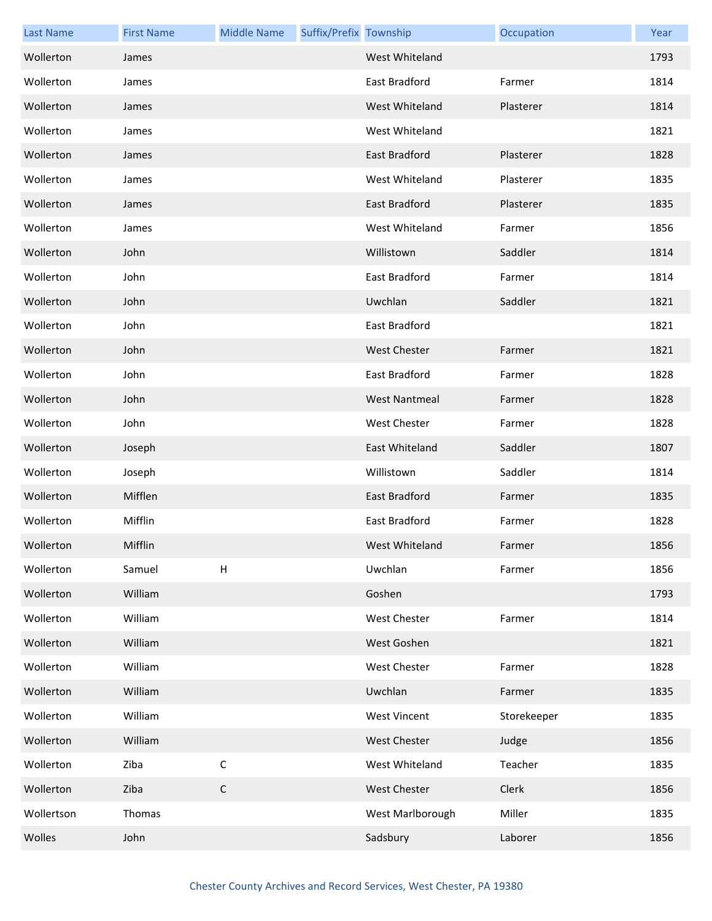| Last Name | First Name | Middle Name | Suffix/Prefix | Township | Occupation | Year |
|---|---|---|---|---|---|---|
| Wollerton | James | | | West Whiteland | | 1793 |
| Wollerton | James | | | East Bradford | Farmer | 1814 |
| Wollerton | James | | | West Whiteland | Plasterer | 1814 |
| Wollerton | James | | | West Whiteland | | 1821 |
| Wollerton | James | | | East Bradford | Plasterer | 1828 |
| Wollerton | James | | | West Whiteland | Plasterer | 1835 |
| Wollerton | James | | | East Bradford | Plasterer | 1835 |
| Wollerton | James | | | West Whiteland | Farmer | 1856 |
| Wollerton | John | | | Willistown | Saddler | 1814 |
| Wollerton | John | | | East Bradford | Farmer | 1814 |
| Wollerton | John | | | Uwchlan | Saddler | 1821 |
| Wollerton | John | | | East Bradford | | 1821 |
| Wollerton | John | | | West Chester | Farmer | 1821 |
| Wollerton | John | | | East Bradford | Farmer | 1828 |
| Wollerton | John | | | West Nantmeal | Farmer | 1828 |
| Wollerton | John | | | West Chester | Farmer | 1828 |
| Wollerton | Joseph | | | East Whiteland | Saddler | 1807 |
| Wollerton | Joseph | | | Willistown | Saddler | 1814 |
| Wollerton | Mifflen | | | East Bradford | Farmer | 1835 |
| Wollerton | Mifflin | | | East Bradford | Farmer | 1828 |
| Wollerton | Mifflin | | | West Whiteland | Farmer | 1856 |
| Wollerton | Samuel | H | | Uwchlan | Farmer | 1856 |
| Wollerton | William | | | Goshen | | 1793 |
| Wollerton | William | | | West Chester | Farmer | 1814 |
| Wollerton | William | | | West Goshen | | 1821 |
| Wollerton | William | | | West Chester | Farmer | 1828 |
| Wollerton | William | | | Uwchlan | Farmer | 1835 |
| Wollerton | William | | | West Vincent | Storekeeper | 1835 |
| Wollerton | William | | | West Chester | Judge | 1856 |
| Wollerton | Ziba | C | | West Whiteland | Teacher | 1835 |
| Wollerton | Ziba | C | | West Chester | Clerk | 1856 |
| Wollertson | Thomas | | | West Marlborough | Miller | 1835 |
| Wolles | John | | | Sadsbury | Laborer | 1856 |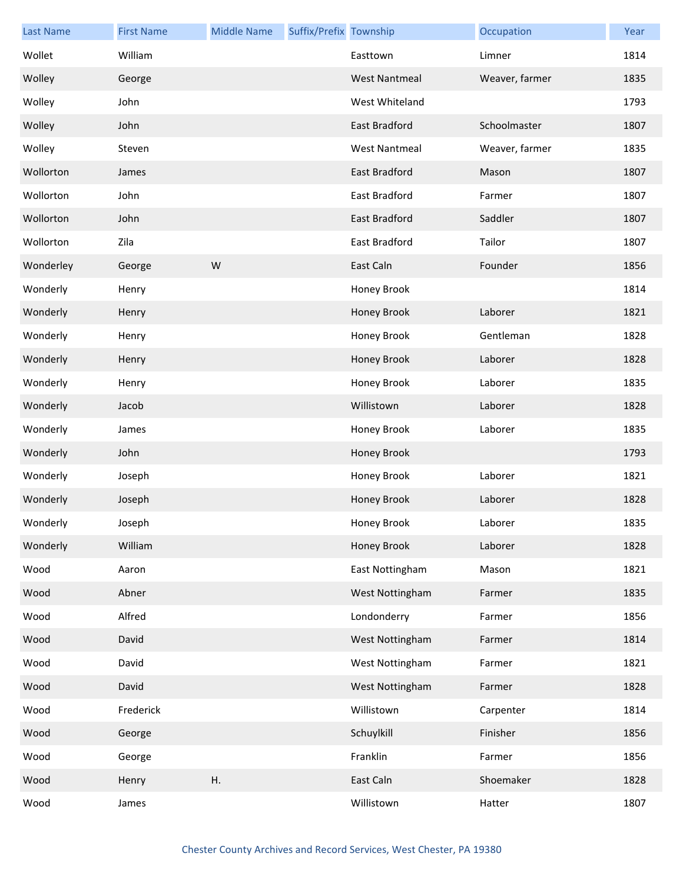| Last Name | First Name | Middle Name | Suffix/Prefix | Township | Occupation | Year |
|---|---|---|---|---|---|---|
| Wollet | William | | | Easttown | Limner | 1814 |
| Wolley | George | | | West Nantmeal | Weaver, farmer | 1835 |
| Wolley | John | | | West Whiteland | | 1793 |
| Wolley | John | | | East Bradford | Schoolmaster | 1807 |
| Wolley | Steven | | | West Nantmeal | Weaver, farmer | 1835 |
| Wollorton | James | | | East Bradford | Mason | 1807 |
| Wollorton | John | | | East Bradford | Farmer | 1807 |
| Wollorton | John | | | East Bradford | Saddler | 1807 |
| Wollorton | Zila | | | East Bradford | Tailor | 1807 |
| Wonderley | George | W | | East Caln | Founder | 1856 |
| Wonderly | Henry | | | Honey Brook | | 1814 |
| Wonderly | Henry | | | Honey Brook | Laborer | 1821 |
| Wonderly | Henry | | | Honey Brook | Gentleman | 1828 |
| Wonderly | Henry | | | Honey Brook | Laborer | 1828 |
| Wonderly | Henry | | | Honey Brook | Laborer | 1835 |
| Wonderly | Jacob | | | Willistown | Laborer | 1828 |
| Wonderly | James | | | Honey Brook | Laborer | 1835 |
| Wonderly | John | | | Honey Brook | | 1793 |
| Wonderly | Joseph | | | Honey Brook | Laborer | 1821 |
| Wonderly | Joseph | | | Honey Brook | Laborer | 1828 |
| Wonderly | Joseph | | | Honey Brook | Laborer | 1835 |
| Wonderly | William | | | Honey Brook | Laborer | 1828 |
| Wood | Aaron | | | East Nottingham | Mason | 1821 |
| Wood | Abner | | | West Nottingham | Farmer | 1835 |
| Wood | Alfred | | | Londonderry | Farmer | 1856 |
| Wood | David | | | West Nottingham | Farmer | 1814 |
| Wood | David | | | West Nottingham | Farmer | 1821 |
| Wood | David | | | West Nottingham | Farmer | 1828 |
| Wood | Frederick | | | Willistown | Carpenter | 1814 |
| Wood | George | | | Schuylkill | Finisher | 1856 |
| Wood | George | | | Franklin | Farmer | 1856 |
| Wood | Henry | H. | | East Caln | Shoemaker | 1828 |
| Wood | James | | | Willistown | Hatter | 1807 |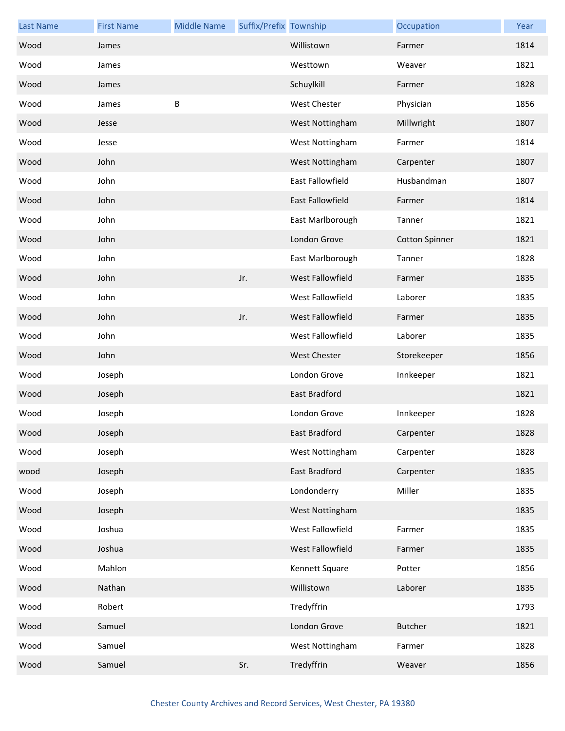| Last Name | First Name | Middle Name | Suffix/Prefix | Township | Occupation | Year |
| --- | --- | --- | --- | --- | --- | --- |
| Wood | James | | | Willistown | Farmer | 1814 |
| Wood | James | | | Westtown | Weaver | 1821 |
| Wood | James | | | Schuylkill | Farmer | 1828 |
| Wood | James | B | | West Chester | Physician | 1856 |
| Wood | Jesse | | | West Nottingham | Millwright | 1807 |
| Wood | Jesse | | | West Nottingham | Farmer | 1814 |
| Wood | John | | | West Nottingham | Carpenter | 1807 |
| Wood | John | | | East Fallowfield | Husbandman | 1807 |
| Wood | John | | | East Fallowfield | Farmer | 1814 |
| Wood | John | | | East Marlborough | Tanner | 1821 |
| Wood | John | | | London Grove | Cotton Spinner | 1821 |
| Wood | John | | | East Marlborough | Tanner | 1828 |
| Wood | John | | Jr. | West Fallowfield | Farmer | 1835 |
| Wood | John | | | West Fallowfield | Laborer | 1835 |
| Wood | John | | Jr. | West Fallowfield | Farmer | 1835 |
| Wood | John | | | West Fallowfield | Laborer | 1835 |
| Wood | John | | | West Chester | Storekeeper | 1856 |
| Wood | Joseph | | | London Grove | Innkeeper | 1821 |
| Wood | Joseph | | | East Bradford | | 1821 |
| Wood | Joseph | | | London Grove | Innkeeper | 1828 |
| Wood | Joseph | | | East Bradford | Carpenter | 1828 |
| Wood | Joseph | | | West Nottingham | Carpenter | 1828 |
| wood | Joseph | | | East Bradford | Carpenter | 1835 |
| Wood | Joseph | | | Londonderry | Miller | 1835 |
| Wood | Joseph | | | West Nottingham | | 1835 |
| Wood | Joshua | | | West Fallowfield | Farmer | 1835 |
| Wood | Joshua | | | West Fallowfield | Farmer | 1835 |
| Wood | Mahlon | | | Kennett Square | Potter | 1856 |
| Wood | Nathan | | | Willistown | Laborer | 1835 |
| Wood | Robert | | | Tredyffrin | | 1793 |
| Wood | Samuel | | | London Grove | Butcher | 1821 |
| Wood | Samuel | | | West Nottingham | Farmer | 1828 |
| Wood | Samuel | | Sr. | Tredyffrin | Weaver | 1856 |

Chester County Archives and Record Services, West Chester, PA 19380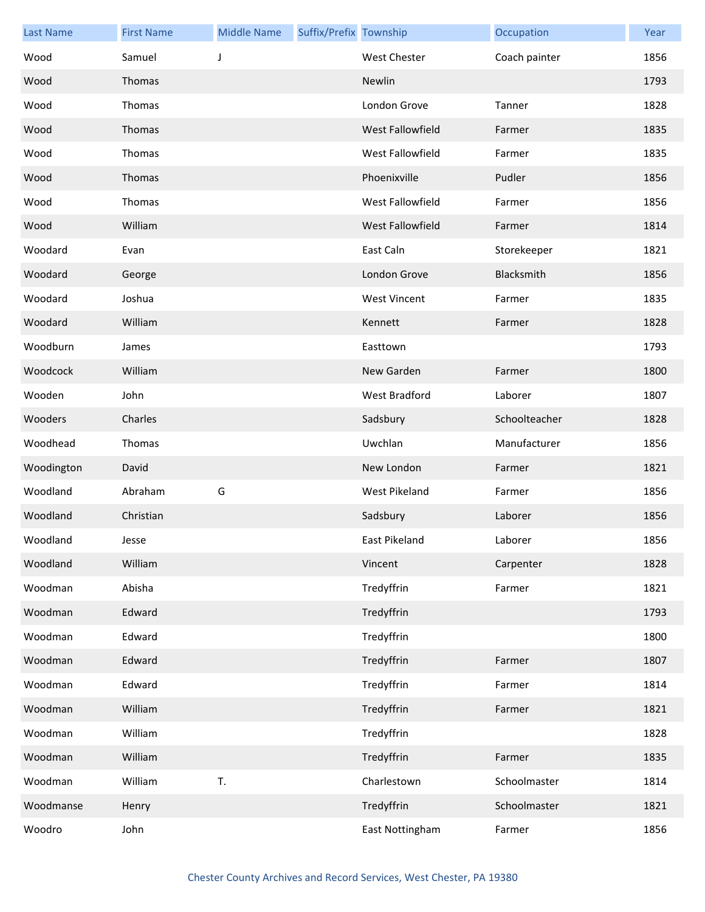| Last Name | First Name | Middle Name | Suffix/Prefix | Township | Occupation | Year |
|---|---|---|---|---|---|---|
| Wood | Samuel | J | | West Chester | Coach painter | 1856 |
| Wood | Thomas | | | Newlin | | 1793 |
| Wood | Thomas | | | London Grove | Tanner | 1828 |
| Wood | Thomas | | | West Fallowfield | Farmer | 1835 |
| Wood | Thomas | | | West Fallowfield | Farmer | 1835 |
| Wood | Thomas | | | Phoenixville | Pudler | 1856 |
| Wood | Thomas | | | West Fallowfield | Farmer | 1856 |
| Wood | William | | | West Fallowfield | Farmer | 1814 |
| Woodard | Evan | | | East Caln | Storekeeper | 1821 |
| Woodard | George | | | London Grove | Blacksmith | 1856 |
| Woodard | Joshua | | | West Vincent | Farmer | 1835 |
| Woodard | William | | | Kennett | Farmer | 1828 |
| Woodburn | James | | | Easttown | | 1793 |
| Woodcock | William | | | New Garden | Farmer | 1800 |
| Wooden | John | | | West Bradford | Laborer | 1807 |
| Wooders | Charles | | | Sadsbury | Schoolteacher | 1828 |
| Woodhead | Thomas | | | Uwchlan | Manufacturer | 1856 |
| Woodington | David | | | New London | Farmer | 1821 |
| Woodland | Abraham | G | | West Pikeland | Farmer | 1856 |
| Woodland | Christian | | | Sadsbury | Laborer | 1856 |
| Woodland | Jesse | | | East Pikeland | Laborer | 1856 |
| Woodland | William | | | Vincent | Carpenter | 1828 |
| Woodman | Abisha | | | Tredyffrin | Farmer | 1821 |
| Woodman | Edward | | | Tredyffrin | | 1793 |
| Woodman | Edward | | | Tredyffrin | | 1800 |
| Woodman | Edward | | | Tredyffrin | Farmer | 1807 |
| Woodman | Edward | | | Tredyffrin | Farmer | 1814 |
| Woodman | William | | | Tredyffrin | Farmer | 1821 |
| Woodman | William | | | Tredyffrin | | 1828 |
| Woodman | William | | | Tredyffrin | Farmer | 1835 |
| Woodman | William | T. | | Charlestown | Schoolmaster | 1814 |
| Woodmanse | Henry | | | Tredyffrin | Schoolmaster | 1821 |
| Woodro | John | | | East Nottingham | Farmer | 1856 |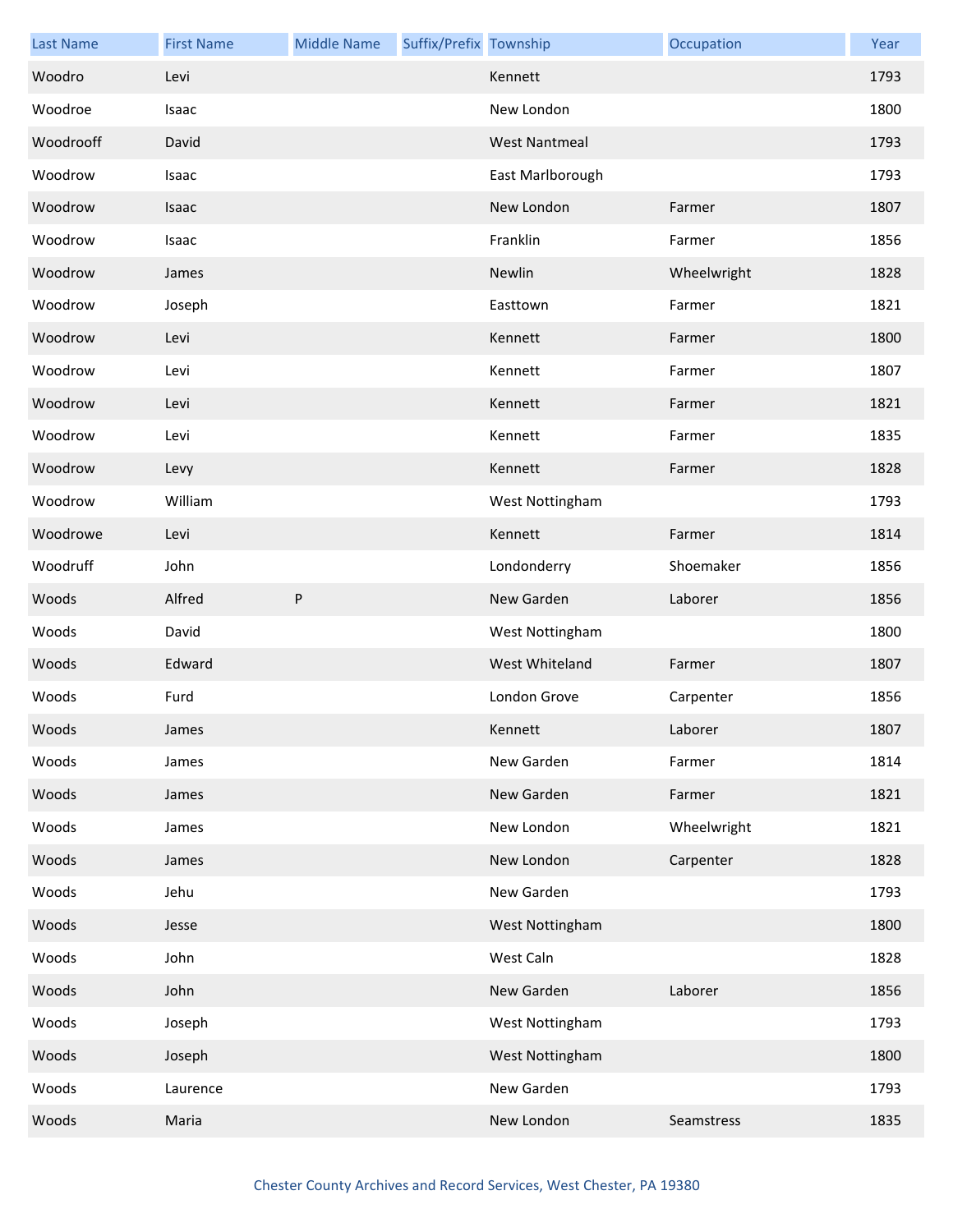| Last Name | First Name | Middle Name | Suffix/Prefix | Township | Occupation | Year |
|---|---|---|---|---|---|---|
| Woodro | Levi | | | Kennett | | 1793 |
| Woodroe | Isaac | | | New London | | 1800 |
| Woodrooff | David | | | West Nantmeal | | 1793 |
| Woodrow | Isaac | | | East Marlborough | | 1793 |
| Woodrow | Isaac | | | New London | Farmer | 1807 |
| Woodrow | Isaac | | | Franklin | Farmer | 1856 |
| Woodrow | James | | | Newlin | Wheelwright | 1828 |
| Woodrow | Joseph | | | Easttown | Farmer | 1821 |
| Woodrow | Levi | | | Kennett | Farmer | 1800 |
| Woodrow | Levi | | | Kennett | Farmer | 1807 |
| Woodrow | Levi | | | Kennett | Farmer | 1821 |
| Woodrow | Levi | | | Kennett | Farmer | 1835 |
| Woodrow | Levy | | | Kennett | Farmer | 1828 |
| Woodrow | William | | | West Nottingham | | 1793 |
| Woodrowe | Levi | | | Kennett | Farmer | 1814 |
| Woodruff | John | | | Londonderry | Shoemaker | 1856 |
| Woods | Alfred | P | | New Garden | Laborer | 1856 |
| Woods | David | | | West Nottingham | | 1800 |
| Woods | Edward | | | West Whiteland | Farmer | 1807 |
| Woods | Furd | | | London Grove | Carpenter | 1856 |
| Woods | James | | | Kennett | Laborer | 1807 |
| Woods | James | | | New Garden | Farmer | 1814 |
| Woods | James | | | New Garden | Farmer | 1821 |
| Woods | James | | | New London | Wheelwright | 1821 |
| Woods | James | | | New London | Carpenter | 1828 |
| Woods | Jehu | | | New Garden | | 1793 |
| Woods | Jesse | | | West Nottingham | | 1800 |
| Woods | John | | | West Caln | | 1828 |
| Woods | John | | | New Garden | Laborer | 1856 |
| Woods | Joseph | | | West Nottingham | | 1793 |
| Woods | Joseph | | | West Nottingham | | 1800 |
| Woods | Laurence | | | New Garden | | 1793 |
| Woods | Maria | | | New London | Seamstress | 1835 |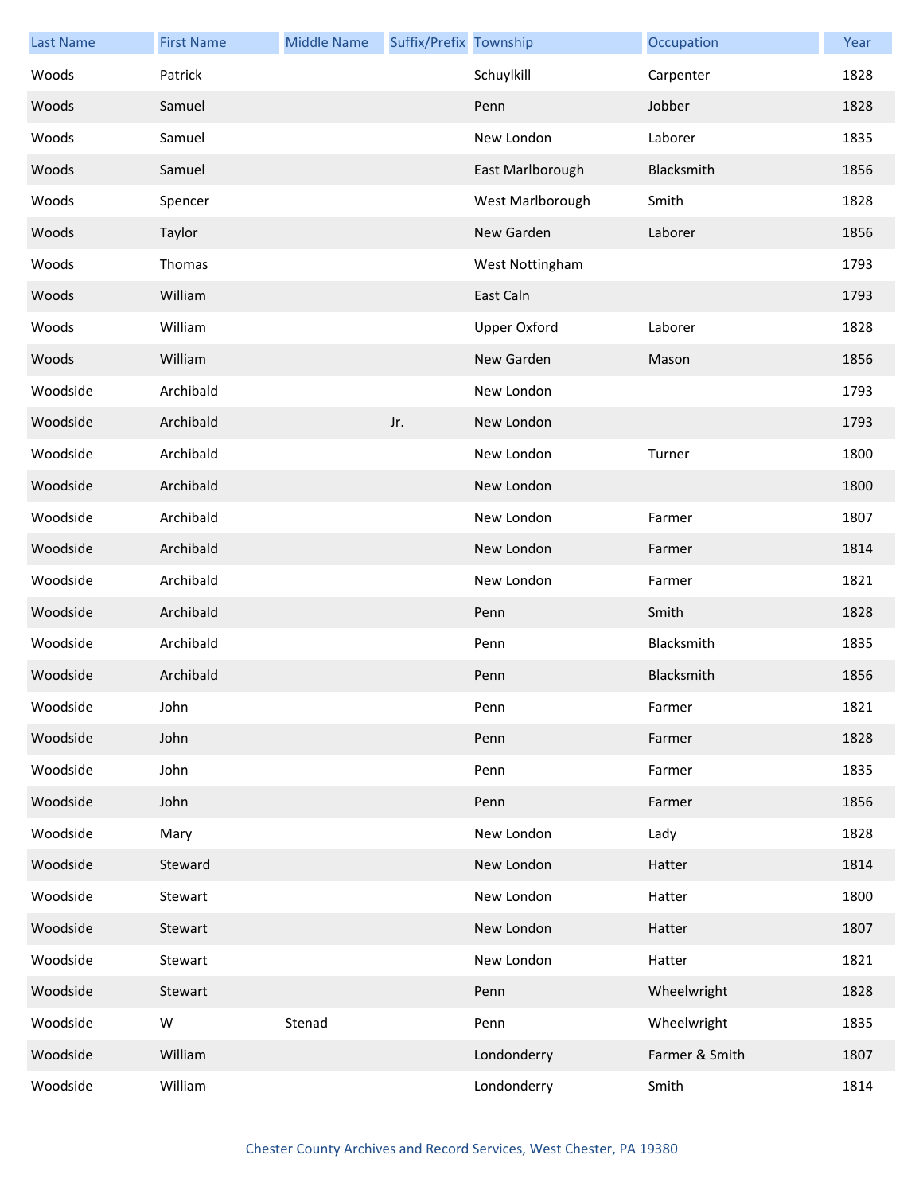| Last Name | First Name | Middle Name | Suffix/Prefix | Township | Occupation | Year |
|---|---|---|---|---|---|---|
| Woods | Patrick | | | Schuylkill | Carpenter | 1828 |
| Woods | Samuel | | | Penn | Jobber | 1828 |
| Woods | Samuel | | | New London | Laborer | 1835 |
| Woods | Samuel | | | East Marlborough | Blacksmith | 1856 |
| Woods | Spencer | | | West Marlborough | Smith | 1828 |
| Woods | Taylor | | | New Garden | Laborer | 1856 |
| Woods | Thomas | | | West Nottingham | | 1793 |
| Woods | William | | | East Caln | | 1793 |
| Woods | William | | | Upper Oxford | Laborer | 1828 |
| Woods | William | | | New Garden | Mason | 1856 |
| Woodside | Archibald | | | New London | | 1793 |
| Woodside | Archibald | | Jr. | New London | | 1793 |
| Woodside | Archibald | | | New London | Turner | 1800 |
| Woodside | Archibald | | | New London | | 1800 |
| Woodside | Archibald | | | New London | Farmer | 1807 |
| Woodside | Archibald | | | New London | Farmer | 1814 |
| Woodside | Archibald | | | New London | Farmer | 1821 |
| Woodside | Archibald | | | Penn | Smith | 1828 |
| Woodside | Archibald | | | Penn | Blacksmith | 1835 |
| Woodside | Archibald | | | Penn | Blacksmith | 1856 |
| Woodside | John | | | Penn | Farmer | 1821 |
| Woodside | John | | | Penn | Farmer | 1828 |
| Woodside | John | | | Penn | Farmer | 1835 |
| Woodside | John | | | Penn | Farmer | 1856 |
| Woodside | Mary | | | New London | Lady | 1828 |
| Woodside | Steward | | | New London | Hatter | 1814 |
| Woodside | Stewart | | | New London | Hatter | 1800 |
| Woodside | Stewart | | | New London | Hatter | 1807 |
| Woodside | Stewart | | | New London | Hatter | 1821 |
| Woodside | Stewart | | | Penn | Wheelwright | 1828 |
| Woodside | W | Stenad | | Penn | Wheelwright | 1835 |
| Woodside | William | | | Londonderry | Farmer & Smith | 1807 |
| Woodside | William | | | Londonderry | Smith | 1814 |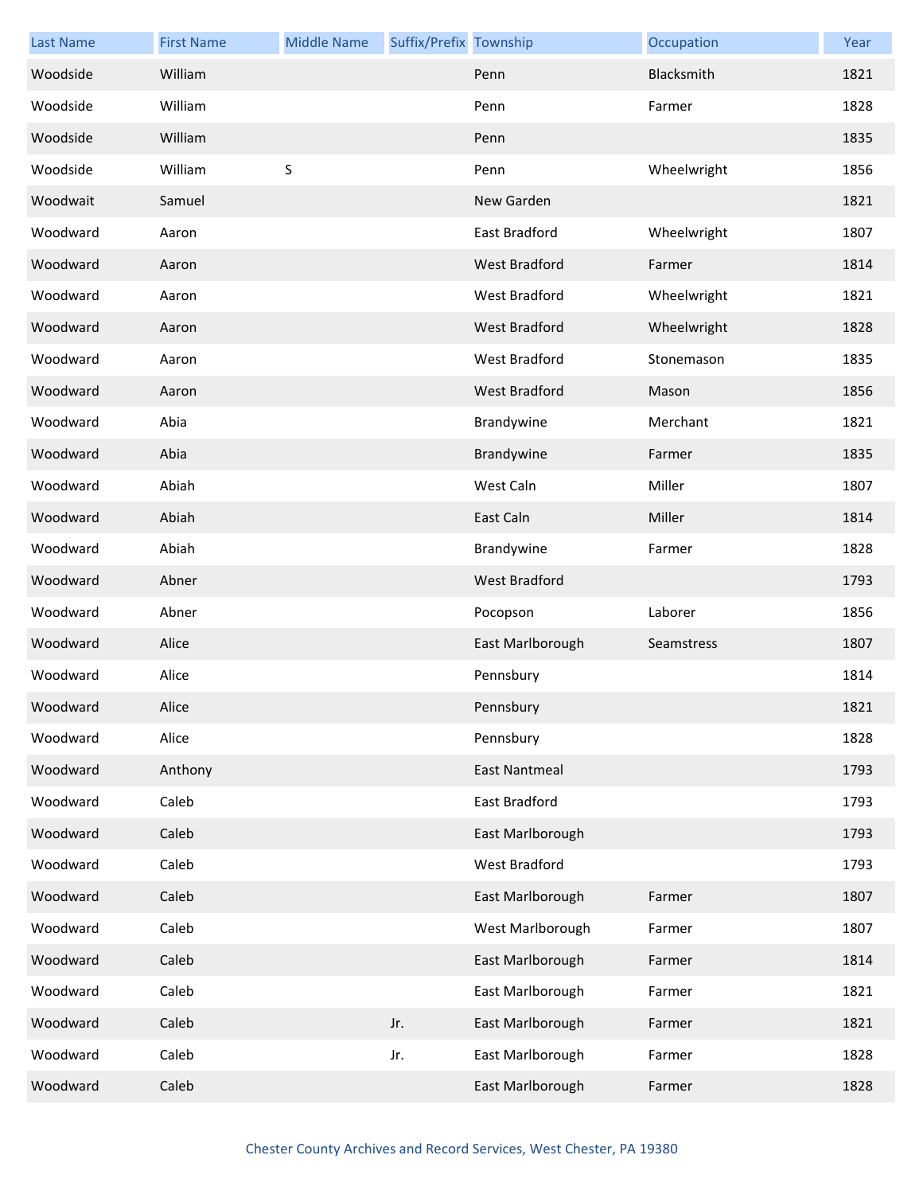| Last Name | First Name | Middle Name | Suffix/Prefix | Township | Occupation | Year |
|---|---|---|---|---|---|---|
| Woodside | William | | | Penn | Blacksmith | 1821 |
| Woodside | William | | | Penn | Farmer | 1828 |
| Woodside | William | | | Penn | | 1835 |
| Woodside | William | S | | Penn | Wheelwright | 1856 |
| Woodwait | Samuel | | | New Garden | | 1821 |
| Woodward | Aaron | | | East Bradford | Wheelwright | 1807 |
| Woodward | Aaron | | | West Bradford | Farmer | 1814 |
| Woodward | Aaron | | | West Bradford | Wheelwright | 1821 |
| Woodward | Aaron | | | West Bradford | Wheelwright | 1828 |
| Woodward | Aaron | | | West Bradford | Stonemason | 1835 |
| Woodward | Aaron | | | West Bradford | Mason | 1856 |
| Woodward | Abia | | | Brandywine | Merchant | 1821 |
| Woodward | Abia | | | Brandywine | Farmer | 1835 |
| Woodward | Abiah | | | West Caln | Miller | 1807 |
| Woodward | Abiah | | | East Caln | Miller | 1814 |
| Woodward | Abiah | | | Brandywine | Farmer | 1828 |
| Woodward | Abner | | | West Bradford | | 1793 |
| Woodward | Abner | | | Pocopson | Laborer | 1856 |
| Woodward | Alice | | | East Marlborough | Seamstress | 1807 |
| Woodward | Alice | | | Pennsbury | | 1814 |
| Woodward | Alice | | | Pennsbury | | 1821 |
| Woodward | Alice | | | Pennsbury | | 1828 |
| Woodward | Anthony | | | East Nantmeal | | 1793 |
| Woodward | Caleb | | | East Bradford | | 1793 |
| Woodward | Caleb | | | East Marlborough | | 1793 |
| Woodward | Caleb | | | West Bradford | | 1793 |
| Woodward | Caleb | | | East Marlborough | Farmer | 1807 |
| Woodward | Caleb | | | West Marlborough | Farmer | 1807 |
| Woodward | Caleb | | | East Marlborough | Farmer | 1814 |
| Woodward | Caleb | | | East Marlborough | Farmer | 1821 |
| Woodward | Caleb | | Jr. | East Marlborough | Farmer | 1821 |
| Woodward | Caleb | | Jr. | East Marlborough | Farmer | 1828 |
| Woodward | Caleb | | | East Marlborough | Farmer | 1828 |

Chester County Archives and Record Services, West Chester, PA 19380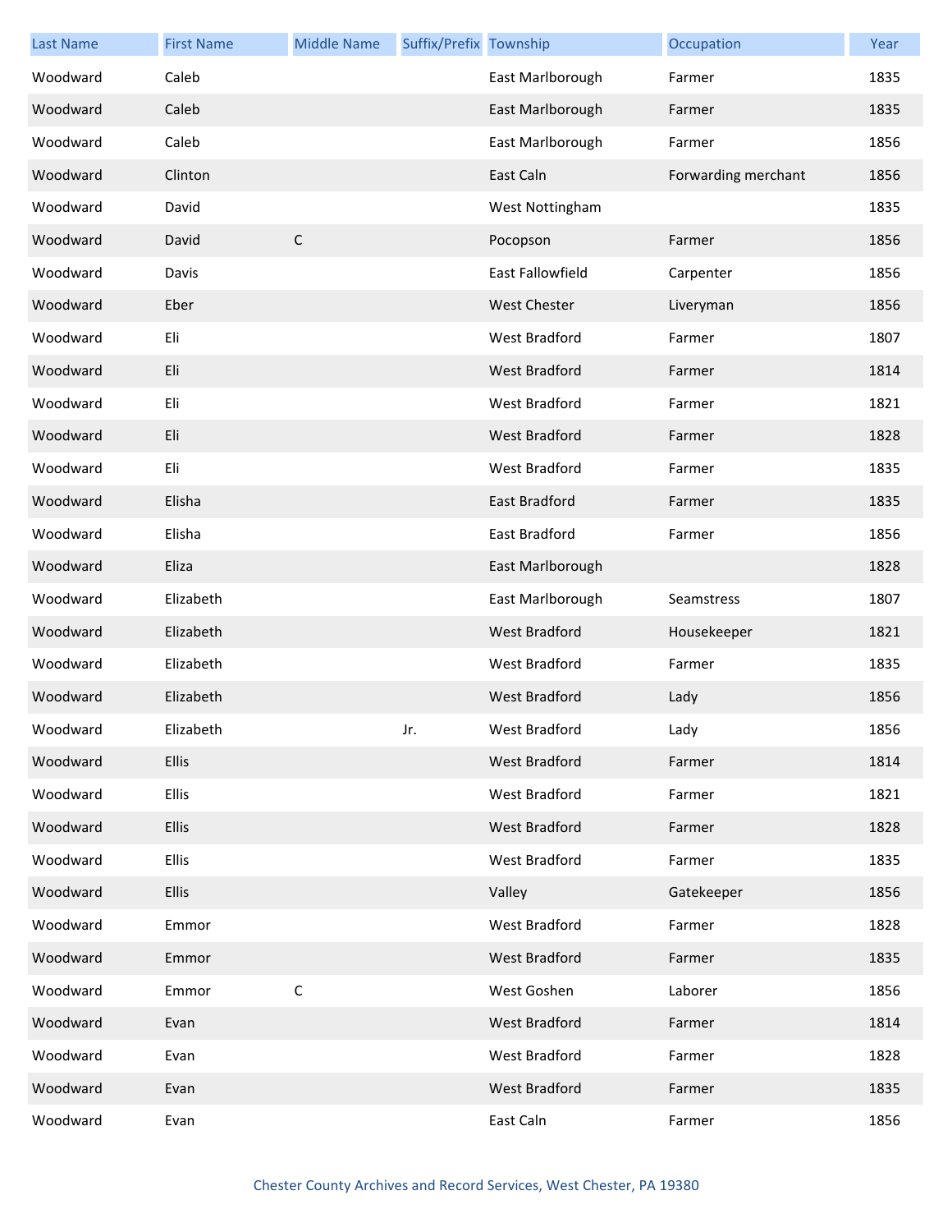| Last Name | First Name | Middle Name | Suffix/Prefix | Township | Occupation | Year |
|---|---|---|---|---|---|---|
| Woodward | Caleb | | | East Marlborough | Farmer | 1835 |
| Woodward | Caleb | | | East Marlborough | Farmer | 1835 |
| Woodward | Caleb | | | East Marlborough | Farmer | 1856 |
| Woodward | Clinton | | | East Caln | Forwarding merchant | 1856 |
| Woodward | David | | | West Nottingham | | 1835 |
| Woodward | David | C | | Pocopson | Farmer | 1856 |
| Woodward | Davis | | | East Fallowfield | Carpenter | 1856 |
| Woodward | Eber | | | West Chester | Liveryman | 1856 |
| Woodward | Eli | | | West Bradford | Farmer | 1807 |
| Woodward | Eli | | | West Bradford | Farmer | 1814 |
| Woodward | Eli | | | West Bradford | Farmer | 1821 |
| Woodward | Eli | | | West Bradford | Farmer | 1828 |
| Woodward | Eli | | | West Bradford | Farmer | 1835 |
| Woodward | Elisha | | | East Bradford | Farmer | 1835 |
| Woodward | Elisha | | | East Bradford | Farmer | 1856 |
| Woodward | Eliza | | | East Marlborough | | 1828 |
| Woodward | Elizabeth | | | East Marlborough | Seamstress | 1807 |
| Woodward | Elizabeth | | | West Bradford | Housekeeper | 1821 |
| Woodward | Elizabeth | | | West Bradford | Farmer | 1835 |
| Woodward | Elizabeth | | | West Bradford | Lady | 1856 |
| Woodward | Elizabeth | | Jr. | West Bradford | Lady | 1856 |
| Woodward | Ellis | | | West Bradford | Farmer | 1814 |
| Woodward | Ellis | | | West Bradford | Farmer | 1821 |
| Woodward | Ellis | | | West Bradford | Farmer | 1828 |
| Woodward | Ellis | | | West Bradford | Farmer | 1835 |
| Woodward | Ellis | | | Valley | Gatekeeper | 1856 |
| Woodward | Emmor | | | West Bradford | Farmer | 1828 |
| Woodward | Emmor | | | West Bradford | Farmer | 1835 |
| Woodward | Emmor | C | | West Goshen | Laborer | 1856 |
| Woodward | Evan | | | West Bradford | Farmer | 1814 |
| Woodward | Evan | | | West Bradford | Farmer | 1828 |
| Woodward | Evan | | | West Bradford | Farmer | 1835 |
| Woodward | Evan | | | East Caln | Farmer | 1856 |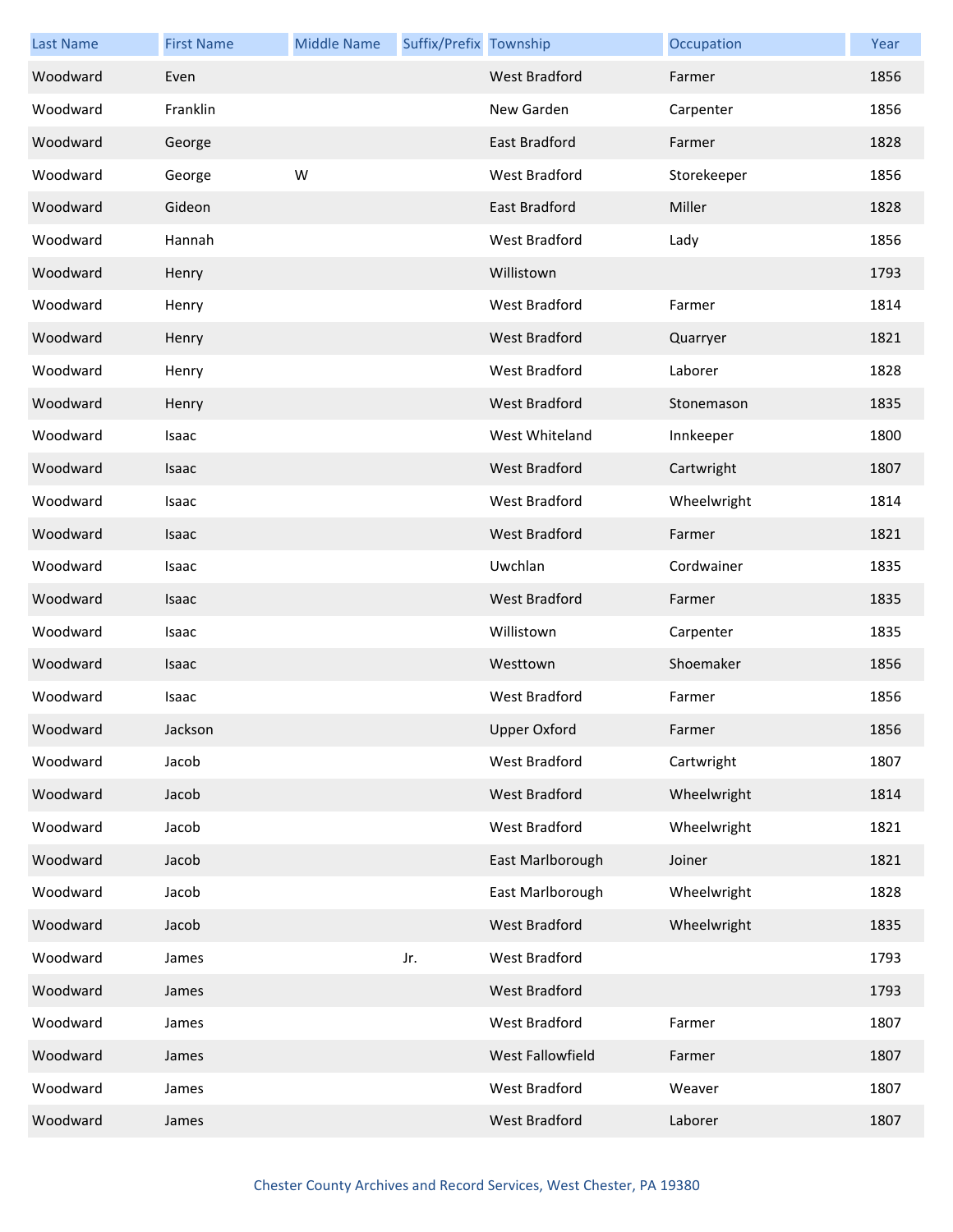| Last Name | First Name | Middle Name | Suffix/Prefix | Township | Occupation | Year |
| --- | --- | --- | --- | --- | --- | --- |
| Woodward | Even | | | West Bradford | Farmer | 1856 |
| Woodward | Franklin | | | New Garden | Carpenter | 1856 |
| Woodward | George | | | East Bradford | Farmer | 1828 |
| Woodward | George | W | | West Bradford | Storekeeper | 1856 |
| Woodward | Gideon | | | East Bradford | Miller | 1828 |
| Woodward | Hannah | | | West Bradford | Lady | 1856 |
| Woodward | Henry | | | Willistown | | 1793 |
| Woodward | Henry | | | West Bradford | Farmer | 1814 |
| Woodward | Henry | | | West Bradford | Quarryer | 1821 |
| Woodward | Henry | | | West Bradford | Laborer | 1828 |
| Woodward | Henry | | | West Bradford | Stonemason | 1835 |
| Woodward | Isaac | | | West Whiteland | Innkeeper | 1800 |
| Woodward | Isaac | | | West Bradford | Cartwright | 1807 |
| Woodward | Isaac | | | West Bradford | Wheelwright | 1814 |
| Woodward | Isaac | | | West Bradford | Farmer | 1821 |
| Woodward | Isaac | | | Uwchlan | Cordwainer | 1835 |
| Woodward | Isaac | | | West Bradford | Farmer | 1835 |
| Woodward | Isaac | | | Willistown | Carpenter | 1835 |
| Woodward | Isaac | | | Westtown | Shoemaker | 1856 |
| Woodward | Isaac | | | West Bradford | Farmer | 1856 |
| Woodward | Jackson | | | Upper Oxford | Farmer | 1856 |
| Woodward | Jacob | | | West Bradford | Cartwright | 1807 |
| Woodward | Jacob | | | West Bradford | Wheelwright | 1814 |
| Woodward | Jacob | | | West Bradford | Wheelwright | 1821 |
| Woodward | Jacob | | | East Marlborough | Joiner | 1821 |
| Woodward | Jacob | | | East Marlborough | Wheelwright | 1828 |
| Woodward | Jacob | | | West Bradford | Wheelwright | 1835 |
| Woodward | James | | Jr. | West Bradford | | 1793 |
| Woodward | James | | | West Bradford | | 1793 |
| Woodward | James | | | West Bradford | Farmer | 1807 |
| Woodward | James | | | West Fallowfield | Farmer | 1807 |
| Woodward | James | | | West Bradford | Weaver | 1807 |
| Woodward | James | | | West Bradford | Laborer | 1807 |

Chester County Archives and Record Services, West Chester, PA 19380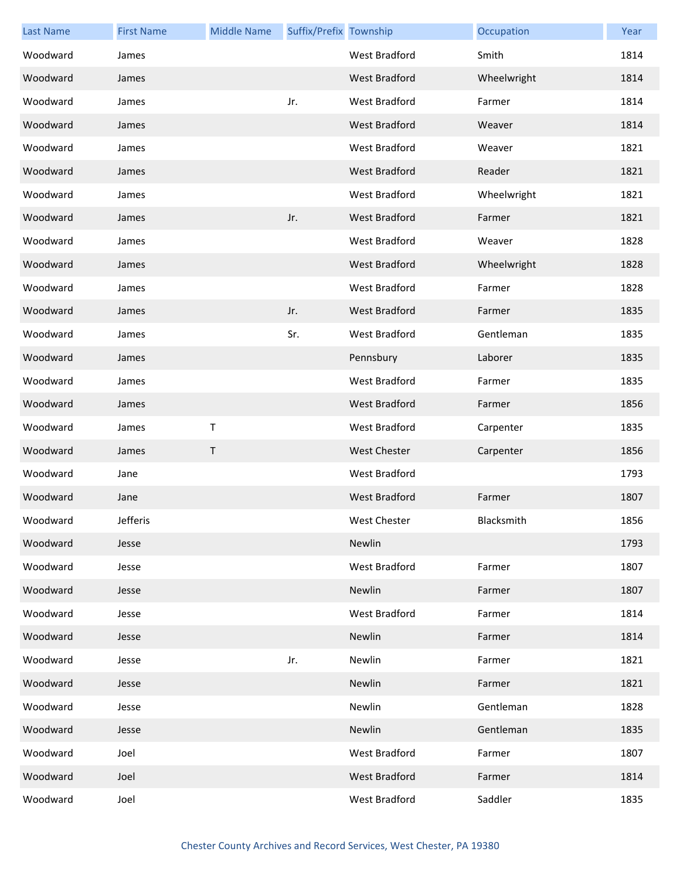| Last Name | First Name | Middle Name | Suffix/Prefix | Township | Occupation | Year |
|---|---|---|---|---|---|---|
| Woodward | James | | | West Bradford | Smith | 1814 |
| Woodward | James | | | West Bradford | Wheelwright | 1814 |
| Woodward | James | | Jr. | West Bradford | Farmer | 1814 |
| Woodward | James | | | West Bradford | Weaver | 1814 |
| Woodward | James | | | West Bradford | Weaver | 1821 |
| Woodward | James | | | West Bradford | Reader | 1821 |
| Woodward | James | | | West Bradford | Wheelwright | 1821 |
| Woodward | James | | Jr. | West Bradford | Farmer | 1821 |
| Woodward | James | | | West Bradford | Weaver | 1828 |
| Woodward | James | | | West Bradford | Wheelwright | 1828 |
| Woodward | James | | | West Bradford | Farmer | 1828 |
| Woodward | James | | Jr. | West Bradford | Farmer | 1835 |
| Woodward | James | | Sr. | West Bradford | Gentleman | 1835 |
| Woodward | James | | | Pennsbury | Laborer | 1835 |
| Woodward | James | | | West Bradford | Farmer | 1835 |
| Woodward | James | | | West Bradford | Farmer | 1856 |
| Woodward | James | T | | West Bradford | Carpenter | 1835 |
| Woodward | James | T | | West Chester | Carpenter | 1856 |
| Woodward | Jane | | | West Bradford | | 1793 |
| Woodward | Jane | | | West Bradford | Farmer | 1807 |
| Woodward | Jefferis | | | West Chester | Blacksmith | 1856 |
| Woodward | Jesse | | | Newlin | | 1793 |
| Woodward | Jesse | | | West Bradford | Farmer | 1807 |
| Woodward | Jesse | | | Newlin | Farmer | 1807 |
| Woodward | Jesse | | | West Bradford | Farmer | 1814 |
| Woodward | Jesse | | | Newlin | Farmer | 1814 |
| Woodward | Jesse | | Jr. | Newlin | Farmer | 1821 |
| Woodward | Jesse | | | Newlin | Farmer | 1821 |
| Woodward | Jesse | | | Newlin | Gentleman | 1828 |
| Woodward | Jesse | | | Newlin | Gentleman | 1835 |
| Woodward | Joel | | | West Bradford | Farmer | 1807 |
| Woodward | Joel | | | West Bradford | Farmer | 1814 |
| Woodward | Joel | | | West Bradford | Saddler | 1835 |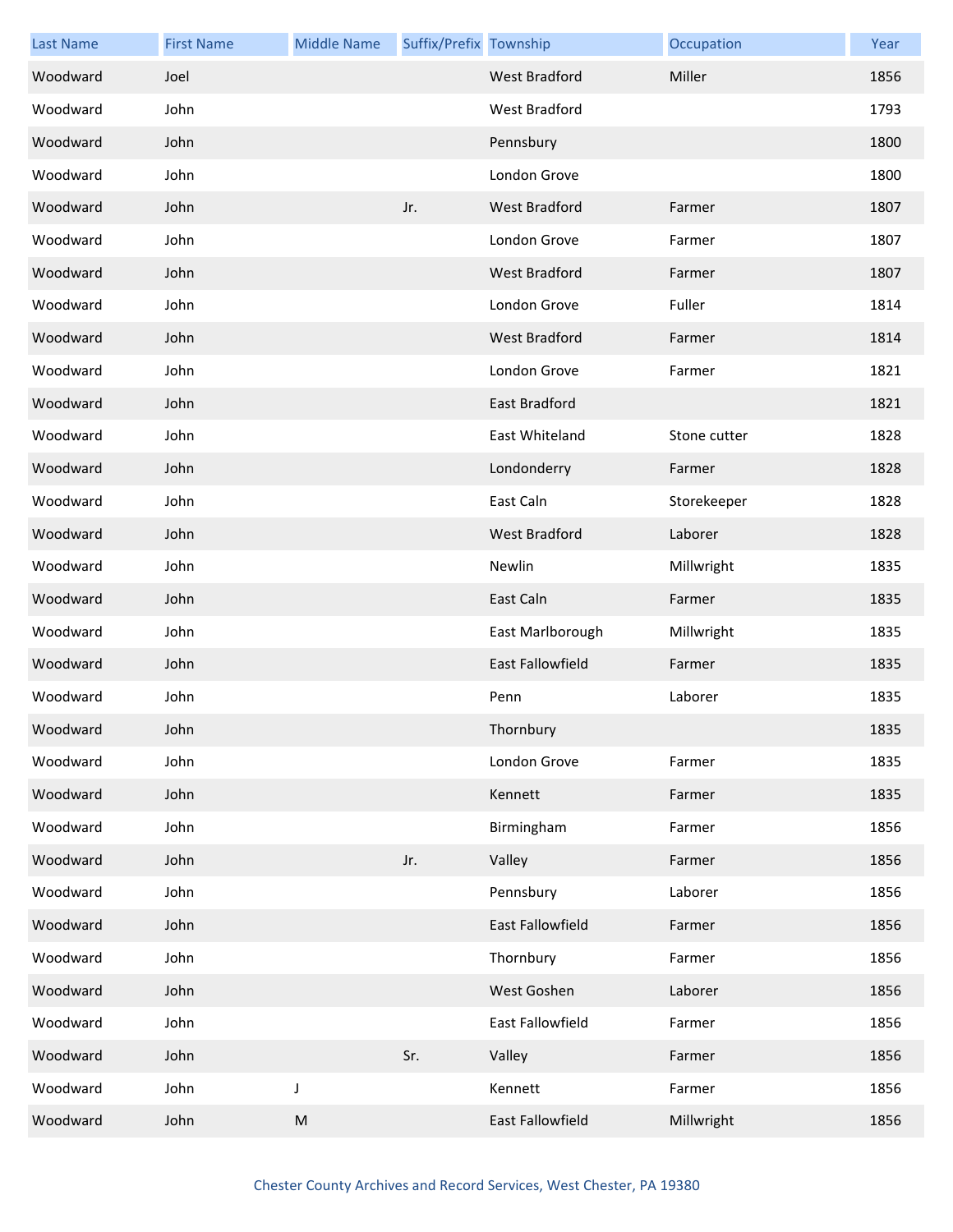| Last Name | First Name | Middle Name | Suffix/Prefix | Township | Occupation | Year |
| --- | --- | --- | --- | --- | --- | --- |
| Woodward | Joel | | | West Bradford | Miller | 1856 |
| Woodward | John | | | West Bradford | | 1793 |
| Woodward | John | | | Pennsbury | | 1800 |
| Woodward | John | | | London Grove | | 1800 |
| Woodward | John | | Jr. | West Bradford | Farmer | 1807 |
| Woodward | John | | | London Grove | Farmer | 1807 |
| Woodward | John | | | West Bradford | Farmer | 1807 |
| Woodward | John | | | London Grove | Fuller | 1814 |
| Woodward | John | | | West Bradford | Farmer | 1814 |
| Woodward | John | | | London Grove | Farmer | 1821 |
| Woodward | John | | | East Bradford | | 1821 |
| Woodward | John | | | East Whiteland | Stone cutter | 1828 |
| Woodward | John | | | Londonderry | Farmer | 1828 |
| Woodward | John | | | East Caln | Storekeeper | 1828 |
| Woodward | John | | | West Bradford | Laborer | 1828 |
| Woodward | John | | | Newlin | Millwright | 1835 |
| Woodward | John | | | East Caln | Farmer | 1835 |
| Woodward | John | | | East Marlborough | Millwright | 1835 |
| Woodward | John | | | East Fallowfield | Farmer | 1835 |
| Woodward | John | | | Penn | Laborer | 1835 |
| Woodward | John | | | Thornbury | | 1835 |
| Woodward | John | | | London Grove | Farmer | 1835 |
| Woodward | John | | | Kennett | Farmer | 1835 |
| Woodward | John | | | Birmingham | Farmer | 1856 |
| Woodward | John | | Jr. | Valley | Farmer | 1856 |
| Woodward | John | | | Pennsbury | Laborer | 1856 |
| Woodward | John | | | East Fallowfield | Farmer | 1856 |
| Woodward | John | | | Thornbury | Farmer | 1856 |
| Woodward | John | | | West Goshen | Laborer | 1856 |
| Woodward | John | | | East Fallowfield | Farmer | 1856 |
| Woodward | John | | Sr. | Valley | Farmer | 1856 |
| Woodward | John | J | | Kennett | Farmer | 1856 |
| Woodward | John | M | | East Fallowfield | Millwright | 1856 |

Chester County Archives and Record Services, West Chester, PA 19380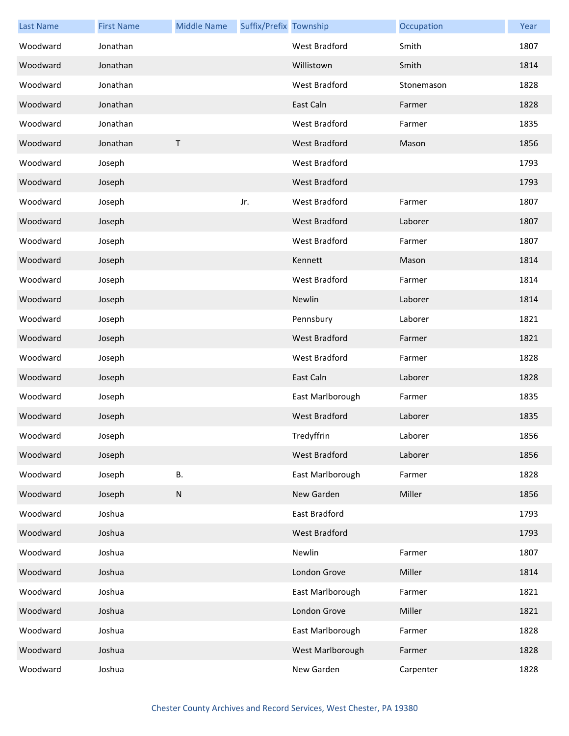| Last Name | First Name | Middle Name | Suffix/Prefix | Township | Occupation | Year |
| --- | --- | --- | --- | --- | --- | --- |
| Woodward | Jonathan | | | West Bradford | Smith | 1807 |
| Woodward | Jonathan | | | Willistown | Smith | 1814 |
| Woodward | Jonathan | | | West Bradford | Stonemason | 1828 |
| Woodward | Jonathan | | | East Caln | Farmer | 1828 |
| Woodward | Jonathan | | | West Bradford | Farmer | 1835 |
| Woodward | Jonathan | T | | West Bradford | Mason | 1856 |
| Woodward | Joseph | | | West Bradford | | 1793 |
| Woodward | Joseph | | | West Bradford | | 1793 |
| Woodward | Joseph | | Jr. | West Bradford | Farmer | 1807 |
| Woodward | Joseph | | | West Bradford | Laborer | 1807 |
| Woodward | Joseph | | | West Bradford | Farmer | 1807 |
| Woodward | Joseph | | | Kennett | Mason | 1814 |
| Woodward | Joseph | | | West Bradford | Farmer | 1814 |
| Woodward | Joseph | | | Newlin | Laborer | 1814 |
| Woodward | Joseph | | | Pennsbury | Laborer | 1821 |
| Woodward | Joseph | | | West Bradford | Farmer | 1821 |
| Woodward | Joseph | | | West Bradford | Farmer | 1828 |
| Woodward | Joseph | | | East Caln | Laborer | 1828 |
| Woodward | Joseph | | | East Marlborough | Farmer | 1835 |
| Woodward | Joseph | | | West Bradford | Laborer | 1835 |
| Woodward | Joseph | | | Tredyffrin | Laborer | 1856 |
| Woodward | Joseph | | | West Bradford | Laborer | 1856 |
| Woodward | Joseph | B. | | East Marlborough | Farmer | 1828 |
| Woodward | Joseph | N | | New Garden | Miller | 1856 |
| Woodward | Joshua | | | East Bradford | | 1793 |
| Woodward | Joshua | | | West Bradford | | 1793 |
| Woodward | Joshua | | | Newlin | Farmer | 1807 |
| Woodward | Joshua | | | London Grove | Miller | 1814 |
| Woodward | Joshua | | | East Marlborough | Farmer | 1821 |
| Woodward | Joshua | | | London Grove | Miller | 1821 |
| Woodward | Joshua | | | East Marlborough | Farmer | 1828 |
| Woodward | Joshua | | | West Marlborough | Farmer | 1828 |
| Woodward | Joshua | | | New Garden | Carpenter | 1828 |

Chester County Archives and Record Services, West Chester, PA 19380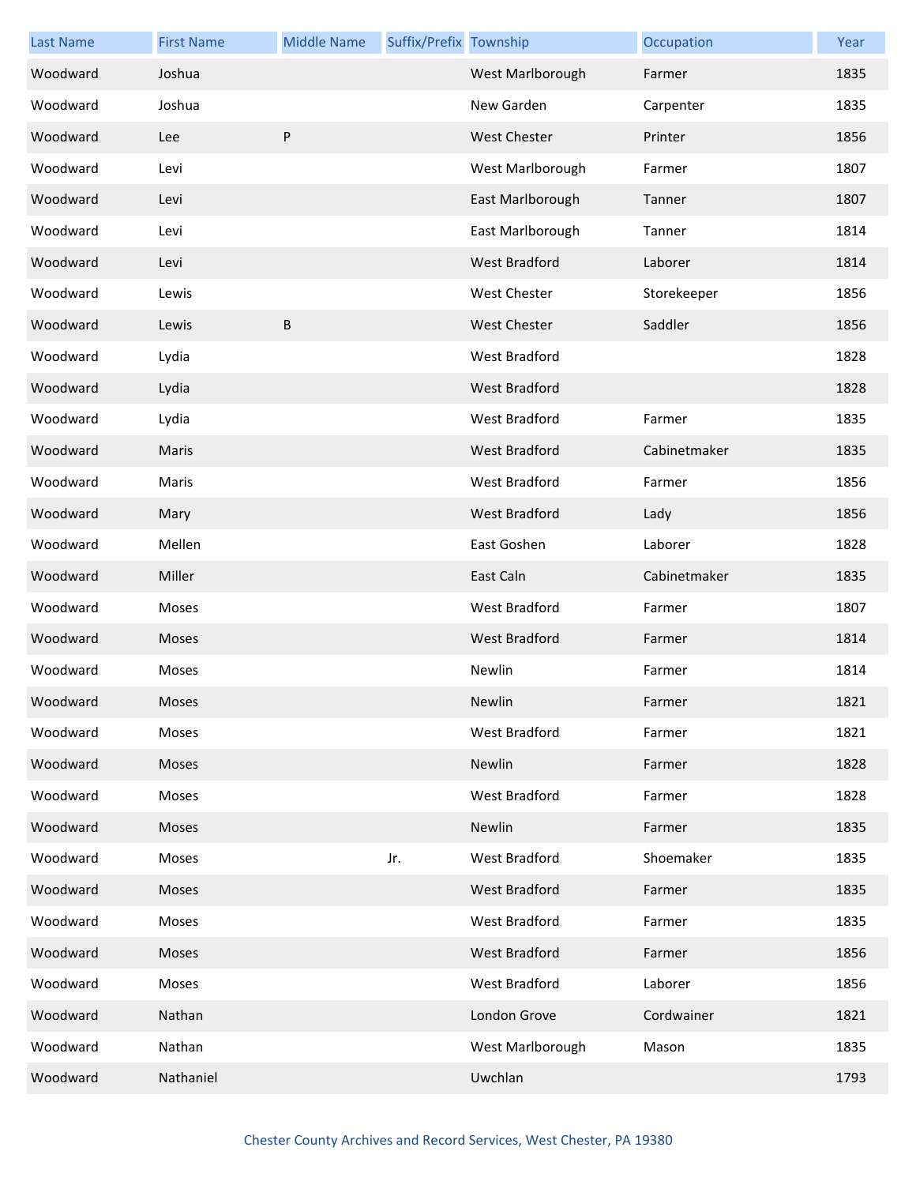| Last Name | First Name | Middle Name | Suffix/Prefix | Township | Occupation | Year |
| --- | --- | --- | --- | --- | --- | --- |
| Woodward | Joshua | | | West Marlborough | Farmer | 1835 |
| Woodward | Joshua | | | New Garden | Carpenter | 1835 |
| Woodward | Lee | P | | West Chester | Printer | 1856 |
| Woodward | Levi | | | West Marlborough | Farmer | 1807 |
| Woodward | Levi | | | East Marlborough | Tanner | 1807 |
| Woodward | Levi | | | East Marlborough | Tanner | 1814 |
| Woodward | Levi | | | West Bradford | Laborer | 1814 |
| Woodward | Lewis | | | West Chester | Storekeeper | 1856 |
| Woodward | Lewis | B | | West Chester | Saddler | 1856 |
| Woodward | Lydia | | | West Bradford | | 1828 |
| Woodward | Lydia | | | West Bradford | | 1828 |
| Woodward | Lydia | | | West Bradford | Farmer | 1835 |
| Woodward | Maris | | | West Bradford | Cabinetmaker | 1835 |
| Woodward | Maris | | | West Bradford | Farmer | 1856 |
| Woodward | Mary | | | West Bradford | Lady | 1856 |
| Woodward | Mellen | | | East Goshen | Laborer | 1828 |
| Woodward | Miller | | | East Caln | Cabinetmaker | 1835 |
| Woodward | Moses | | | West Bradford | Farmer | 1807 |
| Woodward | Moses | | | West Bradford | Farmer | 1814 |
| Woodward | Moses | | | Newlin | Farmer | 1814 |
| Woodward | Moses | | | Newlin | Farmer | 1821 |
| Woodward | Moses | | | West Bradford | Farmer | 1821 |
| Woodward | Moses | | | Newlin | Farmer | 1828 |
| Woodward | Moses | | | West Bradford | Farmer | 1828 |
| Woodward | Moses | | | Newlin | Farmer | 1835 |
| Woodward | Moses | | Jr. | West Bradford | Shoemaker | 1835 |
| Woodward | Moses | | | West Bradford | Farmer | 1835 |
| Woodward | Moses | | | West Bradford | Farmer | 1835 |
| Woodward | Moses | | | West Bradford | Farmer | 1856 |
| Woodward | Moses | | | West Bradford | Laborer | 1856 |
| Woodward | Nathan | | | London Grove | Cordwainer | 1821 |
| Woodward | Nathan | | | West Marlborough | Mason | 1835 |
| Woodward | Nathaniel | | | Uwchlan | | 1793 |

Chester County Archives and Record Services, West Chester, PA 19380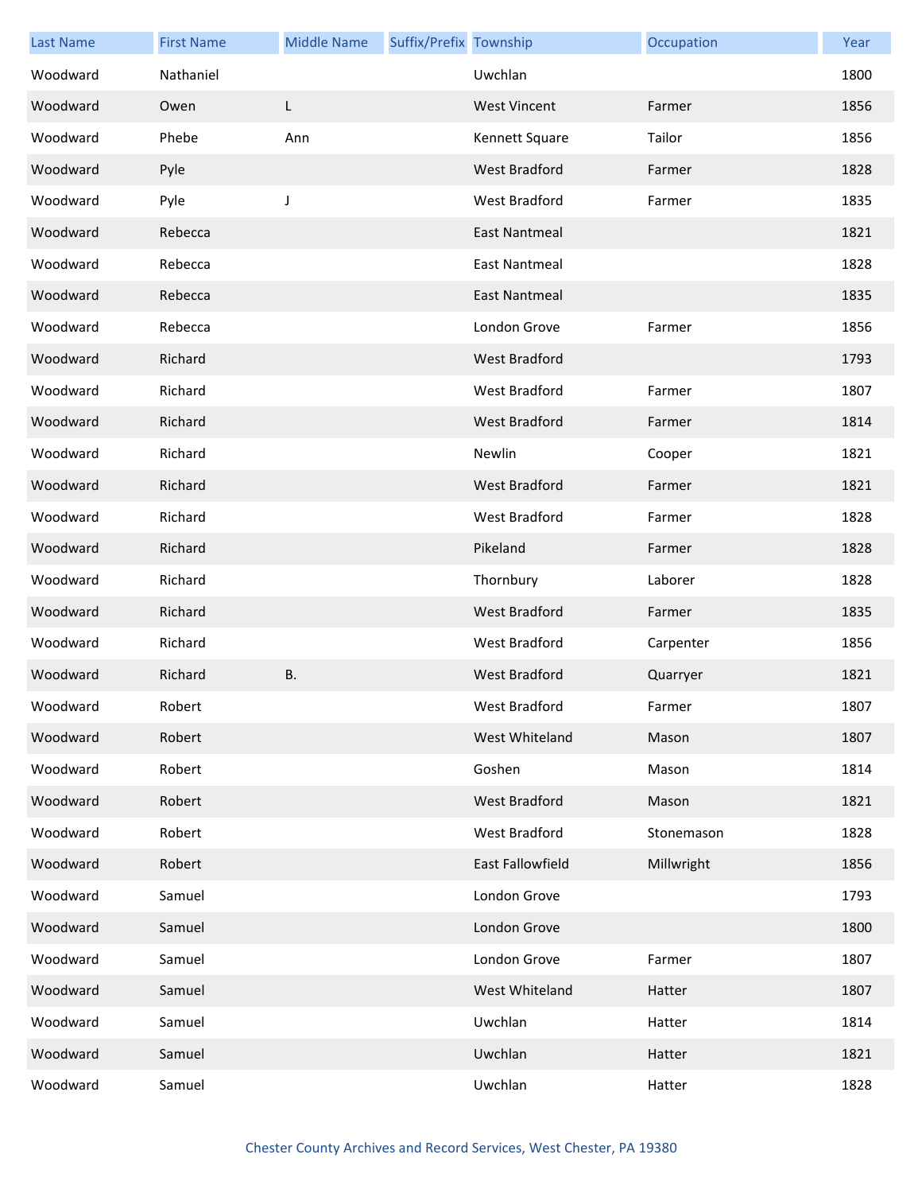| Last Name | First Name | Middle Name | Suffix/Prefix | Township | Occupation | Year |
|---|---|---|---|---|---|---|
| Woodward | Nathaniel | | | Uwchlan | | 1800 |
| Woodward | Owen | L | | West Vincent | Farmer | 1856 |
| Woodward | Phebe | Ann | | Kennett Square | Tailor | 1856 |
| Woodward | Pyle | | | West Bradford | Farmer | 1828 |
| Woodward | Pyle | J | | West Bradford | Farmer | 1835 |
| Woodward | Rebecca | | | East Nantmeal | | 1821 |
| Woodward | Rebecca | | | East Nantmeal | | 1828 |
| Woodward | Rebecca | | | East Nantmeal | | 1835 |
| Woodward | Rebecca | | | London Grove | Farmer | 1856 |
| Woodward | Richard | | | West Bradford | | 1793 |
| Woodward | Richard | | | West Bradford | Farmer | 1807 |
| Woodward | Richard | | | West Bradford | Farmer | 1814 |
| Woodward | Richard | | | Newlin | Cooper | 1821 |
| Woodward | Richard | | | West Bradford | Farmer | 1821 |
| Woodward | Richard | | | West Bradford | Farmer | 1828 |
| Woodward | Richard | | | Pikeland | Farmer | 1828 |
| Woodward | Richard | | | Thornbury | Laborer | 1828 |
| Woodward | Richard | | | West Bradford | Farmer | 1835 |
| Woodward | Richard | | | West Bradford | Carpenter | 1856 |
| Woodward | Richard | B. | | West Bradford | Quarryer | 1821 |
| Woodward | Robert | | | West Bradford | Farmer | 1807 |
| Woodward | Robert | | | West Whiteland | Mason | 1807 |
| Woodward | Robert | | | Goshen | Mason | 1814 |
| Woodward | Robert | | | West Bradford | Mason | 1821 |
| Woodward | Robert | | | West Bradford | Stonemason | 1828 |
| Woodward | Robert | | | East Fallowfield | Millwright | 1856 |
| Woodward | Samuel | | | London Grove | | 1793 |
| Woodward | Samuel | | | London Grove | | 1800 |
| Woodward | Samuel | | | London Grove | Farmer | 1807 |
| Woodward | Samuel | | | West Whiteland | Hatter | 1807 |
| Woodward | Samuel | | | Uwchlan | Hatter | 1814 |
| Woodward | Samuel | | | Uwchlan | Hatter | 1821 |
| Woodward | Samuel | | | Uwchlan | Hatter | 1828 |

Chester County Archives and Record Services, West Chester, PA 19380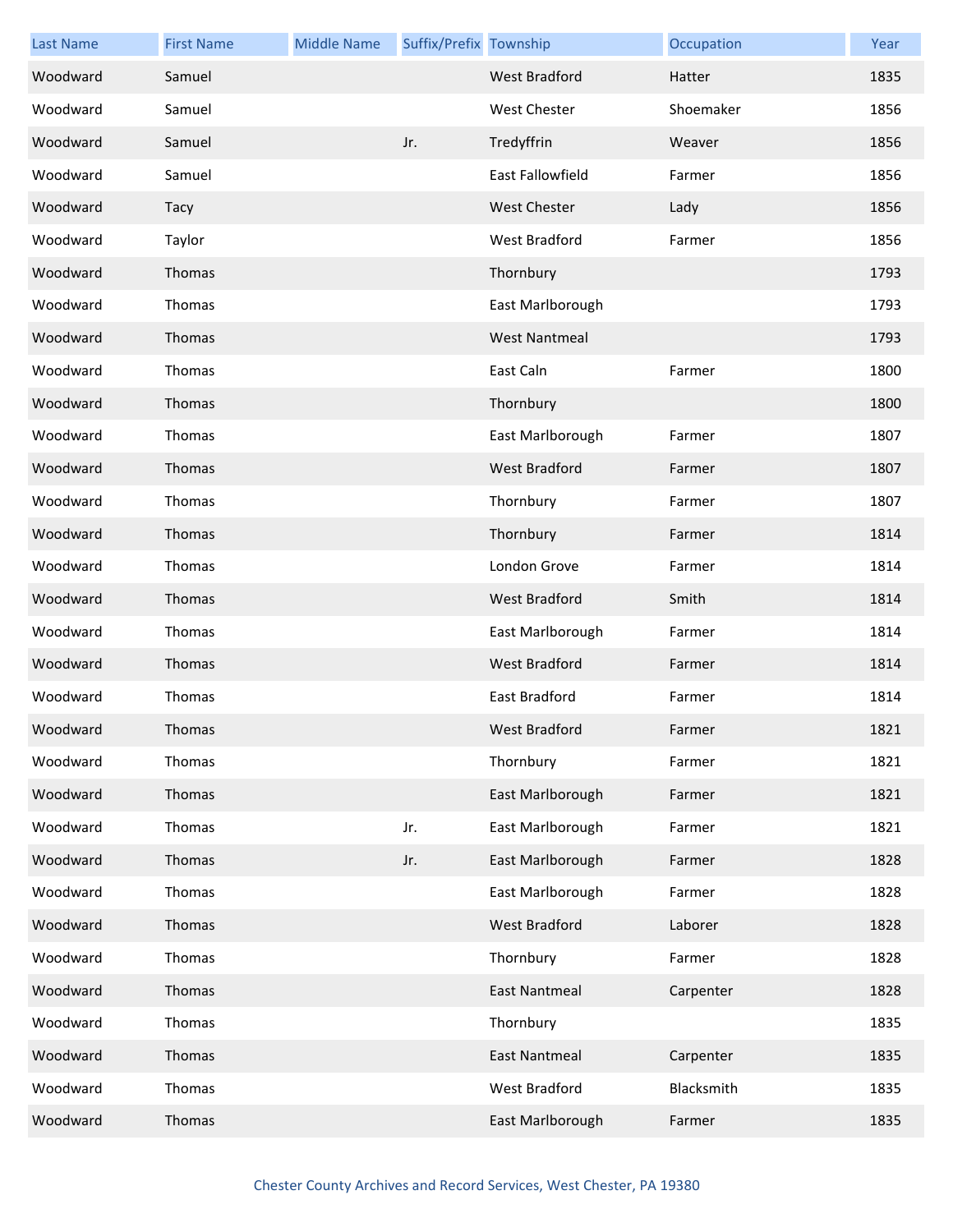| Last Name | First Name | Middle Name | Suffix/Prefix | Township | Occupation | Year |
|---|---|---|---|---|---|---|
| Woodward | Samuel | | | West Bradford | Hatter | 1835 |
| Woodward | Samuel | | | West Chester | Shoemaker | 1856 |
| Woodward | Samuel | | Jr. | Tredyffrin | Weaver | 1856 |
| Woodward | Samuel | | | East Fallowfield | Farmer | 1856 |
| Woodward | Tacy | | | West Chester | Lady | 1856 |
| Woodward | Taylor | | | West Bradford | Farmer | 1856 |
| Woodward | Thomas | | | Thornbury | | 1793 |
| Woodward | Thomas | | | East Marlborough | | 1793 |
| Woodward | Thomas | | | West Nantmeal | | 1793 |
| Woodward | Thomas | | | East Caln | Farmer | 1800 |
| Woodward | Thomas | | | Thornbury | | 1800 |
| Woodward | Thomas | | | East Marlborough | Farmer | 1807 |
| Woodward | Thomas | | | West Bradford | Farmer | 1807 |
| Woodward | Thomas | | | Thornbury | Farmer | 1807 |
| Woodward | Thomas | | | Thornbury | Farmer | 1814 |
| Woodward | Thomas | | | London Grove | Farmer | 1814 |
| Woodward | Thomas | | | West Bradford | Smith | 1814 |
| Woodward | Thomas | | | East Marlborough | Farmer | 1814 |
| Woodward | Thomas | | | West Bradford | Farmer | 1814 |
| Woodward | Thomas | | | East Bradford | Farmer | 1814 |
| Woodward | Thomas | | | West Bradford | Farmer | 1821 |
| Woodward | Thomas | | | Thornbury | Farmer | 1821 |
| Woodward | Thomas | | | East Marlborough | Farmer | 1821 |
| Woodward | Thomas | | Jr. | East Marlborough | Farmer | 1821 |
| Woodward | Thomas | | Jr. | East Marlborough | Farmer | 1828 |
| Woodward | Thomas | | | East Marlborough | Farmer | 1828 |
| Woodward | Thomas | | | West Bradford | Laborer | 1828 |
| Woodward | Thomas | | | Thornbury | Farmer | 1828 |
| Woodward | Thomas | | | East Nantmeal | Carpenter | 1828 |
| Woodward | Thomas | | | Thornbury | | 1835 |
| Woodward | Thomas | | | East Nantmeal | Carpenter | 1835 |
| Woodward | Thomas | | | West Bradford | Blacksmith | 1835 |
| Woodward | Thomas | | | East Marlborough | Farmer | 1835 |

Chester County Archives and Record Services, West Chester, PA 19380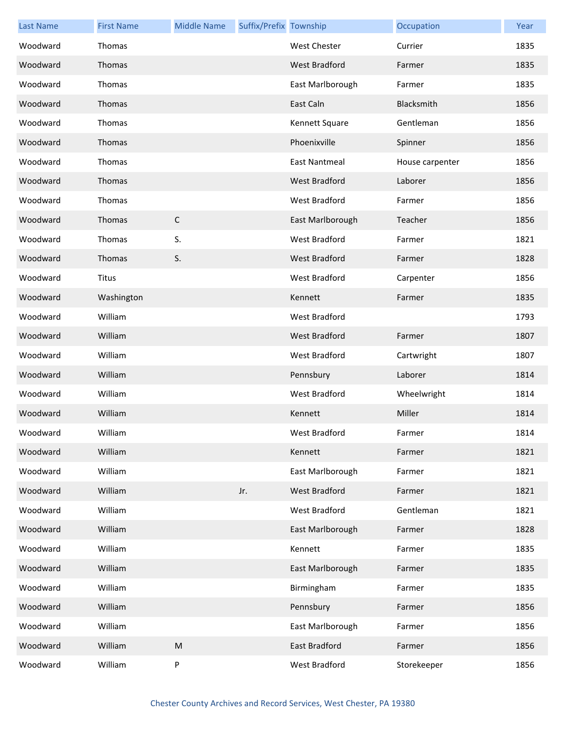| Last Name | First Name | Middle Name | Suffix/Prefix | Township | Occupation | Year |
|---|---|---|---|---|---|---|
| Woodward | Thomas | | | West Chester | Currier | 1835 |
| Woodward | Thomas | | | West Bradford | Farmer | 1835 |
| Woodward | Thomas | | | East Marlborough | Farmer | 1835 |
| Woodward | Thomas | | | East Caln | Blacksmith | 1856 |
| Woodward | Thomas | | | Kennett Square | Gentleman | 1856 |
| Woodward | Thomas | | | Phoenixville | Spinner | 1856 |
| Woodward | Thomas | | | East Nantmeal | House carpenter | 1856 |
| Woodward | Thomas | | | West Bradford | Laborer | 1856 |
| Woodward | Thomas | | | West Bradford | Farmer | 1856 |
| Woodward | Thomas | C | | East Marlborough | Teacher | 1856 |
| Woodward | Thomas | S. | | West Bradford | Farmer | 1821 |
| Woodward | Thomas | S. | | West Bradford | Farmer | 1828 |
| Woodward | Titus | | | West Bradford | Carpenter | 1856 |
| Woodward | Washington | | | Kennett | Farmer | 1835 |
| Woodward | William | | | West Bradford | | 1793 |
| Woodward | William | | | West Bradford | Farmer | 1807 |
| Woodward | William | | | West Bradford | Cartwright | 1807 |
| Woodward | William | | | Pennsbury | Laborer | 1814 |
| Woodward | William | | | West Bradford | Wheelwright | 1814 |
| Woodward | William | | | Kennett | Miller | 1814 |
| Woodward | William | | | West Bradford | Farmer | 1814 |
| Woodward | William | | | Kennett | Farmer | 1821 |
| Woodward | William | | | East Marlborough | Farmer | 1821 |
| Woodward | William | | Jr. | West Bradford | Farmer | 1821 |
| Woodward | William | | | West Bradford | Gentleman | 1821 |
| Woodward | William | | | East Marlborough | Farmer | 1828 |
| Woodward | William | | | Kennett | Farmer | 1835 |
| Woodward | William | | | East Marlborough | Farmer | 1835 |
| Woodward | William | | | Birmingham | Farmer | 1835 |
| Woodward | William | | | Pennsbury | Farmer | 1856 |
| Woodward | William | | | East Marlborough | Farmer | 1856 |
| Woodward | William | M | | East Bradford | Farmer | 1856 |
| Woodward | William | P | | West Bradford | Storekeeper | 1856 |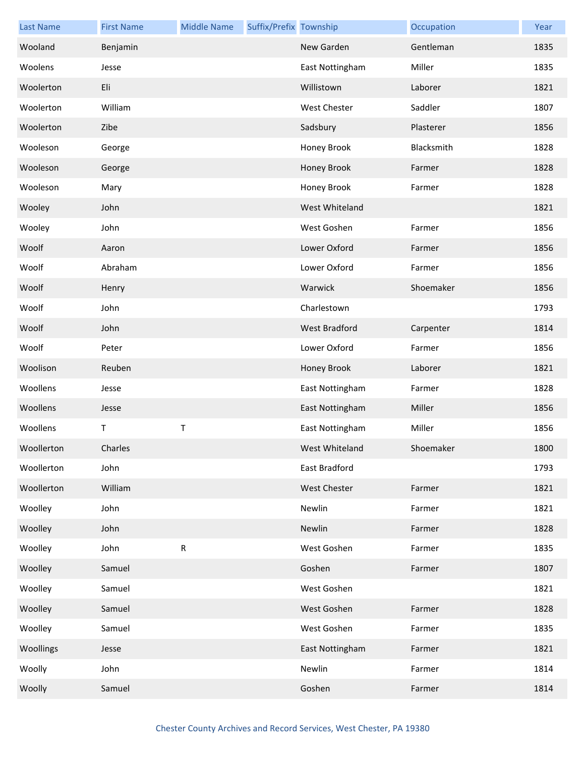| Last Name | First Name | Middle Name | Suffix/Prefix | Township | Occupation | Year |
|---|---|---|---|---|---|---|
| Wooland | Benjamin | | | New Garden | Gentleman | 1835 |
| Woolens | Jesse | | | East Nottingham | Miller | 1835 |
| Woolerton | Eli | | | Willistown | Laborer | 1821 |
| Woolerton | William | | | West Chester | Saddler | 1807 |
| Woolerton | Zibe | | | Sadsbury | Plasterer | 1856 |
| Wooleson | George | | | Honey Brook | Blacksmith | 1828 |
| Wooleson | George | | | Honey Brook | Farmer | 1828 |
| Wooleson | Mary | | | Honey Brook | Farmer | 1828 |
| Wooley | John | | | West Whiteland | | 1821 |
| Wooley | John | | | West Goshen | Farmer | 1856 |
| Woolf | Aaron | | | Lower Oxford | Farmer | 1856 |
| Woolf | Abraham | | | Lower Oxford | Farmer | 1856 |
| Woolf | Henry | | | Warwick | Shoemaker | 1856 |
| Woolf | John | | | Charlestown | | 1793 |
| Woolf | John | | | West Bradford | Carpenter | 1814 |
| Woolf | Peter | | | Lower Oxford | Farmer | 1856 |
| Woolison | Reuben | | | Honey Brook | Laborer | 1821 |
| Woollens | Jesse | | | East Nottingham | Farmer | 1828 |
| Woollens | Jesse | | | East Nottingham | Miller | 1856 |
| Woollens | T | T | | East Nottingham | Miller | 1856 |
| Woollerton | Charles | | | West Whiteland | Shoemaker | 1800 |
| Woollerton | John | | | East Bradford | | 1793 |
| Woollerton | William | | | West Chester | Farmer | 1821 |
| Woolley | John | | | Newlin | Farmer | 1821 |
| Woolley | John | | | Newlin | Farmer | 1828 |
| Woolley | John | R | | West Goshen | Farmer | 1835 |
| Woolley | Samuel | | | Goshen | Farmer | 1807 |
| Woolley | Samuel | | | West Goshen | | 1821 |
| Woolley | Samuel | | | West Goshen | Farmer | 1828 |
| Woolley | Samuel | | | West Goshen | Farmer | 1835 |
| Woollings | Jesse | | | East Nottingham | Farmer | 1821 |
| Woolly | John | | | Newlin | Farmer | 1814 |
| Woolly | Samuel | | | Goshen | Farmer | 1814 |

Chester County Archives and Record Services, West Chester, PA 19380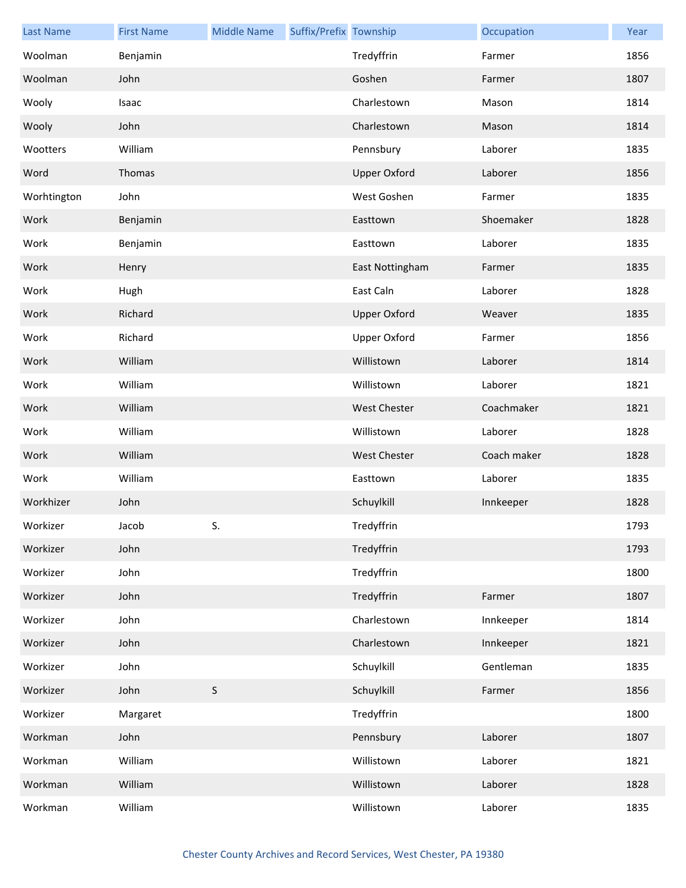| Last Name | First Name | Middle Name | Suffix/Prefix | Township | Occupation | Year |
|---|---|---|---|---|---|---|
| Woolman | Benjamin | | | Tredyffrin | Farmer | 1856 |
| Woolman | John | | | Goshen | Farmer | 1807 |
| Wooly | Isaac | | | Charlestown | Mason | 1814 |
| Wooly | John | | | Charlestown | Mason | 1814 |
| Wootters | William | | | Pennsbury | Laborer | 1835 |
| Word | Thomas | | | Upper Oxford | Laborer | 1856 |
| Worhtington | John | | | West Goshen | Farmer | 1835 |
| Work | Benjamin | | | Easttown | Shoemaker | 1828 |
| Work | Benjamin | | | Easttown | Laborer | 1835 |
| Work | Henry | | | East Nottingham | Farmer | 1835 |
| Work | Hugh | | | East Caln | Laborer | 1828 |
| Work | Richard | | | Upper Oxford | Weaver | 1835 |
| Work | Richard | | | Upper Oxford | Farmer | 1856 |
| Work | William | | | Willistown | Laborer | 1814 |
| Work | William | | | Willistown | Laborer | 1821 |
| Work | William | | | West Chester | Coachmaker | 1821 |
| Work | William | | | Willistown | Laborer | 1828 |
| Work | William | | | West Chester | Coach maker | 1828 |
| Work | William | | | Easttown | Laborer | 1835 |
| Workhizer | John | | | Schuylkill | Innkeeper | 1828 |
| Workizer | Jacob | S. | | Tredyffrin | | 1793 |
| Workizer | John | | | Tredyffrin | | 1793 |
| Workizer | John | | | Tredyffrin | | 1800 |
| Workizer | John | | | Tredyffrin | Farmer | 1807 |
| Workizer | John | | | Charlestown | Innkeeper | 1814 |
| Workizer | John | | | Charlestown | Innkeeper | 1821 |
| Workizer | John | | | Schuylkill | Gentleman | 1835 |
| Workizer | John | S | | Schuylkill | Farmer | 1856 |
| Workizer | Margaret | | | Tredyffrin | | 1800 |
| Workman | John | | | Pennsbury | Laborer | 1807 |
| Workman | William | | | Willistown | Laborer | 1821 |
| Workman | William | | | Willistown | Laborer | 1828 |
| Workman | William | | | Willistown | Laborer | 1835 |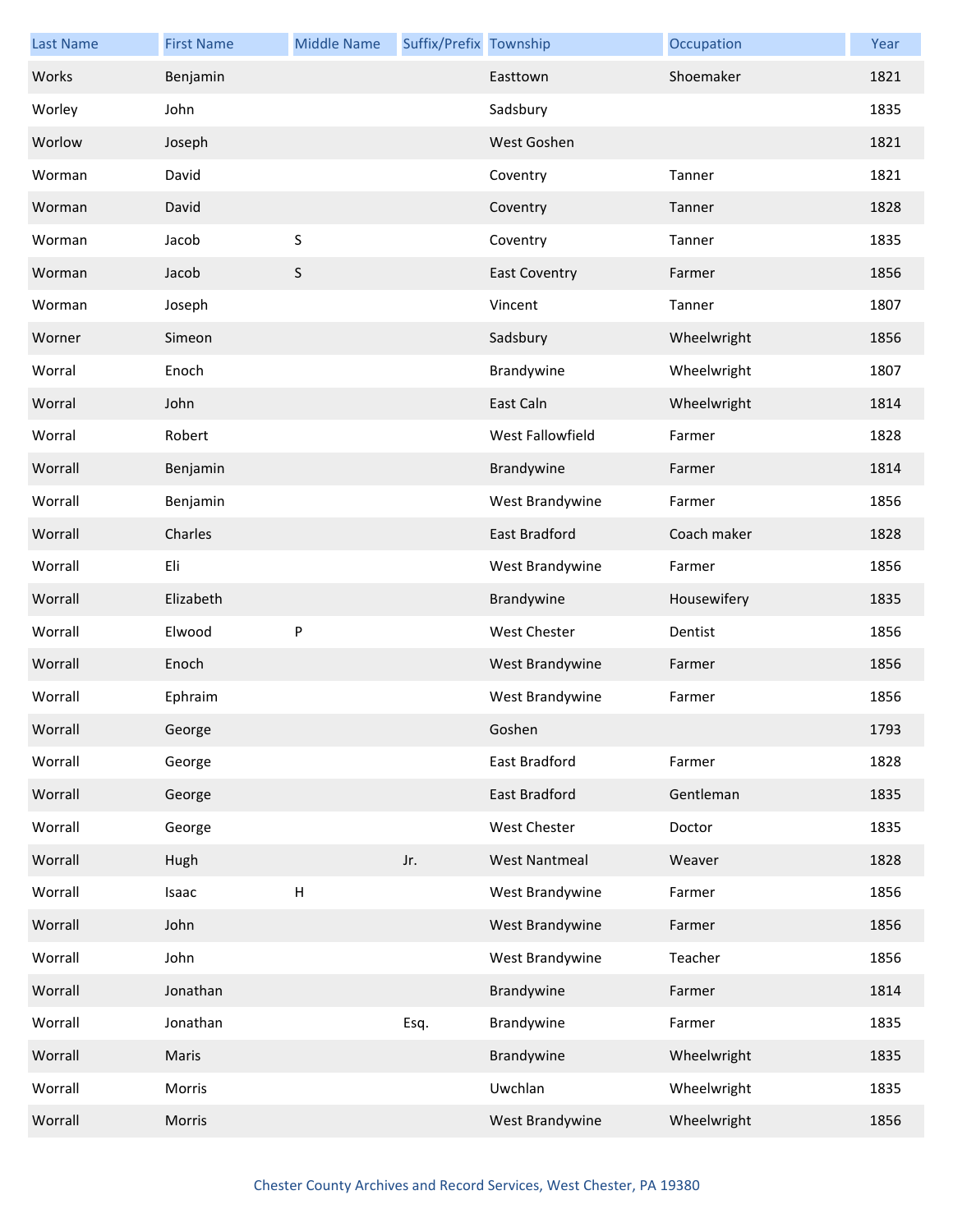| Last Name | First Name | Middle Name | Suffix/Prefix | Township | Occupation | Year |
|---|---|---|---|---|---|---|
| Works | Benjamin | | | Easttown | Shoemaker | 1821 |
| Worley | John | | | Sadsbury | | 1835 |
| Worlow | Joseph | | | West Goshen | | 1821 |
| Worman | David | | | Coventry | Tanner | 1821 |
| Worman | David | | | Coventry | Tanner | 1828 |
| Worman | Jacob | S | | Coventry | Tanner | 1835 |
| Worman | Jacob | S | | East Coventry | Farmer | 1856 |
| Worman | Joseph | | | Vincent | Tanner | 1807 |
| Worner | Simeon | | | Sadsbury | Wheelwright | 1856 |
| Worral | Enoch | | | Brandywine | Wheelwright | 1807 |
| Worral | John | | | East Caln | Wheelwright | 1814 |
| Worral | Robert | | | West Fallowfield | Farmer | 1828 |
| Worrall | Benjamin | | | Brandywine | Farmer | 1814 |
| Worrall | Benjamin | | | West Brandywine | Farmer | 1856 |
| Worrall | Charles | | | East Bradford | Coach maker | 1828 |
| Worrall | Eli | | | West Brandywine | Farmer | 1856 |
| Worrall | Elizabeth | | | Brandywine | Housewifery | 1835 |
| Worrall | Elwood | P | | West Chester | Dentist | 1856 |
| Worrall | Enoch | | | West Brandywine | Farmer | 1856 |
| Worrall | Ephraim | | | West Brandywine | Farmer | 1856 |
| Worrall | George | | | Goshen | | 1793 |
| Worrall | George | | | East Bradford | Farmer | 1828 |
| Worrall | George | | | East Bradford | Gentleman | 1835 |
| Worrall | George | | | West Chester | Doctor | 1835 |
| Worrall | Hugh | | Jr. | West Nantmeal | Weaver | 1828 |
| Worrall | Isaac | H | | West Brandywine | Farmer | 1856 |
| Worrall | John | | | West Brandywine | Farmer | 1856 |
| Worrall | John | | | West Brandywine | Teacher | 1856 |
| Worrall | Jonathan | | | Brandywine | Farmer | 1814 |
| Worrall | Jonathan | | Esq. | Brandywine | Farmer | 1835 |
| Worrall | Maris | | | Brandywine | Wheelwright | 1835 |
| Worrall | Morris | | | Uwchlan | Wheelwright | 1835 |
| Worrall | Morris | | | West Brandywine | Wheelwright | 1856 |

Chester County Archives and Record Services, West Chester, PA 19380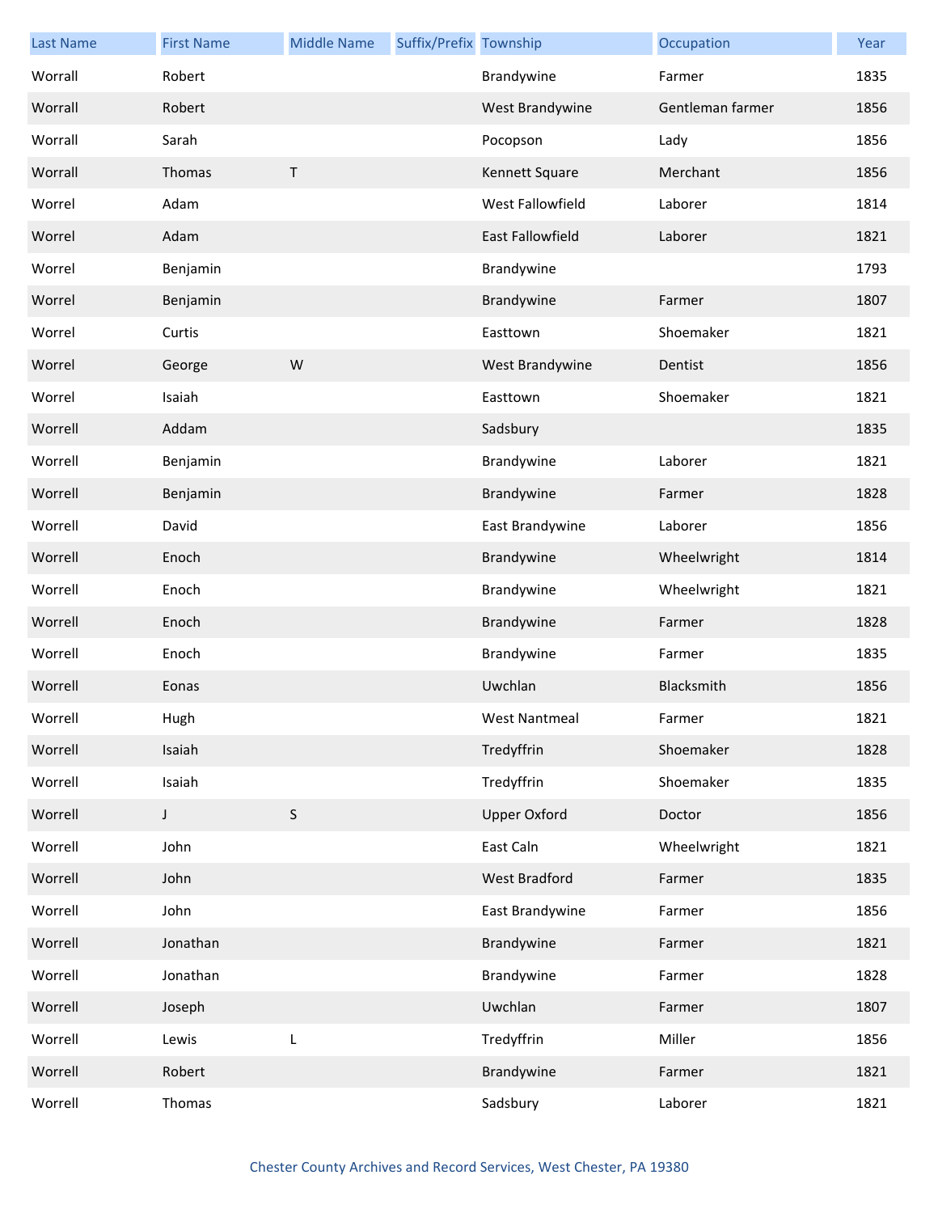| Last Name | First Name | Middle Name | Suffix/Prefix | Township | Occupation | Year |
| --- | --- | --- | --- | --- | --- | --- |
| Worrall | Robert | | | Brandywine | Farmer | 1835 |
| Worrall | Robert | | | West Brandywine | Gentleman farmer | 1856 |
| Worrall | Sarah | | | Pocopson | Lady | 1856 |
| Worrall | Thomas | T | | Kennett Square | Merchant | 1856 |
| Worrel | Adam | | | West Fallowfield | Laborer | 1814 |
| Worrel | Adam | | | East Fallowfield | Laborer | 1821 |
| Worrel | Benjamin | | | Brandywine | | 1793 |
| Worrel | Benjamin | | | Brandywine | Farmer | 1807 |
| Worrel | Curtis | | | Easttown | Shoemaker | 1821 |
| Worrel | George | W | | West Brandywine | Dentist | 1856 |
| Worrel | Isaiah | | | Easttown | Shoemaker | 1821 |
| Worrell | Addam | | | Sadsbury | | 1835 |
| Worrell | Benjamin | | | Brandywine | Laborer | 1821 |
| Worrell | Benjamin | | | Brandywine | Farmer | 1828 |
| Worrell | David | | | East Brandywine | Laborer | 1856 |
| Worrell | Enoch | | | Brandywine | Wheelwright | 1814 |
| Worrell | Enoch | | | Brandywine | Wheelwright | 1821 |
| Worrell | Enoch | | | Brandywine | Farmer | 1828 |
| Worrell | Enoch | | | Brandywine | Farmer | 1835 |
| Worrell | Eonas | | | Uwchlan | Blacksmith | 1856 |
| Worrell | Hugh | | | West Nantmeal | Farmer | 1821 |
| Worrell | Isaiah | | | Tredyffrin | Shoemaker | 1828 |
| Worrell | Isaiah | | | Tredyffrin | Shoemaker | 1835 |
| Worrell | J | S | | Upper Oxford | Doctor | 1856 |
| Worrell | John | | | East Caln | Wheelwright | 1821 |
| Worrell | John | | | West Bradford | Farmer | 1835 |
| Worrell | John | | | East Brandywine | Farmer | 1856 |
| Worrell | Jonathan | | | Brandywine | Farmer | 1821 |
| Worrell | Jonathan | | | Brandywine | Farmer | 1828 |
| Worrell | Joseph | | | Uwchlan | Farmer | 1807 |
| Worrell | Lewis | L | | Tredyffrin | Miller | 1856 |
| Worrell | Robert | | | Brandywine | Farmer | 1821 |
| Worrell | Thomas | | | Sadsbury | Laborer | 1821 |

Chester County Archives and Record Services, West Chester, PA 19380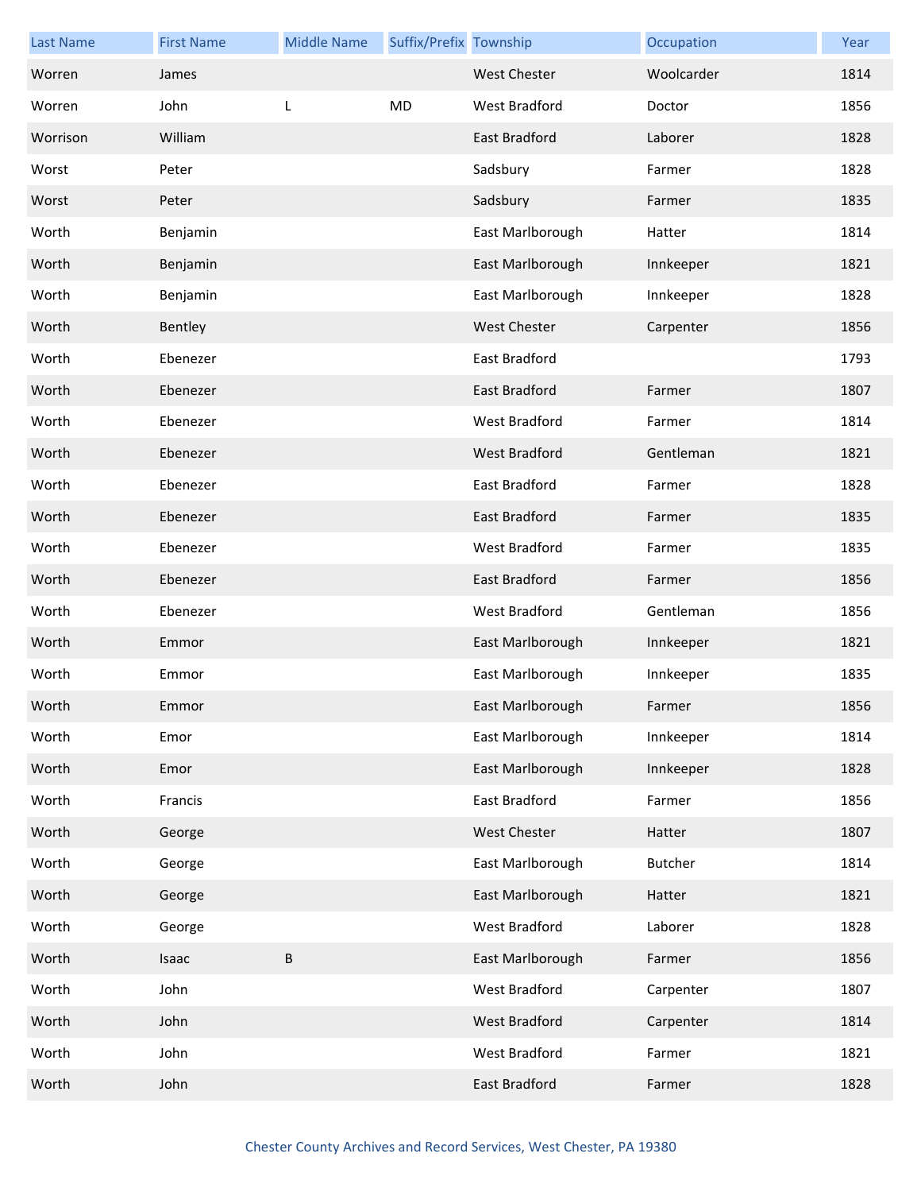| Last Name | First Name | Middle Name | Suffix/Prefix | Township | Occupation | Year |
|---|---|---|---|---|---|---|
| Worren | James | | | West Chester | Woolcarder | 1814 |
| Worren | John | L | MD | West Bradford | Doctor | 1856 |
| Worrison | William | | | East Bradford | Laborer | 1828 |
| Worst | Peter | | | Sadsbury | Farmer | 1828 |
| Worst | Peter | | | Sadsbury | Farmer | 1835 |
| Worth | Benjamin | | | East Marlborough | Hatter | 1814 |
| Worth | Benjamin | | | East Marlborough | Innkeeper | 1821 |
| Worth | Benjamin | | | East Marlborough | Innkeeper | 1828 |
| Worth | Bentley | | | West Chester | Carpenter | 1856 |
| Worth | Ebenezer | | | East Bradford | | 1793 |
| Worth | Ebenezer | | | East Bradford | Farmer | 1807 |
| Worth | Ebenezer | | | West Bradford | Farmer | 1814 |
| Worth | Ebenezer | | | West Bradford | Gentleman | 1821 |
| Worth | Ebenezer | | | East Bradford | Farmer | 1828 |
| Worth | Ebenezer | | | East Bradford | Farmer | 1835 |
| Worth | Ebenezer | | | West Bradford | Farmer | 1835 |
| Worth | Ebenezer | | | East Bradford | Farmer | 1856 |
| Worth | Ebenezer | | | West Bradford | Gentleman | 1856 |
| Worth | Emmor | | | East Marlborough | Innkeeper | 1821 |
| Worth | Emmor | | | East Marlborough | Innkeeper | 1835 |
| Worth | Emmor | | | East Marlborough | Farmer | 1856 |
| Worth | Emor | | | East Marlborough | Innkeeper | 1814 |
| Worth | Emor | | | East Marlborough | Innkeeper | 1828 |
| Worth | Francis | | | East Bradford | Farmer | 1856 |
| Worth | George | | | West Chester | Hatter | 1807 |
| Worth | George | | | East Marlborough | Butcher | 1814 |
| Worth | George | | | East Marlborough | Hatter | 1821 |
| Worth | George | | | West Bradford | Laborer | 1828 |
| Worth | Isaac | B | | East Marlborough | Farmer | 1856 |
| Worth | John | | | West Bradford | Carpenter | 1807 |
| Worth | John | | | West Bradford | Carpenter | 1814 |
| Worth | John | | | West Bradford | Farmer | 1821 |
| Worth | John | | | East Bradford | Farmer | 1828 |

Chester County Archives and Record Services, West Chester, PA 19380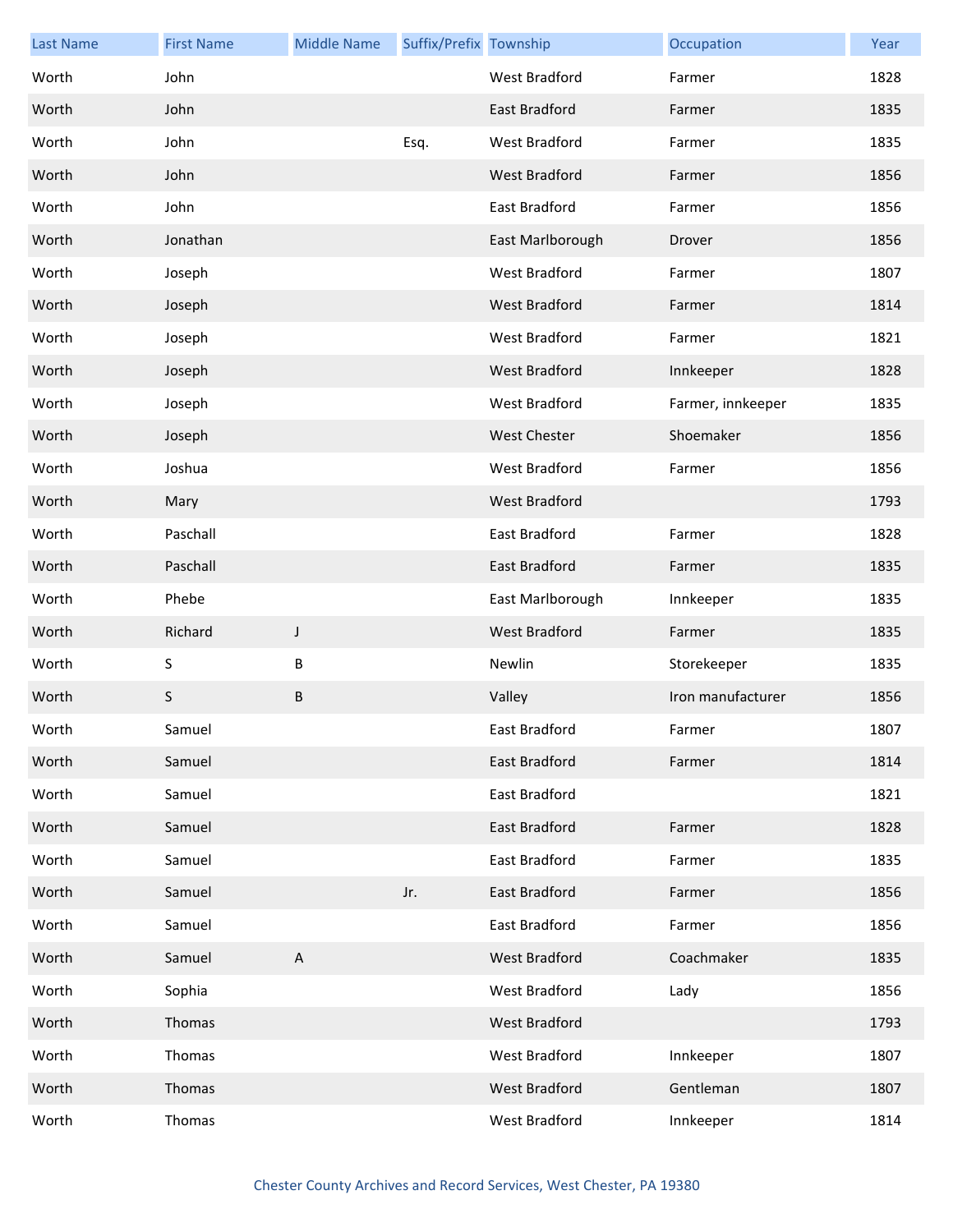| Last Name | First Name | Middle Name | Suffix/Prefix | Township | Occupation | Year |
|---|---|---|---|---|---|---|
| Worth | John | | | West Bradford | Farmer | 1828 |
| Worth | John | | | East Bradford | Farmer | 1835 |
| Worth | John | | Esq. | West Bradford | Farmer | 1835 |
| Worth | John | | | West Bradford | Farmer | 1856 |
| Worth | John | | | East Bradford | Farmer | 1856 |
| Worth | Jonathan | | | East Marlborough | Drover | 1856 |
| Worth | Joseph | | | West Bradford | Farmer | 1807 |
| Worth | Joseph | | | West Bradford | Farmer | 1814 |
| Worth | Joseph | | | West Bradford | Farmer | 1821 |
| Worth | Joseph | | | West Bradford | Innkeeper | 1828 |
| Worth | Joseph | | | West Bradford | Farmer, innkeeper | 1835 |
| Worth | Joseph | | | West Chester | Shoemaker | 1856 |
| Worth | Joshua | | | West Bradford | Farmer | 1856 |
| Worth | Mary | | | West Bradford | | 1793 |
| Worth | Paschall | | | East Bradford | Farmer | 1828 |
| Worth | Paschall | | | East Bradford | Farmer | 1835 |
| Worth | Phebe | | | East Marlborough | Innkeeper | 1835 |
| Worth | Richard | J | | West Bradford | Farmer | 1835 |
| Worth | S | B | | Newlin | Storekeeper | 1835 |
| Worth | S | B | | Valley | Iron manufacturer | 1856 |
| Worth | Samuel | | | East Bradford | Farmer | 1807 |
| Worth | Samuel | | | East Bradford | Farmer | 1814 |
| Worth | Samuel | | | East Bradford | | 1821 |
| Worth | Samuel | | | East Bradford | Farmer | 1828 |
| Worth | Samuel | | | East Bradford | Farmer | 1835 |
| Worth | Samuel | | Jr. | East Bradford | Farmer | 1856 |
| Worth | Samuel | | | East Bradford | Farmer | 1856 |
| Worth | Samuel | A | | West Bradford | Coachmaker | 1835 |
| Worth | Sophia | | | West Bradford | Lady | 1856 |
| Worth | Thomas | | | West Bradford | | 1793 |
| Worth | Thomas | | | West Bradford | Innkeeper | 1807 |
| Worth | Thomas | | | West Bradford | Gentleman | 1807 |
| Worth | Thomas | | | West Bradford | Innkeeper | 1814 |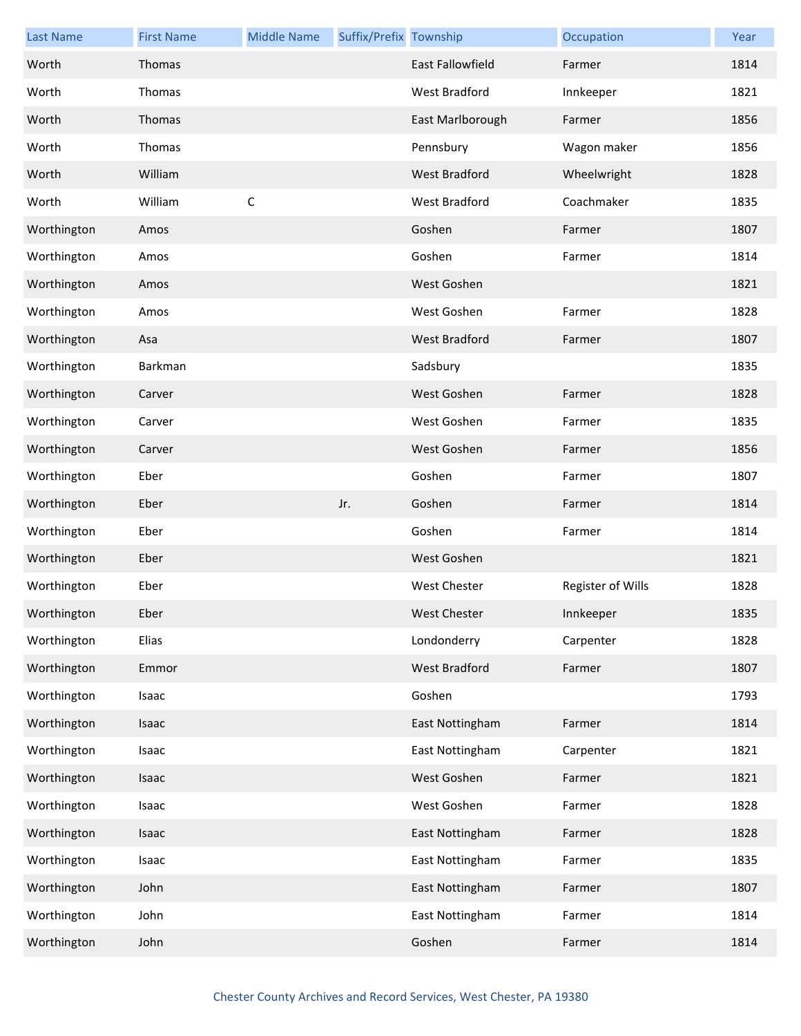| Last Name | First Name | Middle Name | Suffix/Prefix | Township | Occupation | Year |
|---|---|---|---|---|---|---|
| Worth | Thomas | | | East Fallowfield | Farmer | 1814 |
| Worth | Thomas | | | West Bradford | Innkeeper | 1821 |
| Worth | Thomas | | | East Marlborough | Farmer | 1856 |
| Worth | Thomas | | | Pennsbury | Wagon maker | 1856 |
| Worth | William | | | West Bradford | Wheelwright | 1828 |
| Worth | William | C | | West Bradford | Coachmaker | 1835 |
| Worthington | Amos | | | Goshen | Farmer | 1807 |
| Worthington | Amos | | | Goshen | Farmer | 1814 |
| Worthington | Amos | | | West Goshen | | 1821 |
| Worthington | Amos | | | West Goshen | Farmer | 1828 |
| Worthington | Asa | | | West Bradford | Farmer | 1807 |
| Worthington | Barkman | | | Sadsbury | | 1835 |
| Worthington | Carver | | | West Goshen | Farmer | 1828 |
| Worthington | Carver | | | West Goshen | Farmer | 1835 |
| Worthington | Carver | | | West Goshen | Farmer | 1856 |
| Worthington | Eber | | | Goshen | Farmer | 1807 |
| Worthington | Eber | | Jr. | Goshen | Farmer | 1814 |
| Worthington | Eber | | | Goshen | Farmer | 1814 |
| Worthington | Eber | | | West Goshen | | 1821 |
| Worthington | Eber | | | West Chester | Register of Wills | 1828 |
| Worthington | Eber | | | West Chester | Innkeeper | 1835 |
| Worthington | Elias | | | Londonderry | Carpenter | 1828 |
| Worthington | Emmor | | | West Bradford | Farmer | 1807 |
| Worthington | Isaac | | | Goshen | | 1793 |
| Worthington | Isaac | | | East Nottingham | Farmer | 1814 |
| Worthington | Isaac | | | East Nottingham | Carpenter | 1821 |
| Worthington | Isaac | | | West Goshen | Farmer | 1821 |
| Worthington | Isaac | | | West Goshen | Farmer | 1828 |
| Worthington | Isaac | | | East Nottingham | Farmer | 1828 |
| Worthington | Isaac | | | East Nottingham | Farmer | 1835 |
| Worthington | John | | | East Nottingham | Farmer | 1807 |
| Worthington | John | | | East Nottingham | Farmer | 1814 |
| Worthington | John | | | Goshen | Farmer | 1814 |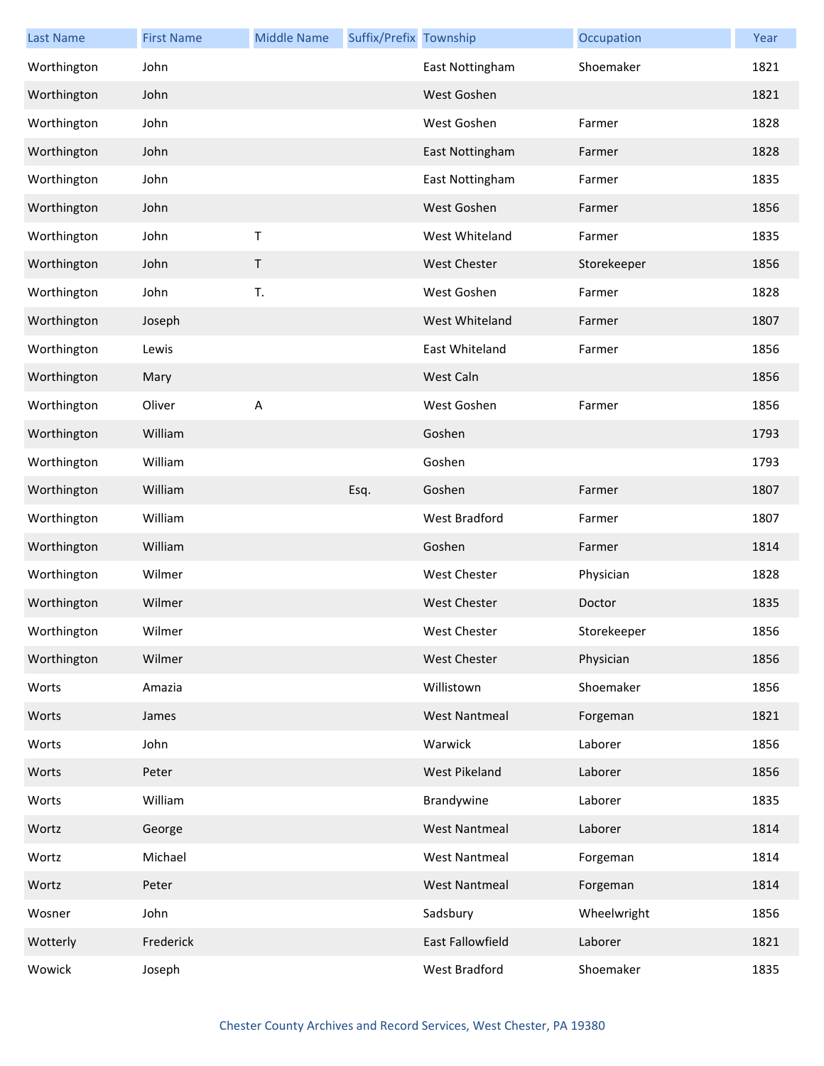| Last Name | First Name | Middle Name | Suffix/Prefix | Township | Occupation | Year |
| --- | --- | --- | --- | --- | --- | --- |
| Worthington | John | | | East Nottingham | Shoemaker | 1821 |
| Worthington | John | | | West Goshen | | 1821 |
| Worthington | John | | | West Goshen | Farmer | 1828 |
| Worthington | John | | | East Nottingham | Farmer | 1828 |
| Worthington | John | | | East Nottingham | Farmer | 1835 |
| Worthington | John | | | West Goshen | Farmer | 1856 |
| Worthington | John | T | | West Whiteland | Farmer | 1835 |
| Worthington | John | T | | West Chester | Storekeeper | 1856 |
| Worthington | John | T. | | West Goshen | Farmer | 1828 |
| Worthington | Joseph | | | West Whiteland | Farmer | 1807 |
| Worthington | Lewis | | | East Whiteland | Farmer | 1856 |
| Worthington | Mary | | | West Caln | | 1856 |
| Worthington | Oliver | A | | West Goshen | Farmer | 1856 |
| Worthington | William | | | Goshen | | 1793 |
| Worthington | William | | | Goshen | | 1793 |
| Worthington | William | | Esq. | Goshen | Farmer | 1807 |
| Worthington | William | | | West Bradford | Farmer | 1807 |
| Worthington | William | | | Goshen | Farmer | 1814 |
| Worthington | Wilmer | | | West Chester | Physician | 1828 |
| Worthington | Wilmer | | | West Chester | Doctor | 1835 |
| Worthington | Wilmer | | | West Chester | Storekeeper | 1856 |
| Worthington | Wilmer | | | West Chester | Physician | 1856 |
| Worts | Amazia | | | Willistown | Shoemaker | 1856 |
| Worts | James | | | West Nantmeal | Forgeman | 1821 |
| Worts | John | | | Warwick | Laborer | 1856 |
| Worts | Peter | | | West Pikeland | Laborer | 1856 |
| Worts | William | | | Brandywine | Laborer | 1835 |
| Wortz | George | | | West Nantmeal | Laborer | 1814 |
| Wortz | Michael | | | West Nantmeal | Forgeman | 1814 |
| Wortz | Peter | | | West Nantmeal | Forgeman | 1814 |
| Wosner | John | | | Sadsbury | Wheelwright | 1856 |
| Wotterly | Frederick | | | East Fallowfield | Laborer | 1821 |
| Wowick | Joseph | | | West Bradford | Shoemaker | 1835 |

Chester County Archives and Record Services, West Chester, PA 19380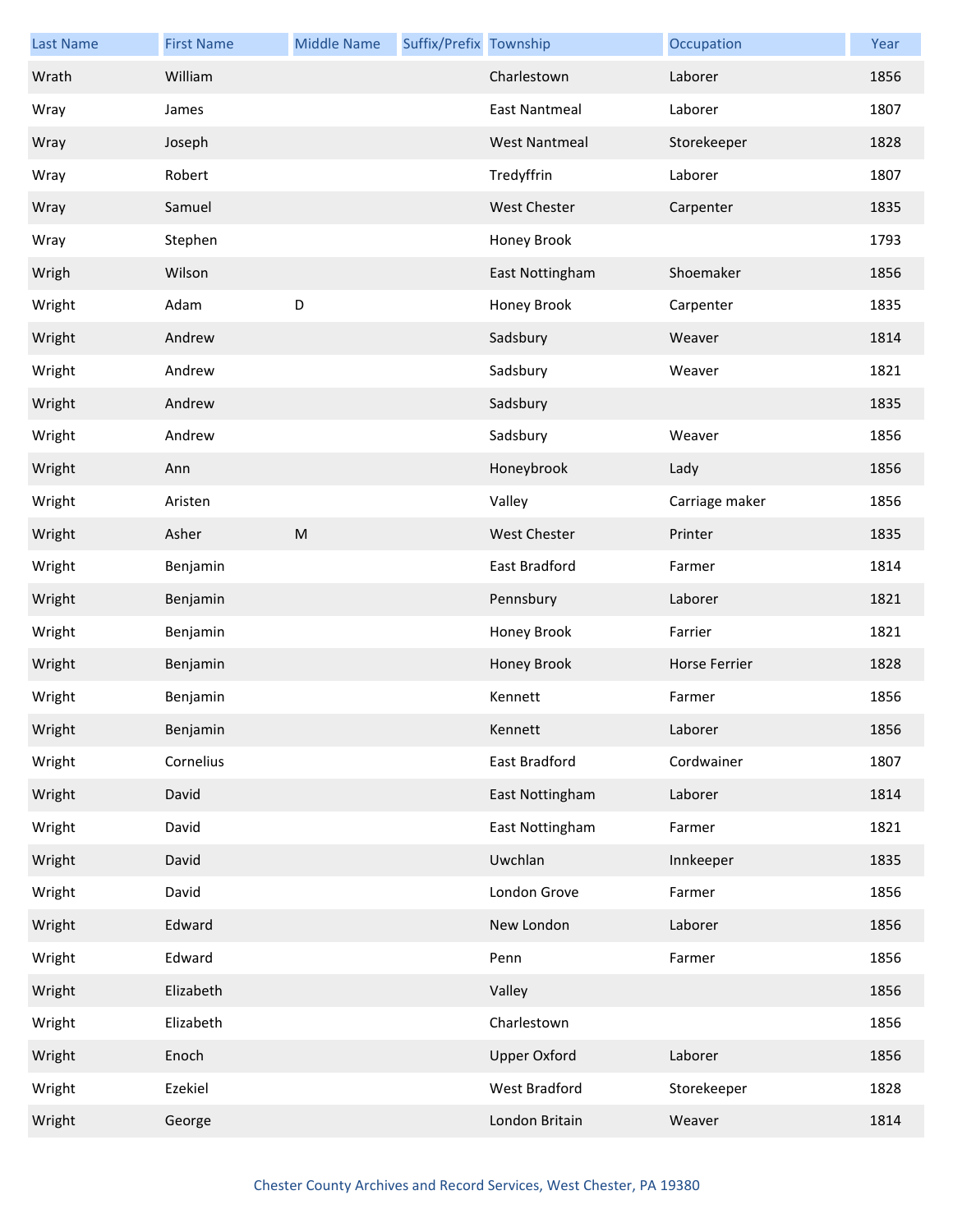| Last Name | First Name | Middle Name | Suffix/Prefix | Township | Occupation | Year |
| --- | --- | --- | --- | --- | --- | --- |
| Wrath | William | | | Charlestown | Laborer | 1856 |
| Wray | James | | | East Nantmeal | Laborer | 1807 |
| Wray | Joseph | | | West Nantmeal | Storekeeper | 1828 |
| Wray | Robert | | | Tredyffrin | Laborer | 1807 |
| Wray | Samuel | | | West Chester | Carpenter | 1835 |
| Wray | Stephen | | | Honey Brook | | 1793 |
| Wrigh | Wilson | | | East Nottingham | Shoemaker | 1856 |
| Wright | Adam | D | | Honey Brook | Carpenter | 1835 |
| Wright | Andrew | | | Sadsbury | Weaver | 1814 |
| Wright | Andrew | | | Sadsbury | Weaver | 1821 |
| Wright | Andrew | | | Sadsbury | | 1835 |
| Wright | Andrew | | | Sadsbury | Weaver | 1856 |
| Wright | Ann | | | Honeybrook | Lady | 1856 |
| Wright | Aristen | | | Valley | Carriage maker | 1856 |
| Wright | Asher | M | | West Chester | Printer | 1835 |
| Wright | Benjamin | | | East Bradford | Farmer | 1814 |
| Wright | Benjamin | | | Pennsbury | Laborer | 1821 |
| Wright | Benjamin | | | Honey Brook | Farrier | 1821 |
| Wright | Benjamin | | | Honey Brook | Horse Ferrier | 1828 |
| Wright | Benjamin | | | Kennett | Farmer | 1856 |
| Wright | Benjamin | | | Kennett | Laborer | 1856 |
| Wright | Cornelius | | | East Bradford | Cordwainer | 1807 |
| Wright | David | | | East Nottingham | Laborer | 1814 |
| Wright | David | | | East Nottingham | Farmer | 1821 |
| Wright | David | | | Uwchlan | Innkeeper | 1835 |
| Wright | David | | | London Grove | Farmer | 1856 |
| Wright | Edward | | | New London | Laborer | 1856 |
| Wright | Edward | | | Penn | Farmer | 1856 |
| Wright | Elizabeth | | | Valley | | 1856 |
| Wright | Elizabeth | | | Charlestown | | 1856 |
| Wright | Enoch | | | Upper Oxford | Laborer | 1856 |
| Wright | Ezekiel | | | West Bradford | Storekeeper | 1828 |
| Wright | George | | | London Britain | Weaver | 1814 |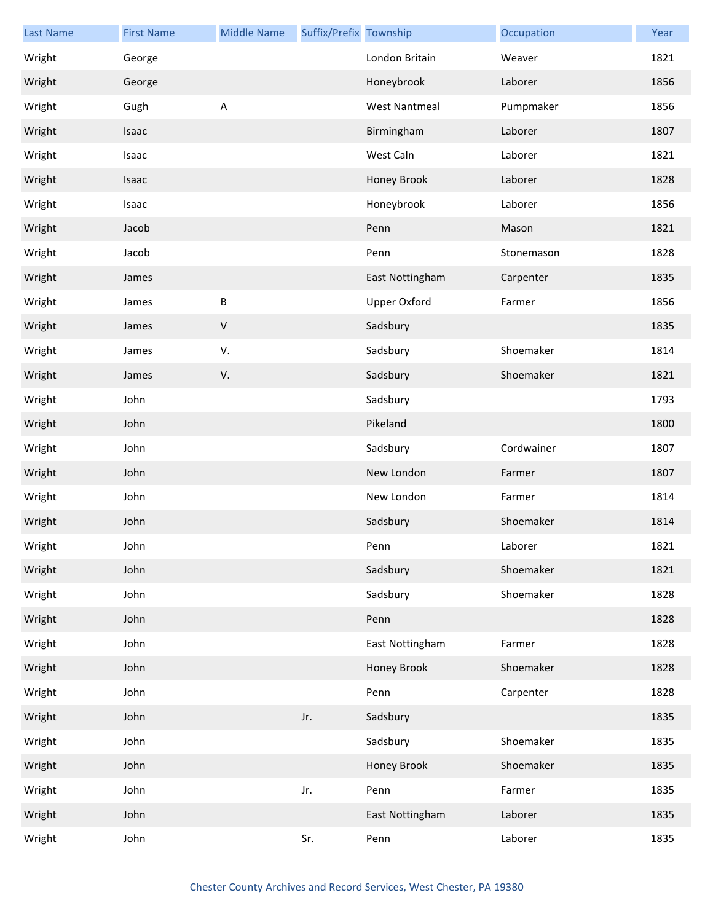| Last Name | First Name | Middle Name | Suffix/Prefix | Township | Occupation | Year |
|---|---|---|---|---|---|---|
| Wright | George | | | London Britain | Weaver | 1821 |
| Wright | George | | | Honeybrook | Laborer | 1856 |
| Wright | Gugh | A | | West Nantmeal | Pumpmaker | 1856 |
| Wright | Isaac | | | Birmingham | Laborer | 1807 |
| Wright | Isaac | | | West Caln | Laborer | 1821 |
| Wright | Isaac | | | Honey Brook | Laborer | 1828 |
| Wright | Isaac | | | Honeybrook | Laborer | 1856 |
| Wright | Jacob | | | Penn | Mason | 1821 |
| Wright | Jacob | | | Penn | Stonemason | 1828 |
| Wright | James | | | East Nottingham | Carpenter | 1835 |
| Wright | James | B | | Upper Oxford | Farmer | 1856 |
| Wright | James | V | | Sadsbury | | 1835 |
| Wright | James | V. | | Sadsbury | Shoemaker | 1814 |
| Wright | James | V. | | Sadsbury | Shoemaker | 1821 |
| Wright | John | | | Sadsbury | | 1793 |
| Wright | John | | | Pikeland | | 1800 |
| Wright | John | | | Sadsbury | Cordwainer | 1807 |
| Wright | John | | | New London | Farmer | 1807 |
| Wright | John | | | New London | Farmer | 1814 |
| Wright | John | | | Sadsbury | Shoemaker | 1814 |
| Wright | John | | | Penn | Laborer | 1821 |
| Wright | John | | | Sadsbury | Shoemaker | 1821 |
| Wright | John | | | Sadsbury | Shoemaker | 1828 |
| Wright | John | | | Penn | | 1828 |
| Wright | John | | | East Nottingham | Farmer | 1828 |
| Wright | John | | | Honey Brook | Shoemaker | 1828 |
| Wright | John | | | Penn | Carpenter | 1828 |
| Wright | John | | Jr. | Sadsbury | | 1835 |
| Wright | John | | | Sadsbury | Shoemaker | 1835 |
| Wright | John | | | Honey Brook | Shoemaker | 1835 |
| Wright | John | | Jr. | Penn | Farmer | 1835 |
| Wright | John | | | East Nottingham | Laborer | 1835 |
| Wright | John | | Sr. | Penn | Laborer | 1835 |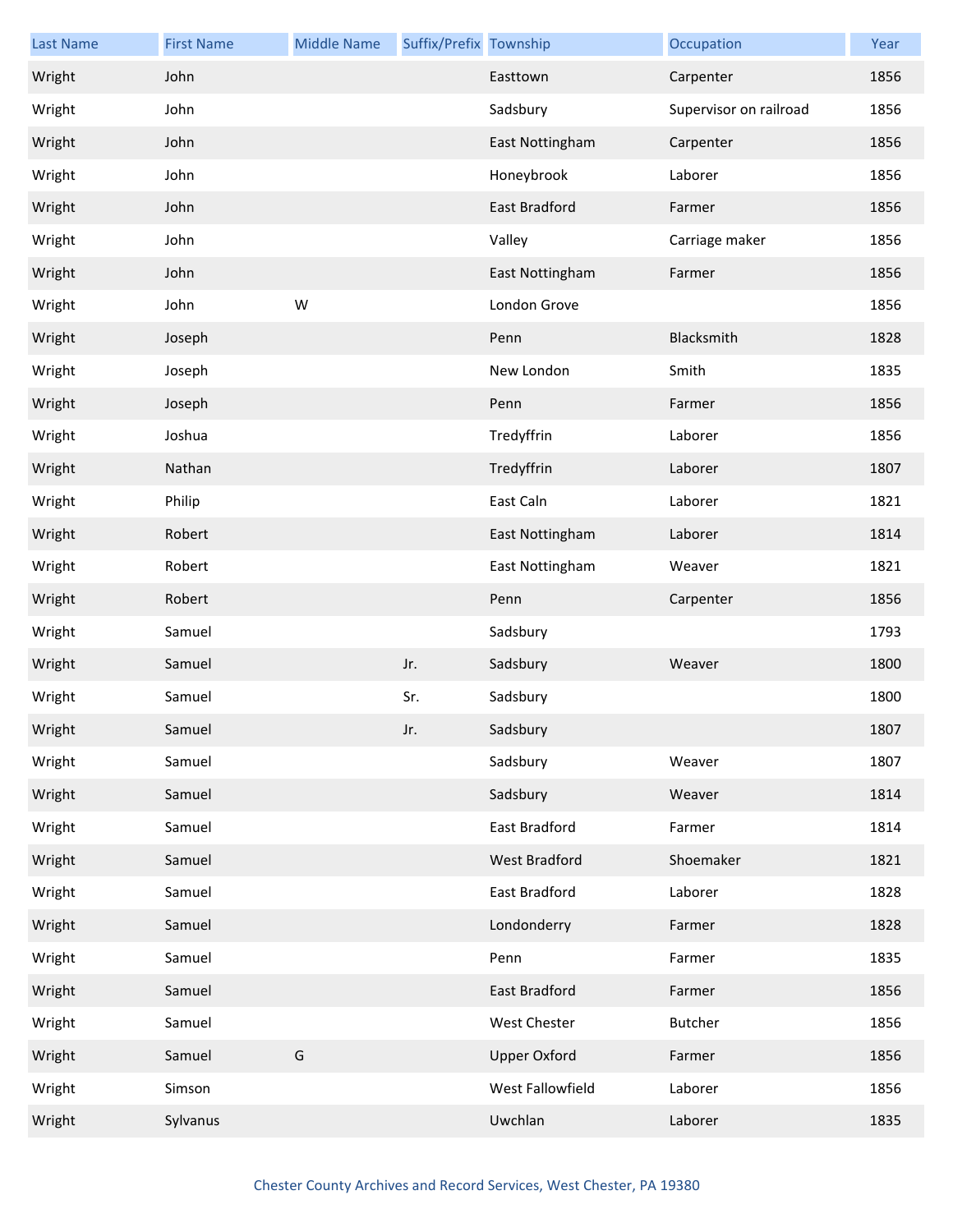| Last Name | First Name | Middle Name | Suffix/Prefix | Township | Occupation | Year |
|---|---|---|---|---|---|---|
| Wright | John | | | Easttown | Carpenter | 1856 |
| Wright | John | | | Sadsbury | Supervisor on railroad | 1856 |
| Wright | John | | | East Nottingham | Carpenter | 1856 |
| Wright | John | | | Honeybrook | Laborer | 1856 |
| Wright | John | | | East Bradford | Farmer | 1856 |
| Wright | John | | | Valley | Carriage maker | 1856 |
| Wright | John | | | East Nottingham | Farmer | 1856 |
| Wright | John | W | | London Grove | | 1856 |
| Wright | Joseph | | | Penn | Blacksmith | 1828 |
| Wright | Joseph | | | New London | Smith | 1835 |
| Wright | Joseph | | | Penn | Farmer | 1856 |
| Wright | Joshua | | | Tredyffrin | Laborer | 1856 |
| Wright | Nathan | | | Tredyffrin | Laborer | 1807 |
| Wright | Philip | | | East Caln | Laborer | 1821 |
| Wright | Robert | | | East Nottingham | Laborer | 1814 |
| Wright | Robert | | | East Nottingham | Weaver | 1821 |
| Wright | Robert | | | Penn | Carpenter | 1856 |
| Wright | Samuel | | | Sadsbury | | 1793 |
| Wright | Samuel | | Jr. | Sadsbury | Weaver | 1800 |
| Wright | Samuel | | Sr. | Sadsbury | | 1800 |
| Wright | Samuel | | Jr. | Sadsbury | | 1807 |
| Wright | Samuel | | | Sadsbury | Weaver | 1807 |
| Wright | Samuel | | | Sadsbury | Weaver | 1814 |
| Wright | Samuel | | | East Bradford | Farmer | 1814 |
| Wright | Samuel | | | West Bradford | Shoemaker | 1821 |
| Wright | Samuel | | | East Bradford | Laborer | 1828 |
| Wright | Samuel | | | Londonderry | Farmer | 1828 |
| Wright | Samuel | | | Penn | Farmer | 1835 |
| Wright | Samuel | | | East Bradford | Farmer | 1856 |
| Wright | Samuel | | | West Chester | Butcher | 1856 |
| Wright | Samuel | G | | Upper Oxford | Farmer | 1856 |
| Wright | Simson | | | West Fallowfield | Laborer | 1856 |
| Wright | Sylvanus | | | Uwchlan | Laborer | 1835 |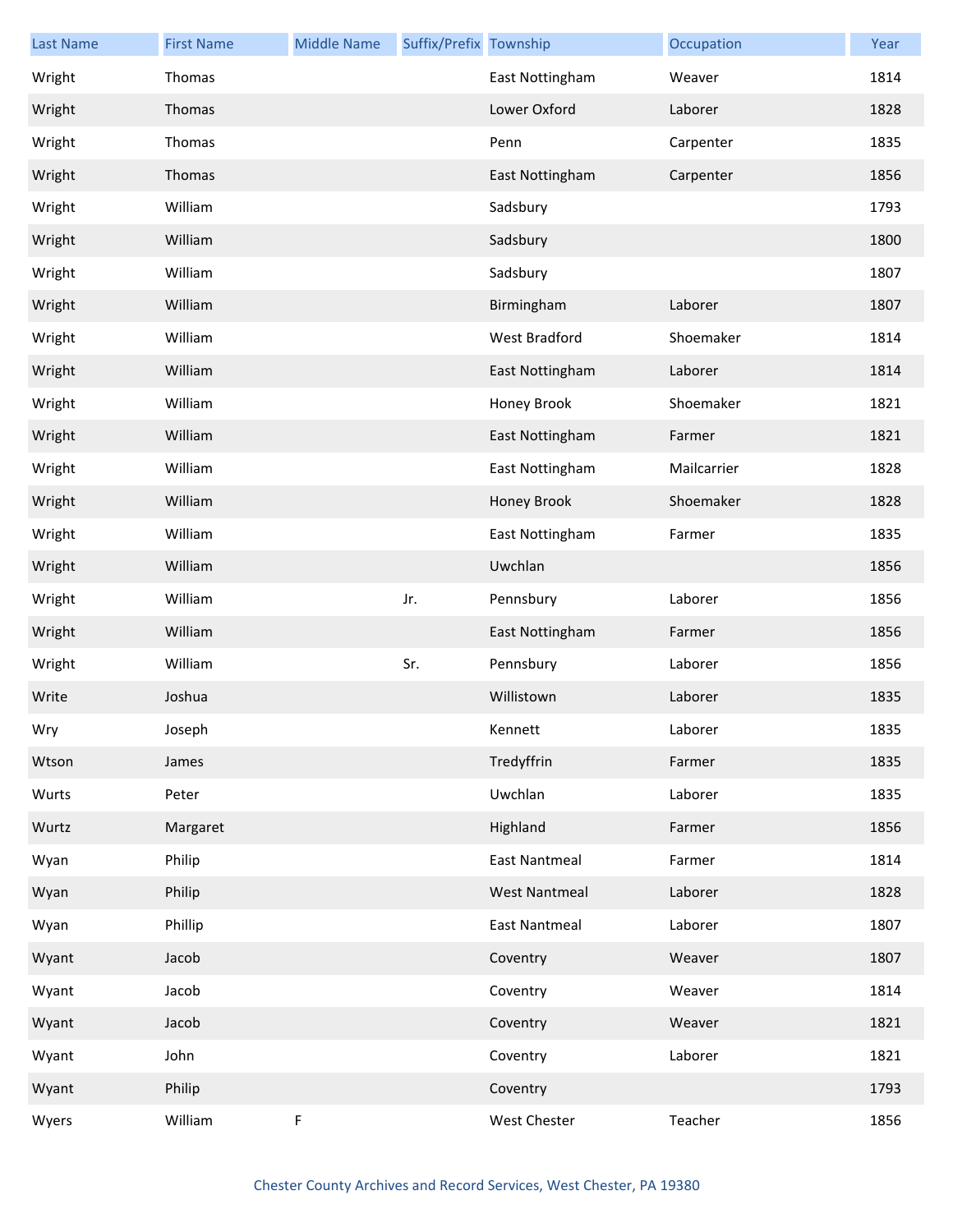| Last Name | First Name | Middle Name | Suffix/Prefix | Township | Occupation | Year |
|---|---|---|---|---|---|---|
| Wright | Thomas | | | East Nottingham | Weaver | 1814 |
| Wright | Thomas | | | Lower Oxford | Laborer | 1828 |
| Wright | Thomas | | | Penn | Carpenter | 1835 |
| Wright | Thomas | | | East Nottingham | Carpenter | 1856 |
| Wright | William | | | Sadsbury | | 1793 |
| Wright | William | | | Sadsbury | | 1800 |
| Wright | William | | | Sadsbury | | 1807 |
| Wright | William | | | Birmingham | Laborer | 1807 |
| Wright | William | | | West Bradford | Shoemaker | 1814 |
| Wright | William | | | East Nottingham | Laborer | 1814 |
| Wright | William | | | Honey Brook | Shoemaker | 1821 |
| Wright | William | | | East Nottingham | Farmer | 1821 |
| Wright | William | | | East Nottingham | Mailcarrier | 1828 |
| Wright | William | | | Honey Brook | Shoemaker | 1828 |
| Wright | William | | | East Nottingham | Farmer | 1835 |
| Wright | William | | | Uwchlan | | 1856 |
| Wright | William | | Jr. | Pennsbury | Laborer | 1856 |
| Wright | William | | | East Nottingham | Farmer | 1856 |
| Wright | William | | Sr. | Pennsbury | Laborer | 1856 |
| Write | Joshua | | | Willistown | Laborer | 1835 |
| Wry | Joseph | | | Kennett | Laborer | 1835 |
| Wtson | James | | | Tredyffrin | Farmer | 1835 |
| Wurts | Peter | | | Uwchlan | Laborer | 1835 |
| Wurtz | Margaret | | | Highland | Farmer | 1856 |
| Wyan | Philip | | | East Nantmeal | Farmer | 1814 |
| Wyan | Philip | | | West Nantmeal | Laborer | 1828 |
| Wyan | Phillip | | | East Nantmeal | Laborer | 1807 |
| Wyant | Jacob | | | Coventry | Weaver | 1807 |
| Wyant | Jacob | | | Coventry | Weaver | 1814 |
| Wyant | Jacob | | | Coventry | Weaver | 1821 |
| Wyant | John | | | Coventry | Laborer | 1821 |
| Wyant | Philip | | | Coventry | | 1793 |
| Wyers | William | F | | West Chester | Teacher | 1856 |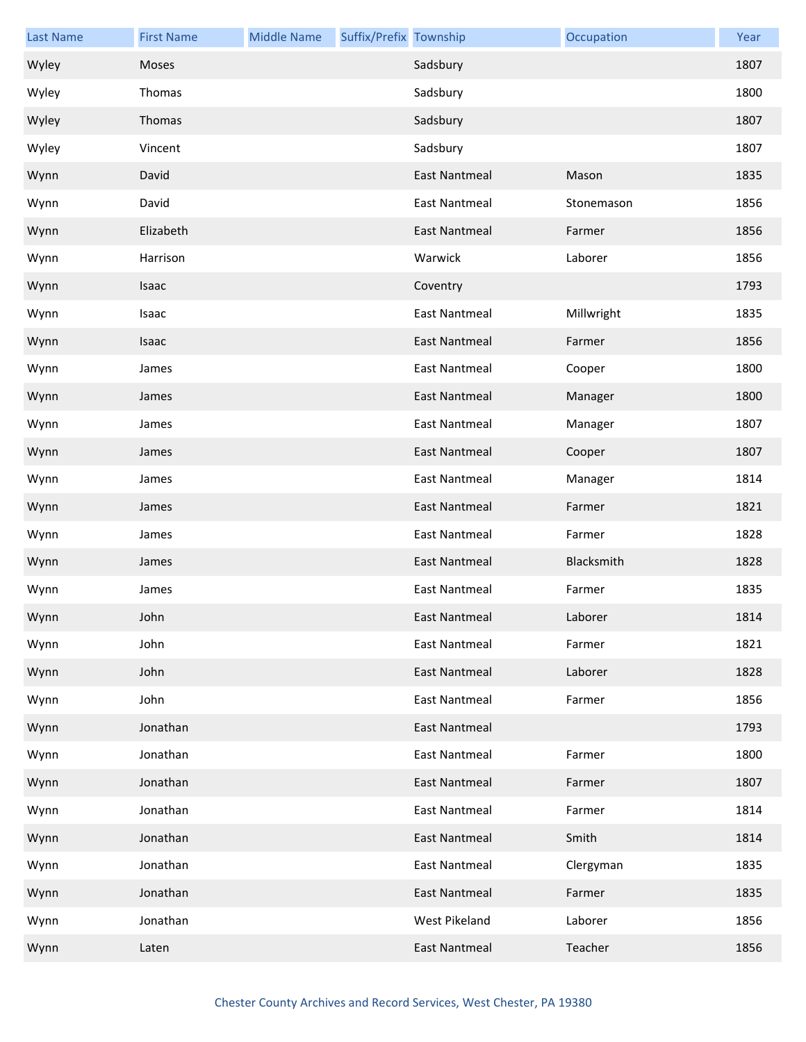| Last Name | First Name | Middle Name | Suffix/Prefix | Township | Occupation | Year |
| --- | --- | --- | --- | --- | --- | --- |
| Wyley | Moses | | | Sadsbury | | 1807 |
| Wyley | Thomas | | | Sadsbury | | 1800 |
| Wyley | Thomas | | | Sadsbury | | 1807 |
| Wyley | Vincent | | | Sadsbury | | 1807 |
| Wynn | David | | | East Nantmeal | Mason | 1835 |
| Wynn | David | | | East Nantmeal | Stonemason | 1856 |
| Wynn | Elizabeth | | | East Nantmeal | Farmer | 1856 |
| Wynn | Harrison | | | Warwick | Laborer | 1856 |
| Wynn | Isaac | | | Coventry | | 1793 |
| Wynn | Isaac | | | East Nantmeal | Millwright | 1835 |
| Wynn | Isaac | | | East Nantmeal | Farmer | 1856 |
| Wynn | James | | | East Nantmeal | Cooper | 1800 |
| Wynn | James | | | East Nantmeal | Manager | 1800 |
| Wynn | James | | | East Nantmeal | Manager | 1807 |
| Wynn | James | | | East Nantmeal | Cooper | 1807 |
| Wynn | James | | | East Nantmeal | Manager | 1814 |
| Wynn | James | | | East Nantmeal | Farmer | 1821 |
| Wynn | James | | | East Nantmeal | Farmer | 1828 |
| Wynn | James | | | East Nantmeal | Blacksmith | 1828 |
| Wynn | James | | | East Nantmeal | Farmer | 1835 |
| Wynn | John | | | East Nantmeal | Laborer | 1814 |
| Wynn | John | | | East Nantmeal | Farmer | 1821 |
| Wynn | John | | | East Nantmeal | Laborer | 1828 |
| Wynn | John | | | East Nantmeal | Farmer | 1856 |
| Wynn | Jonathan | | | East Nantmeal | | 1793 |
| Wynn | Jonathan | | | East Nantmeal | Farmer | 1800 |
| Wynn | Jonathan | | | East Nantmeal | Farmer | 1807 |
| Wynn | Jonathan | | | East Nantmeal | Farmer | 1814 |
| Wynn | Jonathan | | | East Nantmeal | Smith | 1814 |
| Wynn | Jonathan | | | East Nantmeal | Clergyman | 1835 |
| Wynn | Jonathan | | | East Nantmeal | Farmer | 1835 |
| Wynn | Jonathan | | | West Pikeland | Laborer | 1856 |
| Wynn | Laten | | | East Nantmeal | Teacher | 1856 |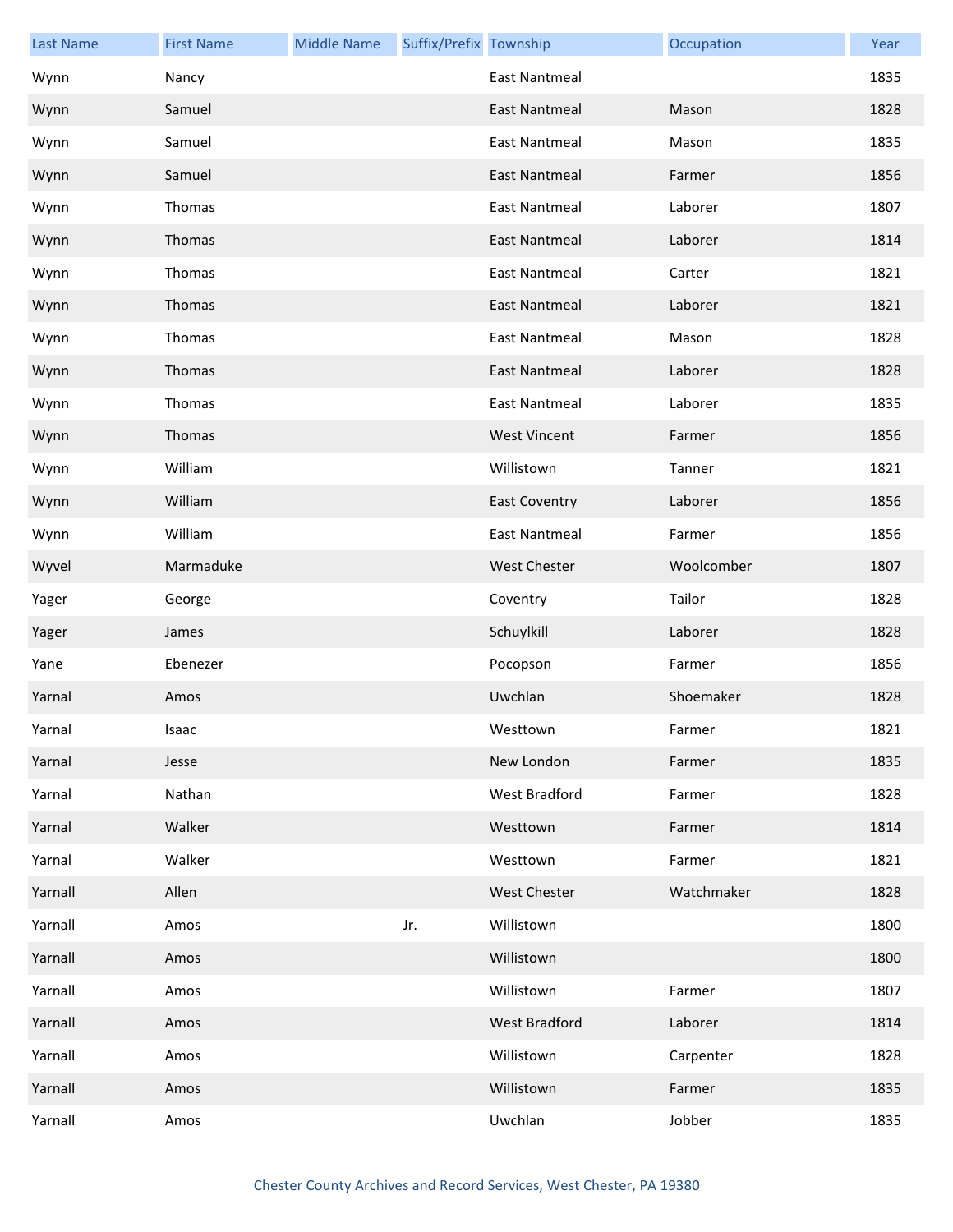| Last Name | First Name | Middle Name | Suffix/Prefix | Township | Occupation | Year |
|---|---|---|---|---|---|---|
| Wynn | Nancy | | | East Nantmeal | | 1835 |
| Wynn | Samuel | | | East Nantmeal | Mason | 1828 |
| Wynn | Samuel | | | East Nantmeal | Mason | 1835 |
| Wynn | Samuel | | | East Nantmeal | Farmer | 1856 |
| Wynn | Thomas | | | East Nantmeal | Laborer | 1807 |
| Wynn | Thomas | | | East Nantmeal | Laborer | 1814 |
| Wynn | Thomas | | | East Nantmeal | Carter | 1821 |
| Wynn | Thomas | | | East Nantmeal | Laborer | 1821 |
| Wynn | Thomas | | | East Nantmeal | Mason | 1828 |
| Wynn | Thomas | | | East Nantmeal | Laborer | 1828 |
| Wynn | Thomas | | | East Nantmeal | Laborer | 1835 |
| Wynn | Thomas | | | West Vincent | Farmer | 1856 |
| Wynn | William | | | Willistown | Tanner | 1821 |
| Wynn | William | | | East Coventry | Laborer | 1856 |
| Wynn | William | | | East Nantmeal | Farmer | 1856 |
| Wyvel | Marmaduke | | | West Chester | Woolcomber | 1807 |
| Yager | George | | | Coventry | Tailor | 1828 |
| Yager | James | | | Schuylkill | Laborer | 1828 |
| Yane | Ebenezer | | | Pocopson | Farmer | 1856 |
| Yarnal | Amos | | | Uwchlan | Shoemaker | 1828 |
| Yarnal | Isaac | | | Westtown | Farmer | 1821 |
| Yarnal | Jesse | | | New London | Farmer | 1835 |
| Yarnal | Nathan | | | West Bradford | Farmer | 1828 |
| Yarnal | Walker | | | Westtown | Farmer | 1814 |
| Yarnal | Walker | | | Westtown | Farmer | 1821 |
| Yarnall | Allen | | | West Chester | Watchmaker | 1828 |
| Yarnall | Amos | | Jr. | Willistown | | 1800 |
| Yarnall | Amos | | | Willistown | | 1800 |
| Yarnall | Amos | | | Willistown | Farmer | 1807 |
| Yarnall | Amos | | | West Bradford | Laborer | 1814 |
| Yarnall | Amos | | | Willistown | Carpenter | 1828 |
| Yarnall | Amos | | | Willistown | Farmer | 1835 |
| Yarnall | Amos | | | Uwchlan | Jobber | 1835 |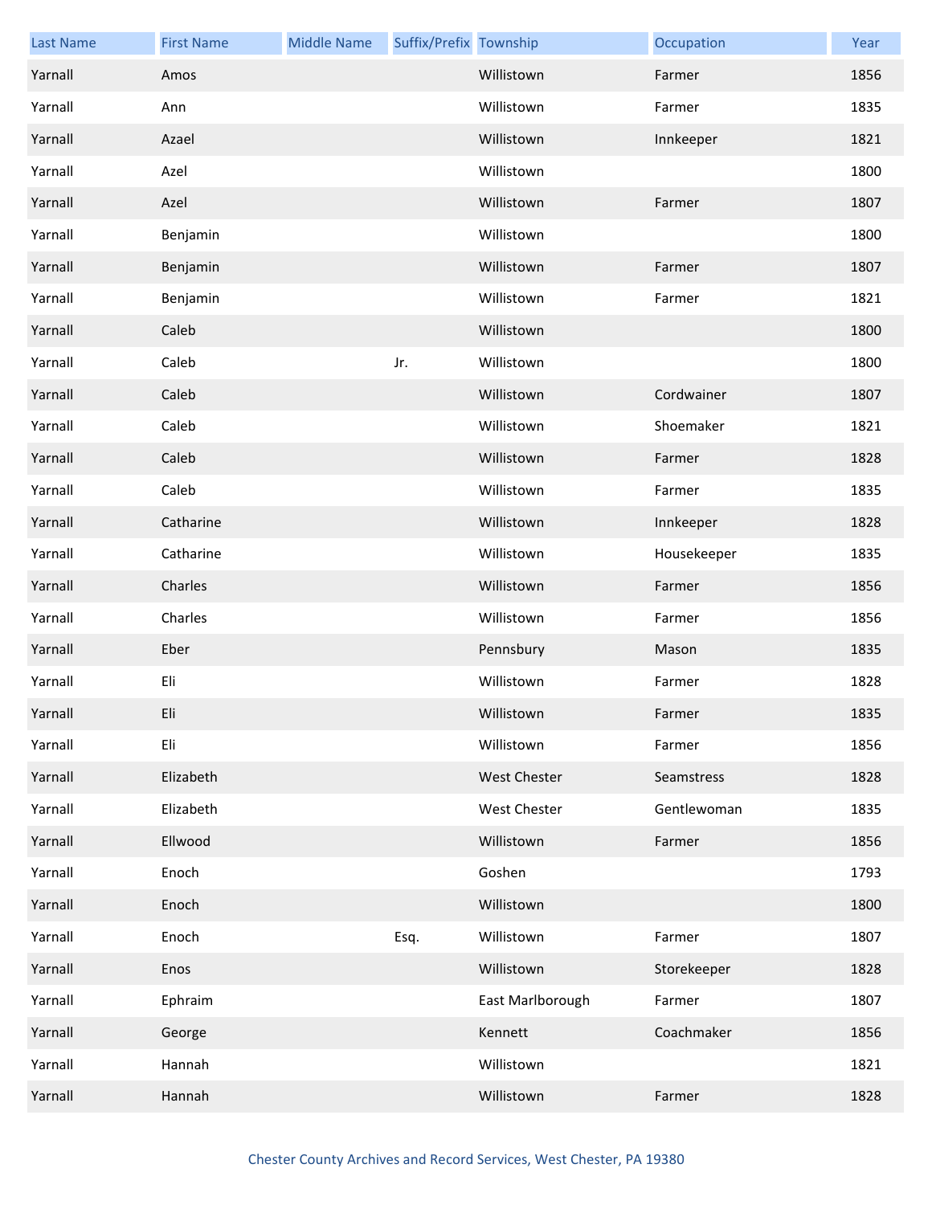| Last Name | First Name | Middle Name | Suffix/Prefix | Township | Occupation | Year |
| --- | --- | --- | --- | --- | --- | --- |
| Yarnall | Amos | | | Willistown | Farmer | 1856 |
| Yarnall | Ann | | | Willistown | Farmer | 1835 |
| Yarnall | Azael | | | Willistown | Innkeeper | 1821 |
| Yarnall | Azel | | | Willistown | | 1800 |
| Yarnall | Azel | | | Willistown | Farmer | 1807 |
| Yarnall | Benjamin | | | Willistown | | 1800 |
| Yarnall | Benjamin | | | Willistown | Farmer | 1807 |
| Yarnall | Benjamin | | | Willistown | Farmer | 1821 |
| Yarnall | Caleb | | | Willistown | | 1800 |
| Yarnall | Caleb | | Jr. | Willistown | | 1800 |
| Yarnall | Caleb | | | Willistown | Cordwainer | 1807 |
| Yarnall | Caleb | | | Willistown | Shoemaker | 1821 |
| Yarnall | Caleb | | | Willistown | Farmer | 1828 |
| Yarnall | Caleb | | | Willistown | Farmer | 1835 |
| Yarnall | Catharine | | | Willistown | Innkeeper | 1828 |
| Yarnall | Catharine | | | Willistown | Housekeeper | 1835 |
| Yarnall | Charles | | | Willistown | Farmer | 1856 |
| Yarnall | Charles | | | Willistown | Farmer | 1856 |
| Yarnall | Eber | | | Pennsbury | Mason | 1835 |
| Yarnall | Eli | | | Willistown | Farmer | 1828 |
| Yarnall | Eli | | | Willistown | Farmer | 1835 |
| Yarnall | Eli | | | Willistown | Farmer | 1856 |
| Yarnall | Elizabeth | | | West Chester | Seamstress | 1828 |
| Yarnall | Elizabeth | | | West Chester | Gentlewoman | 1835 |
| Yarnall | Ellwood | | | Willistown | Farmer | 1856 |
| Yarnall | Enoch | | | Goshen | | 1793 |
| Yarnall | Enoch | | | Willistown | | 1800 |
| Yarnall | Enoch | | Esq. | Willistown | Farmer | 1807 |
| Yarnall | Enos | | | Willistown | Storekeeper | 1828 |
| Yarnall | Ephraim | | | East Marlborough | Farmer | 1807 |
| Yarnall | George | | | Kennett | Coachmaker | 1856 |
| Yarnall | Hannah | | | Willistown | | 1821 |
| Yarnall | Hannah | | | Willistown | Farmer | 1828 |

Chester County Archives and Record Services, West Chester, PA 19380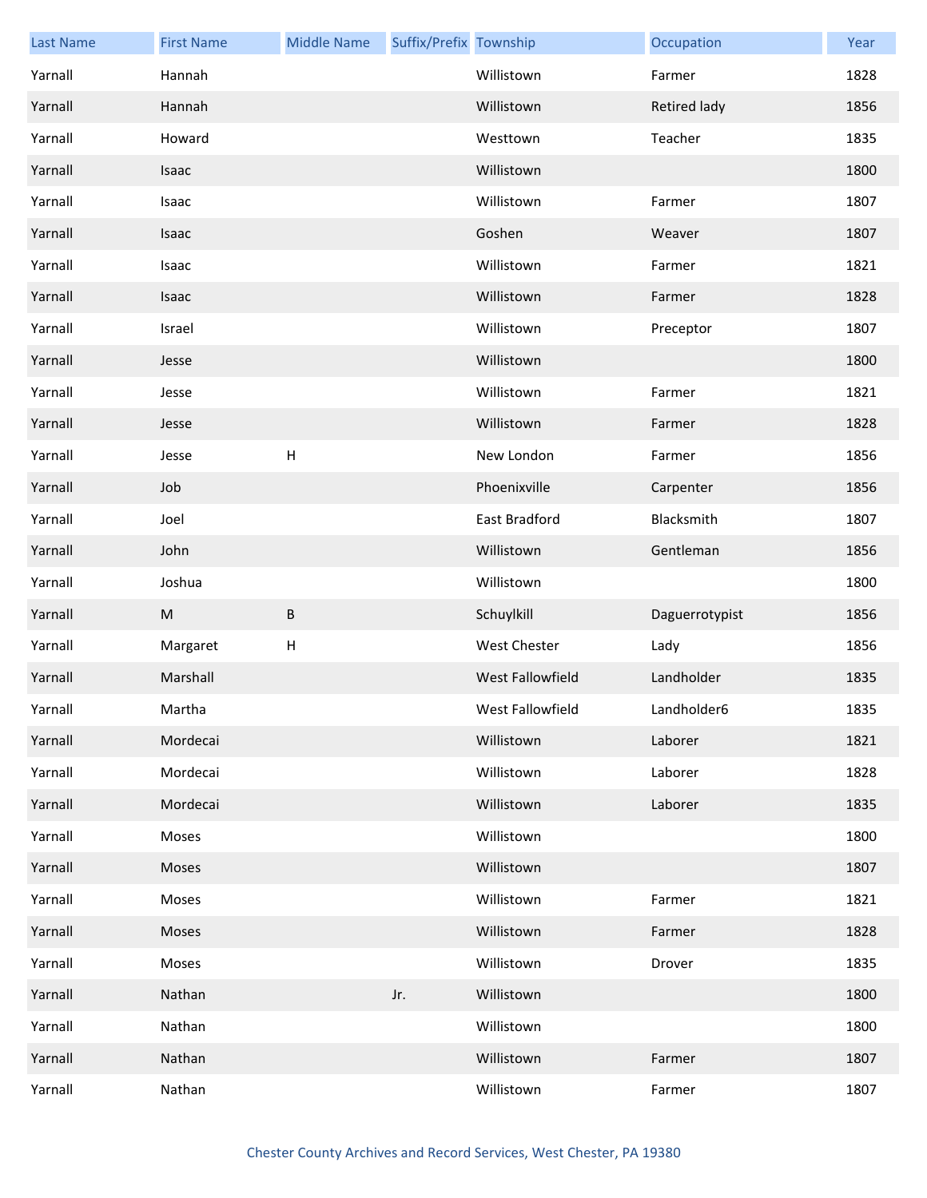| Last Name | First Name | Middle Name | Suffix/Prefix | Township | Occupation | Year |
|---|---|---|---|---|---|---|
| Yarnall | Hannah | | | Willistown | Farmer | 1828 |
| Yarnall | Hannah | | | Willistown | Retired lady | 1856 |
| Yarnall | Howard | | | Westtown | Teacher | 1835 |
| Yarnall | Isaac | | | Willistown | | 1800 |
| Yarnall | Isaac | | | Willistown | Farmer | 1807 |
| Yarnall | Isaac | | | Goshen | Weaver | 1807 |
| Yarnall | Isaac | | | Willistown | Farmer | 1821 |
| Yarnall | Isaac | | | Willistown | Farmer | 1828 |
| Yarnall | Israel | | | Willistown | Preceptor | 1807 |
| Yarnall | Jesse | | | Willistown | | 1800 |
| Yarnall | Jesse | | | Willistown | Farmer | 1821 |
| Yarnall | Jesse | | | Willistown | Farmer | 1828 |
| Yarnall | Jesse | H | | New London | Farmer | 1856 |
| Yarnall | Job | | | Phoenixville | Carpenter | 1856 |
| Yarnall | Joel | | | East Bradford | Blacksmith | 1807 |
| Yarnall | John | | | Willistown | Gentleman | 1856 |
| Yarnall | Joshua | | | Willistown | | 1800 |
| Yarnall | M | B | | Schuylkill | Daguerrotypist | 1856 |
| Yarnall | Margaret | H | | West Chester | Lady | 1856 |
| Yarnall | Marshall | | | West Fallowfield | Landholder | 1835 |
| Yarnall | Martha | | | West Fallowfield | Landholder6 | 1835 |
| Yarnall | Mordecai | | | Willistown | Laborer | 1821 |
| Yarnall | Mordecai | | | Willistown | Laborer | 1828 |
| Yarnall | Mordecai | | | Willistown | Laborer | 1835 |
| Yarnall | Moses | | | Willistown | | 1800 |
| Yarnall | Moses | | | Willistown | | 1807 |
| Yarnall | Moses | | | Willistown | Farmer | 1821 |
| Yarnall | Moses | | | Willistown | Farmer | 1828 |
| Yarnall | Moses | | | Willistown | Drover | 1835 |
| Yarnall | Nathan | | Jr. | Willistown | | 1800 |
| Yarnall | Nathan | | | Willistown | | 1800 |
| Yarnall | Nathan | | | Willistown | Farmer | 1807 |
| Yarnall | Nathan | | | Willistown | Farmer | 1807 |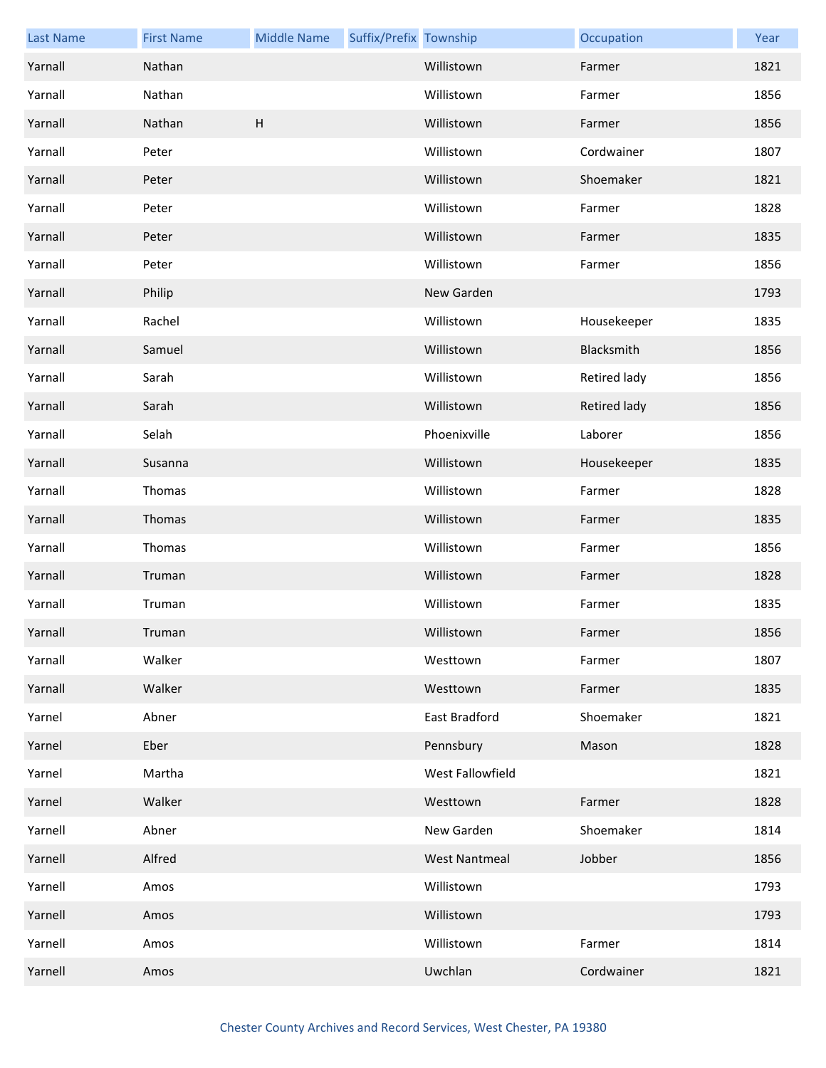| Last Name | First Name | Middle Name | Suffix/Prefix | Township | Occupation | Year |
|---|---|---|---|---|---|---|
| Yarnall | Nathan | | | Willistown | Farmer | 1821 |
| Yarnall | Nathan | | | Willistown | Farmer | 1856 |
| Yarnall | Nathan | H | | Willistown | Farmer | 1856 |
| Yarnall | Peter | | | Willistown | Cordwainer | 1807 |
| Yarnall | Peter | | | Willistown | Shoemaker | 1821 |
| Yarnall | Peter | | | Willistown | Farmer | 1828 |
| Yarnall | Peter | | | Willistown | Farmer | 1835 |
| Yarnall | Peter | | | Willistown | Farmer | 1856 |
| Yarnall | Philip | | | New Garden | | 1793 |
| Yarnall | Rachel | | | Willistown | Housekeeper | 1835 |
| Yarnall | Samuel | | | Willistown | Blacksmith | 1856 |
| Yarnall | Sarah | | | Willistown | Retired lady | 1856 |
| Yarnall | Sarah | | | Willistown | Retired lady | 1856 |
| Yarnall | Selah | | | Phoenixville | Laborer | 1856 |
| Yarnall | Susanna | | | Willistown | Housekeeper | 1835 |
| Yarnall | Thomas | | | Willistown | Farmer | 1828 |
| Yarnall | Thomas | | | Willistown | Farmer | 1835 |
| Yarnall | Thomas | | | Willistown | Farmer | 1856 |
| Yarnall | Truman | | | Willistown | Farmer | 1828 |
| Yarnall | Truman | | | Willistown | Farmer | 1835 |
| Yarnall | Truman | | | Willistown | Farmer | 1856 |
| Yarnall | Walker | | | Westtown | Farmer | 1807 |
| Yarnall | Walker | | | Westtown | Farmer | 1835 |
| Yarnel | Abner | | | East Bradford | Shoemaker | 1821 |
| Yarnel | Eber | | | Pennsbury | Mason | 1828 |
| Yarnel | Martha | | | West Fallowfield | | 1821 |
| Yarnel | Walker | | | Westtown | Farmer | 1828 |
| Yarnell | Abner | | | New Garden | Shoemaker | 1814 |
| Yarnell | Alfred | | | West Nantmeal | Jobber | 1856 |
| Yarnell | Amos | | | Willistown | | 1793 |
| Yarnell | Amos | | | Willistown | | 1793 |
| Yarnell | Amos | | | Willistown | Farmer | 1814 |
| Yarnell | Amos | | | Uwchlan | Cordwainer | 1821 |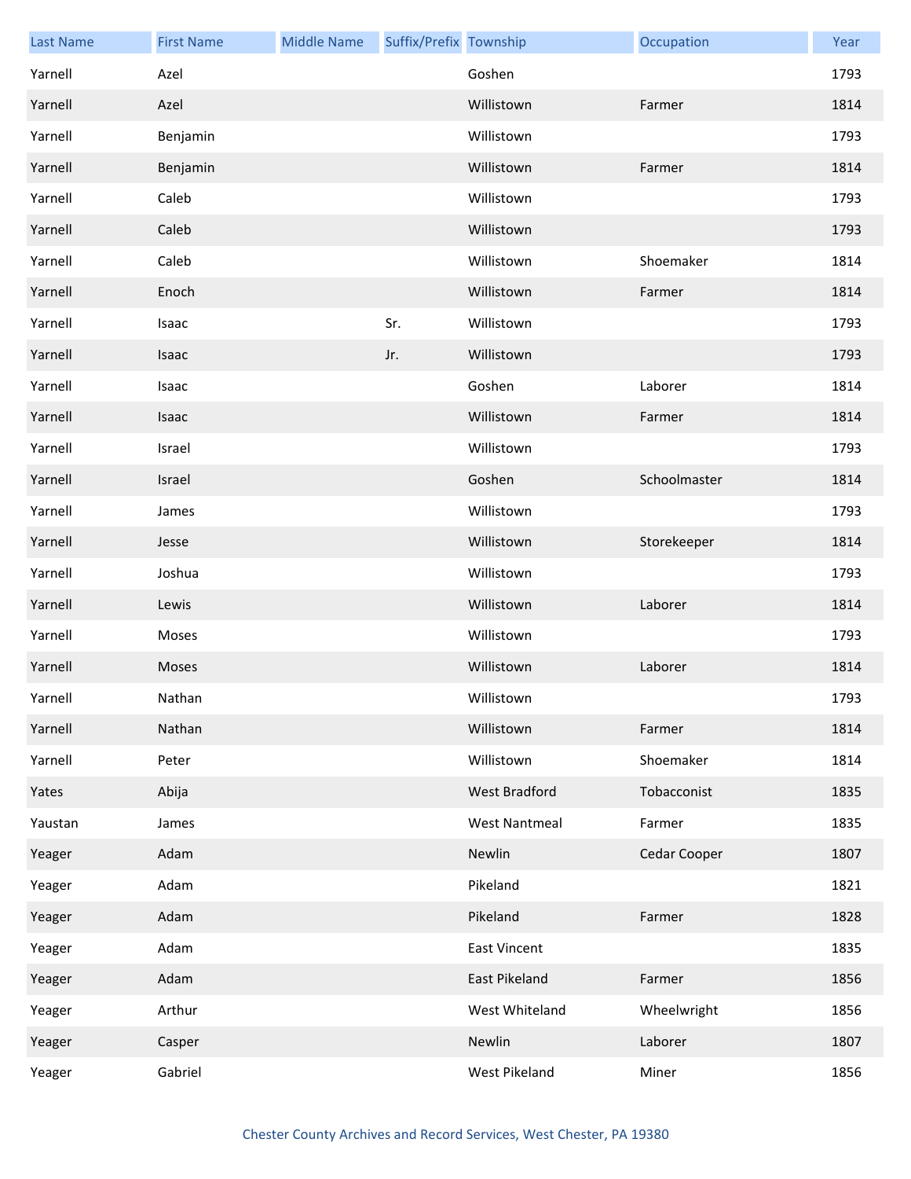| Last Name | First Name | Middle Name | Suffix/Prefix | Township | Occupation | Year |
|---|---|---|---|---|---|---|
| Yarnell | Azel | | | Goshen | | 1793 |
| Yarnell | Azel | | | Willistown | Farmer | 1814 |
| Yarnell | Benjamin | | | Willistown | | 1793 |
| Yarnell | Benjamin | | | Willistown | Farmer | 1814 |
| Yarnell | Caleb | | | Willistown | | 1793 |
| Yarnell | Caleb | | | Willistown | | 1793 |
| Yarnell | Caleb | | | Willistown | Shoemaker | 1814 |
| Yarnell | Enoch | | | Willistown | Farmer | 1814 |
| Yarnell | Isaac | | Sr. | Willistown | | 1793 |
| Yarnell | Isaac | | Jr. | Willistown | | 1793 |
| Yarnell | Isaac | | | Goshen | Laborer | 1814 |
| Yarnell | Isaac | | | Willistown | Farmer | 1814 |
| Yarnell | Israel | | | Willistown | | 1793 |
| Yarnell | Israel | | | Goshen | Schoolmaster | 1814 |
| Yarnell | James | | | Willistown | | 1793 |
| Yarnell | Jesse | | | Willistown | Storekeeper | 1814 |
| Yarnell | Joshua | | | Willistown | | 1793 |
| Yarnell | Lewis | | | Willistown | Laborer | 1814 |
| Yarnell | Moses | | | Willistown | | 1793 |
| Yarnell | Moses | | | Willistown | Laborer | 1814 |
| Yarnell | Nathan | | | Willistown | | 1793 |
| Yarnell | Nathan | | | Willistown | Farmer | 1814 |
| Yarnell | Peter | | | Willistown | Shoemaker | 1814 |
| Yates | Abija | | | West Bradford | Tobacconist | 1835 |
| Yaustan | James | | | West Nantmeal | Farmer | 1835 |
| Yeager | Adam | | | Newlin | Cedar Cooper | 1807 |
| Yeager | Adam | | | Pikeland | | 1821 |
| Yeager | Adam | | | Pikeland | Farmer | 1828 |
| Yeager | Adam | | | East Vincent | | 1835 |
| Yeager | Adam | | | East Pikeland | Farmer | 1856 |
| Yeager | Arthur | | | West Whiteland | Wheelwright | 1856 |
| Yeager | Casper | | | Newlin | Laborer | 1807 |
| Yeager | Gabriel | | | West Pikeland | Miner | 1856 |

Chester County Archives and Record Services, West Chester, PA 19380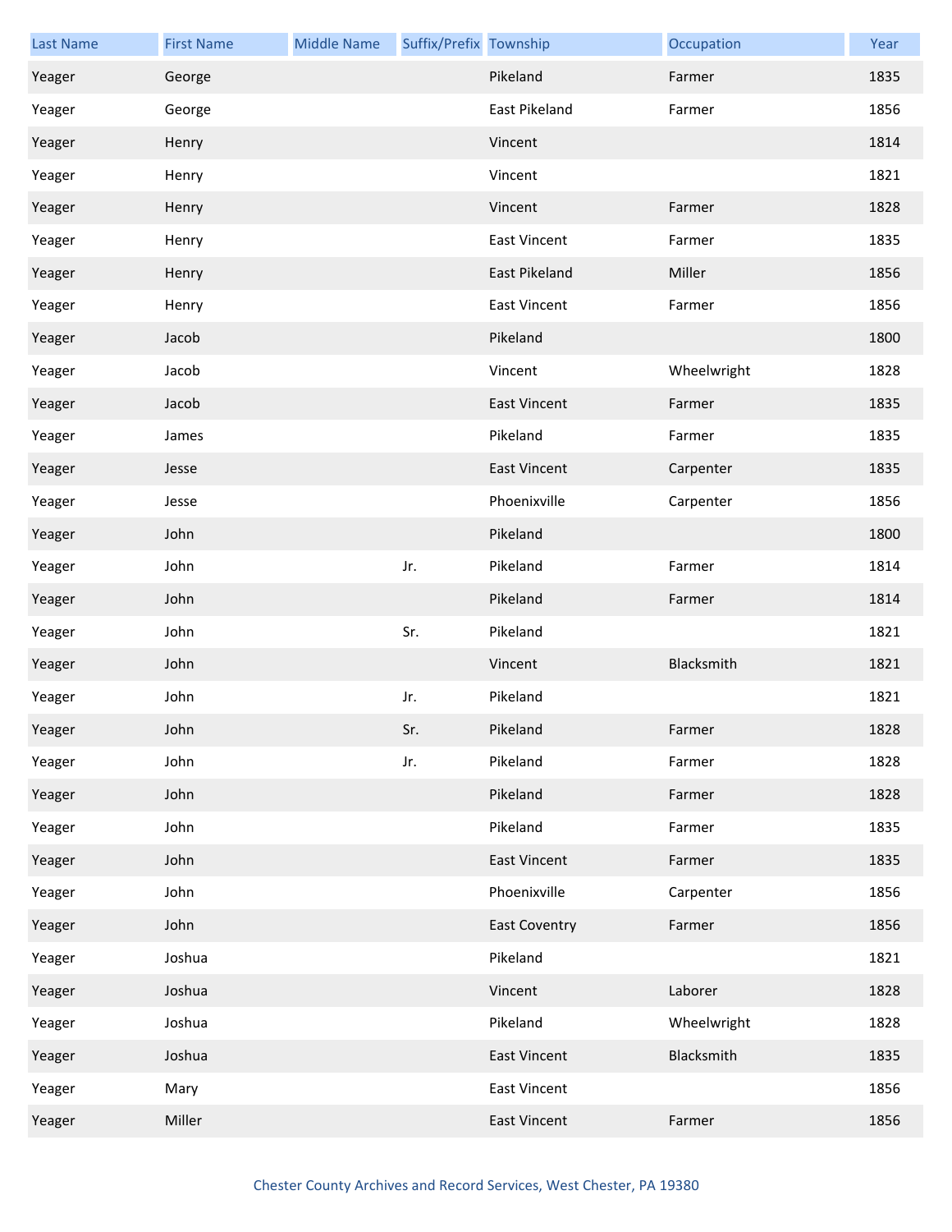| Last Name | First Name | Middle Name | Suffix/Prefix | Township | Occupation | Year |
|---|---|---|---|---|---|---|
| Yeager | George | | | Pikeland | Farmer | 1835 |
| Yeager | George | | | East Pikeland | Farmer | 1856 |
| Yeager | Henry | | | Vincent | | 1814 |
| Yeager | Henry | | | Vincent | | 1821 |
| Yeager | Henry | | | Vincent | Farmer | 1828 |
| Yeager | Henry | | | East Vincent | Farmer | 1835 |
| Yeager | Henry | | | East Pikeland | Miller | 1856 |
| Yeager | Henry | | | East Vincent | Farmer | 1856 |
| Yeager | Jacob | | | Pikeland | | 1800 |
| Yeager | Jacob | | | Vincent | Wheelwright | 1828 |
| Yeager | Jacob | | | East Vincent | Farmer | 1835 |
| Yeager | James | | | Pikeland | Farmer | 1835 |
| Yeager | Jesse | | | East Vincent | Carpenter | 1835 |
| Yeager | Jesse | | | Phoenixville | Carpenter | 1856 |
| Yeager | John | | | Pikeland | | 1800 |
| Yeager | John | | Jr. | Pikeland | Farmer | 1814 |
| Yeager | John | | | Pikeland | Farmer | 1814 |
| Yeager | John | | Sr. | Pikeland | | 1821 |
| Yeager | John | | | Vincent | Blacksmith | 1821 |
| Yeager | John | | Jr. | Pikeland | | 1821 |
| Yeager | John | | Sr. | Pikeland | Farmer | 1828 |
| Yeager | John | | Jr. | Pikeland | Farmer | 1828 |
| Yeager | John | | | Pikeland | Farmer | 1828 |
| Yeager | John | | | Pikeland | Farmer | 1835 |
| Yeager | John | | | East Vincent | Farmer | 1835 |
| Yeager | John | | | Phoenixville | Carpenter | 1856 |
| Yeager | John | | | East Coventry | Farmer | 1856 |
| Yeager | Joshua | | | Pikeland | | 1821 |
| Yeager | Joshua | | | Vincent | Laborer | 1828 |
| Yeager | Joshua | | | Pikeland | Wheelwright | 1828 |
| Yeager | Joshua | | | East Vincent | Blacksmith | 1835 |
| Yeager | Mary | | | East Vincent | | 1856 |
| Yeager | Miller | | | East Vincent | Farmer | 1856 |

Chester County Archives and Record Services, West Chester, PA 19380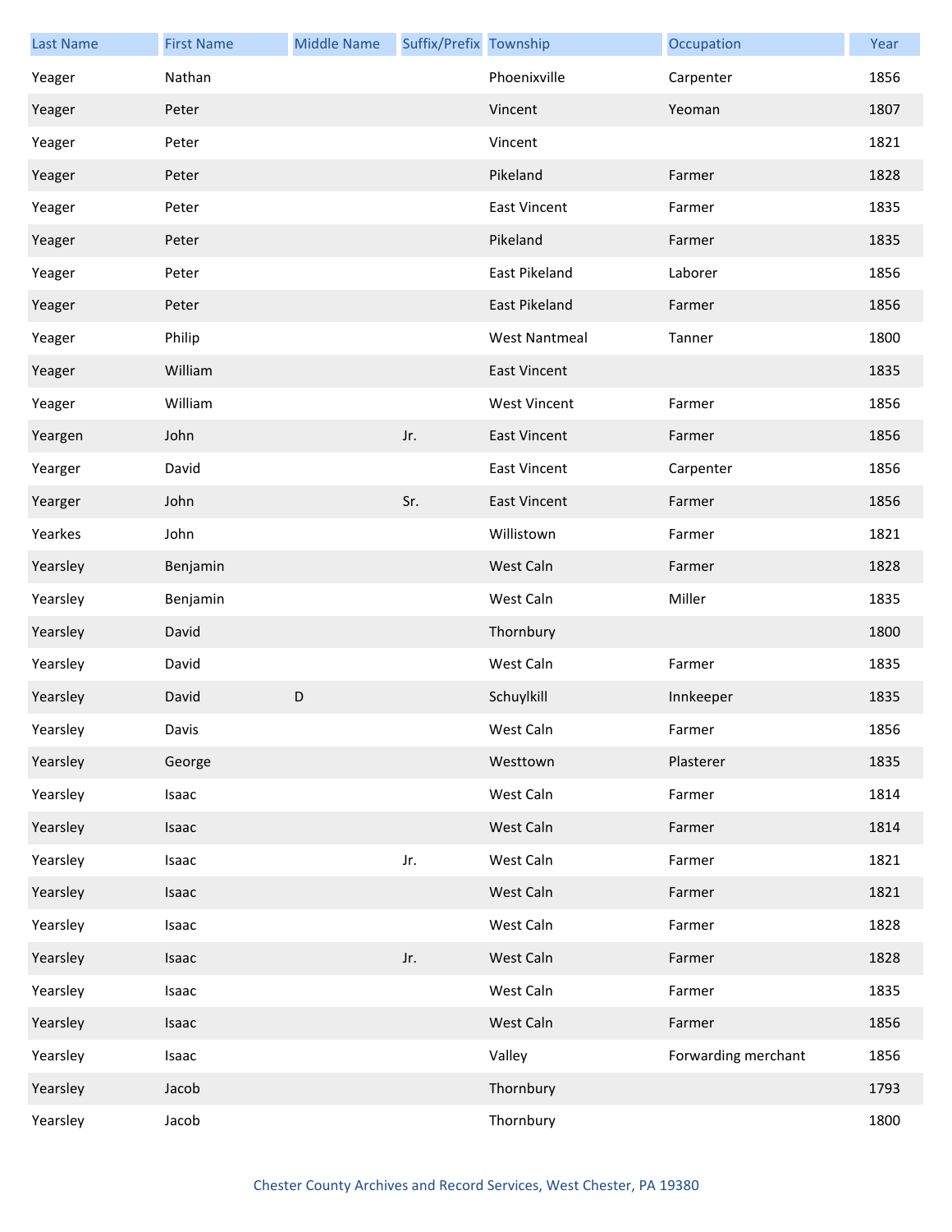| Last Name | First Name | Middle Name | Suffix/Prefix | Township | Occupation | Year |
|---|---|---|---|---|---|---|
| Yeager | Nathan | | | Phoenixville | Carpenter | 1856 |
| Yeager | Peter | | | Vincent | Yeoman | 1807 |
| Yeager | Peter | | | Vincent | | 1821 |
| Yeager | Peter | | | Pikeland | Farmer | 1828 |
| Yeager | Peter | | | East Vincent | Farmer | 1835 |
| Yeager | Peter | | | Pikeland | Farmer | 1835 |
| Yeager | Peter | | | East Pikeland | Laborer | 1856 |
| Yeager | Peter | | | East Pikeland | Farmer | 1856 |
| Yeager | Philip | | | West Nantmeal | Tanner | 1800 |
| Yeager | William | | | East Vincent | | 1835 |
| Yeager | William | | | West Vincent | Farmer | 1856 |
| Yeargen | John | | Jr. | East Vincent | Farmer | 1856 |
| Yearger | David | | | East Vincent | Carpenter | 1856 |
| Yearger | John | | Sr. | East Vincent | Farmer | 1856 |
| Yearkes | John | | | Willistown | Farmer | 1821 |
| Yearsley | Benjamin | | | West Caln | Farmer | 1828 |
| Yearsley | Benjamin | | | West Caln | Miller | 1835 |
| Yearsley | David | | | Thornbury | | 1800 |
| Yearsley | David | | | West Caln | Farmer | 1835 |
| Yearsley | David | D | | Schuylkill | Innkeeper | 1835 |
| Yearsley | Davis | | | West Caln | Farmer | 1856 |
| Yearsley | George | | | Westtown | Plasterer | 1835 |
| Yearsley | Isaac | | | West Caln | Farmer | 1814 |
| Yearsley | Isaac | | | West Caln | Farmer | 1814 |
| Yearsley | Isaac | | Jr. | West Caln | Farmer | 1821 |
| Yearsley | Isaac | | | West Caln | Farmer | 1821 |
| Yearsley | Isaac | | | West Caln | Farmer | 1828 |
| Yearsley | Isaac | | Jr. | West Caln | Farmer | 1828 |
| Yearsley | Isaac | | | West Caln | Farmer | 1835 |
| Yearsley | Isaac | | | West Caln | Farmer | 1856 |
| Yearsley | Isaac | | | Valley | Forwarding merchant | 1856 |
| Yearsley | Jacob | | | Thornbury | | 1793 |
| Yearsley | Jacob | | | Thornbury | | 1800 |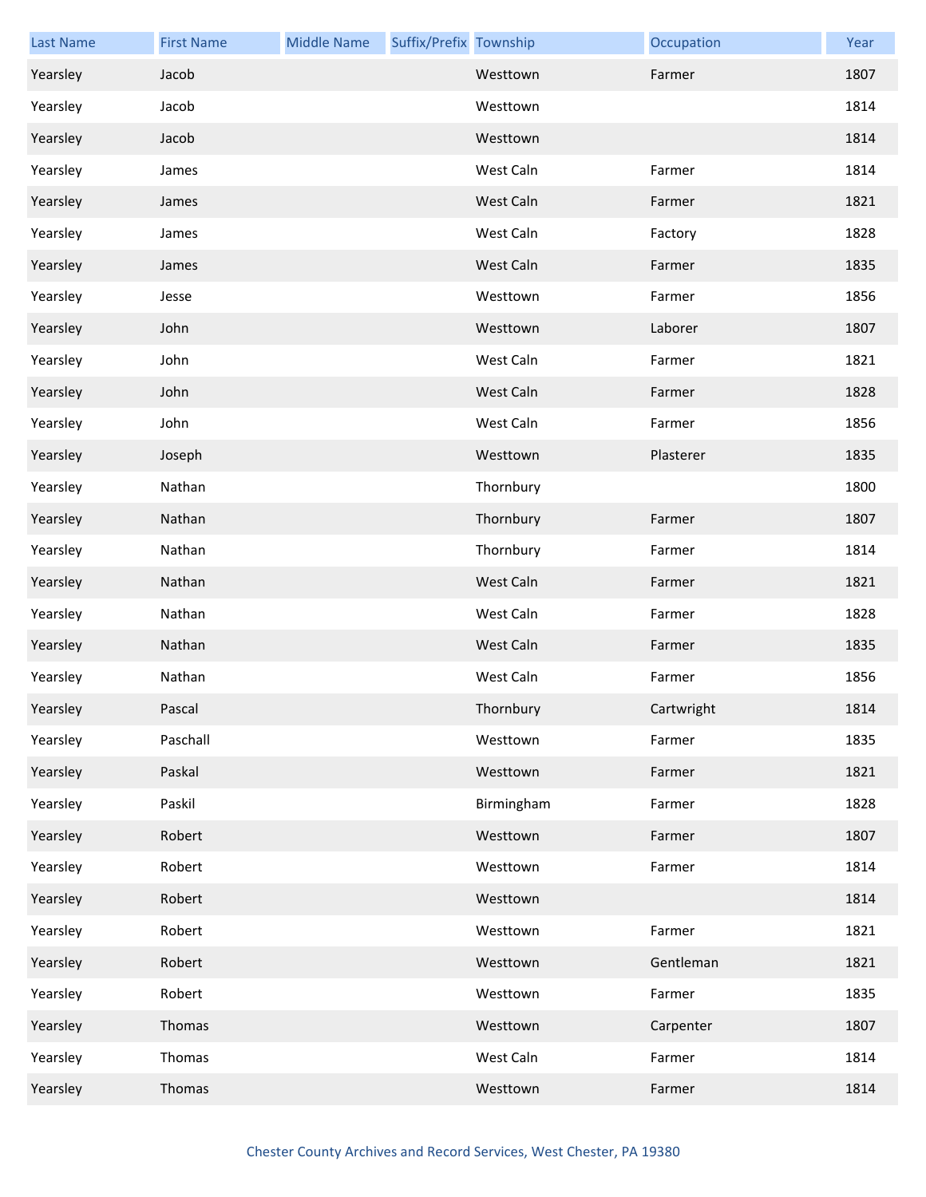| Last Name | First Name | Middle Name | Suffix/Prefix | Township | Occupation | Year |
|---|---|---|---|---|---|---|
| Yearsley | Jacob | | | Westtown | Farmer | 1807 |
| Yearsley | Jacob | | | Westtown | | 1814 |
| Yearsley | Jacob | | | Westtown | | 1814 |
| Yearsley | James | | | West Caln | Farmer | 1814 |
| Yearsley | James | | | West Caln | Farmer | 1821 |
| Yearsley | James | | | West Caln | Factory | 1828 |
| Yearsley | James | | | West Caln | Farmer | 1835 |
| Yearsley | Jesse | | | Westtown | Farmer | 1856 |
| Yearsley | John | | | Westtown | Laborer | 1807 |
| Yearsley | John | | | West Caln | Farmer | 1821 |
| Yearsley | John | | | West Caln | Farmer | 1828 |
| Yearsley | John | | | West Caln | Farmer | 1856 |
| Yearsley | Joseph | | | Westtown | Plasterer | 1835 |
| Yearsley | Nathan | | | Thornbury | | 1800 |
| Yearsley | Nathan | | | Thornbury | Farmer | 1807 |
| Yearsley | Nathan | | | Thornbury | Farmer | 1814 |
| Yearsley | Nathan | | | West Caln | Farmer | 1821 |
| Yearsley | Nathan | | | West Caln | Farmer | 1828 |
| Yearsley | Nathan | | | West Caln | Farmer | 1835 |
| Yearsley | Nathan | | | West Caln | Farmer | 1856 |
| Yearsley | Pascal | | | Thornbury | Cartwright | 1814 |
| Yearsley | Paschall | | | Westtown | Farmer | 1835 |
| Yearsley | Paskal | | | Westtown | Farmer | 1821 |
| Yearsley | Paskil | | | Birmingham | Farmer | 1828 |
| Yearsley | Robert | | | Westtown | Farmer | 1807 |
| Yearsley | Robert | | | Westtown | Farmer | 1814 |
| Yearsley | Robert | | | Westtown | | 1814 |
| Yearsley | Robert | | | Westtown | Farmer | 1821 |
| Yearsley | Robert | | | Westtown | Gentleman | 1821 |
| Yearsley | Robert | | | Westtown | Farmer | 1835 |
| Yearsley | Thomas | | | Westtown | Carpenter | 1807 |
| Yearsley | Thomas | | | West Caln | Farmer | 1814 |
| Yearsley | Thomas | | | Westtown | Farmer | 1814 |

Chester County Archives and Record Services, West Chester, PA 19380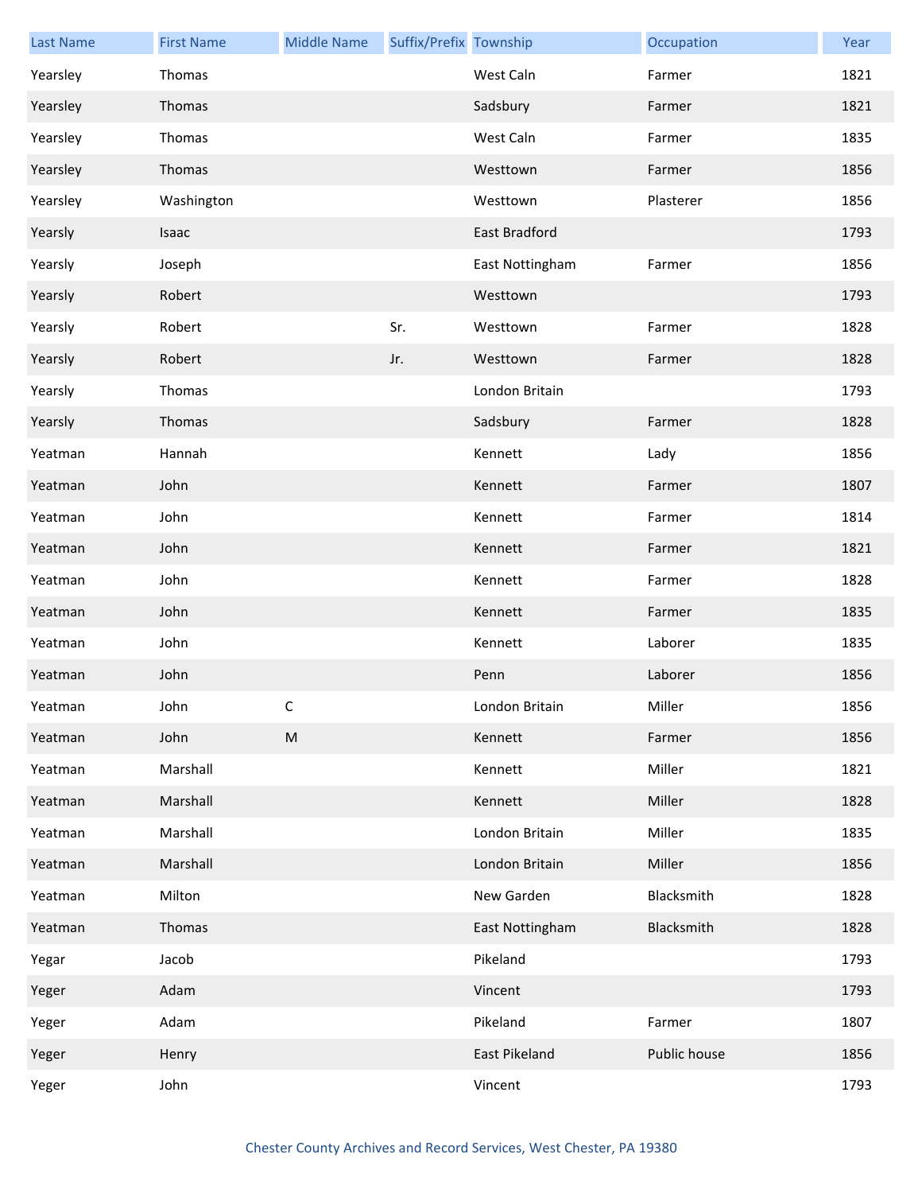| Last Name | First Name | Middle Name | Suffix/Prefix | Township | Occupation | Year |
| --- | --- | --- | --- | --- | --- | --- |
| Yearsley | Thomas | | | West Caln | Farmer | 1821 |
| Yearsley | Thomas | | | Sadsbury | Farmer | 1821 |
| Yearsley | Thomas | | | West Caln | Farmer | 1835 |
| Yearsley | Thomas | | | Westtown | Farmer | 1856 |
| Yearsley | Washington | | | Westtown | Plasterer | 1856 |
| Yearsly | Isaac | | | East Bradford | | 1793 |
| Yearsly | Joseph | | | East Nottingham | Farmer | 1856 |
| Yearsly | Robert | | | Westtown | | 1793 |
| Yearsly | Robert | | Sr. | Westtown | Farmer | 1828 |
| Yearsly | Robert | | Jr. | Westtown | Farmer | 1828 |
| Yearsly | Thomas | | | London Britain | | 1793 |
| Yearsly | Thomas | | | Sadsbury | Farmer | 1828 |
| Yeatman | Hannah | | | Kennett | Lady | 1856 |
| Yeatman | John | | | Kennett | Farmer | 1807 |
| Yeatman | John | | | Kennett | Farmer | 1814 |
| Yeatman | John | | | Kennett | Farmer | 1821 |
| Yeatman | John | | | Kennett | Farmer | 1828 |
| Yeatman | John | | | Kennett | Farmer | 1835 |
| Yeatman | John | | | Kennett | Laborer | 1835 |
| Yeatman | John | | | Penn | Laborer | 1856 |
| Yeatman | John | C | | London Britain | Miller | 1856 |
| Yeatman | John | M | | Kennett | Farmer | 1856 |
| Yeatman | Marshall | | | Kennett | Miller | 1821 |
| Yeatman | Marshall | | | Kennett | Miller | 1828 |
| Yeatman | Marshall | | | London Britain | Miller | 1835 |
| Yeatman | Marshall | | | London Britain | Miller | 1856 |
| Yeatman | Milton | | | New Garden | Blacksmith | 1828 |
| Yeatman | Thomas | | | East Nottingham | Blacksmith | 1828 |
| Yegar | Jacob | | | Pikeland | | 1793 |
| Yeger | Adam | | | Vincent | | 1793 |
| Yeger | Adam | | | Pikeland | Farmer | 1807 |
| Yeger | Henry | | | East Pikeland | Public house | 1856 |
| Yeger | John | | | Vincent | | 1793 |

Chester County Archives and Record Services, West Chester, PA 19380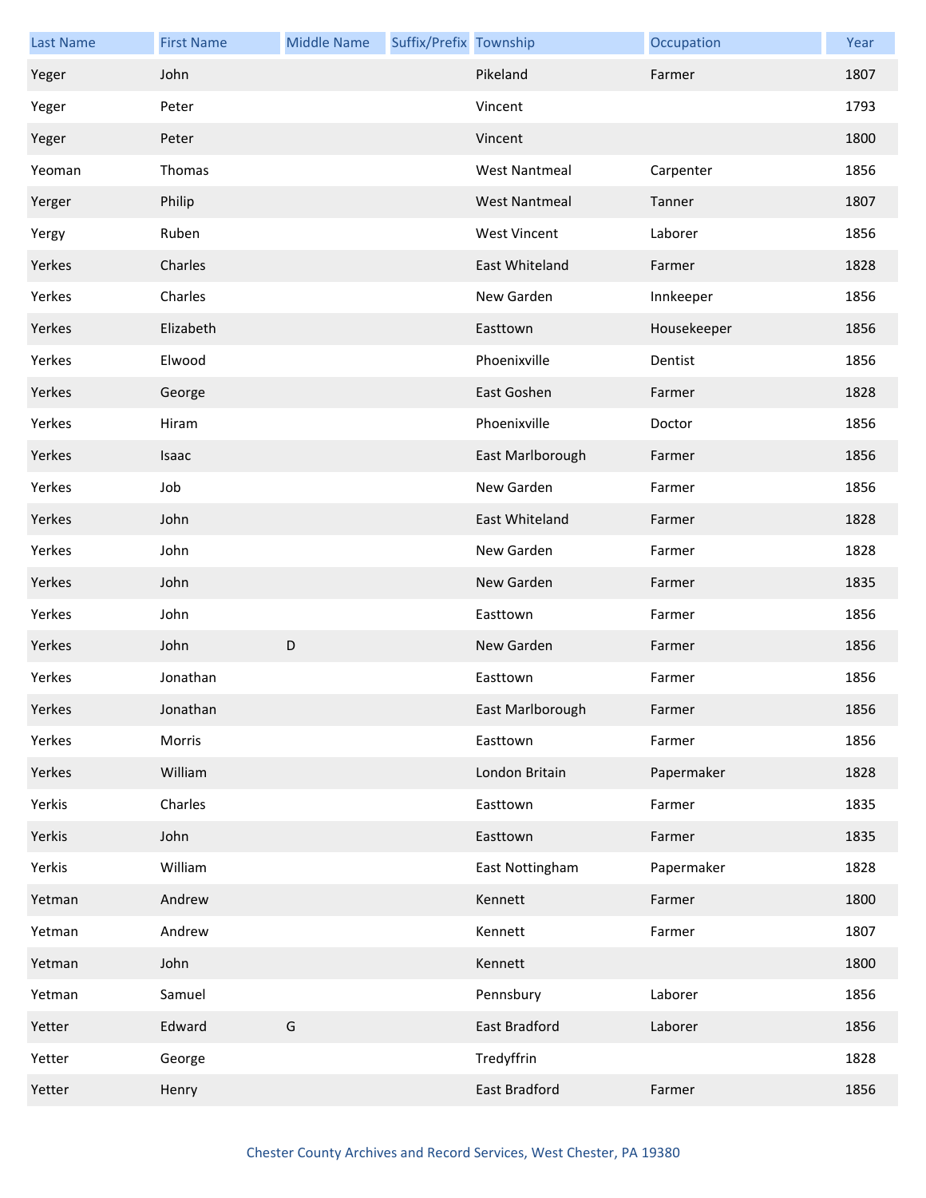| Last Name | First Name | Middle Name | Suffix/Prefix | Township | Occupation | Year |
|---|---|---|---|---|---|---|
| Yeger | John | | | Pikeland | Farmer | 1807 |
| Yeger | Peter | | | Vincent | | 1793 |
| Yeger | Peter | | | Vincent | | 1800 |
| Yeoman | Thomas | | | West Nantmeal | Carpenter | 1856 |
| Yerger | Philip | | | West Nantmeal | Tanner | 1807 |
| Yergy | Ruben | | | West Vincent | Laborer | 1856 |
| Yerkes | Charles | | | East Whiteland | Farmer | 1828 |
| Yerkes | Charles | | | New Garden | Innkeeper | 1856 |
| Yerkes | Elizabeth | | | Easttown | Housekeeper | 1856 |
| Yerkes | Elwood | | | Phoenixville | Dentist | 1856 |
| Yerkes | George | | | East Goshen | Farmer | 1828 |
| Yerkes | Hiram | | | Phoenixville | Doctor | 1856 |
| Yerkes | Isaac | | | East Marlborough | Farmer | 1856 |
| Yerkes | Job | | | New Garden | Farmer | 1856 |
| Yerkes | John | | | East Whiteland | Farmer | 1828 |
| Yerkes | John | | | New Garden | Farmer | 1828 |
| Yerkes | John | | | New Garden | Farmer | 1835 |
| Yerkes | John | | | Easttown | Farmer | 1856 |
| Yerkes | John | D | | New Garden | Farmer | 1856 |
| Yerkes | Jonathan | | | Easttown | Farmer | 1856 |
| Yerkes | Jonathan | | | East Marlborough | Farmer | 1856 |
| Yerkes | Morris | | | Easttown | Farmer | 1856 |
| Yerkes | William | | | London Britain | Papermaker | 1828 |
| Yerkis | Charles | | | Easttown | Farmer | 1835 |
| Yerkis | John | | | Easttown | Farmer | 1835 |
| Yerkis | William | | | East Nottingham | Papermaker | 1828 |
| Yetman | Andrew | | | Kennett | Farmer | 1800 |
| Yetman | Andrew | | | Kennett | Farmer | 1807 |
| Yetman | John | | | Kennett | | 1800 |
| Yetman | Samuel | | | Pennsbury | Laborer | 1856 |
| Yetter | Edward | G | | East Bradford | Laborer | 1856 |
| Yetter | George | | | Tredyffrin | | 1828 |
| Yetter | Henry | | | East Bradford | Farmer | 1856 |

Chester County Archives and Record Services, West Chester, PA 19380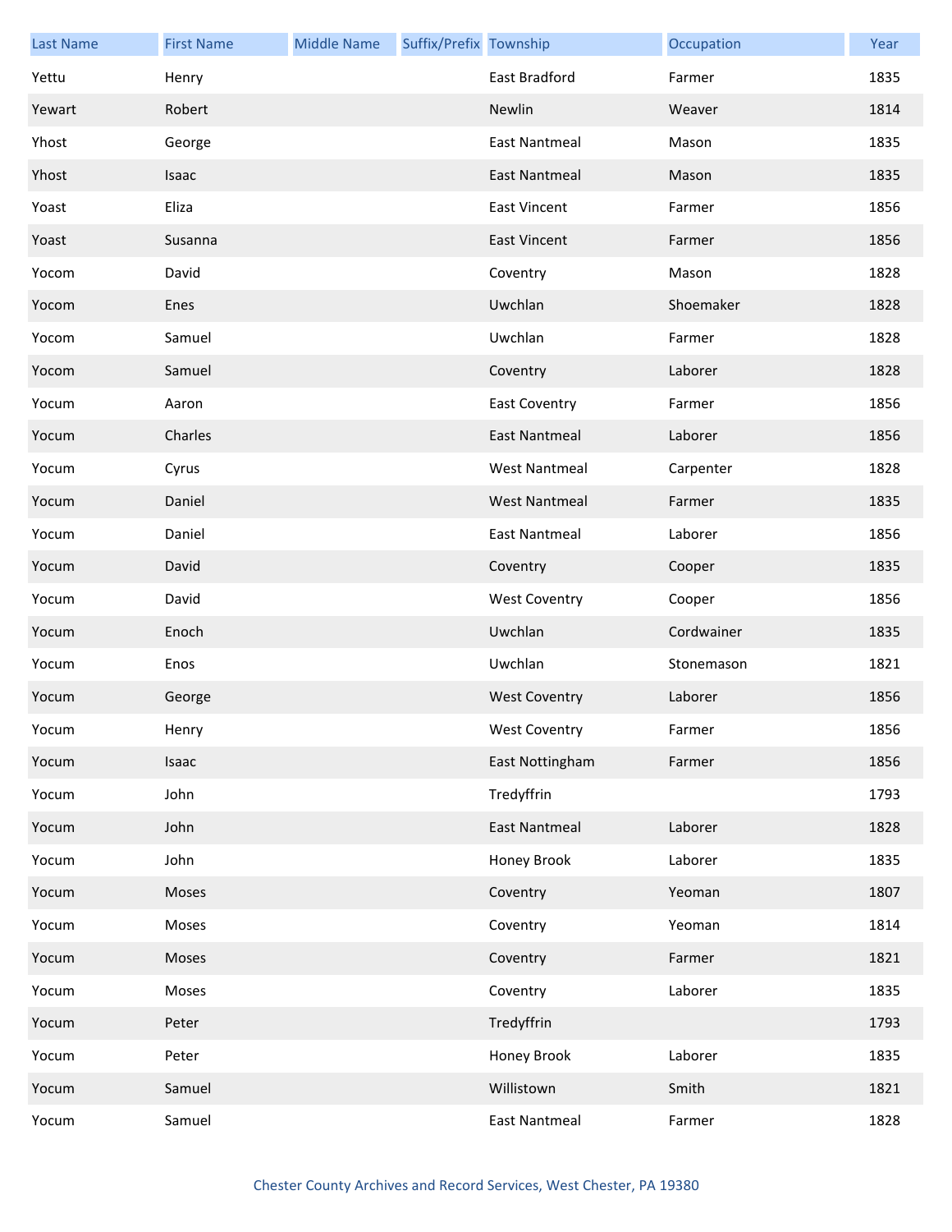| Last Name | First Name | Middle Name | Suffix/Prefix | Township | Occupation | Year |
| --- | --- | --- | --- | --- | --- | --- |
| Yettu | Henry | | | East Bradford | Farmer | 1835 |
| Yewart | Robert | | | Newlin | Weaver | 1814 |
| Yhost | George | | | East Nantmeal | Mason | 1835 |
| Yhost | Isaac | | | East Nantmeal | Mason | 1835 |
| Yoast | Eliza | | | East Vincent | Farmer | 1856 |
| Yoast | Susanna | | | East Vincent | Farmer | 1856 |
| Yocom | David | | | Coventry | Mason | 1828 |
| Yocom | Enes | | | Uwchlan | Shoemaker | 1828 |
| Yocom | Samuel | | | Uwchlan | Farmer | 1828 |
| Yocom | Samuel | | | Coventry | Laborer | 1828 |
| Yocum | Aaron | | | East Coventry | Farmer | 1856 |
| Yocum | Charles | | | East Nantmeal | Laborer | 1856 |
| Yocum | Cyrus | | | West Nantmeal | Carpenter | 1828 |
| Yocum | Daniel | | | West Nantmeal | Farmer | 1835 |
| Yocum | Daniel | | | East Nantmeal | Laborer | 1856 |
| Yocum | David | | | Coventry | Cooper | 1835 |
| Yocum | David | | | West Coventry | Cooper | 1856 |
| Yocum | Enoch | | | Uwchlan | Cordwainer | 1835 |
| Yocum | Enos | | | Uwchlan | Stonemason | 1821 |
| Yocum | George | | | West Coventry | Laborer | 1856 |
| Yocum | Henry | | | West Coventry | Farmer | 1856 |
| Yocum | Isaac | | | East Nottingham | Farmer | 1856 |
| Yocum | John | | | Tredyffrin | | 1793 |
| Yocum | John | | | East Nantmeal | Laborer | 1828 |
| Yocum | John | | | Honey Brook | Laborer | 1835 |
| Yocum | Moses | | | Coventry | Yeoman | 1807 |
| Yocum | Moses | | | Coventry | Yeoman | 1814 |
| Yocum | Moses | | | Coventry | Farmer | 1821 |
| Yocum | Moses | | | Coventry | Laborer | 1835 |
| Yocum | Peter | | | Tredyffrin | | 1793 |
| Yocum | Peter | | | Honey Brook | Laborer | 1835 |
| Yocum | Samuel | | | Willistown | Smith | 1821 |
| Yocum | Samuel | | | East Nantmeal | Farmer | 1828 |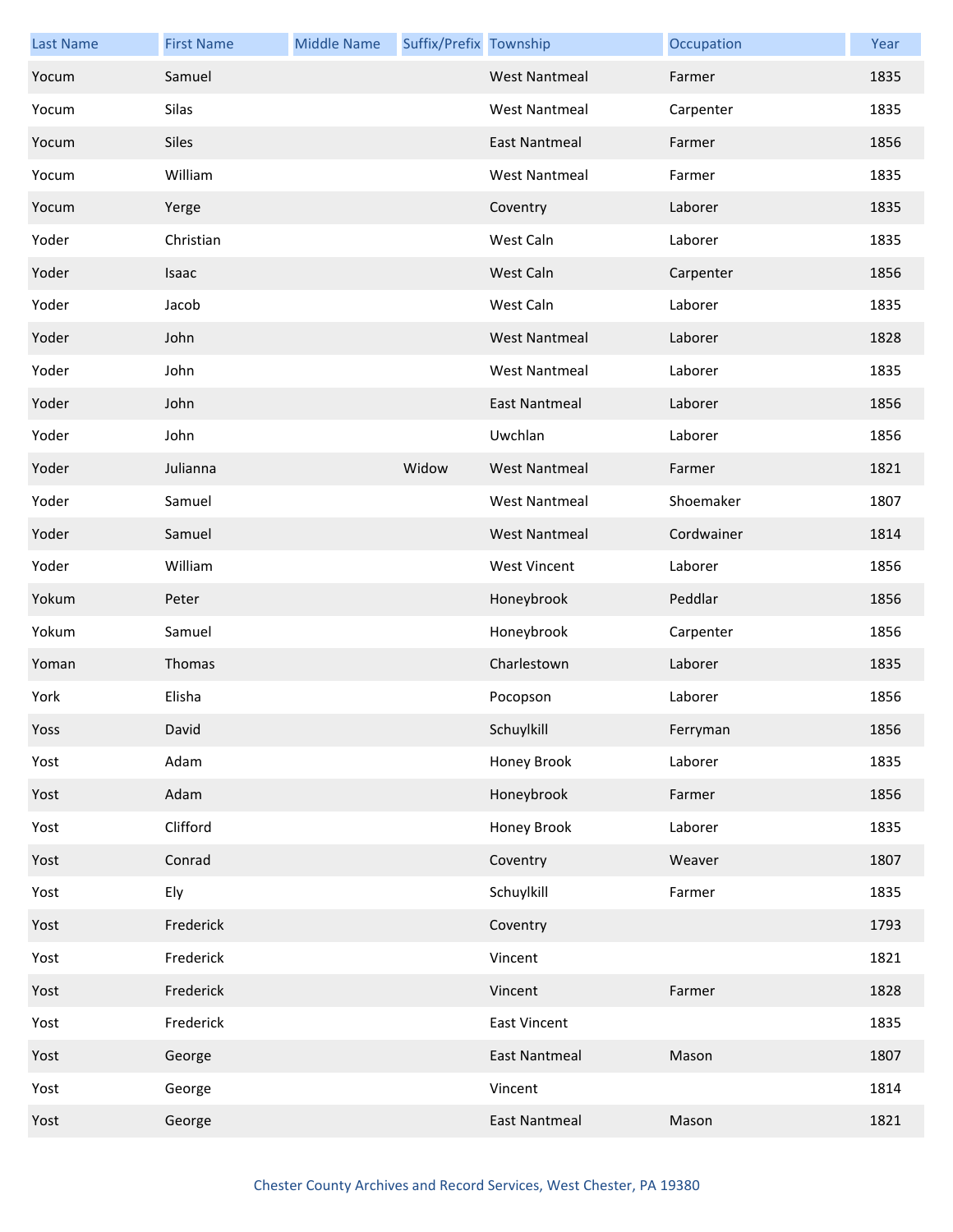| Last Name | First Name | Middle Name | Suffix/Prefix | Township | Occupation | Year |
|---|---|---|---|---|---|---|
| Yocum | Samuel | | | West Nantmeal | Farmer | 1835 |
| Yocum | Silas | | | West Nantmeal | Carpenter | 1835 |
| Yocum | Siles | | | East Nantmeal | Farmer | 1856 |
| Yocum | William | | | West Nantmeal | Farmer | 1835 |
| Yocum | Yerge | | | Coventry | Laborer | 1835 |
| Yoder | Christian | | | West Caln | Laborer | 1835 |
| Yoder | Isaac | | | West Caln | Carpenter | 1856 |
| Yoder | Jacob | | | West Caln | Laborer | 1835 |
| Yoder | John | | | West Nantmeal | Laborer | 1828 |
| Yoder | John | | | West Nantmeal | Laborer | 1835 |
| Yoder | John | | | East Nantmeal | Laborer | 1856 |
| Yoder | John | | | Uwchlan | Laborer | 1856 |
| Yoder | Julianna | | Widow | West Nantmeal | Farmer | 1821 |
| Yoder | Samuel | | | West Nantmeal | Shoemaker | 1807 |
| Yoder | Samuel | | | West Nantmeal | Cordwainer | 1814 |
| Yoder | William | | | West Vincent | Laborer | 1856 |
| Yokum | Peter | | | Honeybrook | Peddlar | 1856 |
| Yokum | Samuel | | | Honeybrook | Carpenter | 1856 |
| Yoman | Thomas | | | Charlestown | Laborer | 1835 |
| York | Elisha | | | Pocopson | Laborer | 1856 |
| Yoss | David | | | Schuylkill | Ferryman | 1856 |
| Yost | Adam | | | Honey Brook | Laborer | 1835 |
| Yost | Adam | | | Honeybrook | Farmer | 1856 |
| Yost | Clifford | | | Honey Brook | Laborer | 1835 |
| Yost | Conrad | | | Coventry | Weaver | 1807 |
| Yost | Ely | | | Schuylkill | Farmer | 1835 |
| Yost | Frederick | | | Coventry | | 1793 |
| Yost | Frederick | | | Vincent | | 1821 |
| Yost | Frederick | | | Vincent | Farmer | 1828 |
| Yost | Frederick | | | East Vincent | | 1835 |
| Yost | George | | | East Nantmeal | Mason | 1807 |
| Yost | George | | | Vincent | | 1814 |
| Yost | George | | | East Nantmeal | Mason | 1821 |

Chester County Archives and Record Services, West Chester, PA 19380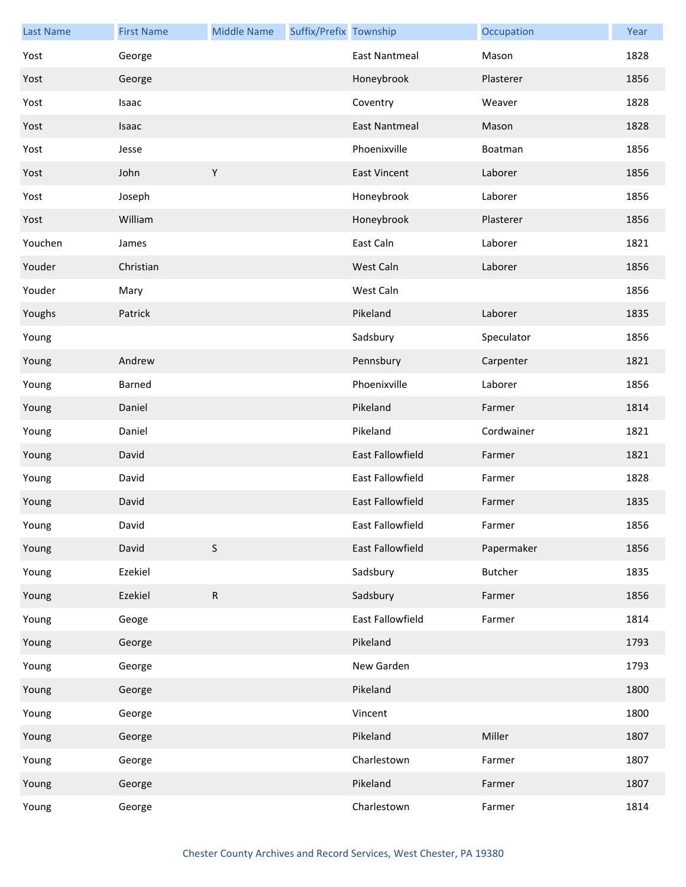| Last Name | First Name | Middle Name | Suffix/Prefix | Township | Occupation | Year |
| --- | --- | --- | --- | --- | --- | --- |
| Yost | George | | | East Nantmeal | Mason | 1828 |
| Yost | George | | | Honeybrook | Plasterer | 1856 |
| Yost | Isaac | | | Coventry | Weaver | 1828 |
| Yost | Isaac | | | East Nantmeal | Mason | 1828 |
| Yost | Jesse | | | Phoenixville | Boatman | 1856 |
| Yost | John | Y | | East Vincent | Laborer | 1856 |
| Yost | Joseph | | | Honeybrook | Laborer | 1856 |
| Yost | William | | | Honeybrook | Plasterer | 1856 |
| Youchen | James | | | East Caln | Laborer | 1821 |
| Youder | Christian | | | West Caln | Laborer | 1856 |
| Youder | Mary | | | West Caln | | 1856 |
| Youghs | Patrick | | | Pikeland | Laborer | 1835 |
| Young | | | | Sadsbury | Speculator | 1856 |
| Young | Andrew | | | Pennsbury | Carpenter | 1821 |
| Young | Barned | | | Phoenixville | Laborer | 1856 |
| Young | Daniel | | | Pikeland | Farmer | 1814 |
| Young | Daniel | | | Pikeland | Cordwainer | 1821 |
| Young | David | | | East Fallowfield | Farmer | 1821 |
| Young | David | | | East Fallowfield | Farmer | 1828 |
| Young | David | | | East Fallowfield | Farmer | 1835 |
| Young | David | | | East Fallowfield | Farmer | 1856 |
| Young | David | S | | East Fallowfield | Papermaker | 1856 |
| Young | Ezekiel | | | Sadsbury | Butcher | 1835 |
| Young | Ezekiel | R | | Sadsbury | Farmer | 1856 |
| Young | Geoge | | | East Fallowfield | Farmer | 1814 |
| Young | George | | | Pikeland | | 1793 |
| Young | George | | | New Garden | | 1793 |
| Young | George | | | Pikeland | | 1800 |
| Young | George | | | Vincent | | 1800 |
| Young | George | | | Pikeland | Miller | 1807 |
| Young | George | | | Charlestown | Farmer | 1807 |
| Young | George | | | Pikeland | Farmer | 1807 |
| Young | George | | | Charlestown | Farmer | 1814 |

Chester County Archives and Record Services, West Chester, PA 19380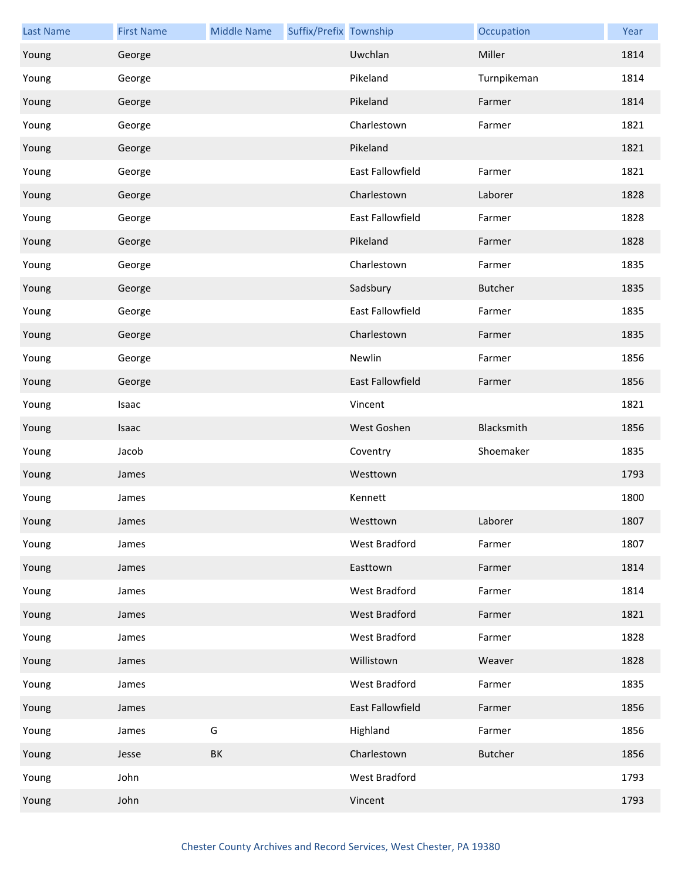| Last Name | First Name | Middle Name | Suffix/Prefix | Township | Occupation | Year |
|---|---|---|---|---|---|---|
| Young | George | | | Uwchlan | Miller | 1814 |
| Young | George | | | Pikeland | Turnpikeman | 1814 |
| Young | George | | | Pikeland | Farmer | 1814 |
| Young | George | | | Charlestown | Farmer | 1821 |
| Young | George | | | Pikeland | | 1821 |
| Young | George | | | East Fallowfield | Farmer | 1821 |
| Young | George | | | Charlestown | Laborer | 1828 |
| Young | George | | | East Fallowfield | Farmer | 1828 |
| Young | George | | | Pikeland | Farmer | 1828 |
| Young | George | | | Charlestown | Farmer | 1835 |
| Young | George | | | Sadsbury | Butcher | 1835 |
| Young | George | | | East Fallowfield | Farmer | 1835 |
| Young | George | | | Charlestown | Farmer | 1835 |
| Young | George | | | Newlin | Farmer | 1856 |
| Young | George | | | East Fallowfield | Farmer | 1856 |
| Young | Isaac | | | Vincent | | 1821 |
| Young | Isaac | | | West Goshen | Blacksmith | 1856 |
| Young | Jacob | | | Coventry | Shoemaker | 1835 |
| Young | James | | | Westtown | | 1793 |
| Young | James | | | Kennett | | 1800 |
| Young | James | | | Westtown | Laborer | 1807 |
| Young | James | | | West Bradford | Farmer | 1807 |
| Young | James | | | Easttown | Farmer | 1814 |
| Young | James | | | West Bradford | Farmer | 1814 |
| Young | James | | | West Bradford | Farmer | 1821 |
| Young | James | | | West Bradford | Farmer | 1828 |
| Young | James | | | Willistown | Weaver | 1828 |
| Young | James | | | West Bradford | Farmer | 1835 |
| Young | James | | | East Fallowfield | Farmer | 1856 |
| Young | James | G | | Highland | Farmer | 1856 |
| Young | Jesse | BK | | Charlestown | Butcher | 1856 |
| Young | John | | | West Bradford | | 1793 |
| Young | John | | | Vincent | | 1793 |

Chester County Archives and Record Services, West Chester, PA 19380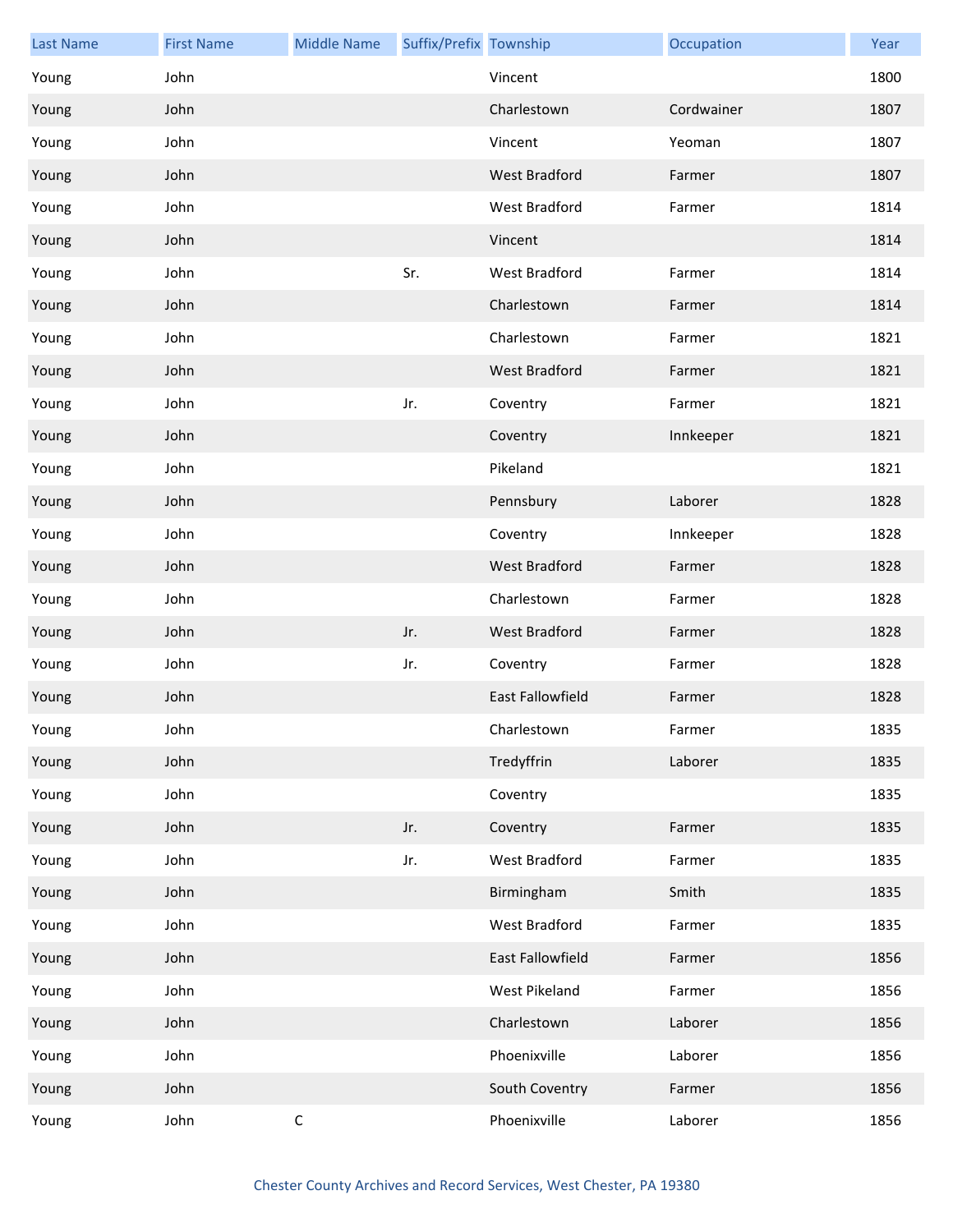| Last Name | First Name | Middle Name | Suffix/Prefix | Township | Occupation | Year |
|---|---|---|---|---|---|---|
| Young | John | | | Vincent | | 1800 |
| Young | John | | | Charlestown | Cordwainer | 1807 |
| Young | John | | | Vincent | Yeoman | 1807 |
| Young | John | | | West Bradford | Farmer | 1807 |
| Young | John | | | West Bradford | Farmer | 1814 |
| Young | John | | | Vincent | | 1814 |
| Young | John | | Sr. | West Bradford | Farmer | 1814 |
| Young | John | | | Charlestown | Farmer | 1814 |
| Young | John | | | Charlestown | Farmer | 1821 |
| Young | John | | | West Bradford | Farmer | 1821 |
| Young | John | | Jr. | Coventry | Farmer | 1821 |
| Young | John | | | Coventry | Innkeeper | 1821 |
| Young | John | | | Pikeland | | 1821 |
| Young | John | | | Pennsbury | Laborer | 1828 |
| Young | John | | | Coventry | Innkeeper | 1828 |
| Young | John | | | West Bradford | Farmer | 1828 |
| Young | John | | | Charlestown | Farmer | 1828 |
| Young | John | | Jr. | West Bradford | Farmer | 1828 |
| Young | John | | Jr. | Coventry | Farmer | 1828 |
| Young | John | | | East Fallowfield | Farmer | 1828 |
| Young | John | | | Charlestown | Farmer | 1835 |
| Young | John | | | Tredyffrin | Laborer | 1835 |
| Young | John | | | Coventry | | 1835 |
| Young | John | | Jr. | Coventry | Farmer | 1835 |
| Young | John | | Jr. | West Bradford | Farmer | 1835 |
| Young | John | | | Birmingham | Smith | 1835 |
| Young | John | | | West Bradford | Farmer | 1835 |
| Young | John | | | East Fallowfield | Farmer | 1856 |
| Young | John | | | West Pikeland | Farmer | 1856 |
| Young | John | | | Charlestown | Laborer | 1856 |
| Young | John | | | Phoenixville | Laborer | 1856 |
| Young | John | | | South Coventry | Farmer | 1856 |
| Young | John | C | | Phoenixville | Laborer | 1856 |

Chester County Archives and Record Services, West Chester, PA 19380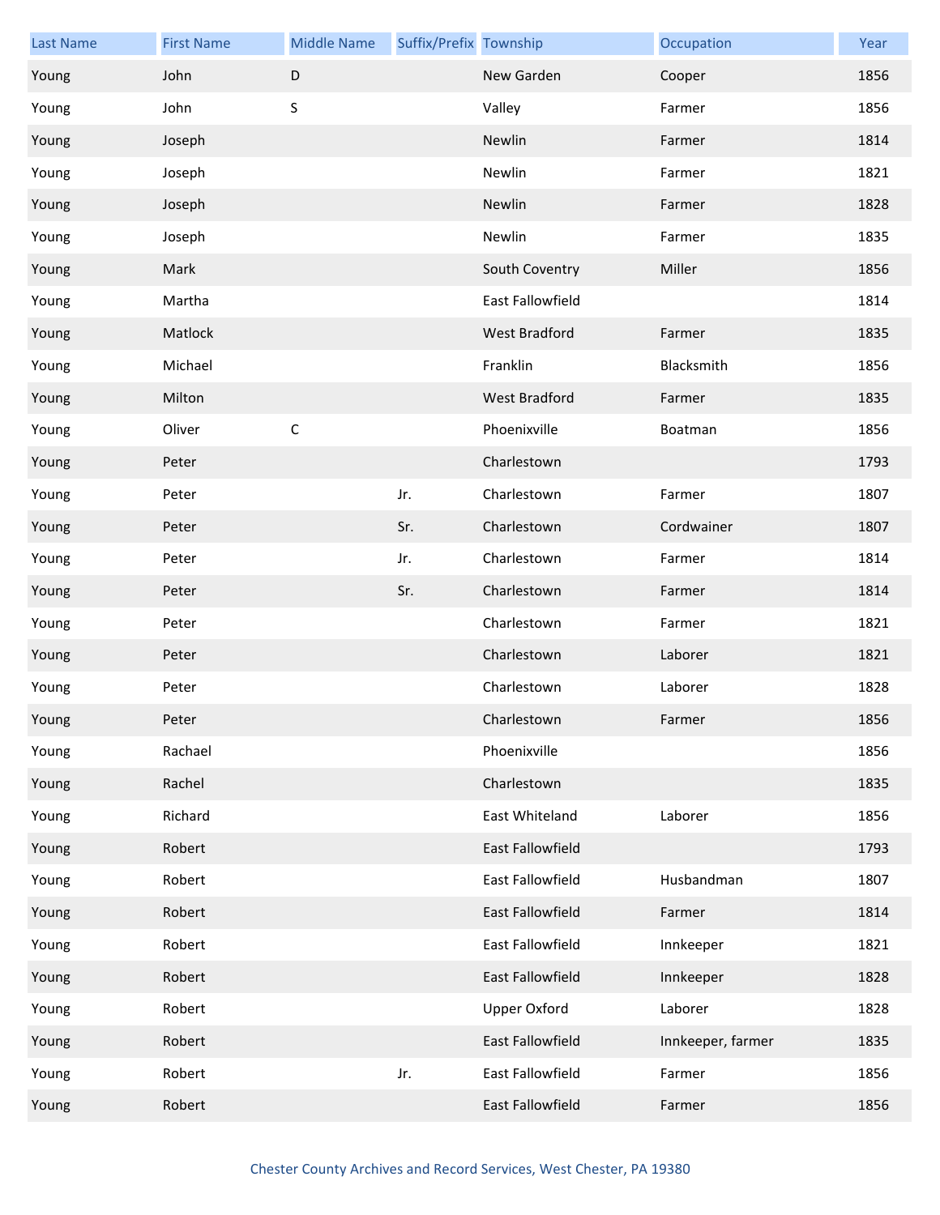| Last Name | First Name | Middle Name | Suffix/Prefix | Township | Occupation | Year |
| --- | --- | --- | --- | --- | --- | --- |
| Young | John | D | | New Garden | Cooper | 1856 |
| Young | John | S | | Valley | Farmer | 1856 |
| Young | Joseph | | | Newlin | Farmer | 1814 |
| Young | Joseph | | | Newlin | Farmer | 1821 |
| Young | Joseph | | | Newlin | Farmer | 1828 |
| Young | Joseph | | | Newlin | Farmer | 1835 |
| Young | Mark | | | South Coventry | Miller | 1856 |
| Young | Martha | | | East Fallowfield | | 1814 |
| Young | Matlock | | | West Bradford | Farmer | 1835 |
| Young | Michael | | | Franklin | Blacksmith | 1856 |
| Young | Milton | | | West Bradford | Farmer | 1835 |
| Young | Oliver | C | | Phoenixville | Boatman | 1856 |
| Young | Peter | | | Charlestown | | 1793 |
| Young | Peter | | Jr. | Charlestown | Farmer | 1807 |
| Young | Peter | | Sr. | Charlestown | Cordwainer | 1807 |
| Young | Peter | | Jr. | Charlestown | Farmer | 1814 |
| Young | Peter | | Sr. | Charlestown | Farmer | 1814 |
| Young | Peter | | | Charlestown | Farmer | 1821 |
| Young | Peter | | | Charlestown | Laborer | 1821 |
| Young | Peter | | | Charlestown | Laborer | 1828 |
| Young | Peter | | | Charlestown | Farmer | 1856 |
| Young | Rachael | | | Phoenixville | | 1856 |
| Young | Rachel | | | Charlestown | | 1835 |
| Young | Richard | | | East Whiteland | Laborer | 1856 |
| Young | Robert | | | East Fallowfield | | 1793 |
| Young | Robert | | | East Fallowfield | Husbandman | 1807 |
| Young | Robert | | | East Fallowfield | Farmer | 1814 |
| Young | Robert | | | East Fallowfield | Innkeeper | 1821 |
| Young | Robert | | | East Fallowfield | Innkeeper | 1828 |
| Young | Robert | | | Upper Oxford | Laborer | 1828 |
| Young | Robert | | | East Fallowfield | Innkeeper, farmer | 1835 |
| Young | Robert | | Jr. | East Fallowfield | Farmer | 1856 |
| Young | Robert | | | East Fallowfield | Farmer | 1856 |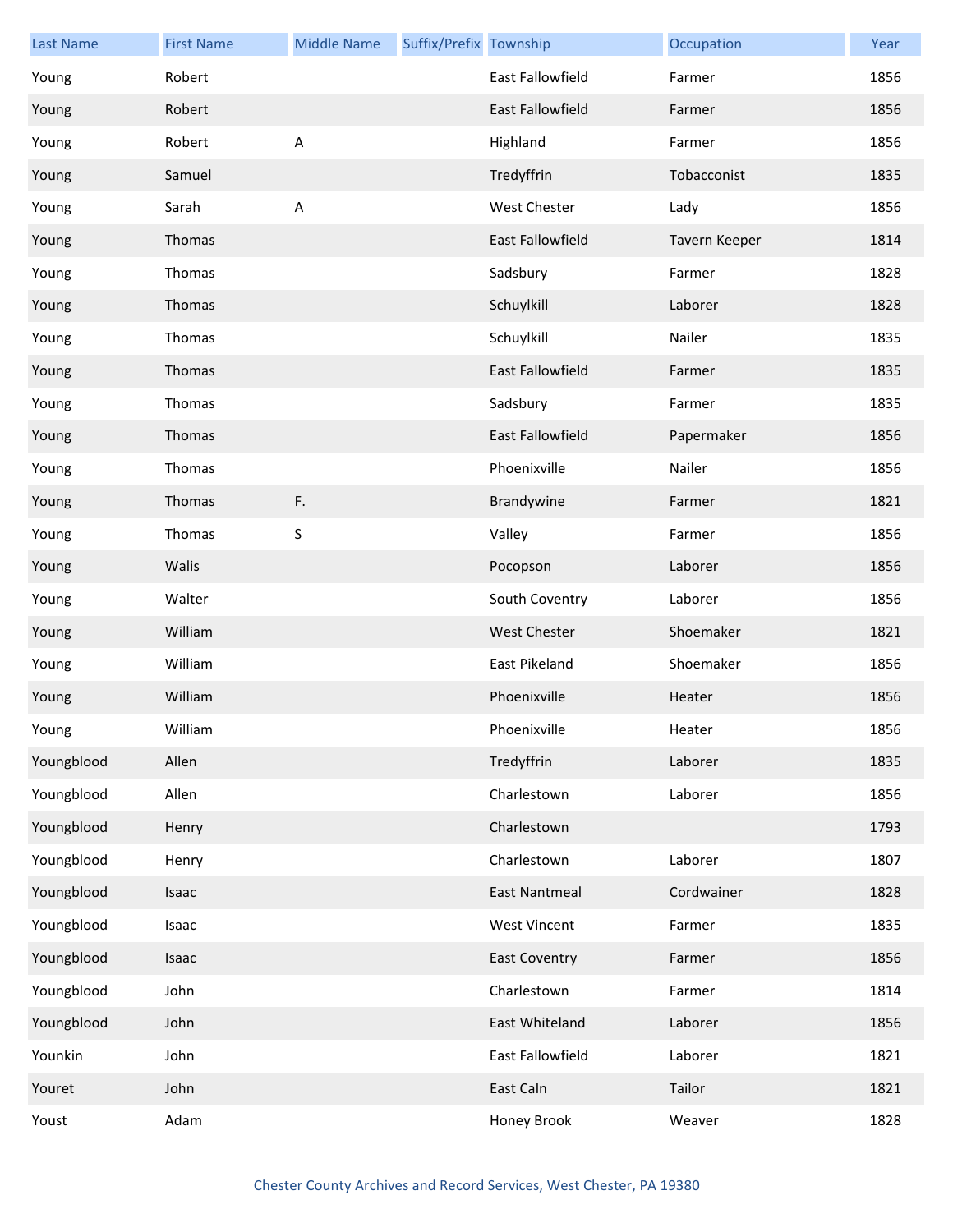| Last Name | First Name | Middle Name | Suffix/Prefix | Township | Occupation | Year |
|---|---|---|---|---|---|---|
| Young | Robert | | | East Fallowfield | Farmer | 1856 |
| Young | Robert | | | East Fallowfield | Farmer | 1856 |
| Young | Robert | A | | Highland | Farmer | 1856 |
| Young | Samuel | | | Tredyffrin | Tobacconist | 1835 |
| Young | Sarah | A | | West Chester | Lady | 1856 |
| Young | Thomas | | | East Fallowfield | Tavern Keeper | 1814 |
| Young | Thomas | | | Sadsbury | Farmer | 1828 |
| Young | Thomas | | | Schuylkill | Laborer | 1828 |
| Young | Thomas | | | Schuylkill | Nailer | 1835 |
| Young | Thomas | | | East Fallowfield | Farmer | 1835 |
| Young | Thomas | | | Sadsbury | Farmer | 1835 |
| Young | Thomas | | | East Fallowfield | Papermaker | 1856 |
| Young | Thomas | | | Phoenixville | Nailer | 1856 |
| Young | Thomas | F. | | Brandywine | Farmer | 1821 |
| Young | Thomas | S | | Valley | Farmer | 1856 |
| Young | Walis | | | Pocopson | Laborer | 1856 |
| Young | Walter | | | South Coventry | Laborer | 1856 |
| Young | William | | | West Chester | Shoemaker | 1821 |
| Young | William | | | East Pikeland | Shoemaker | 1856 |
| Young | William | | | Phoenixville | Heater | 1856 |
| Young | William | | | Phoenixville | Heater | 1856 |
| Youngblood | Allen | | | Tredyffrin | Laborer | 1835 |
| Youngblood | Allen | | | Charlestown | Laborer | 1856 |
| Youngblood | Henry | | | Charlestown | | 1793 |
| Youngblood | Henry | | | Charlestown | Laborer | 1807 |
| Youngblood | Isaac | | | East Nantmeal | Cordwainer | 1828 |
| Youngblood | Isaac | | | West Vincent | Farmer | 1835 |
| Youngblood | Isaac | | | East Coventry | Farmer | 1856 |
| Youngblood | John | | | Charlestown | Farmer | 1814 |
| Youngblood | John | | | East Whiteland | Laborer | 1856 |
| Younkin | John | | | East Fallowfield | Laborer | 1821 |
| Youret | John | | | East Caln | Tailor | 1821 |
| Youst | Adam | | | Honey Brook | Weaver | 1828 |

Chester County Archives and Record Services, West Chester, PA 19380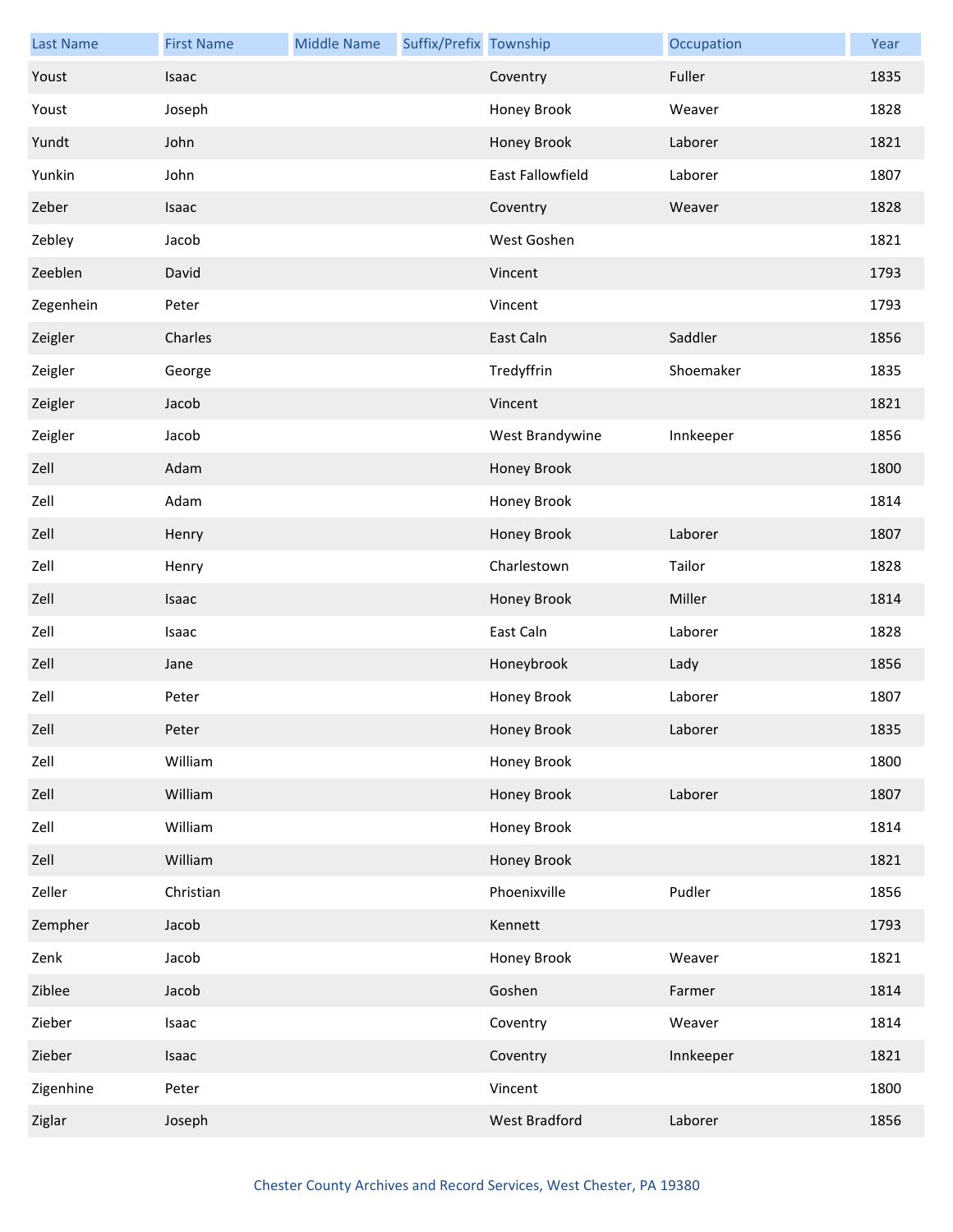| Last Name | First Name | Middle Name | Suffix/Prefix | Township | Occupation | Year |
|---|---|---|---|---|---|---|
| Youst | Isaac | | | Coventry | Fuller | 1835 |
| Youst | Joseph | | | Honey Brook | Weaver | 1828 |
| Yundt | John | | | Honey Brook | Laborer | 1821 |
| Yunkin | John | | | East Fallowfield | Laborer | 1807 |
| Zeber | Isaac | | | Coventry | Weaver | 1828 |
| Zebley | Jacob | | | West Goshen | | 1821 |
| Zeeblen | David | | | Vincent | | 1793 |
| Zegenhein | Peter | | | Vincent | | 1793 |
| Zeigler | Charles | | | East Caln | Saddler | 1856 |
| Zeigler | George | | | Tredyffrin | Shoemaker | 1835 |
| Zeigler | Jacob | | | Vincent | | 1821 |
| Zeigler | Jacob | | | West Brandywine | Innkeeper | 1856 |
| Zell | Adam | | | Honey Brook | | 1800 |
| Zell | Adam | | | Honey Brook | | 1814 |
| Zell | Henry | | | Honey Brook | Laborer | 1807 |
| Zell | Henry | | | Charlestown | Tailor | 1828 |
| Zell | Isaac | | | Honey Brook | Miller | 1814 |
| Zell | Isaac | | | East Caln | Laborer | 1828 |
| Zell | Jane | | | Honeybrook | Lady | 1856 |
| Zell | Peter | | | Honey Brook | Laborer | 1807 |
| Zell | Peter | | | Honey Brook | Laborer | 1835 |
| Zell | William | | | Honey Brook | | 1800 |
| Zell | William | | | Honey Brook | Laborer | 1807 |
| Zell | William | | | Honey Brook | | 1814 |
| Zell | William | | | Honey Brook | | 1821 |
| Zeller | Christian | | | Phoenixville | Pudler | 1856 |
| Zempher | Jacob | | | Kennett | | 1793 |
| Zenk | Jacob | | | Honey Brook | Weaver | 1821 |
| Ziblee | Jacob | | | Goshen | Farmer | 1814 |
| Zieber | Isaac | | | Coventry | Weaver | 1814 |
| Zieber | Isaac | | | Coventry | Innkeeper | 1821 |
| Zigenhine | Peter | | | Vincent | | 1800 |
| Ziglar | Joseph | | | West Bradford | Laborer | 1856 |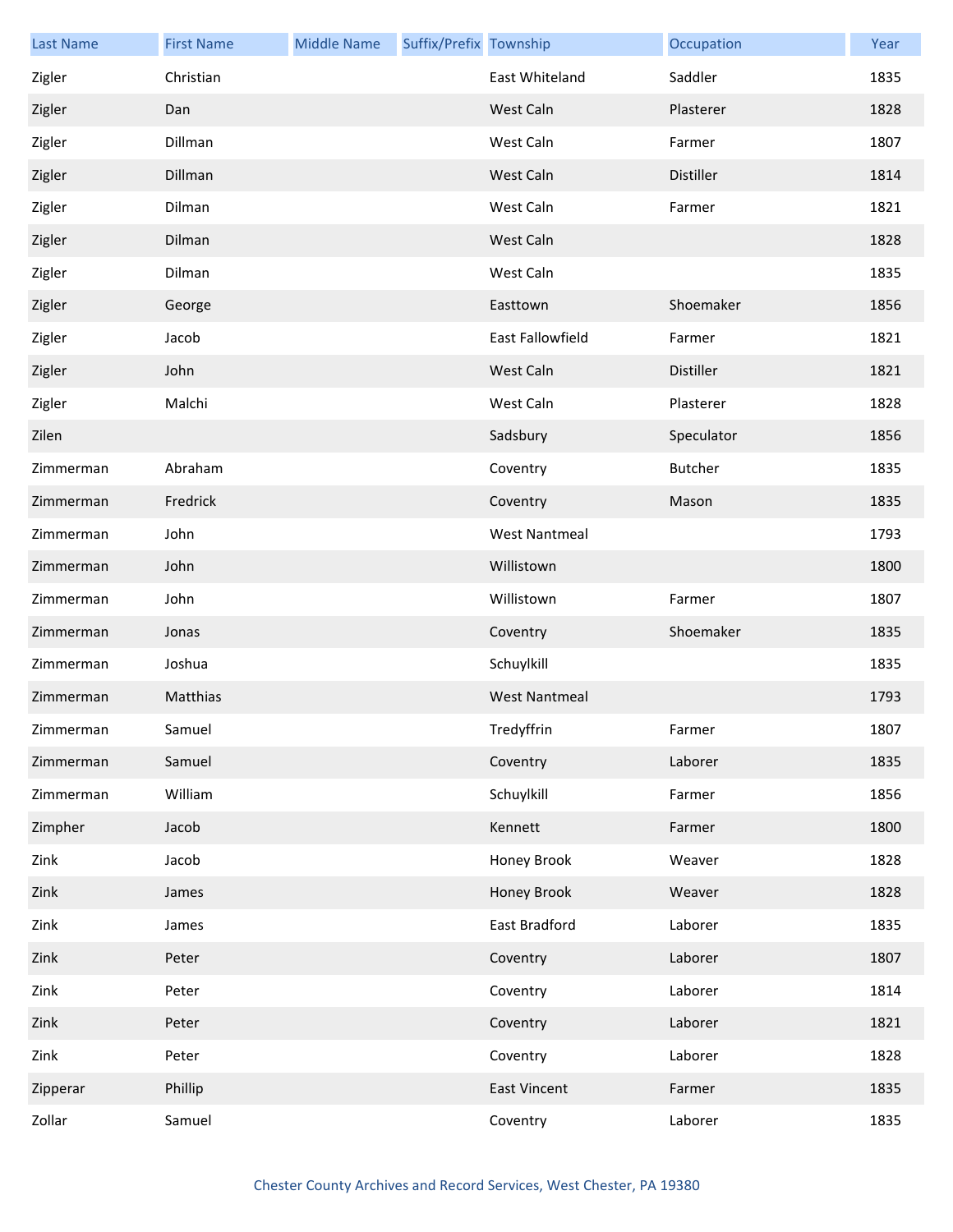| Last Name | First Name | Middle Name | Suffix/Prefix | Township | Occupation | Year |
|---|---|---|---|---|---|---|
| Zigler | Christian | | | East Whiteland | Saddler | 1835 |
| Zigler | Dan | | | West Caln | Plasterer | 1828 |
| Zigler | Dillman | | | West Caln | Farmer | 1807 |
| Zigler | Dillman | | | West Caln | Distiller | 1814 |
| Zigler | Dilman | | | West Caln | Farmer | 1821 |
| Zigler | Dilman | | | West Caln | | 1828 |
| Zigler | Dilman | | | West Caln | | 1835 |
| Zigler | George | | | Easttown | Shoemaker | 1856 |
| Zigler | Jacob | | | East Fallowfield | Farmer | 1821 |
| Zigler | John | | | West Caln | Distiller | 1821 |
| Zigler | Malchi | | | West Caln | Plasterer | 1828 |
| Zilen | | | | Sadsbury | Speculator | 1856 |
| Zimmerman | Abraham | | | Coventry | Butcher | 1835 |
| Zimmerman | Fredrick | | | Coventry | Mason | 1835 |
| Zimmerman | John | | | West Nantmeal | | 1793 |
| Zimmerman | John | | | Willistown | | 1800 |
| Zimmerman | John | | | Willistown | Farmer | 1807 |
| Zimmerman | Jonas | | | Coventry | Shoemaker | 1835 |
| Zimmerman | Joshua | | | Schuylkill | | 1835 |
| Zimmerman | Matthias | | | West Nantmeal | | 1793 |
| Zimmerman | Samuel | | | Tredyffrin | Farmer | 1807 |
| Zimmerman | Samuel | | | Coventry | Laborer | 1835 |
| Zimmerman | William | | | Schuylkill | Farmer | 1856 |
| Zimpher | Jacob | | | Kennett | Farmer | 1800 |
| Zink | Jacob | | | Honey Brook | Weaver | 1828 |
| Zink | James | | | Honey Brook | Weaver | 1828 |
| Zink | James | | | East Bradford | Laborer | 1835 |
| Zink | Peter | | | Coventry | Laborer | 1807 |
| Zink | Peter | | | Coventry | Laborer | 1814 |
| Zink | Peter | | | Coventry | Laborer | 1821 |
| Zink | Peter | | | Coventry | Laborer | 1828 |
| Zipperar | Phillip | | | East Vincent | Farmer | 1835 |
| Zollar | Samuel | | | Coventry | Laborer | 1835 |

Chester County Archives and Record Services, West Chester, PA 19380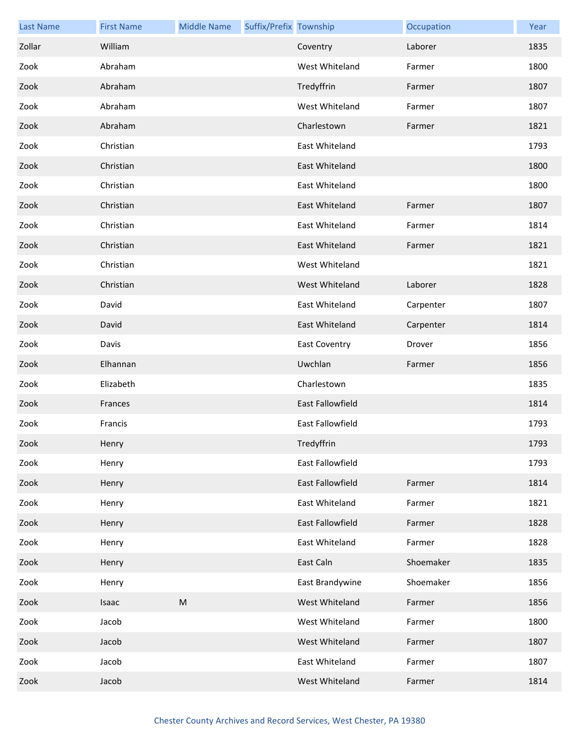| Last Name | First Name | Middle Name | Suffix/Prefix | Township | Occupation | Year |
| --- | --- | --- | --- | --- | --- | --- |
| Zollar | William | | | Coventry | Laborer | 1835 |
| Zook | Abraham | | | West Whiteland | Farmer | 1800 |
| Zook | Abraham | | | Tredyffrin | Farmer | 1807 |
| Zook | Abraham | | | West Whiteland | Farmer | 1807 |
| Zook | Abraham | | | Charlestown | Farmer | 1821 |
| Zook | Christian | | | East Whiteland | | 1793 |
| Zook | Christian | | | East Whiteland | | 1800 |
| Zook | Christian | | | East Whiteland | | 1800 |
| Zook | Christian | | | East Whiteland | Farmer | 1807 |
| Zook | Christian | | | East Whiteland | Farmer | 1814 |
| Zook | Christian | | | East Whiteland | Farmer | 1821 |
| Zook | Christian | | | West Whiteland | | 1821 |
| Zook | Christian | | | West Whiteland | Laborer | 1828 |
| Zook | David | | | East Whiteland | Carpenter | 1807 |
| Zook | David | | | East Whiteland | Carpenter | 1814 |
| Zook | Davis | | | East Coventry | Drover | 1856 |
| Zook | Elhannan | | | Uwchlan | Farmer | 1856 |
| Zook | Elizabeth | | | Charlestown | | 1835 |
| Zook | Frances | | | East Fallowfield | | 1814 |
| Zook | Francis | | | East Fallowfield | | 1793 |
| Zook | Henry | | | Tredyffrin | | 1793 |
| Zook | Henry | | | East Fallowfield | | 1793 |
| Zook | Henry | | | East Fallowfield | Farmer | 1814 |
| Zook | Henry | | | East Whiteland | Farmer | 1821 |
| Zook | Henry | | | East Fallowfield | Farmer | 1828 |
| Zook | Henry | | | East Whiteland | Farmer | 1828 |
| Zook | Henry | | | East Caln | Shoemaker | 1835 |
| Zook | Henry | | | East Brandywine | Shoemaker | 1856 |
| Zook | Isaac | M | | West Whiteland | Farmer | 1856 |
| Zook | Jacob | | | West Whiteland | Farmer | 1800 |
| Zook | Jacob | | | West Whiteland | Farmer | 1807 |
| Zook | Jacob | | | East Whiteland | Farmer | 1807 |
| Zook | Jacob | | | West Whiteland | Farmer | 1814 |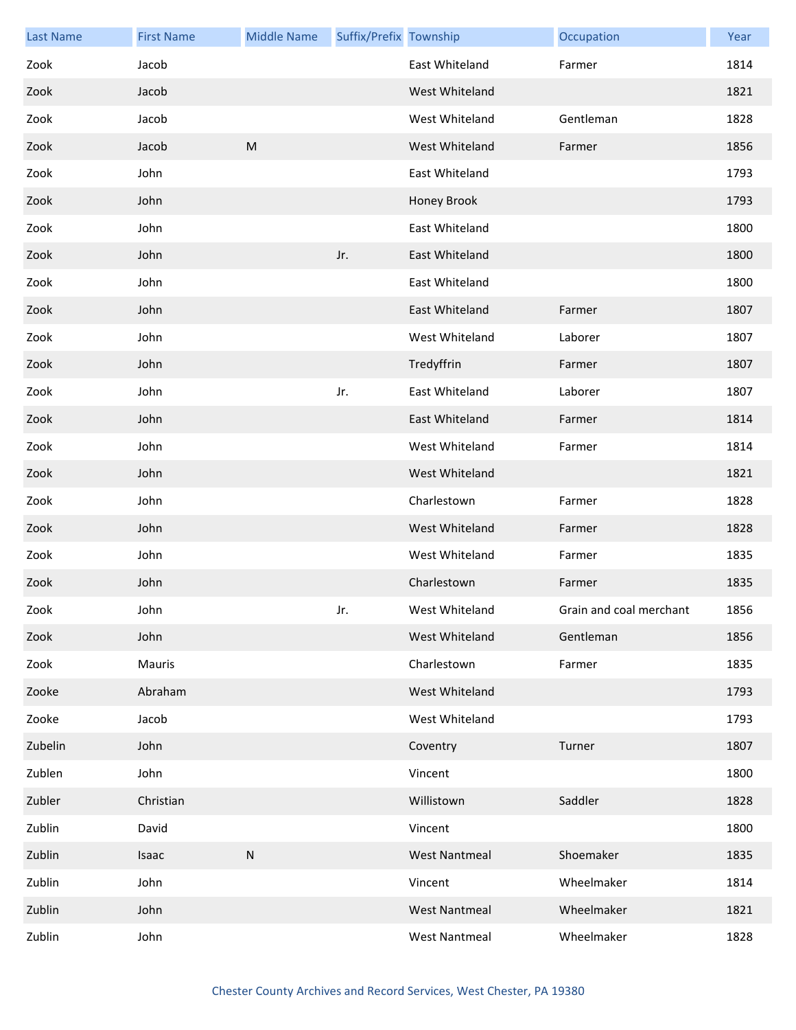| Last Name | First Name | Middle Name | Suffix/Prefix | Township | Occupation | Year |
|---|---|---|---|---|---|---|
| Zook | Jacob | | | East Whiteland | Farmer | 1814 |
| Zook | Jacob | | | West Whiteland | | 1821 |
| Zook | Jacob | | | West Whiteland | Gentleman | 1828 |
| Zook | Jacob | M | | West Whiteland | Farmer | 1856 |
| Zook | John | | | East Whiteland | | 1793 |
| Zook | John | | | Honey Brook | | 1793 |
| Zook | John | | | East Whiteland | | 1800 |
| Zook | John | | Jr. | East Whiteland | | 1800 |
| Zook | John | | | East Whiteland | | 1800 |
| Zook | John | | | East Whiteland | Farmer | 1807 |
| Zook | John | | | West Whiteland | Laborer | 1807 |
| Zook | John | | | Tredyffrin | Farmer | 1807 |
| Zook | John | | Jr. | East Whiteland | Laborer | 1807 |
| Zook | John | | | East Whiteland | Farmer | 1814 |
| Zook | John | | | West Whiteland | Farmer | 1814 |
| Zook | John | | | West Whiteland | | 1821 |
| Zook | John | | | Charlestown | Farmer | 1828 |
| Zook | John | | | West Whiteland | Farmer | 1828 |
| Zook | John | | | West Whiteland | Farmer | 1835 |
| Zook | John | | | Charlestown | Farmer | 1835 |
| Zook | John | | Jr. | West Whiteland | Grain and coal merchant | 1856 |
| Zook | John | | | West Whiteland | Gentleman | 1856 |
| Zook | Mauris | | | Charlestown | Farmer | 1835 |
| Zooke | Abraham | | | West Whiteland | | 1793 |
| Zooke | Jacob | | | West Whiteland | | 1793 |
| Zubelin | John | | | Coventry | Turner | 1807 |
| Zublen | John | | | Vincent | | 1800 |
| Zubler | Christian | | | Willistown | Saddler | 1828 |
| Zublin | David | | | Vincent | | 1800 |
| Zublin | Isaac | N | | West Nantmeal | Shoemaker | 1835 |
| Zublin | John | | | Vincent | Wheelmaker | 1814 |
| Zublin | John | | | West Nantmeal | Wheelmaker | 1821 |
| Zublin | John | | | West Nantmeal | Wheelmaker | 1828 |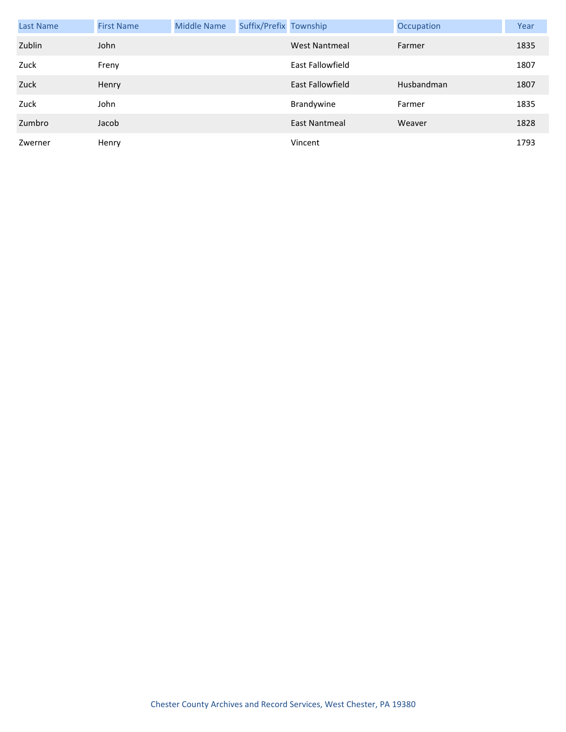| Last Name | First Name | Middle Name | Suffix/Prefix | Township | Occupation | Year |
|---|---|---|---|---|---|---|
| Zublin | John | | | West Nantmeal | Farmer | 1835 |
| Zuck | Freny | | | East Fallowfield | | 1807 |
| Zuck | Henry | | | East Fallowfield | Husbandman | 1807 |
| Zuck | John | | | Brandywine | Farmer | 1835 |
| Zumbro | Jacob | | | East Nantmeal | Weaver | 1828 |
| Zwerner | Henry | | | Vincent | | 1793 |

Chester County Archives and Record Services, West Chester, PA 19380